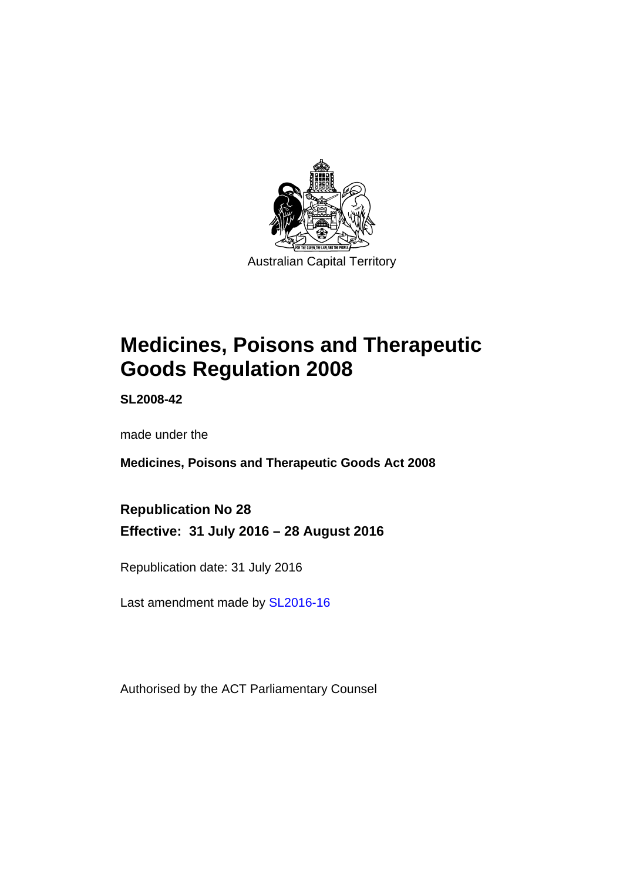Australian Capital Territory

# Medicines, Poisons and Therapeutic Goods Regulation 2008

**SL2008-42**

made under the

**Medicines, Poisons and Therapeutic Goods Act 2008**

**Republication No 28**

**Effective: 31 July 2016 – 28 August 2016**

Republication date: 31 July 2016

Last amendment made by SL2016-16

Authorised by the ACT Parliamentary Counsel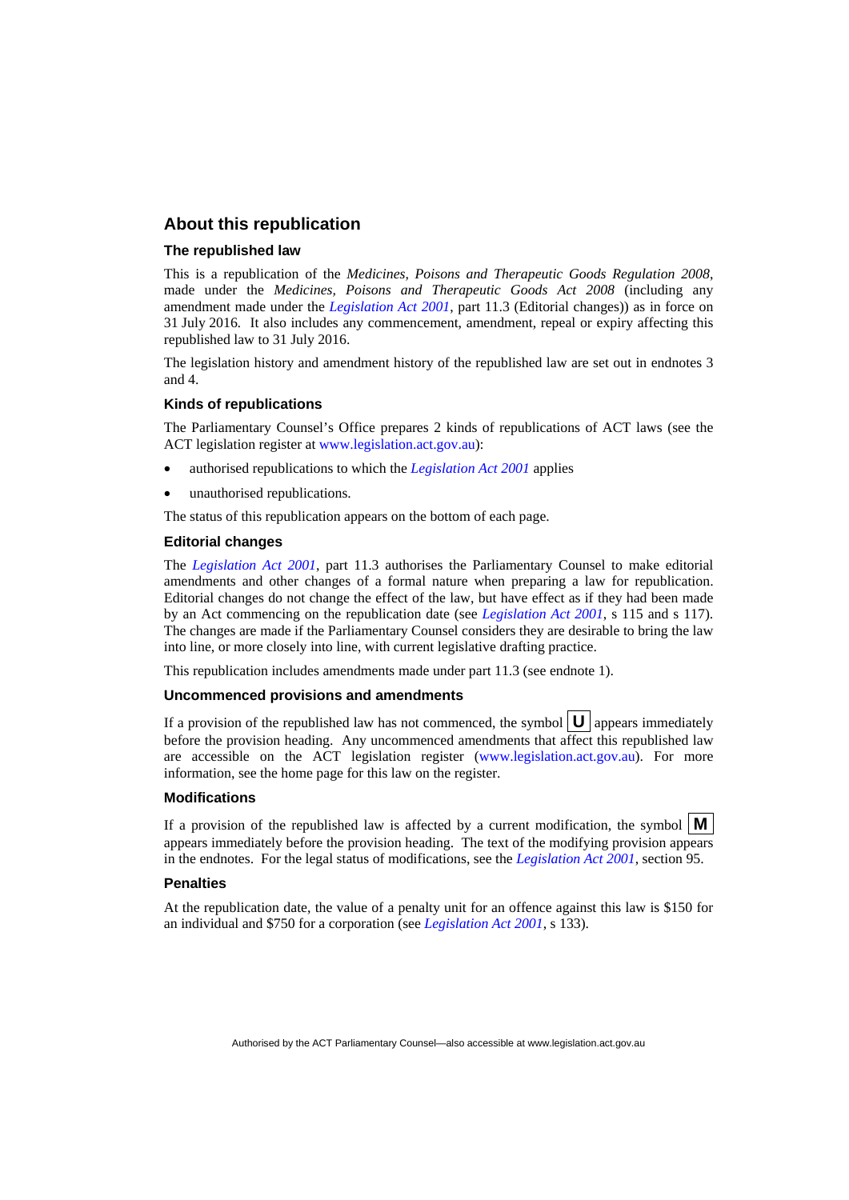## About this republication

### The republished law

This is a republication of the *Medicines, Poisons and Therapeutic Goods Regulation 2008*, made under the *Medicines, Poisons and Therapeutic Goods Act 2008* (including any amendment made under the *Legislation Act 2001*, part 11.3 (Editorial changes)) as in force on 31 July 2016*.* It also includes any commencement, amendment, repeal or expiry affecting this republished law to 31 July 2016.

The legislation history and amendment history of the republished law are set out in endnotes 3 and 4.

### Kinds of republications

The Parliamentary Counsel's Office prepares 2 kinds of republications of ACT laws (see the ACT legislation register at www.legislation.act.gov.au):

- authorised republications to which the *Legislation Act 2001* applies
- unauthorised republications.

The status of this republication appears on the bottom of each page.

### Editorial changes

The *Legislation Act 2001*, part 11.3 authorises the Parliamentary Counsel to make editorial amendments and other changes of a formal nature when preparing a law for republication. Editorial changes do not change the effect of the law, but have effect as if they had been made by an Act commencing on the republication date (see *Legislation Act 2001*, s 115 and s 117). The changes are made if the Parliamentary Counsel considers they are desirable to bring the law into line, or more closely into line, with current legislative drafting practice.

This republication includes amendments made under part 11.3 (see endnote 1).

### Uncommenced provisions and amendments

If a provision of the republished law has not commenced, the symbol **U** appears immediately before the provision heading. Any uncommenced amendments that affect this republished law are accessible on the ACT legislation register (www.legislation.act.gov.au). For more information, see the home page for this law on the register.

### Modifications

If a provision of the republished law is affected by a current modification, the symbol **M** appears immediately before the provision heading. The text of the modifying provision appears in the endnotes. For the legal status of modifications, see the *Legislation Act 2001*, section 95.

### Penalties

At the republication date, the value of a penalty unit for an offence against this law is $150 for an individual and $750 for a corporation (see *Legislation Act 2001*, s 133).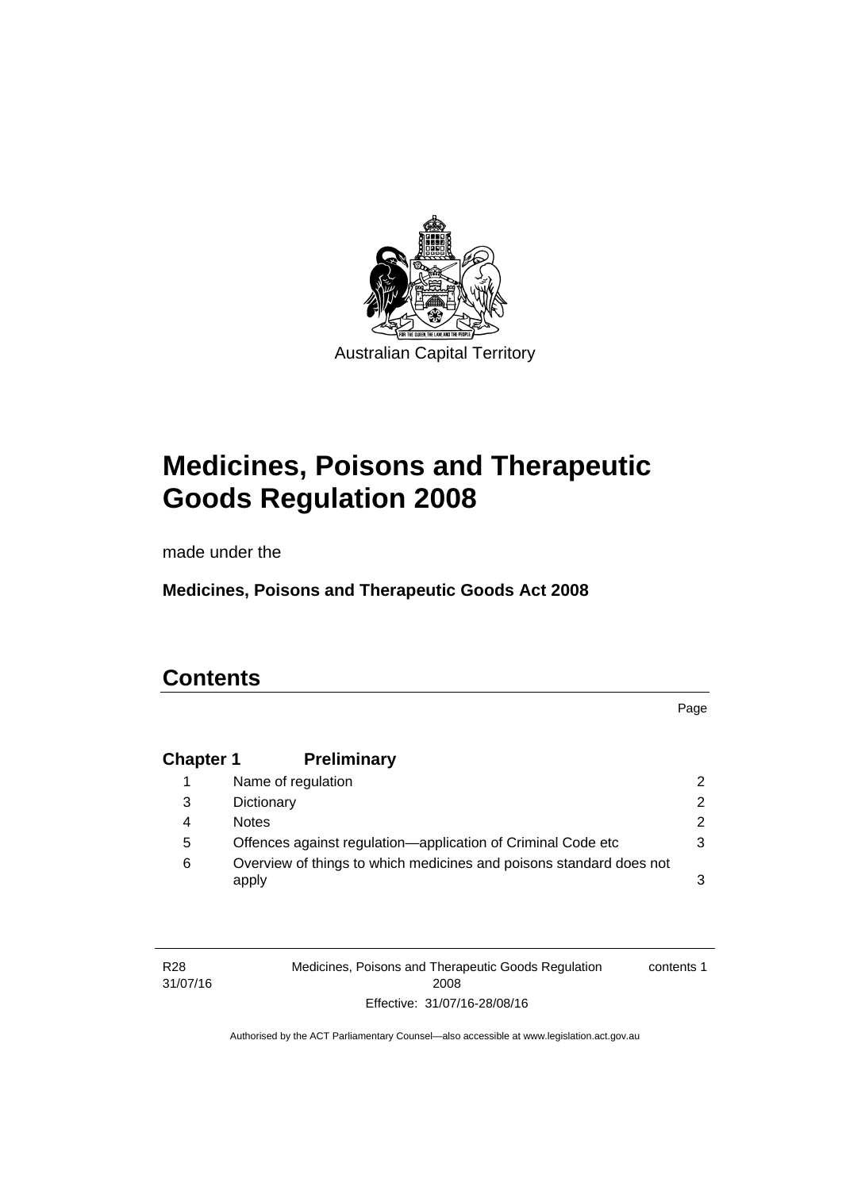Australian Capital Territory

# Medicines, Poisons and Therapeutic Goods Regulation 2008

made under the

**Medicines, Poisons and Therapeutic Goods Act 2008**

## Contents

| | | Page |
|---|---|---|
| **Chapter 1** | **Preliminary** | |
| 1 | Name of regulation | 2 |
| 3 | Dictionary | 2 |
| 4 | Notes | 2 |
| 5 | Offences against regulation—application of Criminal Code etc | 3 |
| 6 | Overview of things to which medicines and poisons standard does not apply | 3 |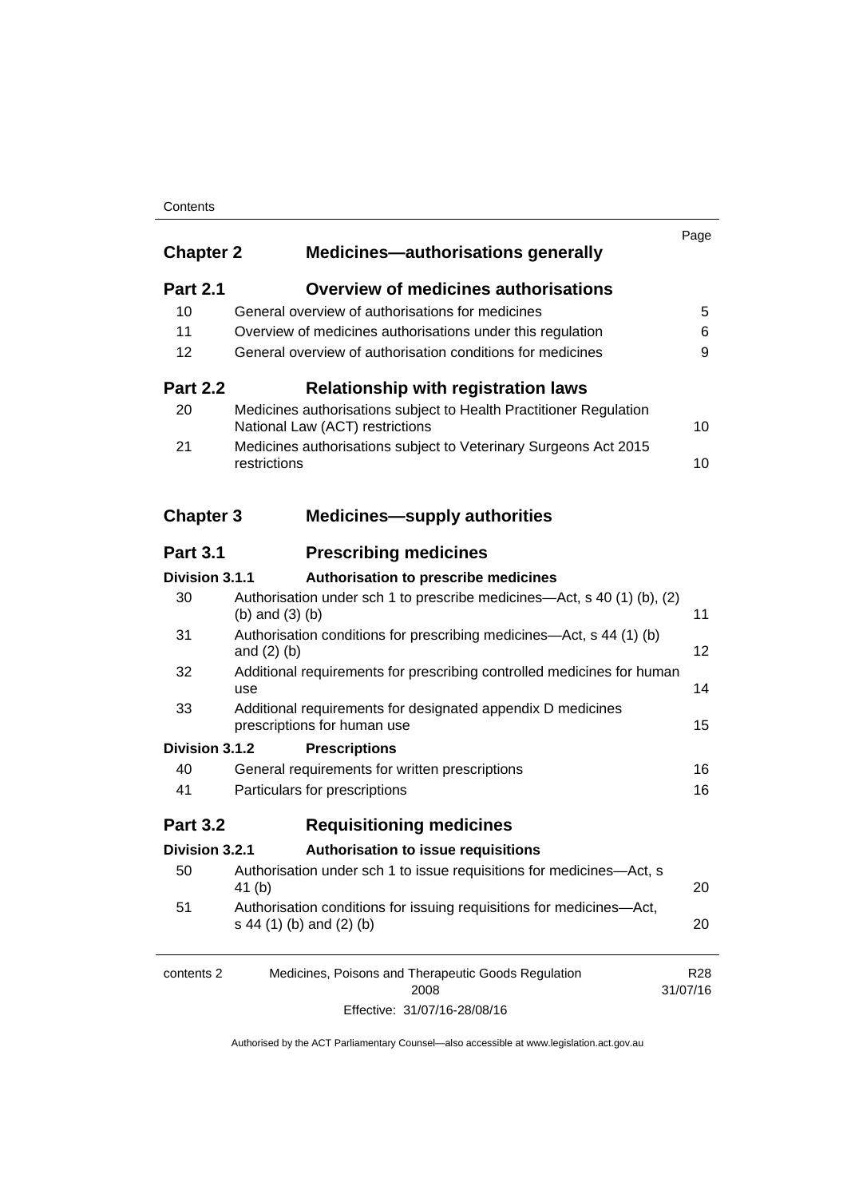| | | Page |
|---|---|---|
| **Chapter 2** | **Medicines—authorisations generally** | |
| **Part 2.1** | **Overview of medicines authorisations** | |
| 10 | General overview of authorisations for medicines | 5 |
| 11 | Overview of medicines authorisations under this regulation | 6 |
| 12 | General overview of authorisation conditions for medicines | 9 |
| **Part 2.2** | **Relationship with registration laws** | |
| 20 | Medicines authorisations subject to Health Practitioner Regulation National Law (ACT) restrictions | 10 |
| 21 | Medicines authorisations subject to Veterinary Surgeons Act 2015 restrictions | 10 |
| **Chapter 3** | **Medicines—supply authorities** | |
| **Part 3.1** | **Prescribing medicines** | |
| **Division 3.1.1** | **Authorisation to prescribe medicines** | |
| 30 | Authorisation under sch 1 to prescribe medicines—Act, s 40 (1) (b), (2) (b) and (3) (b) | 11 |
| 31 | Authorisation conditions for prescribing medicines—Act, s 44 (1) (b) and (2) (b) | 12 |
| 32 | Additional requirements for prescribing controlled medicines for human use | 14 |
| 33 | Additional requirements for designated appendix D medicines prescriptions for human use | 15 |
| **Division 3.1.2** | **Prescriptions** | |
| 40 | General requirements for written prescriptions | 16 |
| 41 | Particulars for prescriptions | 16 |
| **Part 3.2** | **Requisitioning medicines** | |
| **Division 3.2.1** | **Authorisation to issue requisitions** | |
| 50 | Authorisation under sch 1 to issue requisitions for medicines—Act, s 41 (b) | 20 |
| 51 | Authorisation conditions for issuing requisitions for medicines—Act, s 44 (1) (b) and (2) (b) | 20 |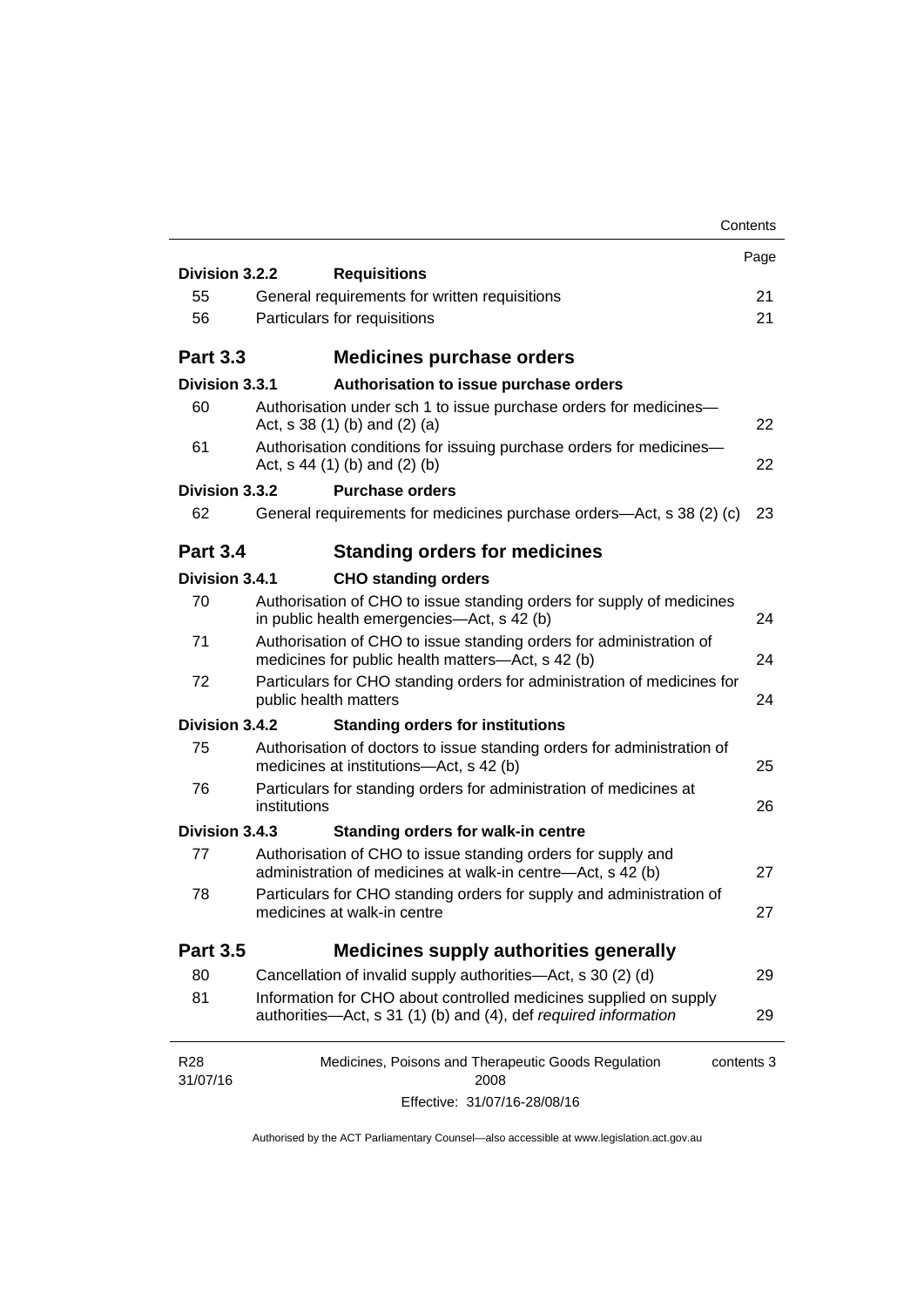| | | Page |
|---|---|---|
| **Division 3.2.2** | **Requisitions** | |
| 55 | General requirements for written requisitions | 21 |
| 56 | Particulars for requisitions | 21 |
| **Part 3.3** | **Medicines purchase orders** | |
| **Division 3.3.1** | **Authorisation to issue purchase orders** | |
| 60 | Authorisation under sch 1 to issue purchase orders for medicines—Act, s 38 (1) (b) and (2) (a) | 22 |
| 61 | Authorisation conditions for issuing purchase orders for medicines—Act, s 44 (1) (b) and (2) (b) | 22 |
| **Division 3.3.2** | **Purchase orders** | |
| 62 | General requirements for medicines purchase orders—Act, s 38 (2) (c) | 23 |
| **Part 3.4** | **Standing orders for medicines** | |
| **Division 3.4.1** | **CHO standing orders** | |
| 70 | Authorisation of CHO to issue standing orders for supply of medicines in public health emergencies—Act, s 42 (b) | 24 |
| 71 | Authorisation of CHO to issue standing orders for administration of medicines for public health matters—Act, s 42 (b) | 24 |
| 72 | Particulars for CHO standing orders for administration of medicines for public health matters | 24 |
| **Division 3.4.2** | **Standing orders for institutions** | |
| 75 | Authorisation of doctors to issue standing orders for administration of medicines at institutions—Act, s 42 (b) | 25 |
| 76 | Particulars for standing orders for administration of medicines at institutions | 26 |
| **Division 3.4.3** | **Standing orders for walk-in centre** | |
| 77 | Authorisation of CHO to issue standing orders for supply and administration of medicines at walk-in centre—Act, s 42 (b) | 27 |
| 78 | Particulars for CHO standing orders for supply and administration of medicines at walk-in centre | 27 |
| **Part 3.5** | **Medicines supply authorities generally** | |
| 80 | Cancellation of invalid supply authorities—Act, s 30 (2) (d) | 29 |
| 81 | Information for CHO about controlled medicines supplied on supply authorities—Act, s 31 (1) (b) and (4), def *required information* | 29 |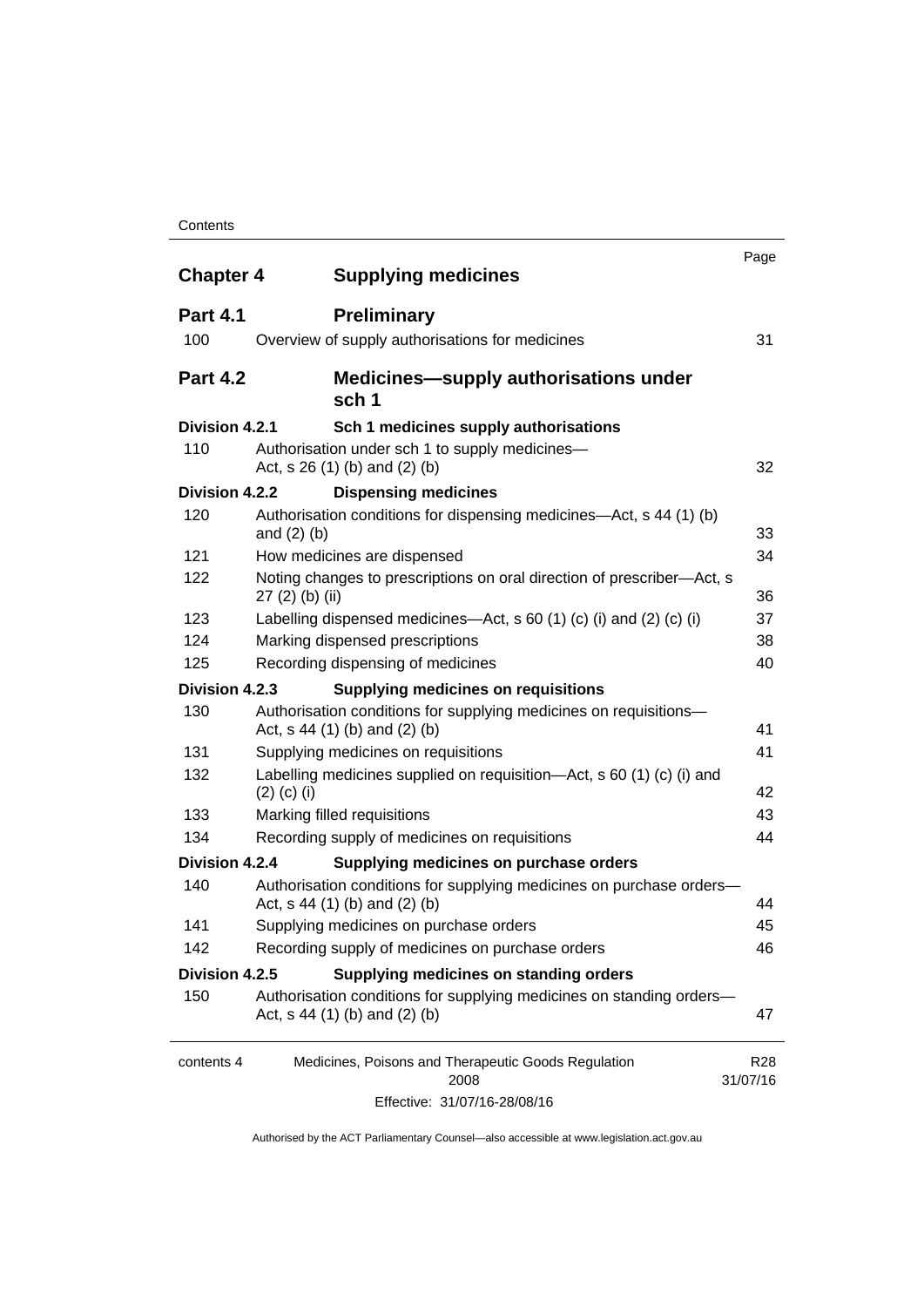| | | Page |
|---|---|---|
| **Chapter 4** | **Supplying medicines** | |
| **Part 4.1** | **Preliminary** | |
| 100 | Overview of supply authorisations for medicines | 31 |
| **Part 4.2** | **Medicines—supply authorisations under sch 1** | |
| **Division 4.2.1** | **Sch 1 medicines supply authorisations** | |
| 110 | Authorisation under sch 1 to supply medicines—Act, s 26 (1) (b) and (2) (b) | 32 |
| **Division 4.2.2** | **Dispensing medicines** | |
| 120 | Authorisation conditions for dispensing medicines—Act, s 44 (1) (b) and (2) (b) | 33 |
| 121 | How medicines are dispensed | 34 |
| 122 | Noting changes to prescriptions on oral direction of prescriber—Act, s 27 (2) (b) (ii) | 36 |
| 123 | Labelling dispensed medicines—Act, s 60 (1) (c) (i) and (2) (c) (i) | 37 |
| 124 | Marking dispensed prescriptions | 38 |
| 125 | Recording dispensing of medicines | 40 |
| **Division 4.2.3** | **Supplying medicines on requisitions** | |
| 130 | Authorisation conditions for supplying medicines on requisitions—Act, s 44 (1) (b) and (2) (b) | 41 |
| 131 | Supplying medicines on requisitions | 41 |
| 132 | Labelling medicines supplied on requisition—Act, s 60 (1) (c) (i) and (2) (c) (i) | 42 |
| 133 | Marking filled requisitions | 43 |
| 134 | Recording supply of medicines on requisitions | 44 |
| **Division 4.2.4** | **Supplying medicines on purchase orders** | |
| 140 | Authorisation conditions for supplying medicines on purchase orders—Act, s 44 (1) (b) and (2) (b) | 44 |
| 141 | Supplying medicines on purchase orders | 45 |
| 142 | Recording supply of medicines on purchase orders | 46 |
| **Division 4.2.5** | **Supplying medicines on standing orders** | |
| 150 | Authorisation conditions for supplying medicines on standing orders—Act, s 44 (1) (b) and (2) (b) | 47 |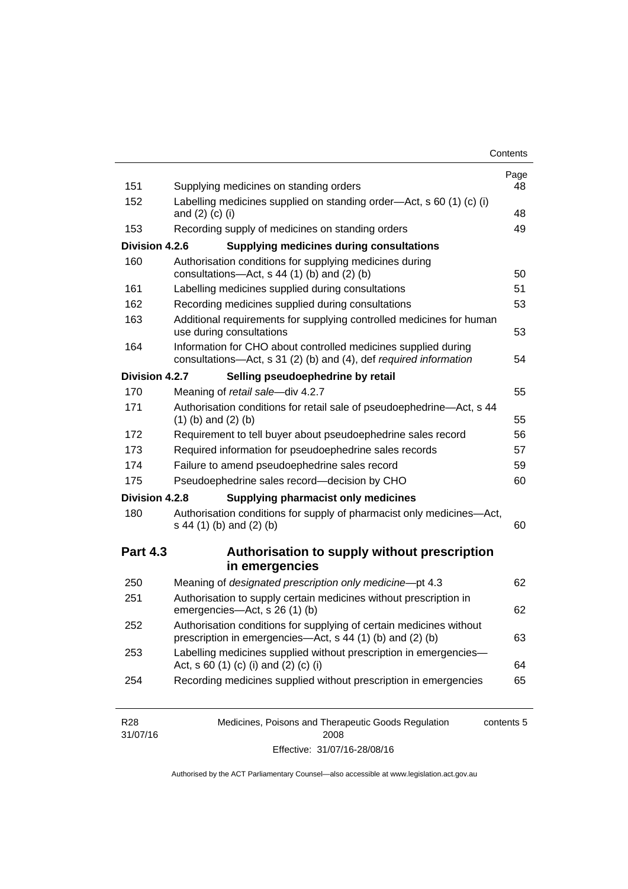| | | Page |
|---|---|---|
| 151 | Supplying medicines on standing orders | 48 |
| 152 | Labelling medicines supplied on standing order—Act, s 60 (1) (c) (i) and (2) (c) (i) | 48 |
| 153 | Recording supply of medicines on standing orders | 49 |
| **Division 4.2.6** | **Supplying medicines during consultations** | |
| 160 | Authorisation conditions for supplying medicines during consultations—Act, s 44 (1) (b) and (2) (b) | 50 |
| 161 | Labelling medicines supplied during consultations | 51 |
| 162 | Recording medicines supplied during consultations | 53 |
| 163 | Additional requirements for supplying controlled medicines for human use during consultations | 53 |
| 164 | Information for CHO about controlled medicines supplied during consultations—Act, s 31 (2) (b) and (4), def *required information* | 54 |
| **Division 4.2.7** | **Selling pseudoephedrine by retail** | |
| 170 | Meaning of *retail sale*—div 4.2.7 | 55 |
| 171 | Authorisation conditions for retail sale of pseudoephedrine—Act, s 44 (1) (b) and (2) (b) | 55 |
| 172 | Requirement to tell buyer about pseudoephedrine sales record | 56 |
| 173 | Required information for pseudoephedrine sales records | 57 |
| 174 | Failure to amend pseudoephedrine sales record | 59 |
| 175 | Pseudoephedrine sales record—decision by CHO | 60 |
| **Division 4.2.8** | **Supplying pharmacist only medicines** | |
| 180 | Authorisation conditions for supply of pharmacist only medicines—Act, s 44 (1) (b) and (2) (b) | 60 |

## Part 4.3 Authorisation to supply without prescription in emergencies

| | | |
|---|---|---|
| 250 | Meaning of *designated prescription only medicine*—pt 4.3 | 62 |
| 251 | Authorisation to supply certain medicines without prescription in emergencies—Act, s 26 (1) (b) | 62 |
| 252 | Authorisation conditions for supplying of certain medicines without prescription in emergencies—Act, s 44 (1) (b) and (2) (b) | 63 |
| 253 | Labelling medicines supplied without prescription in emergencies—Act, s 60 (1) (c) (i) and (2) (c) (i) | 64 |
| 254 | Recording medicines supplied without prescription in emergencies | 65 |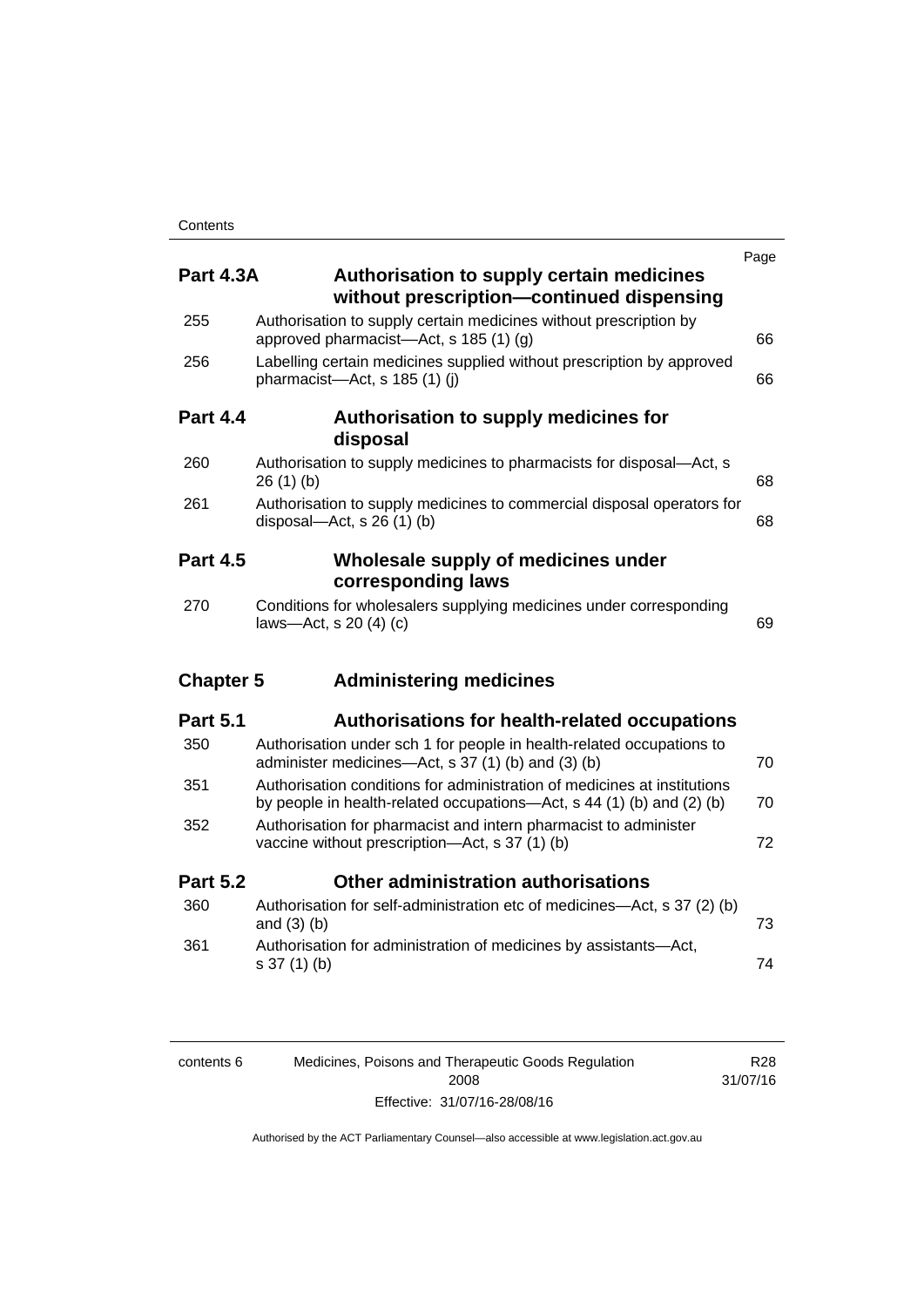| | | Page |
|---|---|---|
| **Part 4.3A** | **Authorisation to supply certain medicines without prescription—continued dispensing** | |
| 255 | Authorisation to supply certain medicines without prescription by approved pharmacist—Act, s 185 (1) (g) | 66 |
| 256 | Labelling certain medicines supplied without prescription by approved pharmacist—Act, s 185 (1) (j) | 66 |
| **Part 4.4** | **Authorisation to supply medicines for disposal** | |
| 260 | Authorisation to supply medicines to pharmacists for disposal—Act, s 26 (1) (b) | 68 |
| 261 | Authorisation to supply medicines to commercial disposal operators for disposal—Act, s 26 (1) (b) | 68 |
| **Part 4.5** | **Wholesale supply of medicines under corresponding laws** | |
| 270 | Conditions for wholesalers supplying medicines under corresponding laws—Act, s 20 (4) (c) | 69 |
| **Chapter 5** | **Administering medicines** | |
| **Part 5.1** | **Authorisations for health-related occupations** | |
| 350 | Authorisation under sch 1 for people in health-related occupations to administer medicines—Act, s 37 (1) (b) and (3) (b) | 70 |
| 351 | Authorisation conditions for administration of medicines at institutions by people in health-related occupations—Act, s 44 (1) (b) and (2) (b) | 70 |
| 352 | Authorisation for pharmacist and intern pharmacist to administer vaccine without prescription—Act, s 37 (1) (b) | 72 |
| **Part 5.2** | **Other administration authorisations** | |
| 360 | Authorisation for self-administration etc of medicines—Act, s 37 (2) (b) and (3) (b) | 73 |
| 361 | Authorisation for administration of medicines by assistants—Act, s 37 (1) (b) | 74 |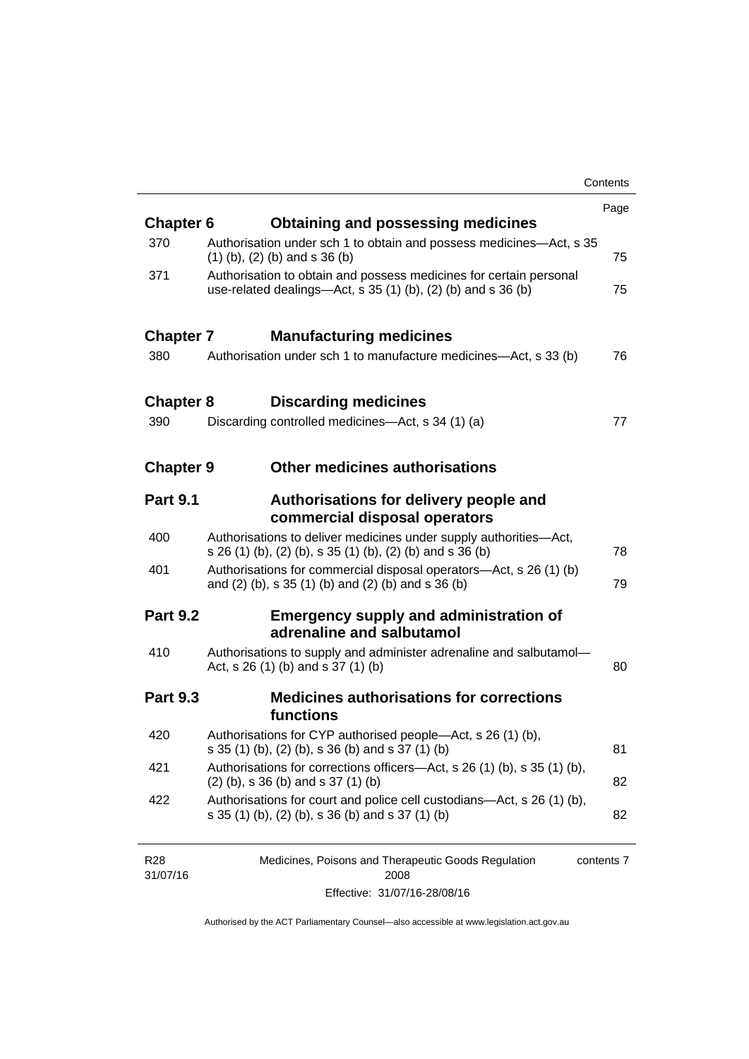| | | Page |
|---|---|---|
| **Chapter 6** | **Obtaining and possessing medicines** | |
| 370 | Authorisation under sch 1 to obtain and possess medicines—Act, s 35 (1) (b), (2) (b) and s 36 (b) | 75 |
| 371 | Authorisation to obtain and possess medicines for certain personal use-related dealings—Act, s 35 (1) (b), (2) (b) and s 36 (b) | 75 |
| **Chapter 7** | **Manufacturing medicines** | |
| 380 | Authorisation under sch 1 to manufacture medicines—Act, s 33 (b) | 76 |
| **Chapter 8** | **Discarding medicines** | |
| 390 | Discarding controlled medicines—Act, s 34 (1) (a) | 77 |
| **Chapter 9** | **Other medicines authorisations** | |
| **Part 9.1** | **Authorisations for delivery people and commercial disposal operators** | |
| 400 | Authorisations to deliver medicines under supply authorities—Act, s 26 (1) (b), (2) (b), s 35 (1) (b), (2) (b) and s 36 (b) | 78 |
| 401 | Authorisations for commercial disposal operators—Act, s 26 (1) (b) and (2) (b), s 35 (1) (b) and (2) (b) and s 36 (b) | 79 |
| **Part 9.2** | **Emergency supply and administration of adrenaline and salbutamol** | |
| 410 | Authorisations to supply and administer adrenaline and salbutamol—Act, s 26 (1) (b) and s 37 (1) (b) | 80 |
| **Part 9.3** | **Medicines authorisations for corrections functions** | |
| 420 | Authorisations for CYP authorised people—Act, s 26 (1) (b), s 35 (1) (b), (2) (b), s 36 (b) and s 37 (1) (b) | 81 |
| 421 | Authorisations for corrections officers—Act, s 26 (1) (b), s 35 (1) (b), (2) (b), s 36 (b) and s 37 (1) (b) | 82 |
| 422 | Authorisations for court and police cell custodians—Act, s 26 (1) (b), s 35 (1) (b), (2) (b), s 36 (b) and s 37 (1) (b) | 82 |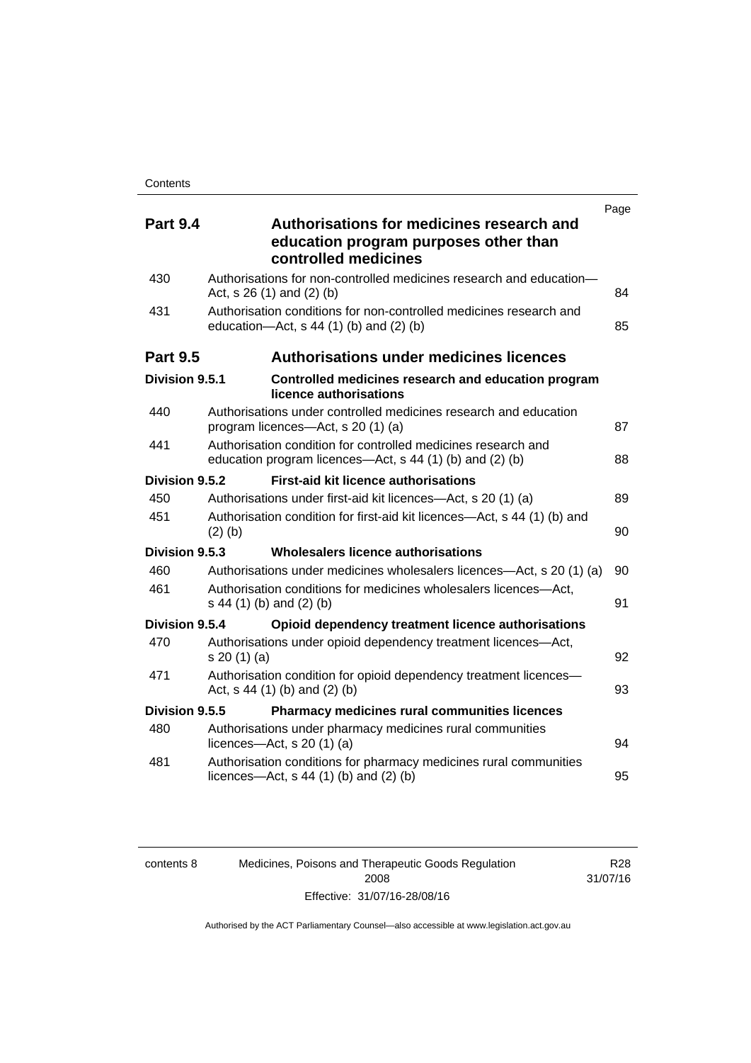| | | Page |
|---|---|---|
| **Part 9.4** | **Authorisations for medicines research and education program purposes other than controlled medicines** | |
| 430 | Authorisations for non-controlled medicines research and education—Act, s 26 (1) and (2) (b) | 84 |
| 431 | Authorisation conditions for non-controlled medicines research and education—Act, s 44 (1) (b) and (2) (b) | 85 |
| **Part 9.5** | **Authorisations under medicines licences** | |
| **Division 9.5.1** | **Controlled medicines research and education program licence authorisations** | |
| 440 | Authorisations under controlled medicines research and education program licences—Act, s 20 (1) (a) | 87 |
| 441 | Authorisation condition for controlled medicines research and education program licences—Act, s 44 (1) (b) and (2) (b) | 88 |
| **Division 9.5.2** | **First-aid kit licence authorisations** | |
| 450 | Authorisations under first-aid kit licences—Act, s 20 (1) (a) | 89 |
| 451 | Authorisation condition for first-aid kit licences—Act, s 44 (1) (b) and (2) (b) | 90 |
| **Division 9.5.3** | **Wholesalers licence authorisations** | |
| 460 | Authorisations under medicines wholesalers licences—Act, s 20 (1) (a) | 90 |
| 461 | Authorisation conditions for medicines wholesalers licences—Act, s 44 (1) (b) and (2) (b) | 91 |
| **Division 9.5.4** | **Opioid dependency treatment licence authorisations** | |
| 470 | Authorisations under opioid dependency treatment licences—Act, s 20 (1) (a) | 92 |
| 471 | Authorisation condition for opioid dependency treatment licences—Act, s 44 (1) (b) and (2) (b) | 93 |
| **Division 9.5.5** | **Pharmacy medicines rural communities licences** | |
| 480 | Authorisations under pharmacy medicines rural communities licences—Act, s 20 (1) (a) | 94 |
| 481 | Authorisation conditions for pharmacy medicines rural communities licences—Act, s 44 (1) (b) and (2) (b) | 95 |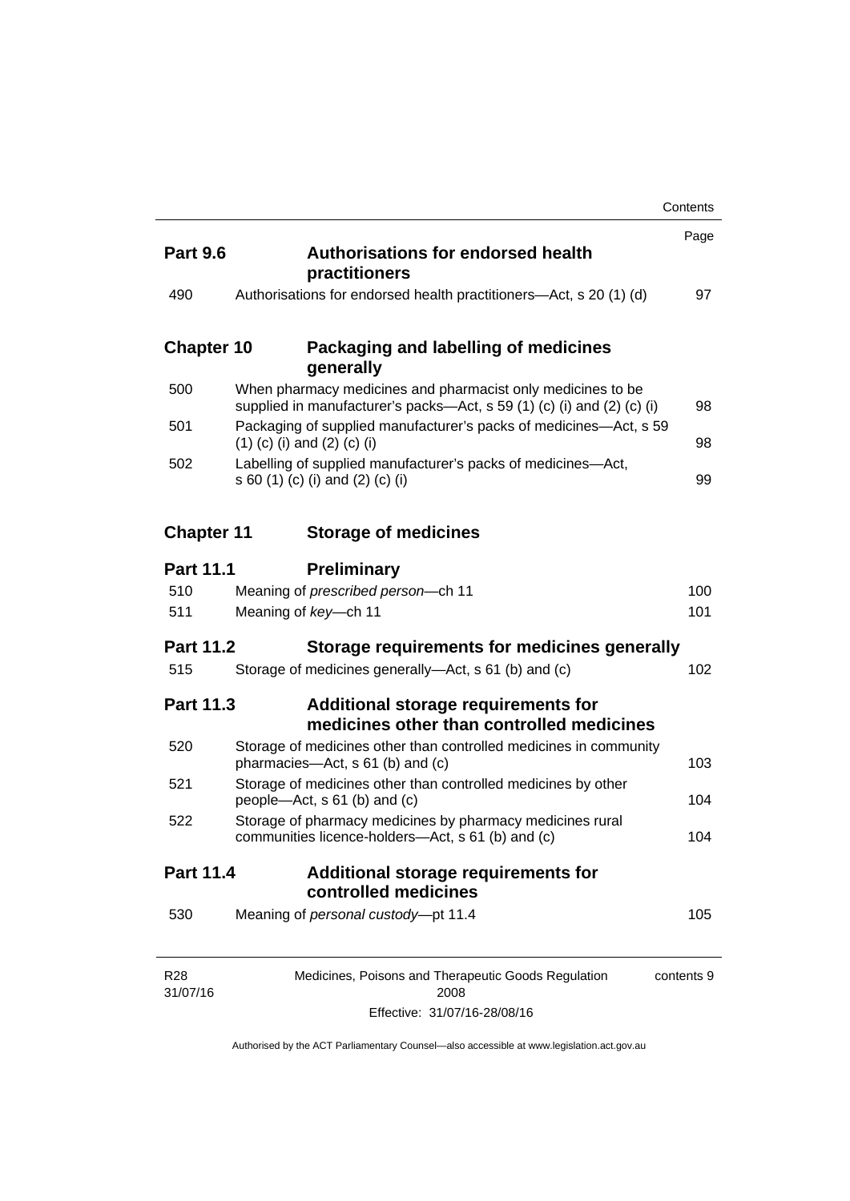| | | Page |
|---|---|---|
| **Part 9.6** | **Authorisations for endorsed health practitioners** | |
| 490 | Authorisations for endorsed health practitioners—Act, s 20 (1) (d) | 97 |
| **Chapter 10** | **Packaging and labelling of medicines generally** | |
| 500 | When pharmacy medicines and pharmacist only medicines to be supplied in manufacturer's packs—Act, s 59 (1) (c) (i) and (2) (c) (i) | 98 |
| 501 | Packaging of supplied manufacturer's packs of medicines—Act, s 59 (1) (c) (i) and (2) (c) (i) | 98 |
| 502 | Labelling of supplied manufacturer's packs of medicines—Act, s 60 (1) (c) (i) and (2) (c) (i) | 99 |
| **Chapter 11** | **Storage of medicines** | |
| **Part 11.1** | **Preliminary** | |
| 510 | Meaning of *prescribed person*—ch 11 | 100 |
| 511 | Meaning of *key*—ch 11 | 101 |
| **Part 11.2** | **Storage requirements for medicines generally** | |
| 515 | Storage of medicines generally—Act, s 61 (b) and (c) | 102 |
| **Part 11.3** | **Additional storage requirements for medicines other than controlled medicines** | |
| 520 | Storage of medicines other than controlled medicines in community pharmacies—Act, s 61 (b) and (c) | 103 |
| 521 | Storage of medicines other than controlled medicines by other people—Act, s 61 (b) and (c) | 104 |
| 522 | Storage of pharmacy medicines by pharmacy medicines rural communities licence-holders—Act, s 61 (b) and (c) | 104 |
| **Part 11.4** | **Additional storage requirements for controlled medicines** | |
| 530 | Meaning of *personal custody*—pt 11.4 | 105 |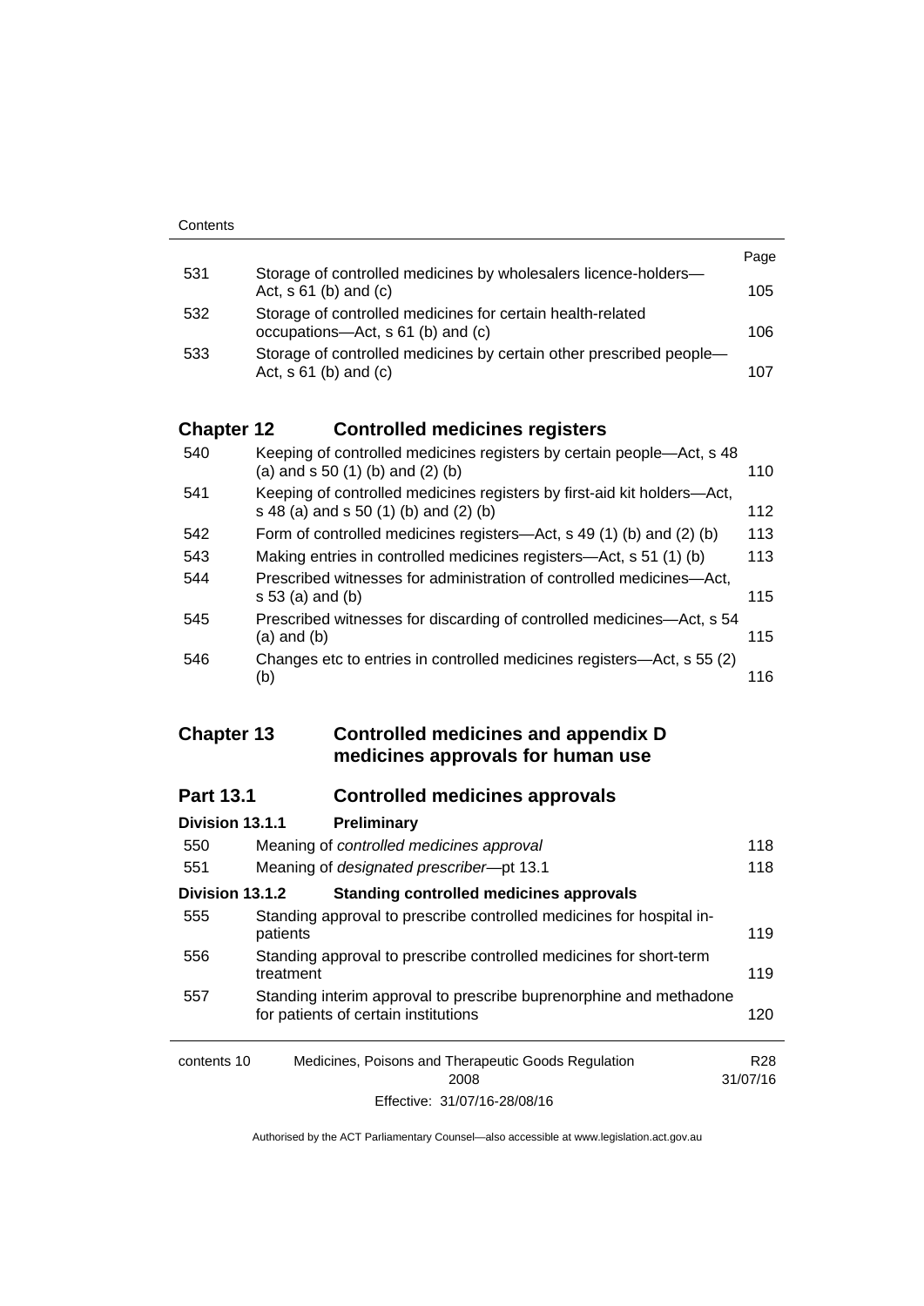| | | Page |
|---|---|---|
| 531 | Storage of controlled medicines by wholesalers licence-holders—Act, s 61 (b) and (c) | 105 |
| 532 | Storage of controlled medicines for certain health-related occupations—Act, s 61 (b) and (c) | 106 |
| 533 | Storage of controlled medicines by certain other prescribed people—Act, s 61 (b) and (c) | 107 |

## Chapter 12 Controlled medicines registers

| | | |
|---|---|---|
| 540 | Keeping of controlled medicines registers by certain people—Act, s 48 (a) and s 50 (1) (b) and (2) (b) | 110 |
| 541 | Keeping of controlled medicines registers by first-aid kit holders—Act, s 48 (a) and s 50 (1) (b) and (2) (b) | 112 |
| 542 | Form of controlled medicines registers—Act, s 49 (1) (b) and (2) (b) | 113 |
| 543 | Making entries in controlled medicines registers—Act, s 51 (1) (b) | 113 |
| 544 | Prescribed witnesses for administration of controlled medicines—Act, s 53 (a) and (b) | 115 |
| 545 | Prescribed witnesses for discarding of controlled medicines—Act, s 54 (a) and (b) | 115 |
| 546 | Changes etc to entries in controlled medicines registers—Act, s 55 (2) (b) | 116 |

## Chapter 13 Controlled medicines and appendix D medicines approvals for human use

### Part 13.1 Controlled medicines approvals

#### Division 13.1.1 Preliminary

| | | |
|---|---|---|
| 550 | Meaning of *controlled medicines approval* | 118 |
| 551 | Meaning of *designated prescriber*—pt 13.1 | 118 |

#### Division 13.1.2 Standing controlled medicines approvals

| | | |
|---|---|---|
| 555 | Standing approval to prescribe controlled medicines for hospital in-patients | 119 |
| 556 | Standing approval to prescribe controlled medicines for short-term treatment | 119 |
| 557 | Standing interim approval to prescribe buprenorphine and methadone for patients of certain institutions | 120 |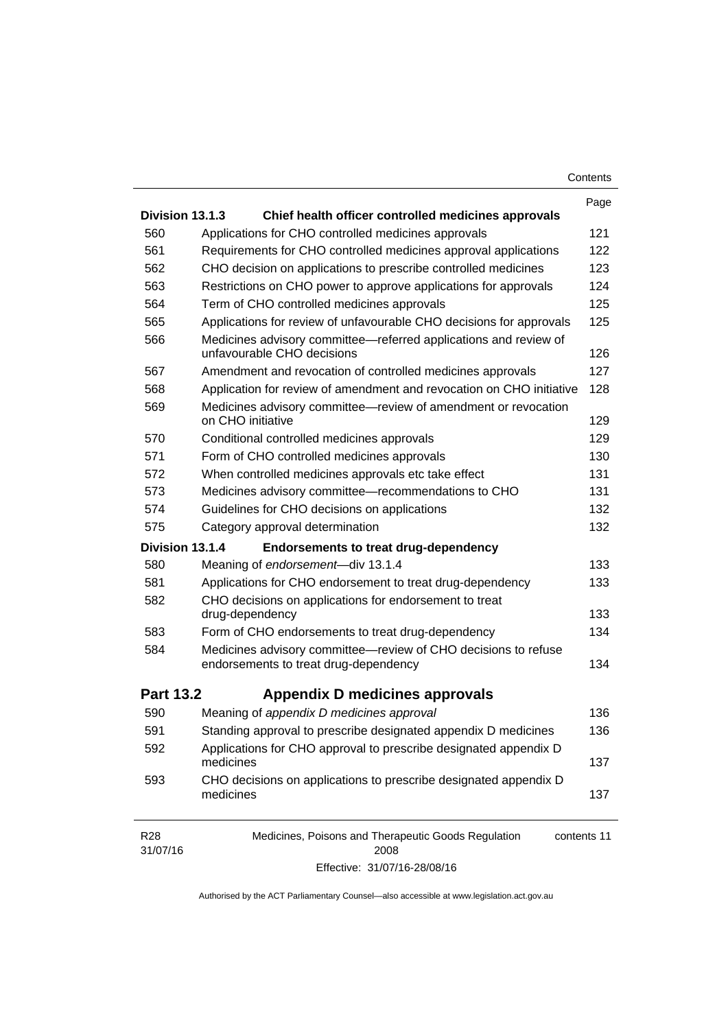| | | Page |
|---|---|---|
| **Division 13.1.3** | **Chief health officer controlled medicines approvals** | |
| 560 | Applications for CHO controlled medicines approvals | 121 |
| 561 | Requirements for CHO controlled medicines approval applications | 122 |
| 562 | CHO decision on applications to prescribe controlled medicines | 123 |
| 563 | Restrictions on CHO power to approve applications for approvals | 124 |
| 564 | Term of CHO controlled medicines approvals | 125 |
| 565 | Applications for review of unfavourable CHO decisions for approvals | 125 |
| 566 | Medicines advisory committee—referred applications and review of unfavourable CHO decisions | 126 |
| 567 | Amendment and revocation of controlled medicines approvals | 127 |
| 568 | Application for review of amendment and revocation on CHO initiative | 128 |
| 569 | Medicines advisory committee—review of amendment or revocation on CHO initiative | 129 |
| 570 | Conditional controlled medicines approvals | 129 |
| 571 | Form of CHO controlled medicines approvals | 130 |
| 572 | When controlled medicines approvals etc take effect | 131 |
| 573 | Medicines advisory committee—recommendations to CHO | 131 |
| 574 | Guidelines for CHO decisions on applications | 132 |
| 575 | Category approval determination | 132 |
| **Division 13.1.4** | **Endorsements to treat drug-dependency** | |
| 580 | Meaning of *endorsement*—div 13.1.4 | 133 |
| 581 | Applications for CHO endorsement to treat drug-dependency | 133 |
| 582 | CHO decisions on applications for endorsement to treat drug-dependency | 133 |
| 583 | Form of CHO endorsements to treat drug-dependency | 134 |
| 584 | Medicines advisory committee—review of CHO decisions to refuse endorsements to treat drug-dependency | 134 |
| **Part 13.2** | **Appendix D medicines approvals** | |
| 590 | Meaning of *appendix D medicines approval* | 136 |
| 591 | Standing approval to prescribe designated appendix D medicines | 136 |
| 592 | Applications for CHO approval to prescribe designated appendix D medicines | 137 |
| 593 | CHO decisions on applications to prescribe designated appendix D medicines | 137 |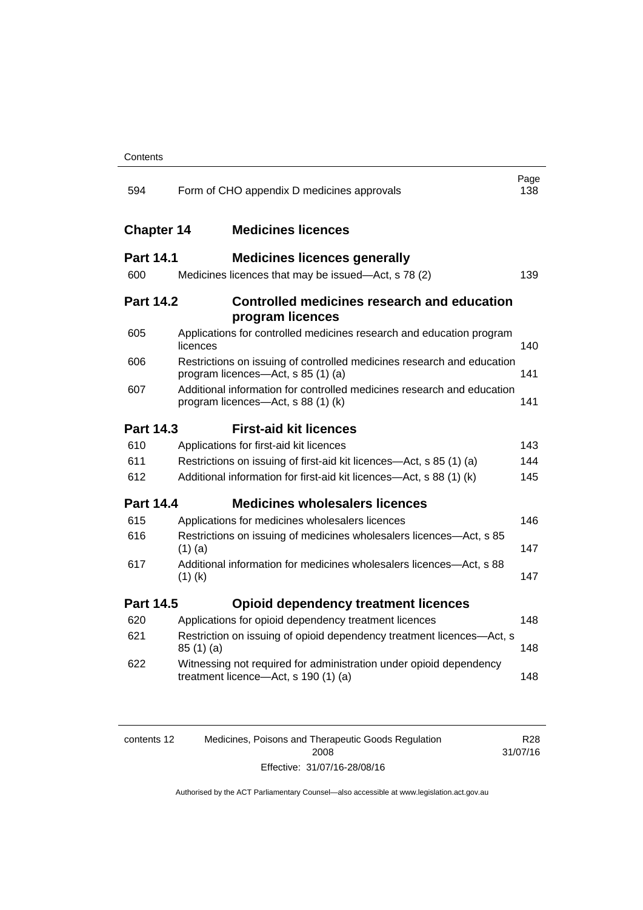| | | Page |
|---|---|---|
| 594 | Form of CHO appendix D medicines approvals | 138 |

## Chapter 14 Medicines licences

### Part 14.1 Medicines licences generally

| | | |
|---|---|---|
| 600 | Medicines licences that may be issued—Act, s 78 (2) | 139 |

### Part 14.2 Controlled medicines research and education program licences

| | | |
|---|---|---|
| 605 | Applications for controlled medicines research and education program licences | 140 |
| 606 | Restrictions on issuing of controlled medicines research and education program licences—Act, s 85 (1) (a) | 141 |
| 607 | Additional information for controlled medicines research and education program licences—Act, s 88 (1) (k) | 141 |

### Part 14.3 First-aid kit licences

| | | |
|---|---|---|
| 610 | Applications for first-aid kit licences | 143 |
| 611 | Restrictions on issuing of first-aid kit licences—Act, s 85 (1) (a) | 144 |
| 612 | Additional information for first-aid kit licences—Act, s 88 (1) (k) | 145 |

### Part 14.4 Medicines wholesalers licences

| | | |
|---|---|---|
| 615 | Applications for medicines wholesalers licences | 146 |
| 616 | Restrictions on issuing of medicines wholesalers licences—Act, s 85 (1) (a) | 147 |
| 617 | Additional information for medicines wholesalers licences—Act, s 88 (1) (k) | 147 |

### Part 14.5 Opioid dependency treatment licences

| | | |
|---|---|---|
| 620 | Applications for opioid dependency treatment licences | 148 |
| 621 | Restriction on issuing of opioid dependency treatment licences—Act, s 85 (1) (a) | 148 |
| 622 | Witnessing not required for administration under opioid dependency treatment licence—Act, s 190 (1) (a) | 148 |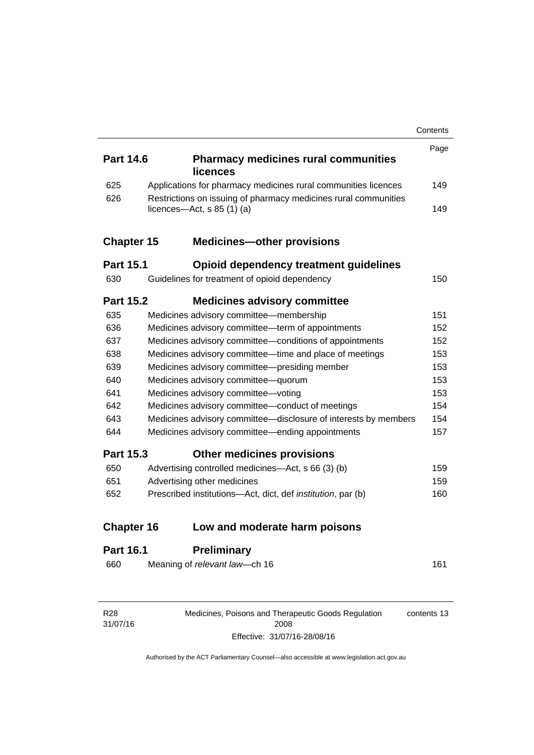| | | Page |
|---|---|---|
| **Part 14.6** | **Pharmacy medicines rural communities licences** | |
| 625 | Applications for pharmacy medicines rural communities licences | 149 |
| 626 | Restrictions on issuing of pharmacy medicines rural communities licences—Act, s 85 (1) (a) | 149 |
| **Chapter 15** | **Medicines—other provisions** | |
| **Part 15.1** | **Opioid dependency treatment guidelines** | |
| 630 | Guidelines for treatment of opioid dependency | 150 |
| **Part 15.2** | **Medicines advisory committee** | |
| 635 | Medicines advisory committee—membership | 151 |
| 636 | Medicines advisory committee—term of appointments | 152 |
| 637 | Medicines advisory committee—conditions of appointments | 152 |
| 638 | Medicines advisory committee—time and place of meetings | 153 |
| 639 | Medicines advisory committee—presiding member | 153 |
| 640 | Medicines advisory committee—quorum | 153 |
| 641 | Medicines advisory committee—voting | 153 |
| 642 | Medicines advisory committee—conduct of meetings | 154 |
| 643 | Medicines advisory committee—disclosure of interests by members | 154 |
| 644 | Medicines advisory committee—ending appointments | 157 |
| **Part 15.3** | **Other medicines provisions** | |
| 650 | Advertising controlled medicines—Act, s 66 (3) (b) | 159 |
| 651 | Advertising other medicines | 159 |
| 652 | Prescribed institutions—Act, dict, def *institution*, par (b) | 160 |
| **Chapter 16** | **Low and moderate harm poisons** | |
| **Part 16.1** | **Preliminary** | |
| 660 | Meaning of *relevant law*—ch 16 | 161 |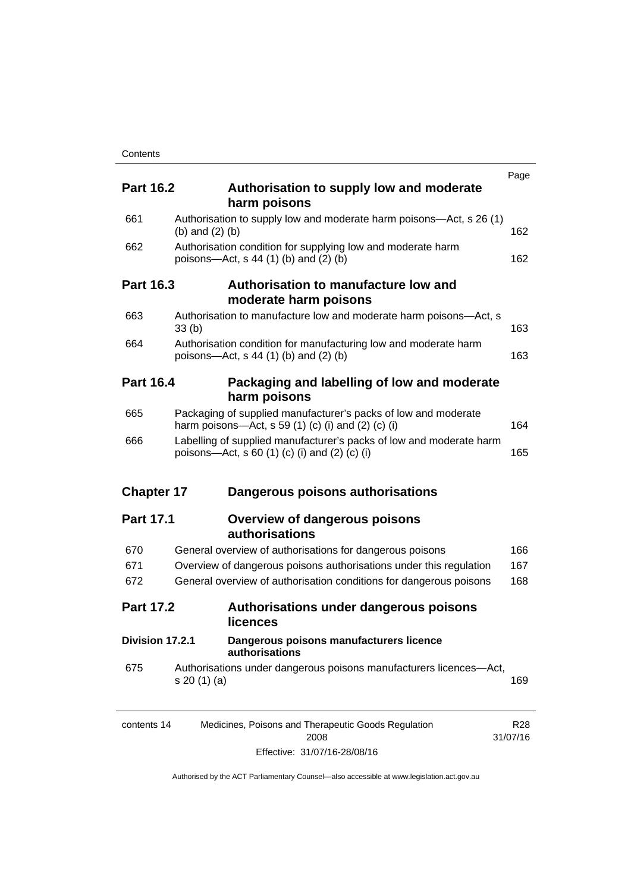| | | Page |
|---|---|---|
| **Part 16.2** | **Authorisation to supply low and moderate harm poisons** | |
| 661 | Authorisation to supply low and moderate harm poisons—Act, s 26 (1) (b) and (2) (b) | 162 |
| 662 | Authorisation condition for supplying low and moderate harm poisons—Act, s 44 (1) (b) and (2) (b) | 162 |
| **Part 16.3** | **Authorisation to manufacture low and moderate harm poisons** | |
| 663 | Authorisation to manufacture low and moderate harm poisons—Act, s 33 (b) | 163 |
| 664 | Authorisation condition for manufacturing low and moderate harm poisons—Act, s 44 (1) (b) and (2) (b) | 163 |
| **Part 16.4** | **Packaging and labelling of low and moderate harm poisons** | |
| 665 | Packaging of supplied manufacturer's packs of low and moderate harm poisons—Act, s 59 (1) (c) (i) and (2) (c) (i) | 164 |
| 666 | Labelling of supplied manufacturer's packs of low and moderate harm poisons—Act, s 60 (1) (c) (i) and (2) (c) (i) | 165 |
| **Chapter 17** | **Dangerous poisons authorisations** | |
| **Part 17.1** | **Overview of dangerous poisons authorisations** | |
| 670 | General overview of authorisations for dangerous poisons | 166 |
| 671 | Overview of dangerous poisons authorisations under this regulation | 167 |
| 672 | General overview of authorisation conditions for dangerous poisons | 168 |
| **Part 17.2** | **Authorisations under dangerous poisons licences** | |
| **Division 17.2.1** | **Dangerous poisons manufacturers licence authorisations** | |
| 675 | Authorisations under dangerous poisons manufacturers licences—Act, s 20 (1) (a) | 169 |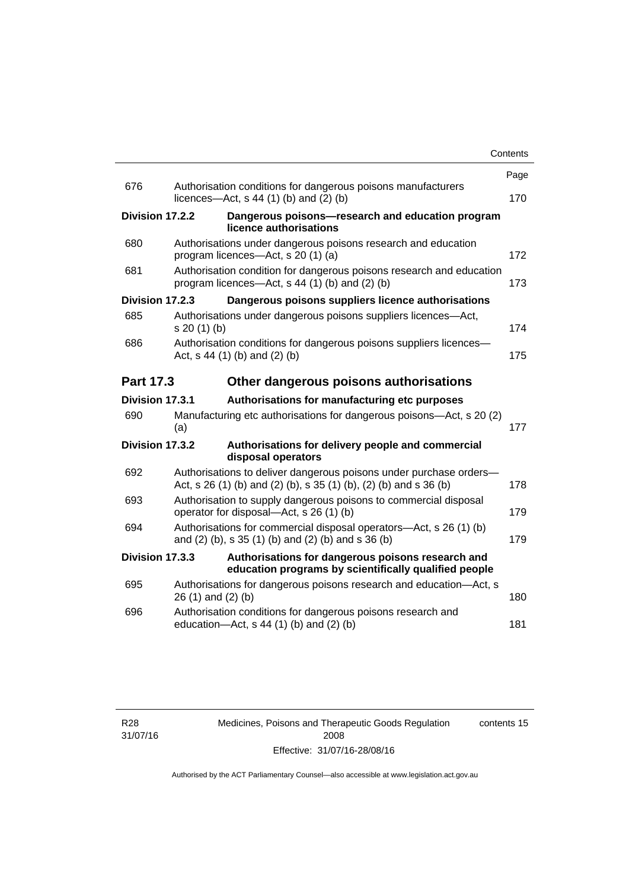| | | Page |
|---|---|---|
| 676 | Authorisation conditions for dangerous poisons manufacturers licences—Act, s 44 (1) (b) and (2) (b) | 170 |
| **Division 17.2.2** | **Dangerous poisons—research and education program licence authorisations** | |
| 680 | Authorisations under dangerous poisons research and education program licences—Act, s 20 (1) (a) | 172 |
| 681 | Authorisation condition for dangerous poisons research and education program licences—Act, s 44 (1) (b) and (2) (b) | 173 |
| **Division 17.2.3** | **Dangerous poisons suppliers licence authorisations** | |
| 685 | Authorisations under dangerous poisons suppliers licences—Act, s 20 (1) (b) | 174 |
| 686 | Authorisation conditions for dangerous poisons suppliers licences—Act, s 44 (1) (b) and (2) (b) | 175 |
| **Part 17.3** | **Other dangerous poisons authorisations** | |
| **Division 17.3.1** | **Authorisations for manufacturing etc purposes** | |
| 690 | Manufacturing etc authorisations for dangerous poisons—Act, s 20 (2) (a) | 177 |
| **Division 17.3.2** | **Authorisations for delivery people and commercial disposal operators** | |
| 692 | Authorisations to deliver dangerous poisons under purchase orders—Act, s 26 (1) (b) and (2) (b), s 35 (1) (b), (2) (b) and s 36 (b) | 178 |
| 693 | Authorisation to supply dangerous poisons to commercial disposal operator for disposal—Act, s 26 (1) (b) | 179 |
| 694 | Authorisations for commercial disposal operators—Act, s 26 (1) (b) and (2) (b), s 35 (1) (b) and (2) (b) and s 36 (b) | 179 |
| **Division 17.3.3** | **Authorisations for dangerous poisons research and education programs by scientifically qualified people** | |
| 695 | Authorisations for dangerous poisons research and education—Act, s 26 (1) and (2) (b) | 180 |
| 696 | Authorisation conditions for dangerous poisons research and education—Act, s 44 (1) (b) and (2) (b) | 181 |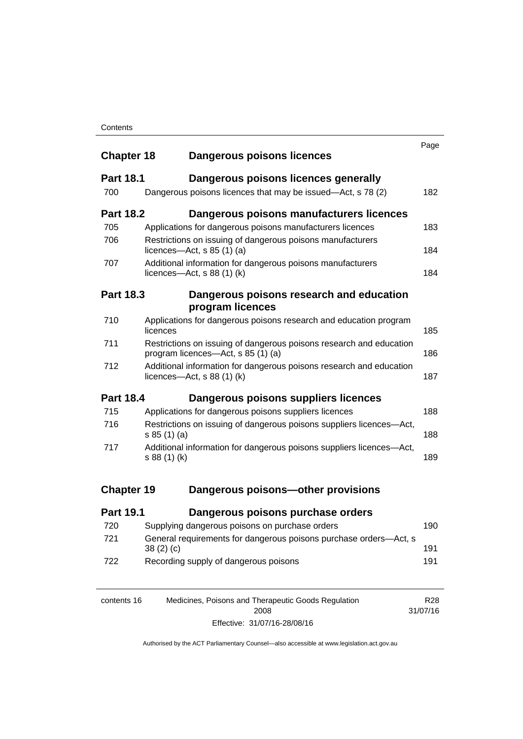| | | Page |
|---|---|---|
| **Chapter 18** | **Dangerous poisons licences** | |
| **Part 18.1** | **Dangerous poisons licences generally** | |
| 700 | Dangerous poisons licences that may be issued—Act, s 78 (2) | 182 |
| **Part 18.2** | **Dangerous poisons manufacturers licences** | |
| 705 | Applications for dangerous poisons manufacturers licences | 183 |
| 706 | Restrictions on issuing of dangerous poisons manufacturers licences—Act, s 85 (1) (a) | 184 |
| 707 | Additional information for dangerous poisons manufacturers licences—Act, s 88 (1) (k) | 184 |
| **Part 18.3** | **Dangerous poisons research and education program licences** | |
| 710 | Applications for dangerous poisons research and education program licences | 185 |
| 711 | Restrictions on issuing of dangerous poisons research and education program licences—Act, s 85 (1) (a) | 186 |
| 712 | Additional information for dangerous poisons research and education licences—Act, s 88 (1) (k) | 187 |
| **Part 18.4** | **Dangerous poisons suppliers licences** | |
| 715 | Applications for dangerous poisons suppliers licences | 188 |
| 716 | Restrictions on issuing of dangerous poisons suppliers licences—Act, s 85 (1) (a) | 188 |
| 717 | Additional information for dangerous poisons suppliers licences—Act, s 88 (1) (k) | 189 |
| **Chapter 19** | **Dangerous poisons—other provisions** | |
| **Part 19.1** | **Dangerous poisons purchase orders** | |
| 720 | Supplying dangerous poisons on purchase orders | 190 |
| 721 | General requirements for dangerous poisons purchase orders—Act, s 38 (2) (c) | 191 |
| 722 | Recording supply of dangerous poisons | 191 |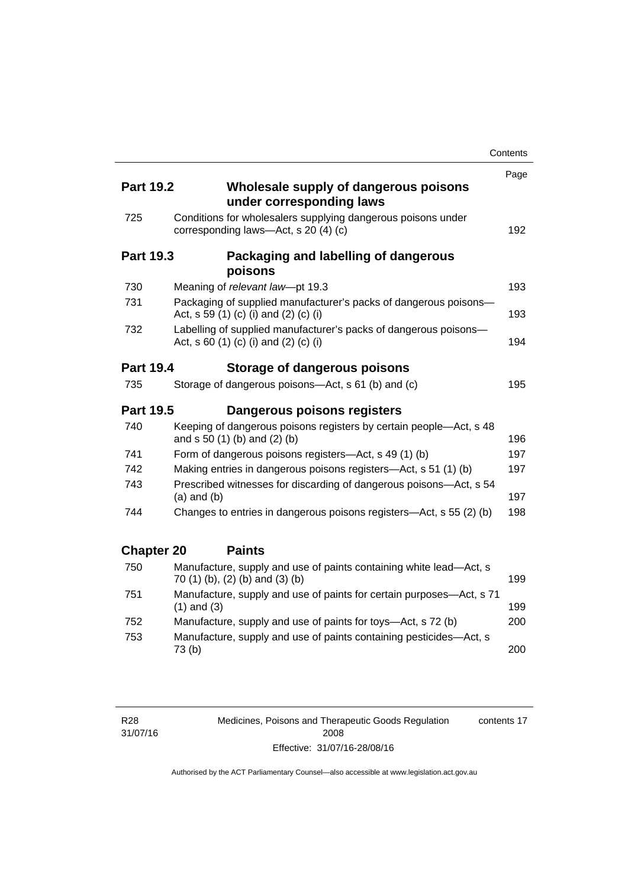| | | Page |
|---|---|---|
| **Part 19.2** | **Wholesale supply of dangerous poisons under corresponding laws** | |
| 725 | Conditions for wholesalers supplying dangerous poisons under corresponding laws—Act, s 20 (4) (c) | 192 |
| **Part 19.3** | **Packaging and labelling of dangerous poisons** | |
| 730 | Meaning of *relevant law*—pt 19.3 | 193 |
| 731 | Packaging of supplied manufacturer's packs of dangerous poisons—Act, s 59 (1) (c) (i) and (2) (c) (i) | 193 |
| 732 | Labelling of supplied manufacturer's packs of dangerous poisons—Act, s 60 (1) (c) (i) and (2) (c) (i) | 194 |
| **Part 19.4** | **Storage of dangerous poisons** | |
| 735 | Storage of dangerous poisons—Act, s 61 (b) and (c) | 195 |
| **Part 19.5** | **Dangerous poisons registers** | |
| 740 | Keeping of dangerous poisons registers by certain people—Act, s 48 and s 50 (1) (b) and (2) (b) | 196 |
| 741 | Form of dangerous poisons registers—Act, s 49 (1) (b) | 197 |
| 742 | Making entries in dangerous poisons registers—Act, s 51 (1) (b) | 197 |
| 743 | Prescribed witnesses for discarding of dangerous poisons—Act, s 54 (a) and (b) | 197 |
| 744 | Changes to entries in dangerous poisons registers—Act, s 55 (2) (b) | 198 |
| **Chapter 20** | **Paints** | |
| 750 | Manufacture, supply and use of paints containing white lead—Act, s 70 (1) (b), (2) (b) and (3) (b) | 199 |
| 751 | Manufacture, supply and use of paints for certain purposes—Act, s 71 (1) and (3) | 199 |
| 752 | Manufacture, supply and use of paints for toys—Act, s 72 (b) | 200 |
| 753 | Manufacture, supply and use of paints containing pesticides—Act, s 73 (b) | 200 |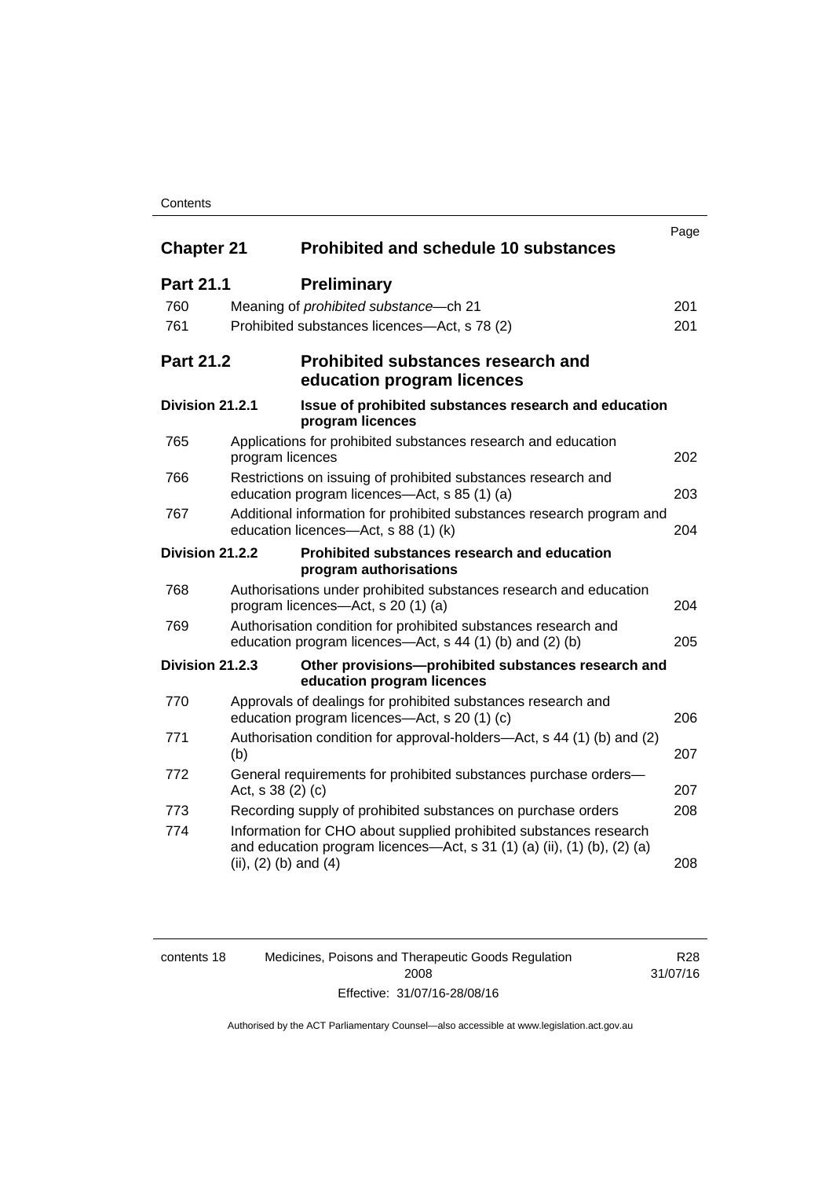| | | Page |
|---|---|---|
| **Chapter 21** | **Prohibited and schedule 10 substances** | |
| **Part 21.1** | **Preliminary** | |
| 760 | Meaning of *prohibited substance*—ch 21 | 201 |
| 761 | Prohibited substances licences—Act, s 78 (2) | 201 |
| **Part 21.2** | **Prohibited substances research and education program licences** | |
| **Division 21.2.1** | **Issue of prohibited substances research and education program licences** | |
| 765 | Applications for prohibited substances research and education program licences | 202 |
| 766 | Restrictions on issuing of prohibited substances research and education program licences—Act, s 85 (1) (a) | 203 |
| 767 | Additional information for prohibited substances research program and education licences—Act, s 88 (1) (k) | 204 |
| **Division 21.2.2** | **Prohibited substances research and education program authorisations** | |
| 768 | Authorisations under prohibited substances research and education program licences—Act, s 20 (1) (a) | 204 |
| 769 | Authorisation condition for prohibited substances research and education program licences—Act, s 44 (1) (b) and (2) (b) | 205 |
| **Division 21.2.3** | **Other provisions—prohibited substances research and education program licences** | |
| 770 | Approvals of dealings for prohibited substances research and education program licences—Act, s 20 (1) (c) | 206 |
| 771 | Authorisation condition for approval-holders—Act, s 44 (1) (b) and (2) (b) | 207 |
| 772 | General requirements for prohibited substances purchase orders—Act, s 38 (2) (c) | 207 |
| 773 | Recording supply of prohibited substances on purchase orders | 208 |
| 774 | Information for CHO about supplied prohibited substances research and education program licences—Act, s 31 (1) (a) (ii), (1) (b), (2) (a) (ii), (2) (b) and (4) | 208 |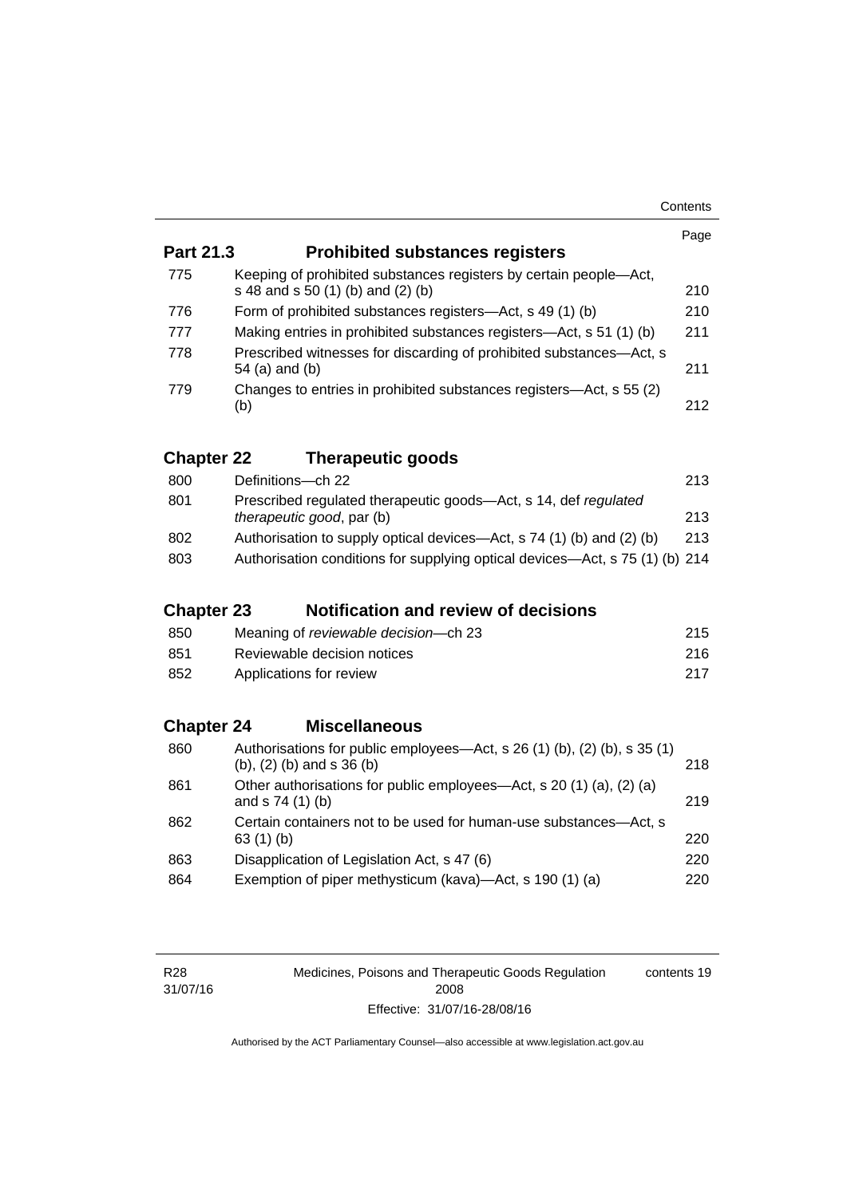Page

## Part 21.3 Prohibited substances registers

| | | |
|---|---|---|
| 775 | Keeping of prohibited substances registers by certain people—Act, s 48 and s 50 (1) (b) and (2) (b) | 210 |
| 776 | Form of prohibited substances registers—Act, s 49 (1) (b) | 210 |
| 777 | Making entries in prohibited substances registers—Act, s 51 (1) (b) | 211 |
| 778 | Prescribed witnesses for discarding of prohibited substances—Act, s 54 (a) and (b) | 211 |
| 779 | Changes to entries in prohibited substances registers—Act, s 55 (2) (b) | 212 |

## Chapter 22 Therapeutic goods

| | | |
|---|---|---|
| 800 | Definitions—ch 22 | 213 |
| 801 | Prescribed regulated therapeutic goods—Act, s 14, def *regulated therapeutic good*, par (b) | 213 |
| 802 | Authorisation to supply optical devices—Act, s 74 (1) (b) and (2) (b) | 213 |
| 803 | Authorisation conditions for supplying optical devices—Act, s 75 (1) (b) | 214 |

## Chapter 23 Notification and review of decisions

| | | |
|---|---|---|
| 850 | Meaning of *reviewable decision*—ch 23 | 215 |
| 851 | Reviewable decision notices | 216 |
| 852 | Applications for review | 217 |

## Chapter 24 Miscellaneous

| | | |
|---|---|---|
| 860 | Authorisations for public employees—Act, s 26 (1) (b), (2) (b), s 35 (1) (b), (2) (b) and s 36 (b) | 218 |
| 861 | Other authorisations for public employees—Act, s 20 (1) (a), (2) (a) and s 74 (1) (b) | 219 |
| 862 | Certain containers not to be used for human-use substances—Act, s 63 (1) (b) | 220 |
| 863 | Disapplication of Legislation Act, s 47 (6) | 220 |
| 864 | Exemption of piper methysticum (kava)—Act, s 190 (1) (a) | 220 |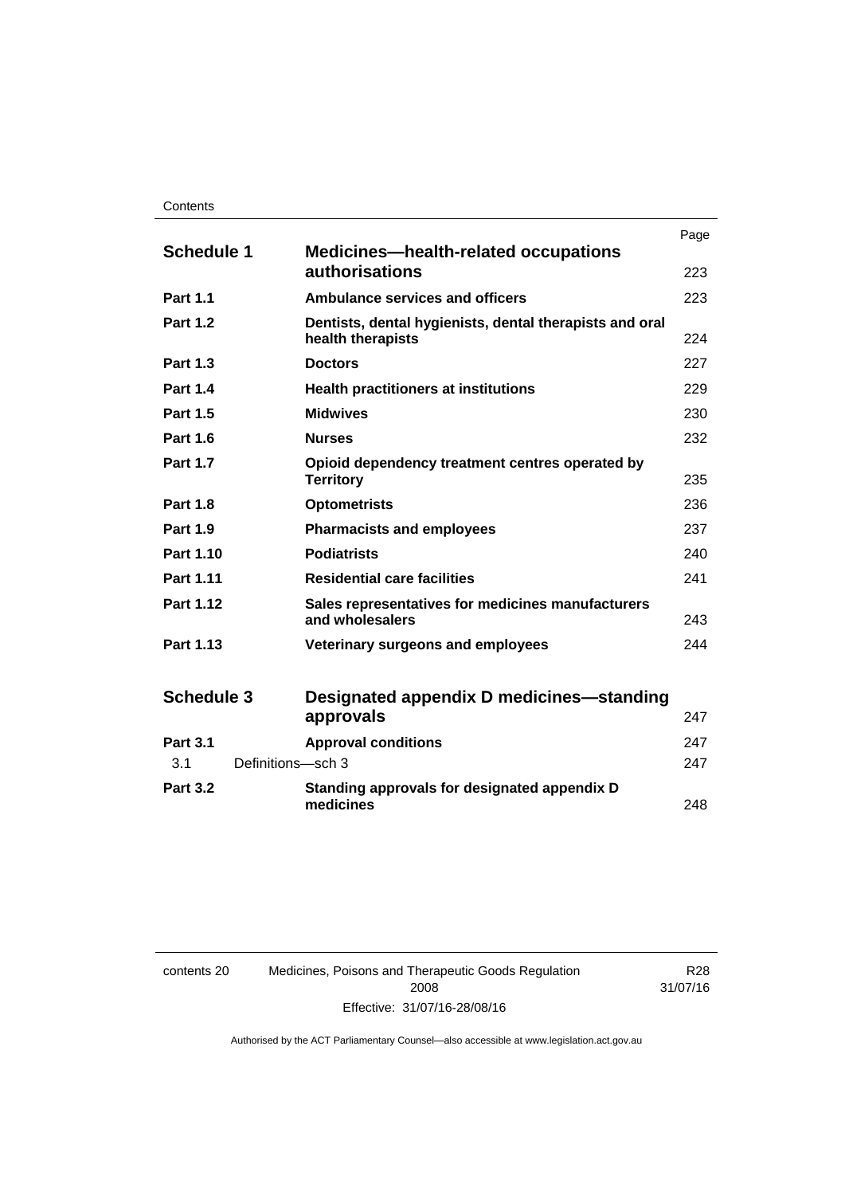| | | Page |
|---|---|---|
| **Schedule 1** | **Medicines—health-related occupations authorisations** | 223 |
| **Part 1.1** | **Ambulance services and officers** | 223 |
| **Part 1.2** | **Dentists, dental hygienists, dental therapists and oral health therapists** | 224 |
| **Part 1.3** | **Doctors** | 227 |
| **Part 1.4** | **Health practitioners at institutions** | 229 |
| **Part 1.5** | **Midwives** | 230 |
| **Part 1.6** | **Nurses** | 232 |
| **Part 1.7** | **Opioid dependency treatment centres operated by Territory** | 235 |
| **Part 1.8** | **Optometrists** | 236 |
| **Part 1.9** | **Pharmacists and employees** | 237 |
| **Part 1.10** | **Podiatrists** | 240 |
| **Part 1.11** | **Residential care facilities** | 241 |
| **Part 1.12** | **Sales representatives for medicines manufacturers and wholesalers** | 243 |
| **Part 1.13** | **Veterinary surgeons and employees** | 244 |
| | | |
| **Schedule 3** | **Designated appendix D medicines—standing approvals** | 247 |
| **Part 3.1** | **Approval conditions** | 247 |
| 3.1 | Definitions—sch 3 | 247 |
| **Part 3.2** | **Standing approvals for designated appendix D medicines** | 248 |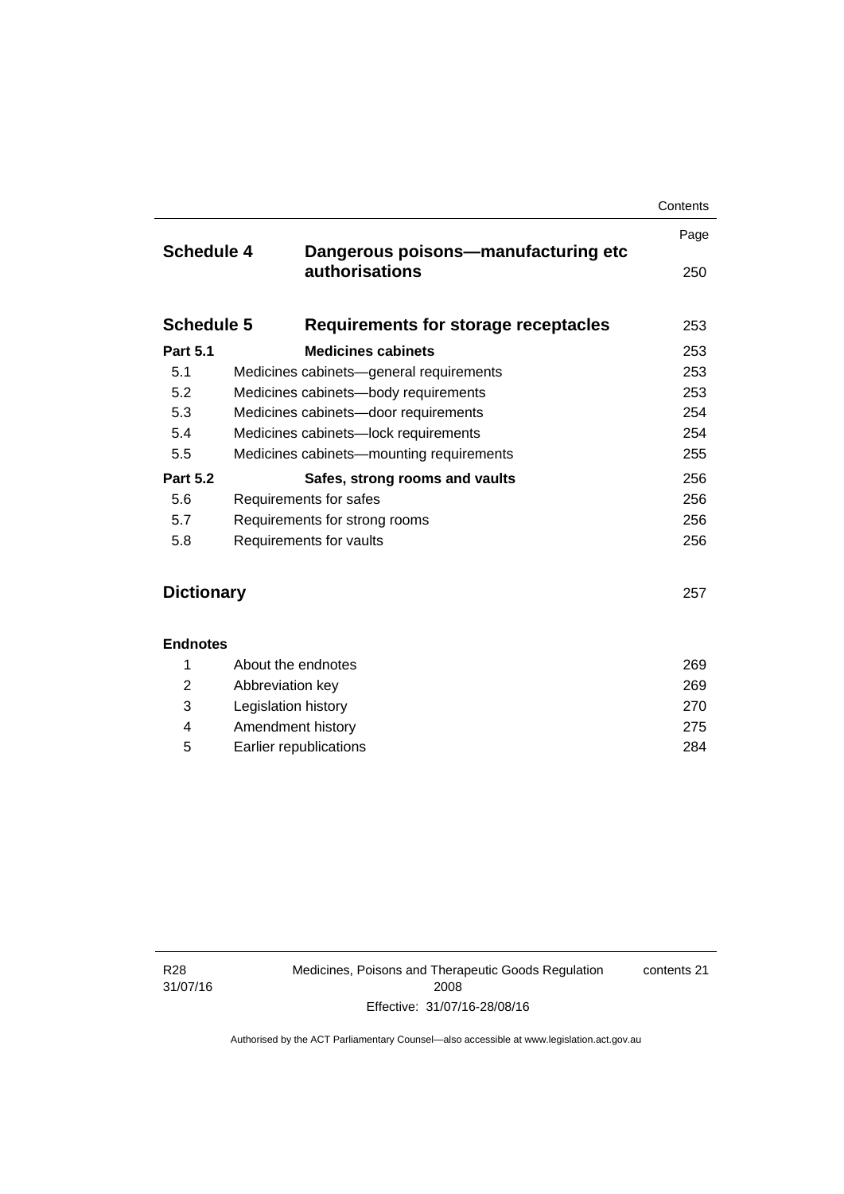| | | Page |
|---|---|---|
| **Schedule 4** | **Dangerous poisons—manufacturing etc authorisations** | 250 |
| **Schedule 5** | **Requirements for storage receptacles** | 253 |
| **Part 5.1** | **Medicines cabinets** | 253 |
| 5.1 | Medicines cabinets—general requirements | 253 |
| 5.2 | Medicines cabinets—body requirements | 253 |
| 5.3 | Medicines cabinets—door requirements | 254 |
| 5.4 | Medicines cabinets—lock requirements | 254 |
| 5.5 | Medicines cabinets—mounting requirements | 255 |
| **Part 5.2** | **Safes, strong rooms and vaults** | 256 |
| 5.6 | Requirements for safes | 256 |
| 5.7 | Requirements for strong rooms | 256 |
| 5.8 | Requirements for vaults | 256 |
| **Dictionary** | | 257 |
| **Endnotes** | | |
| 1 | About the endnotes | 269 |
| 2 | Abbreviation key | 269 |
| 3 | Legislation history | 270 |
| 4 | Amendment history | 275 |
| 5 | Earlier republications | 284 |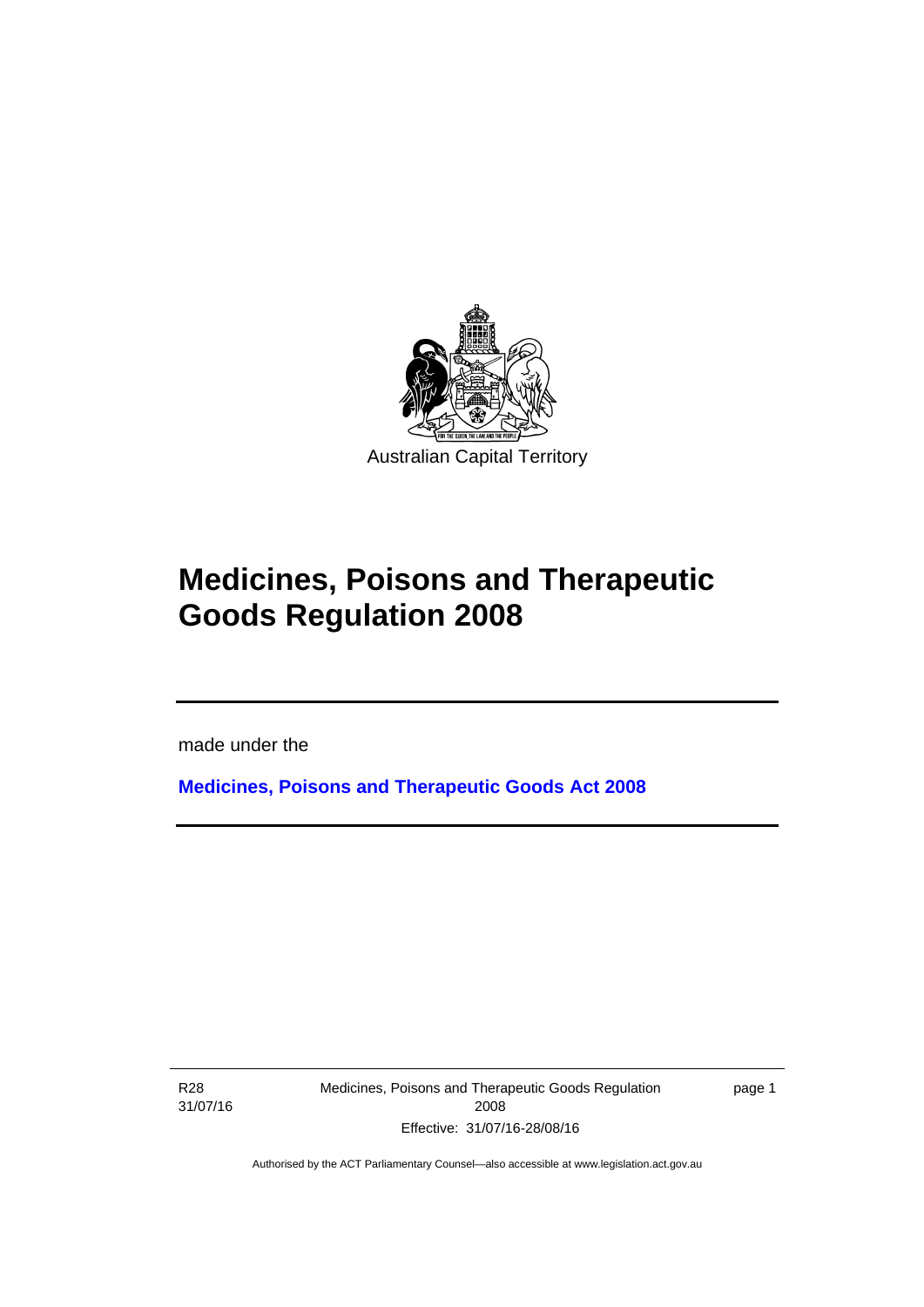Australian Capital Territory

# Medicines, Poisons and Therapeutic Goods Regulation 2008

made under the

**Medicines, Poisons and Therapeutic Goods Act 2008**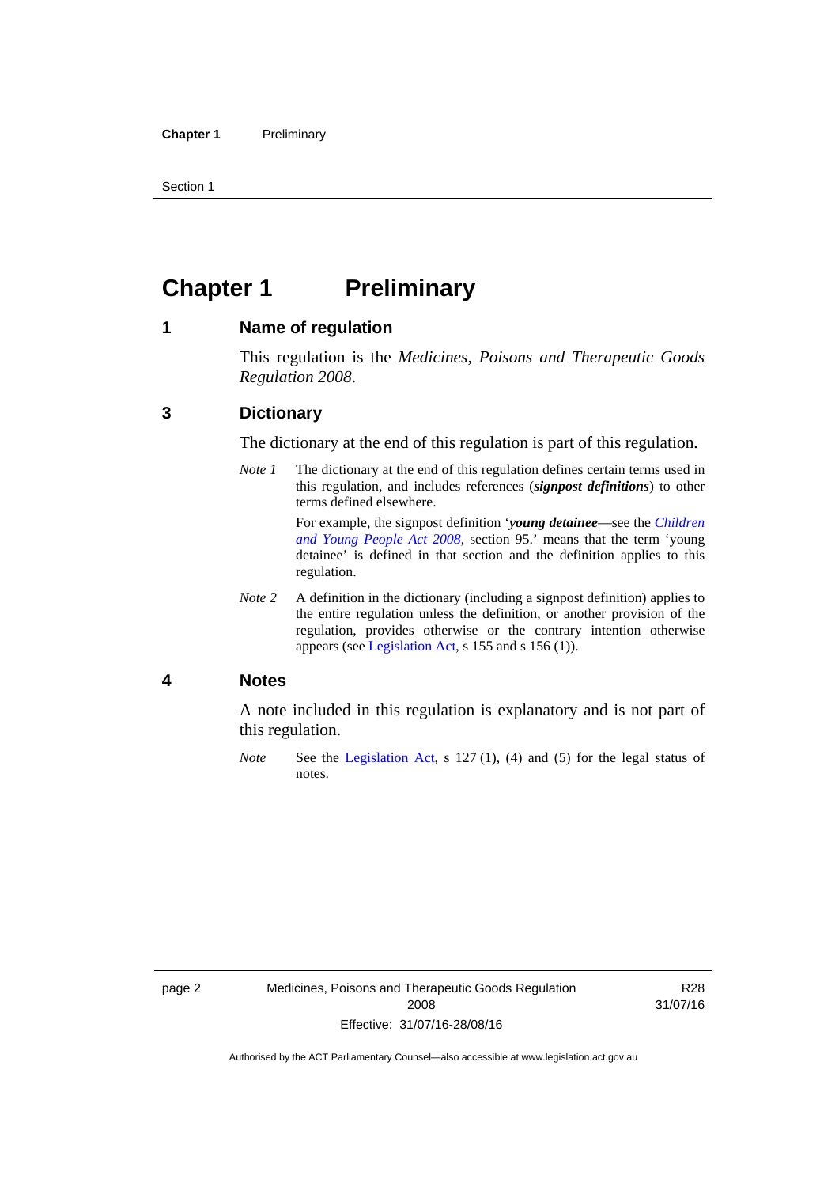# Chapter 1 Preliminary

## 1 Name of regulation

This regulation is the *Medicines, Poisons and Therapeutic Goods Regulation 2008*.

## 3 Dictionary

The dictionary at the end of this regulation is part of this regulation.

*Note 1* The dictionary at the end of this regulation defines certain terms used in this regulation, and includes references (***signpost definitions***) to other terms defined elsewhere.

For example, the signpost definition '***young detainee***—see the *Children and Young People Act 2008*, section 95.' means that the term 'young detainee' is defined in that section and the definition applies to this regulation.

*Note 2* A definition in the dictionary (including a signpost definition) applies to the entire regulation unless the definition, or another provision of the regulation, provides otherwise or the contrary intention otherwise appears (see Legislation Act, s 155 and s 156 (1)).

## 4 Notes

A note included in this regulation is explanatory and is not part of this regulation.

*Note* See the Legislation Act, s 127 (1), (4) and (5) for the legal status of notes.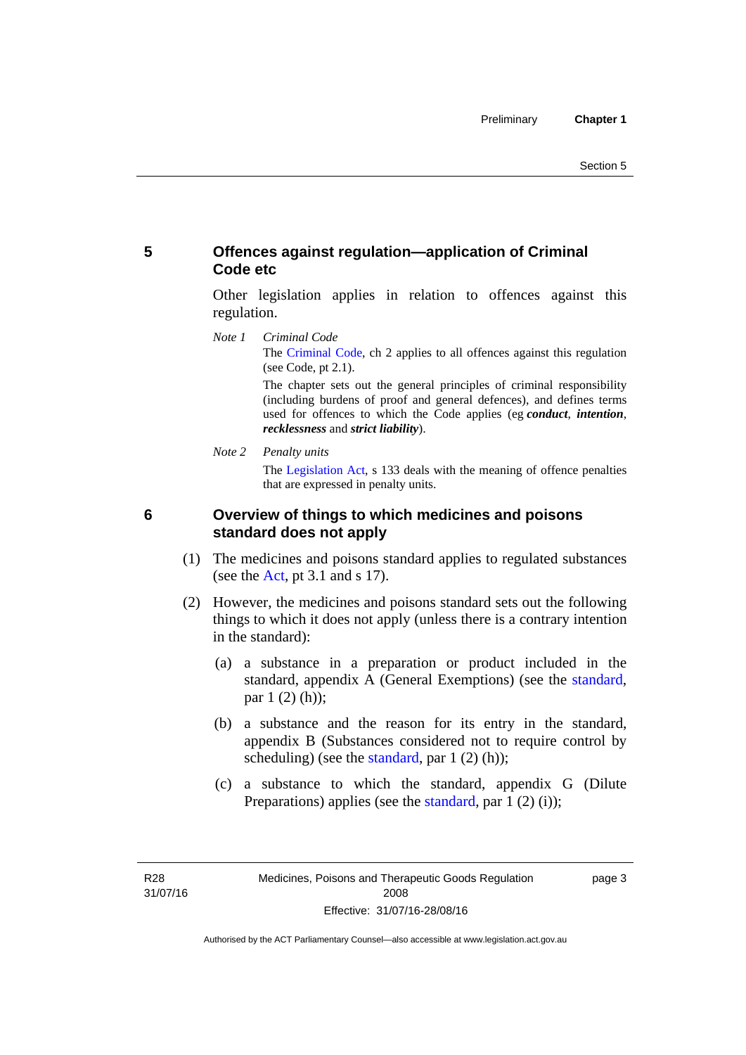## 5 Offences against regulation—application of Criminal Code etc

Other legislation applies in relation to offences against this regulation.

*Note 1* *Criminal Code*

The Criminal Code, ch 2 applies to all offences against this regulation (see Code, pt 2.1).

The chapter sets out the general principles of criminal responsibility (including burdens of proof and general defences), and defines terms used for offences to which the Code applies (eg ***conduct***, ***intention***, ***recklessness*** and ***strict liability***).

*Note 2* *Penalty units*

The Legislation Act, s 133 deals with the meaning of offence penalties that are expressed in penalty units.

## 6 Overview of things to which medicines and poisons standard does not apply

(1) The medicines and poisons standard applies to regulated substances (see the Act, pt 3.1 and s 17).

(2) However, the medicines and poisons standard sets out the following things to which it does not apply (unless there is a contrary intention in the standard):

(a) a substance in a preparation or product included in the standard, appendix A (General Exemptions) (see the standard, par 1 (2) (h));

(b) a substance and the reason for its entry in the standard, appendix B (Substances considered not to require control by scheduling) (see the standard, par 1 (2) (h));

(c) a substance to which the standard, appendix G (Dilute Preparations) applies (see the standard, par 1 (2) (i));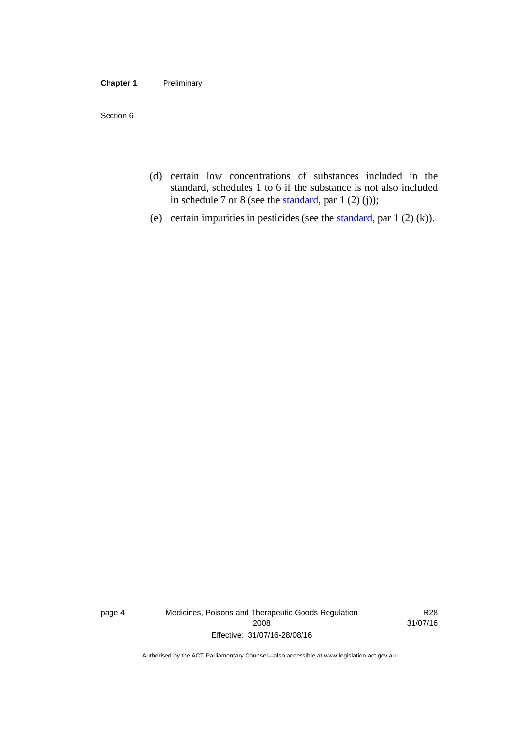(d) certain low concentrations of substances included in the standard, schedules 1 to 6 if the substance is not also included in schedule 7 or 8 (see the standard, par 1 (2) (j));

(e) certain impurities in pesticides (see the standard, par 1 (2) (k)).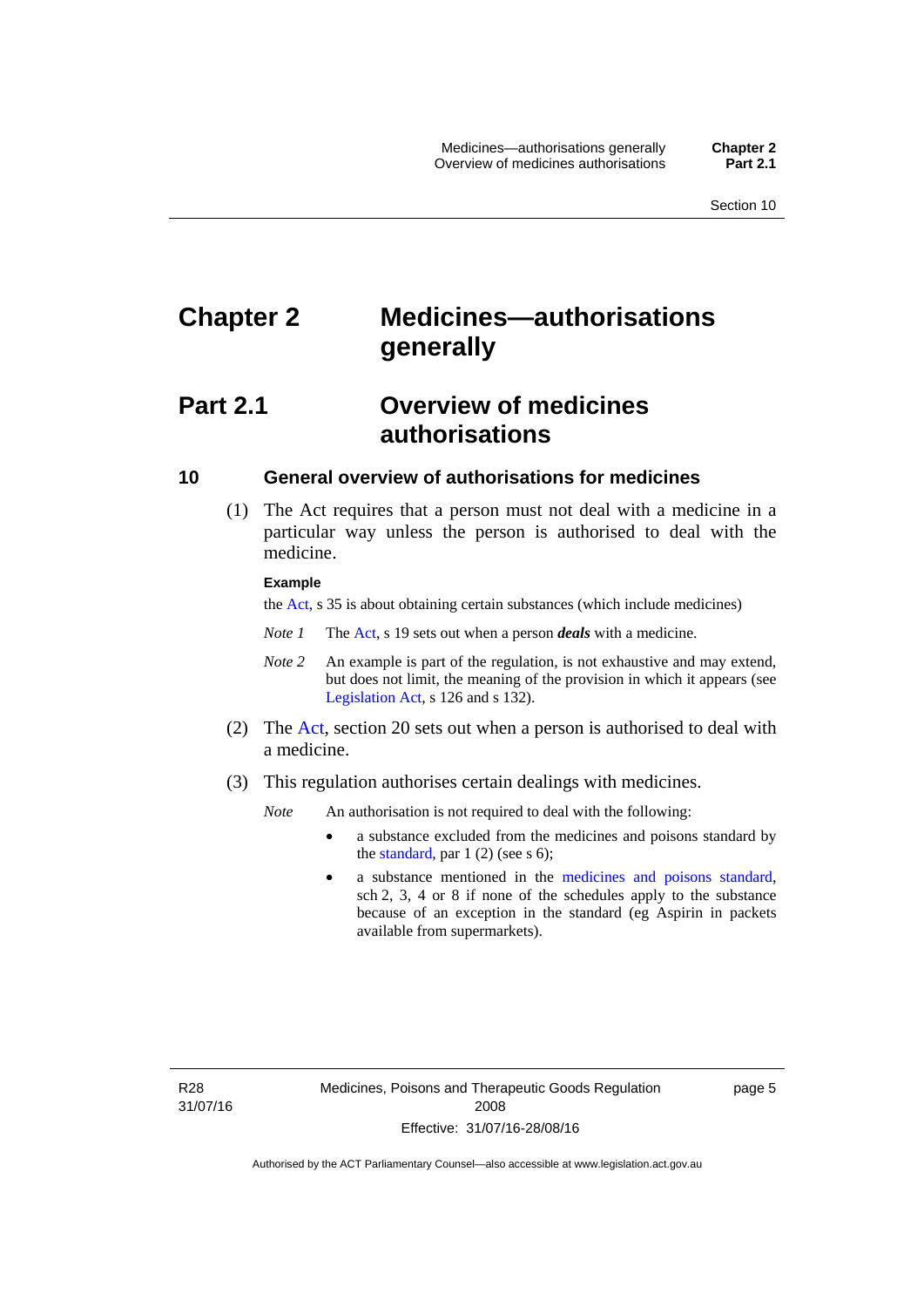# Chapter 2 Medicines—authorisations generally

## Part 2.1 Overview of medicines authorisations

### 10 General overview of authorisations for medicines

(1) The Act requires that a person must not deal with a medicine in a particular way unless the person is authorised to deal with the medicine.

**Example**

the Act, s 35 is about obtaining certain substances (which include medicines)

*Note 1* The Act, s 19 sets out when a person ***deals*** with a medicine.

*Note 2* An example is part of the regulation, is not exhaustive and may extend, but does not limit, the meaning of the provision in which it appears (see Legislation Act, s 126 and s 132).

(2) The Act, section 20 sets out when a person is authorised to deal with a medicine.

(3) This regulation authorises certain dealings with medicines.

*Note* An authorisation is not required to deal with the following:

- a substance excluded from the medicines and poisons standard by the standard, par 1 (2) (see s 6);
- a substance mentioned in the medicines and poisons standard, sch 2, 3, 4 or 8 if none of the schedules apply to the substance because of an exception in the standard (eg Aspirin in packets available from supermarkets).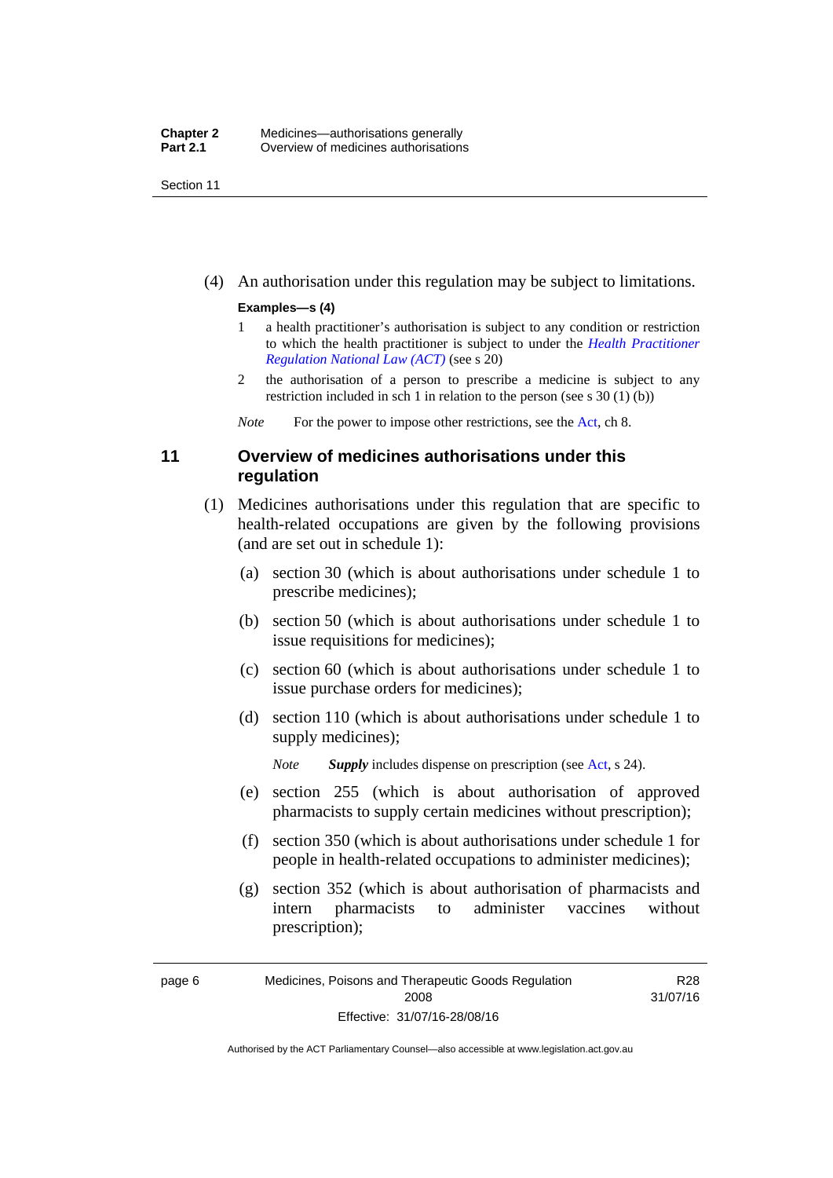(4) An authorisation under this regulation may be subject to limitations.

**Examples—s (4)**

1 a health practitioner's authorisation is subject to any condition or restriction to which the health practitioner is subject to under the *Health Practitioner Regulation National Law (ACT)* (see s 20)

2 the authorisation of a person to prescribe a medicine is subject to any restriction included in sch 1 in relation to the person (see s 30 (1) (b))

*Note* For the power to impose other restrictions, see the Act, ch 8.

## 11 Overview of medicines authorisations under this regulation

(1) Medicines authorisations under this regulation that are specific to health-related occupations are given by the following provisions (and are set out in schedule 1):

(a) section 30 (which is about authorisations under schedule 1 to prescribe medicines);

(b) section 50 (which is about authorisations under schedule 1 to issue requisitions for medicines);

(c) section 60 (which is about authorisations under schedule 1 to issue purchase orders for medicines);

(d) section 110 (which is about authorisations under schedule 1 to supply medicines);

*Note* ***Supply*** includes dispense on prescription (see Act, s 24).

(e) section 255 (which is about authorisation of approved pharmacists to supply certain medicines without prescription);

(f) section 350 (which is about authorisations under schedule 1 for people in health-related occupations to administer medicines);

(g) section 352 (which is about authorisation of pharmacists and intern pharmacists to administer vaccines without prescription);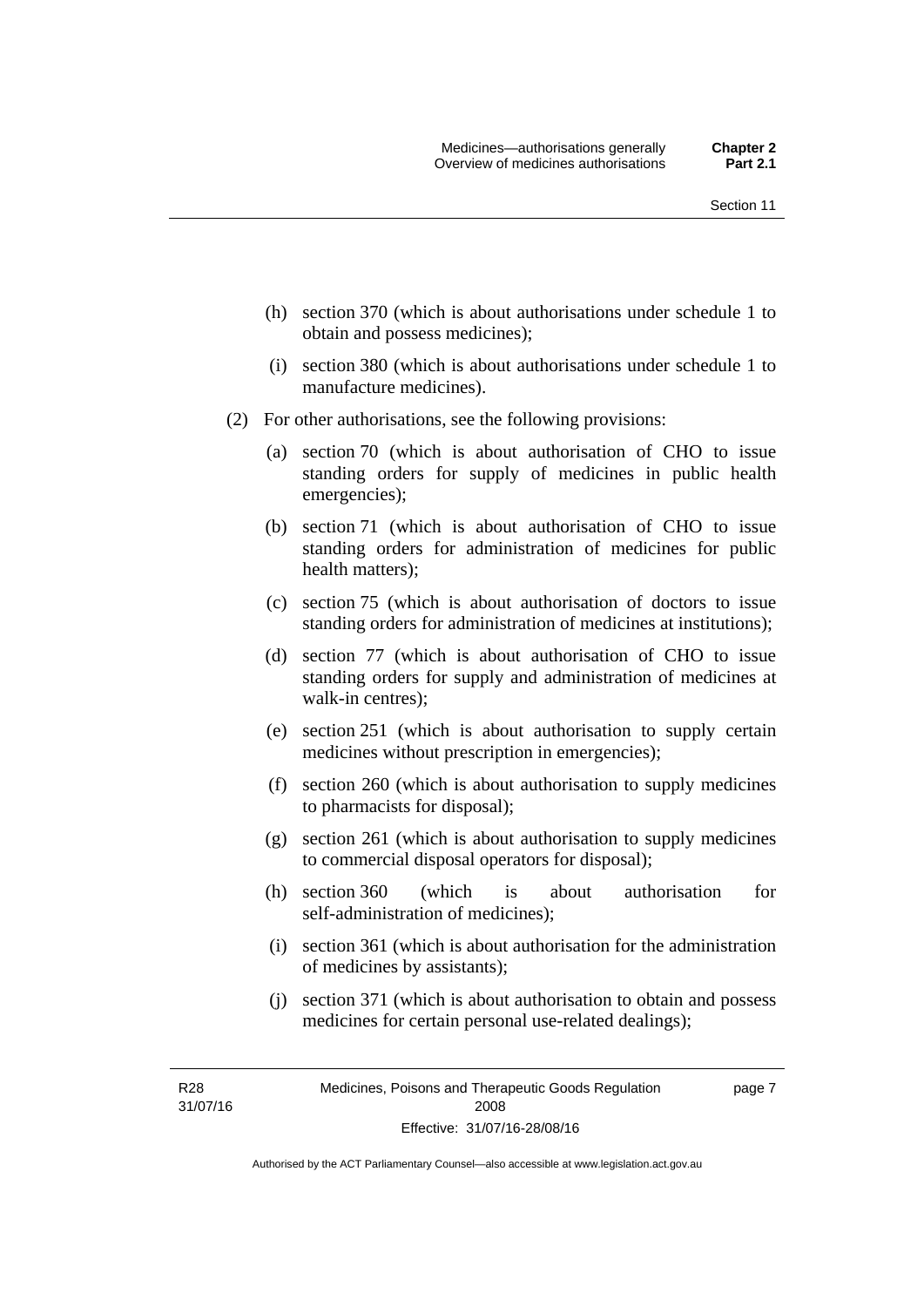(h) section 370 (which is about authorisations under schedule 1 to obtain and possess medicines);

(i) section 380 (which is about authorisations under schedule 1 to manufacture medicines).

(2) For other authorisations, see the following provisions:

(a) section 70 (which is about authorisation of CHO to issue standing orders for supply of medicines in public health emergencies);

(b) section 71 (which is about authorisation of CHO to issue standing orders for administration of medicines for public health matters);

(c) section 75 (which is about authorisation of doctors to issue standing orders for administration of medicines at institutions);

(d) section 77 (which is about authorisation of CHO to issue standing orders for supply and administration of medicines at walk-in centres);

(e) section 251 (which is about authorisation to supply certain medicines without prescription in emergencies);

(f) section 260 (which is about authorisation to supply medicines to pharmacists for disposal);

(g) section 261 (which is about authorisation to supply medicines to commercial disposal operators for disposal);

(h) section 360 (which is about authorisation for self-administration of medicines);

(i) section 361 (which is about authorisation for the administration of medicines by assistants);

(j) section 371 (which is about authorisation to obtain and possess medicines for certain personal use-related dealings);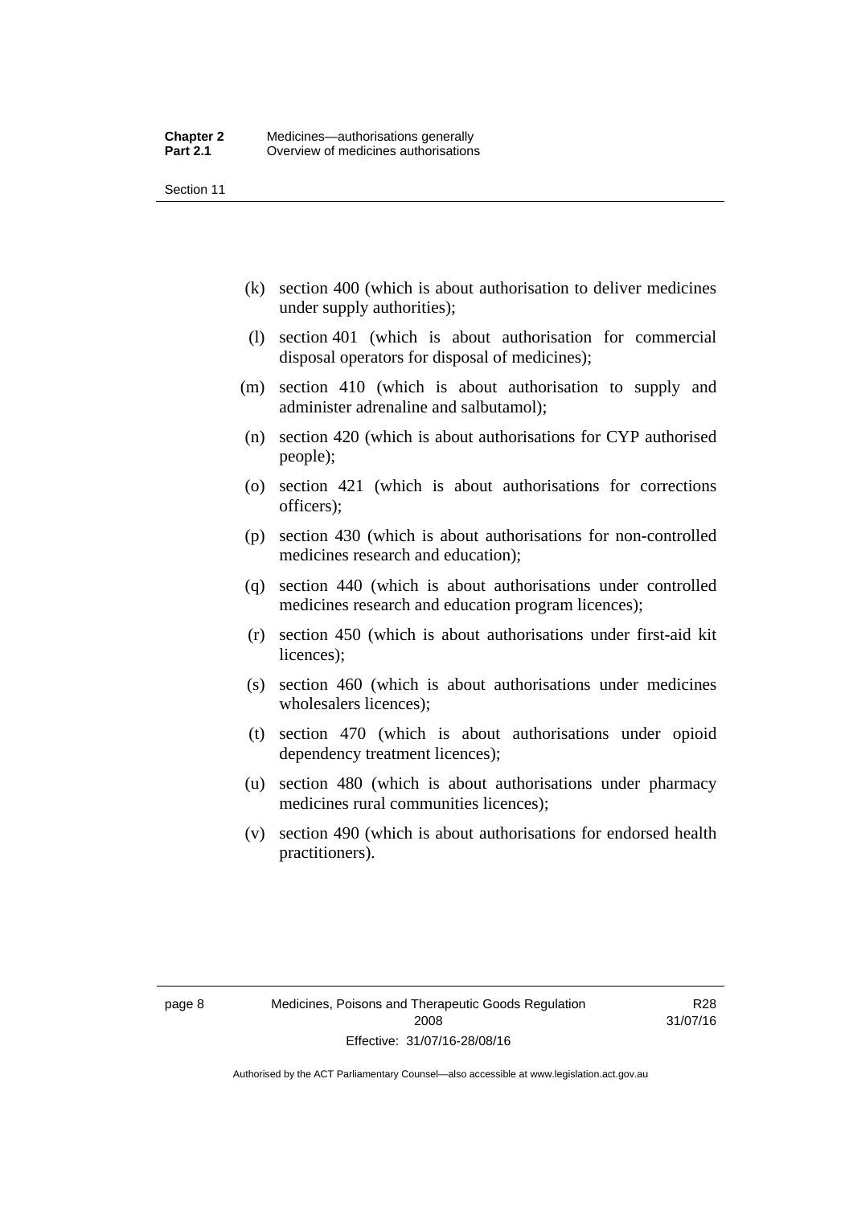(k) section 400 (which is about authorisation to deliver medicines under supply authorities);

(l) section 401 (which is about authorisation for commercial disposal operators for disposal of medicines);

(m) section 410 (which is about authorisation to supply and administer adrenaline and salbutamol);

(n) section 420 (which is about authorisations for CYP authorised people);

(o) section 421 (which is about authorisations for corrections officers);

(p) section 430 (which is about authorisations for non-controlled medicines research and education);

(q) section 440 (which is about authorisations under controlled medicines research and education program licences);

(r) section 450 (which is about authorisations under first-aid kit licences);

(s) section 460 (which is about authorisations under medicines wholesalers licences);

(t) section 470 (which is about authorisations under opioid dependency treatment licences);

(u) section 480 (which is about authorisations under pharmacy medicines rural communities licences);

(v) section 490 (which is about authorisations for endorsed health practitioners).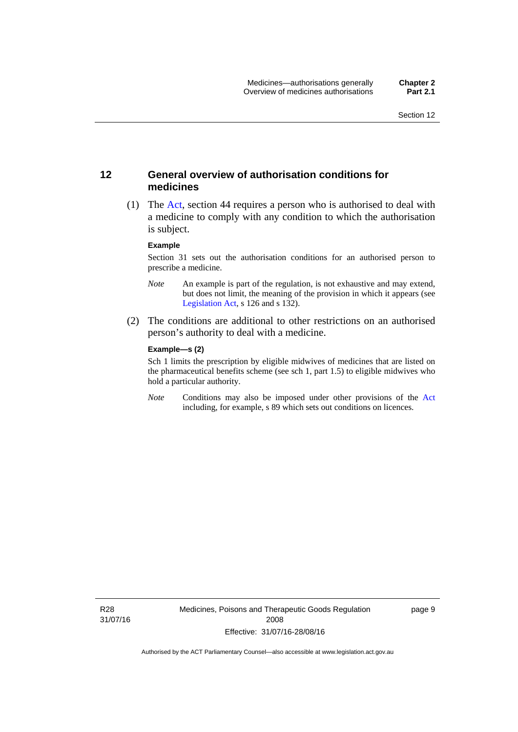## 12 General overview of authorisation conditions for medicines

(1) The Act, section 44 requires a person who is authorised to deal with a medicine to comply with any condition to which the authorisation is subject.

**Example**

Section 31 sets out the authorisation conditions for an authorised person to prescribe a medicine.

*Note* An example is part of the regulation, is not exhaustive and may extend, but does not limit, the meaning of the provision in which it appears (see Legislation Act, s 126 and s 132).

(2) The conditions are additional to other restrictions on an authorised person's authority to deal with a medicine.

**Example—s (2)**

Sch 1 limits the prescription by eligible midwives of medicines that are listed on the pharmaceutical benefits scheme (see sch 1, part 1.5) to eligible midwives who hold a particular authority.

*Note* Conditions may also be imposed under other provisions of the Act including, for example, s 89 which sets out conditions on licences.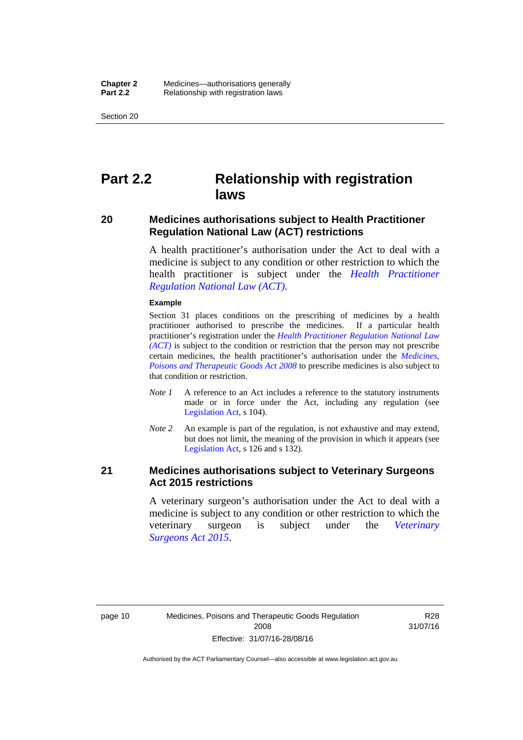# Part 2.2 Relationship with registration laws

## 20 Medicines authorisations subject to Health Practitioner Regulation National Law (ACT) restrictions

A health practitioner's authorisation under the Act to deal with a medicine is subject to any condition or other restriction to which the health practitioner is subject under the *Health Practitioner Regulation National Law (ACT)*.

**Example**

Section 31 places conditions on the prescribing of medicines by a health practitioner authorised to prescribe the medicines. If a particular health practitioner's registration under the *Health Practitioner Regulation National Law (ACT)* is subject to the condition or restriction that the person may not prescribe certain medicines, the health practitioner's authorisation under the *Medicines, Poisons and Therapeutic Goods Act 2008* to prescribe medicines is also subject to that condition or restriction.

*Note 1* A reference to an Act includes a reference to the statutory instruments made or in force under the Act, including any regulation (see Legislation Act, s 104).

*Note 2* An example is part of the regulation, is not exhaustive and may extend, but does not limit, the meaning of the provision in which it appears (see Legislation Act, s 126 and s 132).

## 21 Medicines authorisations subject to Veterinary Surgeons Act 2015 restrictions

A veterinary surgeon's authorisation under the Act to deal with a medicine is subject to any condition or other restriction to which the veterinary surgeon is subject under the *Veterinary Surgeons Act 2015*.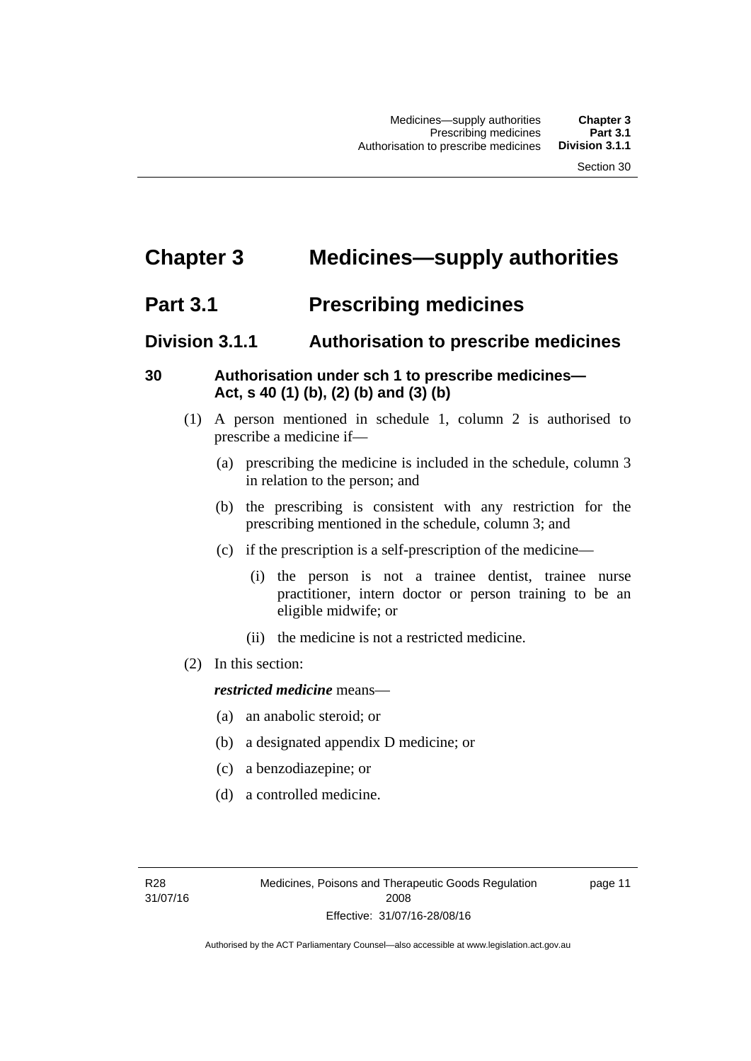# Chapter 3 Medicines—supply authorities

## Part 3.1 Prescribing medicines

### Division 3.1.1 Authorisation to prescribe medicines

#### 30 Authorisation under sch 1 to prescribe medicines—Act, s 40 (1) (b), (2) (b) and (3) (b)

(1) A person mentioned in schedule 1, column 2 is authorised to prescribe a medicine if—

(a) prescribing the medicine is included in the schedule, column 3 in relation to the person; and

(b) the prescribing is consistent with any restriction for the prescribing mentioned in the schedule, column 3; and

(c) if the prescription is a self-prescription of the medicine—

(i) the person is not a trainee dentist, trainee nurse practitioner, intern doctor or person training to be an eligible midwife; or

(ii) the medicine is not a restricted medicine.

(2) In this section:

***restricted medicine*** means—

(a) an anabolic steroid; or

(b) a designated appendix D medicine; or

(c) a benzodiazepine; or

(d) a controlled medicine.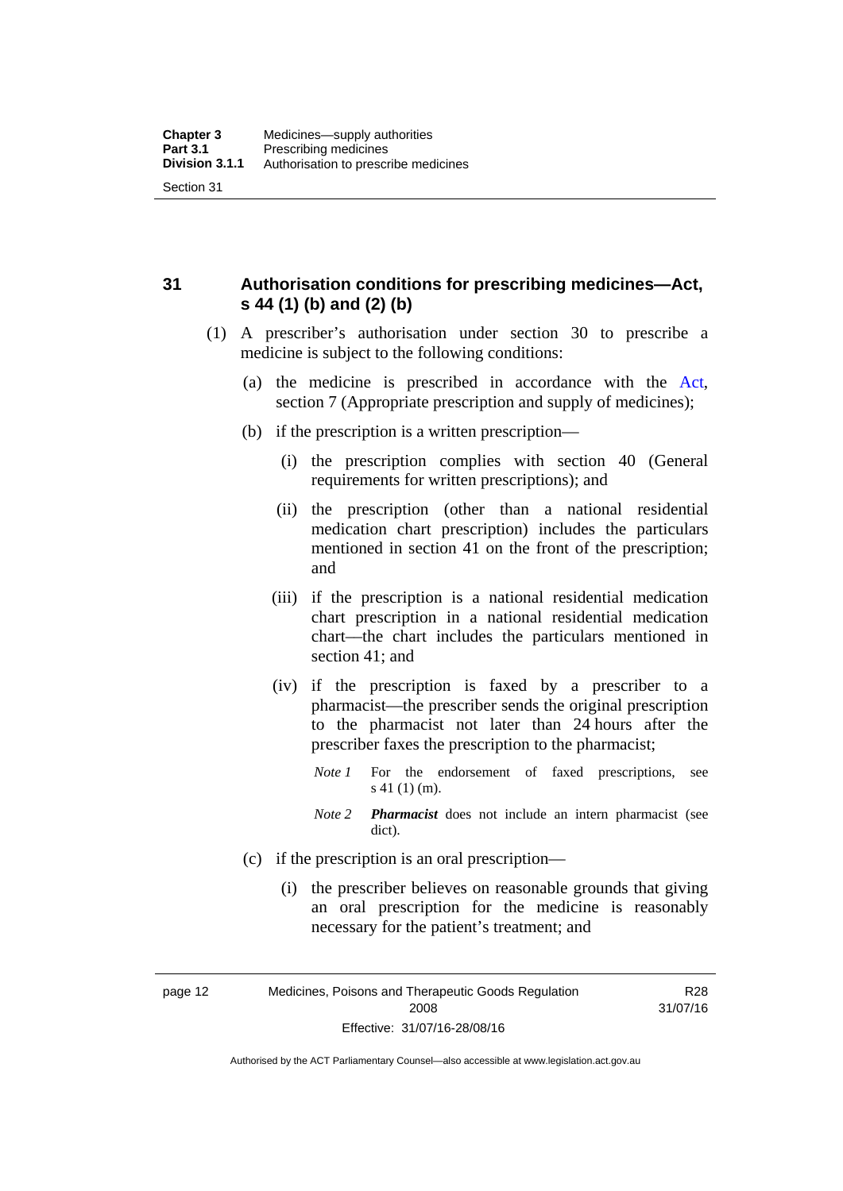## 31 Authorisation conditions for prescribing medicines—Act, s 44 (1) (b) and (2) (b)

(1) A prescriber's authorisation under section 30 to prescribe a medicine is subject to the following conditions:

(a) the medicine is prescribed in accordance with the Act, section 7 (Appropriate prescription and supply of medicines);

(b) if the prescription is a written prescription—

(i) the prescription complies with section 40 (General requirements for written prescriptions); and

(ii) the prescription (other than a national residential medication chart prescription) includes the particulars mentioned in section 41 on the front of the prescription; and

(iii) if the prescription is a national residential medication chart prescription in a national residential medication chart—the chart includes the particulars mentioned in section 41; and

(iv) if the prescription is faxed by a prescriber to a pharmacist—the prescriber sends the original prescription to the pharmacist not later than 24 hours after the prescriber faxes the prescription to the pharmacist;

*Note 1* For the endorsement of faxed prescriptions, see s 41 (1) (m).

*Note 2* ***Pharmacist*** does not include an intern pharmacist (see dict).

(c) if the prescription is an oral prescription—

(i) the prescriber believes on reasonable grounds that giving an oral prescription for the medicine is reasonably necessary for the patient's treatment; and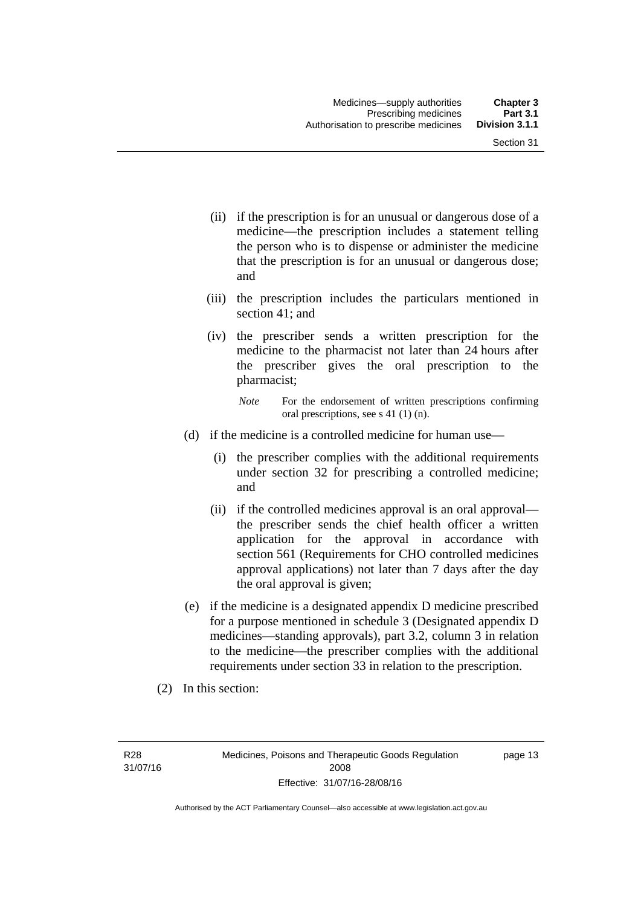(ii) if the prescription is for an unusual or dangerous dose of a medicine—the prescription includes a statement telling the person who is to dispense or administer the medicine that the prescription is for an unusual or dangerous dose; and

(iii) the prescription includes the particulars mentioned in section 41; and

(iv) the prescriber sends a written prescription for the medicine to the pharmacist not later than 24 hours after the prescriber gives the oral prescription to the pharmacist;

*Note* For the endorsement of written prescriptions confirming oral prescriptions, see s 41 (1) (n).

(d) if the medicine is a controlled medicine for human use—

(i) the prescriber complies with the additional requirements under section 32 for prescribing a controlled medicine; and

(ii) if the controlled medicines approval is an oral approval—the prescriber sends the chief health officer a written application for the approval in accordance with section 561 (Requirements for CHO controlled medicines approval applications) not later than 7 days after the day the oral approval is given;

(e) if the medicine is a designated appendix D medicine prescribed for a purpose mentioned in schedule 3 (Designated appendix D medicines—standing approvals), part 3.2, column 3 in relation to the medicine—the prescriber complies with the additional requirements under section 33 in relation to the prescription.

(2) In this section: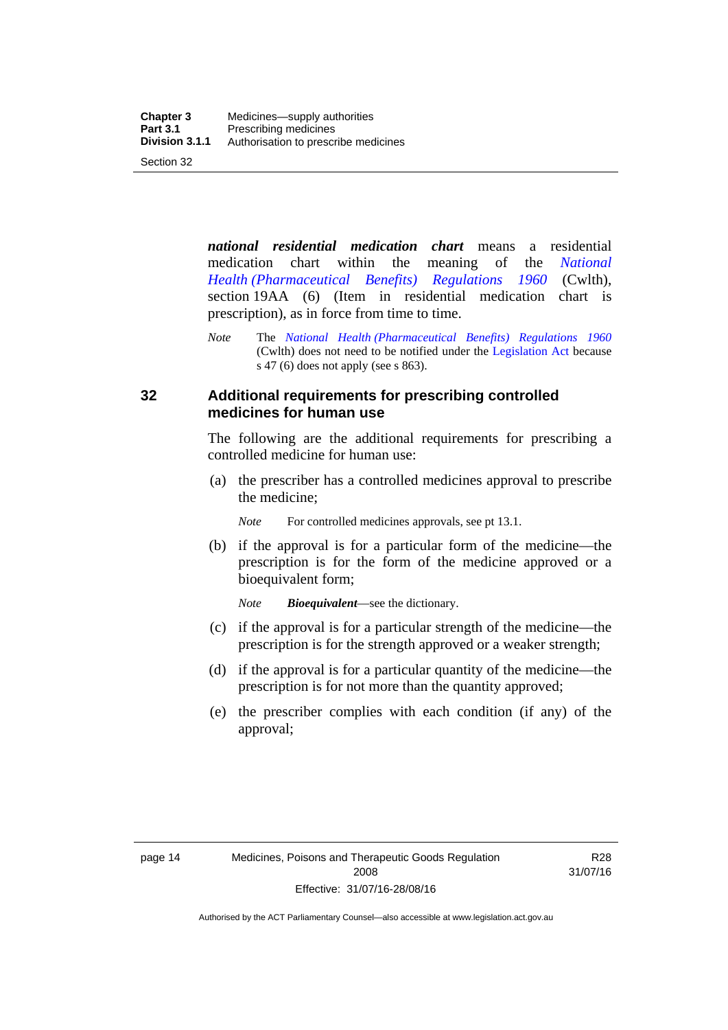***national residential medication chart*** means a residential medication chart within the meaning of the *National Health (Pharmaceutical Benefits) Regulations 1960* (Cwlth), section 19AA (6) (Item in residential medication chart is prescription), as in force from time to time.

*Note* The *National Health (Pharmaceutical Benefits) Regulations 1960* (Cwlth) does not need to be notified under the Legislation Act because s 47 (6) does not apply (see s 863).

## 32 Additional requirements for prescribing controlled medicines for human use

The following are the additional requirements for prescribing a controlled medicine for human use:

(a) the prescriber has a controlled medicines approval to prescribe the medicine;

*Note* For controlled medicines approvals, see pt 13.1.

(b) if the approval is for a particular form of the medicine—the prescription is for the form of the medicine approved or a bioequivalent form;

*Note* ***Bioequivalent***—see the dictionary.

(c) if the approval is for a particular strength of the medicine—the prescription is for the strength approved or a weaker strength;

(d) if the approval is for a particular quantity of the medicine—the prescription is for not more than the quantity approved;

(e) the prescriber complies with each condition (if any) of the approval;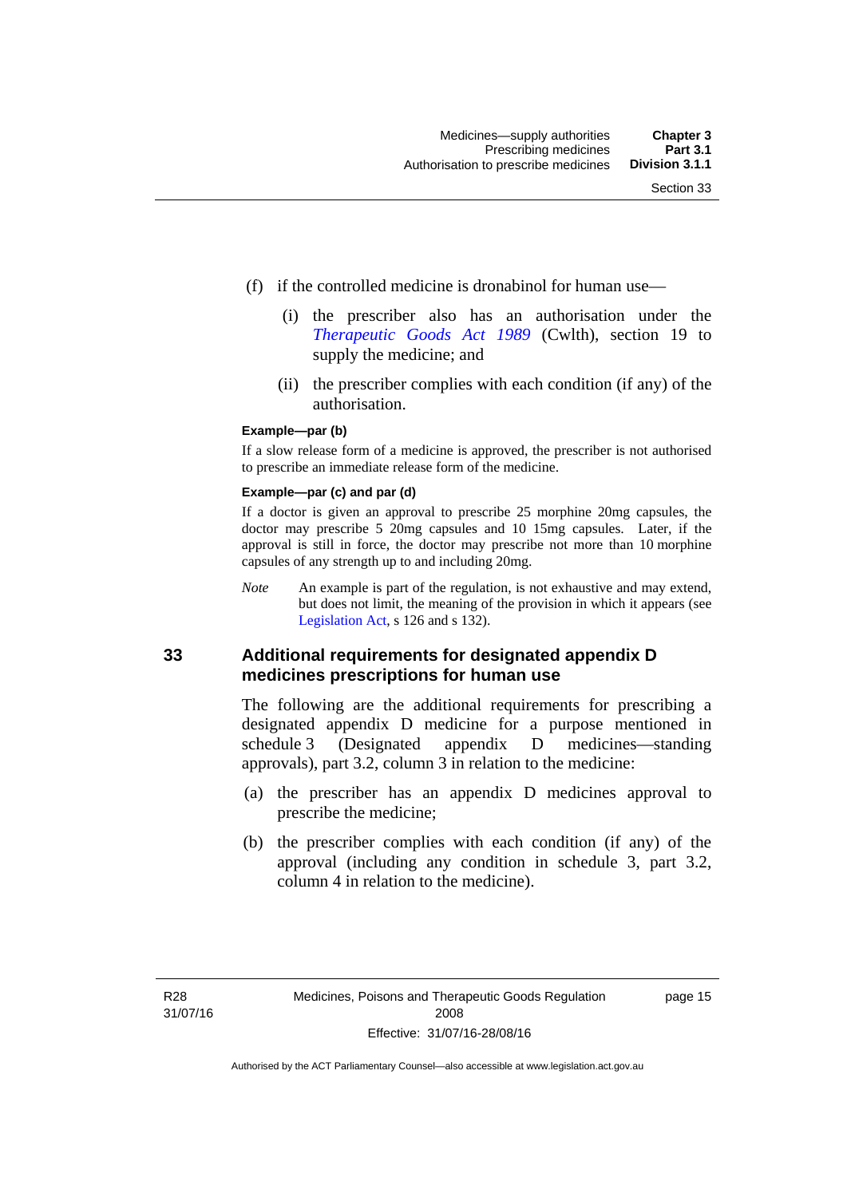(f) if the controlled medicine is dronabinol for human use—

(i) the prescriber also has an authorisation under the *Therapeutic Goods Act 1989* (Cwlth), section 19 to supply the medicine; and

(ii) the prescriber complies with each condition (if any) of the authorisation.

**Example—par (b)**

If a slow release form of a medicine is approved, the prescriber is not authorised to prescribe an immediate release form of the medicine.

**Example—par (c) and par (d)**

If a doctor is given an approval to prescribe 25 morphine 20mg capsules, the doctor may prescribe 5 20mg capsules and 10 15mg capsules. Later, if the approval is still in force, the doctor may prescribe not more than 10 morphine capsules of any strength up to and including 20mg.

*Note* An example is part of the regulation, is not exhaustive and may extend, but does not limit, the meaning of the provision in which it appears (see Legislation Act, s 126 and s 132).

## 33 Additional requirements for designated appendix D medicines prescriptions for human use

The following are the additional requirements for prescribing a designated appendix D medicine for a purpose mentioned in schedule 3 (Designated appendix D medicines—standing approvals), part 3.2, column 3 in relation to the medicine:

(a) the prescriber has an appendix D medicines approval to prescribe the medicine;

(b) the prescriber complies with each condition (if any) of the approval (including any condition in schedule 3, part 3.2, column 4 in relation to the medicine).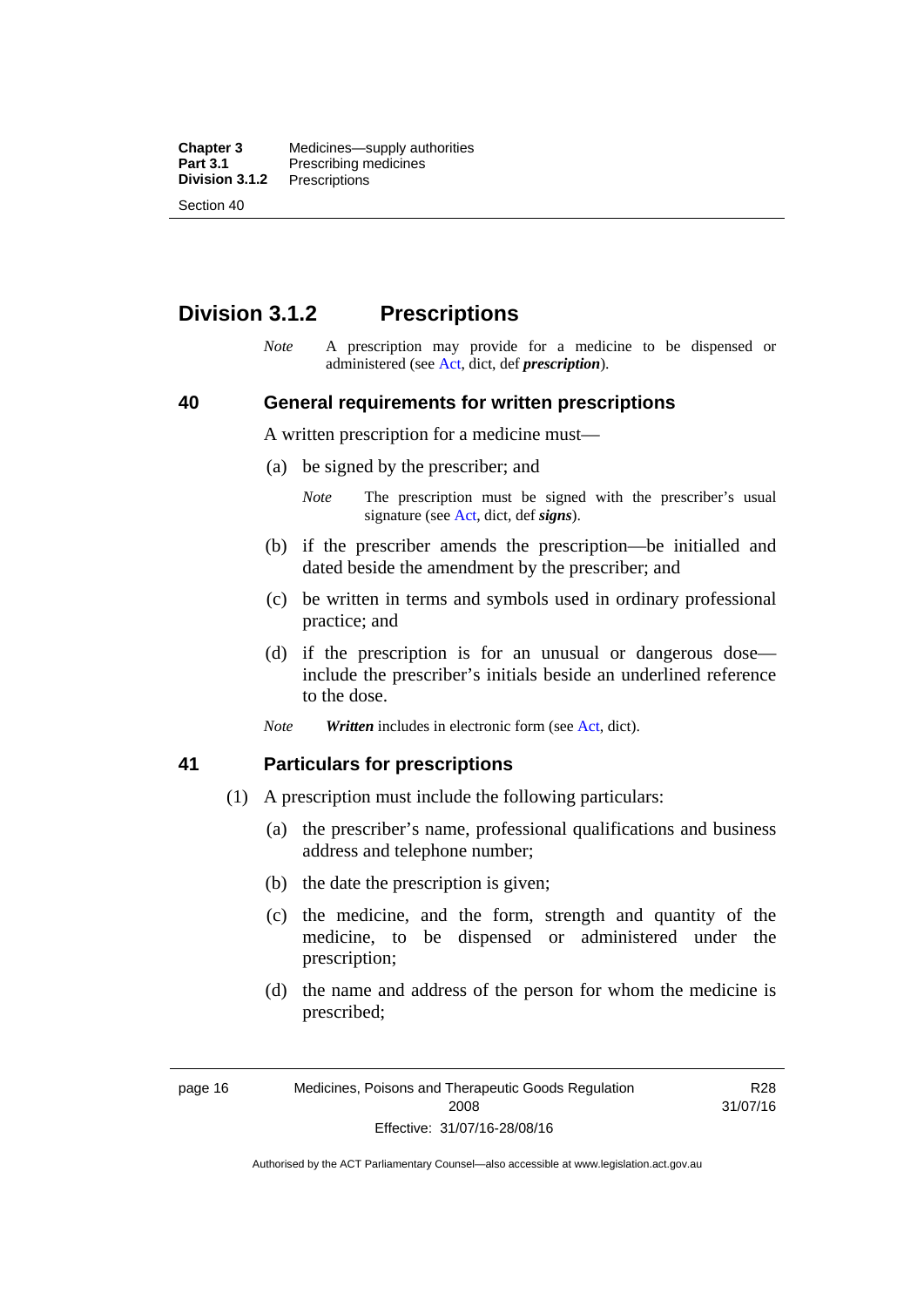## Division 3.1.2 Prescriptions

*Note* A prescription may provide for a medicine to be dispensed or administered (see Act, dict, def ***prescription***).

### 40 General requirements for written prescriptions

A written prescription for a medicine must—

(a) be signed by the prescriber; and

*Note* The prescription must be signed with the prescriber's usual signature (see Act, dict, def ***signs***).

(b) if the prescriber amends the prescription—be initialled and dated beside the amendment by the prescriber; and

(c) be written in terms and symbols used in ordinary professional practice; and

(d) if the prescription is for an unusual or dangerous dose—include the prescriber's initials beside an underlined reference to the dose.

*Note* ***Written*** includes in electronic form (see Act, dict).

### 41 Particulars for prescriptions

(1) A prescription must include the following particulars:

(a) the prescriber's name, professional qualifications and business address and telephone number;

(b) the date the prescription is given;

(c) the medicine, and the form, strength and quantity of the medicine, to be dispensed or administered under the prescription;

(d) the name and address of the person for whom the medicine is prescribed;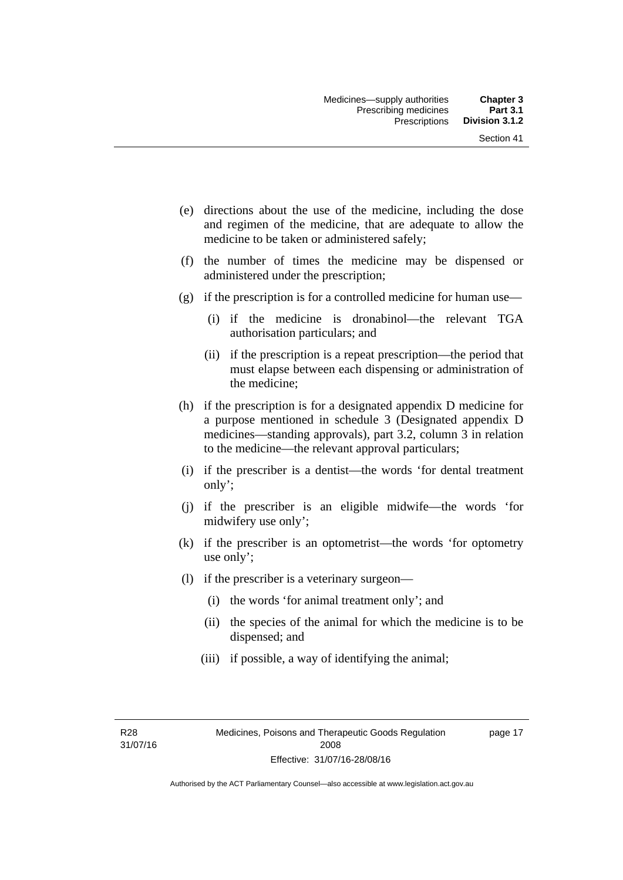(e) directions about the use of the medicine, including the dose and regimen of the medicine, that are adequate to allow the medicine to be taken or administered safely;

(f) the number of times the medicine may be dispensed or administered under the prescription;

(g) if the prescription is for a controlled medicine for human use—

  (i) if the medicine is dronabinol—the relevant TGA authorisation particulars; and

  (ii) if the prescription is a repeat prescription—the period that must elapse between each dispensing or administration of the medicine;

(h) if the prescription is for a designated appendix D medicine for a purpose mentioned in schedule 3 (Designated appendix D medicines—standing approvals), part 3.2, column 3 in relation to the medicine—the relevant approval particulars;

(i) if the prescriber is a dentist—the words 'for dental treatment only';

(j) if the prescriber is an eligible midwife—the words 'for midwifery use only';

(k) if the prescriber is an optometrist—the words 'for optometry use only';

(l) if the prescriber is a veterinary surgeon—

  (i) the words 'for animal treatment only'; and

  (ii) the species of the animal for which the medicine is to be dispensed; and

  (iii) if possible, a way of identifying the animal;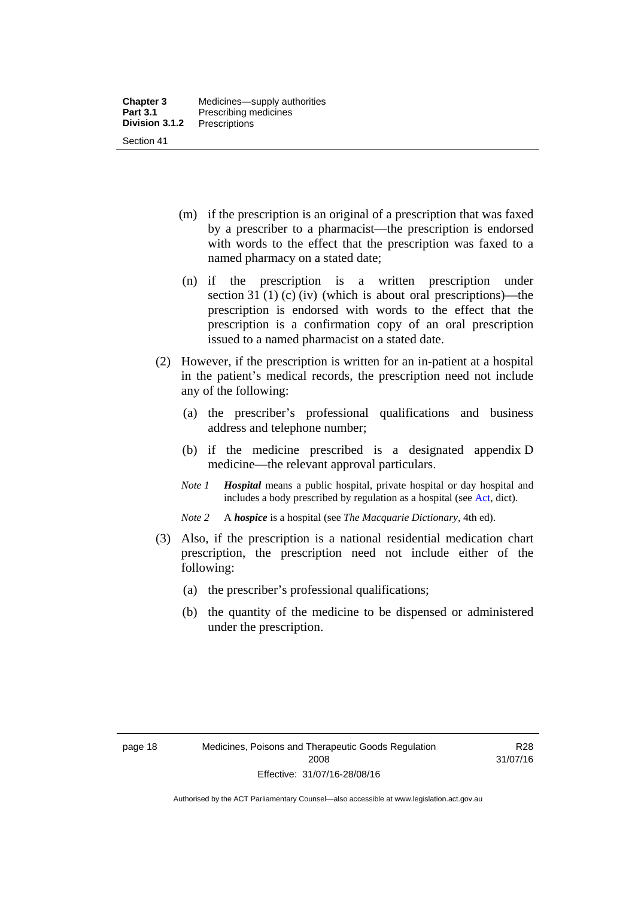(m) if the prescription is an original of a prescription that was faxed by a prescriber to a pharmacist—the prescription is endorsed with words to the effect that the prescription was faxed to a named pharmacy on a stated date;

(n) if the prescription is a written prescription under section 31 (1) (c) (iv) (which is about oral prescriptions)—the prescription is endorsed with words to the effect that the prescription is a confirmation copy of an oral prescription issued to a named pharmacist on a stated date.

(2) However, if the prescription is written for an in-patient at a hospital in the patient's medical records, the prescription need not include any of the following:

(a) the prescriber's professional qualifications and business address and telephone number;

(b) if the medicine prescribed is a designated appendix D medicine—the relevant approval particulars.

*Note 1* ***Hospital*** means a public hospital, private hospital or day hospital and includes a body prescribed by regulation as a hospital (see Act, dict).

*Note 2* A ***hospice*** is a hospital (see *The Macquarie Dictionary*, 4th ed).

(3) Also, if the prescription is a national residential medication chart prescription, the prescription need not include either of the following:

(a) the prescriber's professional qualifications;

(b) the quantity of the medicine to be dispensed or administered under the prescription.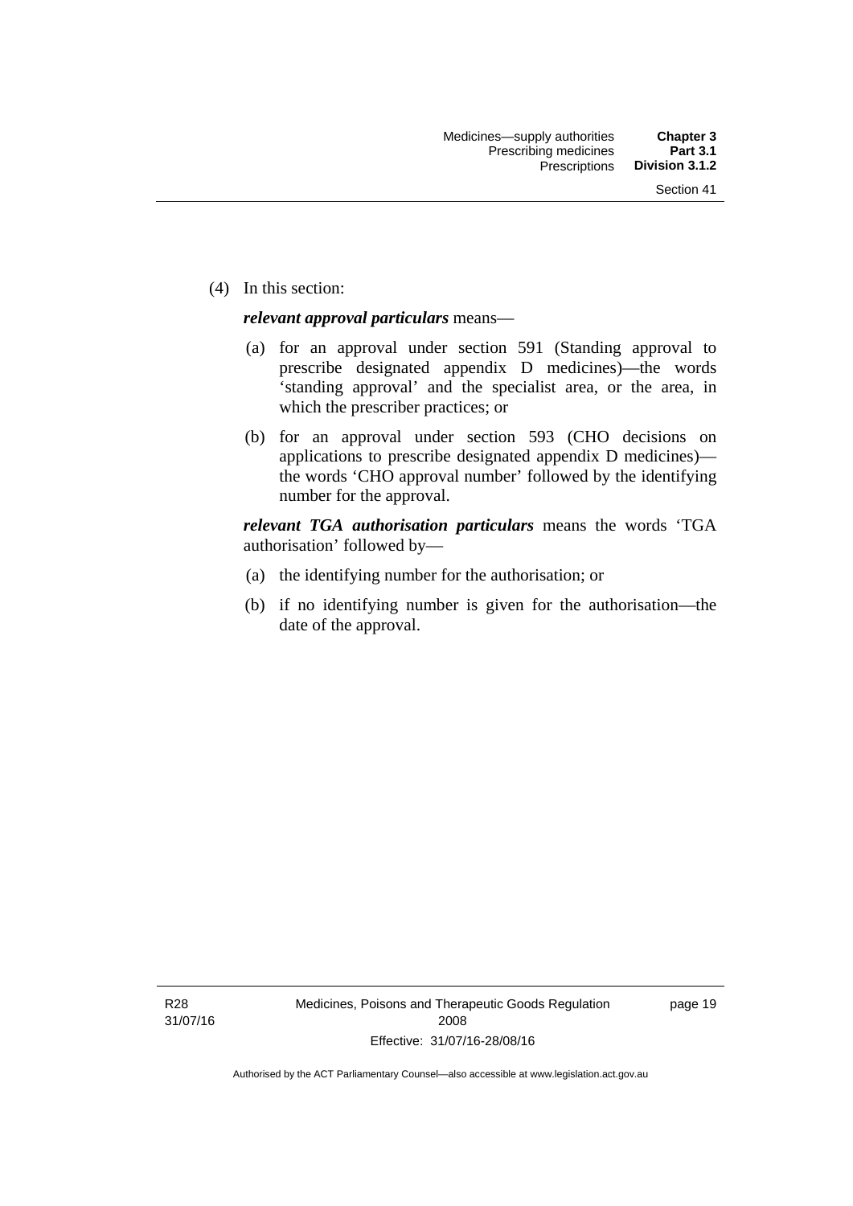(4) In this section:

***relevant approval particulars*** means—

(a) for an approval under section 591 (Standing approval to prescribe designated appendix D medicines)—the words 'standing approval' and the specialist area, or the area, in which the prescriber practices; or

(b) for an approval under section 593 (CHO decisions on applications to prescribe designated appendix D medicines)—the words 'CHO approval number' followed by the identifying number for the approval.

***relevant TGA authorisation particulars*** means the words 'TGA authorisation' followed by—

(a) the identifying number for the authorisation; or

(b) if no identifying number is given for the authorisation—the date of the approval.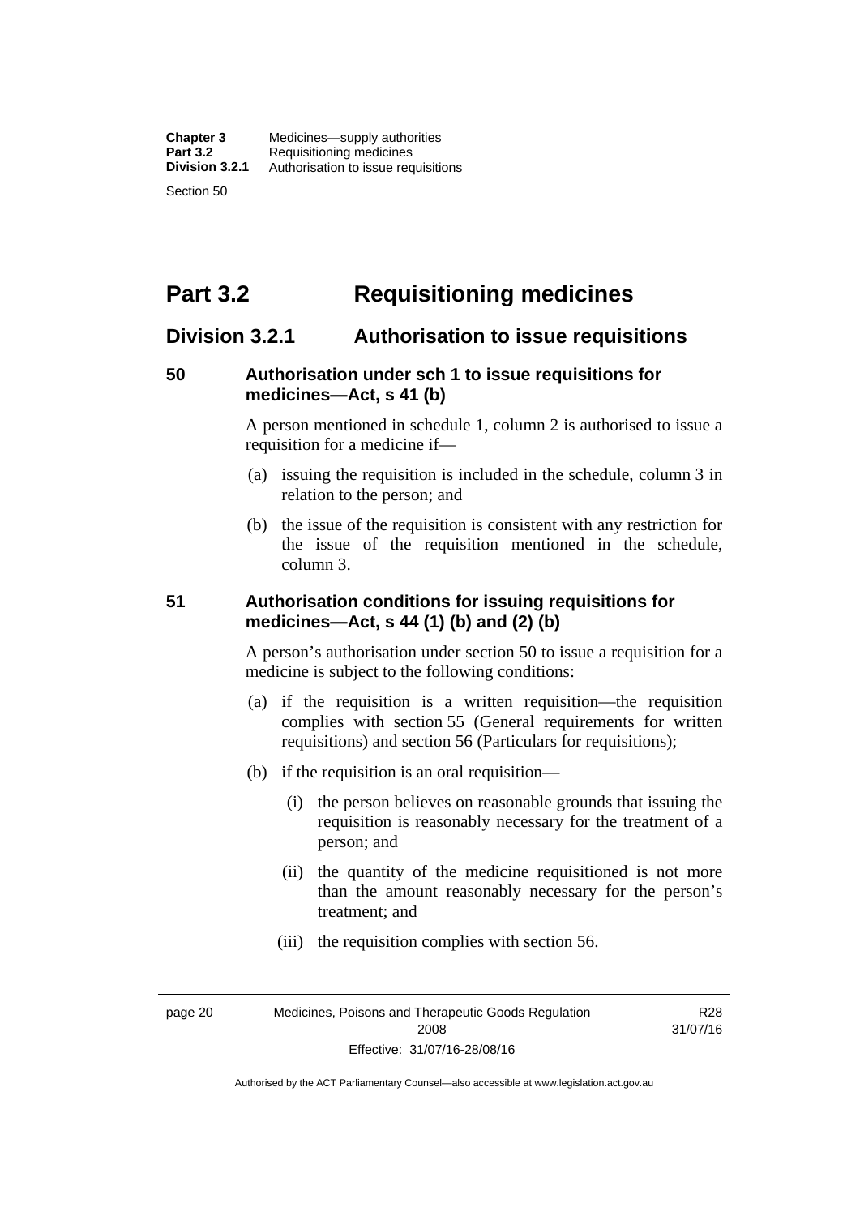# Part 3.2 Requisitioning medicines

## Division 3.2.1 Authorisation to issue requisitions

### 50 Authorisation under sch 1 to issue requisitions for medicines—Act, s 41 (b)

A person mentioned in schedule 1, column 2 is authorised to issue a requisition for a medicine if—

(a) issuing the requisition is included in the schedule, column 3 in relation to the person; and

(b) the issue of the requisition is consistent with any restriction for the issue of the requisition mentioned in the schedule, column 3.

### 51 Authorisation conditions for issuing requisitions for medicines—Act, s 44 (1) (b) and (2) (b)

A person's authorisation under section 50 to issue a requisition for a medicine is subject to the following conditions:

(a) if the requisition is a written requisition—the requisition complies with section 55 (General requirements for written requisitions) and section 56 (Particulars for requisitions);

(b) if the requisition is an oral requisition—

(i) the person believes on reasonable grounds that issuing the requisition is reasonably necessary for the treatment of a person; and

(ii) the quantity of the medicine requisitioned is not more than the amount reasonably necessary for the person's treatment; and

(iii) the requisition complies with section 56.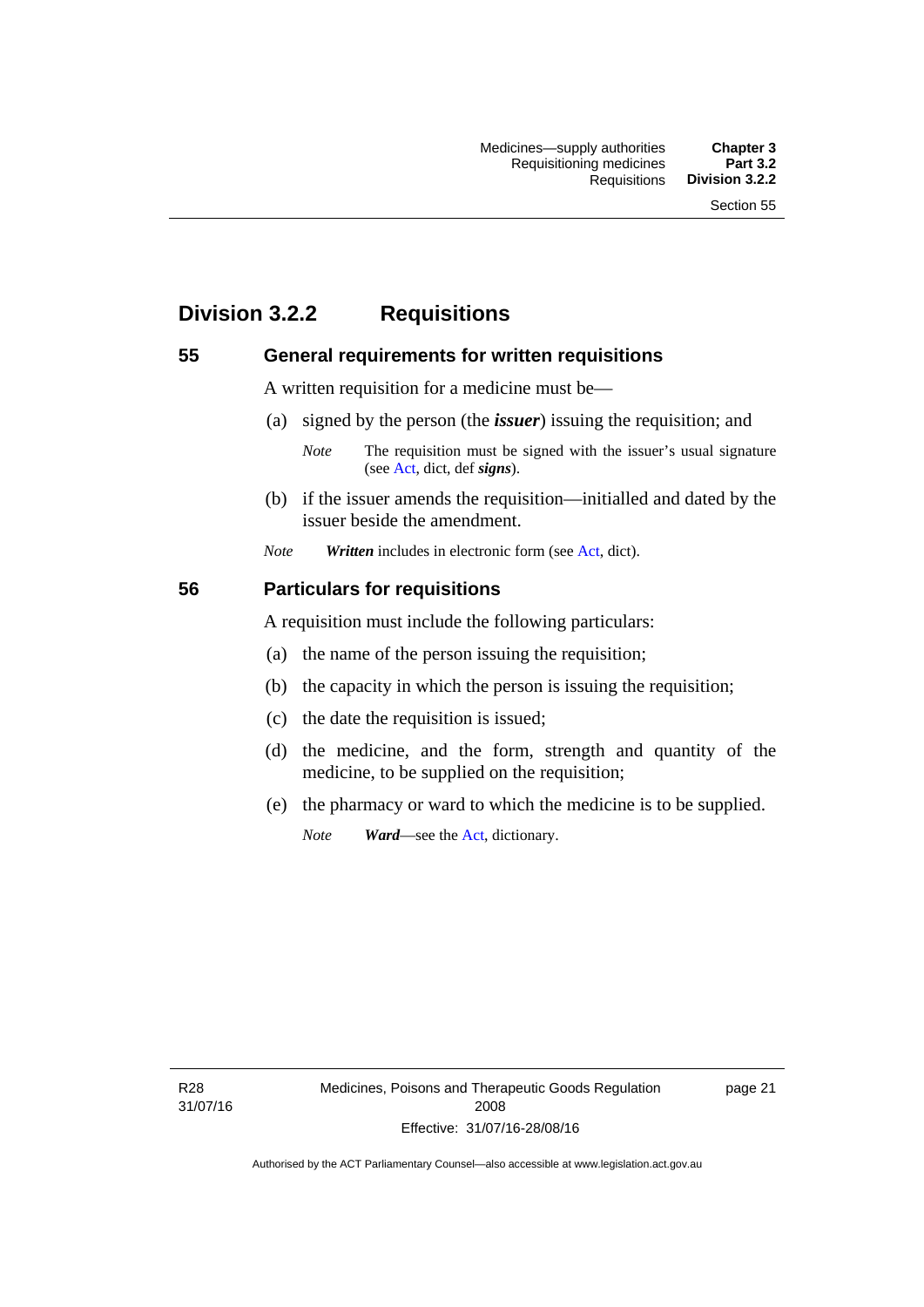## Division 3.2.2 Requisitions

### 55 General requirements for written requisitions

A written requisition for a medicine must be—

(a) signed by the person (the ***issuer***) issuing the requisition; and

*Note* The requisition must be signed with the issuer's usual signature (see Act, dict, def ***signs***).

(b) if the issuer amends the requisition—initialled and dated by the issuer beside the amendment.

*Note* ***Written*** includes in electronic form (see Act, dict).

### 56 Particulars for requisitions

A requisition must include the following particulars:

(a) the name of the person issuing the requisition;

(b) the capacity in which the person is issuing the requisition;

(c) the date the requisition is issued;

(d) the medicine, and the form, strength and quantity of the medicine, to be supplied on the requisition;

(e) the pharmacy or ward to which the medicine is to be supplied.

*Note* ***Ward***—see the Act, dictionary.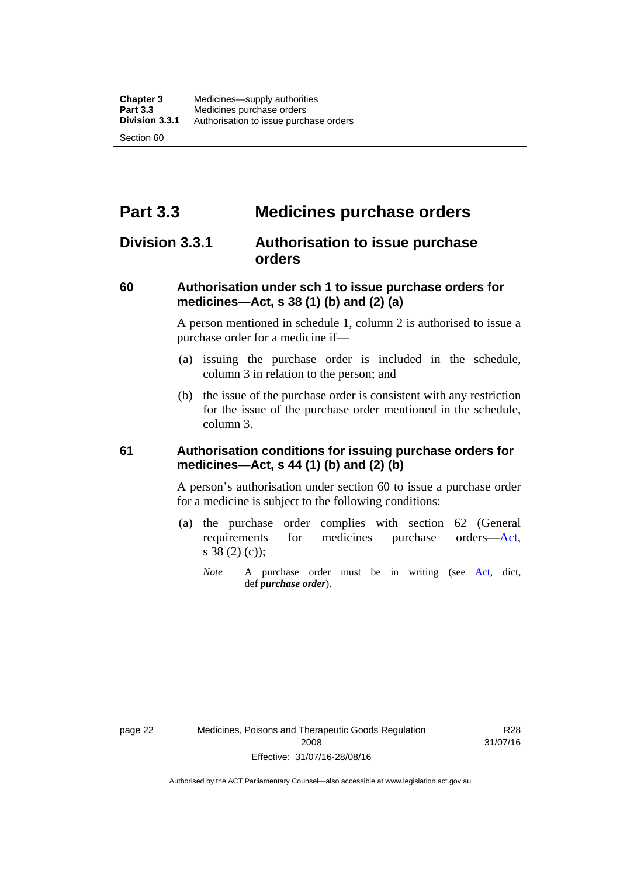# Part 3.3 Medicines purchase orders

## Division 3.3.1 Authorisation to issue purchase orders

### 60 Authorisation under sch 1 to issue purchase orders for medicines—Act, s 38 (1) (b) and (2) (a)

A person mentioned in schedule 1, column 2 is authorised to issue a purchase order for a medicine if—

(a) issuing the purchase order is included in the schedule, column 3 in relation to the person; and

(b) the issue of the purchase order is consistent with any restriction for the issue of the purchase order mentioned in the schedule, column 3.

### 61 Authorisation conditions for issuing purchase orders for medicines—Act, s 44 (1) (b) and (2) (b)

A person's authorisation under section 60 to issue a purchase order for a medicine is subject to the following conditions:

(a) the purchase order complies with section 62 (General requirements for medicines purchase orders—Act, s 38 (2) (c));

*Note* A purchase order must be in writing (see Act, dict, def ***purchase order***).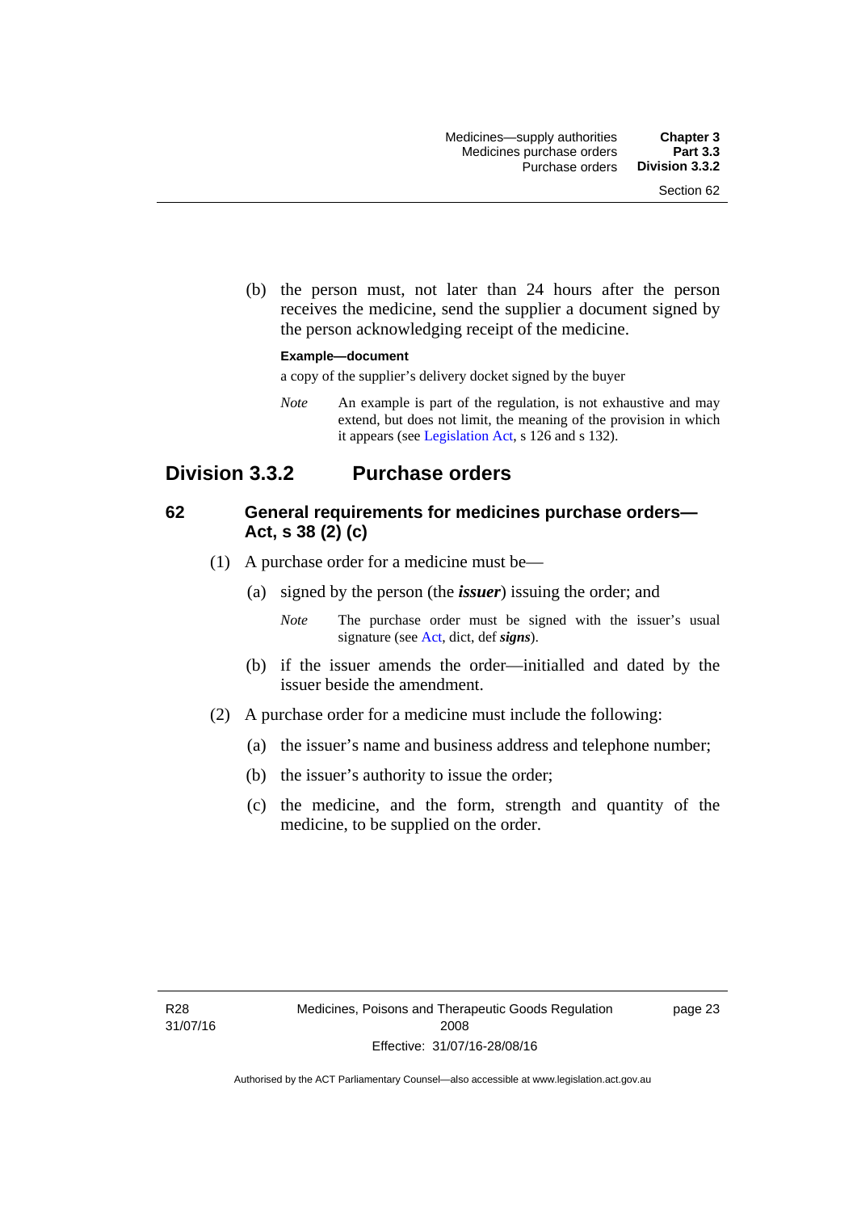(b) the person must, not later than 24 hours after the person receives the medicine, send the supplier a document signed by the person acknowledging receipt of the medicine.

**Example—document**

a copy of the supplier's delivery docket signed by the buyer

*Note* An example is part of the regulation, is not exhaustive and may extend, but does not limit, the meaning of the provision in which it appears (see Legislation Act, s 126 and s 132).

## Division 3.3.2 Purchase orders

### 62 General requirements for medicines purchase orders—Act, s 38 (2) (c)

(1) A purchase order for a medicine must be—

(a) signed by the person (the ***issuer***) issuing the order; and

*Note* The purchase order must be signed with the issuer's usual signature (see Act, dict, def ***signs***).

(b) if the issuer amends the order—initialled and dated by the issuer beside the amendment.

(2) A purchase order for a medicine must include the following:

(a) the issuer's name and business address and telephone number;

(b) the issuer's authority to issue the order;

(c) the medicine, and the form, strength and quantity of the medicine, to be supplied on the order.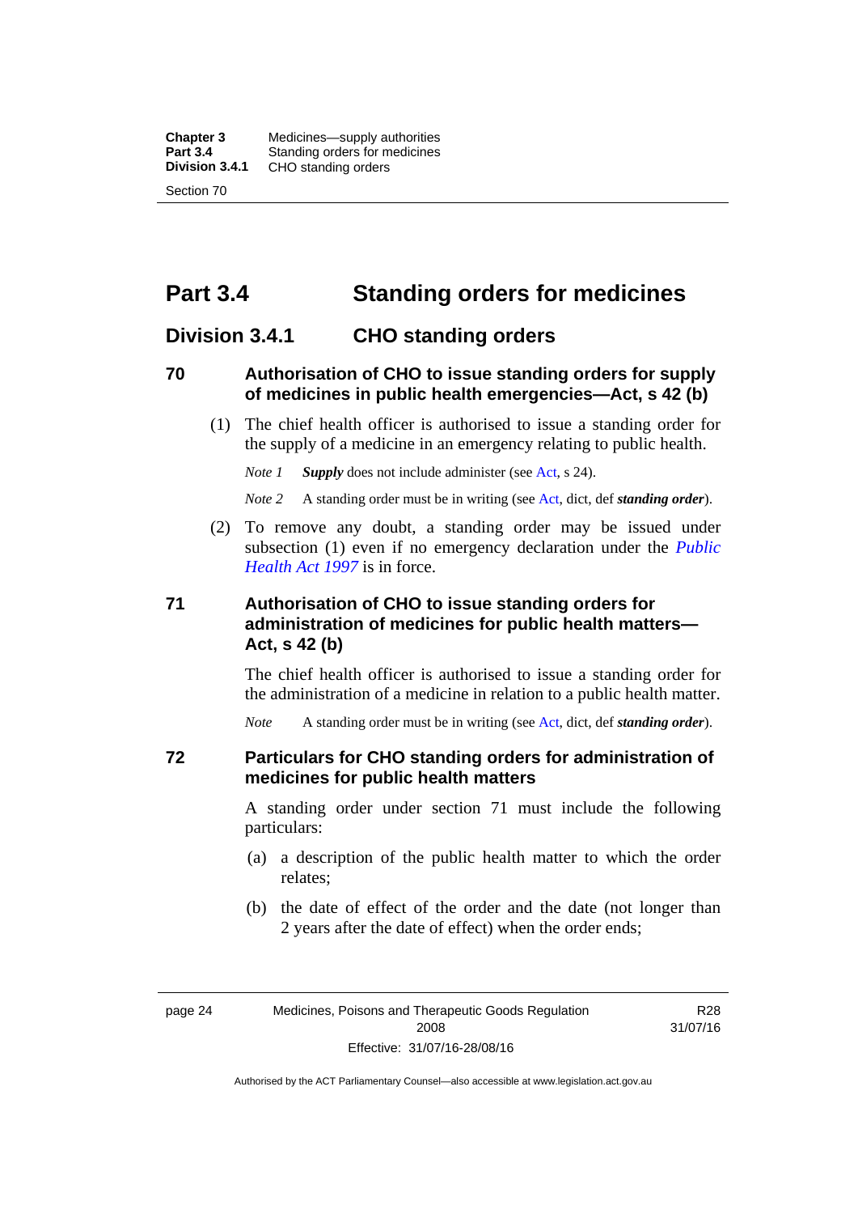# Part 3.4 Standing orders for medicines

## Division 3.4.1 CHO standing orders

### 70 Authorisation of CHO to issue standing orders for supply of medicines in public health emergencies—Act, s 42 (b)

(1) The chief health officer is authorised to issue a standing order for the supply of a medicine in an emergency relating to public health.

*Note 1* ***Supply*** does not include administer (see Act, s 24).

*Note 2* A standing order must be in writing (see Act, dict, def ***standing order***).

(2) To remove any doubt, a standing order may be issued under subsection (1) even if no emergency declaration under the *Public Health Act 1997* is in force.

### 71 Authorisation of CHO to issue standing orders for administration of medicines for public health matters—Act, s 42 (b)

The chief health officer is authorised to issue a standing order for the administration of a medicine in relation to a public health matter.

*Note* A standing order must be in writing (see Act, dict, def ***standing order***).

### 72 Particulars for CHO standing orders for administration of medicines for public health matters

A standing order under section 71 must include the following particulars:

(a) a description of the public health matter to which the order relates;

(b) the date of effect of the order and the date (not longer than 2 years after the date of effect) when the order ends;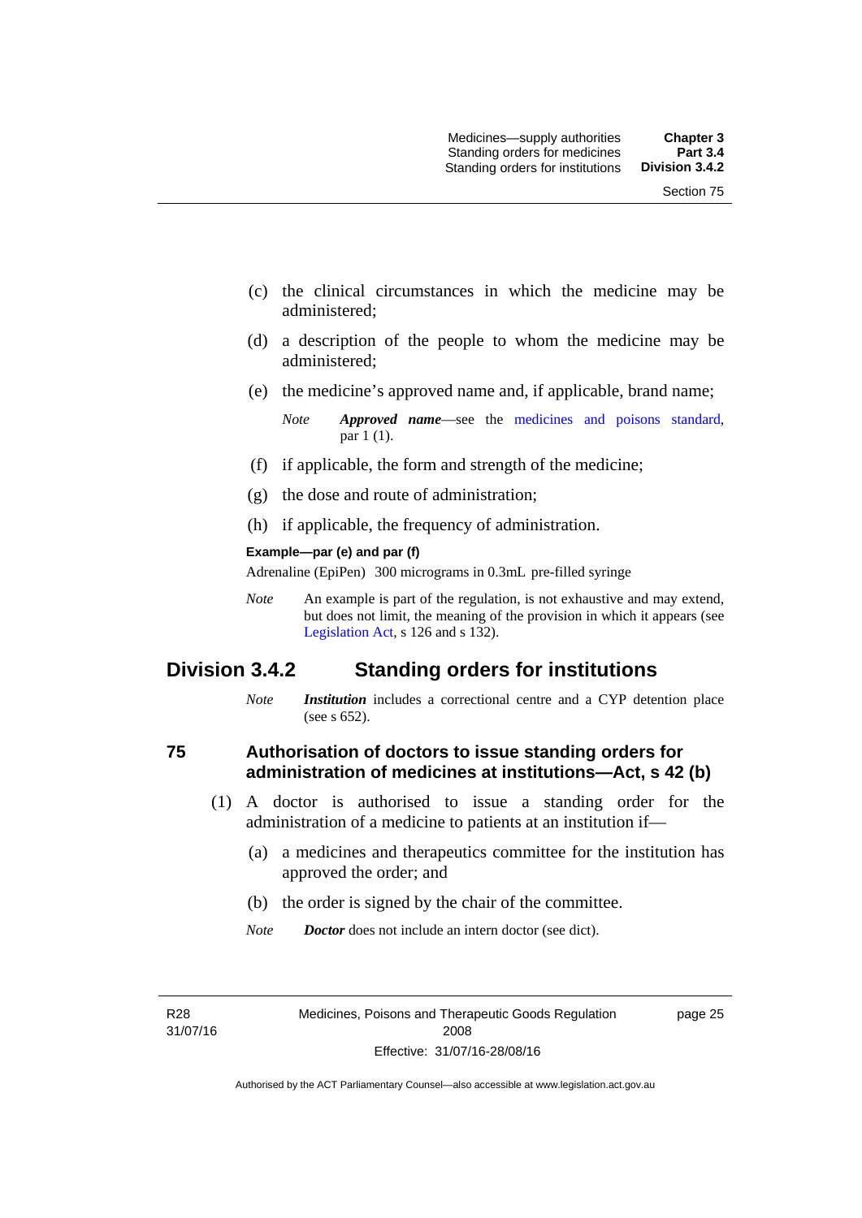(c) the clinical circumstances in which the medicine may be administered;

(d) a description of the people to whom the medicine may be administered;

(e) the medicine's approved name and, if applicable, brand name;

*Note* ***Approved name***—see the medicines and poisons standard, par 1 (1).

(f) if applicable, the form and strength of the medicine;

(g) the dose and route of administration;

(h) if applicable, the frequency of administration.

**Example—par (e) and par (f)**

Adrenaline (EpiPen) 300 micrograms in 0.3mL pre-filled syringe

*Note* An example is part of the regulation, is not exhaustive and may extend, but does not limit, the meaning of the provision in which it appears (see Legislation Act, s 126 and s 132).

## Division 3.4.2 Standing orders for institutions

*Note* ***Institution*** includes a correctional centre and a CYP detention place (see s 652).

### 75 Authorisation of doctors to issue standing orders for administration of medicines at institutions—Act, s 42 (b)

(1) A doctor is authorised to issue a standing order for the administration of a medicine to patients at an institution if—

(a) a medicines and therapeutics committee for the institution has approved the order; and

(b) the order is signed by the chair of the committee.

*Note* ***Doctor*** does not include an intern doctor (see dict).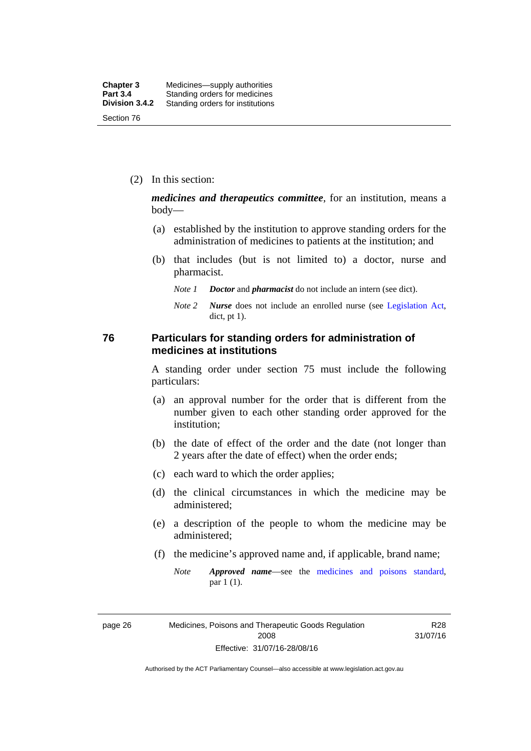(2) In this section:

***medicines and therapeutics committee***, for an institution, means a body—

(a) established by the institution to approve standing orders for the administration of medicines to patients at the institution; and

(b) that includes (but is not limited to) a doctor, nurse and pharmacist.

*Note 1* ***Doctor*** and ***pharmacist*** do not include an intern (see dict).

*Note 2* ***Nurse*** does not include an enrolled nurse (see Legislation Act, dict, pt 1).

## 76 Particulars for standing orders for administration of medicines at institutions

A standing order under section 75 must include the following particulars:

(a) an approval number for the order that is different from the number given to each other standing order approved for the institution;

(b) the date of effect of the order and the date (not longer than 2 years after the date of effect) when the order ends;

(c) each ward to which the order applies;

(d) the clinical circumstances in which the medicine may be administered;

(e) a description of the people to whom the medicine may be administered;

(f) the medicine's approved name and, if applicable, brand name;

*Note* ***Approved name***—see the medicines and poisons standard, par 1 (1).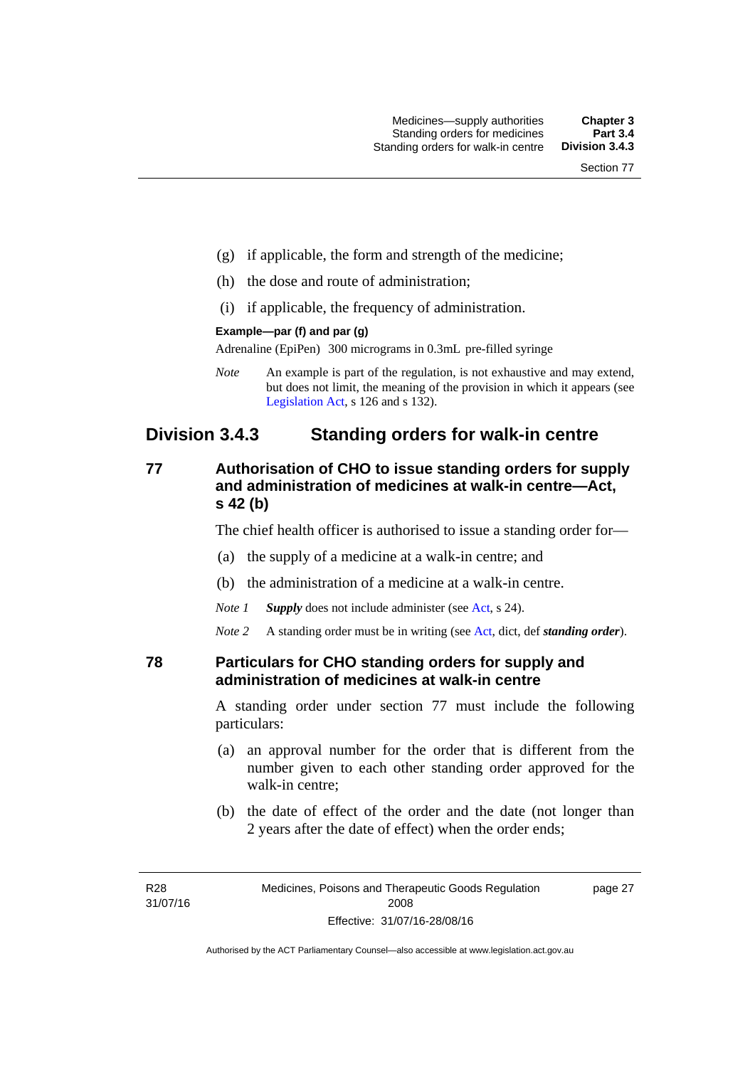(g) if applicable, the form and strength of the medicine;

(h) the dose and route of administration;

(i) if applicable, the frequency of administration.

**Example—par (f) and par (g)**

Adrenaline (EpiPen) 300 micrograms in 0.3mL pre-filled syringe

*Note* An example is part of the regulation, is not exhaustive and may extend, but does not limit, the meaning of the provision in which it appears (see Legislation Act, s 126 and s 132).

## Division 3.4.3 Standing orders for walk-in centre

### 77 Authorisation of CHO to issue standing orders for supply and administration of medicines at walk-in centre—Act, s 42 (b)

The chief health officer is authorised to issue a standing order for—

(a) the supply of a medicine at a walk-in centre; and

(b) the administration of a medicine at a walk-in centre.

*Note 1* ***Supply*** does not include administer (see Act, s 24).

*Note 2* A standing order must be in writing (see Act, dict, def ***standing order***).

### 78 Particulars for CHO standing orders for supply and administration of medicines at walk-in centre

A standing order under section 77 must include the following particulars:

(a) an approval number for the order that is different from the number given to each other standing order approved for the walk-in centre;

(b) the date of effect of the order and the date (not longer than 2 years after the date of effect) when the order ends;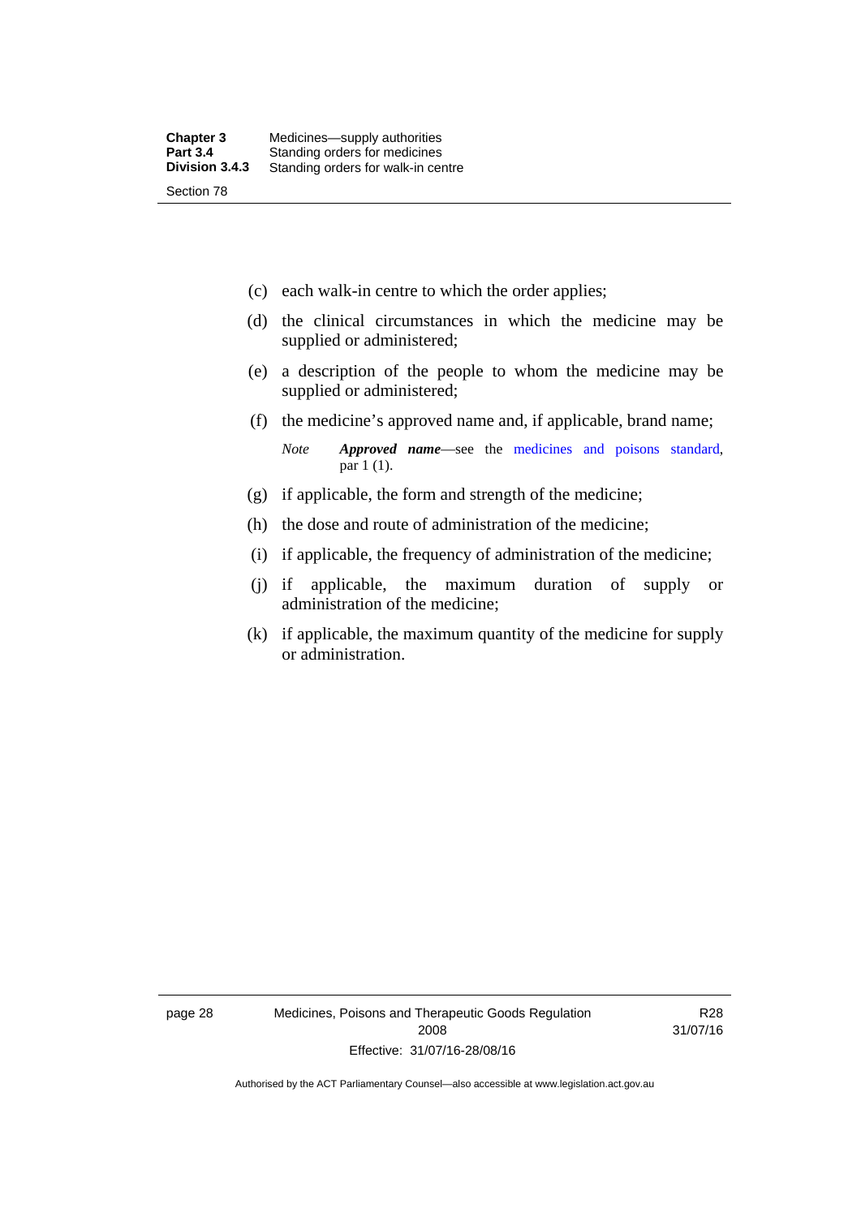(c) each walk-in centre to which the order applies;

(d) the clinical circumstances in which the medicine may be supplied or administered;

(e) a description of the people to whom the medicine may be supplied or administered;

(f) the medicine's approved name and, if applicable, brand name;

*Note* ***Approved name***—see the medicines and poisons standard, par 1 (1).

(g) if applicable, the form and strength of the medicine;

(h) the dose and route of administration of the medicine;

(i) if applicable, the frequency of administration of the medicine;

(j) if applicable, the maximum duration of supply or administration of the medicine;

(k) if applicable, the maximum quantity of the medicine for supply or administration.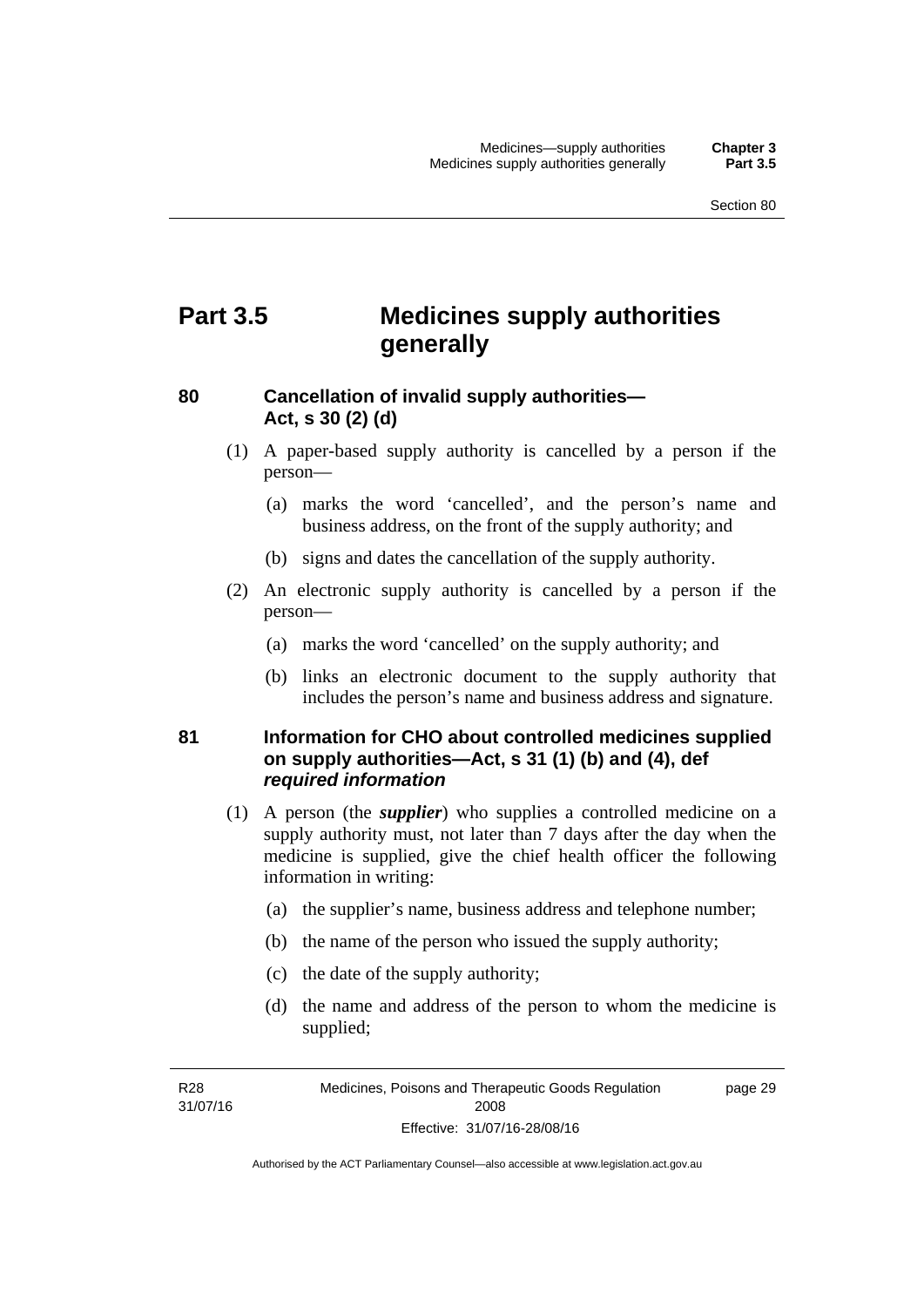# Part 3.5 Medicines supply authorities generally

## 80 Cancellation of invalid supply authorities—Act, s 30 (2) (d)

(1) A paper-based supply authority is cancelled by a person if the person—

(a) marks the word 'cancelled', and the person's name and business address, on the front of the supply authority; and

(b) signs and dates the cancellation of the supply authority.

(2) An electronic supply authority is cancelled by a person if the person—

(a) marks the word 'cancelled' on the supply authority; and

(b) links an electronic document to the supply authority that includes the person's name and business address and signature.

## 81 Information for CHO about controlled medicines supplied on supply authorities—Act, s 31 (1) (b) and (4), def *required information*

(1) A person (the ***supplier***) who supplies a controlled medicine on a supply authority must, not later than 7 days after the day when the medicine is supplied, give the chief health officer the following information in writing:

(a) the supplier's name, business address and telephone number;

(b) the name of the person who issued the supply authority;

(c) the date of the supply authority;

(d) the name and address of the person to whom the medicine is supplied;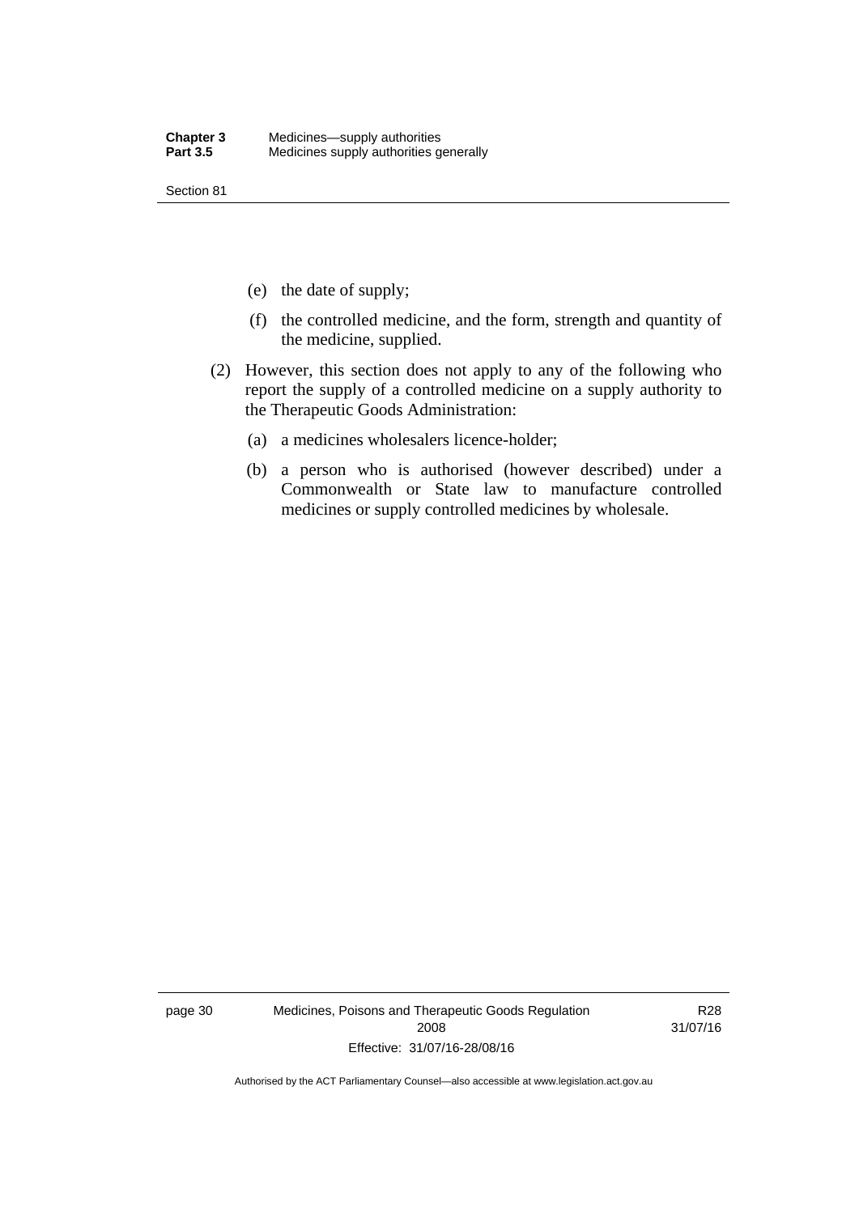(e) the date of supply;

(f) the controlled medicine, and the form, strength and quantity of the medicine, supplied.

(2) However, this section does not apply to any of the following who report the supply of a controlled medicine on a supply authority to the Therapeutic Goods Administration:

(a) a medicines wholesalers licence-holder;

(b) a person who is authorised (however described) under a Commonwealth or State law to manufacture controlled medicines or supply controlled medicines by wholesale.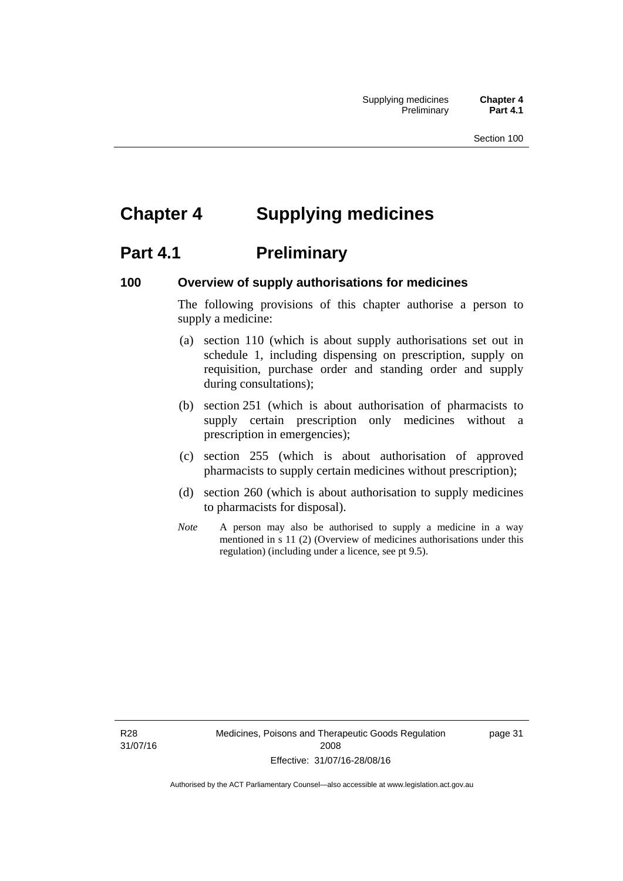# Chapter 4 Supplying medicines

## Part 4.1 Preliminary

### 100 Overview of supply authorisations for medicines

The following provisions of this chapter authorise a person to supply a medicine:

(a) section 110 (which is about supply authorisations set out in schedule 1, including dispensing on prescription, supply on requisition, purchase order and standing order and supply during consultations);

(b) section 251 (which is about authorisation of pharmacists to supply certain prescription only medicines without a prescription in emergencies);

(c) section 255 (which is about authorisation of approved pharmacists to supply certain medicines without prescription);

(d) section 260 (which is about authorisation to supply medicines to pharmacists for disposal).

*Note* A person may also be authorised to supply a medicine in a way mentioned in s 11 (2) (Overview of medicines authorisations under this regulation) (including under a licence, see pt 9.5).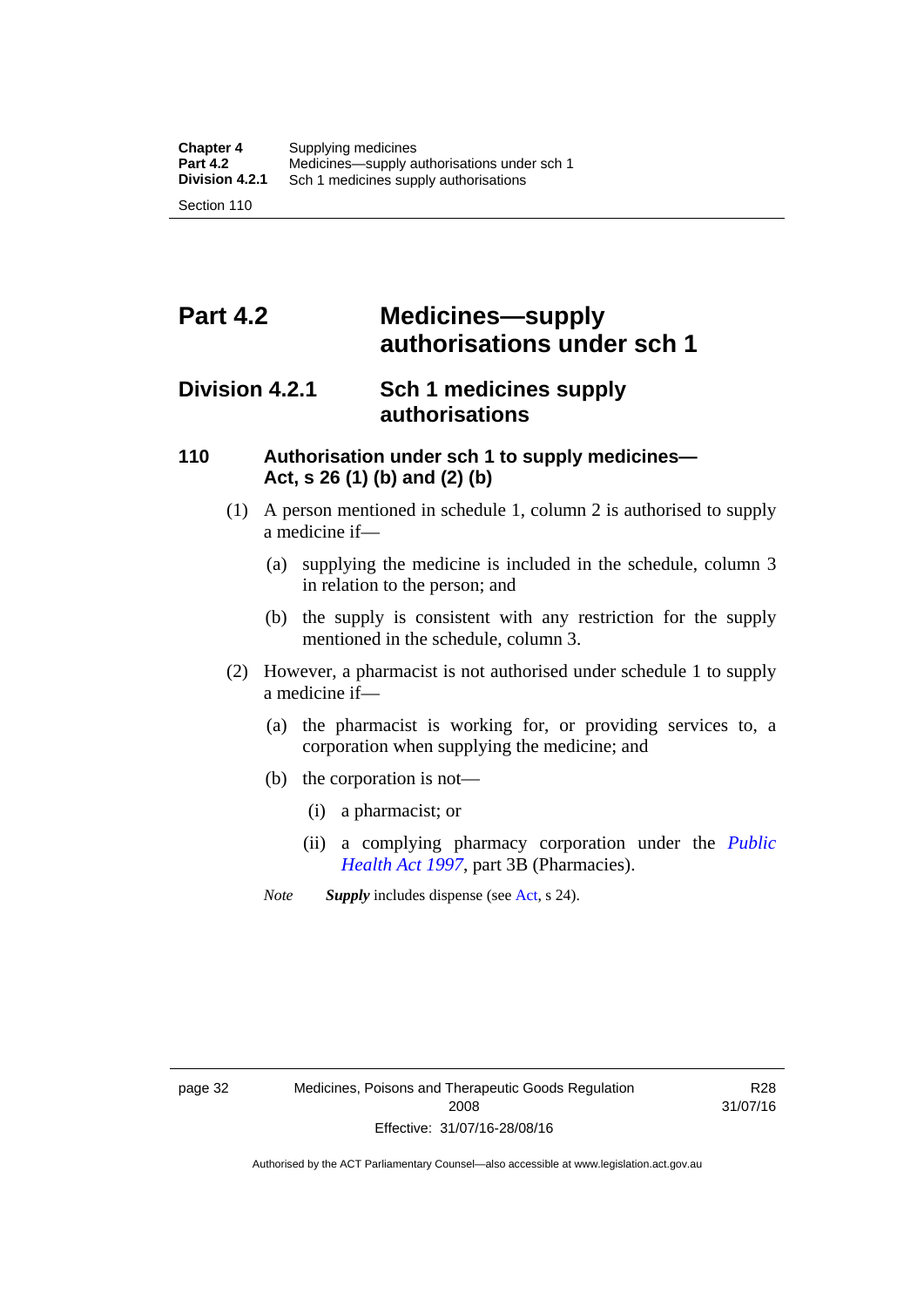# Part 4.2 Medicines—supply authorisations under sch 1

## Division 4.2.1 Sch 1 medicines supply authorisations

### 110 Authorisation under sch 1 to supply medicines—Act, s 26 (1) (b) and (2) (b)

(1) A person mentioned in schedule 1, column 2 is authorised to supply a medicine if—

(a) supplying the medicine is included in the schedule, column 3 in relation to the person; and

(b) the supply is consistent with any restriction for the supply mentioned in the schedule, column 3.

(2) However, a pharmacist is not authorised under schedule 1 to supply a medicine if—

(a) the pharmacist is working for, or providing services to, a corporation when supplying the medicine; and

(b) the corporation is not—

(i) a pharmacist; or

(ii) a complying pharmacy corporation under the *Public Health Act 1997*, part 3B (Pharmacies).

*Note* ***Supply*** includes dispense (see Act, s 24).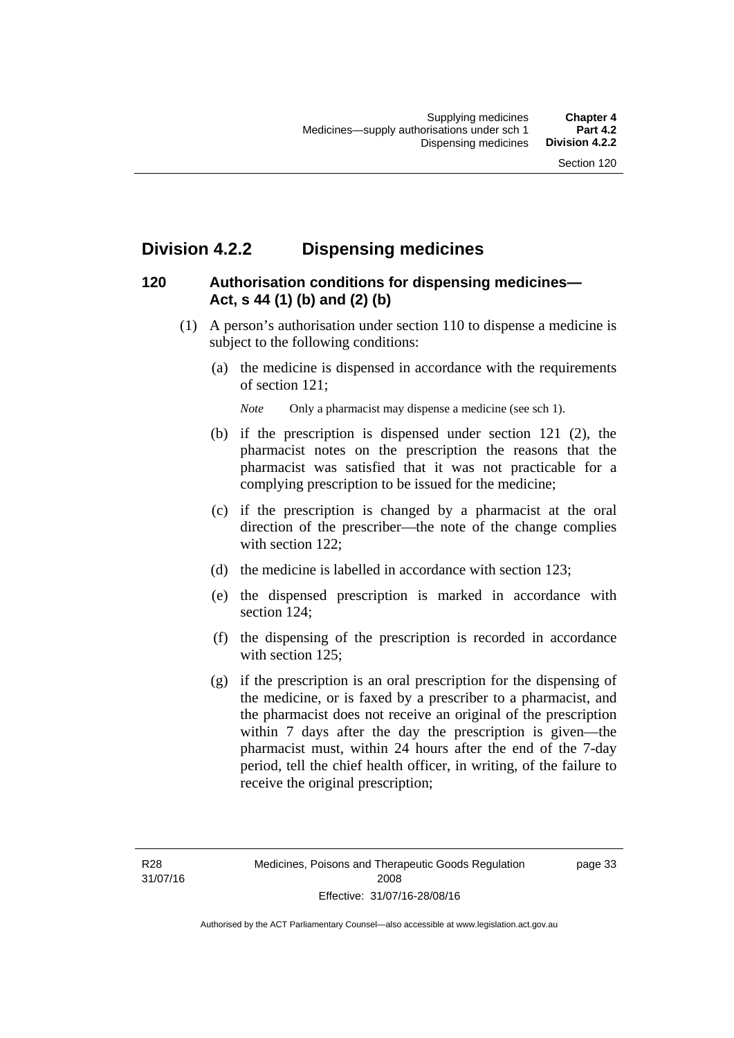## Division 4.2.2 Dispensing medicines

### 120 Authorisation conditions for dispensing medicines—Act, s 44 (1) (b) and (2) (b)

(1) A person's authorisation under section 110 to dispense a medicine is subject to the following conditions:

(a) the medicine is dispensed in accordance with the requirements of section 121;

*Note* Only a pharmacist may dispense a medicine (see sch 1).

(b) if the prescription is dispensed under section 121 (2), the pharmacist notes on the prescription the reasons that the pharmacist was satisfied that it was not practicable for a complying prescription to be issued for the medicine;

(c) if the prescription is changed by a pharmacist at the oral direction of the prescriber—the note of the change complies with section 122;

(d) the medicine is labelled in accordance with section 123;

(e) the dispensed prescription is marked in accordance with section 124;

(f) the dispensing of the prescription is recorded in accordance with section 125;

(g) if the prescription is an oral prescription for the dispensing of the medicine, or is faxed by a prescriber to a pharmacist, and the pharmacist does not receive an original of the prescription within 7 days after the day the prescription is given—the pharmacist must, within 24 hours after the end of the 7-day period, tell the chief health officer, in writing, of the failure to receive the original prescription;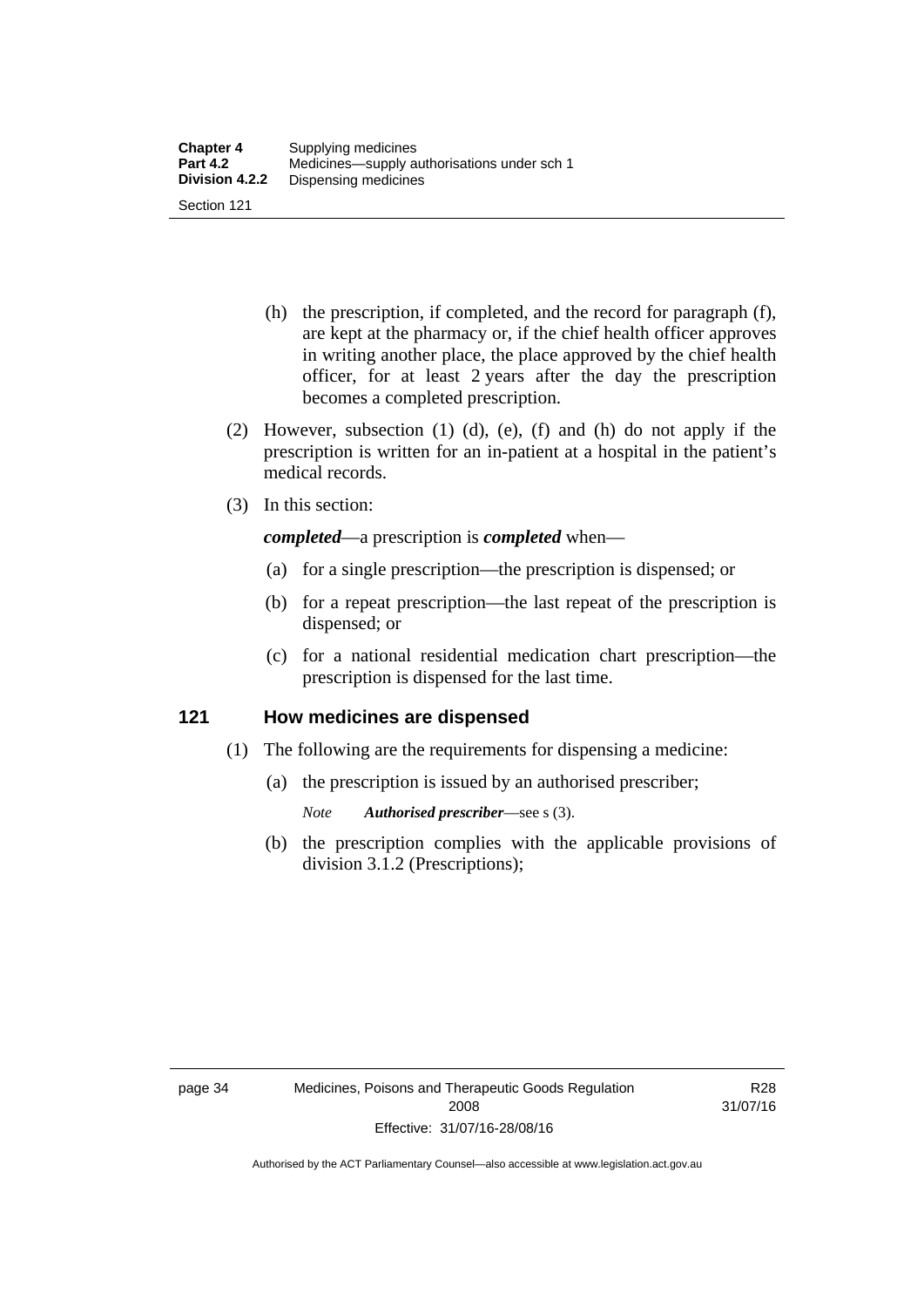(h) the prescription, if completed, and the record for paragraph (f), are kept at the pharmacy or, if the chief health officer approves in writing another place, the place approved by the chief health officer, for at least 2 years after the day the prescription becomes a completed prescription.

(2) However, subsection (1) (d), (e), (f) and (h) do not apply if the prescription is written for an in-patient at a hospital in the patient's medical records.

(3) In this section:

***completed***—a prescription is ***completed*** when—

(a) for a single prescription—the prescription is dispensed; or

(b) for a repeat prescription—the last repeat of the prescription is dispensed; or

(c) for a national residential medication chart prescription—the prescription is dispensed for the last time.

## 121 How medicines are dispensed

(1) The following are the requirements for dispensing a medicine:

(a) the prescription is issued by an authorised prescriber;

*Note* ***Authorised prescriber***—see s (3).

(b) the prescription complies with the applicable provisions of division 3.1.2 (Prescriptions);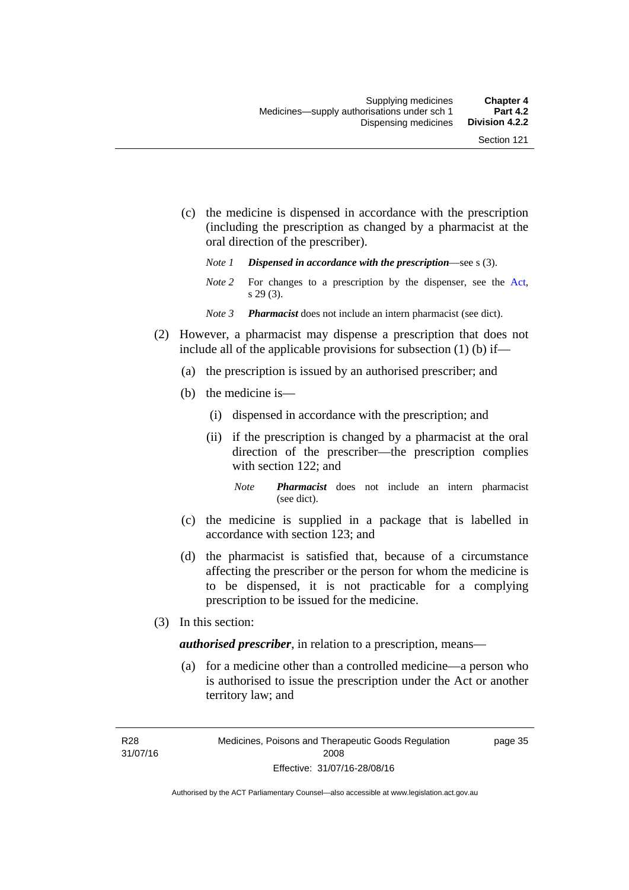(c) the medicine is dispensed in accordance with the prescription (including the prescription as changed by a pharmacist at the oral direction of the prescriber).

*Note 1* ***Dispensed in accordance with the prescription***—see s (3).

*Note 2* For changes to a prescription by the dispenser, see the Act, s 29 (3).

*Note 3* ***Pharmacist*** does not include an intern pharmacist (see dict).

(2) However, a pharmacist may dispense a prescription that does not include all of the applicable provisions for subsection (1) (b) if—

(a) the prescription is issued by an authorised prescriber; and

(b) the medicine is—

(i) dispensed in accordance with the prescription; and

(ii) if the prescription is changed by a pharmacist at the oral direction of the prescriber—the prescription complies with section 122; and

*Note* ***Pharmacist*** does not include an intern pharmacist (see dict).

(c) the medicine is supplied in a package that is labelled in accordance with section 123; and

(d) the pharmacist is satisfied that, because of a circumstance affecting the prescriber or the person for whom the medicine is to be dispensed, it is not practicable for a complying prescription to be issued for the medicine.

(3) In this section:

***authorised prescriber***, in relation to a prescription, means—

(a) for a medicine other than a controlled medicine—a person who is authorised to issue the prescription under the Act or another territory law; and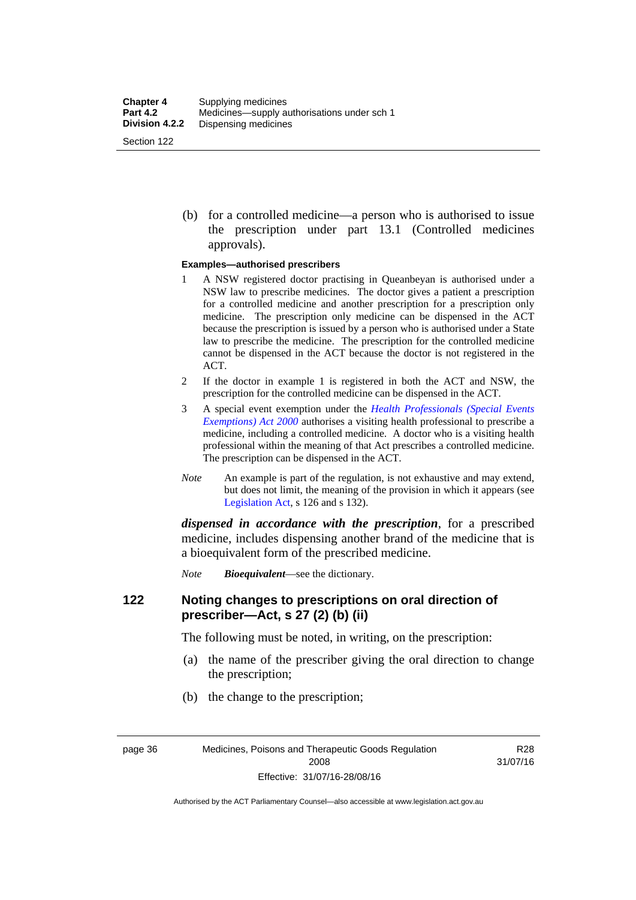(b) for a controlled medicine—a person who is authorised to issue the prescription under part 13.1 (Controlled medicines approvals).

**Examples—authorised prescribers**

1. A NSW registered doctor practising in Queanbeyan is authorised under a NSW law to prescribe medicines. The doctor gives a patient a prescription for a controlled medicine and another prescription for a prescription only medicine. The prescription only medicine can be dispensed in the ACT because the prescription is issued by a person who is authorised under a State law to prescribe the medicine. The prescription for the controlled medicine cannot be dispensed in the ACT because the doctor is not registered in the ACT.
2. If the doctor in example 1 is registered in both the ACT and NSW, the prescription for the controlled medicine can be dispensed in the ACT.
3. A special event exemption under the *Health Professionals (Special Events Exemptions) Act 2000* authorises a visiting health professional to prescribe a medicine, including a controlled medicine. A doctor who is a visiting health professional within the meaning of that Act prescribes a controlled medicine. The prescription can be dispensed in the ACT.

*Note* An example is part of the regulation, is not exhaustive and may extend, but does not limit, the meaning of the provision in which it appears (see Legislation Act, s 126 and s 132).

***dispensed in accordance with the prescription***, for a prescribed medicine, includes dispensing another brand of the medicine that is a bioequivalent form of the prescribed medicine.

*Note* ***Bioequivalent***—see the dictionary.

## 122 Noting changes to prescriptions on oral direction of prescriber—Act, s 27 (2) (b) (ii)

The following must be noted, in writing, on the prescription:

(a) the name of the prescriber giving the oral direction to change the prescription;

(b) the change to the prescription;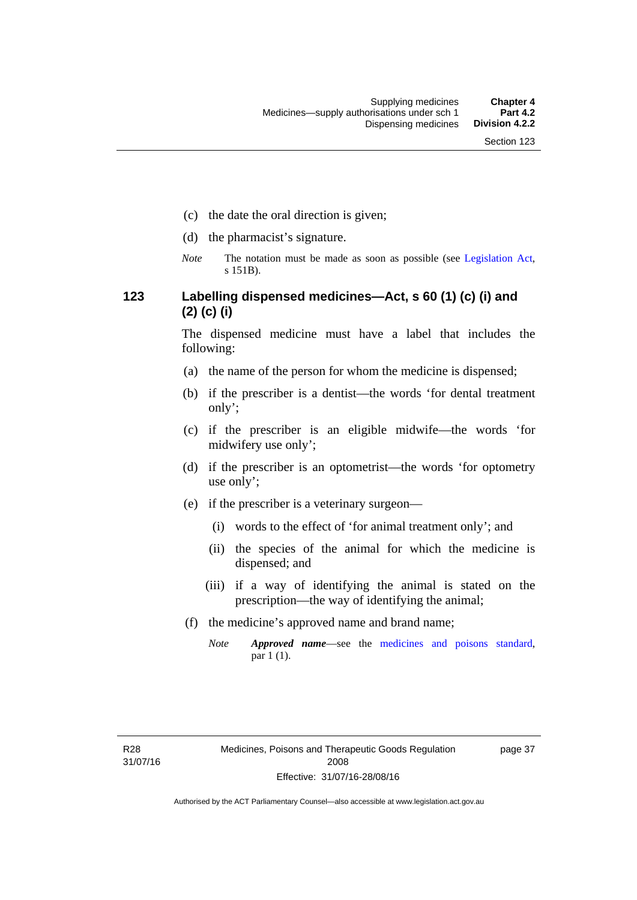(c) the date the oral direction is given;

(d) the pharmacist's signature.

*Note* The notation must be made as soon as possible (see Legislation Act, s 151B).

## 123 Labelling dispensed medicines—Act, s 60 (1) (c) (i) and (2) (c) (i)

The dispensed medicine must have a label that includes the following:

(a) the name of the person for whom the medicine is dispensed;

(b) if the prescriber is a dentist—the words 'for dental treatment only';

(c) if the prescriber is an eligible midwife—the words 'for midwifery use only';

(d) if the prescriber is an optometrist—the words 'for optometry use only';

(e) if the prescriber is a veterinary surgeon—

(i) words to the effect of 'for animal treatment only'; and

(ii) the species of the animal for which the medicine is dispensed; and

(iii) if a way of identifying the animal is stated on the prescription—the way of identifying the animal;

(f) the medicine's approved name and brand name;

*Note* ***Approved name***—see the medicines and poisons standard, par 1 (1).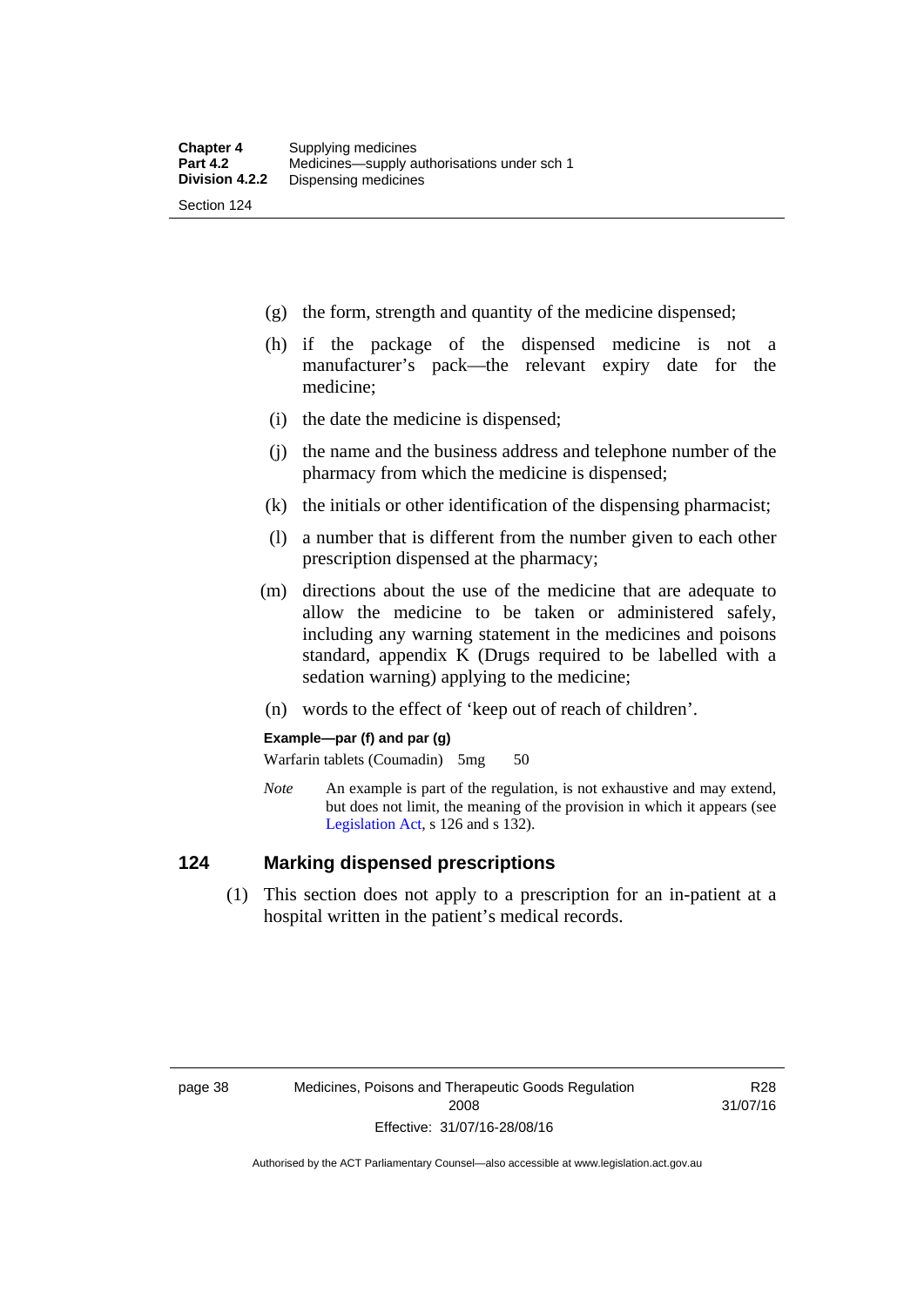(g) the form, strength and quantity of the medicine dispensed;

(h) if the package of the dispensed medicine is not a manufacturer's pack—the relevant expiry date for the medicine;

(i) the date the medicine is dispensed;

(j) the name and the business address and telephone number of the pharmacy from which the medicine is dispensed;

(k) the initials or other identification of the dispensing pharmacist;

(l) a number that is different from the number given to each other prescription dispensed at the pharmacy;

(m) directions about the use of the medicine that are adequate to allow the medicine to be taken or administered safely, including any warning statement in the medicines and poisons standard, appendix K (Drugs required to be labelled with a sedation warning) applying to the medicine;

(n) words to the effect of 'keep out of reach of children'.

**Example—par (f) and par (g)**

Warfarin tablets (Coumadin) 5mg 50

*Note* An example is part of the regulation, is not exhaustive and may extend, but does not limit, the meaning of the provision in which it appears (see Legislation Act, s 126 and s 132).

## 124 Marking dispensed prescriptions

(1) This section does not apply to a prescription for an in-patient at a hospital written in the patient's medical records.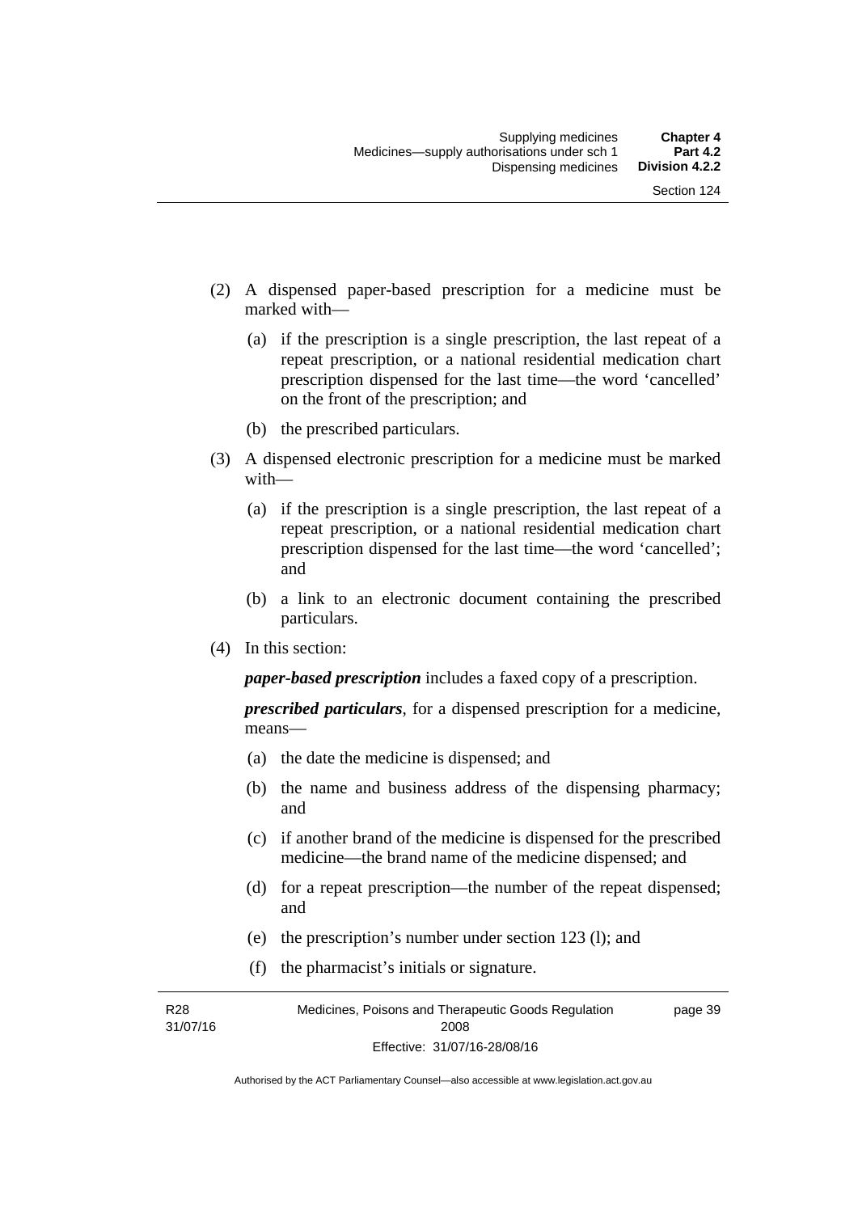(2) A dispensed paper-based prescription for a medicine must be marked with—

(a) if the prescription is a single prescription, the last repeat of a repeat prescription, or a national residential medication chart prescription dispensed for the last time—the word 'cancelled' on the front of the prescription; and

(b) the prescribed particulars.

(3) A dispensed electronic prescription for a medicine must be marked with—

(a) if the prescription is a single prescription, the last repeat of a repeat prescription, or a national residential medication chart prescription dispensed for the last time—the word 'cancelled'; and

(b) a link to an electronic document containing the prescribed particulars.

(4) In this section:

***paper-based prescription*** includes a faxed copy of a prescription.

***prescribed particulars***, for a dispensed prescription for a medicine, means—

(a) the date the medicine is dispensed; and

(b) the name and business address of the dispensing pharmacy; and

(c) if another brand of the medicine is dispensed for the prescribed medicine—the brand name of the medicine dispensed; and

(d) for a repeat prescription—the number of the repeat dispensed; and

(e) the prescription's number under section 123 (l); and

(f) the pharmacist's initials or signature.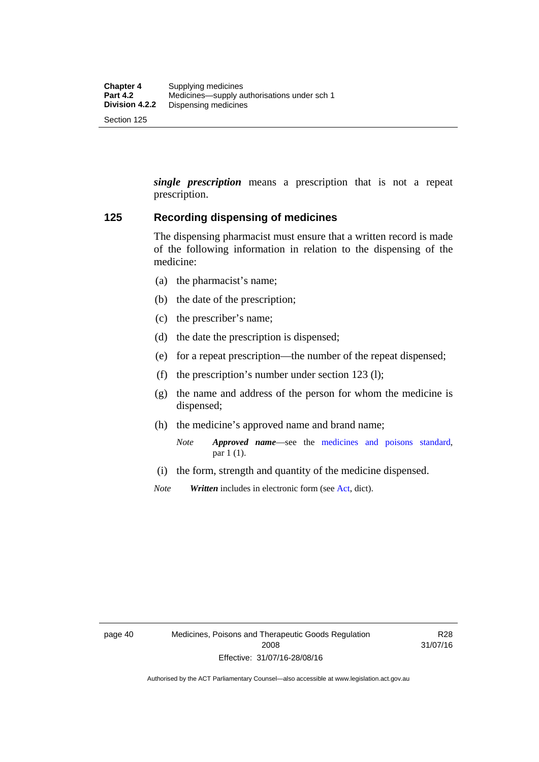***single prescription*** means a prescription that is not a repeat prescription.

## 125 Recording dispensing of medicines

The dispensing pharmacist must ensure that a written record is made of the following information in relation to the dispensing of the medicine:

(a) the pharmacist's name;

(b) the date of the prescription;

(c) the prescriber's name;

(d) the date the prescription is dispensed;

(e) for a repeat prescription—the number of the repeat dispensed;

(f) the prescription's number under section 123 (l);

(g) the name and address of the person for whom the medicine is dispensed;

(h) the medicine's approved name and brand name;

*Note* ***Approved name***—see the medicines and poisons standard, par 1 (1).

(i) the form, strength and quantity of the medicine dispensed.

*Note* ***Written*** includes in electronic form (see Act, dict).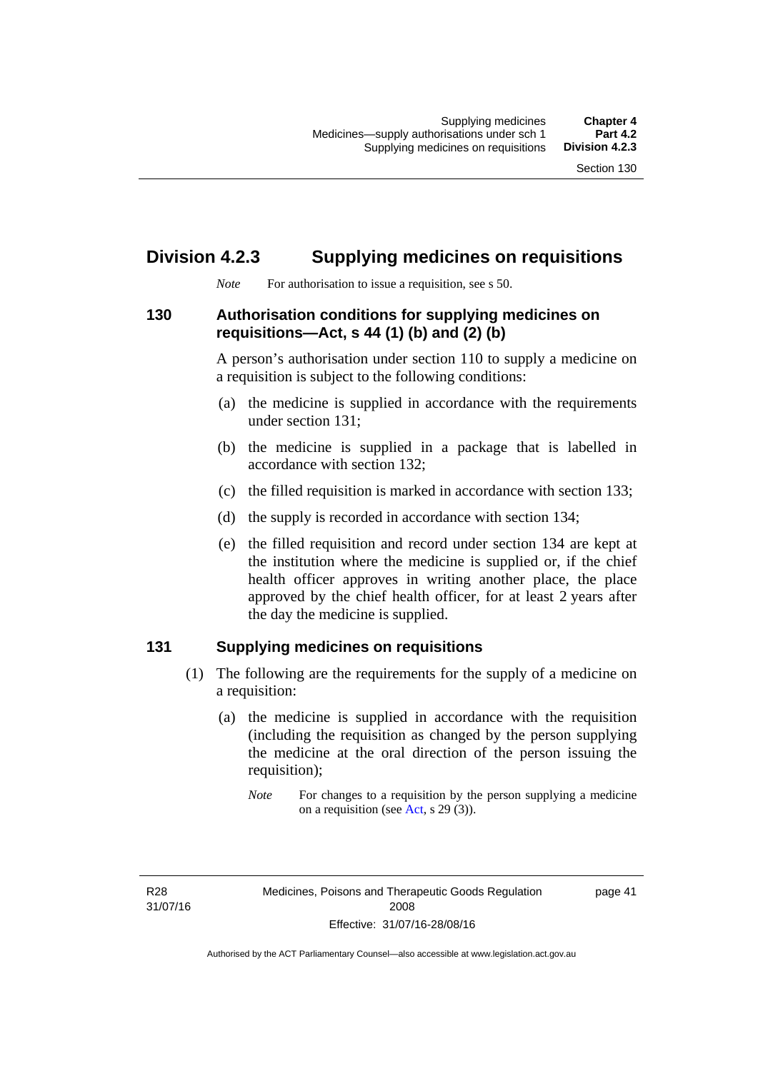## Division 4.2.3 Supplying medicines on requisitions

*Note* For authorisation to issue a requisition, see s 50.

### 130 Authorisation conditions for supplying medicines on requisitions—Act, s 44 (1) (b) and (2) (b)

A person's authorisation under section 110 to supply a medicine on a requisition is subject to the following conditions:

(a) the medicine is supplied in accordance with the requirements under section 131;

(b) the medicine is supplied in a package that is labelled in accordance with section 132;

(c) the filled requisition is marked in accordance with section 133;

(d) the supply is recorded in accordance with section 134;

(e) the filled requisition and record under section 134 are kept at the institution where the medicine is supplied or, if the chief health officer approves in writing another place, the place approved by the chief health officer, for at least 2 years after the day the medicine is supplied.

### 131 Supplying medicines on requisitions

(1) The following are the requirements for the supply of a medicine on a requisition:

(a) the medicine is supplied in accordance with the requisition (including the requisition as changed by the person supplying the medicine at the oral direction of the person issuing the requisition);

*Note* For changes to a requisition by the person supplying a medicine on a requisition (see Act, s 29 (3)).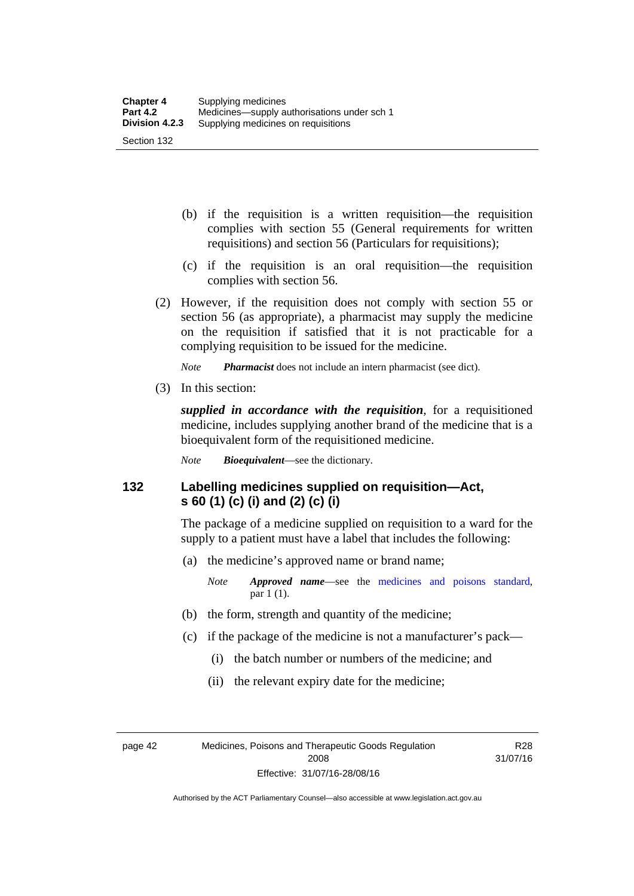(b) if the requisition is a written requisition—the requisition complies with section 55 (General requirements for written requisitions) and section 56 (Particulars for requisitions);

(c) if the requisition is an oral requisition—the requisition complies with section 56.

(2) However, if the requisition does not comply with section 55 or section 56 (as appropriate), a pharmacist may supply the medicine on the requisition if satisfied that it is not practicable for a complying requisition to be issued for the medicine.

*Note* ***Pharmacist*** does not include an intern pharmacist (see dict).

(3) In this section:

***supplied in accordance with the requisition***, for a requisitioned medicine, includes supplying another brand of the medicine that is a bioequivalent form of the requisitioned medicine.

*Note* ***Bioequivalent***—see the dictionary.

## 132 Labelling medicines supplied on requisition—Act, s 60 (1) (c) (i) and (2) (c) (i)

The package of a medicine supplied on requisition to a ward for the supply to a patient must have a label that includes the following:

(a) the medicine's approved name or brand name;

*Note* ***Approved name***—see the medicines and poisons standard, par 1 (1).

(b) the form, strength and quantity of the medicine;

(c) if the package of the medicine is not a manufacturer's pack—

(i) the batch number or numbers of the medicine; and

(ii) the relevant expiry date for the medicine;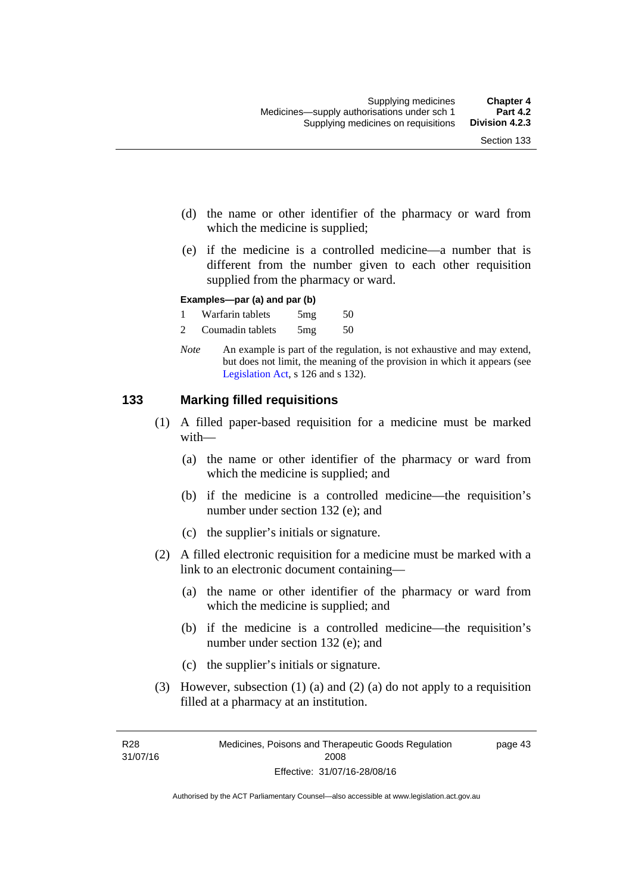(d) the name or other identifier of the pharmacy or ward from which the medicine is supplied;

(e) if the medicine is a controlled medicine—a number that is different from the number given to each other requisition supplied from the pharmacy or ward.

**Examples—par (a) and par (b)**

1 Warfarin tablets 5mg 50

2 Coumadin tablets 5mg 50

*Note* An example is part of the regulation, is not exhaustive and may extend, but does not limit, the meaning of the provision in which it appears (see Legislation Act, s 126 and s 132).

## 133 Marking filled requisitions

(1) A filled paper-based requisition for a medicine must be marked with—

(a) the name or other identifier of the pharmacy or ward from which the medicine is supplied; and

(b) if the medicine is a controlled medicine—the requisition's number under section 132 (e); and

(c) the supplier's initials or signature.

(2) A filled electronic requisition for a medicine must be marked with a link to an electronic document containing—

(a) the name or other identifier of the pharmacy or ward from which the medicine is supplied; and

(b) if the medicine is a controlled medicine—the requisition's number under section 132 (e); and

(c) the supplier's initials or signature.

(3) However, subsection (1) (a) and (2) (a) do not apply to a requisition filled at a pharmacy at an institution.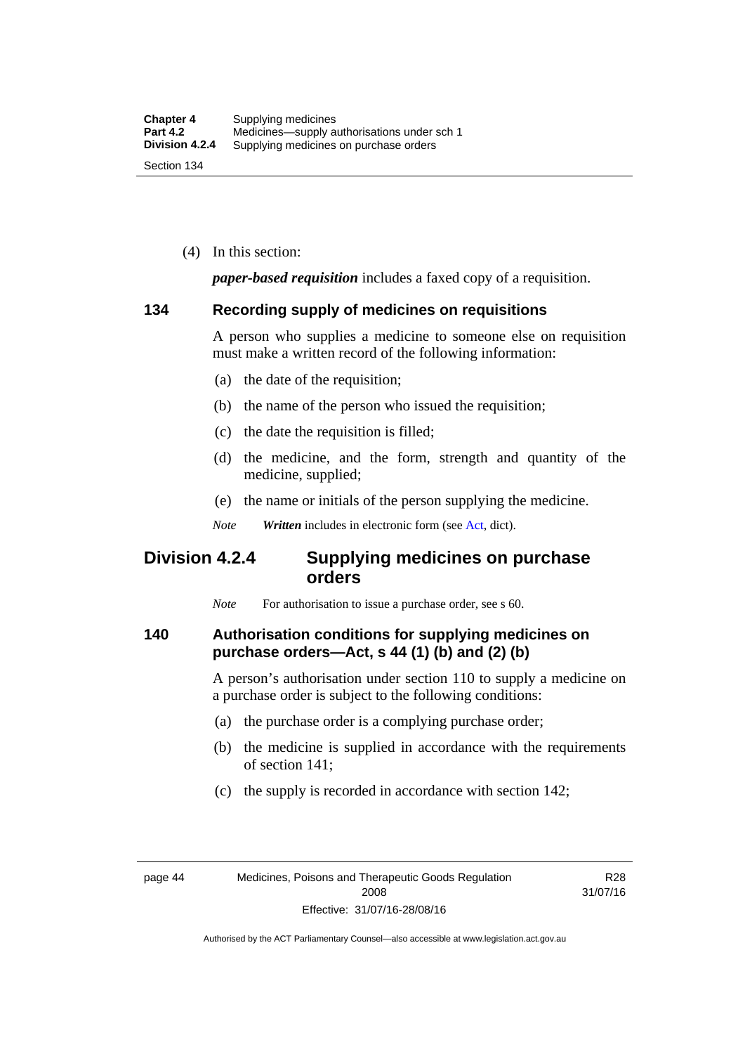(4) In this section:

***paper-based requisition*** includes a faxed copy of a requisition.

### 134 Recording supply of medicines on requisitions

A person who supplies a medicine to someone else on requisition must make a written record of the following information:

(a) the date of the requisition;

(b) the name of the person who issued the requisition;

(c) the date the requisition is filled;

(d) the medicine, and the form, strength and quantity of the medicine, supplied;

(e) the name or initials of the person supplying the medicine.

*Note* ***Written*** includes in electronic form (see Act, dict).

## Division 4.2.4 Supplying medicines on purchase orders

*Note* For authorisation to issue a purchase order, see s 60.

### 140 Authorisation conditions for supplying medicines on purchase orders—Act, s 44 (1) (b) and (2) (b)

A person's authorisation under section 110 to supply a medicine on a purchase order is subject to the following conditions:

(a) the purchase order is a complying purchase order;

(b) the medicine is supplied in accordance with the requirements of section 141;

(c) the supply is recorded in accordance with section 142;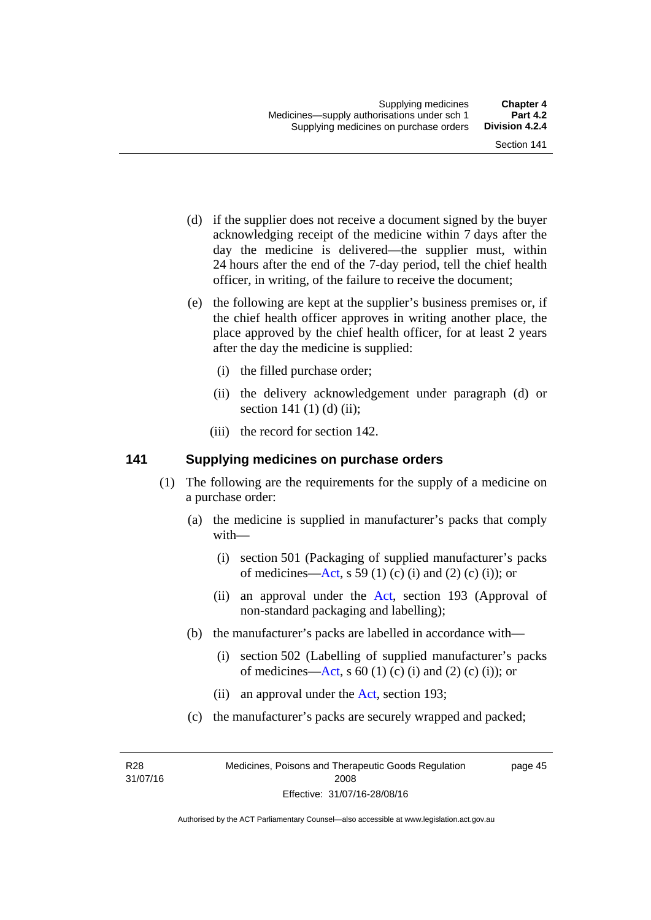(d) if the supplier does not receive a document signed by the buyer acknowledging receipt of the medicine within 7 days after the day the medicine is delivered—the supplier must, within 24 hours after the end of the 7-day period, tell the chief health officer, in writing, of the failure to receive the document;

(e) the following are kept at the supplier's business premises or, if the chief health officer approves in writing another place, the place approved by the chief health officer, for at least 2 years after the day the medicine is supplied:

(i) the filled purchase order;

(ii) the delivery acknowledgement under paragraph (d) or section 141 (1) (d) (ii);

(iii) the record for section 142.

## 141 Supplying medicines on purchase orders

(1) The following are the requirements for the supply of a medicine on a purchase order:

(a) the medicine is supplied in manufacturer's packs that comply with—

(i) section 501 (Packaging of supplied manufacturer's packs of medicines—Act, s 59 (1) (c) (i) and (2) (c) (i)); or

(ii) an approval under the Act, section 193 (Approval of non-standard packaging and labelling);

(b) the manufacturer's packs are labelled in accordance with—

(i) section 502 (Labelling of supplied manufacturer's packs of medicines—Act, s 60 (1) (c) (i) and (2) (c) (i)); or

(ii) an approval under the Act, section 193;

(c) the manufacturer's packs are securely wrapped and packed;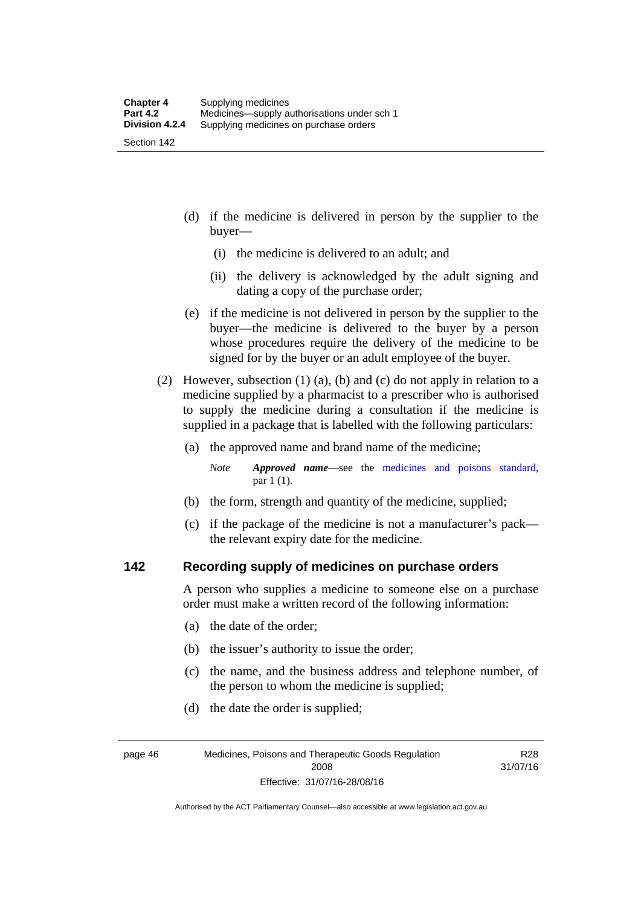(d) if the medicine is delivered in person by the supplier to the buyer—

(i) the medicine is delivered to an adult; and

(ii) the delivery is acknowledged by the adult signing and dating a copy of the purchase order;

(e) if the medicine is not delivered in person by the supplier to the buyer—the medicine is delivered to the buyer by a person whose procedures require the delivery of the medicine to be signed for by the buyer or an adult employee of the buyer.

(2) However, subsection (1) (a), (b) and (c) do not apply in relation to a medicine supplied by a pharmacist to a prescriber who is authorised to supply the medicine during a consultation if the medicine is supplied in a package that is labelled with the following particulars:

(a) the approved name and brand name of the medicine;

*Note* ***Approved name***—see the medicines and poisons standard, par 1 (1).

(b) the form, strength and quantity of the medicine, supplied;

(c) if the package of the medicine is not a manufacturer's pack—the relevant expiry date for the medicine.

## 142 Recording supply of medicines on purchase orders

A person who supplies a medicine to someone else on a purchase order must make a written record of the following information:

(a) the date of the order;

(b) the issuer's authority to issue the order;

(c) the name, and the business address and telephone number, of the person to whom the medicine is supplied;

(d) the date the order is supplied;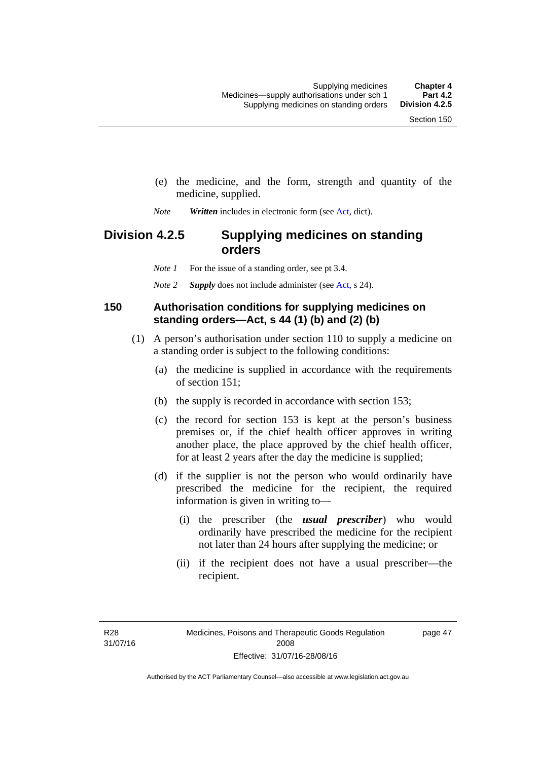(e) the medicine, and the form, strength and quantity of the medicine, supplied.

*Note* ***Written*** includes in electronic form (see Act, dict).

## Division 4.2.5 Supplying medicines on standing orders

*Note 1* For the issue of a standing order, see pt 3.4.

*Note 2* ***Supply*** does not include administer (see Act, s 24).

### 150 Authorisation conditions for supplying medicines on standing orders—Act, s 44 (1) (b) and (2) (b)

(1) A person's authorisation under section 110 to supply a medicine on a standing order is subject to the following conditions:

(a) the medicine is supplied in accordance with the requirements of section 151;

(b) the supply is recorded in accordance with section 153;

(c) the record for section 153 is kept at the person's business premises or, if the chief health officer approves in writing another place, the place approved by the chief health officer, for at least 2 years after the day the medicine is supplied;

(d) if the supplier is not the person who would ordinarily have prescribed the medicine for the recipient, the required information is given in writing to—

(i) the prescriber (the ***usual prescriber***) who would ordinarily have prescribed the medicine for the recipient not later than 24 hours after supplying the medicine; or

(ii) if the recipient does not have a usual prescriber—the recipient.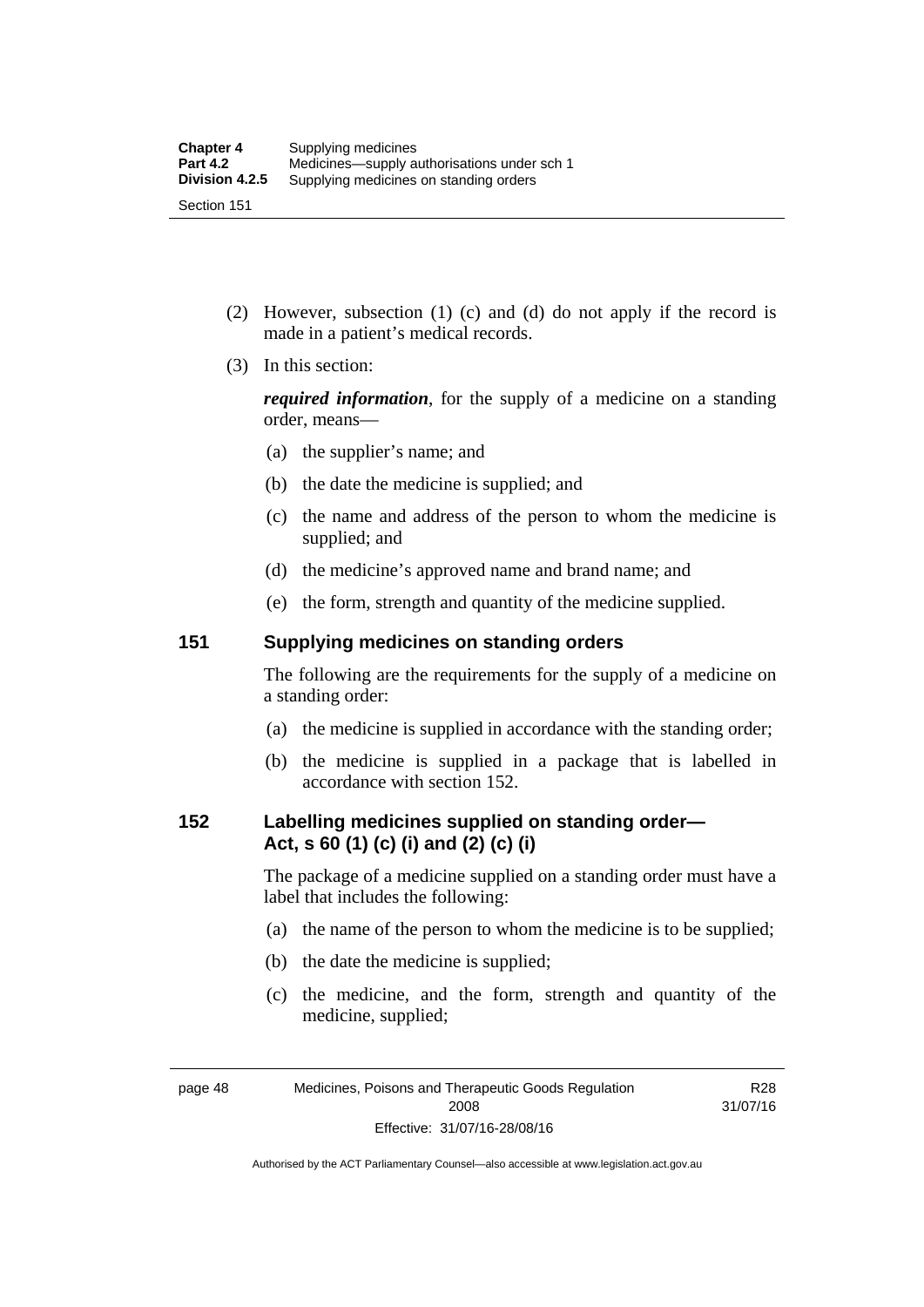(2) However, subsection (1) (c) and (d) do not apply if the record is made in a patient's medical records.

(3) In this section:

***required information***, for the supply of a medicine on a standing order, means—

(a) the supplier's name; and

(b) the date the medicine is supplied; and

(c) the name and address of the person to whom the medicine is supplied; and

(d) the medicine's approved name and brand name; and

(e) the form, strength and quantity of the medicine supplied.

## 151 Supplying medicines on standing orders

The following are the requirements for the supply of a medicine on a standing order:

(a) the medicine is supplied in accordance with the standing order;

(b) the medicine is supplied in a package that is labelled in accordance with section 152.

## 152 Labelling medicines supplied on standing order—Act, s 60 (1) (c) (i) and (2) (c) (i)

The package of a medicine supplied on a standing order must have a label that includes the following:

(a) the name of the person to whom the medicine is to be supplied;

(b) the date the medicine is supplied;

(c) the medicine, and the form, strength and quantity of the medicine, supplied;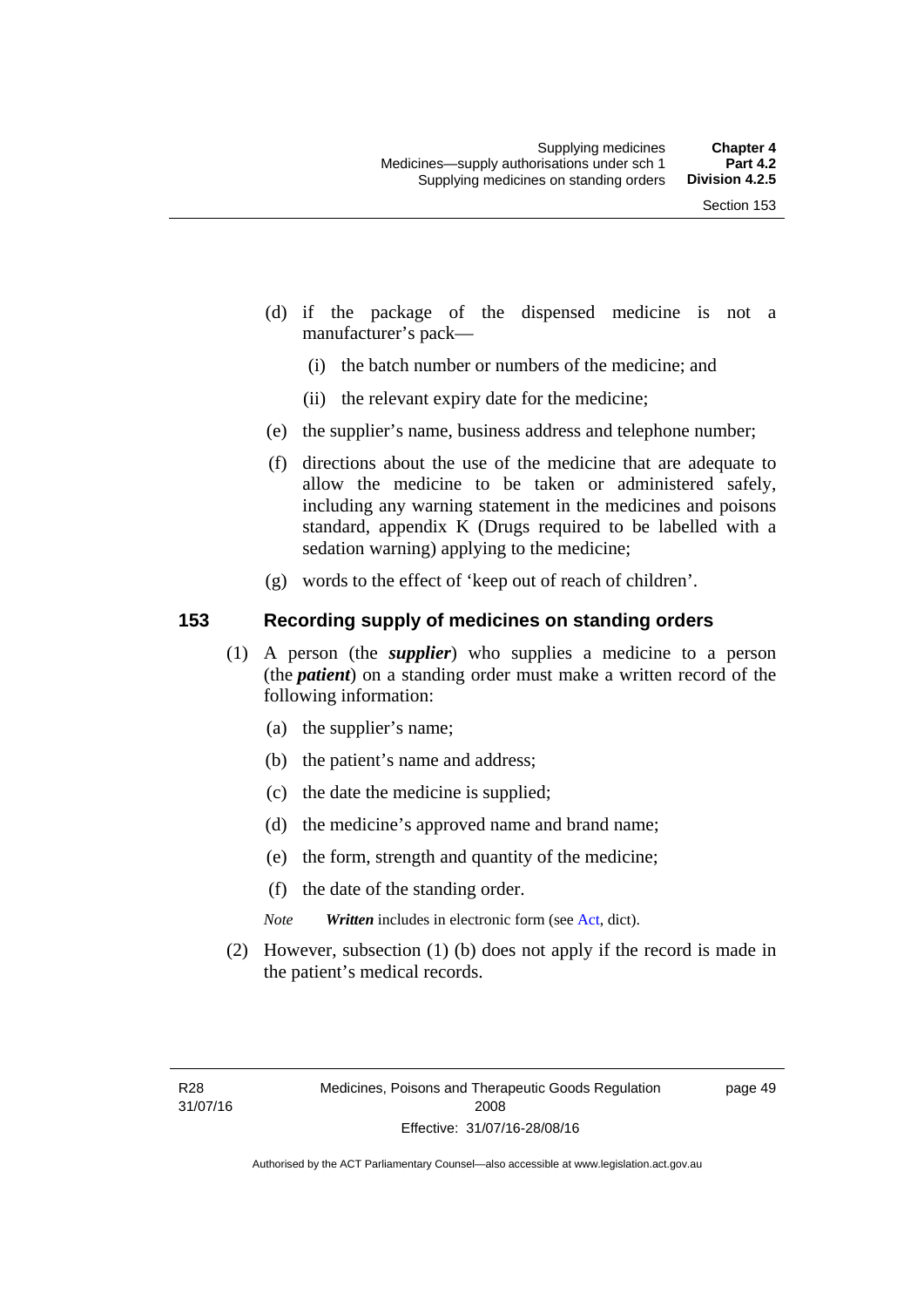(d) if the package of the dispensed medicine is not a manufacturer's pack—

  (i) the batch number or numbers of the medicine; and

  (ii) the relevant expiry date for the medicine;

(e) the supplier's name, business address and telephone number;

(f) directions about the use of the medicine that are adequate to allow the medicine to be taken or administered safely, including any warning statement in the medicines and poisons standard, appendix K (Drugs required to be labelled with a sedation warning) applying to the medicine;

(g) words to the effect of 'keep out of reach of children'.

## 153 Recording supply of medicines on standing orders

(1) A person (the ***supplier***) who supplies a medicine to a person (the ***patient***) on a standing order must make a written record of the following information:

  (a) the supplier's name;

  (b) the patient's name and address;

  (c) the date the medicine is supplied;

  (d) the medicine's approved name and brand name;

  (e) the form, strength and quantity of the medicine;

  (f) the date of the standing order.

*Note* ***Written*** includes in electronic form (see Act, dict).

(2) However, subsection (1) (b) does not apply if the record is made in the patient's medical records.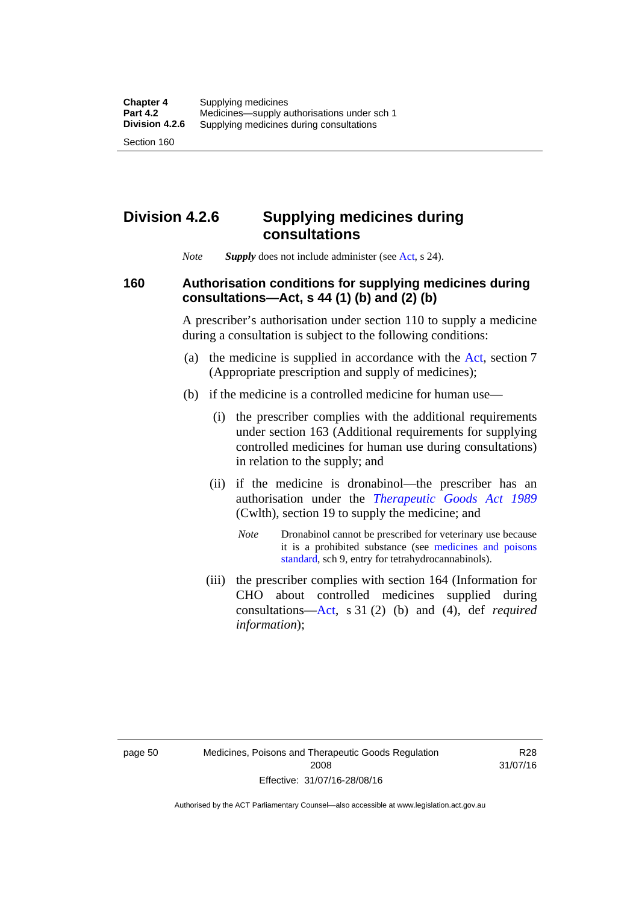## Division 4.2.6 Supplying medicines during consultations

*Note* ***Supply*** does not include administer (see Act, s 24).

### 160 Authorisation conditions for supplying medicines during consultations—Act, s 44 (1) (b) and (2) (b)

A prescriber's authorisation under section 110 to supply a medicine during a consultation is subject to the following conditions:

(a) the medicine is supplied in accordance with the Act, section 7 (Appropriate prescription and supply of medicines);

(b) if the medicine is a controlled medicine for human use—

(i) the prescriber complies with the additional requirements under section 163 (Additional requirements for supplying controlled medicines for human use during consultations) in relation to the supply; and

(ii) if the medicine is dronabinol—the prescriber has an authorisation under the *Therapeutic Goods Act 1989* (Cwlth), section 19 to supply the medicine; and

*Note* Dronabinol cannot be prescribed for veterinary use because it is a prohibited substance (see medicines and poisons standard, sch 9, entry for tetrahydrocannabinols).

(iii) the prescriber complies with section 164 (Information for CHO about controlled medicines supplied during consultations—Act, s 31 (2) (b) and (4), def *required information*);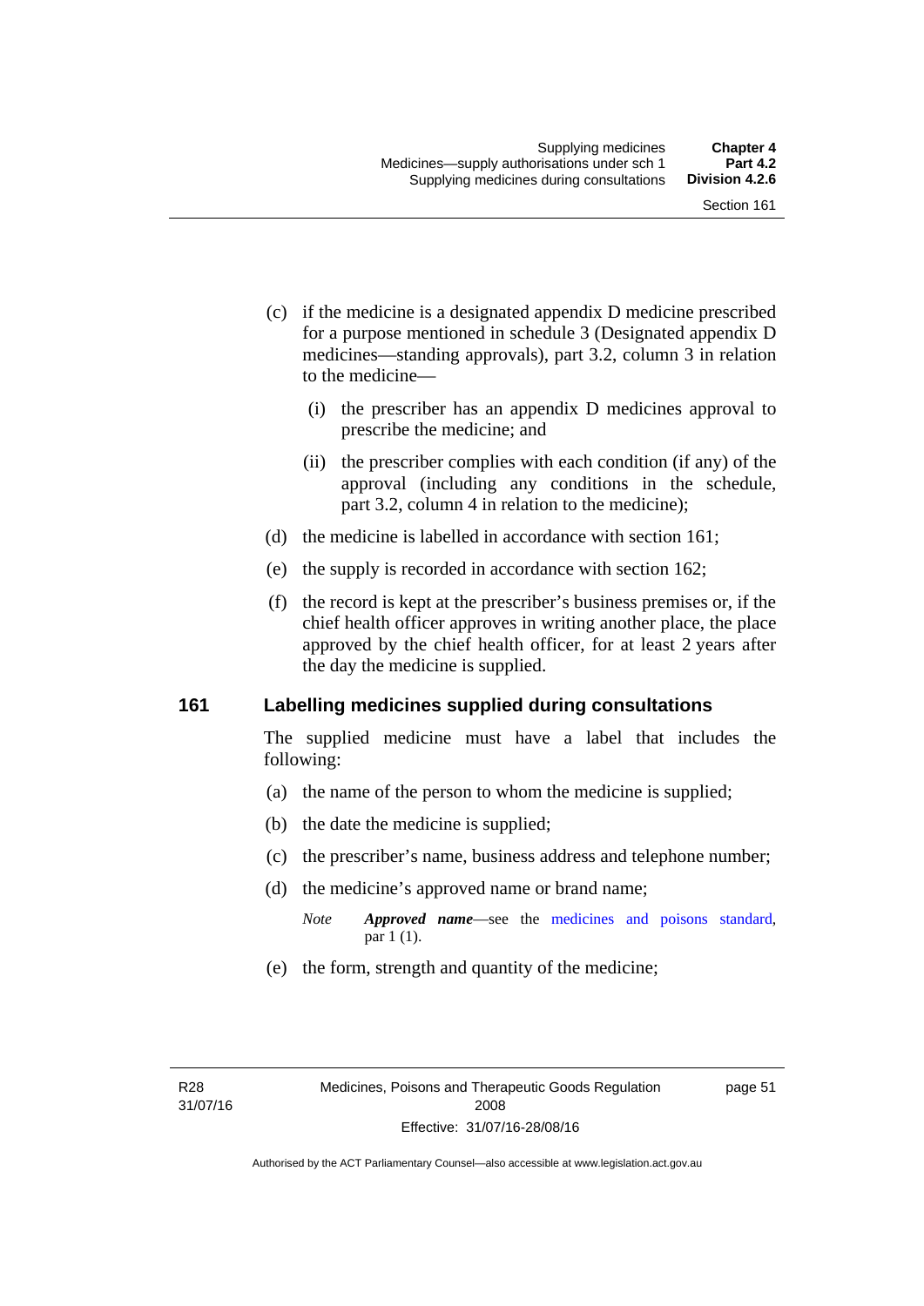(c) if the medicine is a designated appendix D medicine prescribed for a purpose mentioned in schedule 3 (Designated appendix D medicines—standing approvals), part 3.2, column 3 in relation to the medicine—

(i) the prescriber has an appendix D medicines approval to prescribe the medicine; and

(ii) the prescriber complies with each condition (if any) of the approval (including any conditions in the schedule, part 3.2, column 4 in relation to the medicine);

(d) the medicine is labelled in accordance with section 161;

(e) the supply is recorded in accordance with section 162;

(f) the record is kept at the prescriber's business premises or, if the chief health officer approves in writing another place, the place approved by the chief health officer, for at least 2 years after the day the medicine is supplied.

## 161 Labelling medicines supplied during consultations

The supplied medicine must have a label that includes the following:

(a) the name of the person to whom the medicine is supplied;

(b) the date the medicine is supplied;

(c) the prescriber's name, business address and telephone number;

(d) the medicine's approved name or brand name;

*Note* ***Approved name***—see the medicines and poisons standard, par 1 (1).

(e) the form, strength and quantity of the medicine;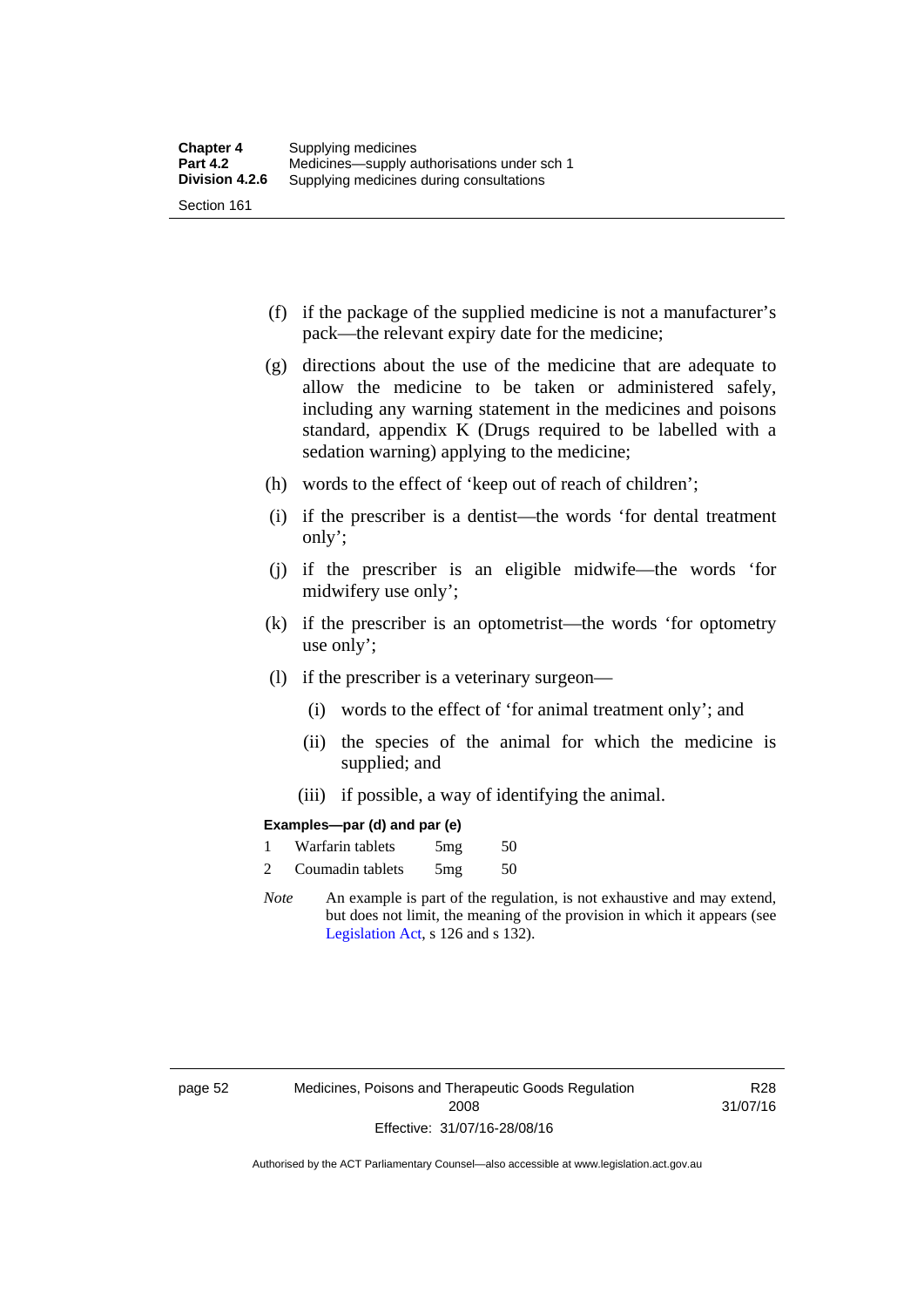(f) if the package of the supplied medicine is not a manufacturer's pack—the relevant expiry date for the medicine;

(g) directions about the use of the medicine that are adequate to allow the medicine to be taken or administered safely, including any warning statement in the medicines and poisons standard, appendix K (Drugs required to be labelled with a sedation warning) applying to the medicine;

(h) words to the effect of 'keep out of reach of children';

(i) if the prescriber is a dentist—the words 'for dental treatment only';

(j) if the prescriber is an eligible midwife—the words 'for midwifery use only';

(k) if the prescriber is an optometrist—the words 'for optometry use only';

(l) if the prescriber is a veterinary surgeon—

  (i) words to the effect of 'for animal treatment only'; and

  (ii) the species of the animal for which the medicine is supplied; and

  (iii) if possible, a way of identifying the animal.

**Examples—par (d) and par (e)**

1 Warfarin tablets 5mg 50

2 Coumadin tablets 5mg 50

*Note* An example is part of the regulation, is not exhaustive and may extend, but does not limit, the meaning of the provision in which it appears (see Legislation Act, s 126 and s 132).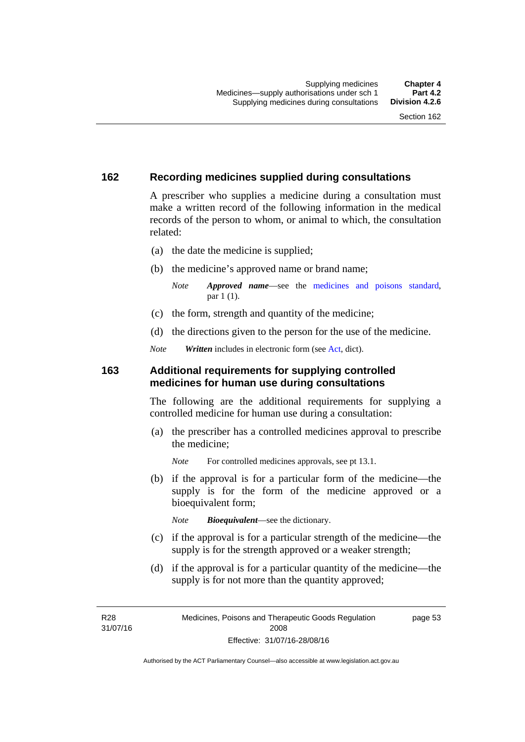## 162 Recording medicines supplied during consultations

A prescriber who supplies a medicine during a consultation must make a written record of the following information in the medical records of the person to whom, or animal to which, the consultation related:

(a) the date the medicine is supplied;

(b) the medicine's approved name or brand name;

*Note* ***Approved name***—see the medicines and poisons standard, par 1 (1).

(c) the form, strength and quantity of the medicine;

(d) the directions given to the person for the use of the medicine.

*Note* ***Written*** includes in electronic form (see Act, dict).

## 163 Additional requirements for supplying controlled medicines for human use during consultations

The following are the additional requirements for supplying a controlled medicine for human use during a consultation:

(a) the prescriber has a controlled medicines approval to prescribe the medicine;

*Note* For controlled medicines approvals, see pt 13.1.

(b) if the approval is for a particular form of the medicine—the supply is for the form of the medicine approved or a bioequivalent form;

*Note* ***Bioequivalent***—see the dictionary.

(c) if the approval is for a particular strength of the medicine—the supply is for the strength approved or a weaker strength;

(d) if the approval is for a particular quantity of the medicine—the supply is for not more than the quantity approved;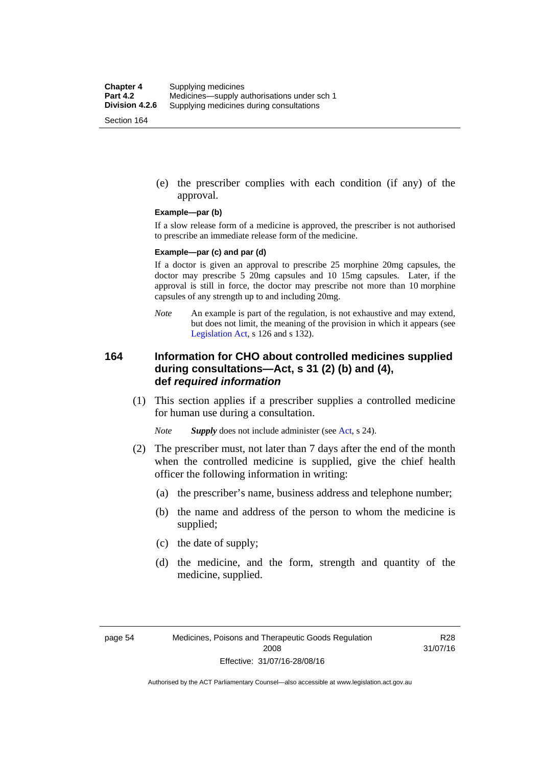(e) the prescriber complies with each condition (if any) of the approval.

**Example—par (b)**

If a slow release form of a medicine is approved, the prescriber is not authorised to prescribe an immediate release form of the medicine.

**Example—par (c) and par (d)**

If a doctor is given an approval to prescribe 25 morphine 20mg capsules, the doctor may prescribe 5 20mg capsules and 10 15mg capsules. Later, if the approval is still in force, the doctor may prescribe not more than 10 morphine capsules of any strength up to and including 20mg.

*Note* An example is part of the regulation, is not exhaustive and may extend, but does not limit, the meaning of the provision in which it appears (see Legislation Act, s 126 and s 132).

## 164 Information for CHO about controlled medicines supplied during consultations—Act, s 31 (2) (b) and (4), def *required information*

(1) This section applies if a prescriber supplies a controlled medicine for human use during a consultation.

*Note* ***Supply*** does not include administer (see Act, s 24).

(2) The prescriber must, not later than 7 days after the end of the month when the controlled medicine is supplied, give the chief health officer the following information in writing:

(a) the prescriber's name, business address and telephone number;

(b) the name and address of the person to whom the medicine is supplied;

(c) the date of supply;

(d) the medicine, and the form, strength and quantity of the medicine, supplied.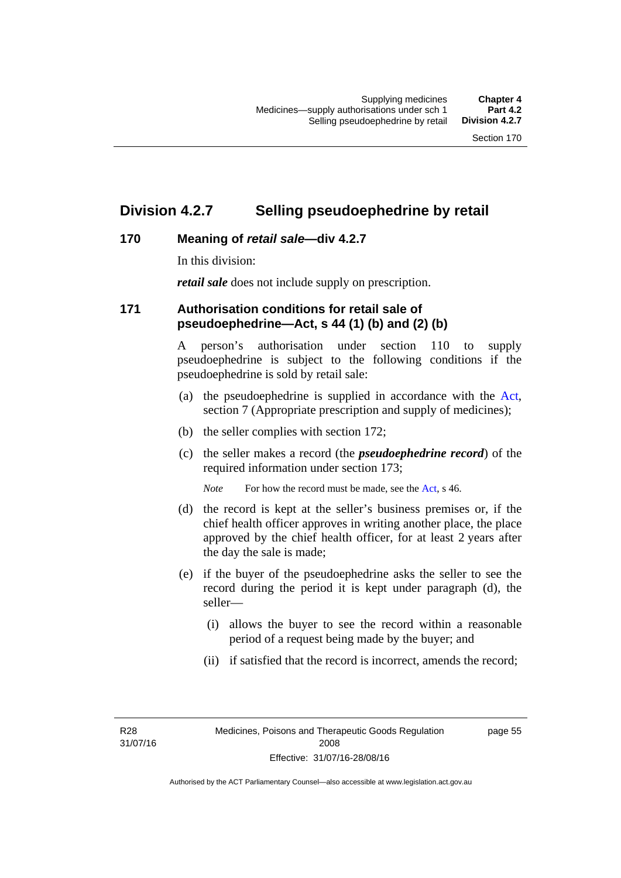## Division 4.2.7 Selling pseudoephedrine by retail

### 170 Meaning of *retail sale*—div 4.2.7

In this division:

***retail sale*** does not include supply on prescription.

### 171 Authorisation conditions for retail sale of pseudoephedrine—Act, s 44 (1) (b) and (2) (b)

A person's authorisation under section 110 to supply pseudoephedrine is subject to the following conditions if the pseudoephedrine is sold by retail sale:

(a) the pseudoephedrine is supplied in accordance with the Act, section 7 (Appropriate prescription and supply of medicines);

(b) the seller complies with section 172;

(c) the seller makes a record (the ***pseudoephedrine record***) of the required information under section 173;

*Note* For how the record must be made, see the Act, s 46.

(d) the record is kept at the seller's business premises or, if the chief health officer approves in writing another place, the place approved by the chief health officer, for at least 2 years after the day the sale is made;

(e) if the buyer of the pseudoephedrine asks the seller to see the record during the period it is kept under paragraph (d), the seller—

(i) allows the buyer to see the record within a reasonable period of a request being made by the buyer; and

(ii) if satisfied that the record is incorrect, amends the record;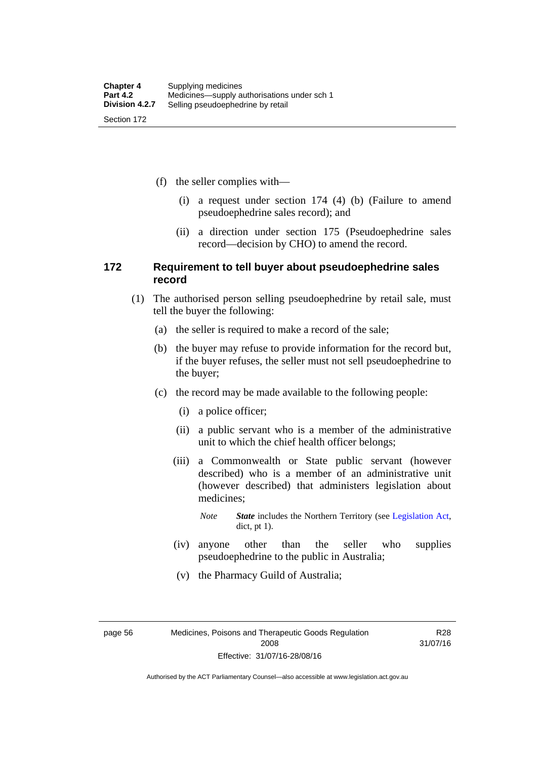(f) the seller complies with—

(i) a request under section 174 (4) (b) (Failure to amend pseudoephedrine sales record); and

(ii) a direction under section 175 (Pseudoephedrine sales record—decision by CHO) to amend the record.

## 172 Requirement to tell buyer about pseudoephedrine sales record

(1) The authorised person selling pseudoephedrine by retail sale, must tell the buyer the following:

(a) the seller is required to make a record of the sale;

(b) the buyer may refuse to provide information for the record but, if the buyer refuses, the seller must not sell pseudoephedrine to the buyer;

(c) the record may be made available to the following people:

(i) a police officer;

(ii) a public servant who is a member of the administrative unit to which the chief health officer belongs;

(iii) a Commonwealth or State public servant (however described) who is a member of an administrative unit (however described) that administers legislation about medicines;

*Note* ***State*** includes the Northern Territory (see Legislation Act, dict, pt 1).

(iv) anyone other than the seller who supplies pseudoephedrine to the public in Australia;

(v) the Pharmacy Guild of Australia;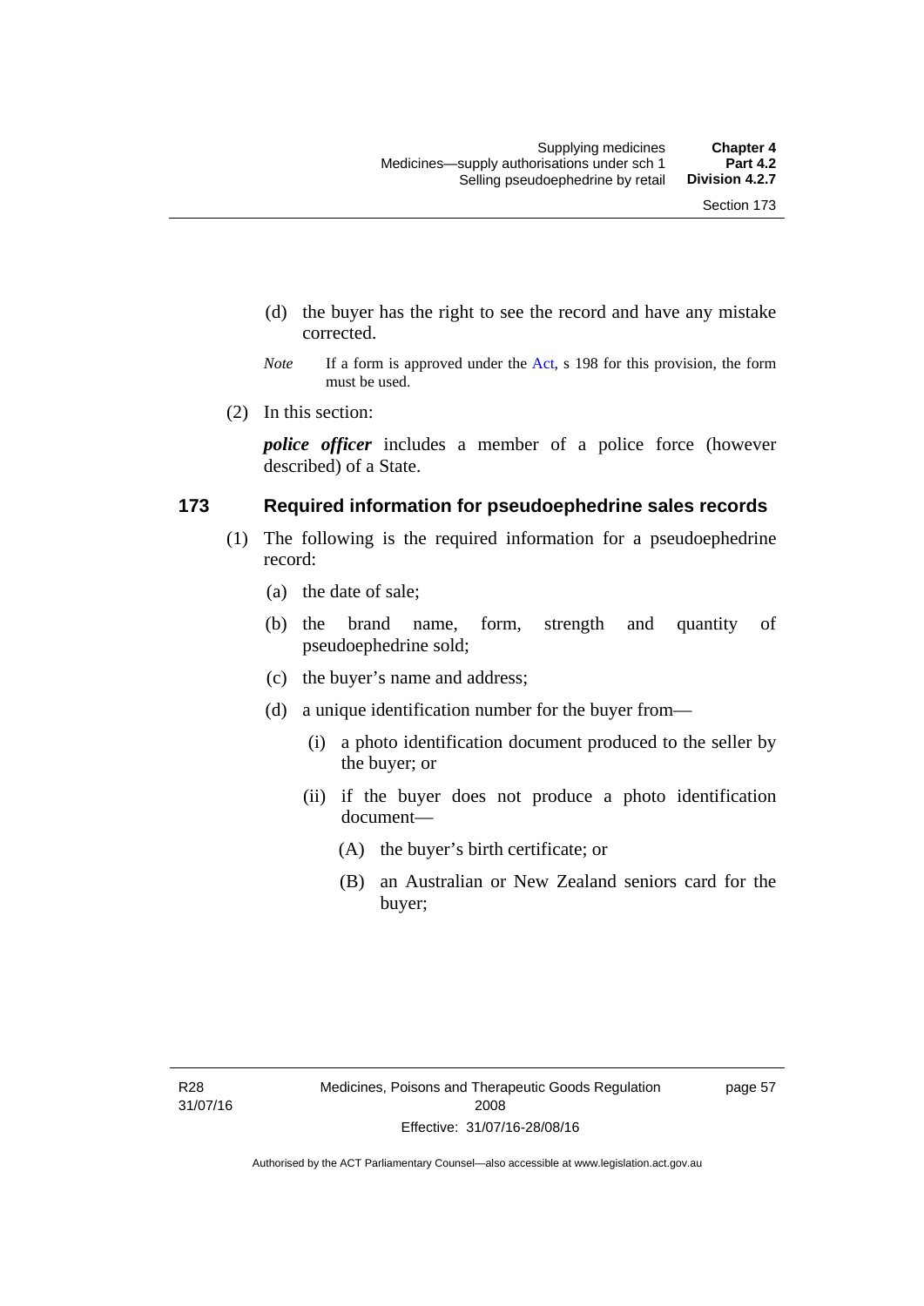(d) the buyer has the right to see the record and have any mistake corrected.

*Note* If a form is approved under the Act, s 198 for this provision, the form must be used.

(2) In this section:

***police officer*** includes a member of a police force (however described) of a State.

## 173 Required information for pseudoephedrine sales records

(1) The following is the required information for a pseudoephedrine record:

(a) the date of sale;

(b) the brand name, form, strength and quantity of pseudoephedrine sold;

(c) the buyer's name and address;

(d) a unique identification number for the buyer from—

(i) a photo identification document produced to the seller by the buyer; or

(ii) if the buyer does not produce a photo identification document—

(A) the buyer's birth certificate; or

(B) an Australian or New Zealand seniors card for the buyer;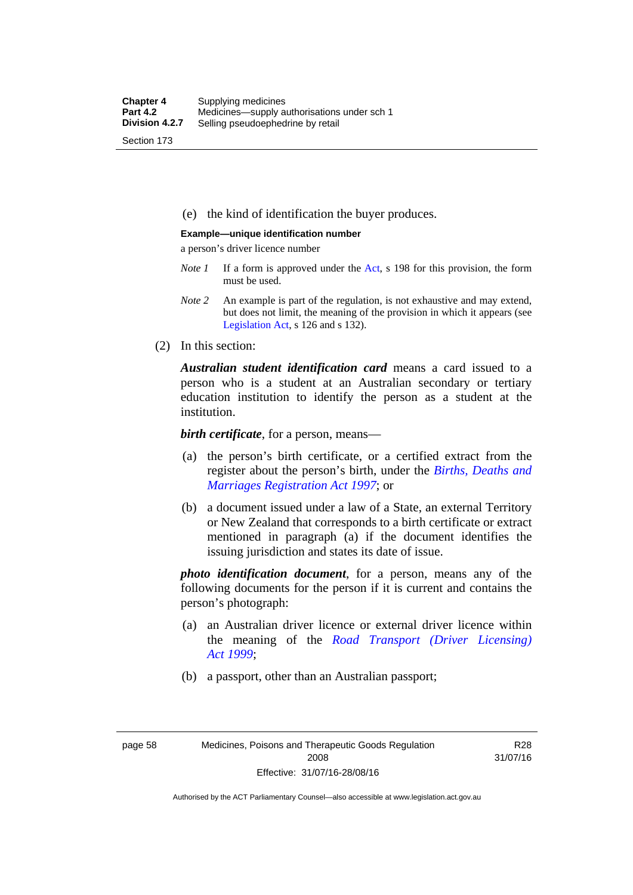(e) the kind of identification the buyer produces.

**Example—unique identification number**

a person's driver licence number

*Note 1* If a form is approved under the Act, s 198 for this provision, the form must be used.

*Note 2* An example is part of the regulation, is not exhaustive and may extend, but does not limit, the meaning of the provision in which it appears (see Legislation Act, s 126 and s 132).

(2) In this section:

***Australian student identification card*** means a card issued to a person who is a student at an Australian secondary or tertiary education institution to identify the person as a student at the institution.

***birth certificate***, for a person, means—

(a) the person's birth certificate, or a certified extract from the register about the person's birth, under the *Births, Deaths and Marriages Registration Act 1997*; or

(b) a document issued under a law of a State, an external Territory or New Zealand that corresponds to a birth certificate or extract mentioned in paragraph (a) if the document identifies the issuing jurisdiction and states its date of issue.

***photo identification document***, for a person, means any of the following documents for the person if it is current and contains the person's photograph:

(a) an Australian driver licence or external driver licence within the meaning of the *Road Transport (Driver Licensing) Act 1999*;

(b) a passport, other than an Australian passport;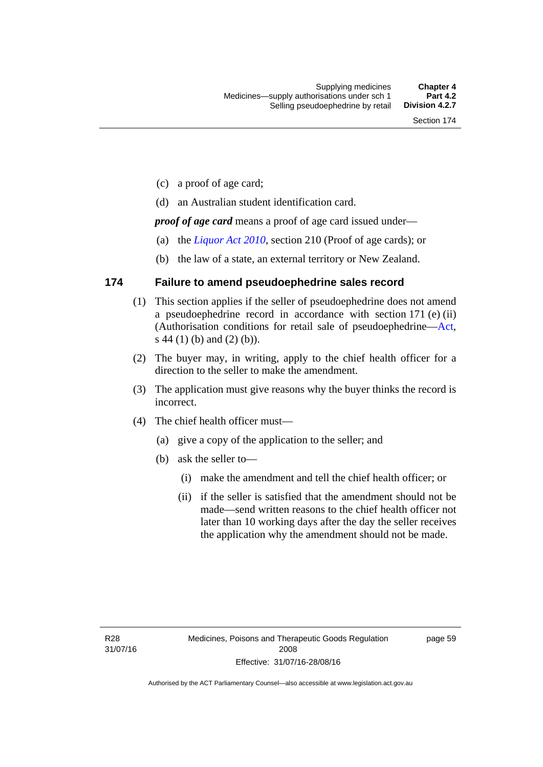(c) a proof of age card;

(d) an Australian student identification card.

***proof of age card*** means a proof of age card issued under—

(a) the *Liquor Act 2010*, section 210 (Proof of age cards); or

(b) the law of a state, an external territory or New Zealand.

### 174 Failure to amend pseudoephedrine sales record

(1) This section applies if the seller of pseudoephedrine does not amend a pseudoephedrine record in accordance with section 171 (e) (ii) (Authorisation conditions for retail sale of pseudoephedrine—Act, s 44 (1) (b) and (2) (b)).

(2) The buyer may, in writing, apply to the chief health officer for a direction to the seller to make the amendment.

(3) The application must give reasons why the buyer thinks the record is incorrect.

(4) The chief health officer must—

(a) give a copy of the application to the seller; and

(b) ask the seller to—

(i) make the amendment and tell the chief health officer; or

(ii) if the seller is satisfied that the amendment should not be made—send written reasons to the chief health officer not later than 10 working days after the day the seller receives the application why the amendment should not be made.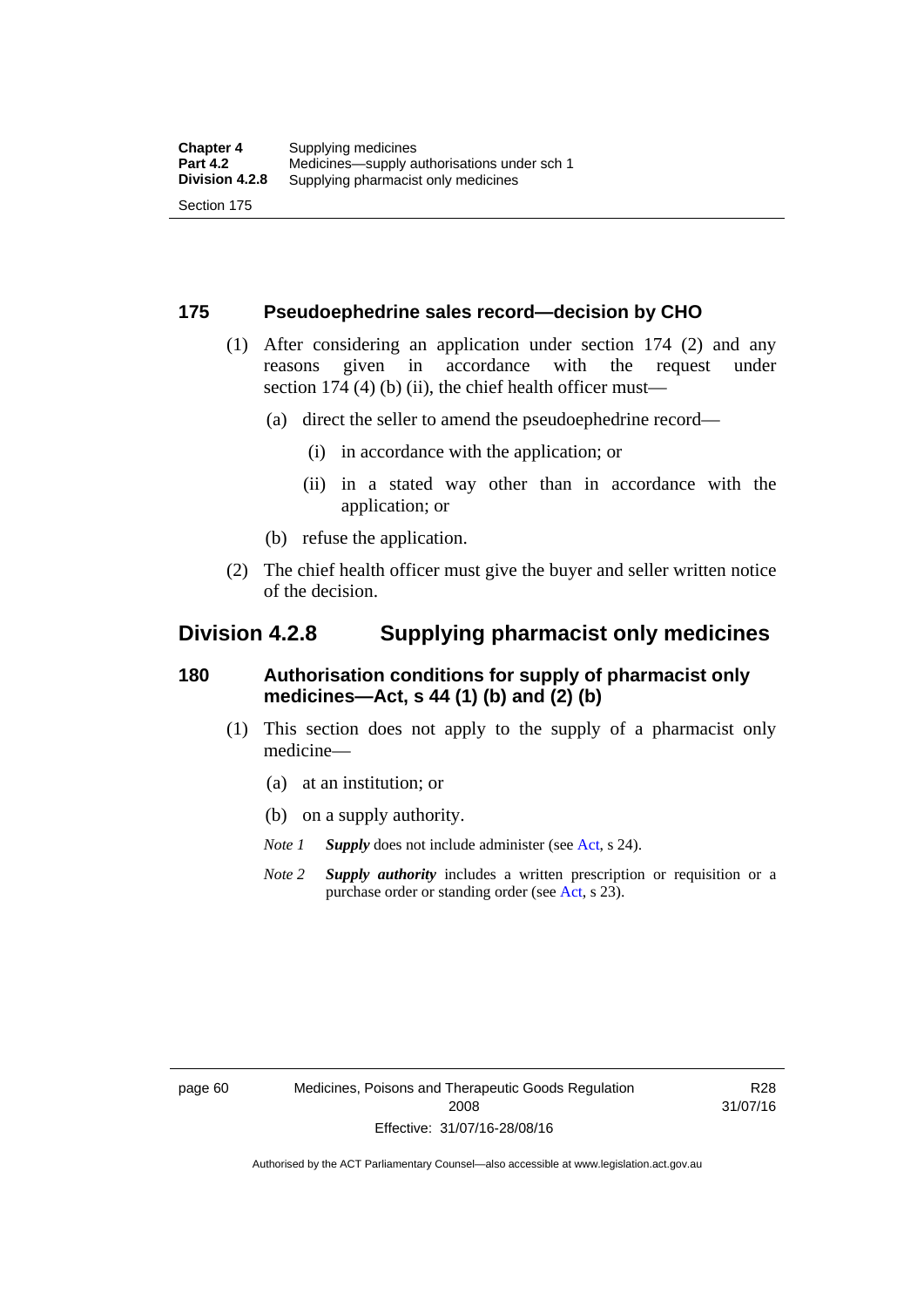### 175 Pseudoephedrine sales record—decision by CHO

(1) After considering an application under section 174 (2) and any reasons given in accordance with the request under section 174 (4) (b) (ii), the chief health officer must—

(a) direct the seller to amend the pseudoephedrine record—

(i) in accordance with the application; or

(ii) in a stated way other than in accordance with the application; or

(b) refuse the application.

(2) The chief health officer must give the buyer and seller written notice of the decision.

## Division 4.2.8 Supplying pharmacist only medicines

### 180 Authorisation conditions for supply of pharmacist only medicines—Act, s 44 (1) (b) and (2) (b)

(1) This section does not apply to the supply of a pharmacist only medicine—

(a) at an institution; or

(b) on a supply authority.

*Note 1* ***Supply*** does not include administer (see Act, s 24).

*Note 2* ***Supply authority*** includes a written prescription or requisition or a purchase order or standing order (see Act, s 23).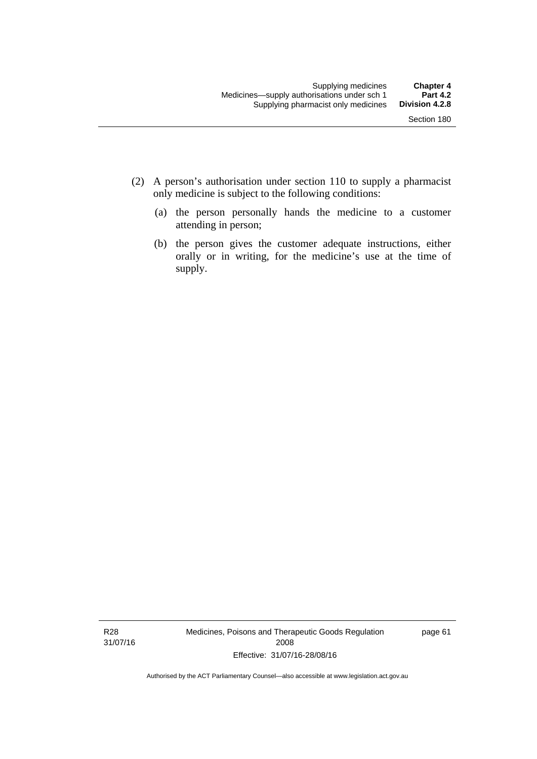(2) A person's authorisation under section 110 to supply a pharmacist only medicine is subject to the following conditions:

   (a) the person personally hands the medicine to a customer attending in person;

   (b) the person gives the customer adequate instructions, either orally or in writing, for the medicine's use at the time of supply.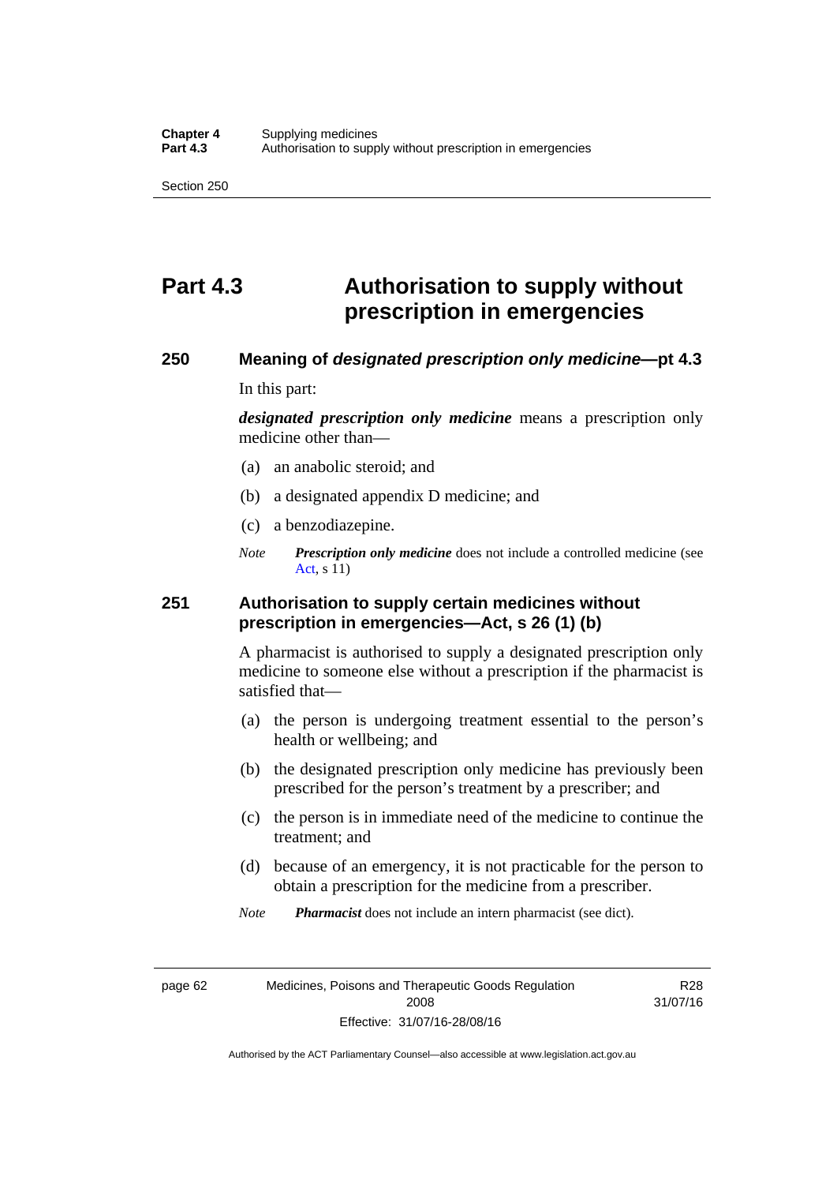# Part 4.3 Authorisation to supply without prescription in emergencies

## 250 Meaning of *designated prescription only medicine*—pt 4.3

In this part:

***designated prescription only medicine*** means a prescription only medicine other than—

(a) an anabolic steroid; and

(b) a designated appendix D medicine; and

(c) a benzodiazepine.

*Note* ***Prescription only medicine*** does not include a controlled medicine (see Act, s 11)

## 251 Authorisation to supply certain medicines without prescription in emergencies—Act, s 26 (1) (b)

A pharmacist is authorised to supply a designated prescription only medicine to someone else without a prescription if the pharmacist is satisfied that—

(a) the person is undergoing treatment essential to the person's health or wellbeing; and

(b) the designated prescription only medicine has previously been prescribed for the person's treatment by a prescriber; and

(c) the person is in immediate need of the medicine to continue the treatment; and

(d) because of an emergency, it is not practicable for the person to obtain a prescription for the medicine from a prescriber.

*Note* ***Pharmacist*** does not include an intern pharmacist (see dict).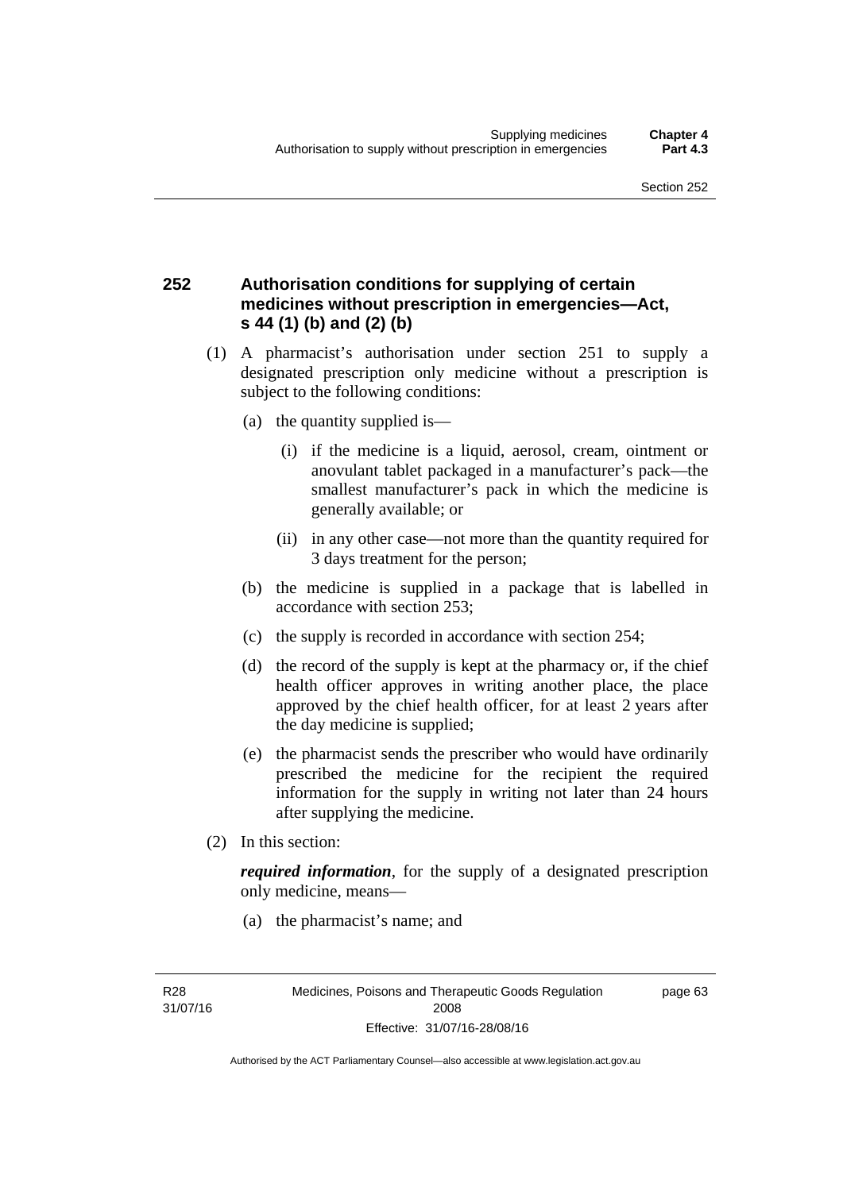## 252 Authorisation conditions for supplying of certain medicines without prescription in emergencies—Act, s 44 (1) (b) and (2) (b)

(1) A pharmacist's authorisation under section 251 to supply a designated prescription only medicine without a prescription is subject to the following conditions:

(a) the quantity supplied is—

(i) if the medicine is a liquid, aerosol, cream, ointment or anovulant tablet packaged in a manufacturer's pack—the smallest manufacturer's pack in which the medicine is generally available; or

(ii) in any other case—not more than the quantity required for 3 days treatment for the person;

(b) the medicine is supplied in a package that is labelled in accordance with section 253;

(c) the supply is recorded in accordance with section 254;

(d) the record of the supply is kept at the pharmacy or, if the chief health officer approves in writing another place, the place approved by the chief health officer, for at least 2 years after the day medicine is supplied;

(e) the pharmacist sends the prescriber who would have ordinarily prescribed the medicine for the recipient the required information for the supply in writing not later than 24 hours after supplying the medicine.

(2) In this section:

***required information***, for the supply of a designated prescription only medicine, means—

(a) the pharmacist's name; and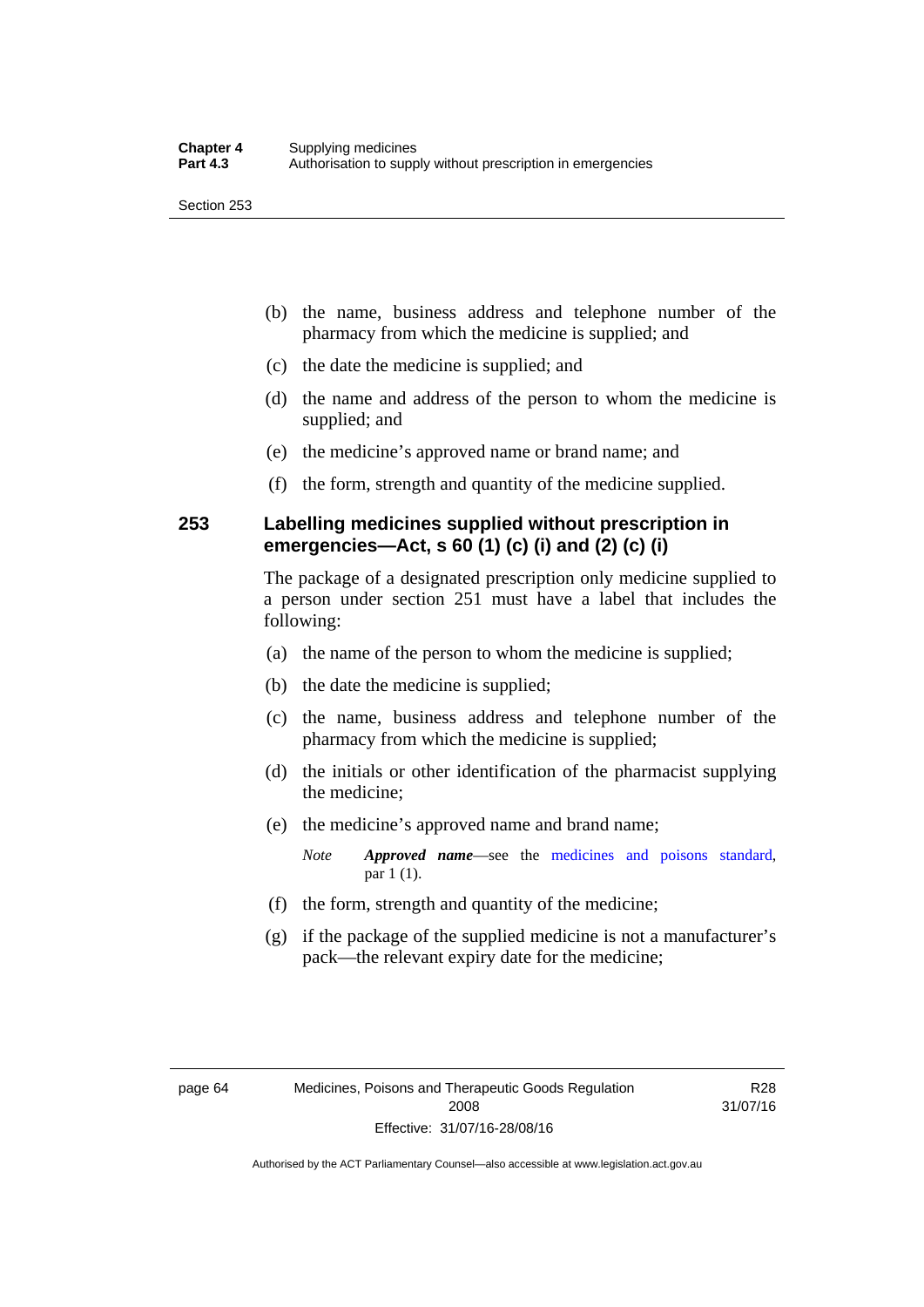(b) the name, business address and telephone number of the pharmacy from which the medicine is supplied; and

(c) the date the medicine is supplied; and

(d) the name and address of the person to whom the medicine is supplied; and

(e) the medicine's approved name or brand name; and

(f) the form, strength and quantity of the medicine supplied.

## 253 Labelling medicines supplied without prescription in emergencies—Act, s 60 (1) (c) (i) and (2) (c) (i)

The package of a designated prescription only medicine supplied to a person under section 251 must have a label that includes the following:

(a) the name of the person to whom the medicine is supplied;

(b) the date the medicine is supplied;

(c) the name, business address and telephone number of the pharmacy from which the medicine is supplied;

(d) the initials or other identification of the pharmacist supplying the medicine;

(e) the medicine's approved name and brand name;

*Note* ***Approved name***—see the medicines and poisons standard, par 1 (1).

(f) the form, strength and quantity of the medicine;

(g) if the package of the supplied medicine is not a manufacturer's pack—the relevant expiry date for the medicine;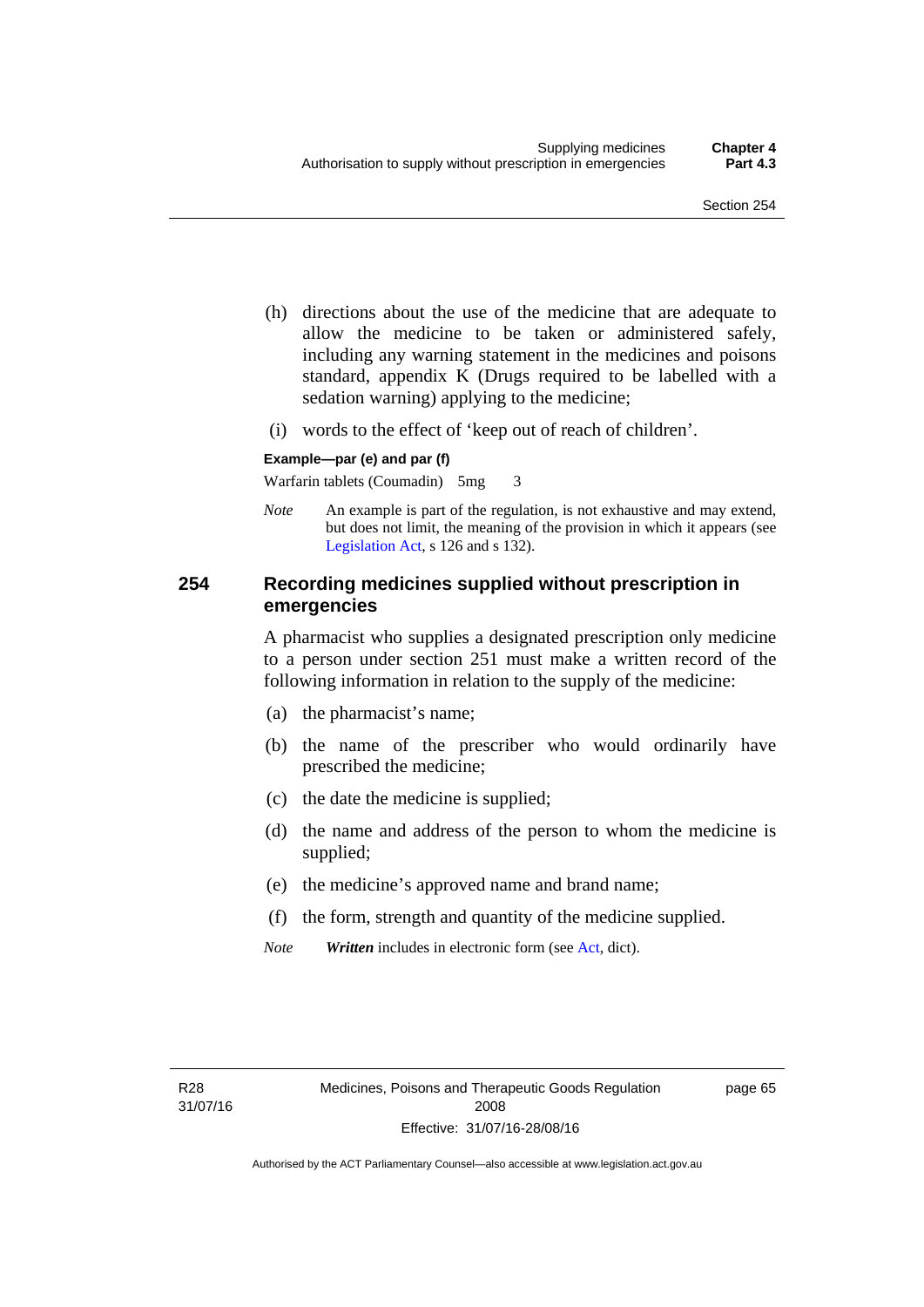(h) directions about the use of the medicine that are adequate to allow the medicine to be taken or administered safely, including any warning statement in the medicines and poisons standard, appendix K (Drugs required to be labelled with a sedation warning) applying to the medicine;

(i) words to the effect of 'keep out of reach of children'.

**Example—par (e) and par (f)**

Warfarin tablets (Coumadin) 5mg 3

*Note* An example is part of the regulation, is not exhaustive and may extend, but does not limit, the meaning of the provision in which it appears (see Legislation Act, s 126 and s 132).

## 254 Recording medicines supplied without prescription in emergencies

A pharmacist who supplies a designated prescription only medicine to a person under section 251 must make a written record of the following information in relation to the supply of the medicine:

(a) the pharmacist's name;

(b) the name of the prescriber who would ordinarily have prescribed the medicine;

(c) the date the medicine is supplied;

(d) the name and address of the person to whom the medicine is supplied;

(e) the medicine's approved name and brand name;

(f) the form, strength and quantity of the medicine supplied.

*Note* ***Written*** includes in electronic form (see Act, dict).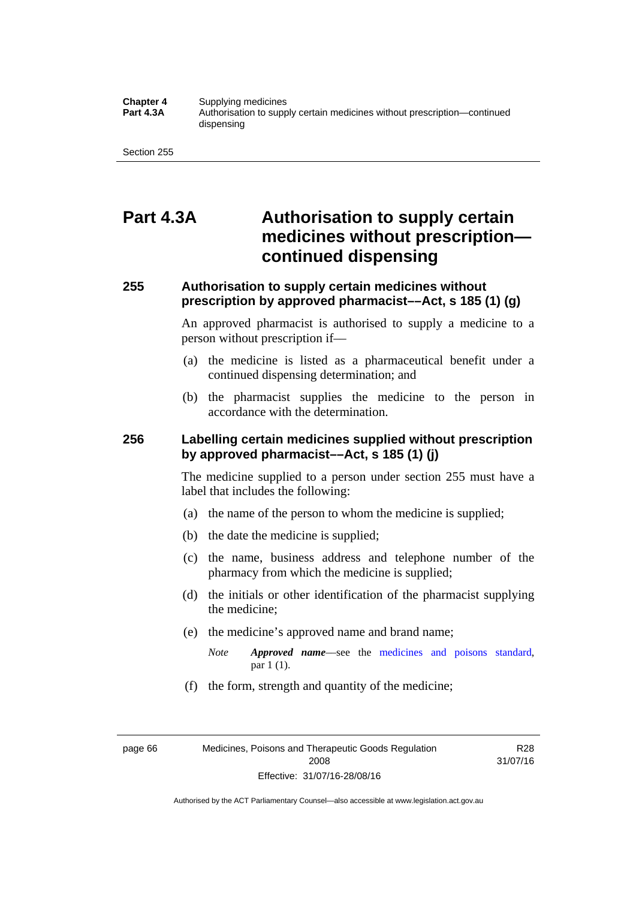# Part 4.3A Authorisation to supply certain medicines without prescription—continued dispensing

## 255 Authorisation to supply certain medicines without prescription by approved pharmacist––Act, s 185 (1) (g)

An approved pharmacist is authorised to supply a medicine to a person without prescription if—

(a) the medicine is listed as a pharmaceutical benefit under a continued dispensing determination; and

(b) the pharmacist supplies the medicine to the person in accordance with the determination.

## 256 Labelling certain medicines supplied without prescription by approved pharmacist––Act, s 185 (1) (j)

The medicine supplied to a person under section 255 must have a label that includes the following:

(a) the name of the person to whom the medicine is supplied;

(b) the date the medicine is supplied;

(c) the name, business address and telephone number of the pharmacy from which the medicine is supplied;

(d) the initials or other identification of the pharmacist supplying the medicine;

(e) the medicine's approved name and brand name;

> *Note* ***Approved name***—see the medicines and poisons standard, par 1 (1).

(f) the form, strength and quantity of the medicine;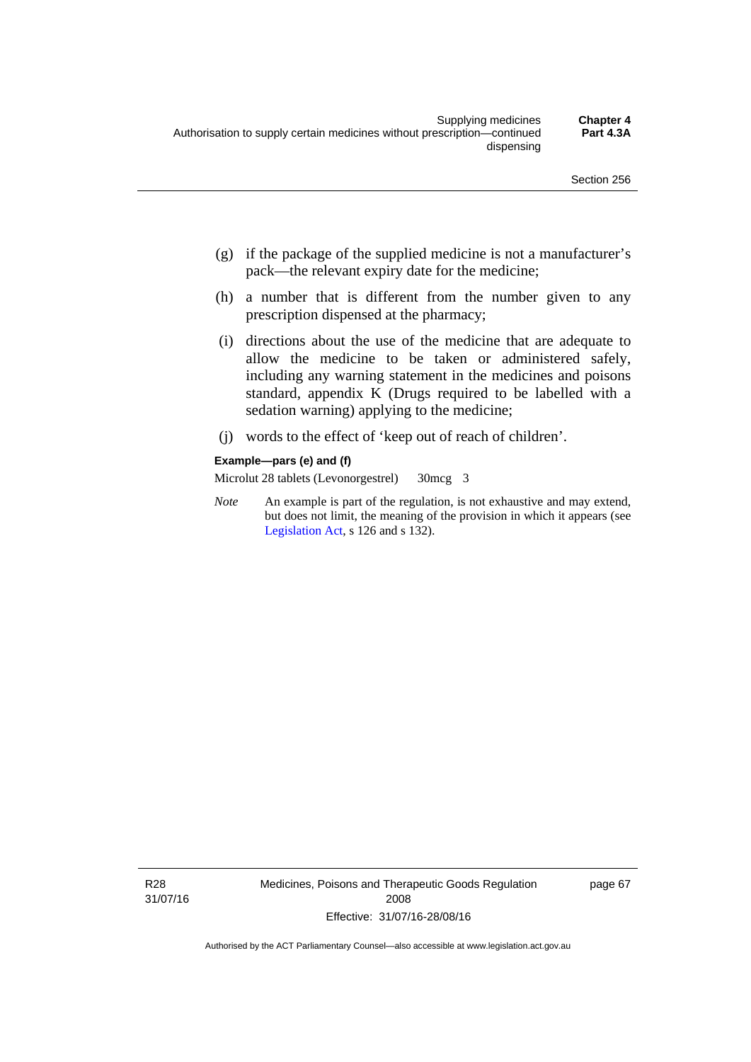(g) if the package of the supplied medicine is not a manufacturer's pack—the relevant expiry date for the medicine;

(h) a number that is different from the number given to any prescription dispensed at the pharmacy;

(i) directions about the use of the medicine that are adequate to allow the medicine to be taken or administered safely, including any warning statement in the medicines and poisons standard, appendix K (Drugs required to be labelled with a sedation warning) applying to the medicine;

(j) words to the effect of 'keep out of reach of children'.

**Example—pars (e) and (f)**

Microlut 28 tablets (Levonorgestrel) 30mcg 3

*Note* An example is part of the regulation, is not exhaustive and may extend, but does not limit, the meaning of the provision in which it appears (see Legislation Act, s 126 and s 132).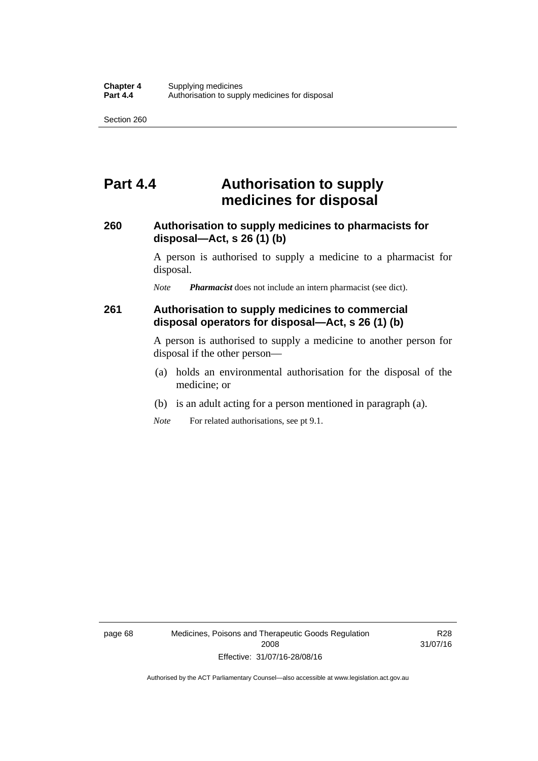# Part 4.4 Authorisation to supply medicines for disposal

### 260 Authorisation to supply medicines to pharmacists for disposal—Act, s 26 (1) (b)

A person is authorised to supply a medicine to a pharmacist for disposal.

*Note* ***Pharmacist*** does not include an intern pharmacist (see dict).

### 261 Authorisation to supply medicines to commercial disposal operators for disposal—Act, s 26 (1) (b)

A person is authorised to supply a medicine to another person for disposal if the other person—

(a) holds an environmental authorisation for the disposal of the medicine; or

(b) is an adult acting for a person mentioned in paragraph (a).

*Note* For related authorisations, see pt 9.1.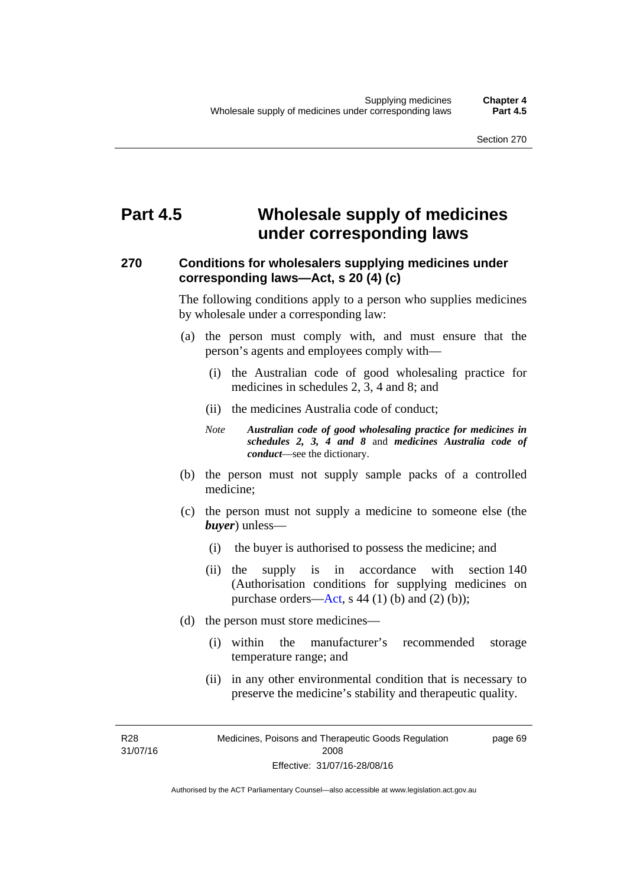# Part 4.5 Wholesale supply of medicines under corresponding laws

### 270 Conditions for wholesalers supplying medicines under corresponding laws—Act, s 20 (4) (c)

The following conditions apply to a person who supplies medicines by wholesale under a corresponding law:

(a) the person must comply with, and must ensure that the person's agents and employees comply with—

  (i) the Australian code of good wholesaling practice for medicines in schedules 2, 3, 4 and 8; and

  (ii) the medicines Australia code of conduct;

*Note* ***Australian code of good wholesaling practice for medicines in schedules 2, 3, 4 and 8*** and ***medicines Australia code of conduct***—see the dictionary.

(b) the person must not supply sample packs of a controlled medicine;

(c) the person must not supply a medicine to someone else (the ***buyer***) unless—

  (i) the buyer is authorised to possess the medicine; and

  (ii) the supply is in accordance with section 140 (Authorisation conditions for supplying medicines on purchase orders—Act, s 44 (1) (b) and (2) (b));

(d) the person must store medicines—

  (i) within the manufacturer's recommended storage temperature range; and

  (ii) in any other environmental condition that is necessary to preserve the medicine's stability and therapeutic quality.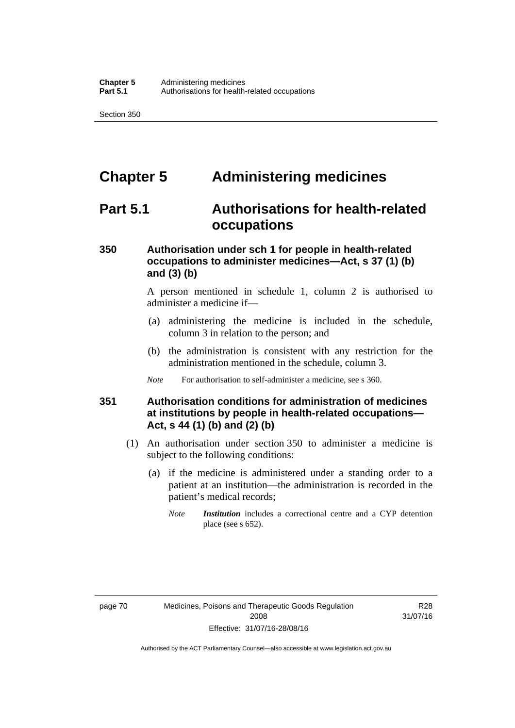# Chapter 5 Administering medicines

## Part 5.1 Authorisations for health-related occupations

### 350 Authorisation under sch 1 for people in health-related occupations to administer medicines—Act, s 37 (1) (b) and (3) (b)

A person mentioned in schedule 1, column 2 is authorised to administer a medicine if—

(a) administering the medicine is included in the schedule, column 3 in relation to the person; and

(b) the administration is consistent with any restriction for the administration mentioned in the schedule, column 3.

*Note* For authorisation to self-administer a medicine, see s 360.

### 351 Authorisation conditions for administration of medicines at institutions by people in health-related occupations—Act, s 44 (1) (b) and (2) (b)

(1) An authorisation under section 350 to administer a medicine is subject to the following conditions:

(a) if the medicine is administered under a standing order to a patient at an institution—the administration is recorded in the patient's medical records;

*Note* ***Institution*** includes a correctional centre and a CYP detention place (see s 652).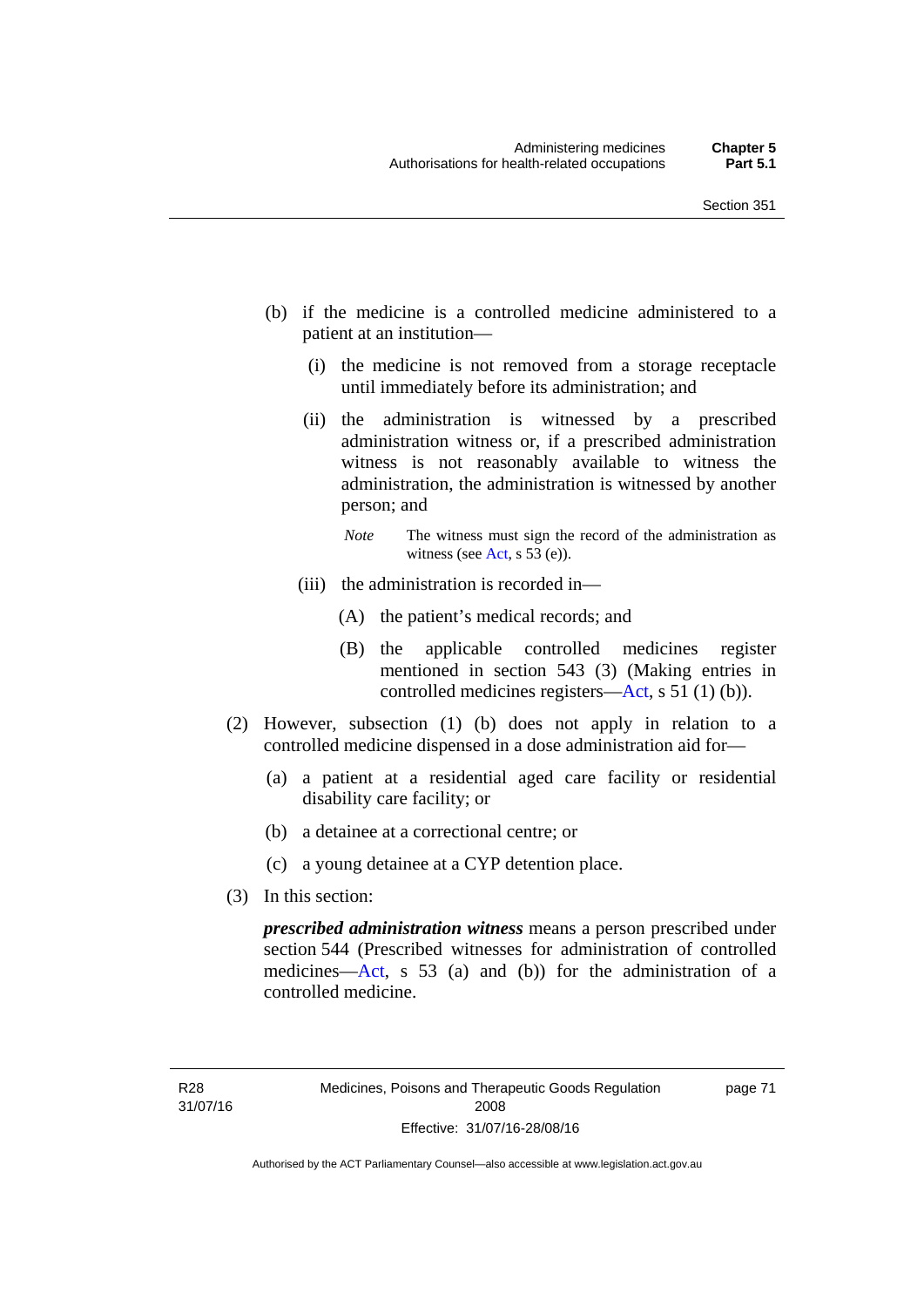(b) if the medicine is a controlled medicine administered to a patient at an institution—

(i) the medicine is not removed from a storage receptacle until immediately before its administration; and

(ii) the administration is witnessed by a prescribed administration witness or, if a prescribed administration witness is not reasonably available to witness the administration, the administration is witnessed by another person; and

*Note* The witness must sign the record of the administration as witness (see Act, s 53 (e)).

(iii) the administration is recorded in—

(A) the patient's medical records; and

(B) the applicable controlled medicines register mentioned in section 543 (3) (Making entries in controlled medicines registers—Act, s 51 (1) (b)).

(2) However, subsection (1) (b) does not apply in relation to a controlled medicine dispensed in a dose administration aid for—

(a) a patient at a residential aged care facility or residential disability care facility; or

(b) a detainee at a correctional centre; or

(c) a young detainee at a CYP detention place.

(3) In this section:

***prescribed administration witness*** means a person prescribed under section 544 (Prescribed witnesses for administration of controlled medicines—Act, s 53 (a) and (b)) for the administration of a controlled medicine.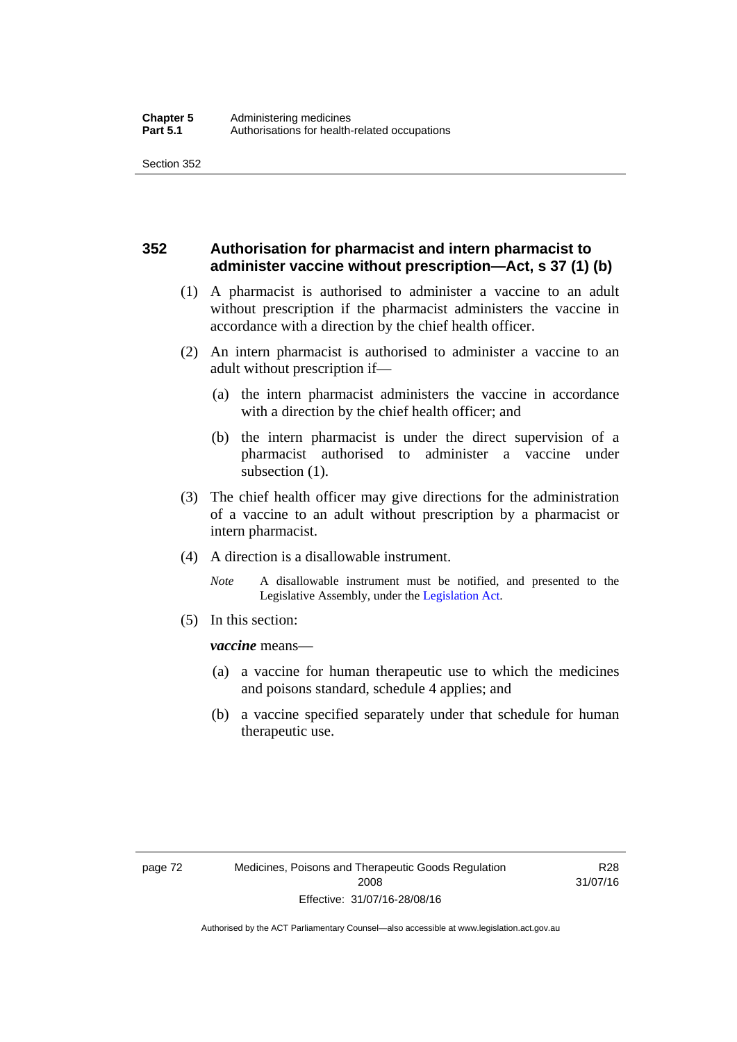## 352 Authorisation for pharmacist and intern pharmacist to administer vaccine without prescription—Act, s 37 (1) (b)

(1) A pharmacist is authorised to administer a vaccine to an adult without prescription if the pharmacist administers the vaccine in accordance with a direction by the chief health officer.

(2) An intern pharmacist is authorised to administer a vaccine to an adult without prescription if—

(a) the intern pharmacist administers the vaccine in accordance with a direction by the chief health officer; and

(b) the intern pharmacist is under the direct supervision of a pharmacist authorised to administer a vaccine under subsection (1).

(3) The chief health officer may give directions for the administration of a vaccine to an adult without prescription by a pharmacist or intern pharmacist.

(4) A direction is a disallowable instrument.

*Note* A disallowable instrument must be notified, and presented to the Legislative Assembly, under the Legislation Act.

(5) In this section:

***vaccine*** means—

(a) a vaccine for human therapeutic use to which the medicines and poisons standard, schedule 4 applies; and

(b) a vaccine specified separately under that schedule for human therapeutic use.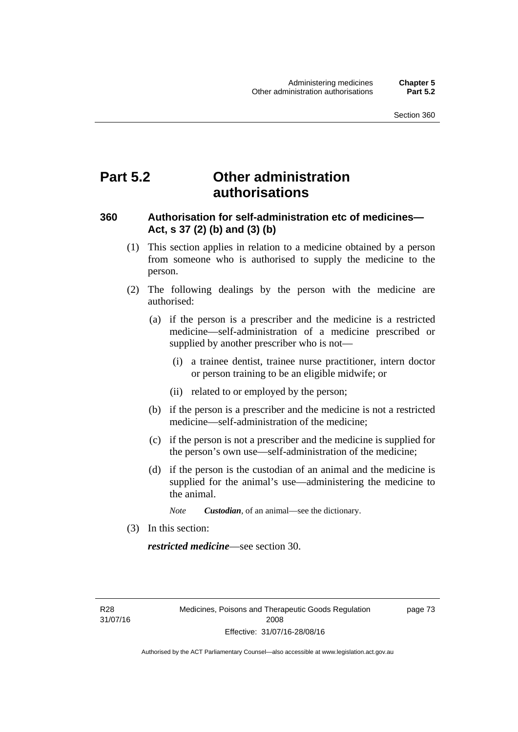# Part 5.2 Other administration authorisations

## 360 Authorisation for self-administration etc of medicines—Act, s 37 (2) (b) and (3) (b)

(1) This section applies in relation to a medicine obtained by a person from someone who is authorised to supply the medicine to the person.

(2) The following dealings by the person with the medicine are authorised:

(a) if the person is a prescriber and the medicine is a restricted medicine—self-administration of a medicine prescribed or supplied by another prescriber who is not—

(i) a trainee dentist, trainee nurse practitioner, intern doctor or person training to be an eligible midwife; or

(ii) related to or employed by the person;

(b) if the person is a prescriber and the medicine is not a restricted medicine—self-administration of the medicine;

(c) if the person is not a prescriber and the medicine is supplied for the person's own use—self-administration of the medicine;

(d) if the person is the custodian of an animal and the medicine is supplied for the animal's use—administering the medicine to the animal.

*Note* ***Custodian***, of an animal—see the dictionary.

(3) In this section:

***restricted medicine***—see section 30.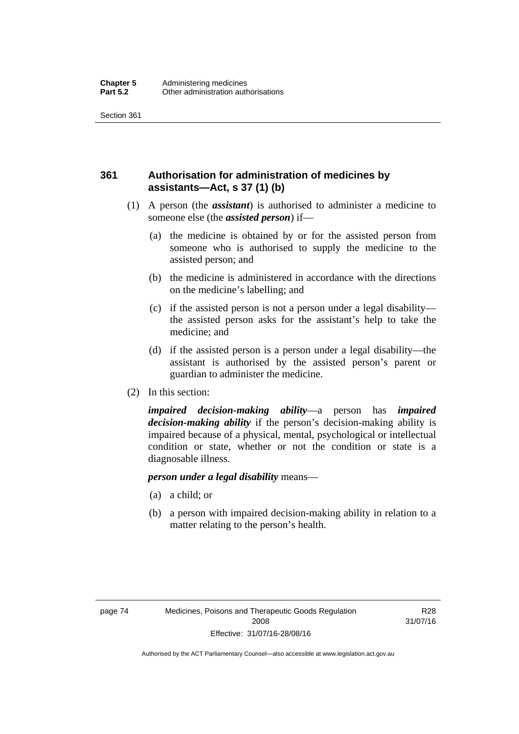## 361 Authorisation for administration of medicines by assistants—Act, s 37 (1) (b)

(1) A person (the ***assistant***) is authorised to administer a medicine to someone else (the ***assisted person***) if—

(a) the medicine is obtained by or for the assisted person from someone who is authorised to supply the medicine to the assisted person; and

(b) the medicine is administered in accordance with the directions on the medicine's labelling; and

(c) if the assisted person is not a person under a legal disability—the assisted person asks for the assistant's help to take the medicine; and

(d) if the assisted person is a person under a legal disability—the assistant is authorised by the assisted person's parent or guardian to administer the medicine.

(2) In this section:

***impaired decision-making ability***—a person has ***impaired decision-making ability*** if the person's decision-making ability is impaired because of a physical, mental, psychological or intellectual condition or state, whether or not the condition or state is a diagnosable illness.

***person under a legal disability*** means—

(a) a child; or

(b) a person with impaired decision-making ability in relation to a matter relating to the person's health.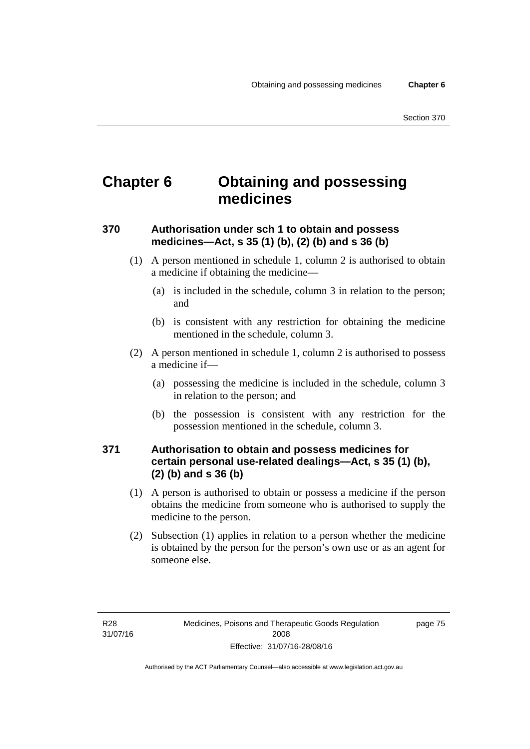# Chapter 6 Obtaining and possessing medicines

## 370 Authorisation under sch 1 to obtain and possess medicines—Act, s 35 (1) (b), (2) (b) and s 36 (b)

(1) A person mentioned in schedule 1, column 2 is authorised to obtain a medicine if obtaining the medicine—

(a) is included in the schedule, column 3 in relation to the person; and

(b) is consistent with any restriction for obtaining the medicine mentioned in the schedule, column 3.

(2) A person mentioned in schedule 1, column 2 is authorised to possess a medicine if—

(a) possessing the medicine is included in the schedule, column 3 in relation to the person; and

(b) the possession is consistent with any restriction for the possession mentioned in the schedule, column 3.

## 371 Authorisation to obtain and possess medicines for certain personal use-related dealings—Act, s 35 (1) (b), (2) (b) and s 36 (b)

(1) A person is authorised to obtain or possess a medicine if the person obtains the medicine from someone who is authorised to supply the medicine to the person.

(2) Subsection (1) applies in relation to a person whether the medicine is obtained by the person for the person's own use or as an agent for someone else.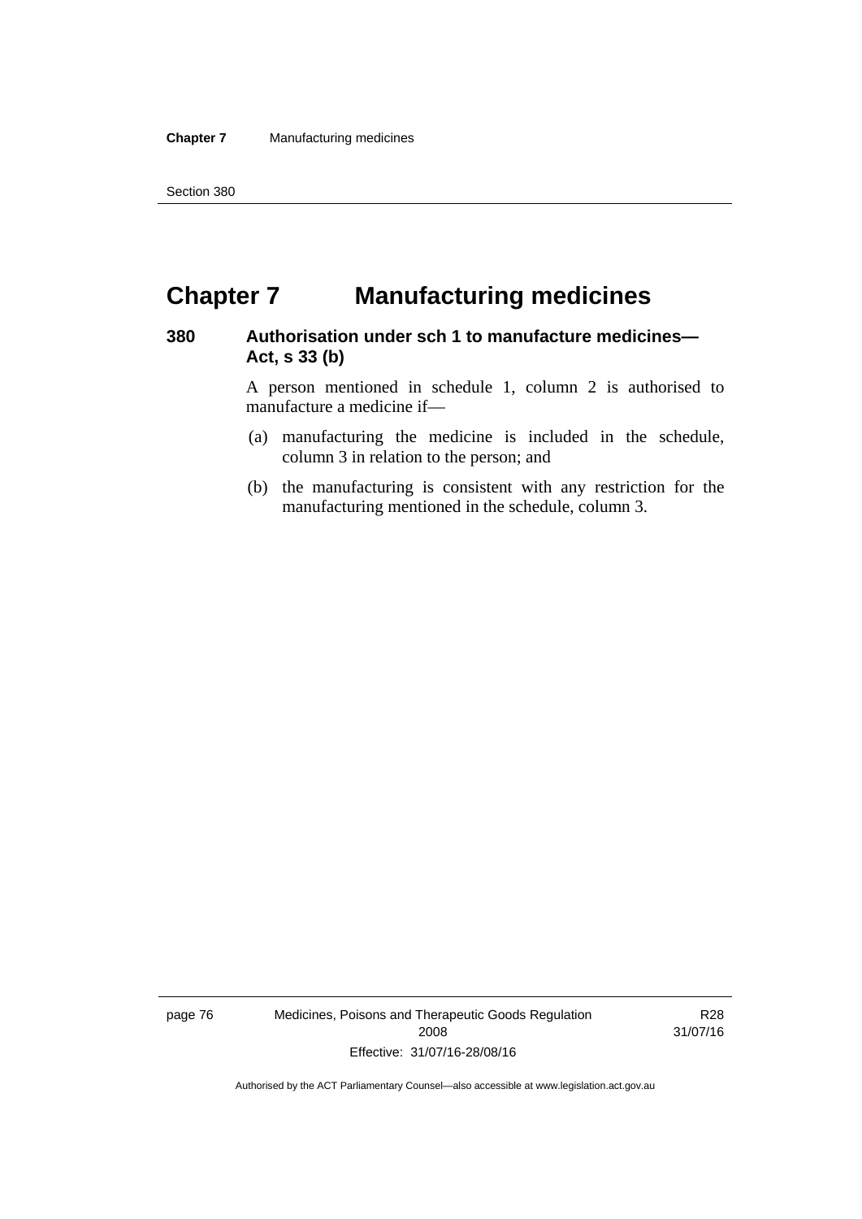# Chapter 7 Manufacturing medicines

### 380 Authorisation under sch 1 to manufacture medicines—Act, s 33 (b)

A person mentioned in schedule 1, column 2 is authorised to manufacture a medicine if—

(a) manufacturing the medicine is included in the schedule, column 3 in relation to the person; and

(b) the manufacturing is consistent with any restriction for the manufacturing mentioned in the schedule, column 3.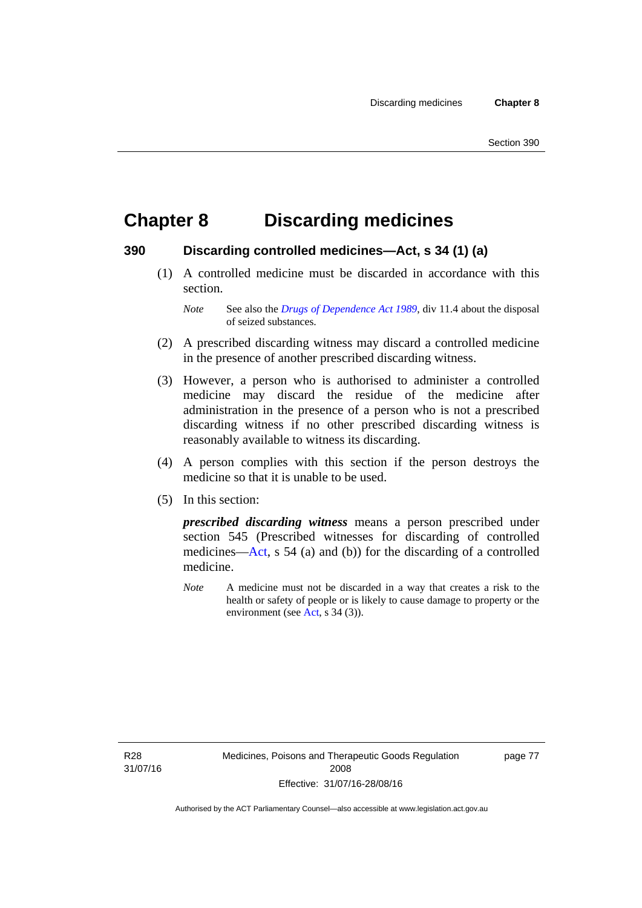# Chapter 8 Discarding medicines

## 390 Discarding controlled medicines—Act, s 34 (1) (a)

(1) A controlled medicine must be discarded in accordance with this section.

*Note* See also the *Drugs of Dependence Act 1989*, div 11.4 about the disposal of seized substances.

(2) A prescribed discarding witness may discard a controlled medicine in the presence of another prescribed discarding witness.

(3) However, a person who is authorised to administer a controlled medicine may discard the residue of the medicine after administration in the presence of a person who is not a prescribed discarding witness if no other prescribed discarding witness is reasonably available to witness its discarding.

(4) A person complies with this section if the person destroys the medicine so that it is unable to be used.

(5) In this section:

***prescribed discarding witness*** means a person prescribed under section 545 (Prescribed witnesses for discarding of controlled medicines—Act, s 54 (a) and (b)) for the discarding of a controlled medicine.

*Note* A medicine must not be discarded in a way that creates a risk to the health or safety of people or is likely to cause damage to property or the environment (see Act, s 34 (3)).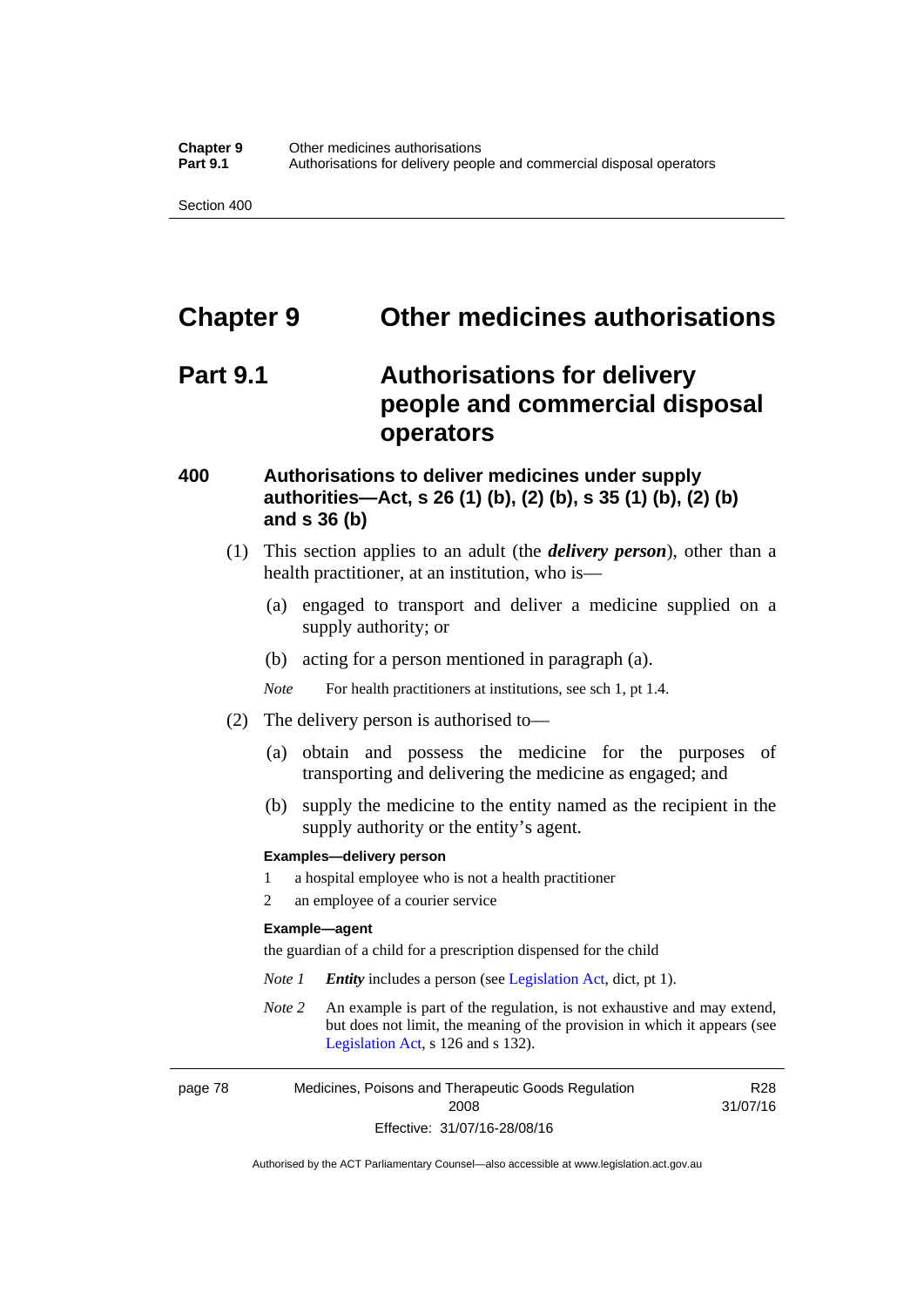# Chapter 9 Other medicines authorisations

## Part 9.1 Authorisations for delivery people and commercial disposal operators

### 400 Authorisations to deliver medicines under supply authorities—Act, s 26 (1) (b), (2) (b), s 35 (1) (b), (2) (b) and s 36 (b)

(1) This section applies to an adult (the ***delivery person***), other than a health practitioner, at an institution, who is—

(a) engaged to transport and deliver a medicine supplied on a supply authority; or

(b) acting for a person mentioned in paragraph (a).

*Note* For health practitioners at institutions, see sch 1, pt 1.4.

(2) The delivery person is authorised to—

(a) obtain and possess the medicine for the purposes of transporting and delivering the medicine as engaged; and

(b) supply the medicine to the entity named as the recipient in the supply authority or the entity's agent.

**Examples—delivery person**

1 a hospital employee who is not a health practitioner

2 an employee of a courier service

**Example—agent**

the guardian of a child for a prescription dispensed for the child

*Note 1* ***Entity*** includes a person (see Legislation Act, dict, pt 1).

*Note 2* An example is part of the regulation, is not exhaustive and may extend, but does not limit, the meaning of the provision in which it appears (see Legislation Act, s 126 and s 132).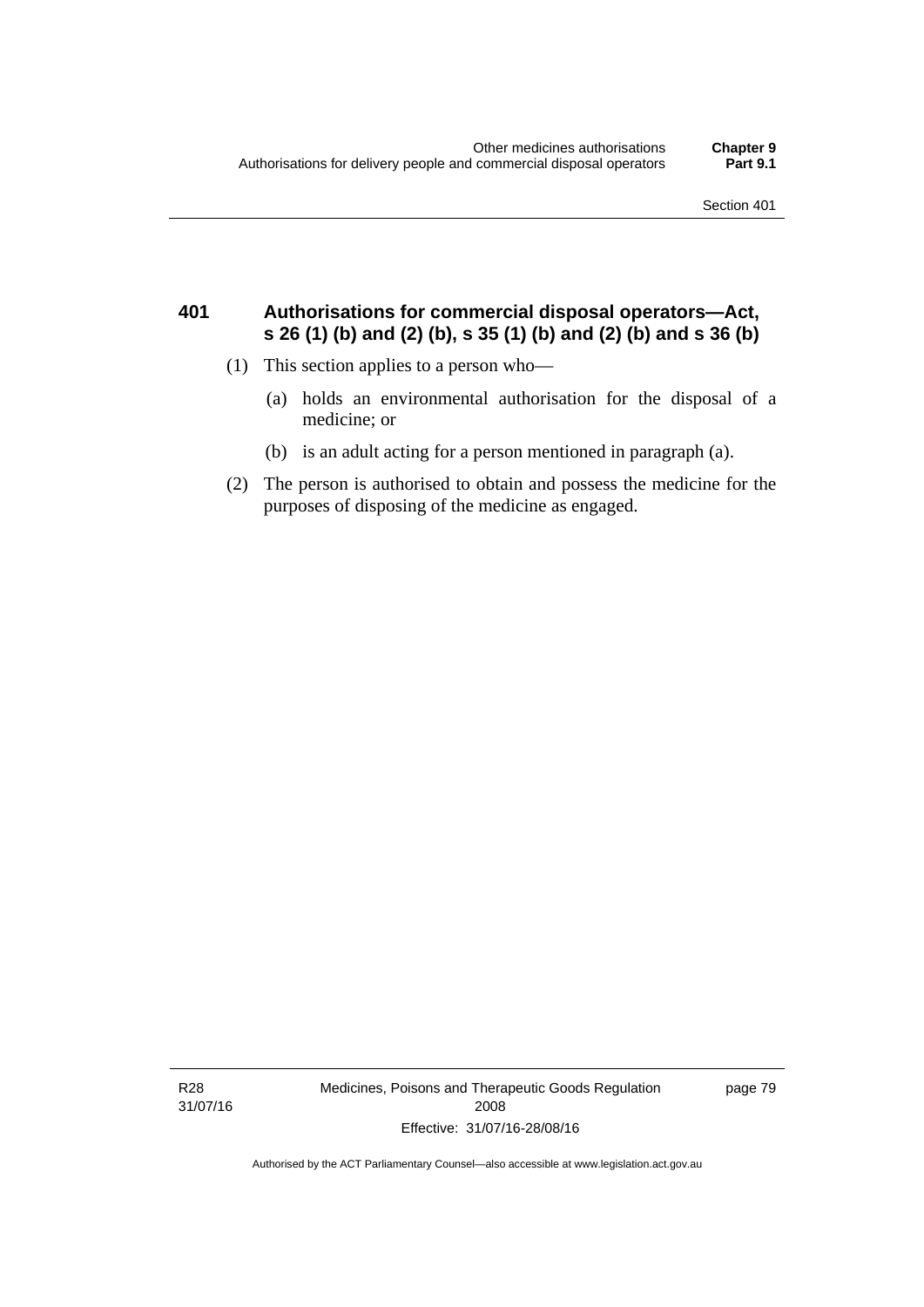### 401 Authorisations for commercial disposal operators—Act, s 26 (1) (b) and (2) (b), s 35 (1) (b) and (2) (b) and s 36 (b)

(1) This section applies to a person who—

(a) holds an environmental authorisation for the disposal of a medicine; or

(b) is an adult acting for a person mentioned in paragraph (a).

(2) The person is authorised to obtain and possess the medicine for the purposes of disposing of the medicine as engaged.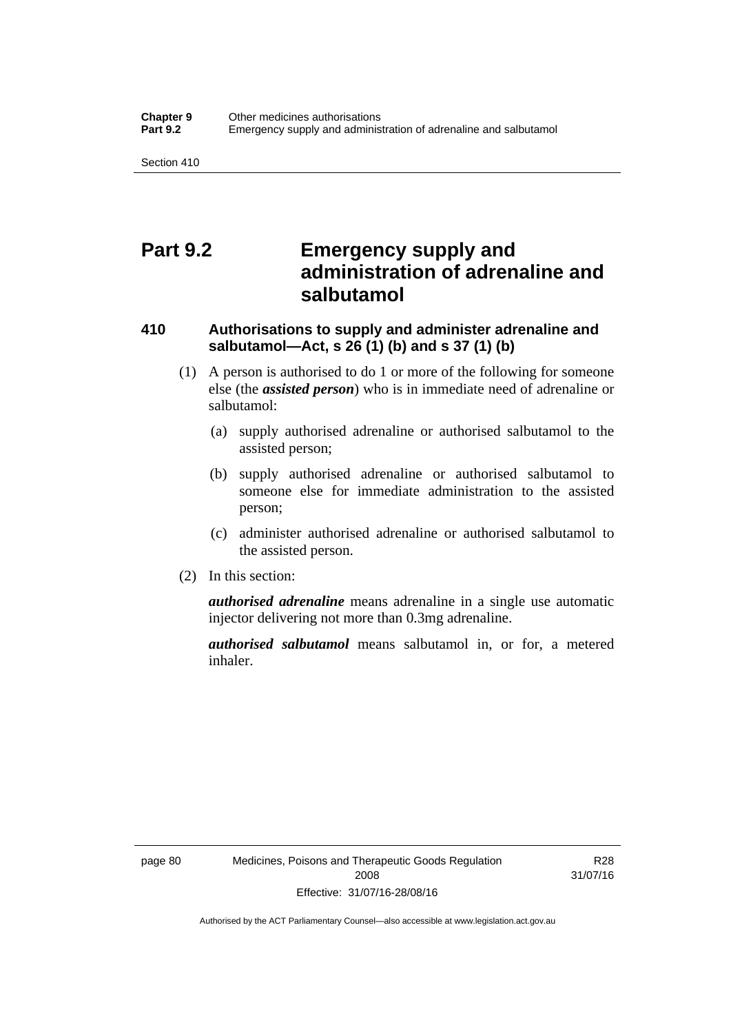# Part 9.2 Emergency supply and administration of adrenaline and salbutamol

## 410 Authorisations to supply and administer adrenaline and salbutamol—Act, s 26 (1) (b) and s 37 (1) (b)

(1) A person is authorised to do 1 or more of the following for someone else (the ***assisted person***) who is in immediate need of adrenaline or salbutamol:

(a) supply authorised adrenaline or authorised salbutamol to the assisted person;

(b) supply authorised adrenaline or authorised salbutamol to someone else for immediate administration to the assisted person;

(c) administer authorised adrenaline or authorised salbutamol to the assisted person.

(2) In this section:

***authorised adrenaline*** means adrenaline in a single use automatic injector delivering not more than 0.3mg adrenaline.

***authorised salbutamol*** means salbutamol in, or for, a metered inhaler.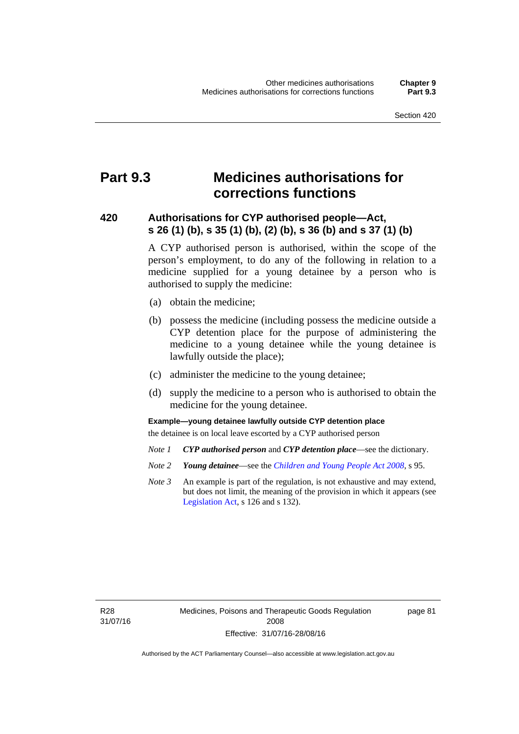# Part 9.3 Medicines authorisations for corrections functions

## 420 Authorisations for CYP authorised people—Act, s 26 (1) (b), s 35 (1) (b), (2) (b), s 36 (b) and s 37 (1) (b)

A CYP authorised person is authorised, within the scope of the person's employment, to do any of the following in relation to a medicine supplied for a young detainee by a person who is authorised to supply the medicine:

(a) obtain the medicine;

(b) possess the medicine (including possess the medicine outside a CYP detention place for the purpose of administering the medicine to a young detainee while the young detainee is lawfully outside the place);

(c) administer the medicine to the young detainee;

(d) supply the medicine to a person who is authorised to obtain the medicine for the young detainee.

**Example—young detainee lawfully outside CYP detention place**

the detainee is on local leave escorted by a CYP authorised person

*Note 1* ***CYP authorised person*** and ***CYP detention place***—see the dictionary.

*Note 2* ***Young detainee***—see the *Children and Young People Act 2008*, s 95.

*Note 3* An example is part of the regulation, is not exhaustive and may extend, but does not limit, the meaning of the provision in which it appears (see Legislation Act, s 126 and s 132).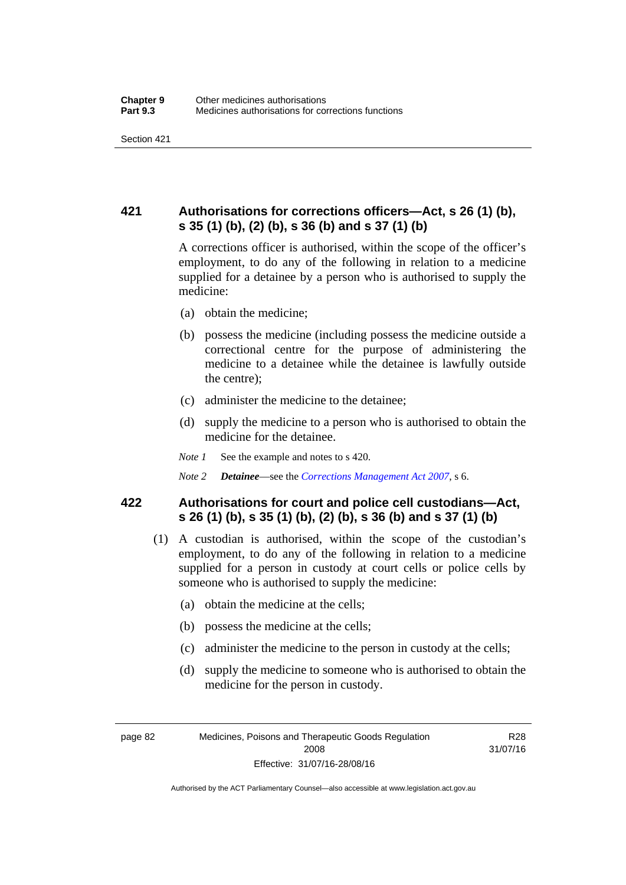## 421 Authorisations for corrections officers—Act, s 26 (1) (b), s 35 (1) (b), (2) (b), s 36 (b) and s 37 (1) (b)

A corrections officer is authorised, within the scope of the officer's employment, to do any of the following in relation to a medicine supplied for a detainee by a person who is authorised to supply the medicine:

(a) obtain the medicine;

(b) possess the medicine (including possess the medicine outside a correctional centre for the purpose of administering the medicine to a detainee while the detainee is lawfully outside the centre);

(c) administer the medicine to the detainee;

(d) supply the medicine to a person who is authorised to obtain the medicine for the detainee.

*Note 1* See the example and notes to s 420.

*Note 2* ***Detainee***—see the *Corrections Management Act 2007*, s 6.

## 422 Authorisations for court and police cell custodians—Act, s 26 (1) (b), s 35 (1) (b), (2) (b), s 36 (b) and s 37 (1) (b)

(1) A custodian is authorised, within the scope of the custodian's employment, to do any of the following in relation to a medicine supplied for a person in custody at court cells or police cells by someone who is authorised to supply the medicine:

(a) obtain the medicine at the cells;

(b) possess the medicine at the cells;

(c) administer the medicine to the person in custody at the cells;

(d) supply the medicine to someone who is authorised to obtain the medicine for the person in custody.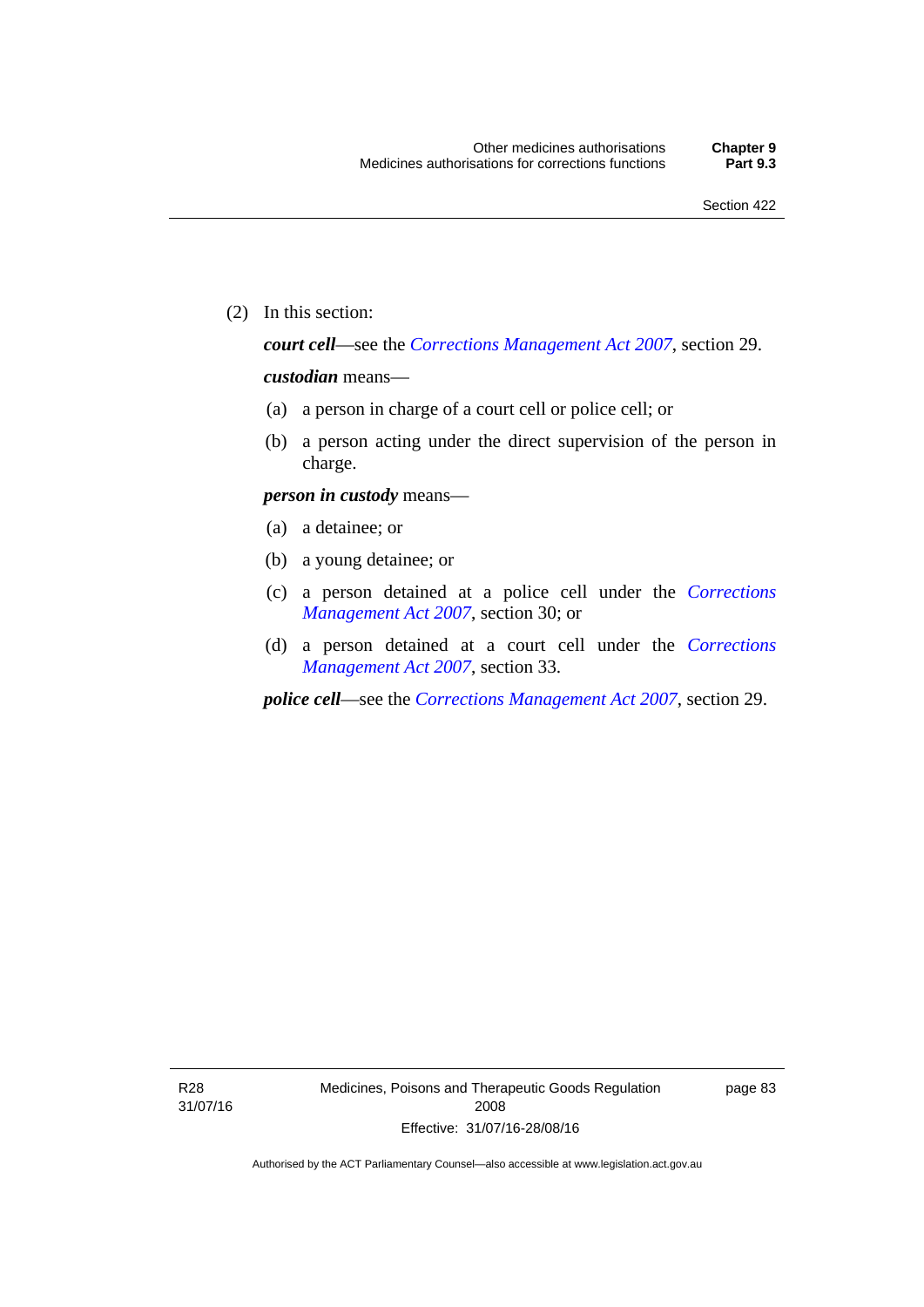(2) In this section:

***court cell***—see the *Corrections Management Act 2007*, section 29.

***custodian*** means—

(a) a person in charge of a court cell or police cell; or

(b) a person acting under the direct supervision of the person in charge.

***person in custody*** means—

(a) a detainee; or

(b) a young detainee; or

(c) a person detained at a police cell under the *Corrections Management Act 2007*, section 30; or

(d) a person detained at a court cell under the *Corrections Management Act 2007*, section 33.

***police cell***—see the *Corrections Management Act 2007*, section 29.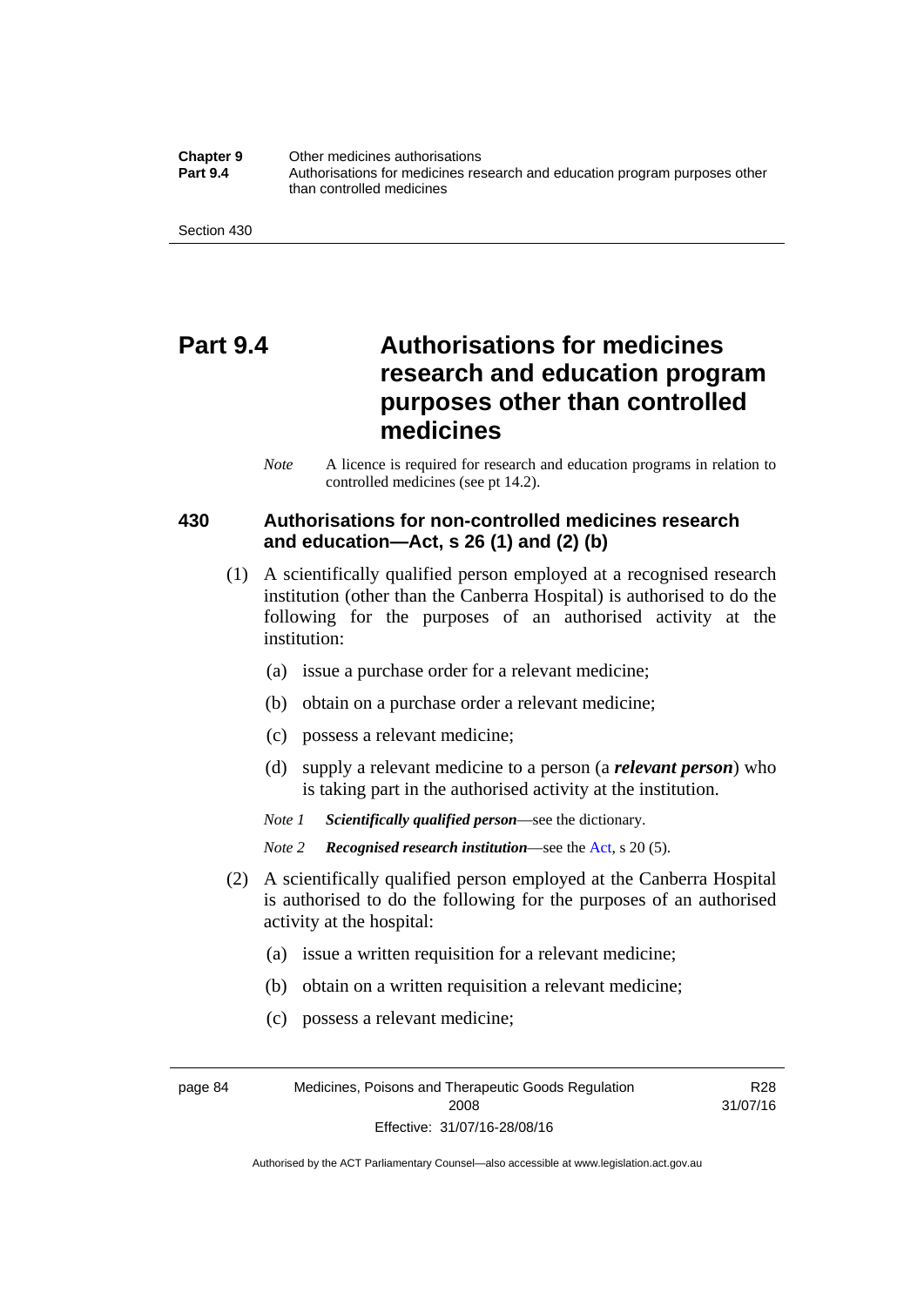# Part 9.4 Authorisations for medicines research and education program purposes other than controlled medicines

*Note* A licence is required for research and education programs in relation to controlled medicines (see pt 14.2).

### 430 Authorisations for non-controlled medicines research and education—Act, s 26 (1) and (2) (b)

(1) A scientifically qualified person employed at a recognised research institution (other than the Canberra Hospital) is authorised to do the following for the purposes of an authorised activity at the institution:

(a) issue a purchase order for a relevant medicine;

(b) obtain on a purchase order a relevant medicine;

(c) possess a relevant medicine;

(d) supply a relevant medicine to a person (a ***relevant person***) who is taking part in the authorised activity at the institution.

*Note 1* ***Scientifically qualified person***—see the dictionary.

*Note 2* ***Recognised research institution***—see the Act, s 20 (5).

(2) A scientifically qualified person employed at the Canberra Hospital is authorised to do the following for the purposes of an authorised activity at the hospital:

(a) issue a written requisition for a relevant medicine;

(b) obtain on a written requisition a relevant medicine;

(c) possess a relevant medicine;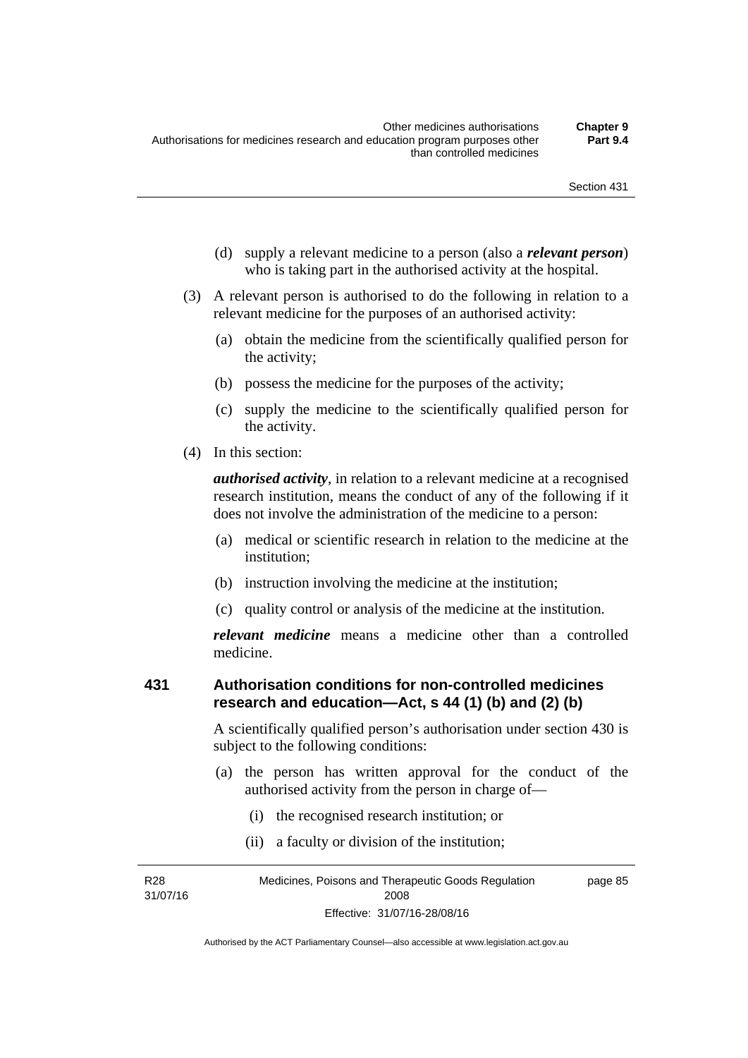(d) supply a relevant medicine to a person (also a ***relevant person***) who is taking part in the authorised activity at the hospital.

(3) A relevant person is authorised to do the following in relation to a relevant medicine for the purposes of an authorised activity:

(a) obtain the medicine from the scientifically qualified person for the activity;

(b) possess the medicine for the purposes of the activity;

(c) supply the medicine to the scientifically qualified person for the activity.

(4) In this section:

***authorised activity***, in relation to a relevant medicine at a recognised research institution, means the conduct of any of the following if it does not involve the administration of the medicine to a person:

(a) medical or scientific research in relation to the medicine at the institution;

(b) instruction involving the medicine at the institution;

(c) quality control or analysis of the medicine at the institution.

***relevant medicine*** means a medicine other than a controlled medicine.

## 431 Authorisation conditions for non-controlled medicines research and education—Act, s 44 (1) (b) and (2) (b)

A scientifically qualified person's authorisation under section 430 is subject to the following conditions:

(a) the person has written approval for the conduct of the authorised activity from the person in charge of—

(i) the recognised research institution; or

(ii) a faculty or division of the institution;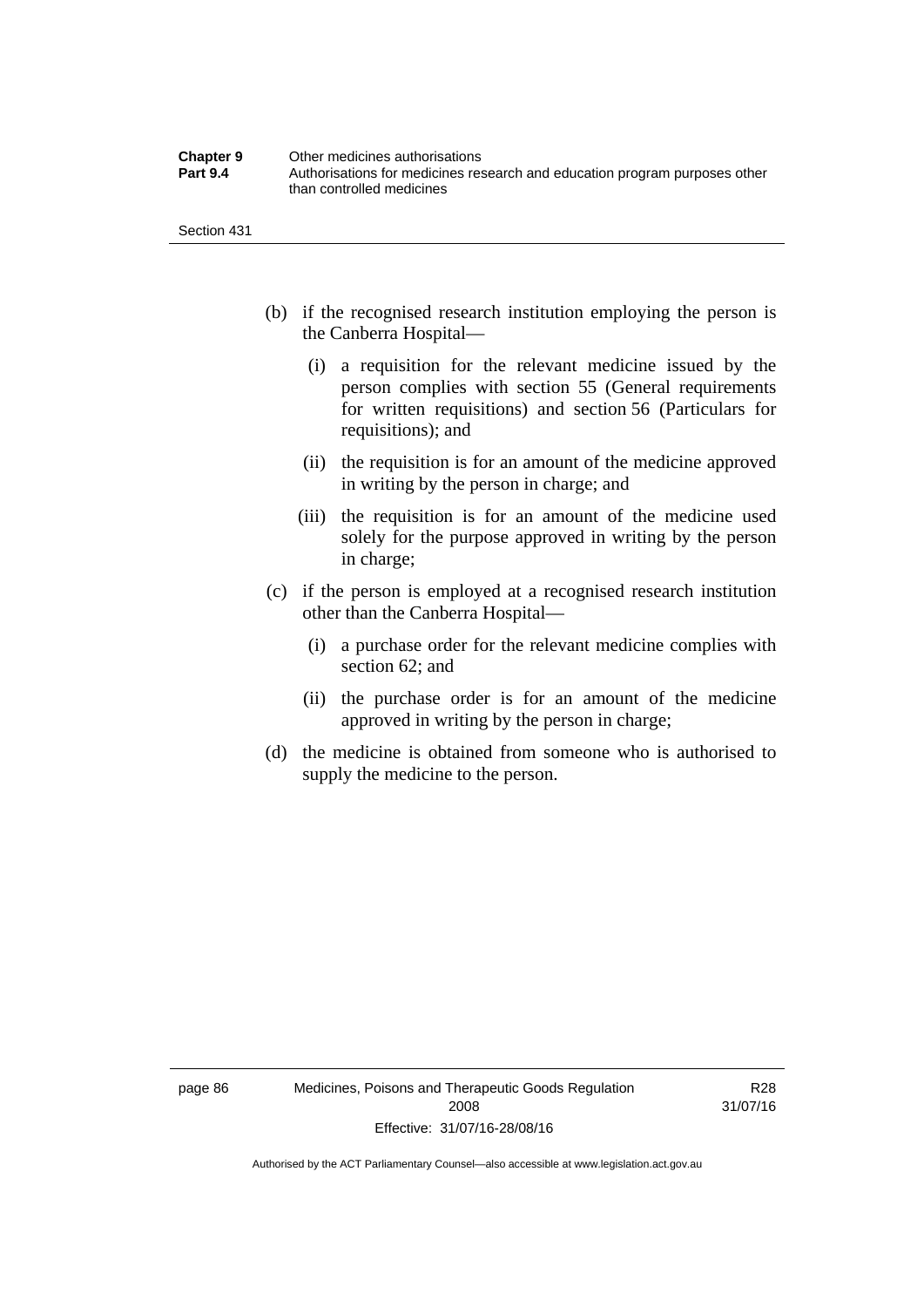(b) if the recognised research institution employing the person is the Canberra Hospital—

  (i) a requisition for the relevant medicine issued by the person complies with section 55 (General requirements for written requisitions) and section 56 (Particulars for requisitions); and

  (ii) the requisition is for an amount of the medicine approved in writing by the person in charge; and

  (iii) the requisition is for an amount of the medicine used solely for the purpose approved in writing by the person in charge;

(c) if the person is employed at a recognised research institution other than the Canberra Hospital—

  (i) a purchase order for the relevant medicine complies with section 62; and

  (ii) the purchase order is for an amount of the medicine approved in writing by the person in charge;

(d) the medicine is obtained from someone who is authorised to supply the medicine to the person.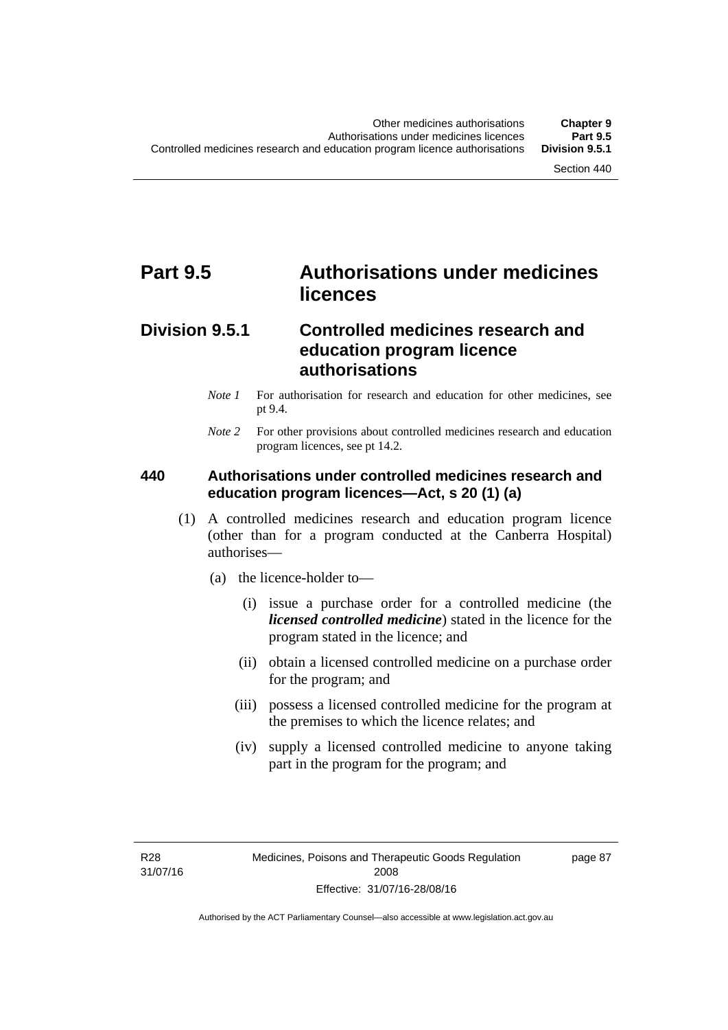# Part 9.5 Authorisations under medicines licences

## Division 9.5.1 Controlled medicines research and education program licence authorisations

*Note 1* For authorisation for research and education for other medicines, see pt 9.4.

*Note 2* For other provisions about controlled medicines research and education program licences, see pt 14.2.

### 440 Authorisations under controlled medicines research and education program licences—Act, s 20 (1) (a)

(1) A controlled medicines research and education program licence (other than for a program conducted at the Canberra Hospital) authorises—

(a) the licence-holder to—

(i) issue a purchase order for a controlled medicine (the ***licensed controlled medicine***) stated in the licence for the program stated in the licence; and

(ii) obtain a licensed controlled medicine on a purchase order for the program; and

(iii) possess a licensed controlled medicine for the program at the premises to which the licence relates; and

(iv) supply a licensed controlled medicine to anyone taking part in the program for the program; and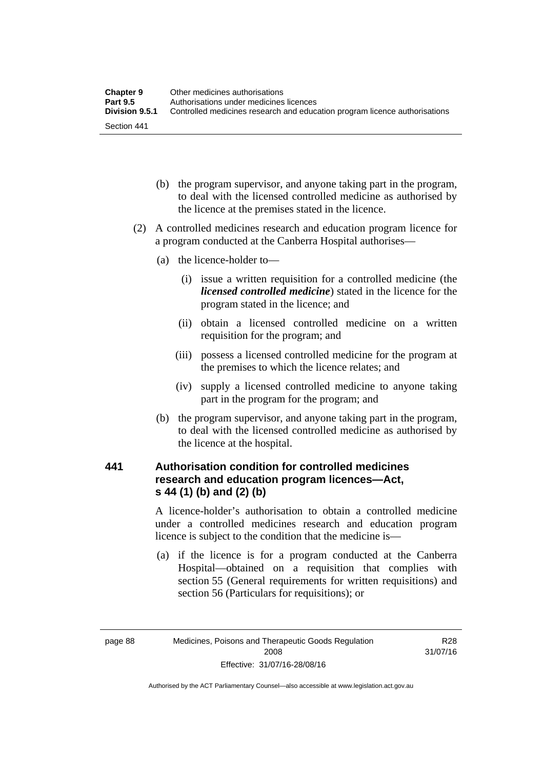(b) the program supervisor, and anyone taking part in the program, to deal with the licensed controlled medicine as authorised by the licence at the premises stated in the licence.

(2) A controlled medicines research and education program licence for a program conducted at the Canberra Hospital authorises—

(a) the licence-holder to—

(i) issue a written requisition for a controlled medicine (the ***licensed controlled medicine***) stated in the licence for the program stated in the licence; and

(ii) obtain a licensed controlled medicine on a written requisition for the program; and

(iii) possess a licensed controlled medicine for the program at the premises to which the licence relates; and

(iv) supply a licensed controlled medicine to anyone taking part in the program for the program; and

(b) the program supervisor, and anyone taking part in the program, to deal with the licensed controlled medicine as authorised by the licence at the hospital.

### 441 Authorisation condition for controlled medicines research and education program licences—Act, s 44 (1) (b) and (2) (b)

A licence-holder's authorisation to obtain a controlled medicine under a controlled medicines research and education program licence is subject to the condition that the medicine is—

(a) if the licence is for a program conducted at the Canberra Hospital—obtained on a requisition that complies with section 55 (General requirements for written requisitions) and section 56 (Particulars for requisitions); or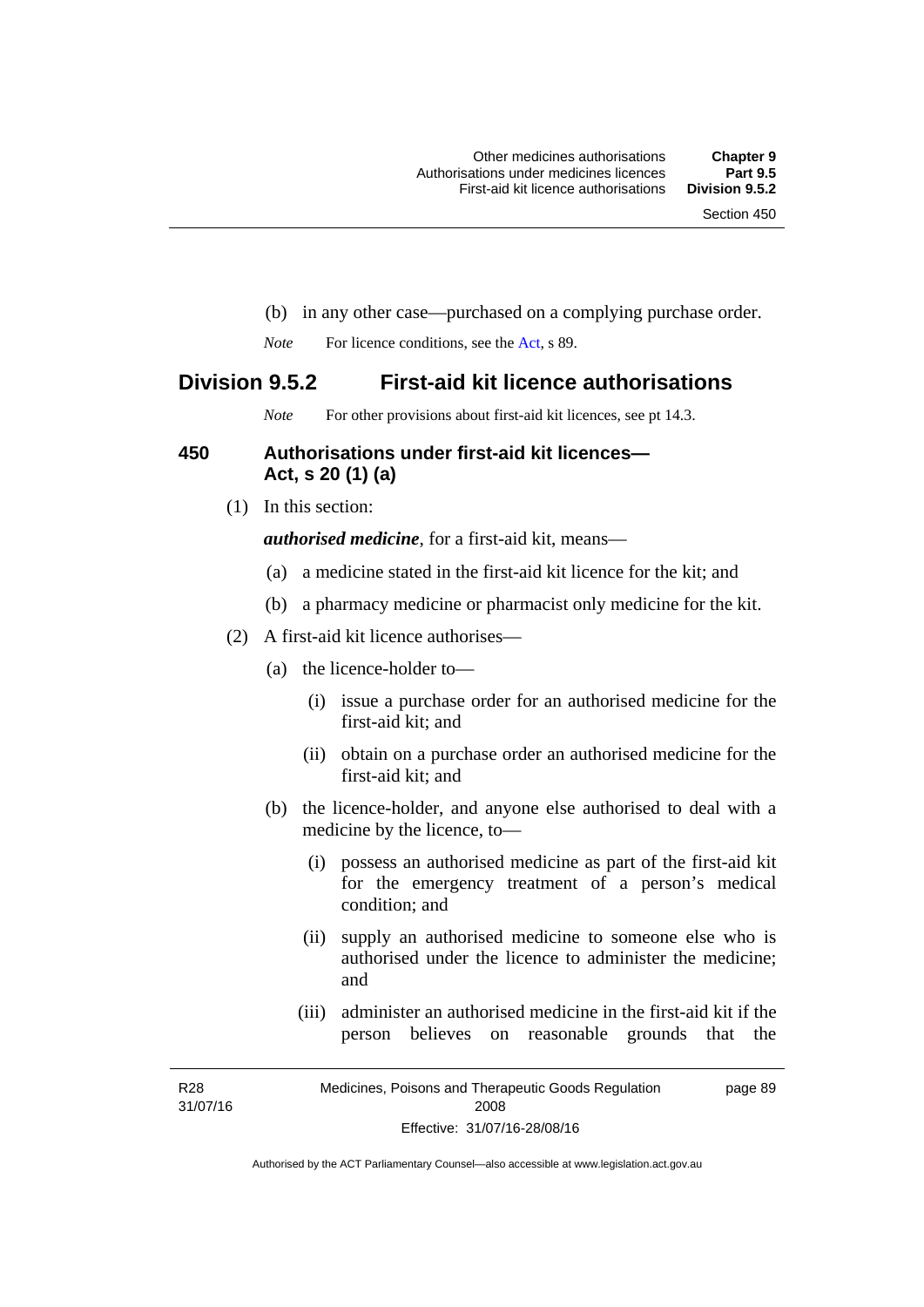(b) in any other case—purchased on a complying purchase order.

*Note* For licence conditions, see the Act, s 89.

## Division 9.5.2 First-aid kit licence authorisations

*Note* For other provisions about first-aid kit licences, see pt 14.3.

### 450 Authorisations under first-aid kit licences—Act, s 20 (1) (a)

(1) In this section:

***authorised medicine***, for a first-aid kit, means—

(a) a medicine stated in the first-aid kit licence for the kit; and

(b) a pharmacy medicine or pharmacist only medicine for the kit.

(2) A first-aid kit licence authorises—

(a) the licence-holder to—

(i) issue a purchase order for an authorised medicine for the first-aid kit; and

(ii) obtain on a purchase order an authorised medicine for the first-aid kit; and

(b) the licence-holder, and anyone else authorised to deal with a medicine by the licence, to—

(i) possess an authorised medicine as part of the first-aid kit for the emergency treatment of a person's medical condition; and

(ii) supply an authorised medicine to someone else who is authorised under the licence to administer the medicine; and

(iii) administer an authorised medicine in the first-aid kit if the person believes on reasonable grounds that the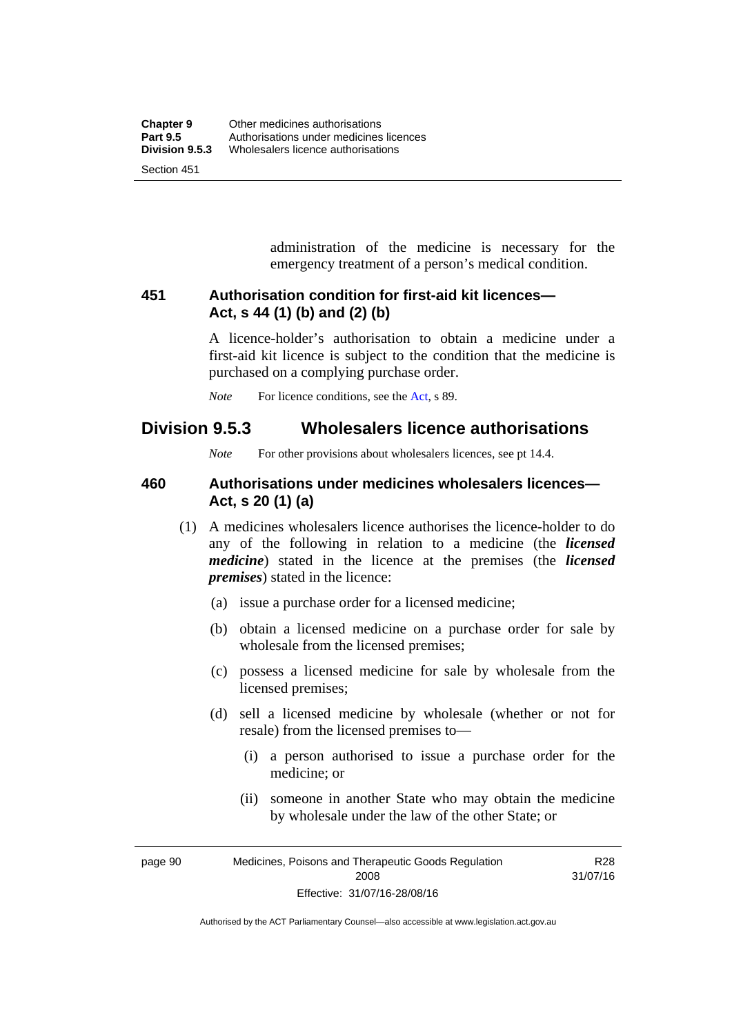administration of the medicine is necessary for the emergency treatment of a person's medical condition.

### 451 Authorisation condition for first-aid kit licences—Act, s 44 (1) (b) and (2) (b)

A licence-holder's authorisation to obtain a medicine under a first-aid kit licence is subject to the condition that the medicine is purchased on a complying purchase order.

*Note* For licence conditions, see the Act, s 89.

## Division 9.5.3 Wholesalers licence authorisations

*Note* For other provisions about wholesalers licences, see pt 14.4.

### 460 Authorisations under medicines wholesalers licences—Act, s 20 (1) (a)

(1) A medicines wholesalers licence authorises the licence-holder to do any of the following in relation to a medicine (the ***licensed medicine***) stated in the licence at the premises (the ***licensed premises***) stated in the licence:

(a) issue a purchase order for a licensed medicine;

(b) obtain a licensed medicine on a purchase order for sale by wholesale from the licensed premises;

(c) possess a licensed medicine for sale by wholesale from the licensed premises;

(d) sell a licensed medicine by wholesale (whether or not for resale) from the licensed premises to—

(i) a person authorised to issue a purchase order for the medicine; or

(ii) someone in another State who may obtain the medicine by wholesale under the law of the other State; or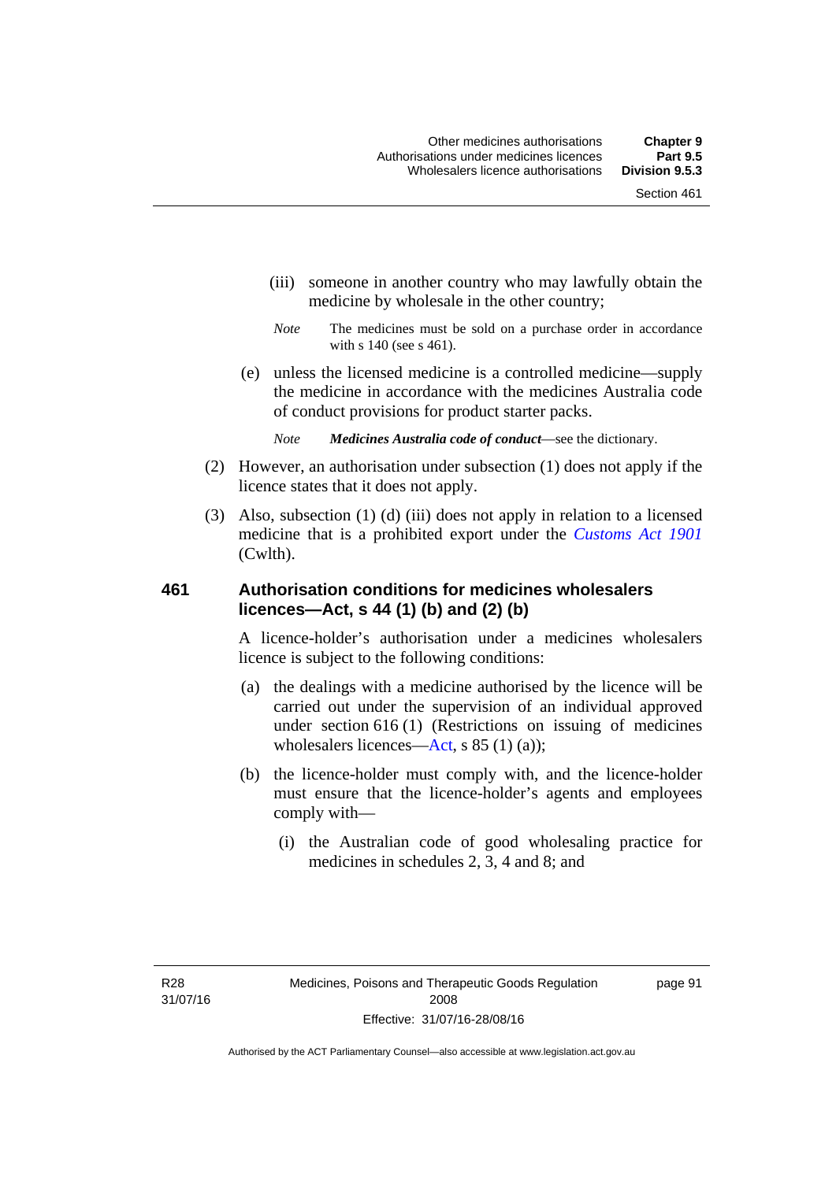(iii) someone in another country who may lawfully obtain the medicine by wholesale in the other country;

*Note* The medicines must be sold on a purchase order in accordance with s 140 (see s 461).

(e) unless the licensed medicine is a controlled medicine—supply the medicine in accordance with the medicines Australia code of conduct provisions for product starter packs.

*Note* ***Medicines Australia code of conduct***—see the dictionary.

(2) However, an authorisation under subsection (1) does not apply if the licence states that it does not apply.

(3) Also, subsection (1) (d) (iii) does not apply in relation to a licensed medicine that is a prohibited export under the *Customs Act 1901* (Cwlth).

### 461 Authorisation conditions for medicines wholesalers licences—Act, s 44 (1) (b) and (2) (b)

A licence-holder's authorisation under a medicines wholesalers licence is subject to the following conditions:

(a) the dealings with a medicine authorised by the licence will be carried out under the supervision of an individual approved under section 616 (1) (Restrictions on issuing of medicines wholesalers licences—Act, s 85 (1) (a));

(b) the licence-holder must comply with, and the licence-holder must ensure that the licence-holder's agents and employees comply with—

(i) the Australian code of good wholesaling practice for medicines in schedules 2, 3, 4 and 8; and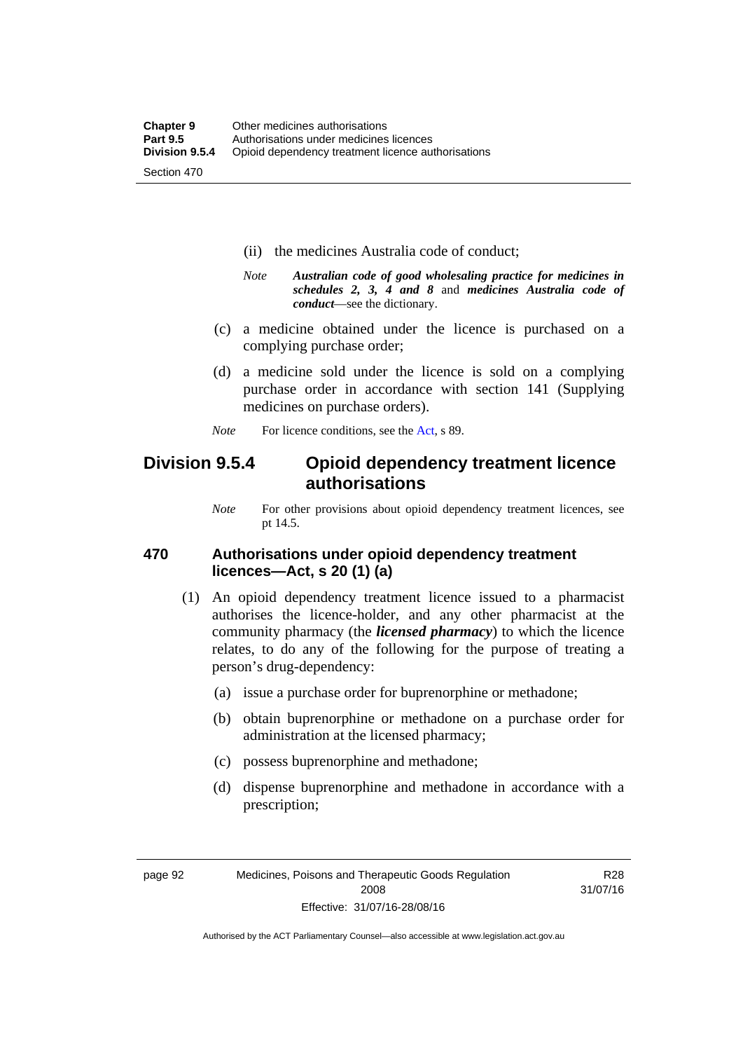(ii) the medicines Australia code of conduct;

*Note* ***Australian code of good wholesaling practice for medicines in schedules 2, 3, 4 and 8*** and ***medicines Australia code of conduct***—see the dictionary.

(c) a medicine obtained under the licence is purchased on a complying purchase order;

(d) a medicine sold under the licence is sold on a complying purchase order in accordance with section 141 (Supplying medicines on purchase orders).

*Note* For licence conditions, see the Act, s 89.

## Division 9.5.4 Opioid dependency treatment licence authorisations

*Note* For other provisions about opioid dependency treatment licences, see pt 14.5.

### 470 Authorisations under opioid dependency treatment licences—Act, s 20 (1) (a)

(1) An opioid dependency treatment licence issued to a pharmacist authorises the licence-holder, and any other pharmacist at the community pharmacy (the ***licensed pharmacy***) to which the licence relates, to do any of the following for the purpose of treating a person's drug-dependency:

(a) issue a purchase order for buprenorphine or methadone;

(b) obtain buprenorphine or methadone on a purchase order for administration at the licensed pharmacy;

(c) possess buprenorphine and methadone;

(d) dispense buprenorphine and methadone in accordance with a prescription;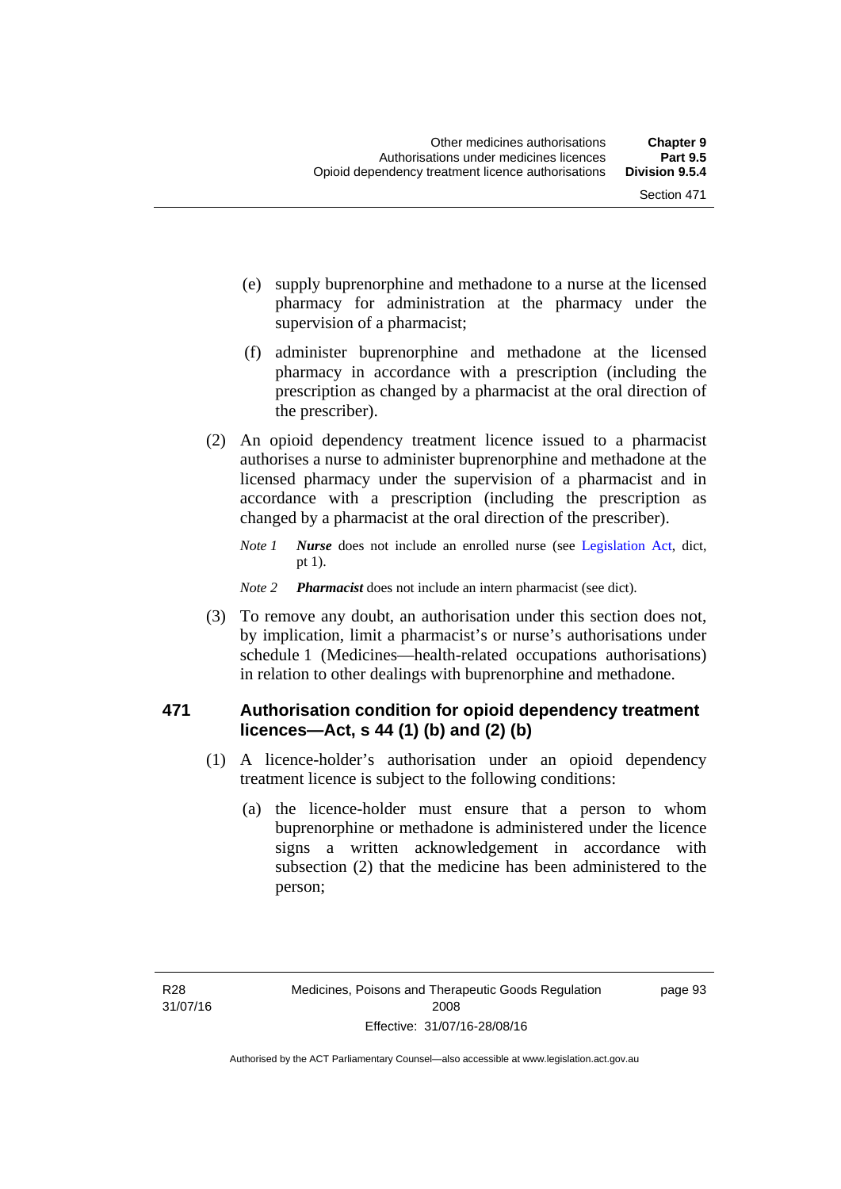(e) supply buprenorphine and methadone to a nurse at the licensed pharmacy for administration at the pharmacy under the supervision of a pharmacist;

(f) administer buprenorphine and methadone at the licensed pharmacy in accordance with a prescription (including the prescription as changed by a pharmacist at the oral direction of the prescriber).

(2) An opioid dependency treatment licence issued to a pharmacist authorises a nurse to administer buprenorphine and methadone at the licensed pharmacy under the supervision of a pharmacist and in accordance with a prescription (including the prescription as changed by a pharmacist at the oral direction of the prescriber).

*Note 1* ***Nurse*** does not include an enrolled nurse (see Legislation Act, dict, pt 1).

*Note 2* ***Pharmacist*** does not include an intern pharmacist (see dict).

(3) To remove any doubt, an authorisation under this section does not, by implication, limit a pharmacist's or nurse's authorisations under schedule 1 (Medicines—health-related occupations authorisations) in relation to other dealings with buprenorphine and methadone.

### 471 Authorisation condition for opioid dependency treatment licences—Act, s 44 (1) (b) and (2) (b)

(1) A licence-holder's authorisation under an opioid dependency treatment licence is subject to the following conditions:

(a) the licence-holder must ensure that a person to whom buprenorphine or methadone is administered under the licence signs a written acknowledgement in accordance with subsection (2) that the medicine has been administered to the person;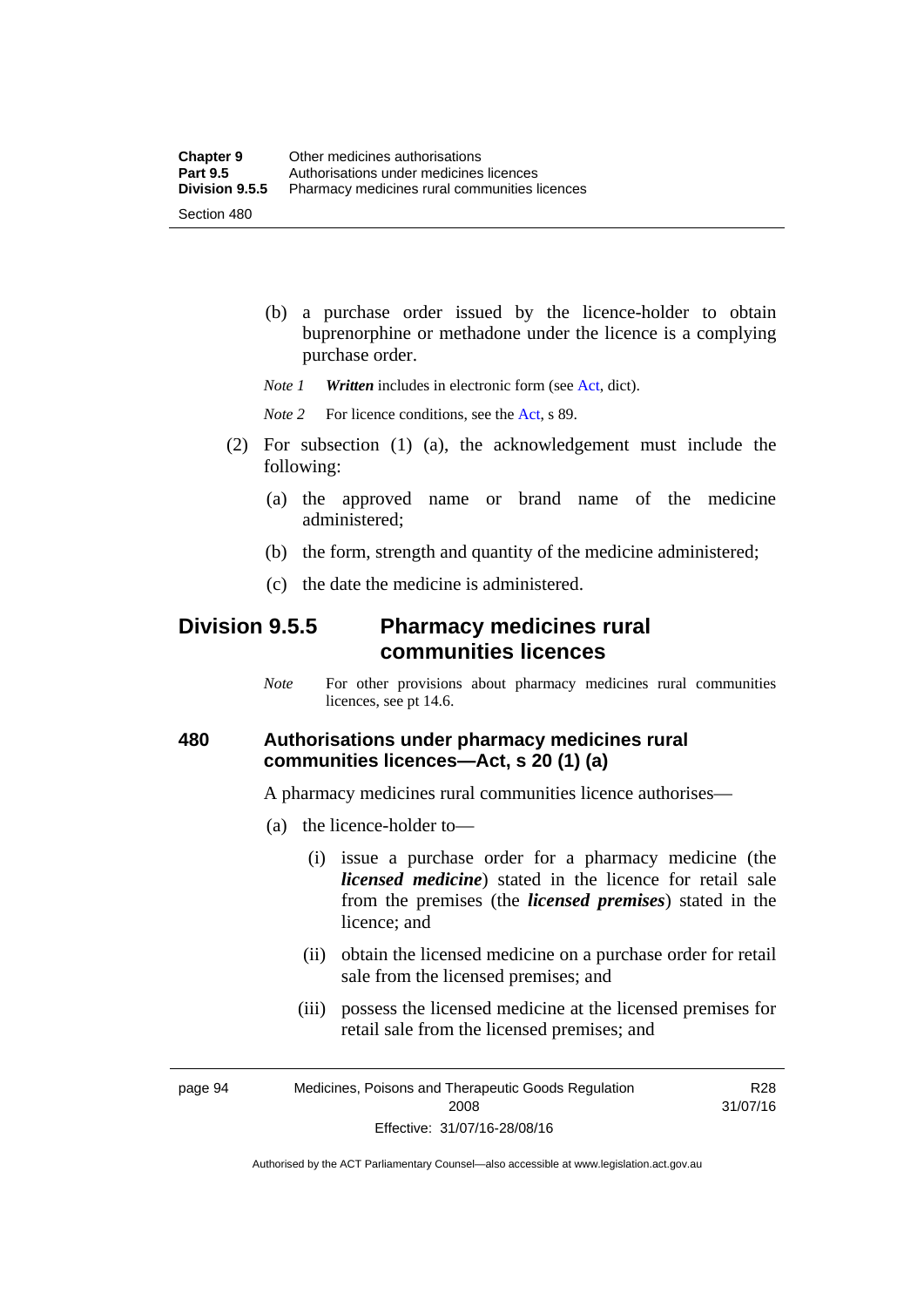(b) a purchase order issued by the licence-holder to obtain buprenorphine or methadone under the licence is a complying purchase order.

*Note 1* ***Written*** includes in electronic form (see Act, dict).

*Note 2* For licence conditions, see the Act, s 89.

(2) For subsection (1) (a), the acknowledgement must include the following:

(a) the approved name or brand name of the medicine administered;

(b) the form, strength and quantity of the medicine administered;

(c) the date the medicine is administered.

## Division 9.5.5 Pharmacy medicines rural communities licences

*Note* For other provisions about pharmacy medicines rural communities licences, see pt 14.6.

### 480 Authorisations under pharmacy medicines rural communities licences—Act, s 20 (1) (a)

A pharmacy medicines rural communities licence authorises—

(a) the licence-holder to—

(i) issue a purchase order for a pharmacy medicine (the ***licensed medicine***) stated in the licence for retail sale from the premises (the ***licensed premises***) stated in the licence; and

(ii) obtain the licensed medicine on a purchase order for retail sale from the licensed premises; and

(iii) possess the licensed medicine at the licensed premises for retail sale from the licensed premises; and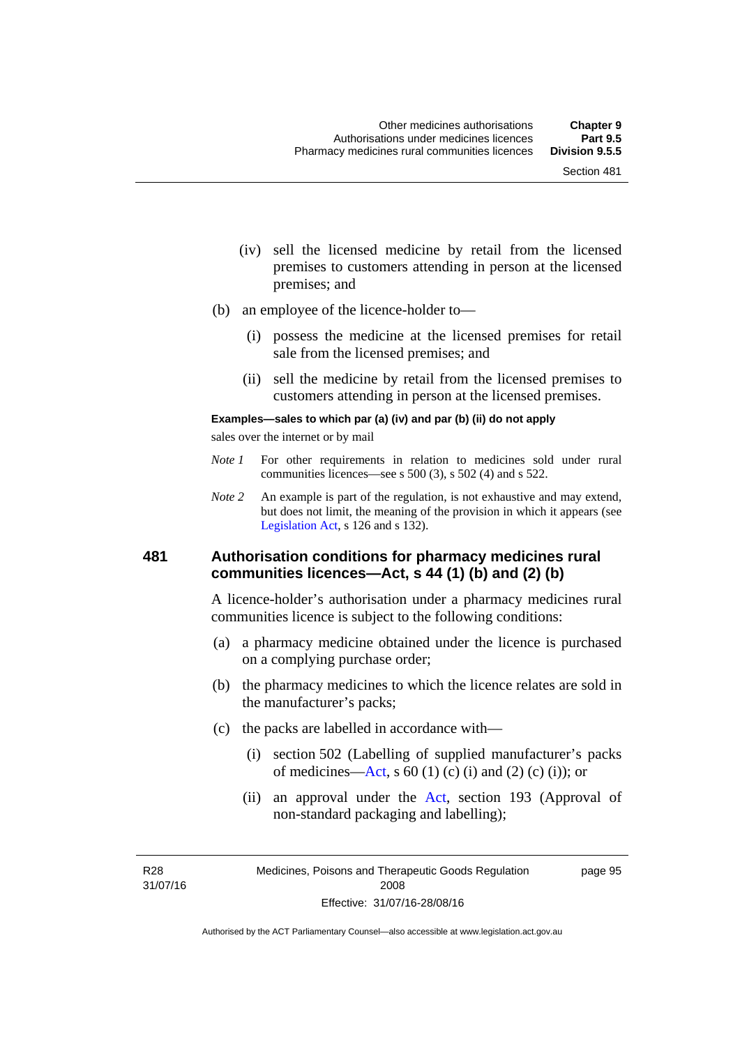(iv) sell the licensed medicine by retail from the licensed premises to customers attending in person at the licensed premises; and

(b) an employee of the licence-holder to—

(i) possess the medicine at the licensed premises for retail sale from the licensed premises; and

(ii) sell the medicine by retail from the licensed premises to customers attending in person at the licensed premises.

**Examples—sales to which par (a) (iv) and par (b) (ii) do not apply**

sales over the internet or by mail

*Note 1* For other requirements in relation to medicines sold under rural communities licences—see s 500 (3), s 502 (4) and s 522.

*Note 2* An example is part of the regulation, is not exhaustive and may extend, but does not limit, the meaning of the provision in which it appears (see Legislation Act, s 126 and s 132).

## 481 Authorisation conditions for pharmacy medicines rural communities licences—Act, s 44 (1) (b) and (2) (b)

A licence-holder's authorisation under a pharmacy medicines rural communities licence is subject to the following conditions:

(a) a pharmacy medicine obtained under the licence is purchased on a complying purchase order;

(b) the pharmacy medicines to which the licence relates are sold in the manufacturer's packs;

(c) the packs are labelled in accordance with—

(i) section 502 (Labelling of supplied manufacturer's packs of medicines—Act, s 60 (1) (c) (i) and (2) (c) (i)); or

(ii) an approval under the Act, section 193 (Approval of non-standard packaging and labelling);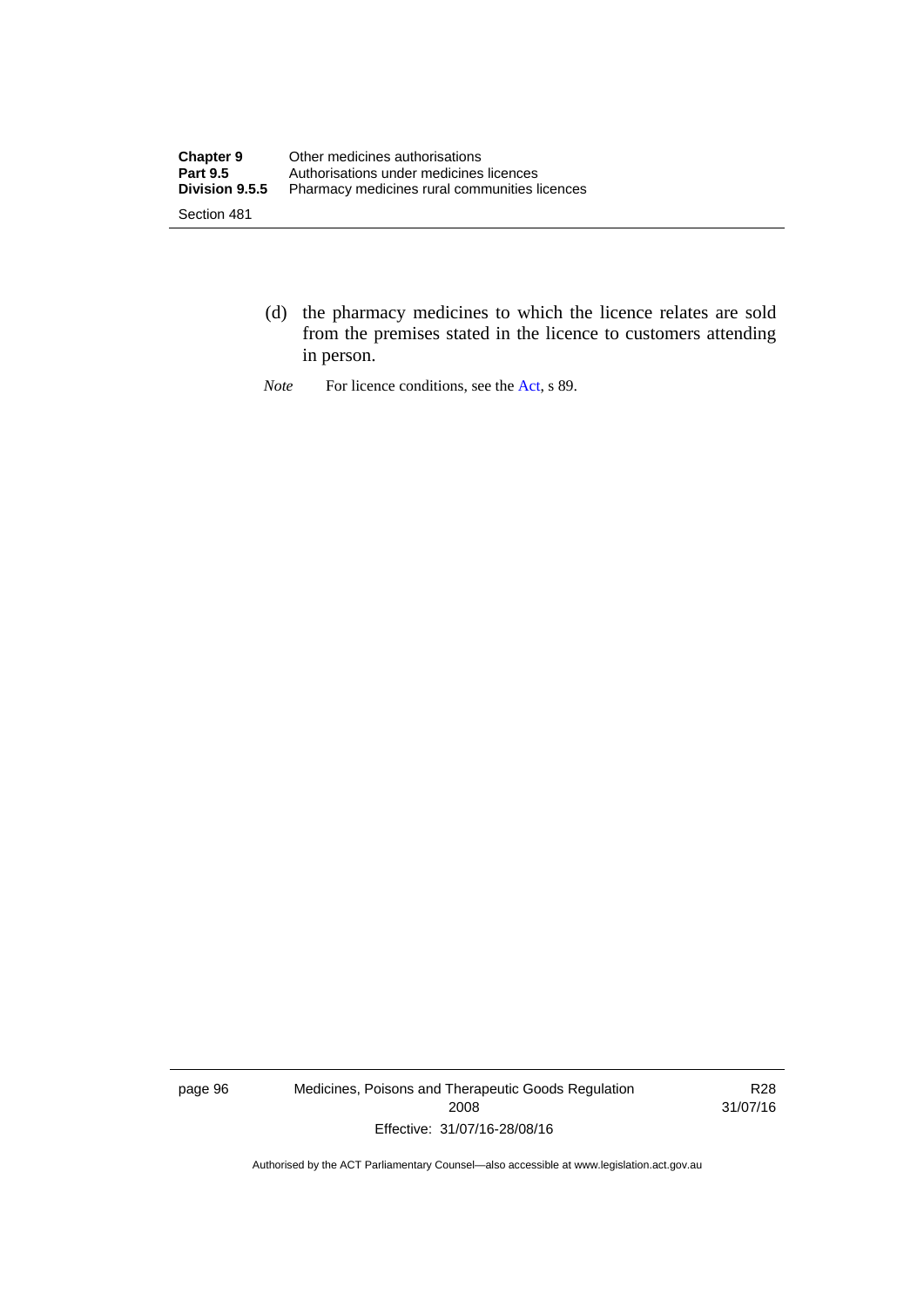(d) the pharmacy medicines to which the licence relates are sold from the premises stated in the licence to customers attending in person.

*Note* For licence conditions, see the Act, s 89.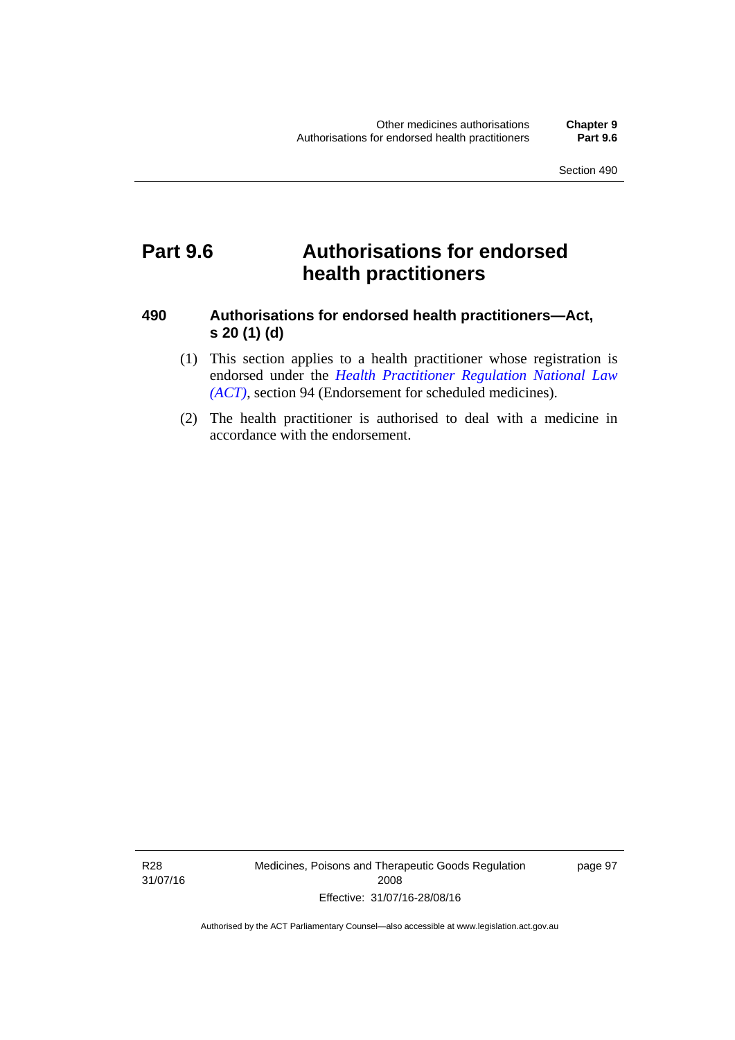# Part 9.6 Authorisations for endorsed health practitioners

## 490 Authorisations for endorsed health practitioners—Act, s 20 (1) (d)

(1) This section applies to a health practitioner whose registration is endorsed under the *Health Practitioner Regulation National Law (ACT)*, section 94 (Endorsement for scheduled medicines).

(2) The health practitioner is authorised to deal with a medicine in accordance with the endorsement.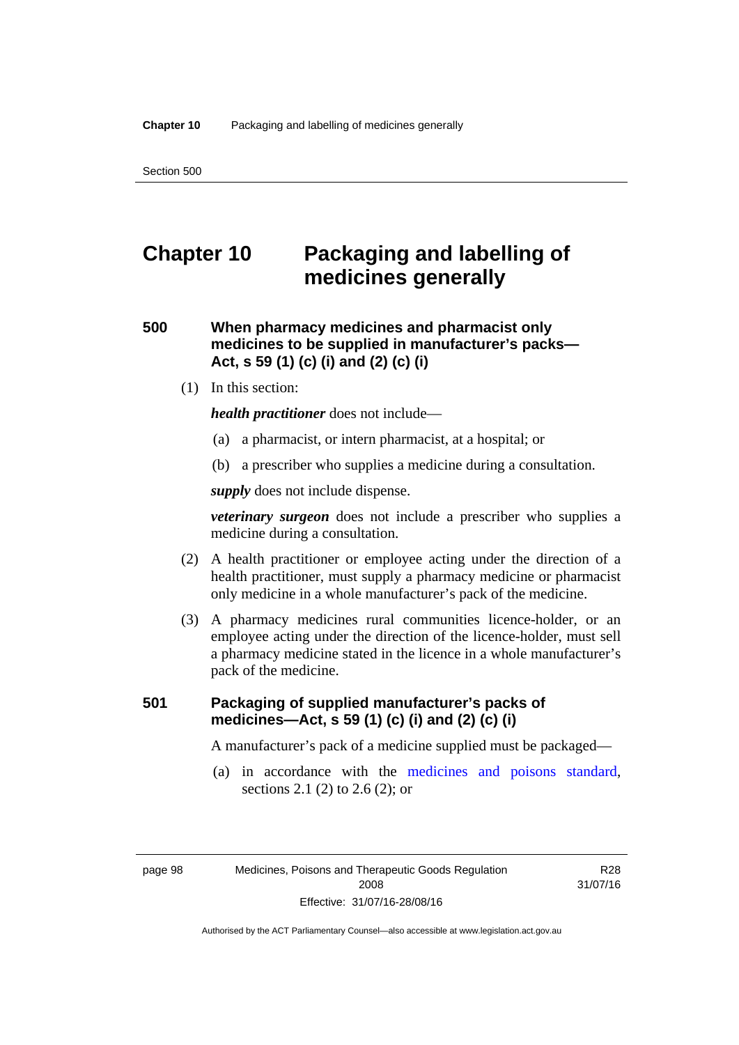# Chapter 10 Packaging and labelling of medicines generally

### 500 When pharmacy medicines and pharmacist only medicines to be supplied in manufacturer's packs—Act, s 59 (1) (c) (i) and (2) (c) (i)

(1) In this section:

***health practitioner*** does not include—

(a) a pharmacist, or intern pharmacist, at a hospital; or

(b) a prescriber who supplies a medicine during a consultation.

***supply*** does not include dispense.

***veterinary surgeon*** does not include a prescriber who supplies a medicine during a consultation.

(2) A health practitioner or employee acting under the direction of a health practitioner, must supply a pharmacy medicine or pharmacist only medicine in a whole manufacturer's pack of the medicine.

(3) A pharmacy medicines rural communities licence-holder, or an employee acting under the direction of the licence-holder, must sell a pharmacy medicine stated in the licence in a whole manufacturer's pack of the medicine.

### 501 Packaging of supplied manufacturer's packs of medicines—Act, s 59 (1) (c) (i) and (2) (c) (i)

A manufacturer's pack of a medicine supplied must be packaged—

(a) in accordance with the medicines and poisons standard, sections 2.1 (2) to 2.6 (2); or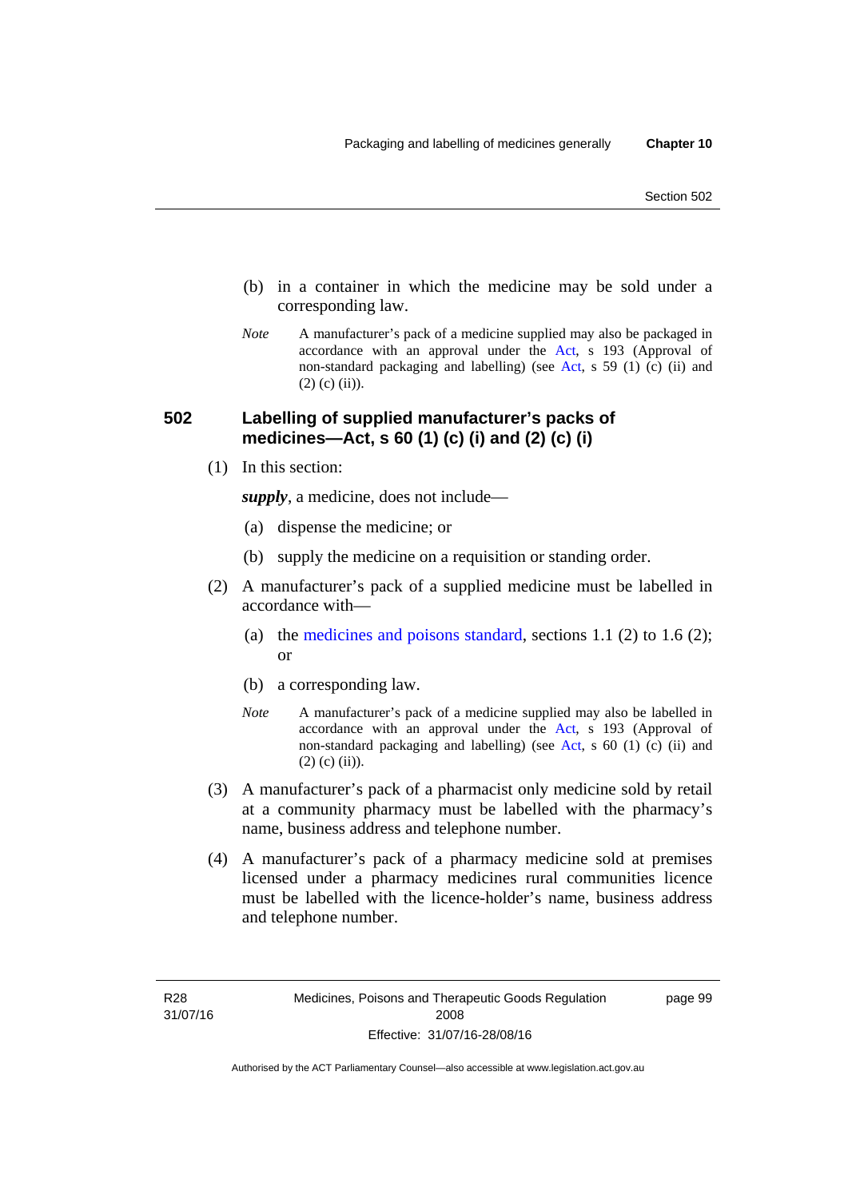(b) in a container in which the medicine may be sold under a corresponding law.

*Note* A manufacturer's pack of a medicine supplied may also be packaged in accordance with an approval under the Act, s 193 (Approval of non-standard packaging and labelling) (see Act, s 59 (1) (c) (ii) and (2) (c) (ii)).

## 502 Labelling of supplied manufacturer's packs of medicines—Act, s 60 (1) (c) (i) and (2) (c) (i)

(1) In this section:

***supply***, a medicine, does not include—

(a) dispense the medicine; or

(b) supply the medicine on a requisition or standing order.

(2) A manufacturer's pack of a supplied medicine must be labelled in accordance with—

(a) the medicines and poisons standard, sections 1.1 (2) to 1.6 (2); or

(b) a corresponding law.

*Note* A manufacturer's pack of a medicine supplied may also be labelled in accordance with an approval under the Act, s 193 (Approval of non-standard packaging and labelling) (see Act, s 60 (1) (c) (ii) and (2) (c) (ii)).

(3) A manufacturer's pack of a pharmacist only medicine sold by retail at a community pharmacy must be labelled with the pharmacy's name, business address and telephone number.

(4) A manufacturer's pack of a pharmacy medicine sold at premises licensed under a pharmacy medicines rural communities licence must be labelled with the licence-holder's name, business address and telephone number.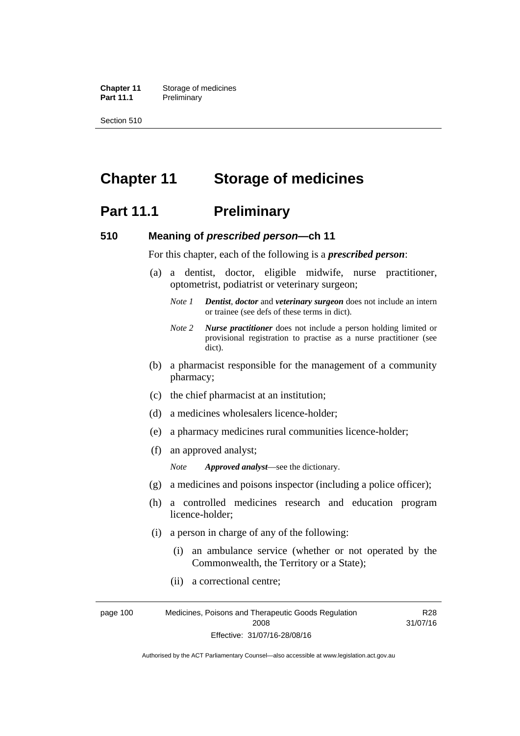# Chapter 11 Storage of medicines

## Part 11.1 Preliminary

### 510 Meaning of *prescribed person*—ch 11

For this chapter, each of the following is a ***prescribed person***:

(a) a dentist, doctor, eligible midwife, nurse practitioner, optometrist, podiatrist or veterinary surgeon;

*Note 1* ***Dentist***, ***doctor*** and ***veterinary surgeon*** does not include an intern or trainee (see defs of these terms in dict).

*Note 2* ***Nurse practitioner*** does not include a person holding limited or provisional registration to practise as a nurse practitioner (see dict).

(b) a pharmacist responsible for the management of a community pharmacy;

(c) the chief pharmacist at an institution;

(d) a medicines wholesalers licence-holder;

(e) a pharmacy medicines rural communities licence-holder;

(f) an approved analyst;

*Note* ***Approved analyst***—see the dictionary.

(g) a medicines and poisons inspector (including a police officer);

(h) a controlled medicines research and education program licence-holder;

(i) a person in charge of any of the following:

(i) an ambulance service (whether or not operated by the Commonwealth, the Territory or a State);

(ii) a correctional centre;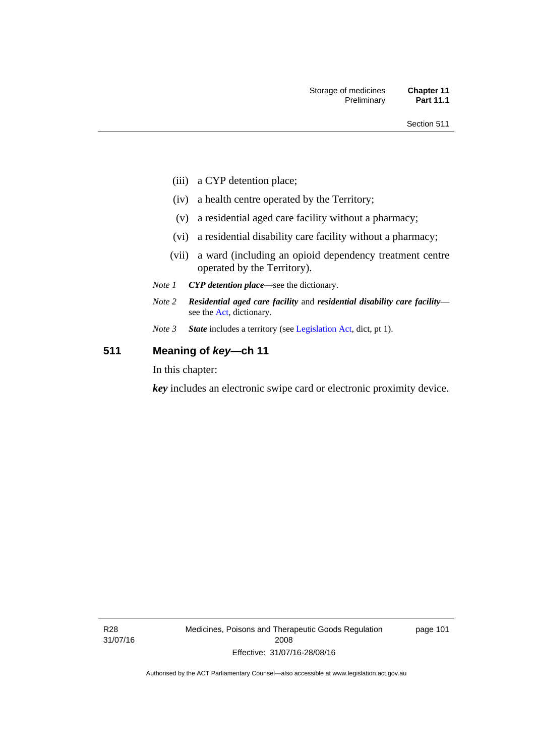(iii) a CYP detention place;

(iv) a health centre operated by the Territory;

(v) a residential aged care facility without a pharmacy;

(vi) a residential disability care facility without a pharmacy;

(vii) a ward (including an opioid dependency treatment centre operated by the Territory).

*Note 1* ***CYP detention place***—see the dictionary.

*Note 2* ***Residential aged care facility*** and ***residential disability care facility***—see the Act, dictionary.

*Note 3* ***State*** includes a territory (see Legislation Act, dict, pt 1).

## 511 Meaning of *key*—ch 11

In this chapter:

***key*** includes an electronic swipe card or electronic proximity device.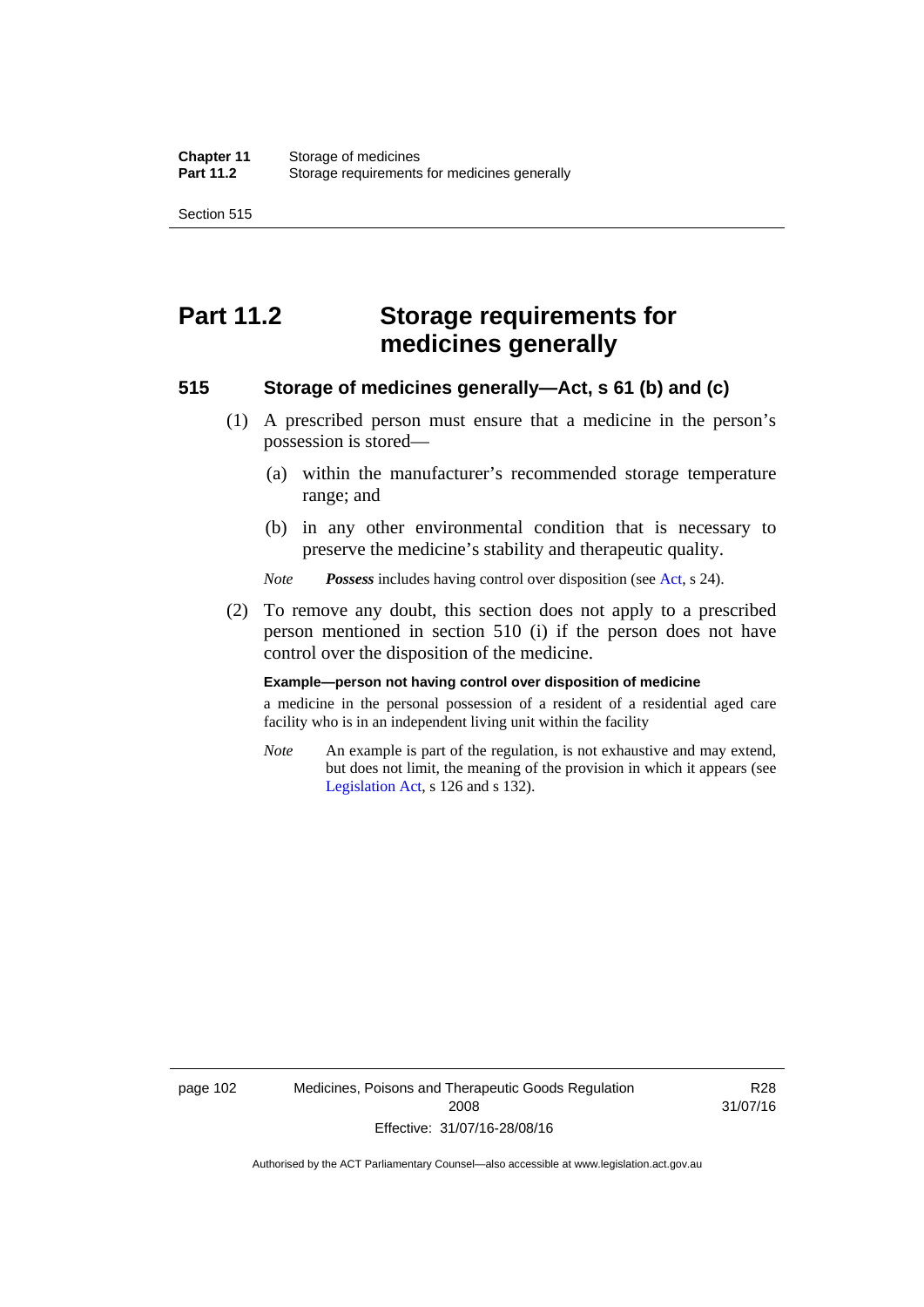# Part 11.2 Storage requirements for medicines generally

## 515 Storage of medicines generally—Act, s 61 (b) and (c)

(1) A prescribed person must ensure that a medicine in the person's possession is stored—

(a) within the manufacturer's recommended storage temperature range; and

(b) in any other environmental condition that is necessary to preserve the medicine's stability and therapeutic quality.

*Note* ***Possess*** includes having control over disposition (see Act, s 24).

(2) To remove any doubt, this section does not apply to a prescribed person mentioned in section 510 (i) if the person does not have control over the disposition of the medicine.

**Example—person not having control over disposition of medicine**

a medicine in the personal possession of a resident of a residential aged care facility who is in an independent living unit within the facility

*Note* An example is part of the regulation, is not exhaustive and may extend, but does not limit, the meaning of the provision in which it appears (see Legislation Act, s 126 and s 132).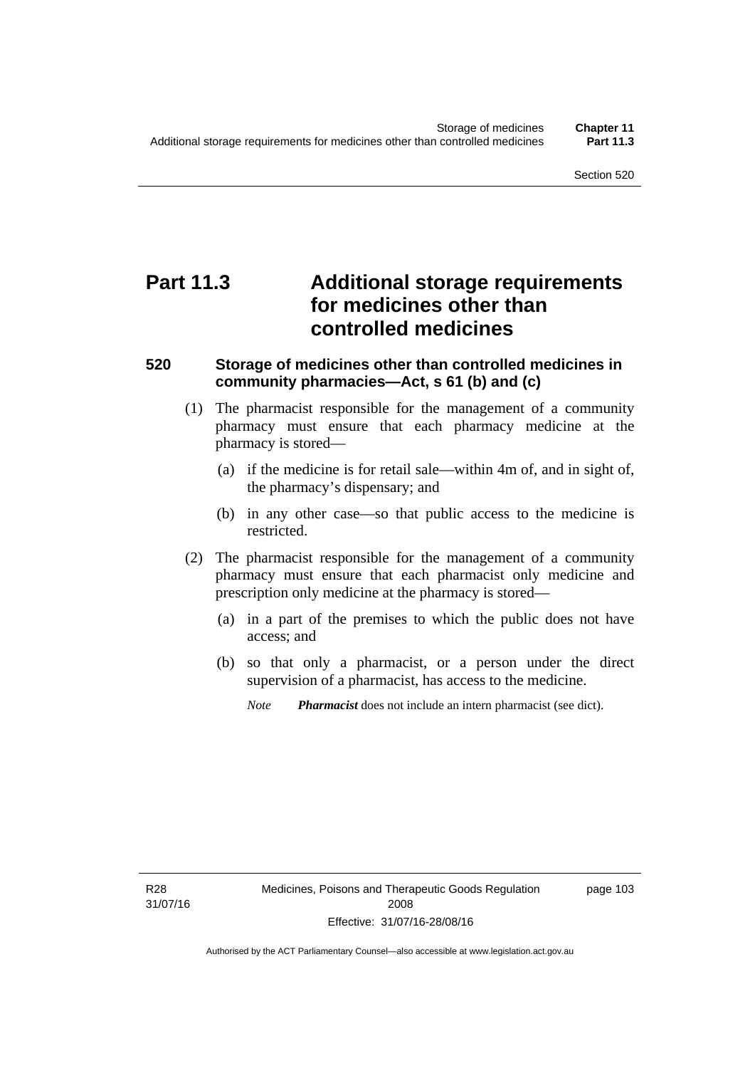# Part 11.3 Additional storage requirements for medicines other than controlled medicines

### 520 Storage of medicines other than controlled medicines in community pharmacies—Act, s 61 (b) and (c)

(1) The pharmacist responsible for the management of a community pharmacy must ensure that each pharmacy medicine at the pharmacy is stored—

(a) if the medicine is for retail sale—within 4m of, and in sight of, the pharmacy's dispensary; and

(b) in any other case—so that public access to the medicine is restricted.

(2) The pharmacist responsible for the management of a community pharmacy must ensure that each pharmacist only medicine and prescription only medicine at the pharmacy is stored—

(a) in a part of the premises to which the public does not have access; and

(b) so that only a pharmacist, or a person under the direct supervision of a pharmacist, has access to the medicine.

*Note* ***Pharmacist*** does not include an intern pharmacist (see dict).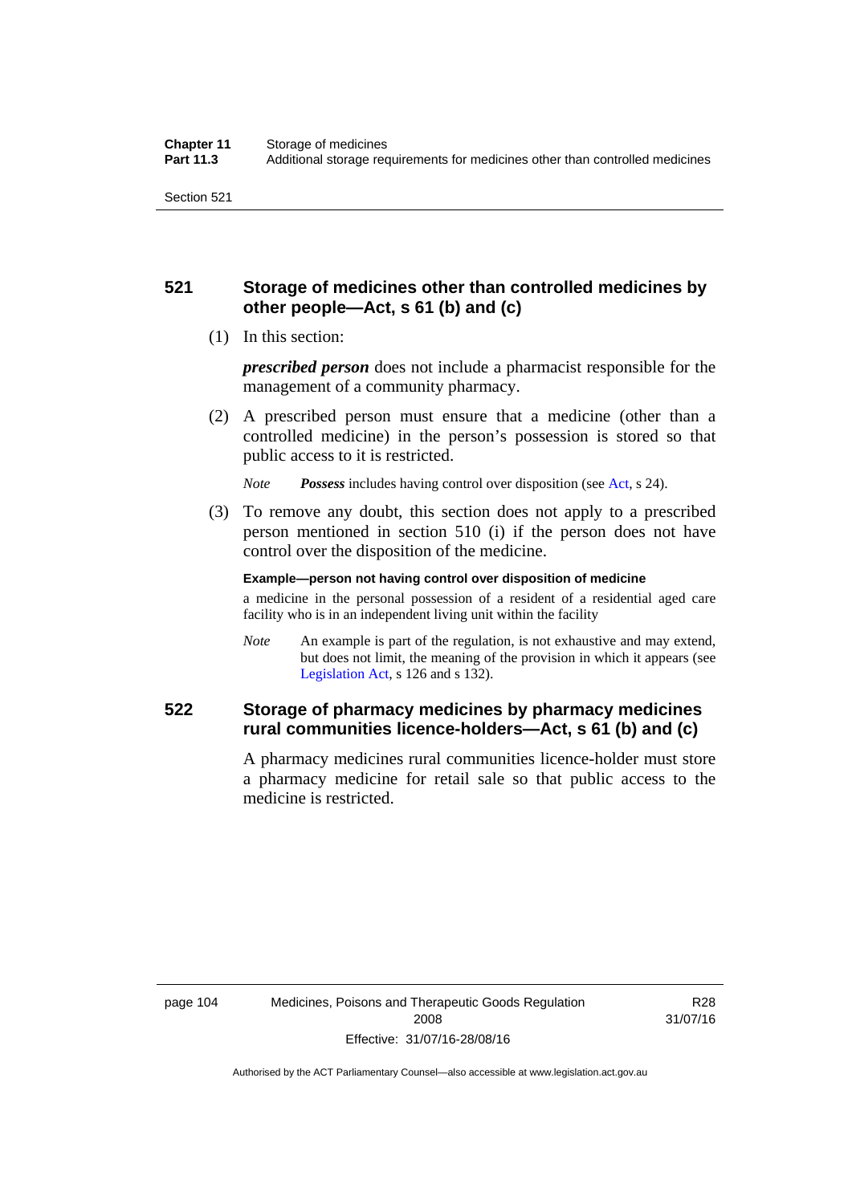## 521 Storage of medicines other than controlled medicines by other people—Act, s 61 (b) and (c)

(1) In this section:

***prescribed person*** does not include a pharmacist responsible for the management of a community pharmacy.

(2) A prescribed person must ensure that a medicine (other than a controlled medicine) in the person's possession is stored so that public access to it is restricted.

*Note* ***Possess*** includes having control over disposition (see Act, s 24).

(3) To remove any doubt, this section does not apply to a prescribed person mentioned in section 510 (i) if the person does not have control over the disposition of the medicine.

**Example—person not having control over disposition of medicine**

a medicine in the personal possession of a resident of a residential aged care facility who is in an independent living unit within the facility

*Note* An example is part of the regulation, is not exhaustive and may extend, but does not limit, the meaning of the provision in which it appears (see Legislation Act, s 126 and s 132).

## 522 Storage of pharmacy medicines by pharmacy medicines rural communities licence-holders—Act, s 61 (b) and (c)

A pharmacy medicines rural communities licence-holder must store a pharmacy medicine for retail sale so that public access to the medicine is restricted.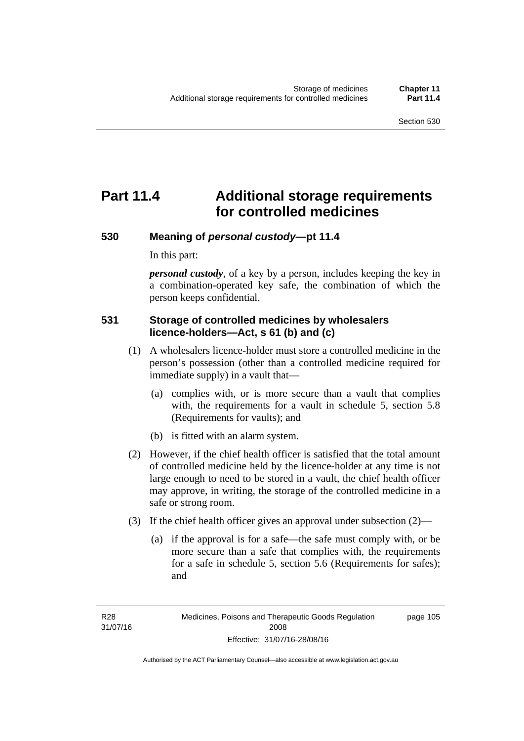# Part 11.4 Additional storage requirements for controlled medicines

### 530 Meaning of *personal custody*—pt 11.4

In this part:

***personal custody***, of a key by a person, includes keeping the key in a combination-operated key safe, the combination of which the person keeps confidential.

### 531 Storage of controlled medicines by wholesalers licence-holders—Act, s 61 (b) and (c)

(1) A wholesalers licence-holder must store a controlled medicine in the person's possession (other than a controlled medicine required for immediate supply) in a vault that—

(a) complies with, or is more secure than a vault that complies with, the requirements for a vault in schedule 5, section 5.8 (Requirements for vaults); and

(b) is fitted with an alarm system.

(2) However, if the chief health officer is satisfied that the total amount of controlled medicine held by the licence-holder at any time is not large enough to need to be stored in a vault, the chief health officer may approve, in writing, the storage of the controlled medicine in a safe or strong room.

(3) If the chief health officer gives an approval under subsection (2)—

(a) if the approval is for a safe—the safe must comply with, or be more secure than a safe that complies with, the requirements for a safe in schedule 5, section 5.6 (Requirements for safes); and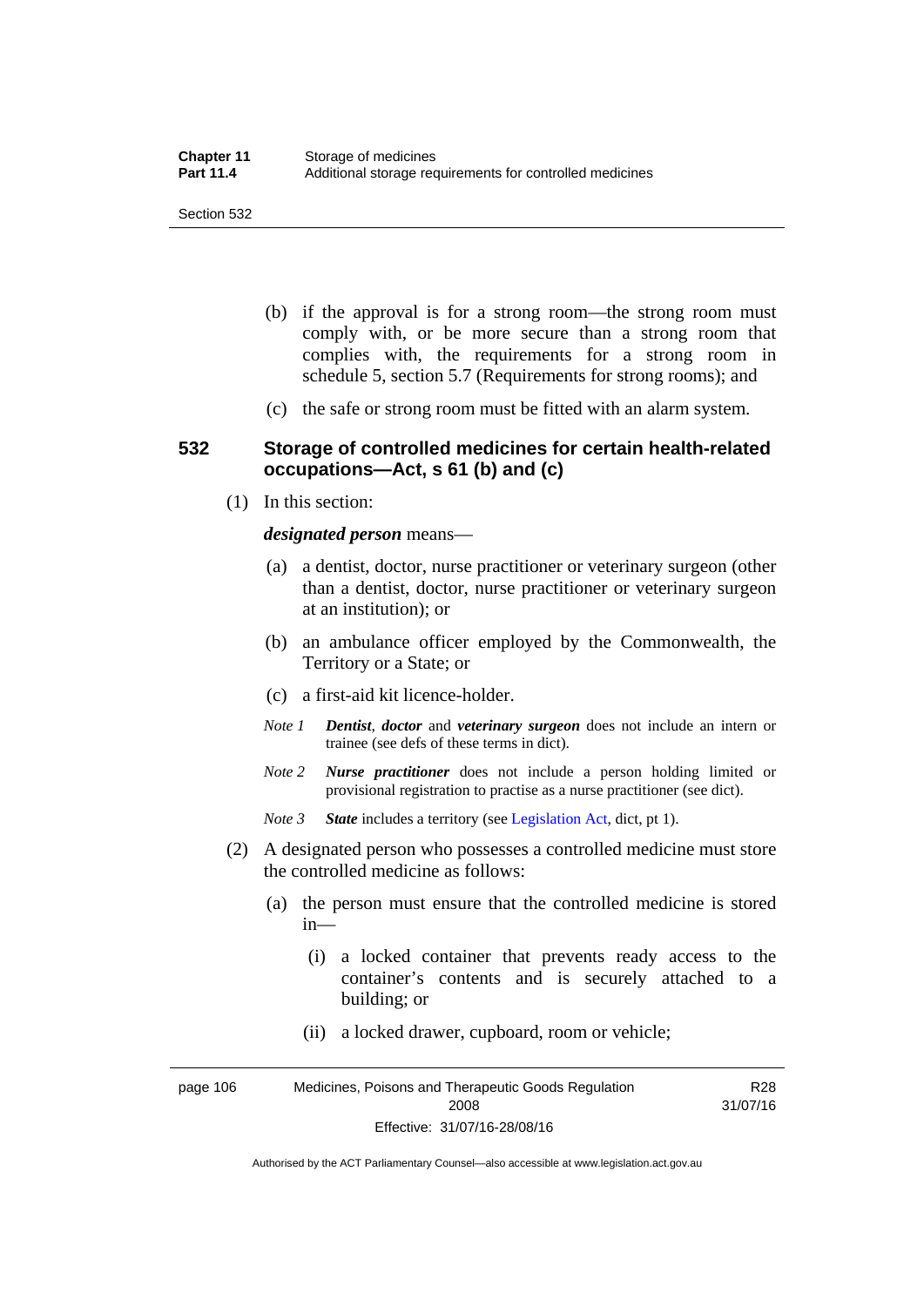(b) if the approval is for a strong room—the strong room must comply with, or be more secure than a strong room that complies with, the requirements for a strong room in schedule 5, section 5.7 (Requirements for strong rooms); and

(c) the safe or strong room must be fitted with an alarm system.

### 532 Storage of controlled medicines for certain health-related occupations—Act, s 61 (b) and (c)

(1) In this section:

***designated person*** means—

(a) a dentist, doctor, nurse practitioner or veterinary surgeon (other than a dentist, doctor, nurse practitioner or veterinary surgeon at an institution); or

(b) an ambulance officer employed by the Commonwealth, the Territory or a State; or

(c) a first-aid kit licence-holder.

*Note 1* ***Dentist***, ***doctor*** and ***veterinary surgeon*** does not include an intern or trainee (see defs of these terms in dict).

*Note 2* ***Nurse practitioner*** does not include a person holding limited or provisional registration to practise as a nurse practitioner (see dict).

*Note 3* ***State*** includes a territory (see Legislation Act, dict, pt 1).

(2) A designated person who possesses a controlled medicine must store the controlled medicine as follows:

(a) the person must ensure that the controlled medicine is stored in—

(i) a locked container that prevents ready access to the container's contents and is securely attached to a building; or

(ii) a locked drawer, cupboard, room or vehicle;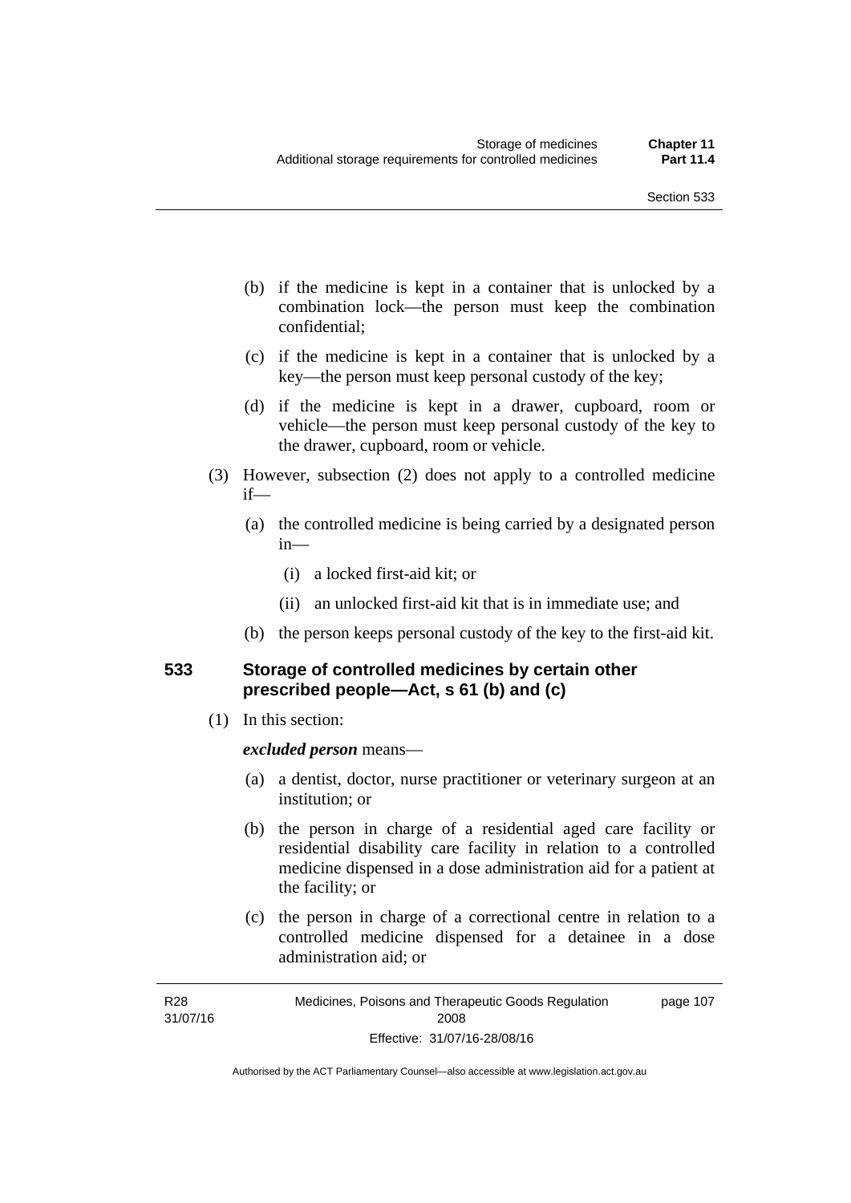(b) if the medicine is kept in a container that is unlocked by a combination lock—the person must keep the combination confidential;

(c) if the medicine is kept in a container that is unlocked by a key—the person must keep personal custody of the key;

(d) if the medicine is kept in a drawer, cupboard, room or vehicle—the person must keep personal custody of the key to the drawer, cupboard, room or vehicle.

(3) However, subsection (2) does not apply to a controlled medicine if—

(a) the controlled medicine is being carried by a designated person in—

(i) a locked first-aid kit; or

(ii) an unlocked first-aid kit that is in immediate use; and

(b) the person keeps personal custody of the key to the first-aid kit.

## 533 Storage of controlled medicines by certain other prescribed people—Act, s 61 (b) and (c)

(1) In this section:

***excluded person*** means—

(a) a dentist, doctor, nurse practitioner or veterinary surgeon at an institution; or

(b) the person in charge of a residential aged care facility or residential disability care facility in relation to a controlled medicine dispensed in a dose administration aid for a patient at the facility; or

(c) the person in charge of a correctional centre in relation to a controlled medicine dispensed for a detainee in a dose administration aid; or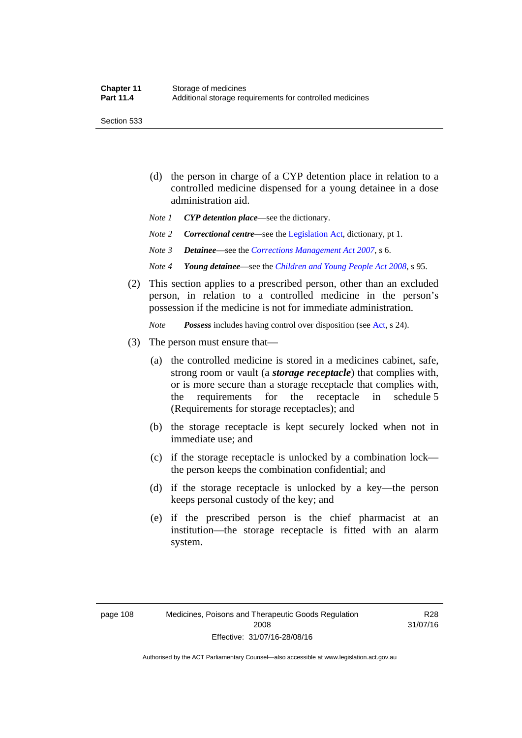(d) the person in charge of a CYP detention place in relation to a controlled medicine dispensed for a young detainee in a dose administration aid.

*Note 1* ***CYP detention place***—see the dictionary.

*Note 2* ***Correctional centre***—see the Legislation Act, dictionary, pt 1.

*Note 3* ***Detainee***—see the *Corrections Management Act 2007*, s 6.

*Note 4* ***Young detainee***—see the *Children and Young People Act 2008*, s 95.

(2) This section applies to a prescribed person, other than an excluded person, in relation to a controlled medicine in the person's possession if the medicine is not for immediate administration.

*Note* ***Possess*** includes having control over disposition (see Act, s 24).

(3) The person must ensure that—

(a) the controlled medicine is stored in a medicines cabinet, safe, strong room or vault (a ***storage receptacle***) that complies with, or is more secure than a storage receptacle that complies with, the requirements for the receptacle in schedule 5 (Requirements for storage receptacles); and

(b) the storage receptacle is kept securely locked when not in immediate use; and

(c) if the storage receptacle is unlocked by a combination lock—the person keeps the combination confidential; and

(d) if the storage receptacle is unlocked by a key—the person keeps personal custody of the key; and

(e) if the prescribed person is the chief pharmacist at an institution—the storage receptacle is fitted with an alarm system.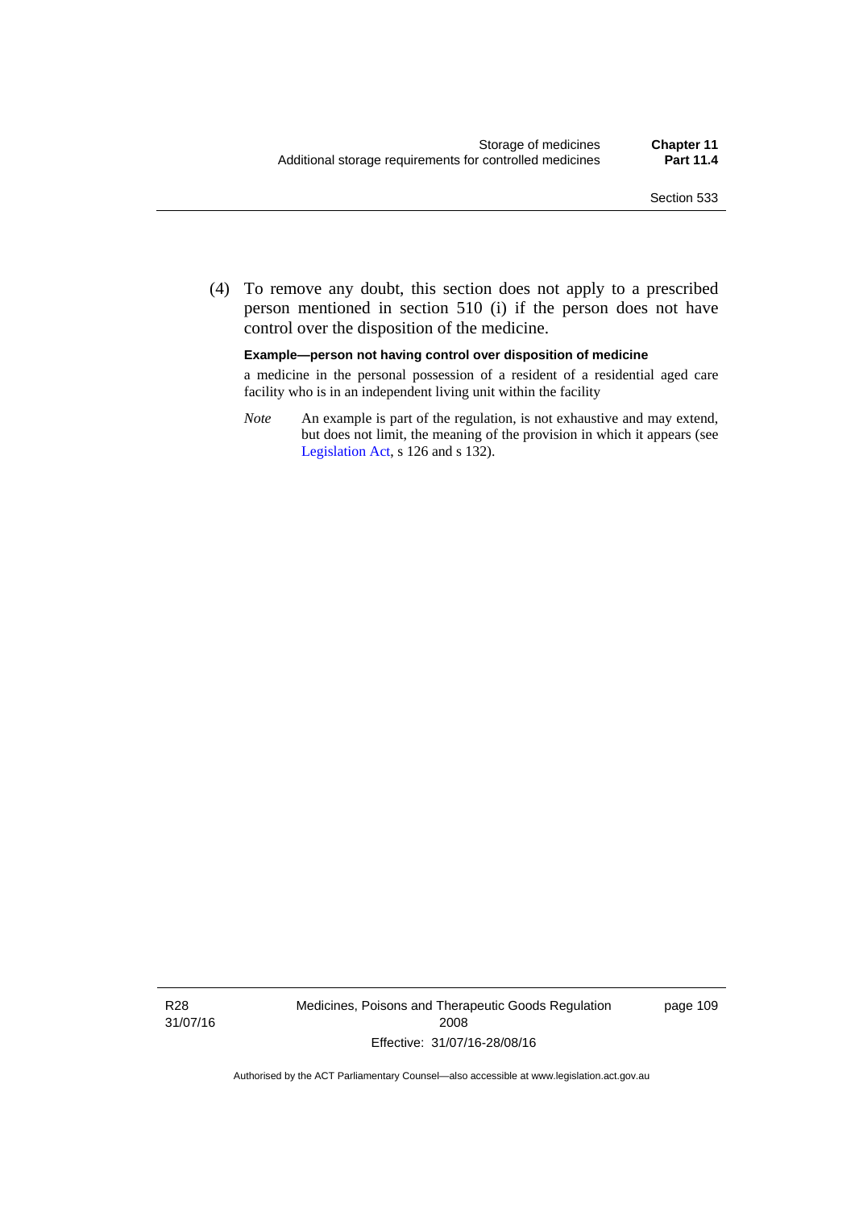(4) To remove any doubt, this section does not apply to a prescribed person mentioned in section 510 (i) if the person does not have control over the disposition of the medicine.

**Example—person not having control over disposition of medicine**

a medicine in the personal possession of a resident of a residential aged care facility who is in an independent living unit within the facility

*Note* An example is part of the regulation, is not exhaustive and may extend, but does not limit, the meaning of the provision in which it appears (see Legislation Act, s 126 and s 132).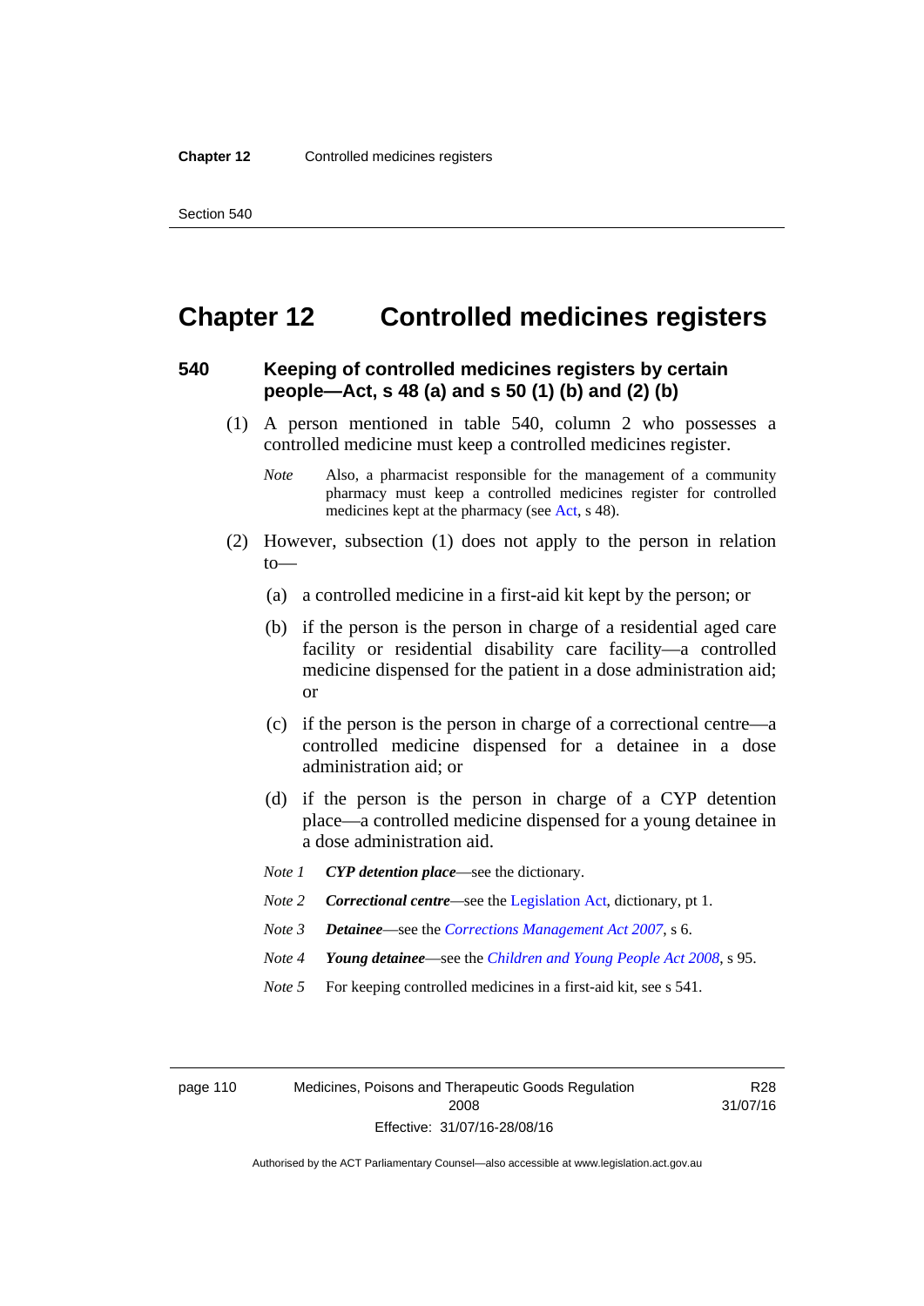# Chapter 12 Controlled medicines registers

## 540 Keeping of controlled medicines registers by certain people—Act, s 48 (a) and s 50 (1) (b) and (2) (b)

(1) A person mentioned in table 540, column 2 who possesses a controlled medicine must keep a controlled medicines register.

*Note* Also, a pharmacist responsible for the management of a community pharmacy must keep a controlled medicines register for controlled medicines kept at the pharmacy (see Act, s 48).

(2) However, subsection (1) does not apply to the person in relation to—

(a) a controlled medicine in a first-aid kit kept by the person; or

(b) if the person is the person in charge of a residential aged care facility or residential disability care facility—a controlled medicine dispensed for the patient in a dose administration aid; or

(c) if the person is the person in charge of a correctional centre—a controlled medicine dispensed for a detainee in a dose administration aid; or

(d) if the person is the person in charge of a CYP detention place—a controlled medicine dispensed for a young detainee in a dose administration aid.

*Note 1* ***CYP detention place***—see the dictionary.

*Note 2* ***Correctional centre***—see the Legislation Act, dictionary, pt 1.

*Note 3* ***Detainee***—see the *Corrections Management Act 2007*, s 6.

*Note 4* ***Young detainee***—see the *Children and Young People Act 2008*, s 95.

*Note 5* For keeping controlled medicines in a first-aid kit, see s 541.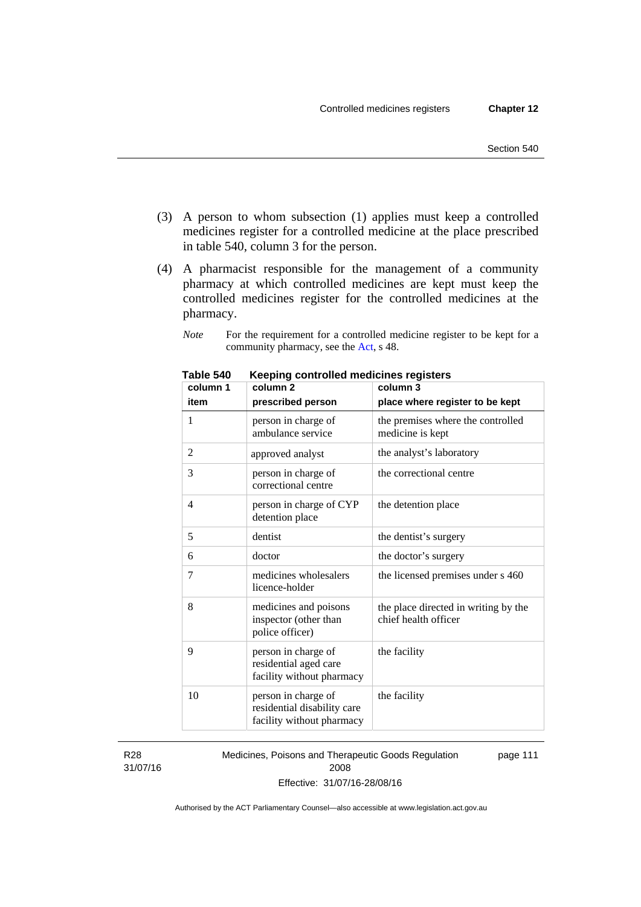(3) A person to whom subsection (1) applies must keep a controlled medicines register for a controlled medicine at the place prescribed in table 540, column 3 for the person.

(4) A pharmacist responsible for the management of a community pharmacy at which controlled medicines are kept must keep the controlled medicines register for the controlled medicines at the pharmacy.

*Note* For the requirement for a controlled medicine register to be kept for a community pharmacy, see the Act, s 48.

**Table 540 Keeping controlled medicines registers**

| column 1<br>item | column 2<br>prescribed person | column 3<br>place where register to be kept |
|---|---|---|
| 1 | person in charge of ambulance service | the premises where the controlled medicine is kept |
| 2 | approved analyst | the analyst's laboratory |
| 3 | person in charge of correctional centre | the correctional centre |
| 4 | person in charge of CYP detention place | the detention place |
| 5 | dentist | the dentist's surgery |
| 6 | doctor | the doctor's surgery |
| 7 | medicines wholesalers licence-holder | the licensed premises under s 460 |
| 8 | medicines and poisons inspector (other than police officer) | the place directed in writing by the chief health officer |
| 9 | person in charge of residential aged care facility without pharmacy | the facility |
| 10 | person in charge of residential disability care facility without pharmacy | the facility |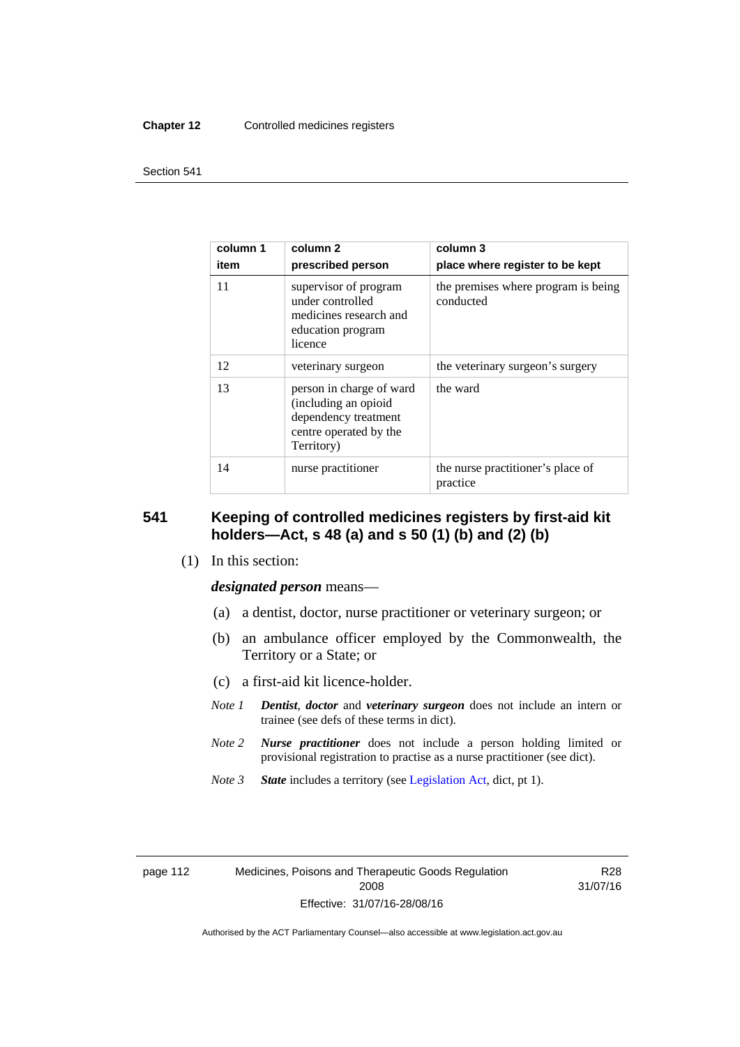| column 1<br>item | column 2<br>prescribed person | column 3<br>place where register to be kept |
|---|---|---|
| 11 | supervisor of program under controlled medicines research and education program licence | the premises where program is being conducted |
| 12 | veterinary surgeon | the veterinary surgeon's surgery |
| 13 | person in charge of ward (including an opioid dependency treatment centre operated by the Territory) | the ward |
| 14 | nurse practitioner | the nurse practitioner's place of practice |

## 541 Keeping of controlled medicines registers by first-aid kit holders—Act, s 48 (a) and s 50 (1) (b) and (2) (b)

(1) In this section:

***designated person*** means—

(a) a dentist, doctor, nurse practitioner or veterinary surgeon; or

(b) an ambulance officer employed by the Commonwealth, the Territory or a State; or

(c) a first-aid kit licence-holder.

*Note 1* ***Dentist***, ***doctor*** and ***veterinary surgeon*** does not include an intern or trainee (see defs of these terms in dict).

*Note 2* ***Nurse practitioner*** does not include a person holding limited or provisional registration to practise as a nurse practitioner (see dict).

*Note 3* ***State*** includes a territory (see Legislation Act, dict, pt 1).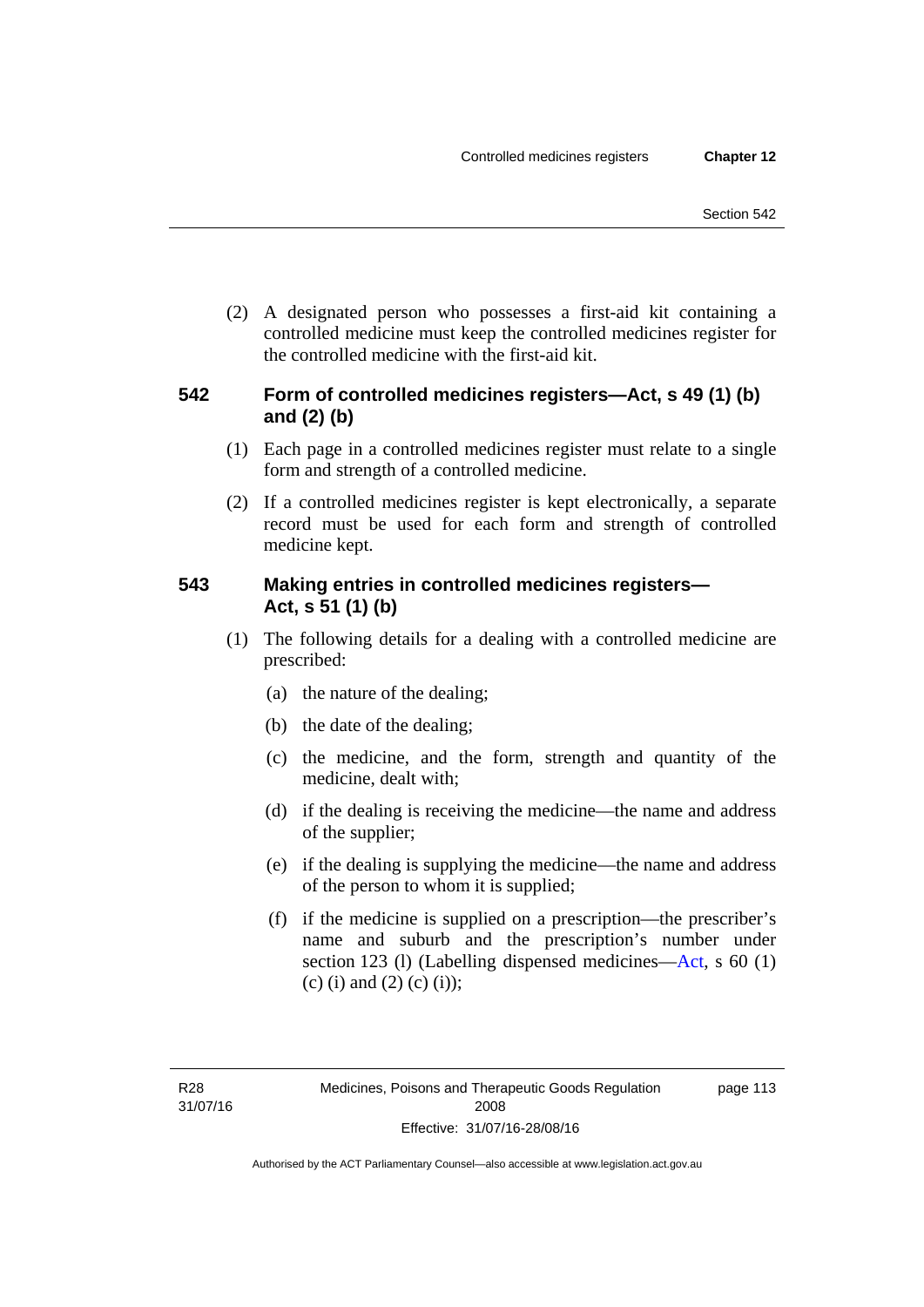(2) A designated person who possesses a first-aid kit containing a controlled medicine must keep the controlled medicines register for the controlled medicine with the first-aid kit.

## 542 Form of controlled medicines registers—Act, s 49 (1) (b) and (2) (b)

(1) Each page in a controlled medicines register must relate to a single form and strength of a controlled medicine.

(2) If a controlled medicines register is kept electronically, a separate record must be used for each form and strength of controlled medicine kept.

## 543 Making entries in controlled medicines registers—Act, s 51 (1) (b)

(1) The following details for a dealing with a controlled medicine are prescribed:

(a) the nature of the dealing;

(b) the date of the dealing;

(c) the medicine, and the form, strength and quantity of the medicine, dealt with;

(d) if the dealing is receiving the medicine—the name and address of the supplier;

(e) if the dealing is supplying the medicine—the name and address of the person to whom it is supplied;

(f) if the medicine is supplied on a prescription—the prescriber's name and suburb and the prescription's number under section 123 (l) (Labelling dispensed medicines—Act, s 60 (1) (c) (i) and (2) (c) (i));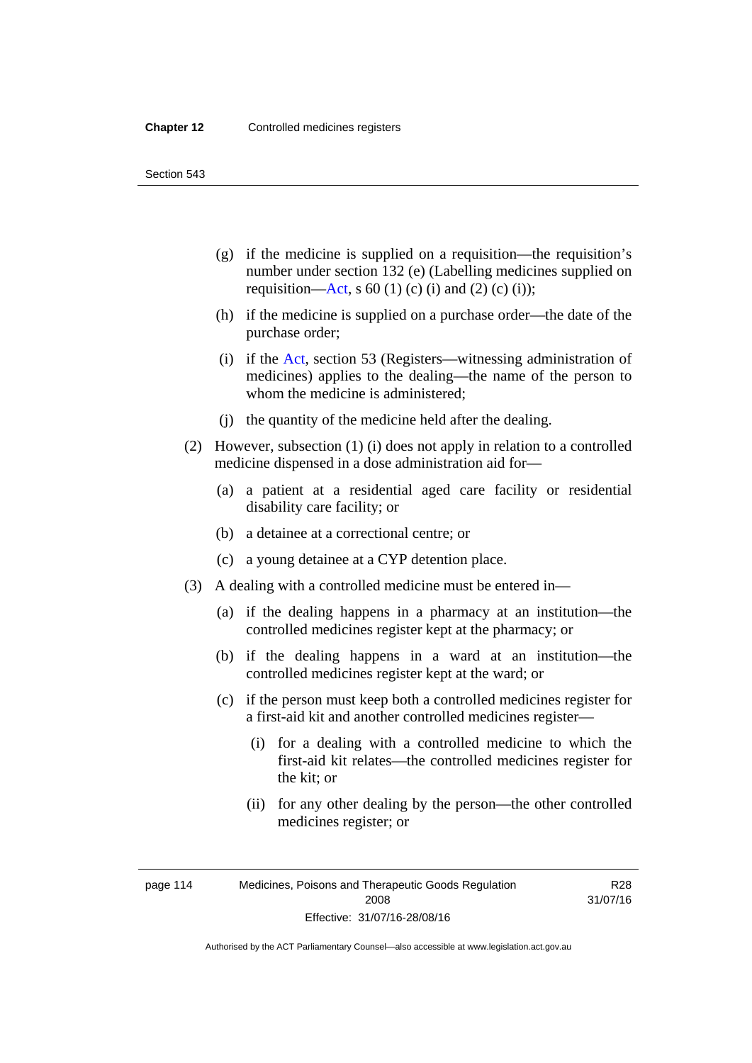(g) if the medicine is supplied on a requisition—the requisition's number under section 132 (e) (Labelling medicines supplied on requisition—Act, s 60 (1) (c) (i) and (2) (c) (i));

(h) if the medicine is supplied on a purchase order—the date of the purchase order;

(i) if the Act, section 53 (Registers—witnessing administration of medicines) applies to the dealing—the name of the person to whom the medicine is administered;

(j) the quantity of the medicine held after the dealing.

(2) However, subsection (1) (i) does not apply in relation to a controlled medicine dispensed in a dose administration aid for—

(a) a patient at a residential aged care facility or residential disability care facility; or

(b) a detainee at a correctional centre; or

(c) a young detainee at a CYP detention place.

(3) A dealing with a controlled medicine must be entered in—

(a) if the dealing happens in a pharmacy at an institution—the controlled medicines register kept at the pharmacy; or

(b) if the dealing happens in a ward at an institution—the controlled medicines register kept at the ward; or

(c) if the person must keep both a controlled medicines register for a first-aid kit and another controlled medicines register—

(i) for a dealing with a controlled medicine to which the first-aid kit relates—the controlled medicines register for the kit; or

(ii) for any other dealing by the person—the other controlled medicines register; or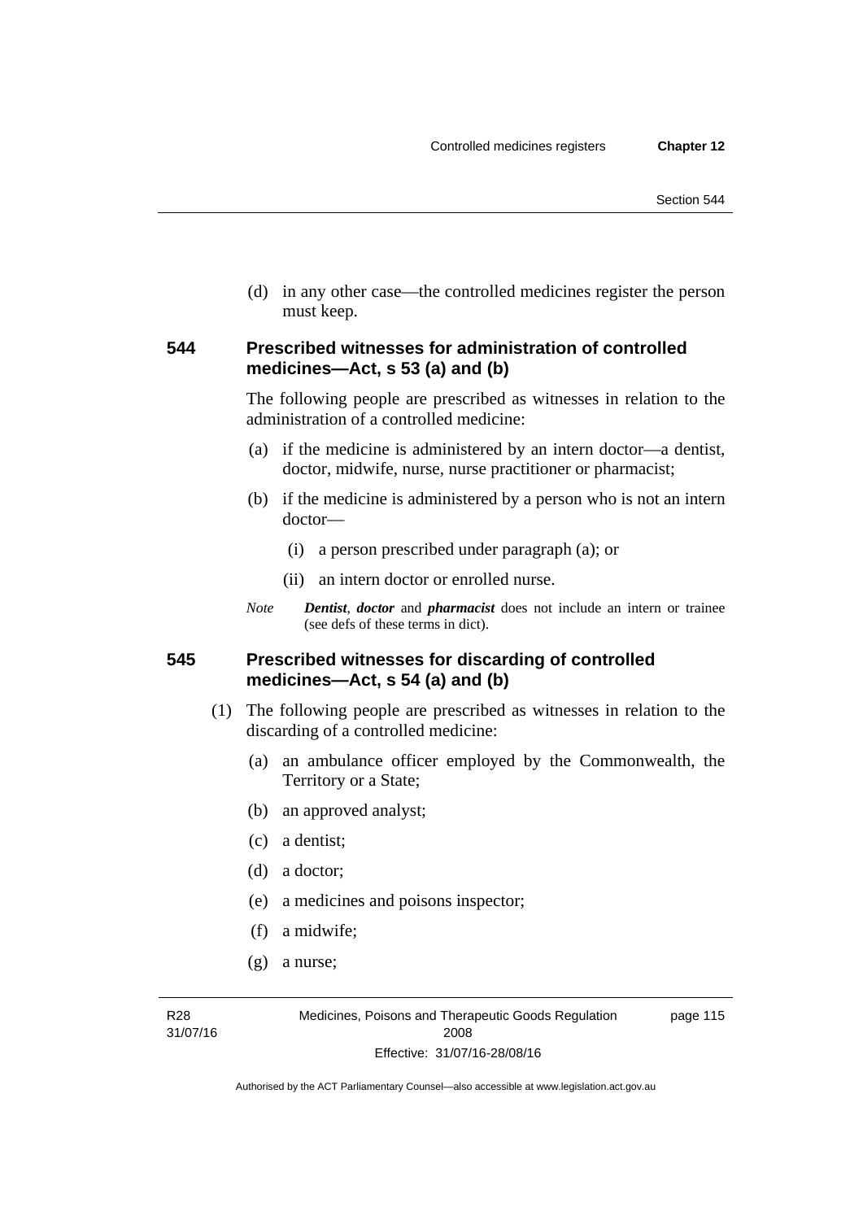(d) in any other case—the controlled medicines register the person must keep.

### 544 Prescribed witnesses for administration of controlled medicines—Act, s 53 (a) and (b)

The following people are prescribed as witnesses in relation to the administration of a controlled medicine:

(a) if the medicine is administered by an intern doctor—a dentist, doctor, midwife, nurse, nurse practitioner or pharmacist;

(b) if the medicine is administered by a person who is not an intern doctor—

(i) a person prescribed under paragraph (a); or

(ii) an intern doctor or enrolled nurse.

*Note* ***Dentist***, ***doctor*** and ***pharmacist*** does not include an intern or trainee (see defs of these terms in dict).

### 545 Prescribed witnesses for discarding of controlled medicines—Act, s 54 (a) and (b)

(1) The following people are prescribed as witnesses in relation to the discarding of a controlled medicine:

(a) an ambulance officer employed by the Commonwealth, the Territory or a State;

(b) an approved analyst;

(c) a dentist;

(d) a doctor;

(e) a medicines and poisons inspector;

(f) a midwife;

(g) a nurse;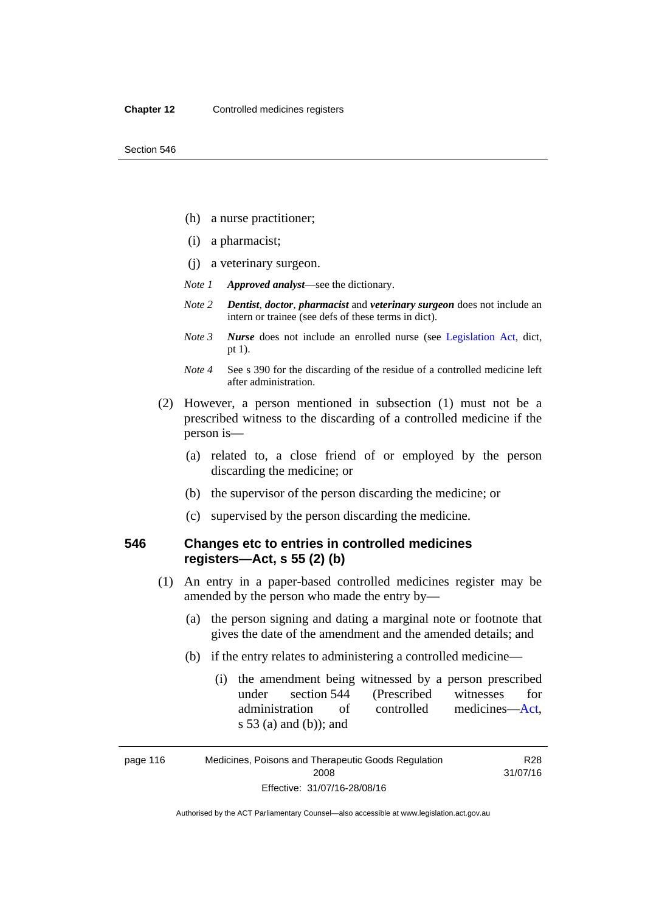(h) a nurse practitioner;

(i) a pharmacist;

(j) a veterinary surgeon.

*Note 1* ***Approved analyst***—see the dictionary.

*Note 2* ***Dentist***, ***doctor***, ***pharmacist*** and ***veterinary surgeon*** does not include an intern or trainee (see defs of these terms in dict).

*Note 3* ***Nurse*** does not include an enrolled nurse (see Legislation Act, dict, pt 1).

*Note 4* See s 390 for the discarding of the residue of a controlled medicine left after administration.

(2) However, a person mentioned in subsection (1) must not be a prescribed witness to the discarding of a controlled medicine if the person is—

(a) related to, a close friend of or employed by the person discarding the medicine; or

(b) the supervisor of the person discarding the medicine; or

(c) supervised by the person discarding the medicine.

## 546 Changes etc to entries in controlled medicines registers—Act, s 55 (2) (b)

(1) An entry in a paper-based controlled medicines register may be amended by the person who made the entry by—

(a) the person signing and dating a marginal note or footnote that gives the date of the amendment and the amended details; and

(b) if the entry relates to administering a controlled medicine—

(i) the amendment being witnessed by a person prescribed under section 544 (Prescribed witnesses for administration of controlled medicines—Act, s 53 (a) and (b)); and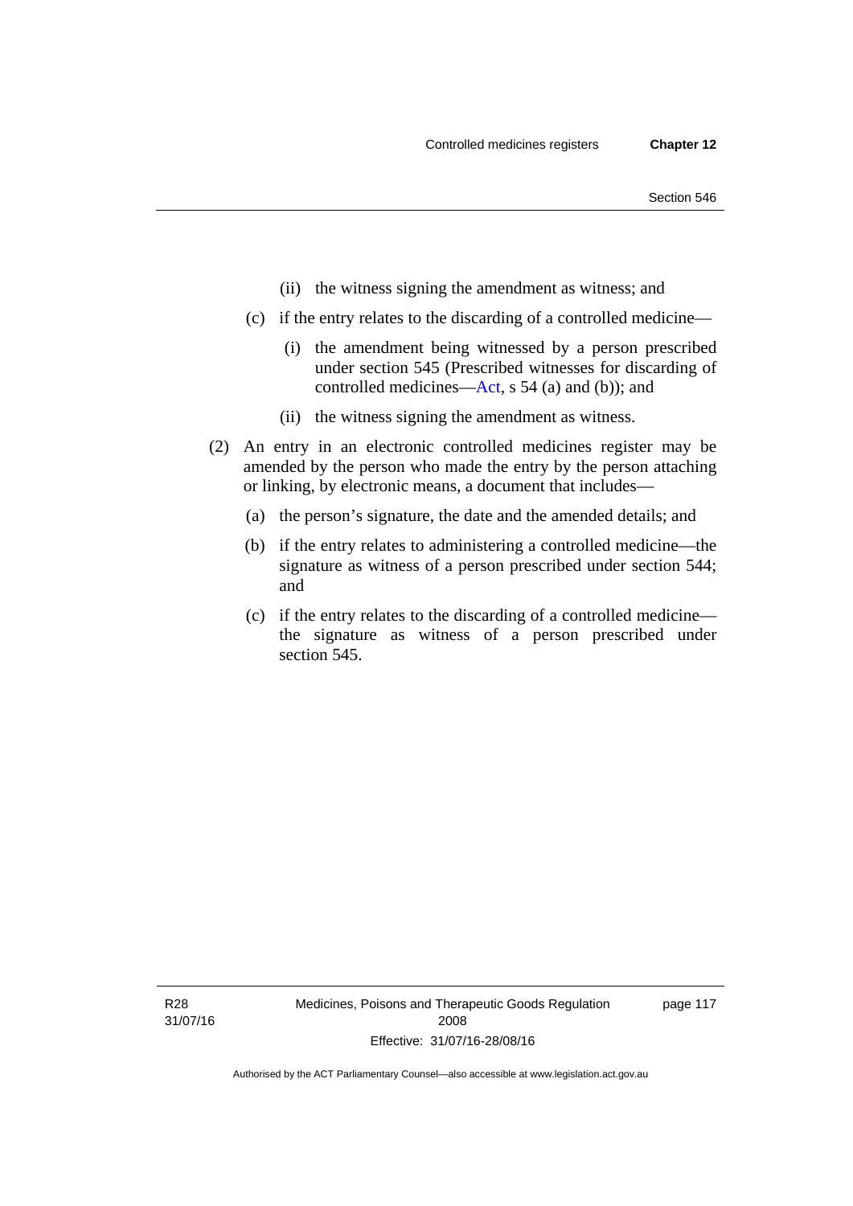(ii) the witness signing the amendment as witness; and

(c) if the entry relates to the discarding of a controlled medicine—

(i) the amendment being witnessed by a person prescribed under section 545 (Prescribed witnesses for discarding of controlled medicines—Act, s 54 (a) and (b)); and

(ii) the witness signing the amendment as witness.

(2) An entry in an electronic controlled medicines register may be amended by the person who made the entry by the person attaching or linking, by electronic means, a document that includes—

(a) the person's signature, the date and the amended details; and

(b) if the entry relates to administering a controlled medicine—the signature as witness of a person prescribed under section 544; and

(c) if the entry relates to the discarding of a controlled medicine—the signature as witness of a person prescribed under section 545.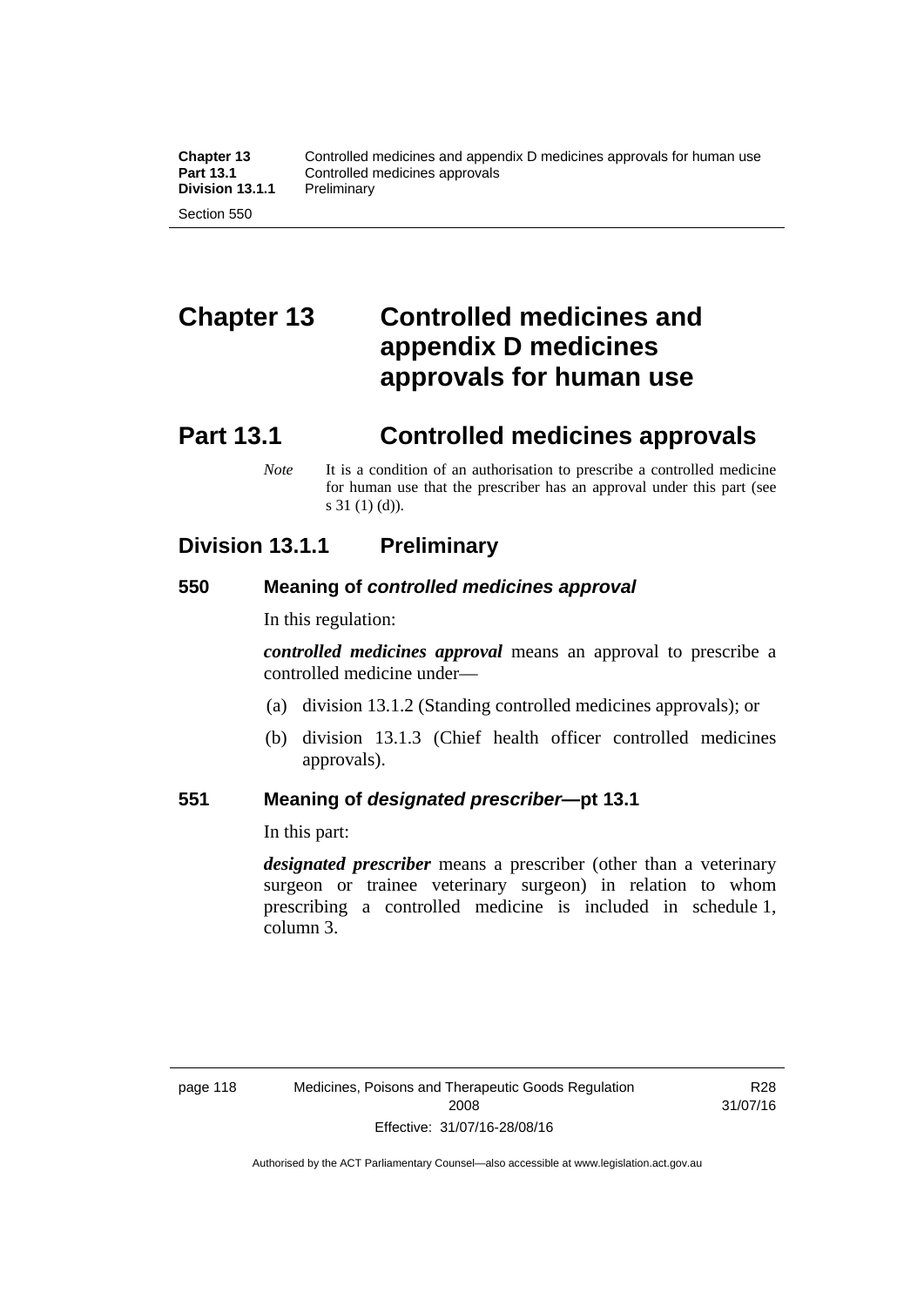# Chapter 13 Controlled medicines and appendix D medicines approvals for human use

## Part 13.1 Controlled medicines approvals

*Note* It is a condition of an authorisation to prescribe a controlled medicine for human use that the prescriber has an approval under this part (see s 31 (1) (d)).

### Division 13.1.1 Preliminary

#### 550 Meaning of *controlled medicines approval*

In this regulation:

***controlled medicines approval*** means an approval to prescribe a controlled medicine under—

(a) division 13.1.2 (Standing controlled medicines approvals); or

(b) division 13.1.3 (Chief health officer controlled medicines approvals).

#### 551 Meaning of *designated prescriber*—pt 13.1

In this part:

***designated prescriber*** means a prescriber (other than a veterinary surgeon or trainee veterinary surgeon) in relation to whom prescribing a controlled medicine is included in schedule 1, column 3.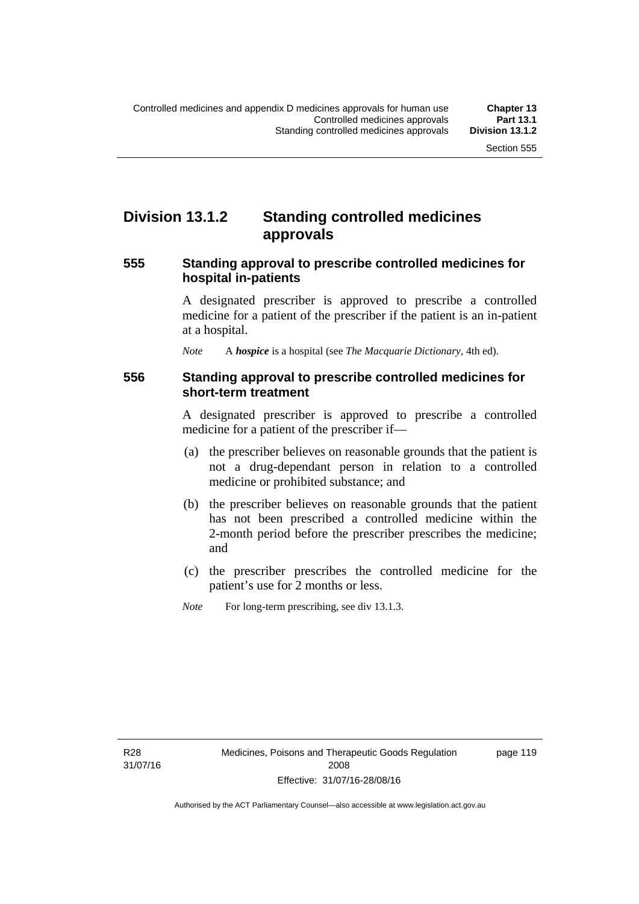## Division 13.1.2 Standing controlled medicines approvals

### 555 Standing approval to prescribe controlled medicines for hospital in-patients

A designated prescriber is approved to prescribe a controlled medicine for a patient of the prescriber if the patient is an in-patient at a hospital.

*Note* A ***hospice*** is a hospital (see *The Macquarie Dictionary*, 4th ed).

### 556 Standing approval to prescribe controlled medicines for short-term treatment

A designated prescriber is approved to prescribe a controlled medicine for a patient of the prescriber if—

(a) the prescriber believes on reasonable grounds that the patient is not a drug-dependant person in relation to a controlled medicine or prohibited substance; and

(b) the prescriber believes on reasonable grounds that the patient has not been prescribed a controlled medicine within the 2-month period before the prescriber prescribes the medicine; and

(c) the prescriber prescribes the controlled medicine for the patient's use for 2 months or less.

*Note* For long-term prescribing, see div 13.1.3.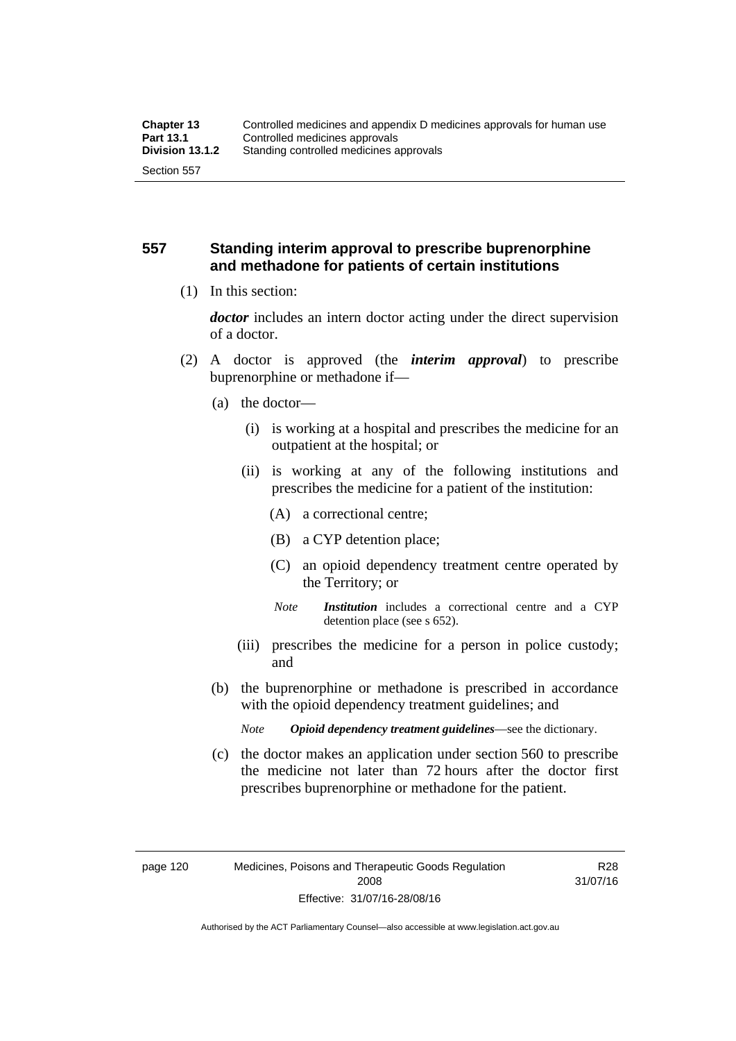## 557 Standing interim approval to prescribe buprenorphine and methadone for patients of certain institutions

(1) In this section:

***doctor*** includes an intern doctor acting under the direct supervision of a doctor.

(2) A doctor is approved (the ***interim approval***) to prescribe buprenorphine or methadone if—

(a) the doctor—

(i) is working at a hospital and prescribes the medicine for an outpatient at the hospital; or

(ii) is working at any of the following institutions and prescribes the medicine for a patient of the institution:

(A) a correctional centre;

(B) a CYP detention place;

(C) an opioid dependency treatment centre operated by the Territory; or

*Note* ***Institution*** includes a correctional centre and a CYP detention place (see s 652).

(iii) prescribes the medicine for a person in police custody; and

(b) the buprenorphine or methadone is prescribed in accordance with the opioid dependency treatment guidelines; and

*Note* ***Opioid dependency treatment guidelines***—see the dictionary.

(c) the doctor makes an application under section 560 to prescribe the medicine not later than 72 hours after the doctor first prescribes buprenorphine or methadone for the patient.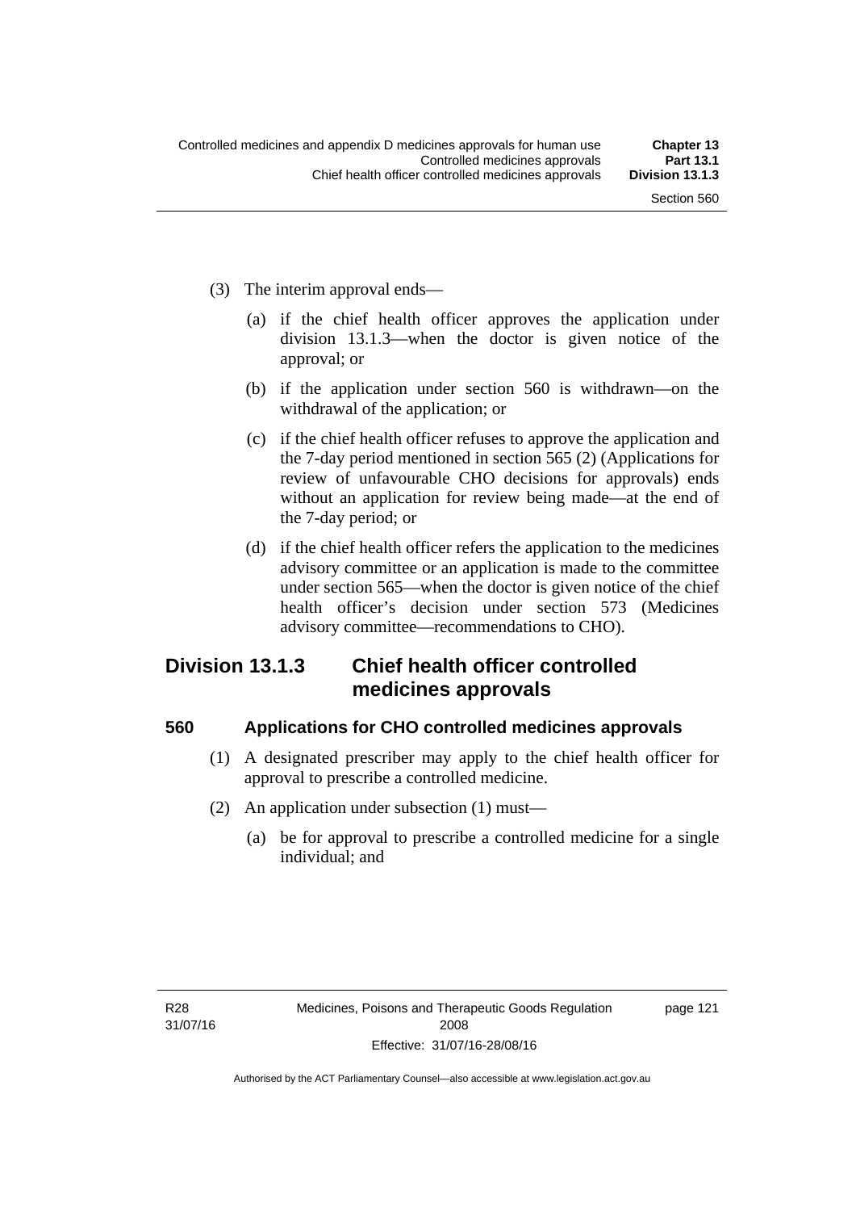(3) The interim approval ends—

(a) if the chief health officer approves the application under division 13.1.3—when the doctor is given notice of the approval; or

(b) if the application under section 560 is withdrawn—on the withdrawal of the application; or

(c) if the chief health officer refuses to approve the application and the 7-day period mentioned in section 565 (2) (Applications for review of unfavourable CHO decisions for approvals) ends without an application for review being made—at the end of the 7-day period; or

(d) if the chief health officer refers the application to the medicines advisory committee or an application is made to the committee under section 565—when the doctor is given notice of the chief health officer's decision under section 573 (Medicines advisory committee—recommendations to CHO).

## Division 13.1.3 Chief health officer controlled medicines approvals

### 560 Applications for CHO controlled medicines approvals

(1) A designated prescriber may apply to the chief health officer for approval to prescribe a controlled medicine.

(2) An application under subsection (1) must—

(a) be for approval to prescribe a controlled medicine for a single individual; and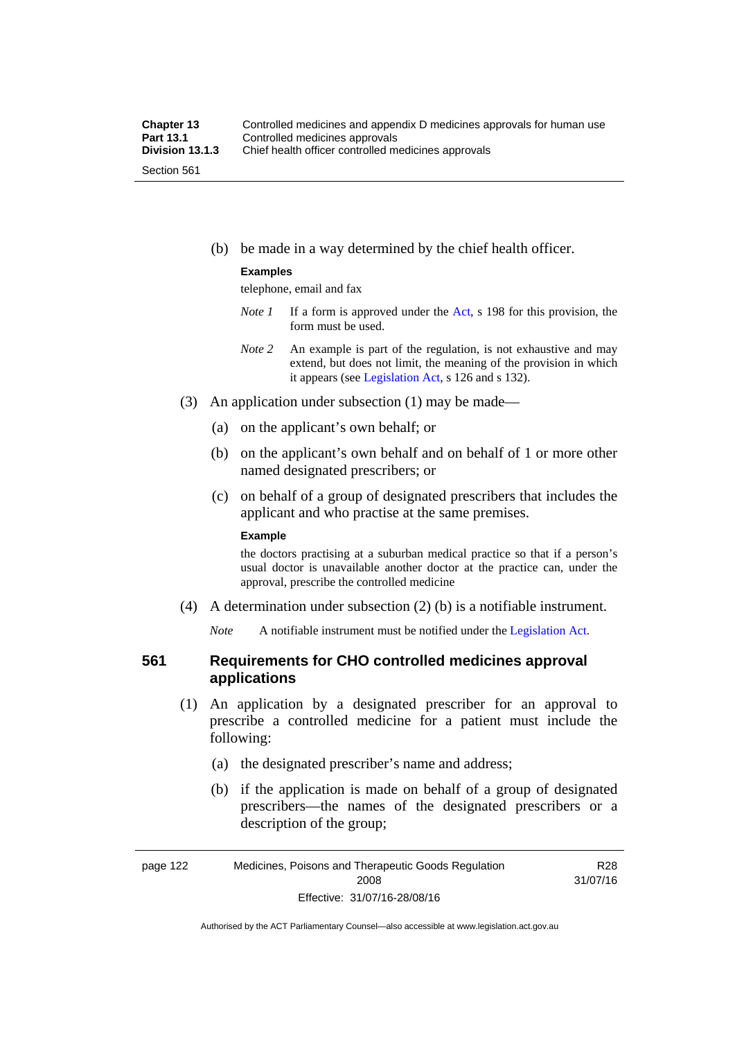(b) be made in a way determined by the chief health officer.

**Examples**

telephone, email and fax

*Note 1* If a form is approved under the Act, s 198 for this provision, the form must be used.

*Note 2* An example is part of the regulation, is not exhaustive and may extend, but does not limit, the meaning of the provision in which it appears (see Legislation Act, s 126 and s 132).

(3) An application under subsection (1) may be made—

(a) on the applicant's own behalf; or

(b) on the applicant's own behalf and on behalf of 1 or more other named designated prescribers; or

(c) on behalf of a group of designated prescribers that includes the applicant and who practise at the same premises.

**Example**

the doctors practising at a suburban medical practice so that if a person's usual doctor is unavailable another doctor at the practice can, under the approval, prescribe the controlled medicine

(4) A determination under subsection (2) (b) is a notifiable instrument.

*Note* A notifiable instrument must be notified under the Legislation Act.

## 561 Requirements for CHO controlled medicines approval applications

(1) An application by a designated prescriber for an approval to prescribe a controlled medicine for a patient must include the following:

(a) the designated prescriber's name and address;

(b) if the application is made on behalf of a group of designated prescribers—the names of the designated prescribers or a description of the group;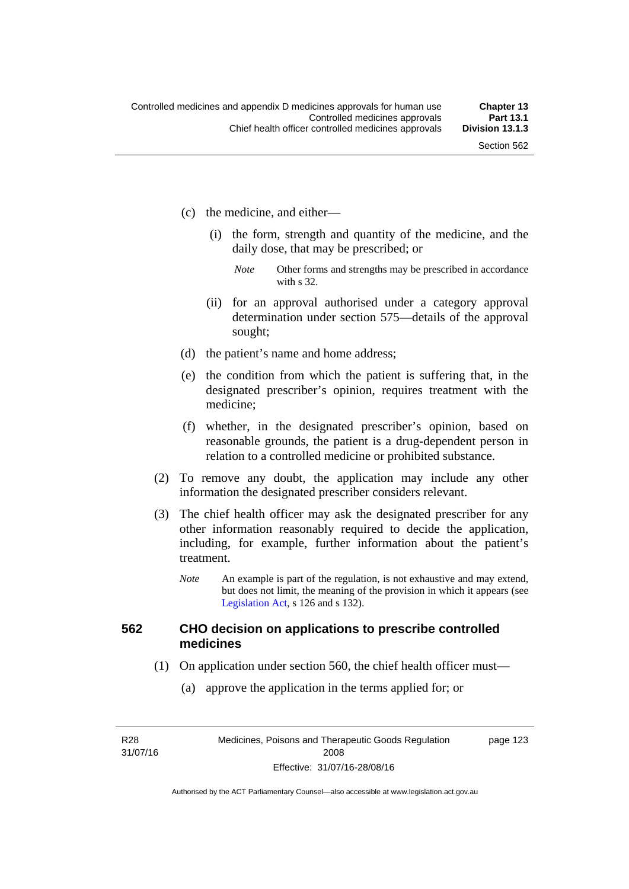(c) the medicine, and either—

(i) the form, strength and quantity of the medicine, and the daily dose, that may be prescribed; or

*Note* Other forms and strengths may be prescribed in accordance with s 32.

(ii) for an approval authorised under a category approval determination under section 575—details of the approval sought;

(d) the patient's name and home address;

(e) the condition from which the patient is suffering that, in the designated prescriber's opinion, requires treatment with the medicine;

(f) whether, in the designated prescriber's opinion, based on reasonable grounds, the patient is a drug-dependent person in relation to a controlled medicine or prohibited substance.

(2) To remove any doubt, the application may include any other information the designated prescriber considers relevant.

(3) The chief health officer may ask the designated prescriber for any other information reasonably required to decide the application, including, for example, further information about the patient's treatment.

*Note* An example is part of the regulation, is not exhaustive and may extend, but does not limit, the meaning of the provision in which it appears (see Legislation Act, s 126 and s 132).

### 562 CHO decision on applications to prescribe controlled medicines

(1) On application under section 560, the chief health officer must—

(a) approve the application in the terms applied for; or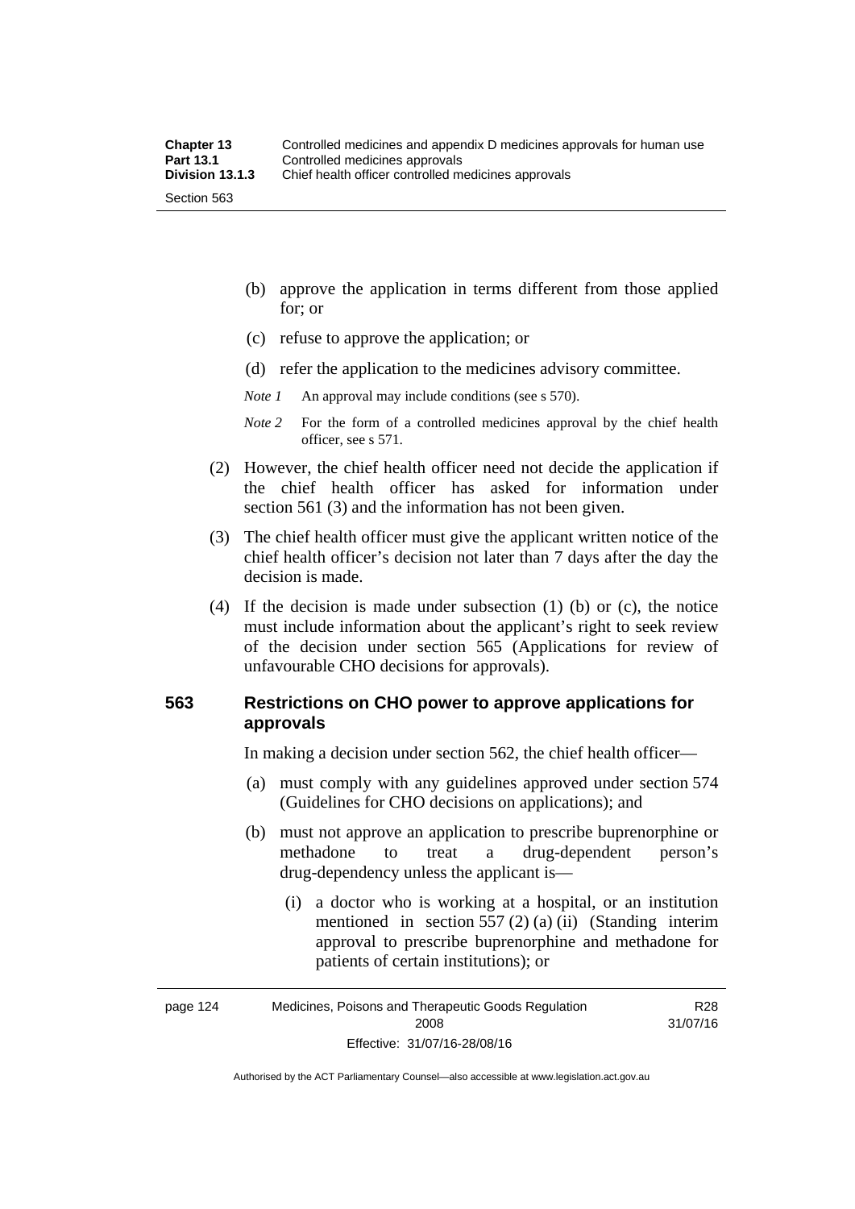(b) approve the application in terms different from those applied for; or

(c) refuse to approve the application; or

(d) refer the application to the medicines advisory committee.

*Note 1* An approval may include conditions (see s 570).

*Note 2* For the form of a controlled medicines approval by the chief health officer, see s 571.

(2) However, the chief health officer need not decide the application if the chief health officer has asked for information under section 561 (3) and the information has not been given.

(3) The chief health officer must give the applicant written notice of the chief health officer's decision not later than 7 days after the day the decision is made.

(4) If the decision is made under subsection (1) (b) or (c), the notice must include information about the applicant's right to seek review of the decision under section 565 (Applications for review of unfavourable CHO decisions for approvals).

## 563 Restrictions on CHO power to approve applications for approvals

In making a decision under section 562, the chief health officer—

(a) must comply with any guidelines approved under section 574 (Guidelines for CHO decisions on applications); and

(b) must not approve an application to prescribe buprenorphine or methadone to treat a drug-dependent person's drug-dependency unless the applicant is—

(i) a doctor who is working at a hospital, or an institution mentioned in section 557 (2) (a) (ii) (Standing interim approval to prescribe buprenorphine and methadone for patients of certain institutions); or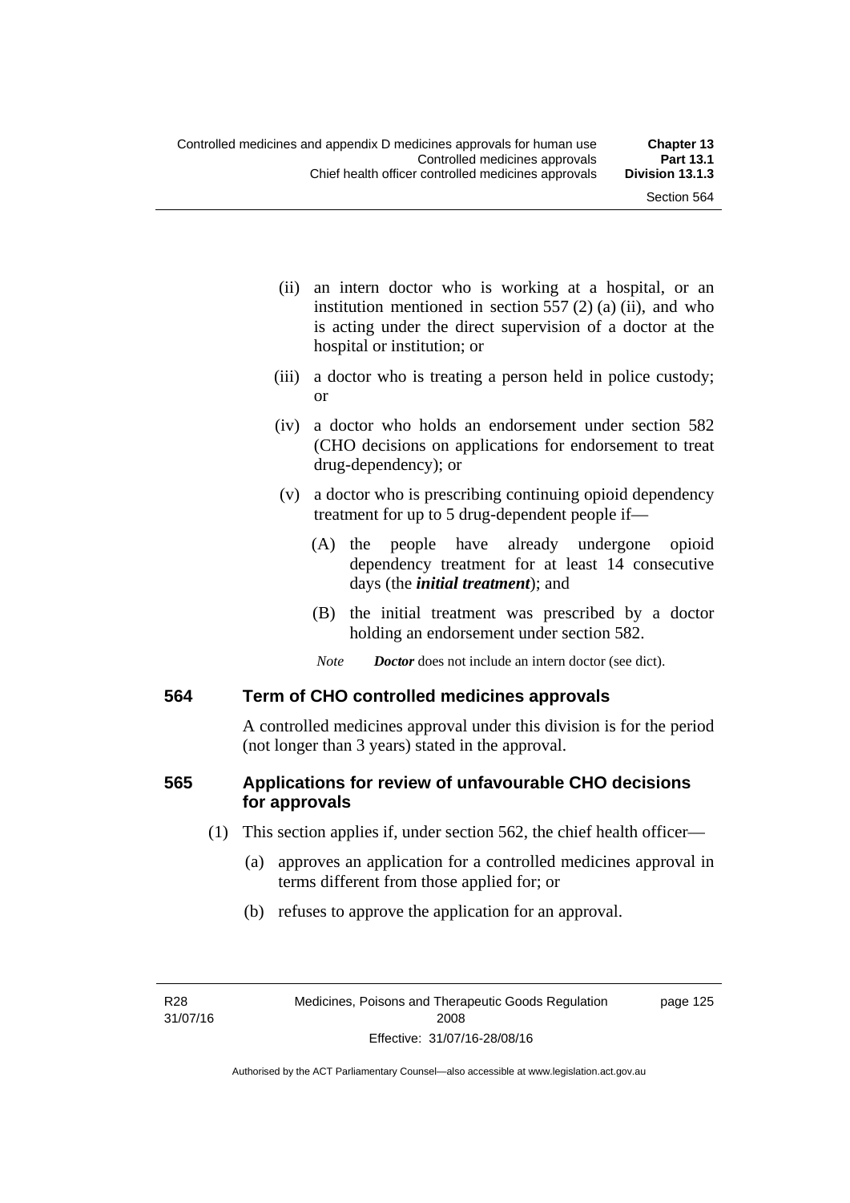(ii) an intern doctor who is working at a hospital, or an institution mentioned in section 557 (2) (a) (ii), and who is acting under the direct supervision of a doctor at the hospital or institution; or

(iii) a doctor who is treating a person held in police custody; or

(iv) a doctor who holds an endorsement under section 582 (CHO decisions on applications for endorsement to treat drug-dependency); or

(v) a doctor who is prescribing continuing opioid dependency treatment for up to 5 drug-dependent people if—

(A) the people have already undergone opioid dependency treatment for at least 14 consecutive days (the ***initial treatment***); and

(B) the initial treatment was prescribed by a doctor holding an endorsement under section 582.

*Note* ***Doctor*** does not include an intern doctor (see dict).

### 564 Term of CHO controlled medicines approvals

A controlled medicines approval under this division is for the period (not longer than 3 years) stated in the approval.

### 565 Applications for review of unfavourable CHO decisions for approvals

(1) This section applies if, under section 562, the chief health officer—

(a) approves an application for a controlled medicines approval in terms different from those applied for; or

(b) refuses to approve the application for an approval.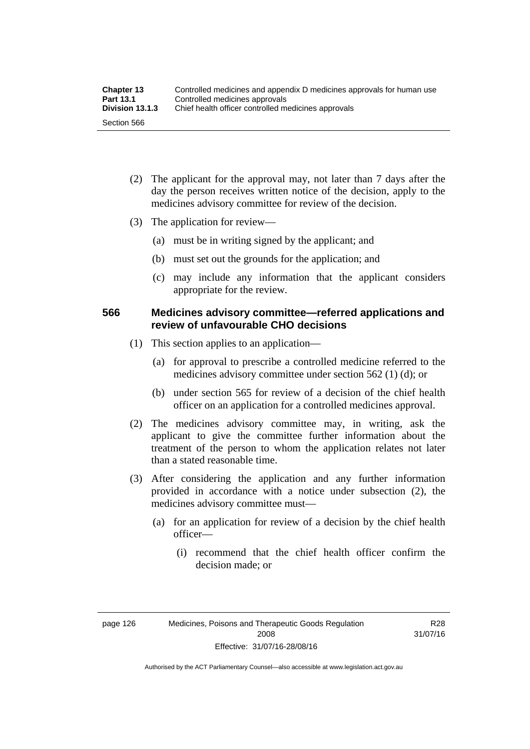(2) The applicant for the approval may, not later than 7 days after the day the person receives written notice of the decision, apply to the medicines advisory committee for review of the decision.

(3) The application for review—

(a) must be in writing signed by the applicant; and

(b) must set out the grounds for the application; and

(c) may include any information that the applicant considers appropriate for the review.

### 566 Medicines advisory committee—referred applications and review of unfavourable CHO decisions

(1) This section applies to an application—

(a) for approval to prescribe a controlled medicine referred to the medicines advisory committee under section 562 (1) (d); or

(b) under section 565 for review of a decision of the chief health officer on an application for a controlled medicines approval.

(2) The medicines advisory committee may, in writing, ask the applicant to give the committee further information about the treatment of the person to whom the application relates not later than a stated reasonable time.

(3) After considering the application and any further information provided in accordance with a notice under subsection (2), the medicines advisory committee must—

(a) for an application for review of a decision by the chief health officer—

(i) recommend that the chief health officer confirm the decision made; or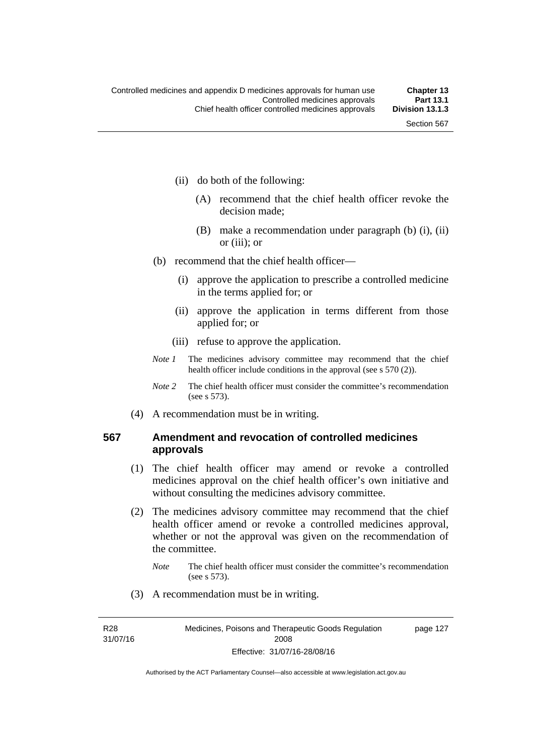(ii) do both of the following:

(A) recommend that the chief health officer revoke the decision made;

(B) make a recommendation under paragraph (b) (i), (ii) or (iii); or

(b) recommend that the chief health officer—

(i) approve the application to prescribe a controlled medicine in the terms applied for; or

(ii) approve the application in terms different from those applied for; or

(iii) refuse to approve the application.

*Note 1* The medicines advisory committee may recommend that the chief health officer include conditions in the approval (see s 570 (2)).

*Note 2* The chief health officer must consider the committee's recommendation (see s 573).

(4) A recommendation must be in writing.

### 567 Amendment and revocation of controlled medicines approvals

(1) The chief health officer may amend or revoke a controlled medicines approval on the chief health officer's own initiative and without consulting the medicines advisory committee.

(2) The medicines advisory committee may recommend that the chief health officer amend or revoke a controlled medicines approval, whether or not the approval was given on the recommendation of the committee.

*Note* The chief health officer must consider the committee's recommendation (see s 573).

(3) A recommendation must be in writing.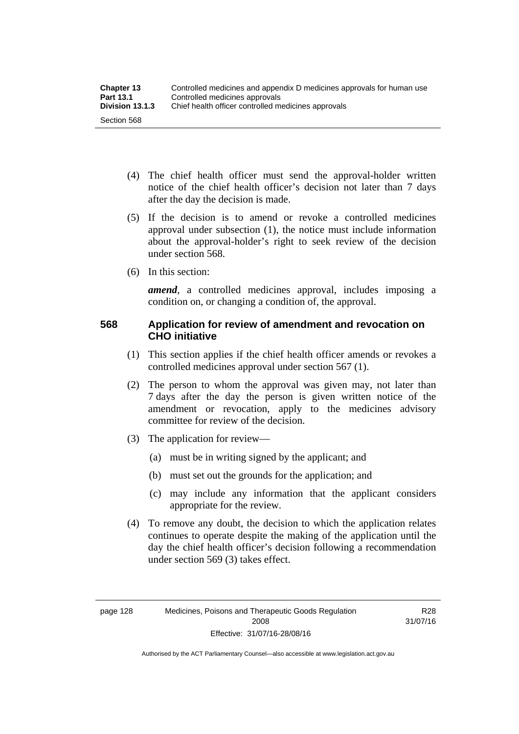(4) The chief health officer must send the approval-holder written notice of the chief health officer's decision not later than 7 days after the day the decision is made.

(5) If the decision is to amend or revoke a controlled medicines approval under subsection (1), the notice must include information about the approval-holder's right to seek review of the decision under section 568.

(6) In this section:

***amend***, a controlled medicines approval, includes imposing a condition on, or changing a condition of, the approval.

### 568 Application for review of amendment and revocation on CHO initiative

(1) This section applies if the chief health officer amends or revokes a controlled medicines approval under section 567 (1).

(2) The person to whom the approval was given may, not later than 7 days after the day the person is given written notice of the amendment or revocation, apply to the medicines advisory committee for review of the decision.

(3) The application for review—

(a) must be in writing signed by the applicant; and

(b) must set out the grounds for the application; and

(c) may include any information that the applicant considers appropriate for the review.

(4) To remove any doubt, the decision to which the application relates continues to operate despite the making of the application until the day the chief health officer's decision following a recommendation under section 569 (3) takes effect.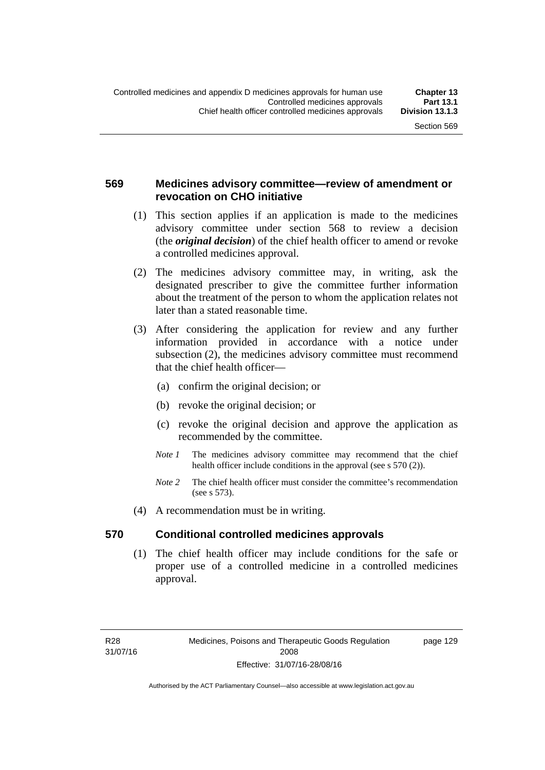## 569 Medicines advisory committee—review of amendment or revocation on CHO initiative

(1) This section applies if an application is made to the medicines advisory committee under section 568 to review a decision (the ***original decision***) of the chief health officer to amend or revoke a controlled medicines approval.

(2) The medicines advisory committee may, in writing, ask the designated prescriber to give the committee further information about the treatment of the person to whom the application relates not later than a stated reasonable time.

(3) After considering the application for review and any further information provided in accordance with a notice under subsection (2), the medicines advisory committee must recommend that the chief health officer—

(a) confirm the original decision; or

(b) revoke the original decision; or

(c) revoke the original decision and approve the application as recommended by the committee.

*Note 1* The medicines advisory committee may recommend that the chief health officer include conditions in the approval (see s 570 (2)).

*Note 2* The chief health officer must consider the committee's recommendation (see s 573).

(4) A recommendation must be in writing.

## 570 Conditional controlled medicines approvals

(1) The chief health officer may include conditions for the safe or proper use of a controlled medicine in a controlled medicines approval.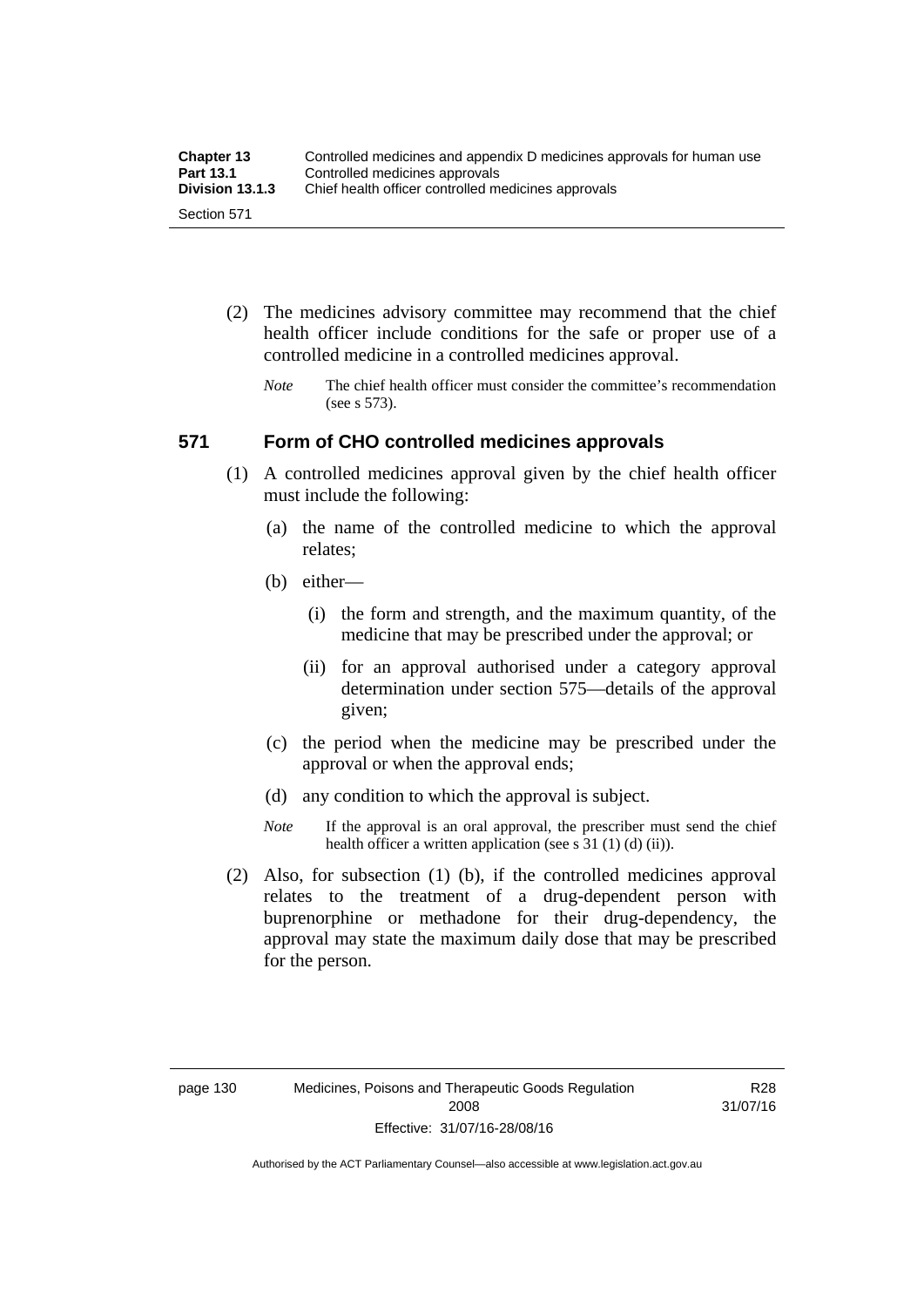(2) The medicines advisory committee may recommend that the chief health officer include conditions for the safe or proper use of a controlled medicine in a controlled medicines approval.

*Note* The chief health officer must consider the committee's recommendation (see s 573).

### 571 Form of CHO controlled medicines approvals

(1) A controlled medicines approval given by the chief health officer must include the following:

(a) the name of the controlled medicine to which the approval relates;

(b) either—

(i) the form and strength, and the maximum quantity, of the medicine that may be prescribed under the approval; or

(ii) for an approval authorised under a category approval determination under section 575—details of the approval given;

(c) the period when the medicine may be prescribed under the approval or when the approval ends;

(d) any condition to which the approval is subject.

*Note* If the approval is an oral approval, the prescriber must send the chief health officer a written application (see s 31 (1) (d) (ii)).

(2) Also, for subsection (1) (b), if the controlled medicines approval relates to the treatment of a drug-dependent person with buprenorphine or methadone for their drug-dependency, the approval may state the maximum daily dose that may be prescribed for the person.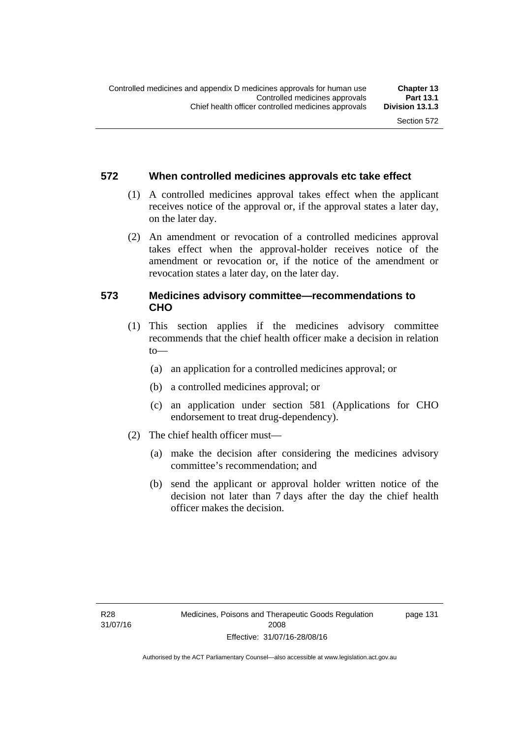## 572 When controlled medicines approvals etc take effect

(1) A controlled medicines approval takes effect when the applicant receives notice of the approval or, if the approval states a later day, on the later day.

(2) An amendment or revocation of a controlled medicines approval takes effect when the approval-holder receives notice of the amendment or revocation or, if the notice of the amendment or revocation states a later day, on the later day.

## 573 Medicines advisory committee—recommendations to CHO

(1) This section applies if the medicines advisory committee recommends that the chief health officer make a decision in relation to—

(a) an application for a controlled medicines approval; or

(b) a controlled medicines approval; or

(c) an application under section 581 (Applications for CHO endorsement to treat drug-dependency).

(2) The chief health officer must—

(a) make the decision after considering the medicines advisory committee's recommendation; and

(b) send the applicant or approval holder written notice of the decision not later than 7 days after the day the chief health officer makes the decision.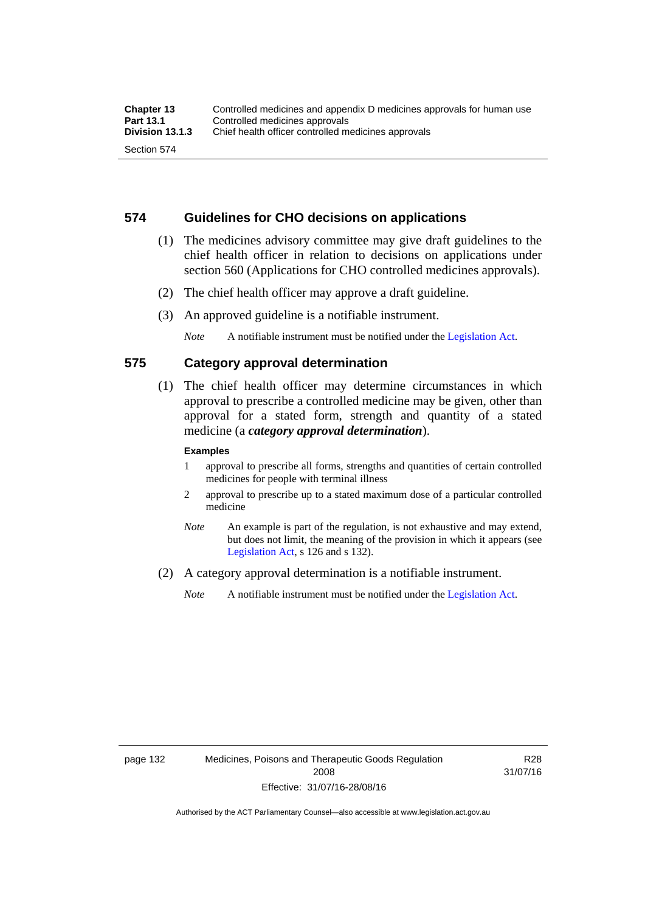## 574 Guidelines for CHO decisions on applications

(1) The medicines advisory committee may give draft guidelines to the chief health officer in relation to decisions on applications under section 560 (Applications for CHO controlled medicines approvals).

(2) The chief health officer may approve a draft guideline.

(3) An approved guideline is a notifiable instrument.

*Note* A notifiable instrument must be notified under the Legislation Act.

## 575 Category approval determination

(1) The chief health officer may determine circumstances in which approval to prescribe a controlled medicine may be given, other than approval for a stated form, strength and quantity of a stated medicine (a ***category approval determination***).

**Examples**

1 approval to prescribe all forms, strengths and quantities of certain controlled medicines for people with terminal illness

2 approval to prescribe up to a stated maximum dose of a particular controlled medicine

*Note* An example is part of the regulation, is not exhaustive and may extend, but does not limit, the meaning of the provision in which it appears (see Legislation Act, s 126 and s 132).

(2) A category approval determination is a notifiable instrument.

*Note* A notifiable instrument must be notified under the Legislation Act.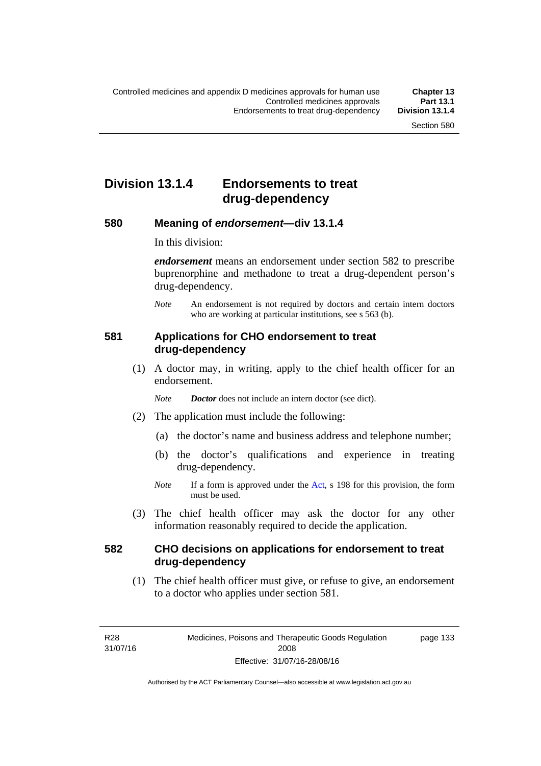# Division 13.1.4 Endorsements to treat drug-dependency

## 580 Meaning of *endorsement*—div 13.1.4

In this division:

***endorsement*** means an endorsement under section 582 to prescribe buprenorphine and methadone to treat a drug-dependent person's drug-dependency.

*Note* An endorsement is not required by doctors and certain intern doctors who are working at particular institutions, see s 563 (b).

## 581 Applications for CHO endorsement to treat drug-dependency

(1) A doctor may, in writing, apply to the chief health officer for an endorsement.

*Note* ***Doctor*** does not include an intern doctor (see dict).

(2) The application must include the following:

(a) the doctor's name and business address and telephone number;

(b) the doctor's qualifications and experience in treating drug-dependency.

*Note* If a form is approved under the Act, s 198 for this provision, the form must be used.

(3) The chief health officer may ask the doctor for any other information reasonably required to decide the application.

## 582 CHO decisions on applications for endorsement to treat drug-dependency

(1) The chief health officer must give, or refuse to give, an endorsement to a doctor who applies under section 581.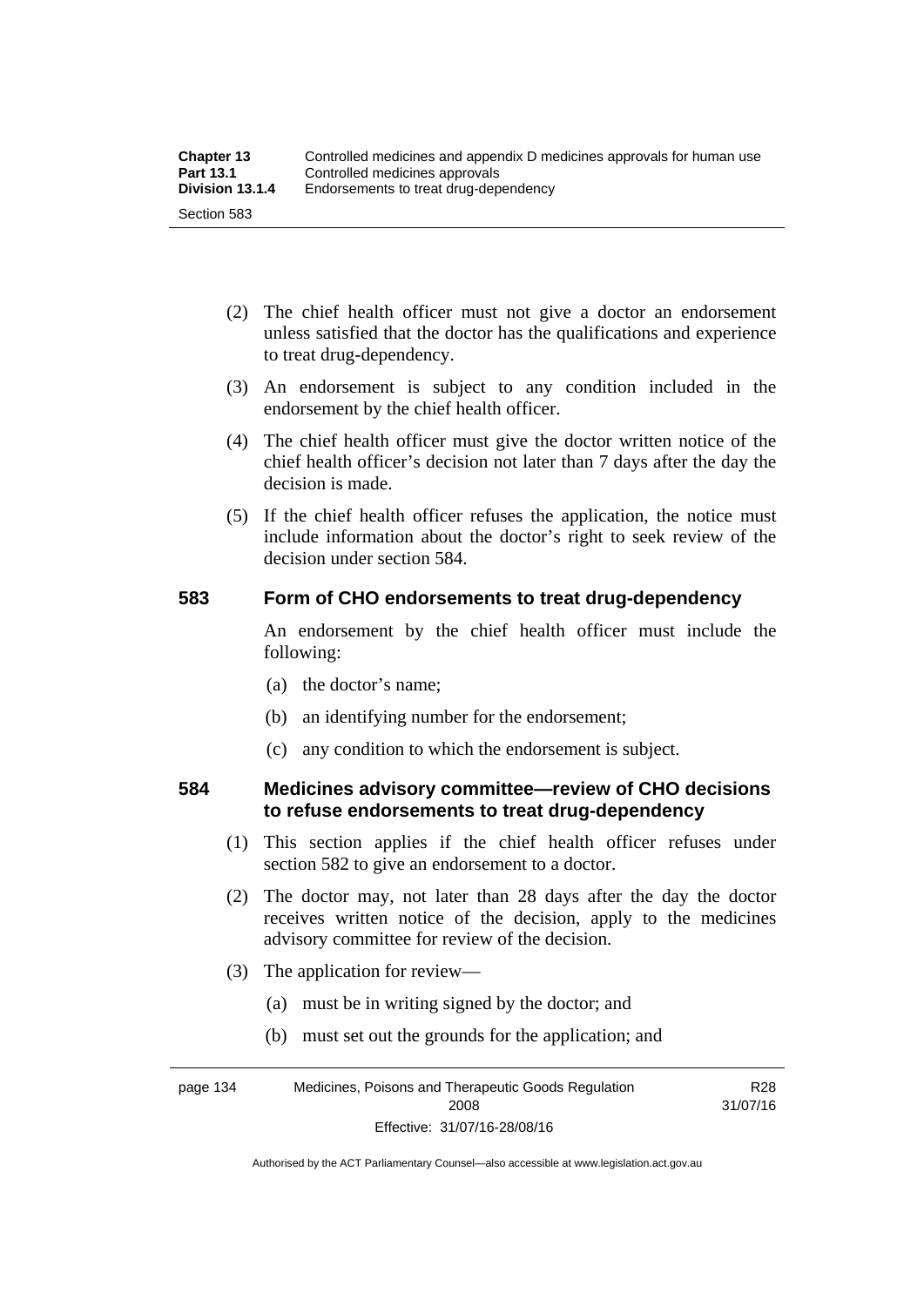(2) The chief health officer must not give a doctor an endorsement unless satisfied that the doctor has the qualifications and experience to treat drug-dependency.

(3) An endorsement is subject to any condition included in the endorsement by the chief health officer.

(4) The chief health officer must give the doctor written notice of the chief health officer's decision not later than 7 days after the day the decision is made.

(5) If the chief health officer refuses the application, the notice must include information about the doctor's right to seek review of the decision under section 584.

## 583 Form of CHO endorsements to treat drug-dependency

An endorsement by the chief health officer must include the following:

(a) the doctor's name;

(b) an identifying number for the endorsement;

(c) any condition to which the endorsement is subject.

## 584 Medicines advisory committee—review of CHO decisions to refuse endorsements to treat drug-dependency

(1) This section applies if the chief health officer refuses under section 582 to give an endorsement to a doctor.

(2) The doctor may, not later than 28 days after the day the doctor receives written notice of the decision, apply to the medicines advisory committee for review of the decision.

(3) The application for review—

(a) must be in writing signed by the doctor; and

(b) must set out the grounds for the application; and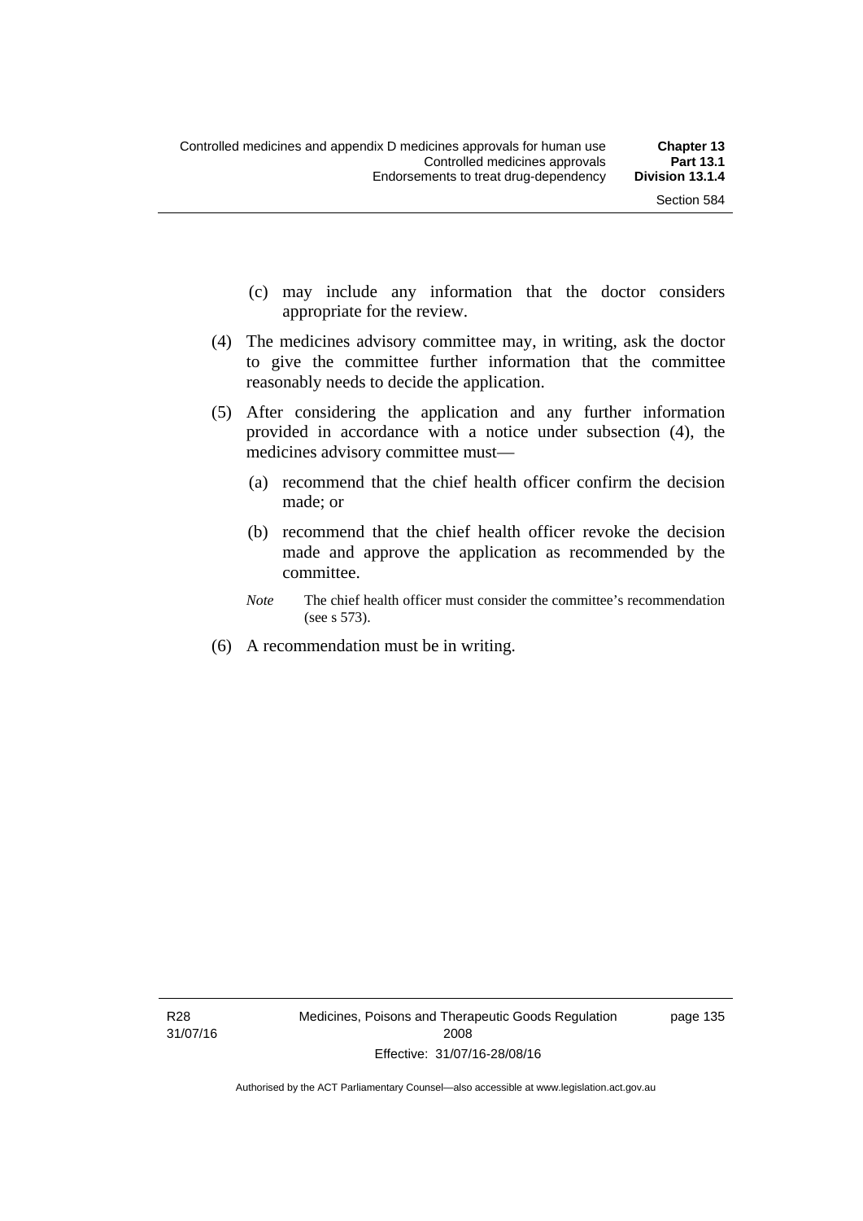(c) may include any information that the doctor considers appropriate for the review.

(4) The medicines advisory committee may, in writing, ask the doctor to give the committee further information that the committee reasonably needs to decide the application.

(5) After considering the application and any further information provided in accordance with a notice under subsection (4), the medicines advisory committee must—

(a) recommend that the chief health officer confirm the decision made; or

(b) recommend that the chief health officer revoke the decision made and approve the application as recommended by the committee.

*Note* The chief health officer must consider the committee's recommendation (see s 573).

(6) A recommendation must be in writing.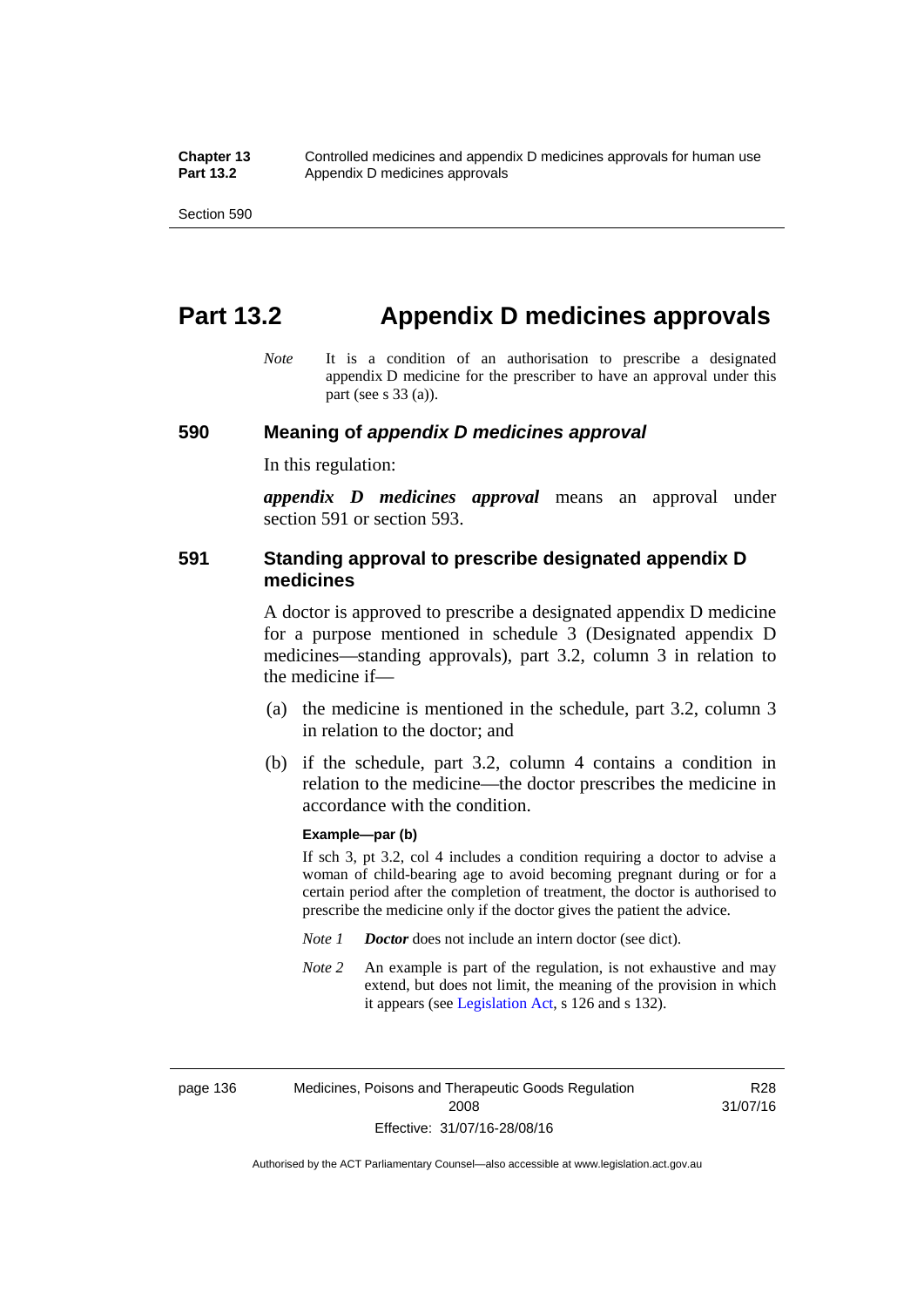# Part 13.2 Appendix D medicines approvals

*Note* It is a condition of an authorisation to prescribe a designated appendix D medicine for the prescriber to have an approval under this part (see s 33 (a)).

## 590 Meaning of *appendix D medicines approval*

In this regulation:

***appendix D medicines approval*** means an approval under section 591 or section 593.

## 591 Standing approval to prescribe designated appendix D medicines

A doctor is approved to prescribe a designated appendix D medicine for a purpose mentioned in schedule 3 (Designated appendix D medicines—standing approvals), part 3.2, column 3 in relation to the medicine if—

(a) the medicine is mentioned in the schedule, part 3.2, column 3 in relation to the doctor; and

(b) if the schedule, part 3.2, column 4 contains a condition in relation to the medicine—the doctor prescribes the medicine in accordance with the condition.

**Example—par (b)**

If sch 3, pt 3.2, col 4 includes a condition requiring a doctor to advise a woman of child-bearing age to avoid becoming pregnant during or for a certain period after the completion of treatment, the doctor is authorised to prescribe the medicine only if the doctor gives the patient the advice.

*Note 1* ***Doctor*** does not include an intern doctor (see dict).

*Note 2* An example is part of the regulation, is not exhaustive and may extend, but does not limit, the meaning of the provision in which it appears (see Legislation Act, s 126 and s 132).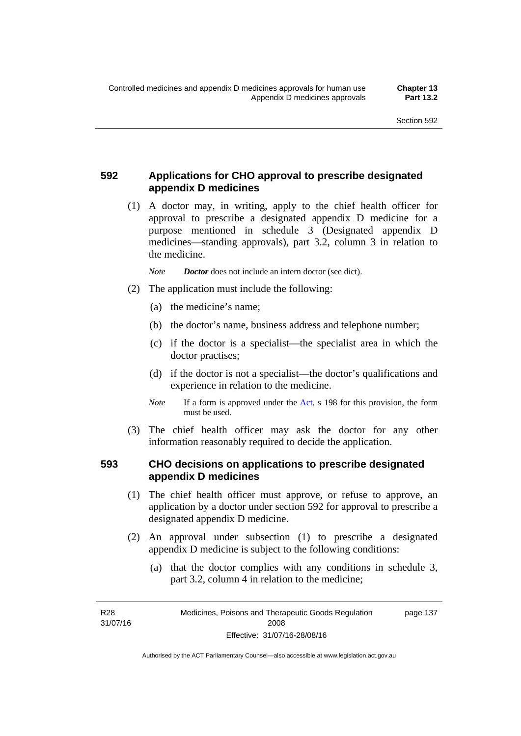## 592 Applications for CHO approval to prescribe designated appendix D medicines

(1) A doctor may, in writing, apply to the chief health officer for approval to prescribe a designated appendix D medicine for a purpose mentioned in schedule 3 (Designated appendix D medicines—standing approvals), part 3.2, column 3 in relation to the medicine.

*Note* ***Doctor*** does not include an intern doctor (see dict).

(2) The application must include the following:

(a) the medicine's name;

(b) the doctor's name, business address and telephone number;

(c) if the doctor is a specialist—the specialist area in which the doctor practises;

(d) if the doctor is not a specialist—the doctor's qualifications and experience in relation to the medicine.

*Note* If a form is approved under the Act, s 198 for this provision, the form must be used.

(3) The chief health officer may ask the doctor for any other information reasonably required to decide the application.

## 593 CHO decisions on applications to prescribe designated appendix D medicines

(1) The chief health officer must approve, or refuse to approve, an application by a doctor under section 592 for approval to prescribe a designated appendix D medicine.

(2) An approval under subsection (1) to prescribe a designated appendix D medicine is subject to the following conditions:

(a) that the doctor complies with any conditions in schedule 3, part 3.2, column 4 in relation to the medicine;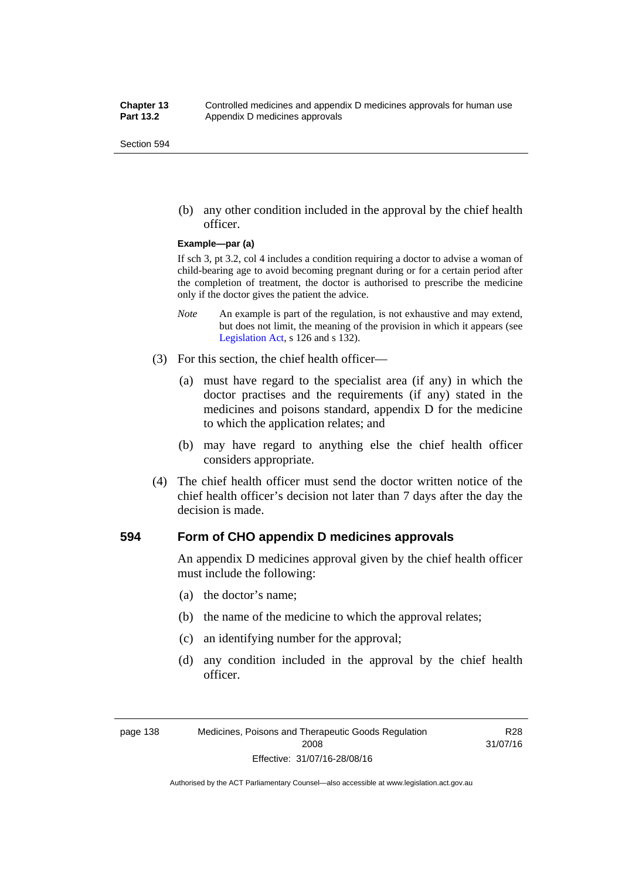(b) any other condition included in the approval by the chief health officer.

**Example—par (a)**

If sch 3, pt 3.2, col 4 includes a condition requiring a doctor to advise a woman of child-bearing age to avoid becoming pregnant during or for a certain period after the completion of treatment, the doctor is authorised to prescribe the medicine only if the doctor gives the patient the advice.

*Note* An example is part of the regulation, is not exhaustive and may extend, but does not limit, the meaning of the provision in which it appears (see Legislation Act, s 126 and s 132).

(3) For this section, the chief health officer—

(a) must have regard to the specialist area (if any) in which the doctor practises and the requirements (if any) stated in the medicines and poisons standard, appendix D for the medicine to which the application relates; and

(b) may have regard to anything else the chief health officer considers appropriate.

(4) The chief health officer must send the doctor written notice of the chief health officer's decision not later than 7 days after the day the decision is made.

### 594 Form of CHO appendix D medicines approvals

An appendix D medicines approval given by the chief health officer must include the following:

(a) the doctor's name;

(b) the name of the medicine to which the approval relates;

(c) an identifying number for the approval;

(d) any condition included in the approval by the chief health officer.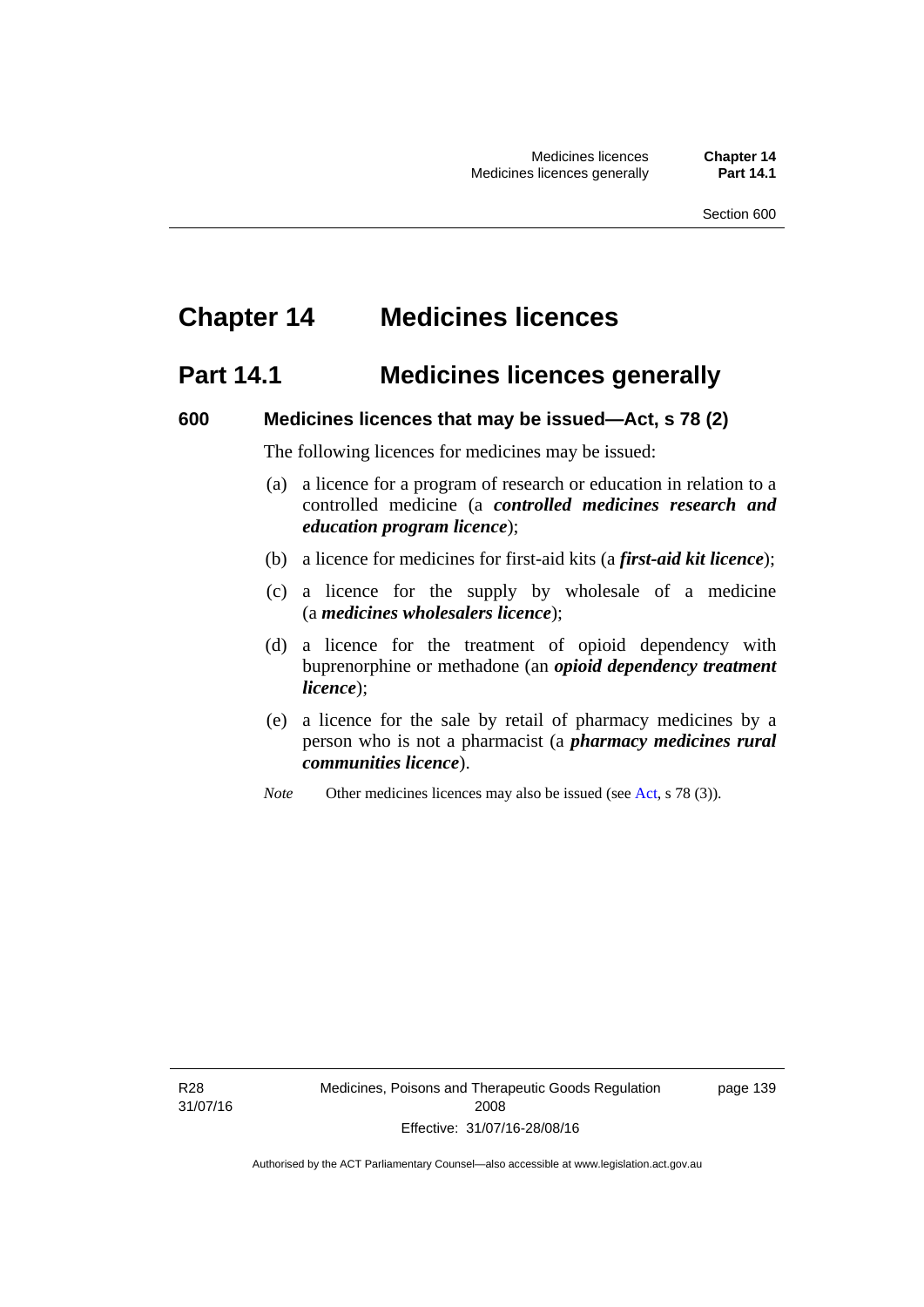# Chapter 14 Medicines licences

## Part 14.1 Medicines licences generally

### 600 Medicines licences that may be issued—Act, s 78 (2)

The following licences for medicines may be issued:

(a) a licence for a program of research or education in relation to a controlled medicine (a ***controlled medicines research and education program licence***);

(b) a licence for medicines for first-aid kits (a ***first-aid kit licence***);

(c) a licence for the supply by wholesale of a medicine (a ***medicines wholesalers licence***);

(d) a licence for the treatment of opioid dependency with buprenorphine or methadone (an ***opioid dependency treatment licence***);

(e) a licence for the sale by retail of pharmacy medicines by a person who is not a pharmacist (a ***pharmacy medicines rural communities licence***).

*Note* Other medicines licences may also be issued (see Act, s 78 (3)).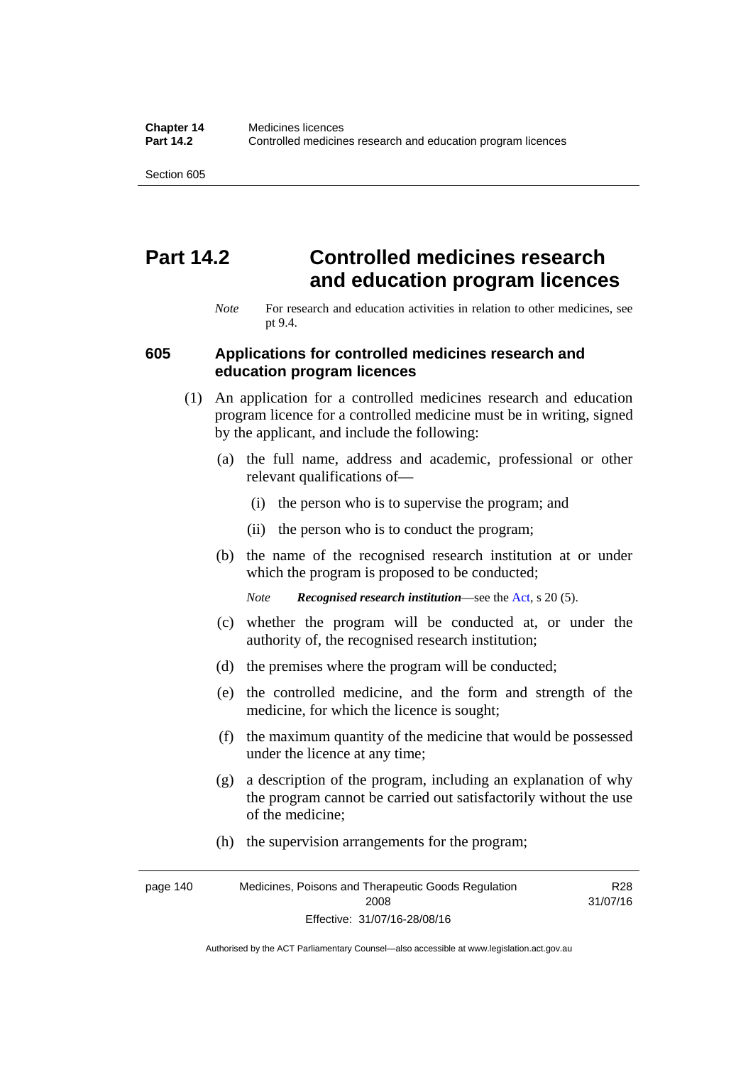# Part 14.2 Controlled medicines research and education program licences

*Note* For research and education activities in relation to other medicines, see pt 9.4.

## 605 Applications for controlled medicines research and education program licences

(1) An application for a controlled medicines research and education program licence for a controlled medicine must be in writing, signed by the applicant, and include the following:

(a) the full name, address and academic, professional or other relevant qualifications of—

(i) the person who is to supervise the program; and

(ii) the person who is to conduct the program;

(b) the name of the recognised research institution at or under which the program is proposed to be conducted;

*Note* ***Recognised research institution***—see the Act, s 20 (5).

(c) whether the program will be conducted at, or under the authority of, the recognised research institution;

(d) the premises where the program will be conducted;

(e) the controlled medicine, and the form and strength of the medicine, for which the licence is sought;

(f) the maximum quantity of the medicine that would be possessed under the licence at any time;

(g) a description of the program, including an explanation of why the program cannot be carried out satisfactorily without the use of the medicine;

(h) the supervision arrangements for the program;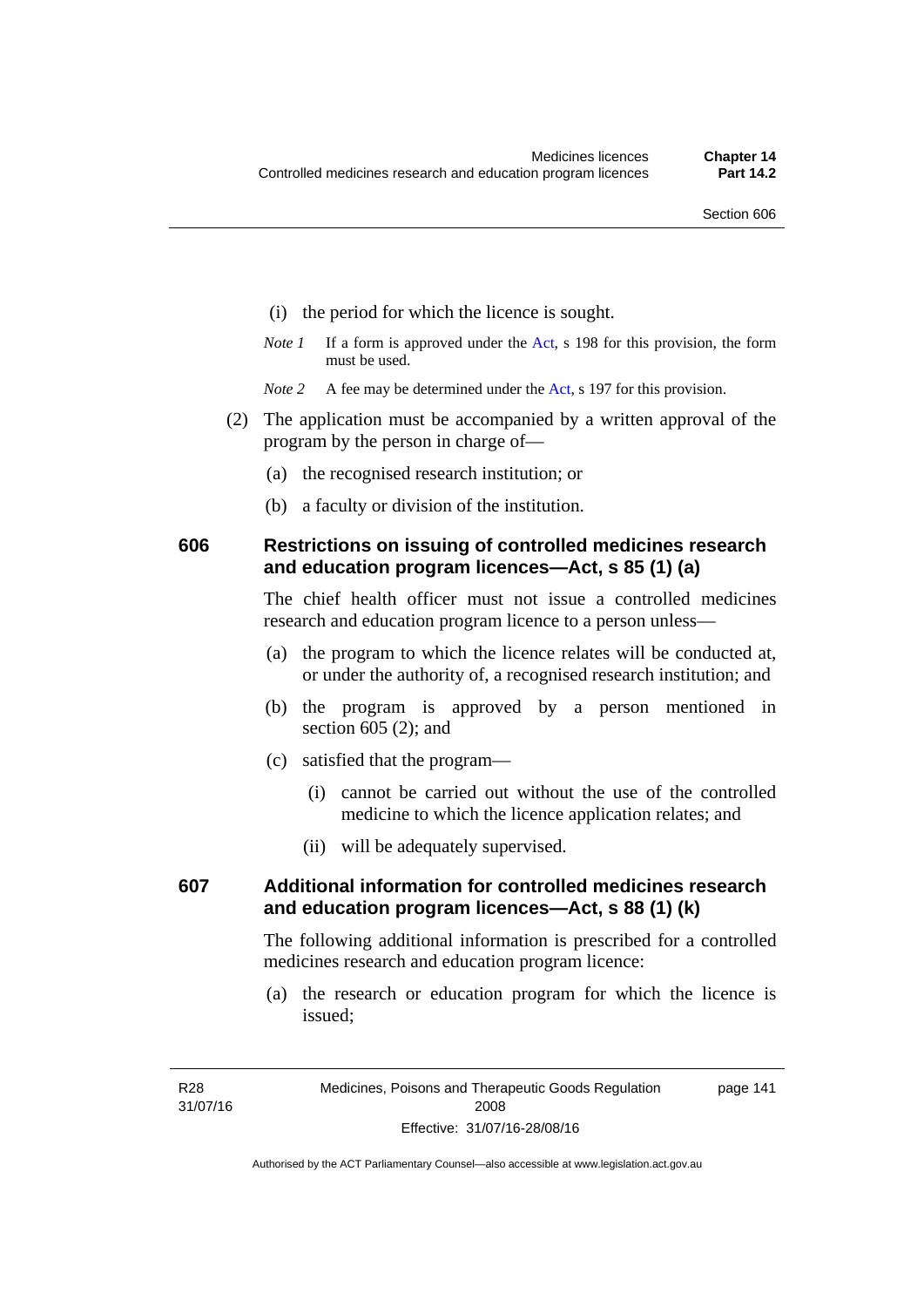(i) the period for which the licence is sought.

*Note 1* If a form is approved under the Act, s 198 for this provision, the form must be used.

*Note 2* A fee may be determined under the Act, s 197 for this provision.

(2) The application must be accompanied by a written approval of the program by the person in charge of—

(a) the recognised research institution; or

(b) a faculty or division of the institution.

### 606 Restrictions on issuing of controlled medicines research and education program licences—Act, s 85 (1) (a)

The chief health officer must not issue a controlled medicines research and education program licence to a person unless—

(a) the program to which the licence relates will be conducted at, or under the authority of, a recognised research institution; and

(b) the program is approved by a person mentioned in section 605 (2); and

(c) satisfied that the program—

(i) cannot be carried out without the use of the controlled medicine to which the licence application relates; and

(ii) will be adequately supervised.

### 607 Additional information for controlled medicines research and education program licences—Act, s 88 (1) (k)

The following additional information is prescribed for a controlled medicines research and education program licence:

(a) the research or education program for which the licence is issued;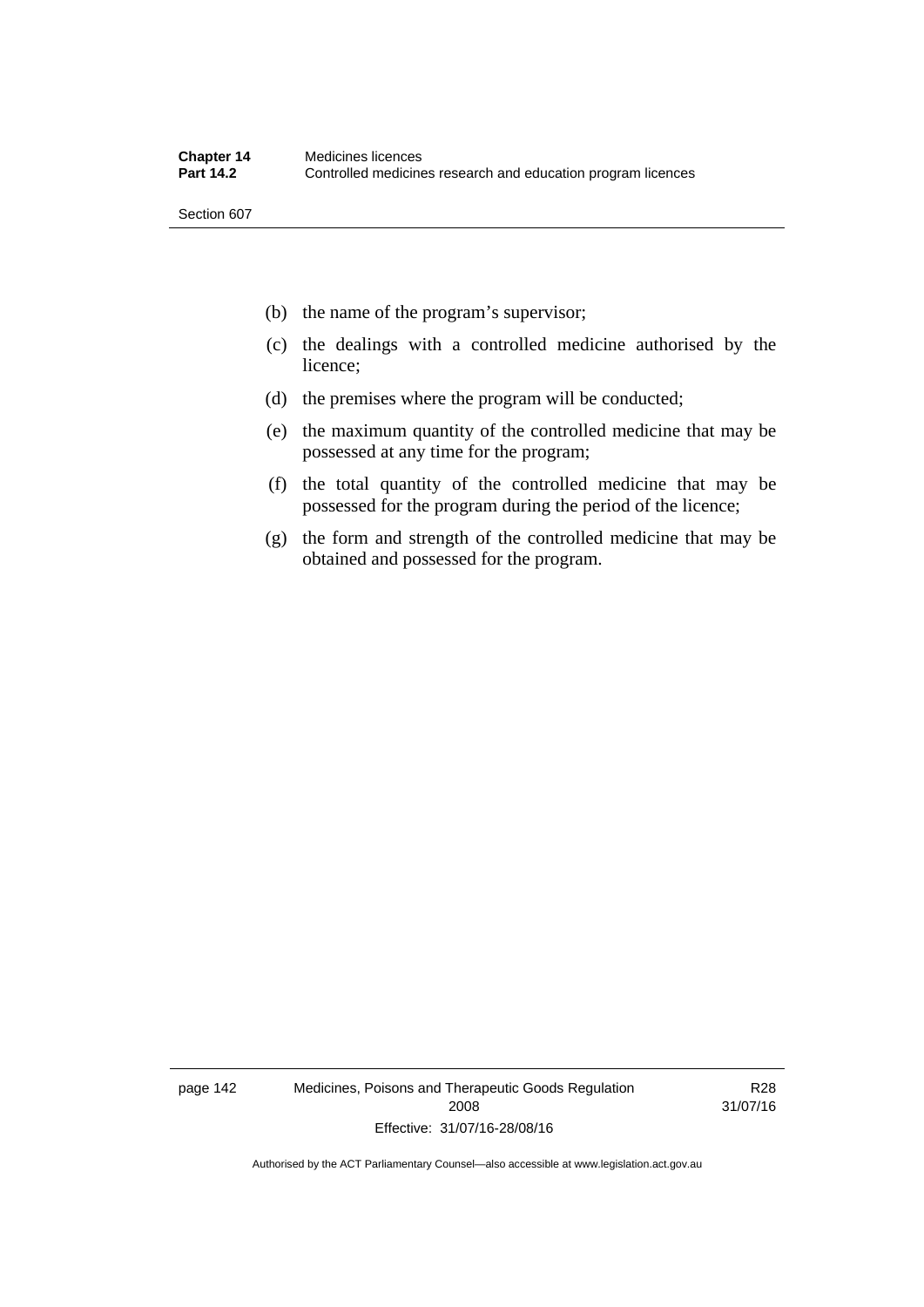(b) the name of the program's supervisor;

(c) the dealings with a controlled medicine authorised by the licence;

(d) the premises where the program will be conducted;

(e) the maximum quantity of the controlled medicine that may be possessed at any time for the program;

(f) the total quantity of the controlled medicine that may be possessed for the program during the period of the licence;

(g) the form and strength of the controlled medicine that may be obtained and possessed for the program.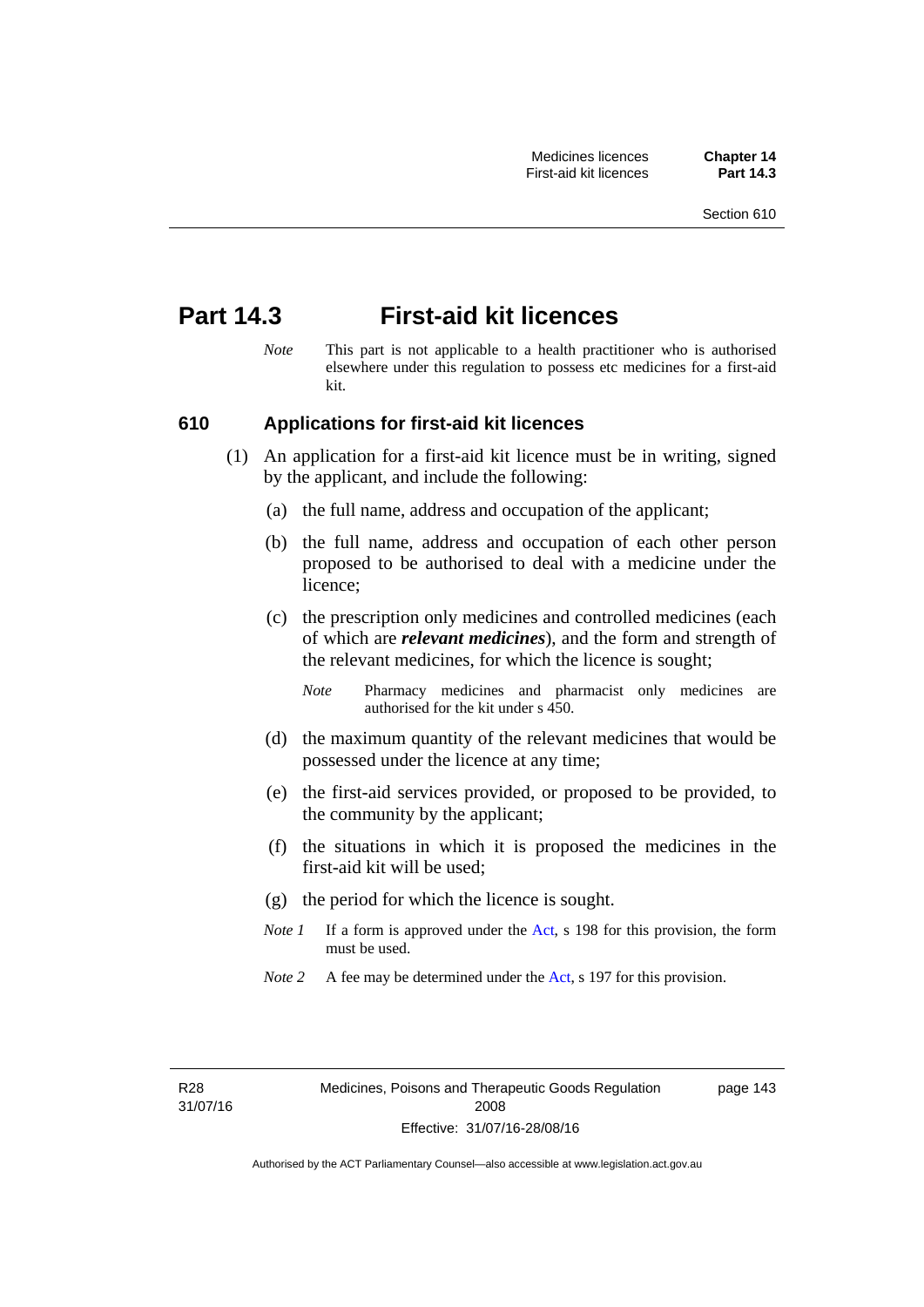# Part 14.3 First-aid kit licences

*Note* This part is not applicable to a health practitioner who is authorised elsewhere under this regulation to possess etc medicines for a first-aid kit.

## 610 Applications for first-aid kit licences

(1) An application for a first-aid kit licence must be in writing, signed by the applicant, and include the following:

(a) the full name, address and occupation of the applicant;

(b) the full name, address and occupation of each other person proposed to be authorised to deal with a medicine under the licence;

(c) the prescription only medicines and controlled medicines (each of which are ***relevant medicines***), and the form and strength of the relevant medicines, for which the licence is sought;

*Note* Pharmacy medicines and pharmacist only medicines are authorised for the kit under s 450.

(d) the maximum quantity of the relevant medicines that would be possessed under the licence at any time;

(e) the first-aid services provided, or proposed to be provided, to the community by the applicant;

(f) the situations in which it is proposed the medicines in the first-aid kit will be used;

(g) the period for which the licence is sought.

*Note 1* If a form is approved under the Act, s 198 for this provision, the form must be used.

*Note 2* A fee may be determined under the Act, s 197 for this provision.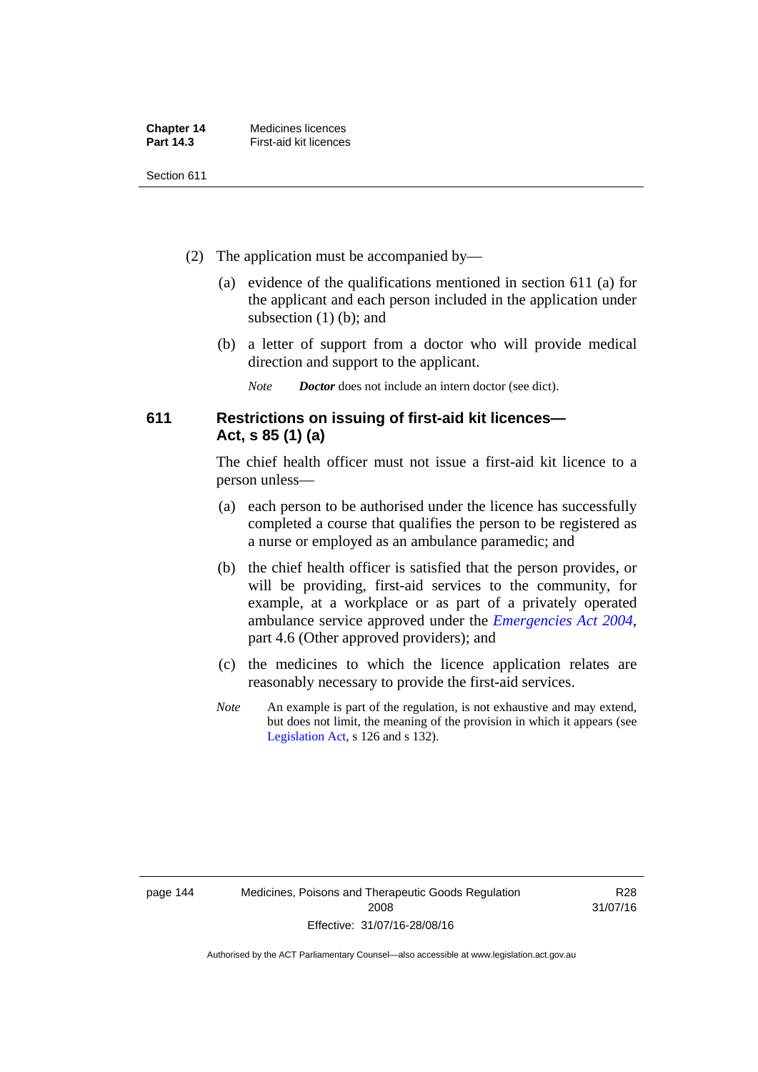(2) The application must be accompanied by—

(a) evidence of the qualifications mentioned in section 611 (a) for the applicant and each person included in the application under subsection (1) (b); and

(b) a letter of support from a doctor who will provide medical direction and support to the applicant.

*Note* ***Doctor*** does not include an intern doctor (see dict).

### 611 Restrictions on issuing of first-aid kit licences—Act, s 85 (1) (a)

The chief health officer must not issue a first-aid kit licence to a person unless—

(a) each person to be authorised under the licence has successfully completed a course that qualifies the person to be registered as a nurse or employed as an ambulance paramedic; and

(b) the chief health officer is satisfied that the person provides, or will be providing, first-aid services to the community, for example, at a workplace or as part of a privately operated ambulance service approved under the *Emergencies Act 2004*, part 4.6 (Other approved providers); and

(c) the medicines to which the licence application relates are reasonably necessary to provide the first-aid services.

*Note* An example is part of the regulation, is not exhaustive and may extend, but does not limit, the meaning of the provision in which it appears (see Legislation Act, s 126 and s 132).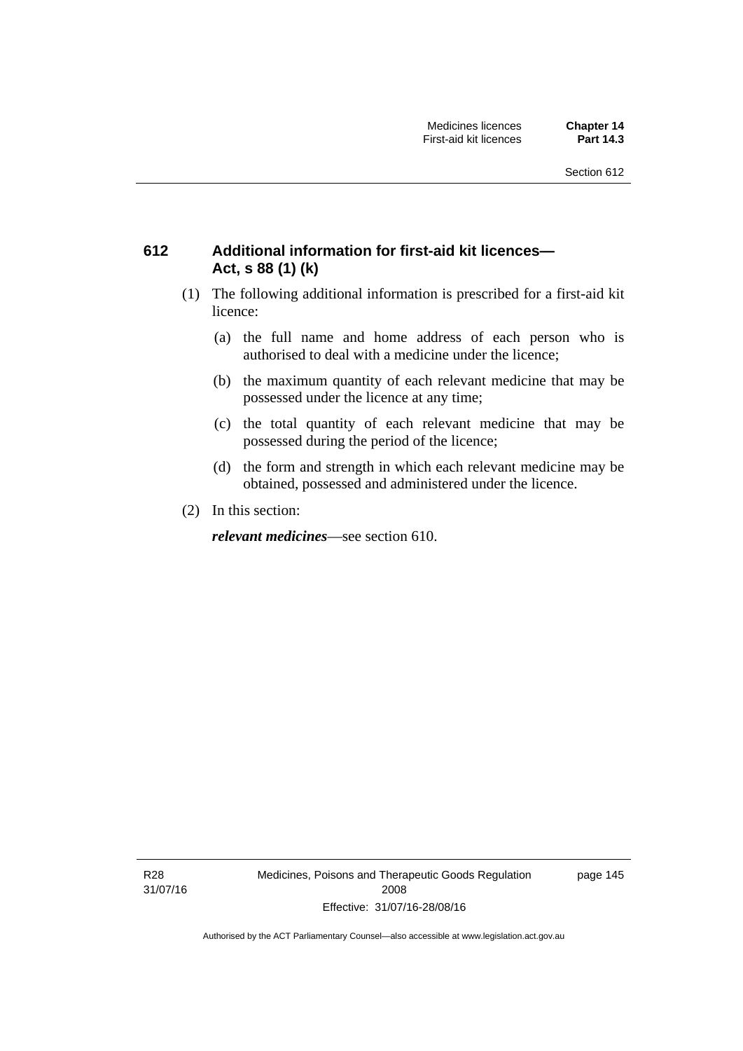## 612 Additional information for first-aid kit licences—Act, s 88 (1) (k)

(1) The following additional information is prescribed for a first-aid kit licence:

(a) the full name and home address of each person who is authorised to deal with a medicine under the licence;

(b) the maximum quantity of each relevant medicine that may be possessed under the licence at any time;

(c) the total quantity of each relevant medicine that may be possessed during the period of the licence;

(d) the form and strength in which each relevant medicine may be obtained, possessed and administered under the licence.

(2) In this section:

***relevant medicines***—see section 610.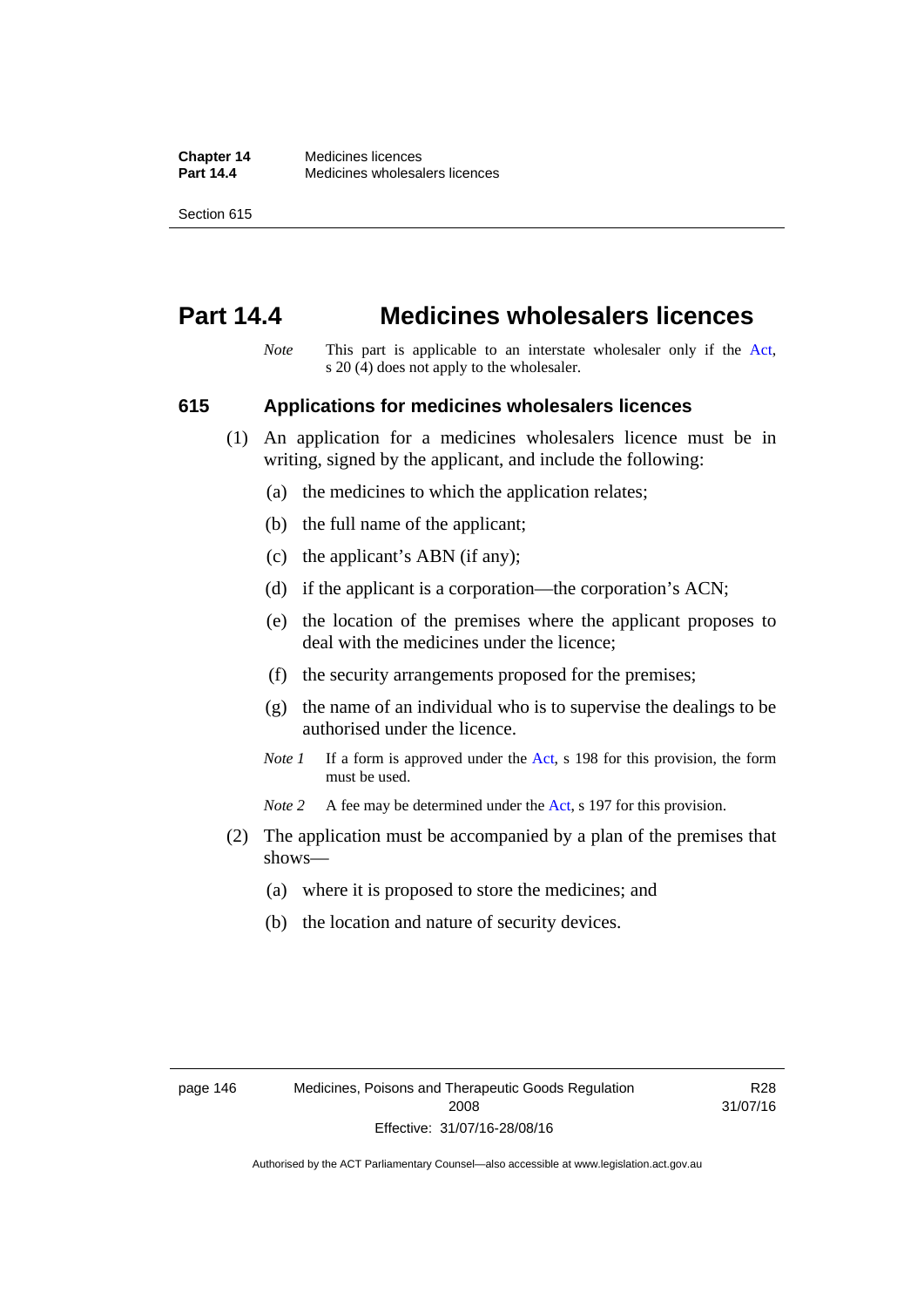# Part 14.4 Medicines wholesalers licences

*Note* This part is applicable to an interstate wholesaler only if the Act, s 20 (4) does not apply to the wholesaler.

## 615 Applications for medicines wholesalers licences

(1) An application for a medicines wholesalers licence must be in writing, signed by the applicant, and include the following:

(a) the medicines to which the application relates;

(b) the full name of the applicant;

(c) the applicant's ABN (if any);

(d) if the applicant is a corporation—the corporation's ACN;

(e) the location of the premises where the applicant proposes to deal with the medicines under the licence;

(f) the security arrangements proposed for the premises;

(g) the name of an individual who is to supervise the dealings to be authorised under the licence.

*Note 1* If a form is approved under the Act, s 198 for this provision, the form must be used.

*Note 2* A fee may be determined under the Act, s 197 for this provision.

(2) The application must be accompanied by a plan of the premises that shows—

(a) where it is proposed to store the medicines; and

(b) the location and nature of security devices.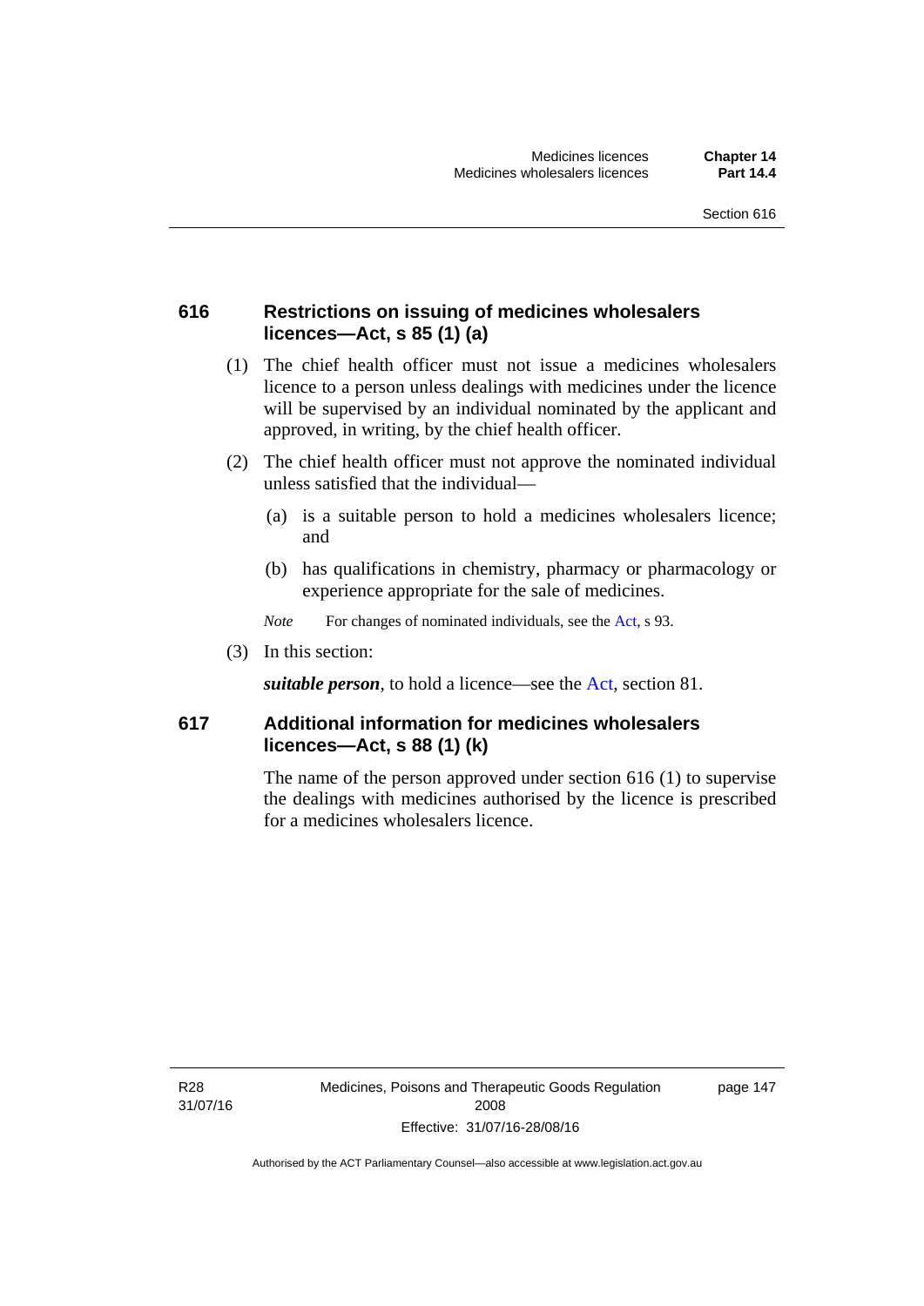### 616 Restrictions on issuing of medicines wholesalers licences—Act, s 85 (1) (a)

(1) The chief health officer must not issue a medicines wholesalers licence to a person unless dealings with medicines under the licence will be supervised by an individual nominated by the applicant and approved, in writing, by the chief health officer.

(2) The chief health officer must not approve the nominated individual unless satisfied that the individual—

(a) is a suitable person to hold a medicines wholesalers licence; and

(b) has qualifications in chemistry, pharmacy or pharmacology or experience appropriate for the sale of medicines.

*Note* For changes of nominated individuals, see the Act, s 93.

(3) In this section:

***suitable person***, to hold a licence—see the Act, section 81.

### 617 Additional information for medicines wholesalers licences—Act, s 88 (1) (k)

The name of the person approved under section 616 (1) to supervise the dealings with medicines authorised by the licence is prescribed for a medicines wholesalers licence.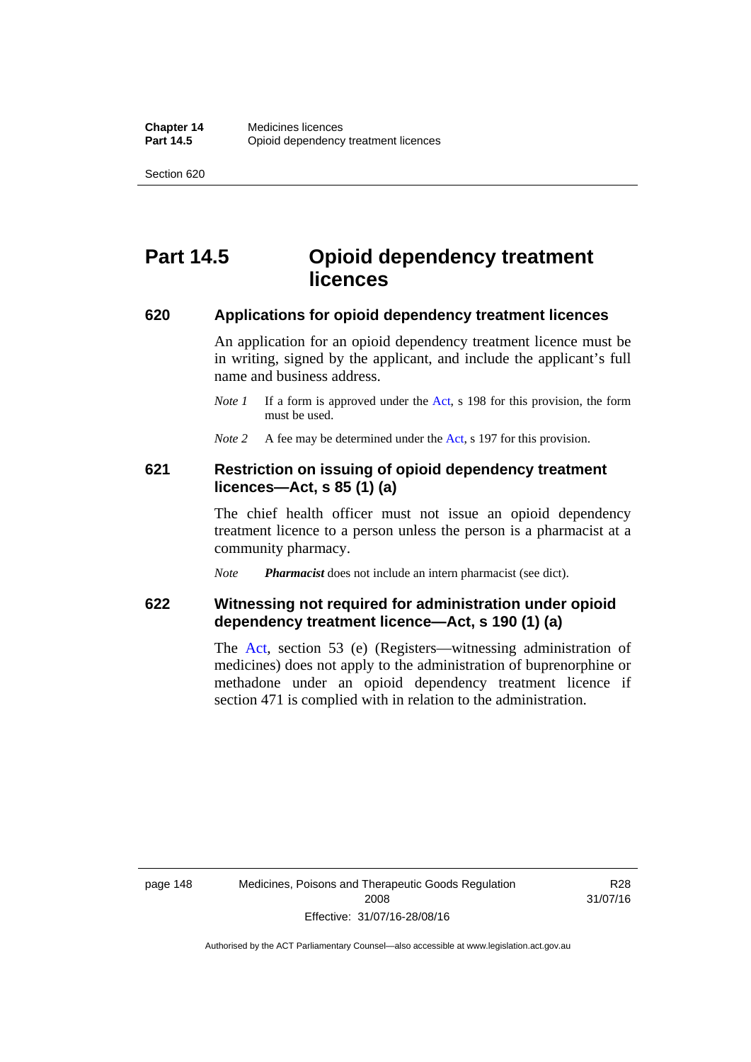# Part 14.5 Opioid dependency treatment licences

## 620 Applications for opioid dependency treatment licences

An application for an opioid dependency treatment licence must be in writing, signed by the applicant, and include the applicant's full name and business address.

*Note 1* If a form is approved under the Act, s 198 for this provision, the form must be used.

*Note 2* A fee may be determined under the Act, s 197 for this provision.

## 621 Restriction on issuing of opioid dependency treatment licences—Act, s 85 (1) (a)

The chief health officer must not issue an opioid dependency treatment licence to a person unless the person is a pharmacist at a community pharmacy.

*Note* ***Pharmacist*** does not include an intern pharmacist (see dict).

## 622 Witnessing not required for administration under opioid dependency treatment licence—Act, s 190 (1) (a)

The Act, section 53 (e) (Registers—witnessing administration of medicines) does not apply to the administration of buprenorphine or methadone under an opioid dependency treatment licence if section 471 is complied with in relation to the administration.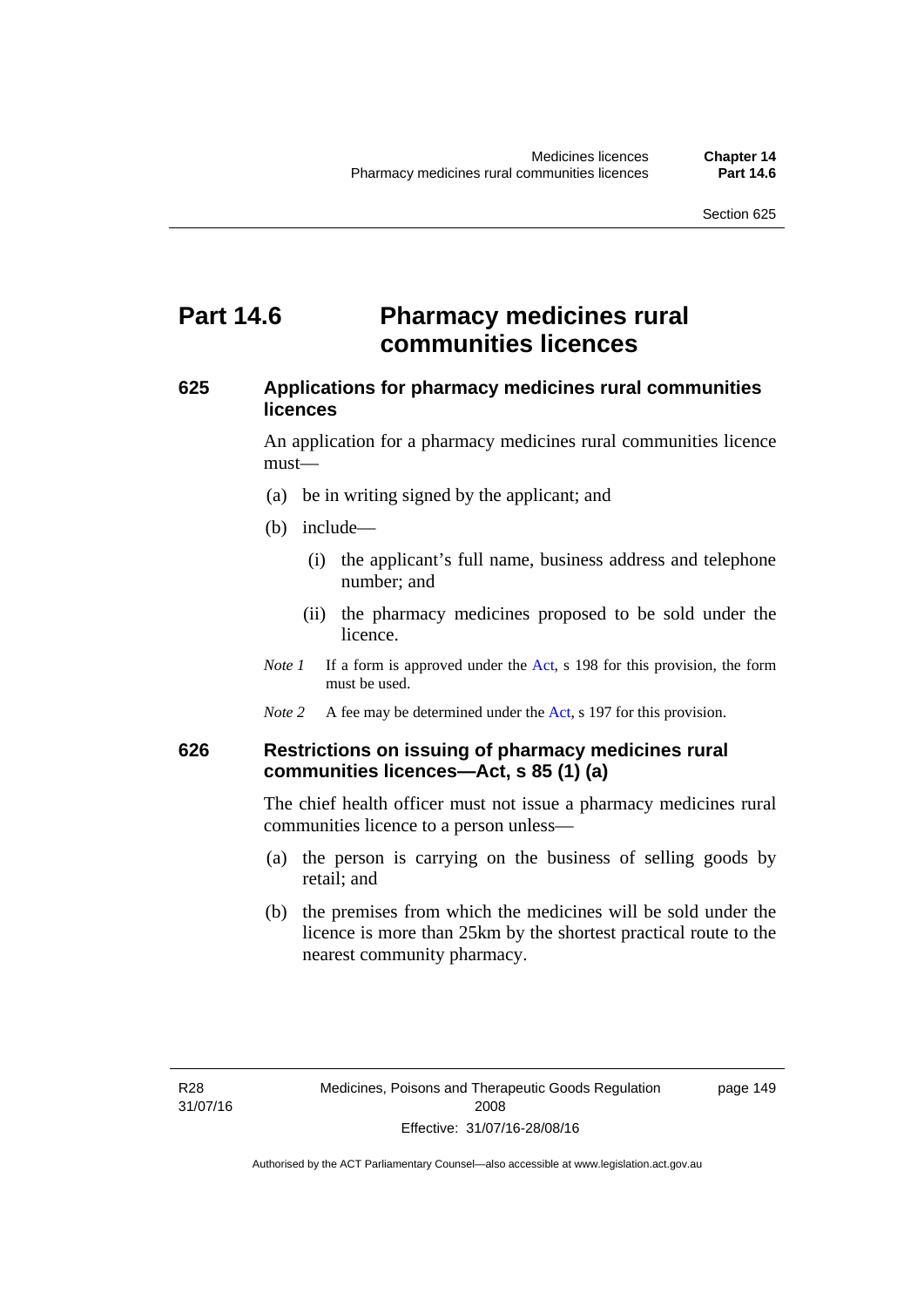# Part 14.6 Pharmacy medicines rural communities licences

### 625 Applications for pharmacy medicines rural communities licences

An application for a pharmacy medicines rural communities licence must—

(a) be in writing signed by the applicant; and

(b) include—

(i) the applicant's full name, business address and telephone number; and

(ii) the pharmacy medicines proposed to be sold under the licence.

*Note 1* If a form is approved under the Act, s 198 for this provision, the form must be used.

*Note 2* A fee may be determined under the Act, s 197 for this provision.

### 626 Restrictions on issuing of pharmacy medicines rural communities licences—Act, s 85 (1) (a)

The chief health officer must not issue a pharmacy medicines rural communities licence to a person unless—

(a) the person is carrying on the business of selling goods by retail; and

(b) the premises from which the medicines will be sold under the licence is more than 25km by the shortest practical route to the nearest community pharmacy.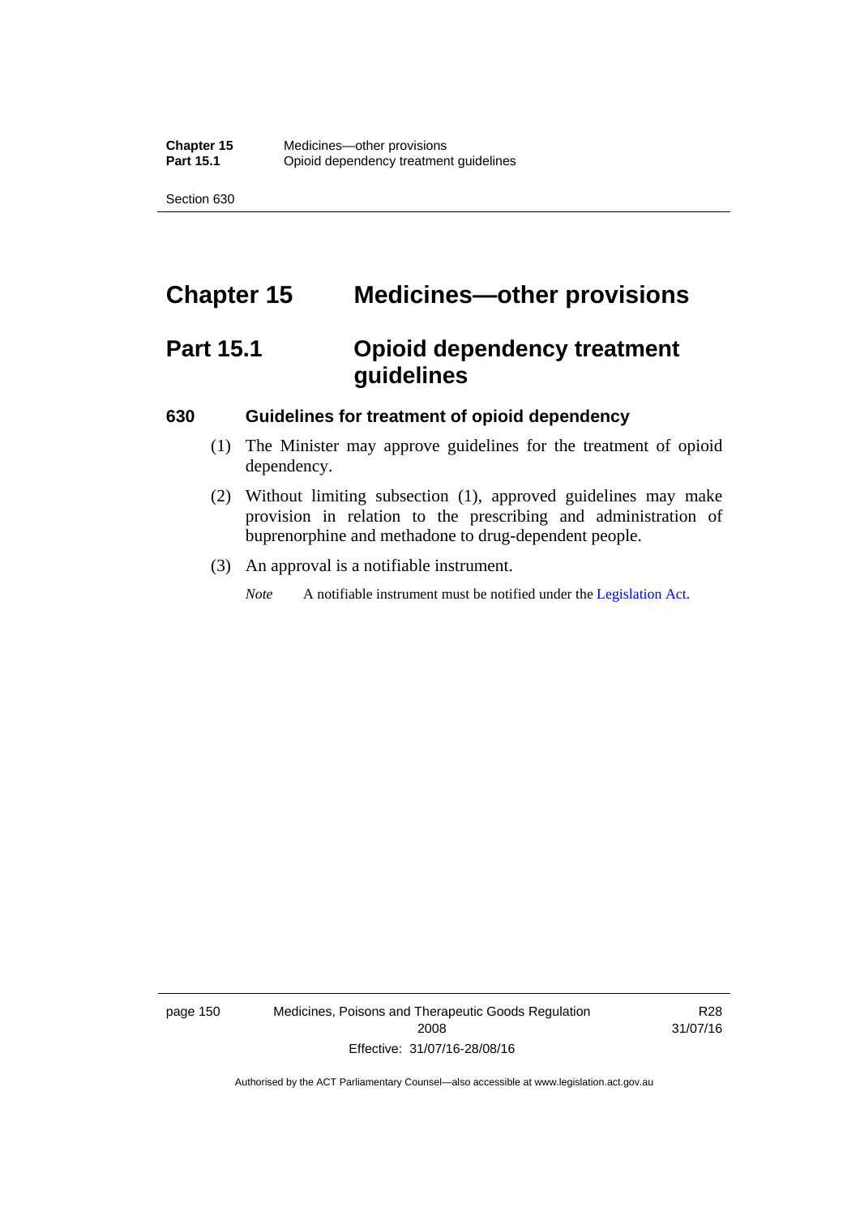# Chapter 15 Medicines—other provisions

## Part 15.1 Opioid dependency treatment guidelines

### 630 Guidelines for treatment of opioid dependency

(1) The Minister may approve guidelines for the treatment of opioid dependency.

(2) Without limiting subsection (1), approved guidelines may make provision in relation to the prescribing and administration of buprenorphine and methadone to drug-dependent people.

(3) An approval is a notifiable instrument.

*Note* A notifiable instrument must be notified under the Legislation Act.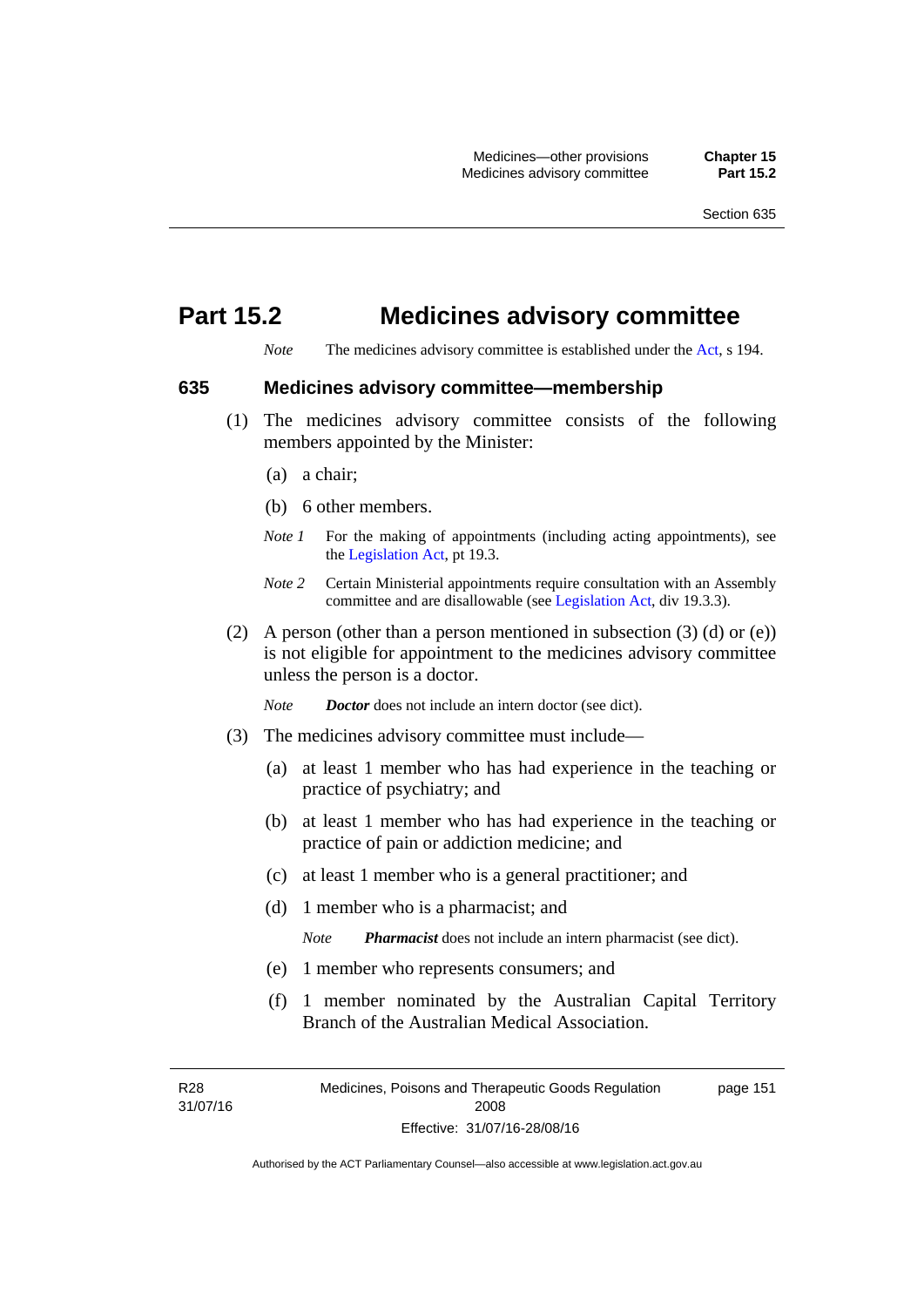# Part 15.2 Medicines advisory committee

*Note* The medicines advisory committee is established under the Act, s 194.

### 635 Medicines advisory committee—membership

(1) The medicines advisory committee consists of the following members appointed by the Minister:

(a) a chair;

(b) 6 other members.

*Note 1* For the making of appointments (including acting appointments), see the Legislation Act, pt 19.3.

*Note 2* Certain Ministerial appointments require consultation with an Assembly committee and are disallowable (see Legislation Act, div 19.3.3).

(2) A person (other than a person mentioned in subsection (3) (d) or (e)) is not eligible for appointment to the medicines advisory committee unless the person is a doctor.

*Note* ***Doctor*** does not include an intern doctor (see dict).

(3) The medicines advisory committee must include—

(a) at least 1 member who has had experience in the teaching or practice of psychiatry; and

(b) at least 1 member who has had experience in the teaching or practice of pain or addiction medicine; and

(c) at least 1 member who is a general practitioner; and

(d) 1 member who is a pharmacist; and

*Note* ***Pharmacist*** does not include an intern pharmacist (see dict).

(e) 1 member who represents consumers; and

(f) 1 member nominated by the Australian Capital Territory Branch of the Australian Medical Association.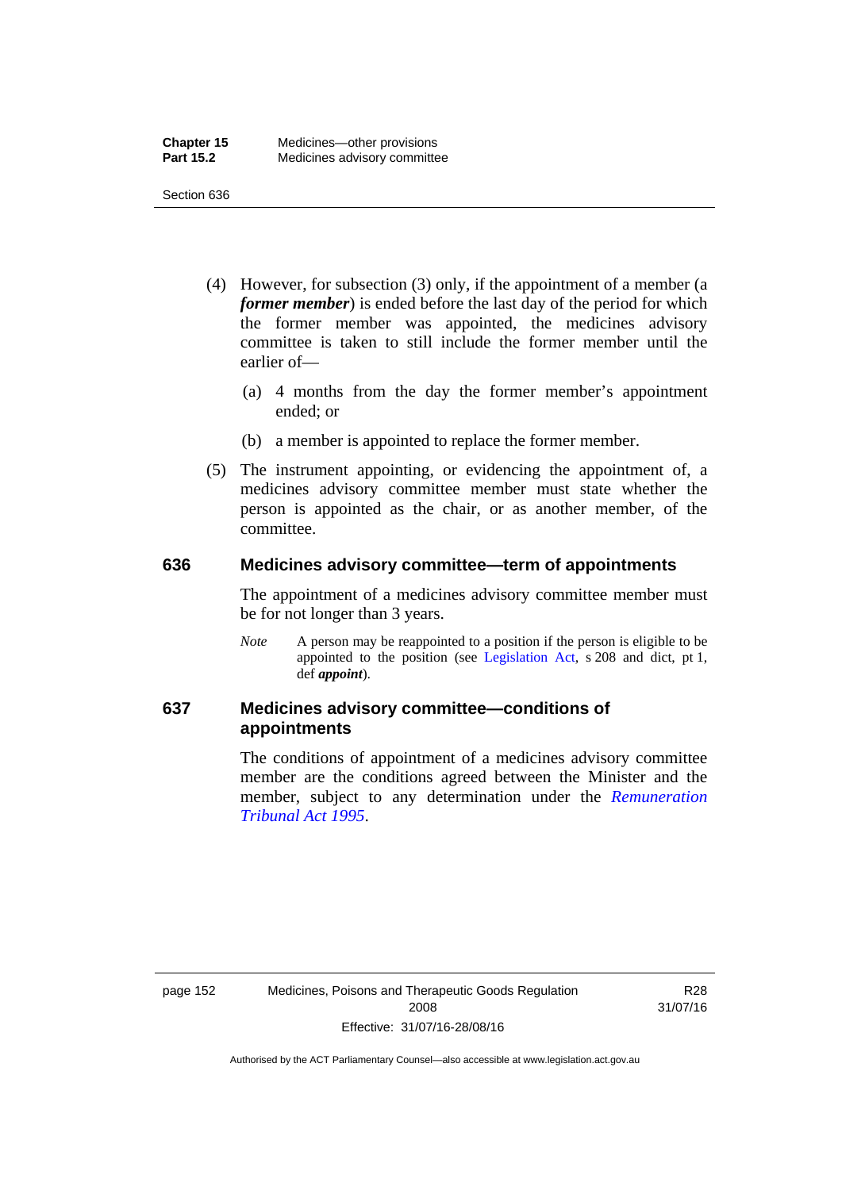(4) However, for subsection (3) only, if the appointment of a member (a ***former member***) is ended before the last day of the period for which the former member was appointed, the medicines advisory committee is taken to still include the former member until the earlier of—

(a) 4 months from the day the former member's appointment ended; or

(b) a member is appointed to replace the former member.

(5) The instrument appointing, or evidencing the appointment of, a medicines advisory committee member must state whether the person is appointed as the chair, or as another member, of the committee.

### 636 Medicines advisory committee—term of appointments

The appointment of a medicines advisory committee member must be for not longer than 3 years.

*Note* A person may be reappointed to a position if the person is eligible to be appointed to the position (see Legislation Act, s 208 and dict, pt 1, def ***appoint***).

### 637 Medicines advisory committee—conditions of appointments

The conditions of appointment of a medicines advisory committee member are the conditions agreed between the Minister and the member, subject to any determination under the *Remuneration Tribunal Act 1995*.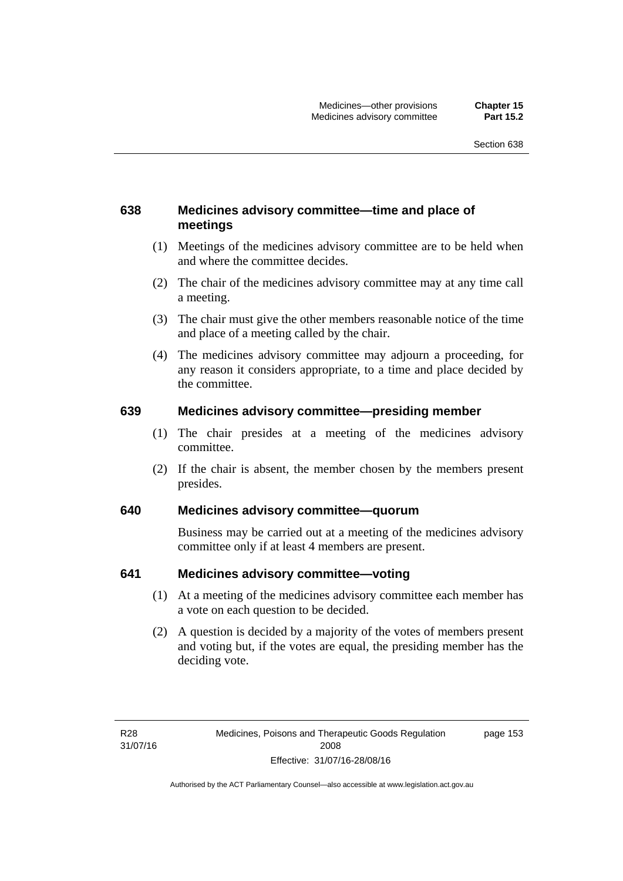### 638 Medicines advisory committee—time and place of meetings

(1) Meetings of the medicines advisory committee are to be held when and where the committee decides.

(2) The chair of the medicines advisory committee may at any time call a meeting.

(3) The chair must give the other members reasonable notice of the time and place of a meeting called by the chair.

(4) The medicines advisory committee may adjourn a proceeding, for any reason it considers appropriate, to a time and place decided by the committee.

### 639 Medicines advisory committee—presiding member

(1) The chair presides at a meeting of the medicines advisory committee.

(2) If the chair is absent, the member chosen by the members present presides.

### 640 Medicines advisory committee—quorum

Business may be carried out at a meeting of the medicines advisory committee only if at least 4 members are present.

### 641 Medicines advisory committee—voting

(1) At a meeting of the medicines advisory committee each member has a vote on each question to be decided.

(2) A question is decided by a majority of the votes of members present and voting but, if the votes are equal, the presiding member has the deciding vote.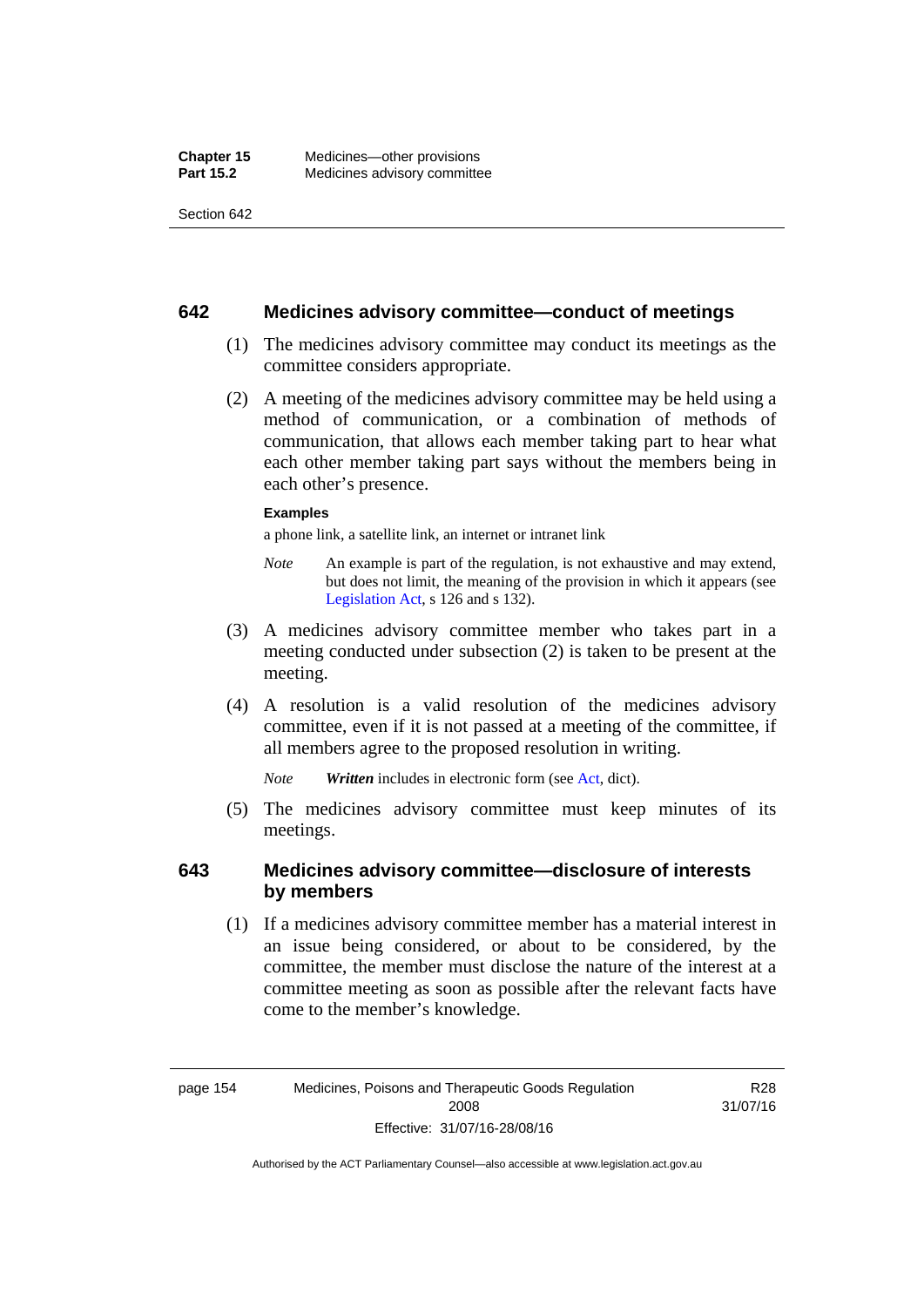## 642 Medicines advisory committee—conduct of meetings

(1) The medicines advisory committee may conduct its meetings as the committee considers appropriate.

(2) A meeting of the medicines advisory committee may be held using a method of communication, or a combination of methods of communication, that allows each member taking part to hear what each other member taking part says without the members being in each other's presence.

**Examples**

a phone link, a satellite link, an internet or intranet link

*Note* An example is part of the regulation, is not exhaustive and may extend, but does not limit, the meaning of the provision in which it appears (see Legislation Act, s 126 and s 132).

(3) A medicines advisory committee member who takes part in a meeting conducted under subsection (2) is taken to be present at the meeting.

(4) A resolution is a valid resolution of the medicines advisory committee, even if it is not passed at a meeting of the committee, if all members agree to the proposed resolution in writing.

*Note* ***Written*** includes in electronic form (see Act, dict).

(5) The medicines advisory committee must keep minutes of its meetings.

## 643 Medicines advisory committee—disclosure of interests by members

(1) If a medicines advisory committee member has a material interest in an issue being considered, or about to be considered, by the committee, the member must disclose the nature of the interest at a committee meeting as soon as possible after the relevant facts have come to the member's knowledge.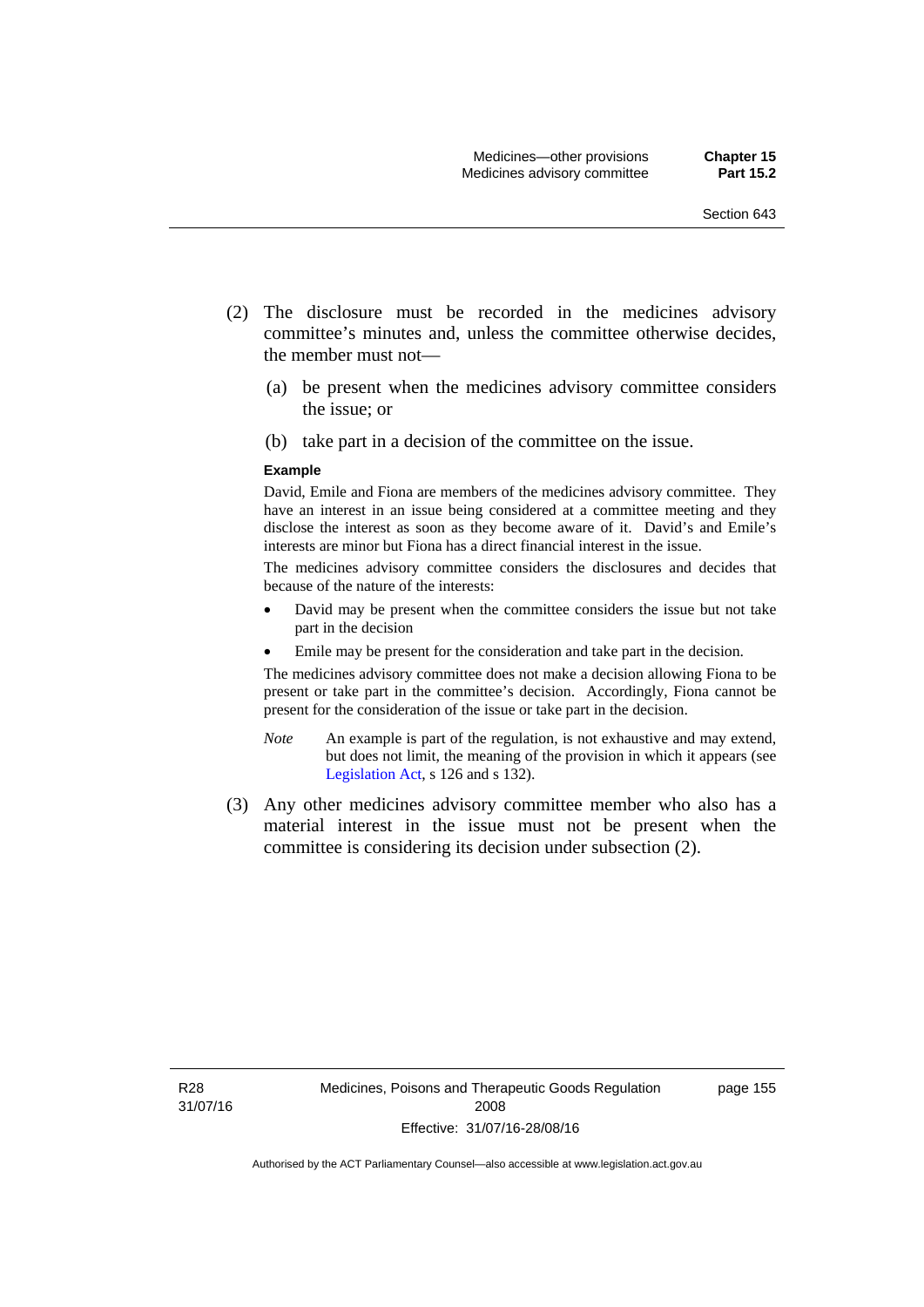(2) The disclosure must be recorded in the medicines advisory committee's minutes and, unless the committee otherwise decides, the member must not—

(a) be present when the medicines advisory committee considers the issue; or

(b) take part in a decision of the committee on the issue.

**Example**

David, Emile and Fiona are members of the medicines advisory committee. They have an interest in an issue being considered at a committee meeting and they disclose the interest as soon as they become aware of it. David's and Emile's interests are minor but Fiona has a direct financial interest in the issue.

The medicines advisory committee considers the disclosures and decides that because of the nature of the interests:

- David may be present when the committee considers the issue but not take part in the decision
- Emile may be present for the consideration and take part in the decision.

The medicines advisory committee does not make a decision allowing Fiona to be present or take part in the committee's decision. Accordingly, Fiona cannot be present for the consideration of the issue or take part in the decision.

*Note* An example is part of the regulation, is not exhaustive and may extend, but does not limit, the meaning of the provision in which it appears (see Legislation Act, s 126 and s 132).

(3) Any other medicines advisory committee member who also has a material interest in the issue must not be present when the committee is considering its decision under subsection (2).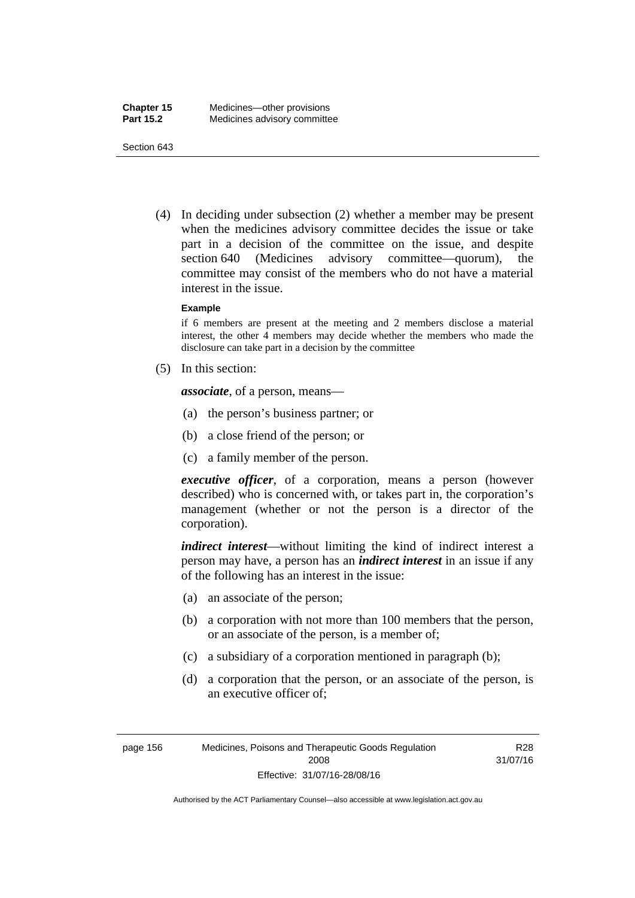(4) In deciding under subsection (2) whether a member may be present when the medicines advisory committee decides the issue or take part in a decision of the committee on the issue, and despite section 640 (Medicines advisory committee—quorum), the committee may consist of the members who do not have a material interest in the issue.

**Example**

if 6 members are present at the meeting and 2 members disclose a material interest, the other 4 members may decide whether the members who made the disclosure can take part in a decision by the committee

(5) In this section:

***associate***, of a person, means—

(a) the person's business partner; or

(b) a close friend of the person; or

(c) a family member of the person.

***executive officer***, of a corporation, means a person (however described) who is concerned with, or takes part in, the corporation's management (whether or not the person is a director of the corporation).

***indirect interest***—without limiting the kind of indirect interest a person may have, a person has an ***indirect interest*** in an issue if any of the following has an interest in the issue:

(a) an associate of the person;

(b) a corporation with not more than 100 members that the person, or an associate of the person, is a member of;

(c) a subsidiary of a corporation mentioned in paragraph (b);

(d) a corporation that the person, or an associate of the person, is an executive officer of;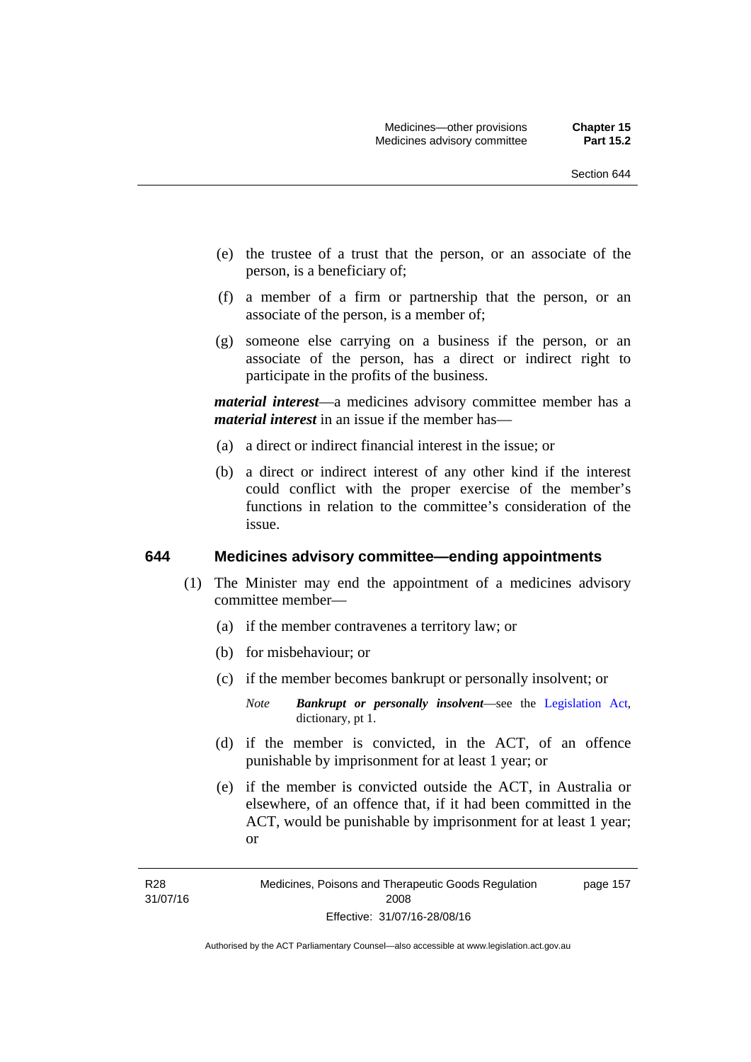(e) the trustee of a trust that the person, or an associate of the person, is a beneficiary of;

(f) a member of a firm or partnership that the person, or an associate of the person, is a member of;

(g) someone else carrying on a business if the person, or an associate of the person, has a direct or indirect right to participate in the profits of the business.

***material interest***—a medicines advisory committee member has a ***material interest*** in an issue if the member has—

(a) a direct or indirect financial interest in the issue; or

(b) a direct or indirect interest of any other kind if the interest could conflict with the proper exercise of the member's functions in relation to the committee's consideration of the issue.

### 644 Medicines advisory committee—ending appointments

(1) The Minister may end the appointment of a medicines advisory committee member—

(a) if the member contravenes a territory law; or

(b) for misbehaviour; or

(c) if the member becomes bankrupt or personally insolvent; or

*Note* ***Bankrupt or personally insolvent***—see the Legislation Act, dictionary, pt 1.

(d) if the member is convicted, in the ACT, of an offence punishable by imprisonment for at least 1 year; or

(e) if the member is convicted outside the ACT, in Australia or elsewhere, of an offence that, if it had been committed in the ACT, would be punishable by imprisonment for at least 1 year; or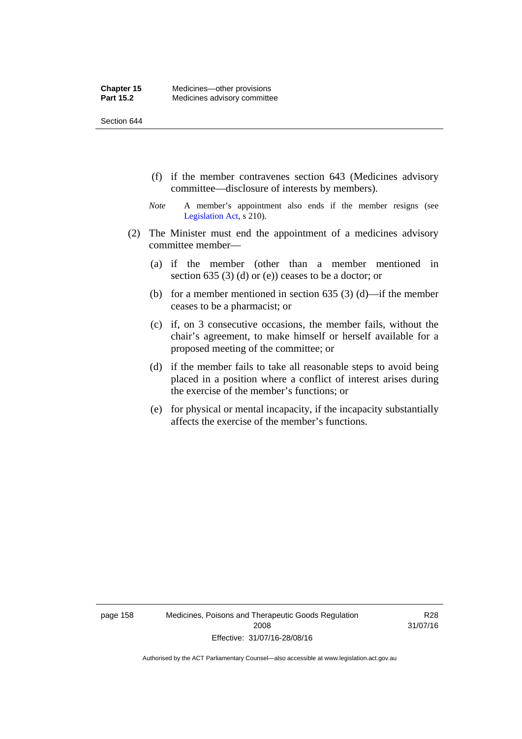(f) if the member contravenes section 643 (Medicines advisory committee—disclosure of interests by members).

*Note* A member's appointment also ends if the member resigns (see Legislation Act, s 210).

(2) The Minister must end the appointment of a medicines advisory committee member—

(a) if the member (other than a member mentioned in section 635 (3) (d) or (e)) ceases to be a doctor; or

(b) for a member mentioned in section 635 (3) (d)—if the member ceases to be a pharmacist; or

(c) if, on 3 consecutive occasions, the member fails, without the chair's agreement, to make himself or herself available for a proposed meeting of the committee; or

(d) if the member fails to take all reasonable steps to avoid being placed in a position where a conflict of interest arises during the exercise of the member's functions; or

(e) for physical or mental incapacity, if the incapacity substantially affects the exercise of the member's functions.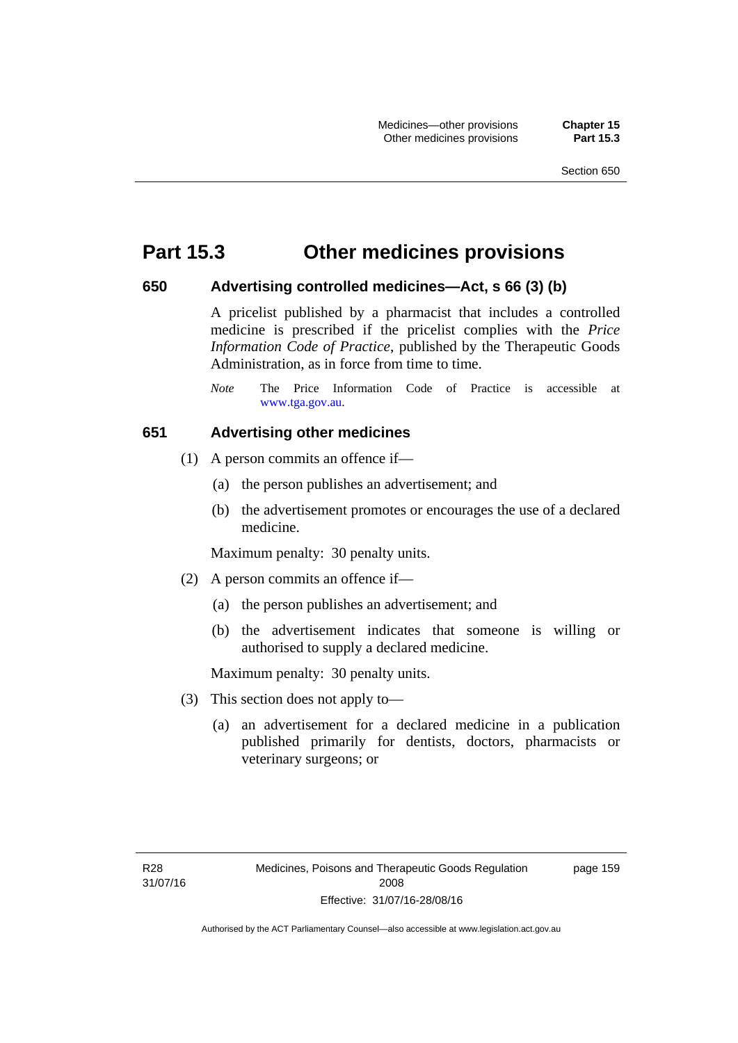# Part 15.3 Other medicines provisions

### 650 Advertising controlled medicines—Act, s 66 (3) (b)

A pricelist published by a pharmacist that includes a controlled medicine is prescribed if the pricelist complies with the *Price Information Code of Practice*, published by the Therapeutic Goods Administration, as in force from time to time.

*Note* The Price Information Code of Practice is accessible at www.tga.gov.au.

### 651 Advertising other medicines

(1) A person commits an offence if—

(a) the person publishes an advertisement; and

(b) the advertisement promotes or encourages the use of a declared medicine.

Maximum penalty: 30 penalty units.

(2) A person commits an offence if—

(a) the person publishes an advertisement; and

(b) the advertisement indicates that someone is willing or authorised to supply a declared medicine.

Maximum penalty: 30 penalty units.

(3) This section does not apply to—

(a) an advertisement for a declared medicine in a publication published primarily for dentists, doctors, pharmacists or veterinary surgeons; or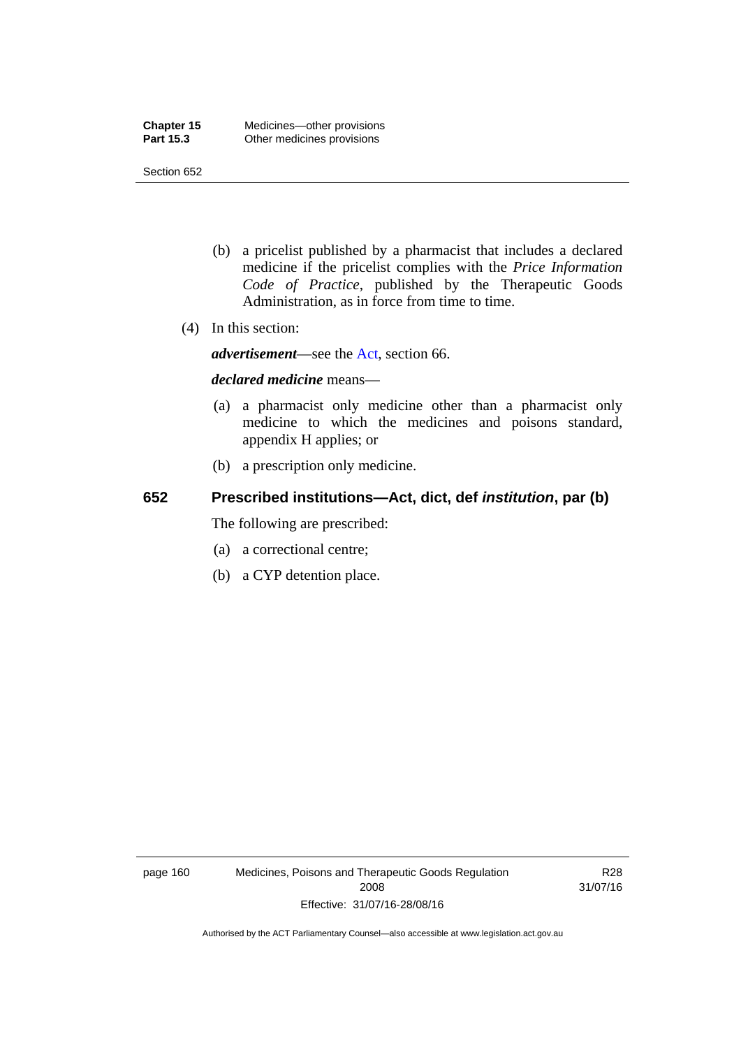(b) a pricelist published by a pharmacist that includes a declared medicine if the pricelist complies with the *Price Information Code of Practice*, published by the Therapeutic Goods Administration, as in force from time to time.

(4) In this section:

***advertisement***—see the Act, section 66.

***declared medicine*** means—

(a) a pharmacist only medicine other than a pharmacist only medicine to which the medicines and poisons standard, appendix H applies; or

(b) a prescription only medicine.

## 652 Prescribed institutions—Act, dict, def *institution*, par (b)

The following are prescribed:

(a) a correctional centre;

(b) a CYP detention place.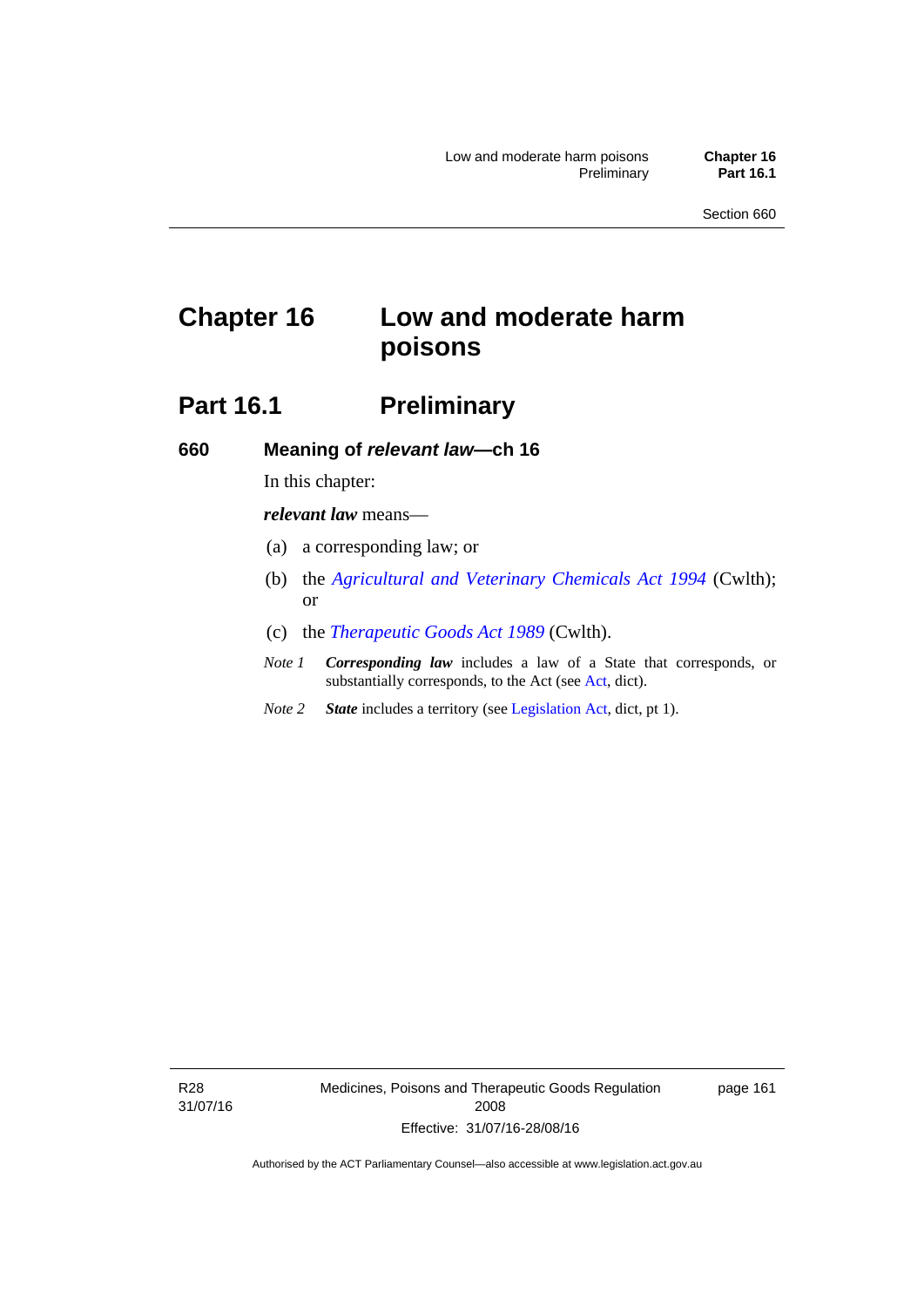# Chapter 16 Low and moderate harm poisons

## Part 16.1 Preliminary

### 660 Meaning of *relevant law*—ch 16

In this chapter:

***relevant law*** means—

(a) a corresponding law; or

(b) the *Agricultural and Veterinary Chemicals Act 1994* (Cwlth); or

(c) the *Therapeutic Goods Act 1989* (Cwlth).

*Note 1* ***Corresponding law*** includes a law of a State that corresponds, or substantially corresponds, to the Act (see Act, dict).

*Note 2* ***State*** includes a territory (see Legislation Act, dict, pt 1).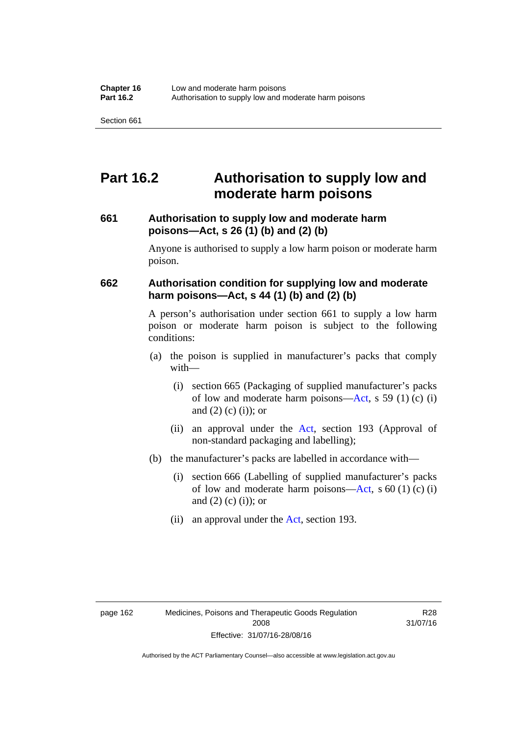# Part 16.2 Authorisation to supply low and moderate harm poisons

### 661 Authorisation to supply low and moderate harm poisons—Act, s 26 (1) (b) and (2) (b)

Anyone is authorised to supply a low harm poison or moderate harm poison.

### 662 Authorisation condition for supplying low and moderate harm poisons—Act, s 44 (1) (b) and (2) (b)

A person's authorisation under section 661 to supply a low harm poison or moderate harm poison is subject to the following conditions:

(a) the poison is supplied in manufacturer's packs that comply with—

  (i) section 665 (Packaging of supplied manufacturer's packs of low and moderate harm poisons—Act, s 59 (1) (c) (i) and (2) (c) (i)); or

  (ii) an approval under the Act, section 193 (Approval of non-standard packaging and labelling);

(b) the manufacturer's packs are labelled in accordance with—

  (i) section 666 (Labelling of supplied manufacturer's packs of low and moderate harm poisons—Act, s 60 (1) (c) (i) and (2) (c) (i)); or

  (ii) an approval under the Act, section 193.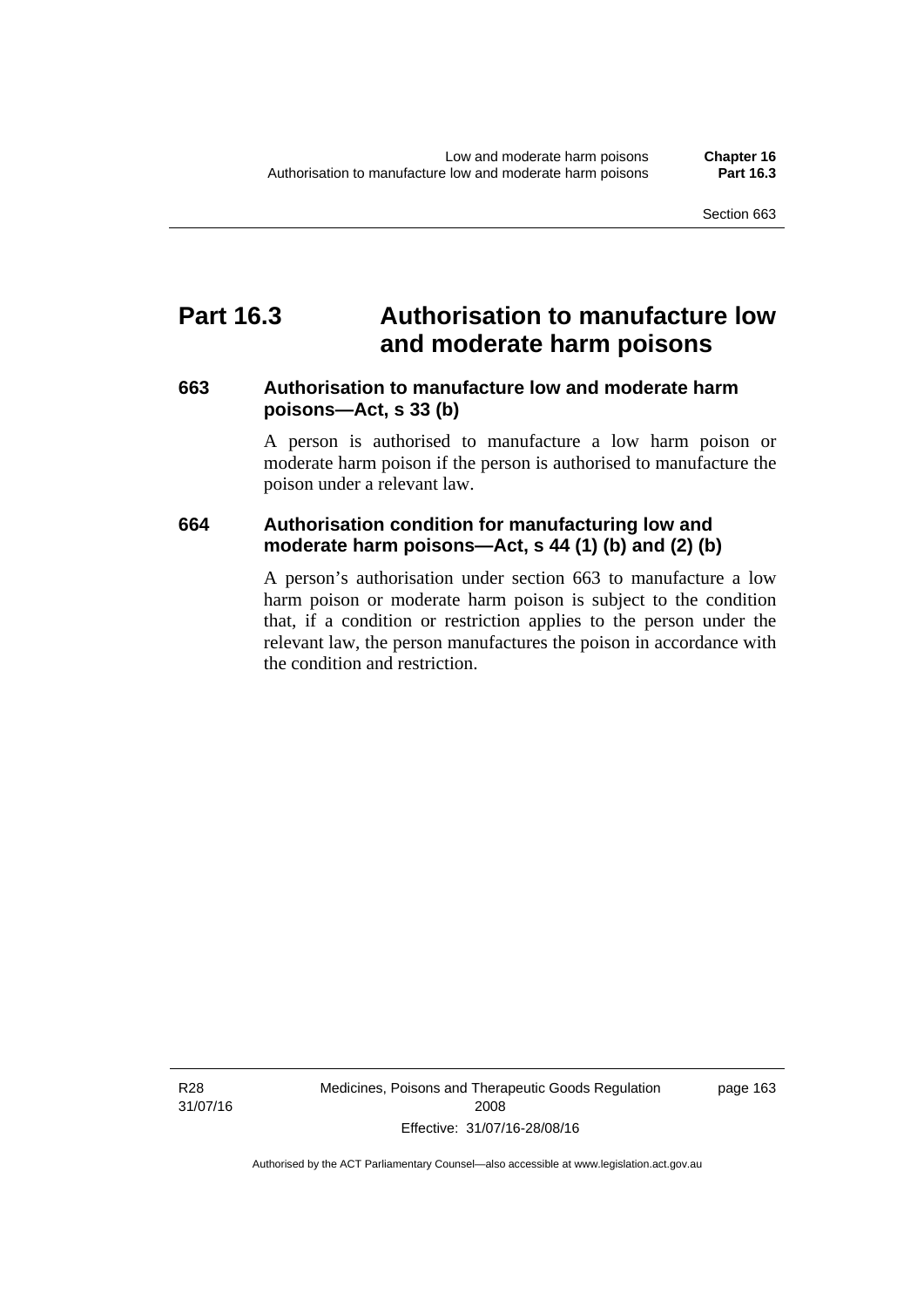# Part 16.3 Authorisation to manufacture low and moderate harm poisons

## 663 Authorisation to manufacture low and moderate harm poisons—Act, s 33 (b)

A person is authorised to manufacture a low harm poison or moderate harm poison if the person is authorised to manufacture the poison under a relevant law.

## 664 Authorisation condition for manufacturing low and moderate harm poisons—Act, s 44 (1) (b) and (2) (b)

A person's authorisation under section 663 to manufacture a low harm poison or moderate harm poison is subject to the condition that, if a condition or restriction applies to the person under the relevant law, the person manufactures the poison in accordance with the condition and restriction.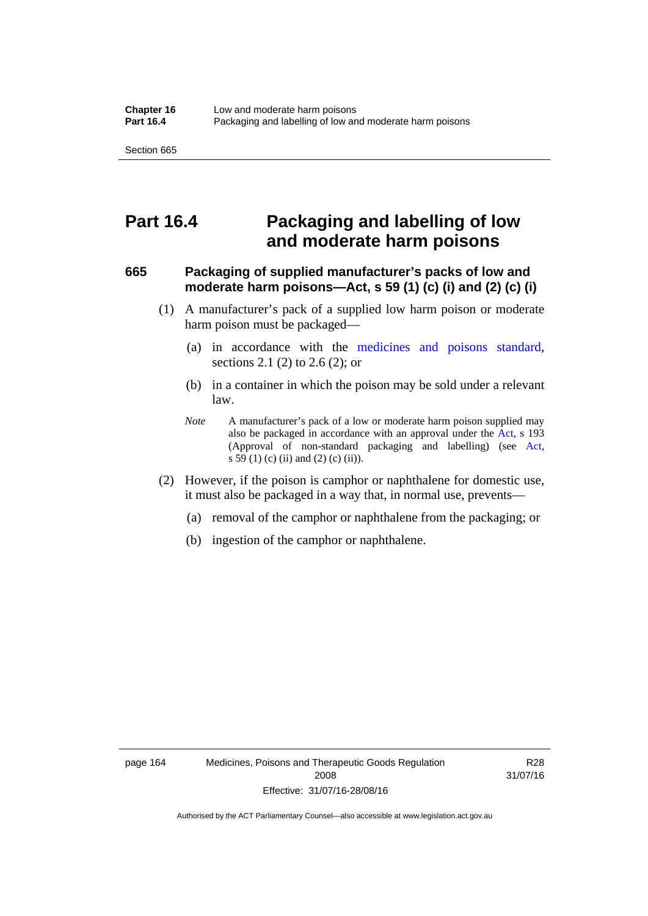# Part 16.4 Packaging and labelling of low and moderate harm poisons

### 665 Packaging of supplied manufacturer's packs of low and moderate harm poisons—Act, s 59 (1) (c) (i) and (2) (c) (i)

(1) A manufacturer's pack of a supplied low harm poison or moderate harm poison must be packaged—

(a) in accordance with the medicines and poisons standard, sections 2.1 (2) to 2.6 (2); or

(b) in a container in which the poison may be sold under a relevant law.

*Note* A manufacturer's pack of a low or moderate harm poison supplied may also be packaged in accordance with an approval under the Act, s 193 (Approval of non-standard packaging and labelling) (see Act, s 59 (1) (c) (ii) and (2) (c) (ii)).

(2) However, if the poison is camphor or naphthalene for domestic use, it must also be packaged in a way that, in normal use, prevents—

(a) removal of the camphor or naphthalene from the packaging; or

(b) ingestion of the camphor or naphthalene.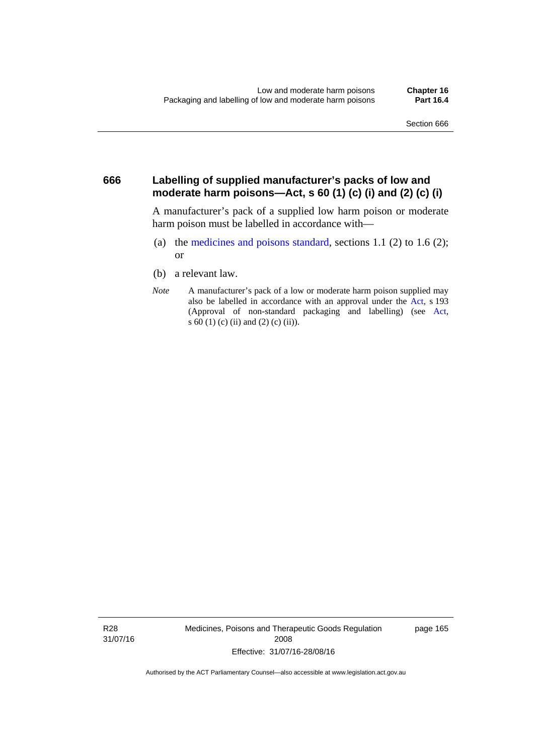## 666 Labelling of supplied manufacturer's packs of low and moderate harm poisons—Act, s 60 (1) (c) (i) and (2) (c) (i)

A manufacturer's pack of a supplied low harm poison or moderate harm poison must be labelled in accordance with—

(a) the medicines and poisons standard, sections 1.1 (2) to 1.6 (2); or

(b) a relevant law.

*Note* A manufacturer's pack of a low or moderate harm poison supplied may also be labelled in accordance with an approval under the Act, s 193 (Approval of non-standard packaging and labelling) (see Act, s 60 (1) (c) (ii) and (2) (c) (ii)).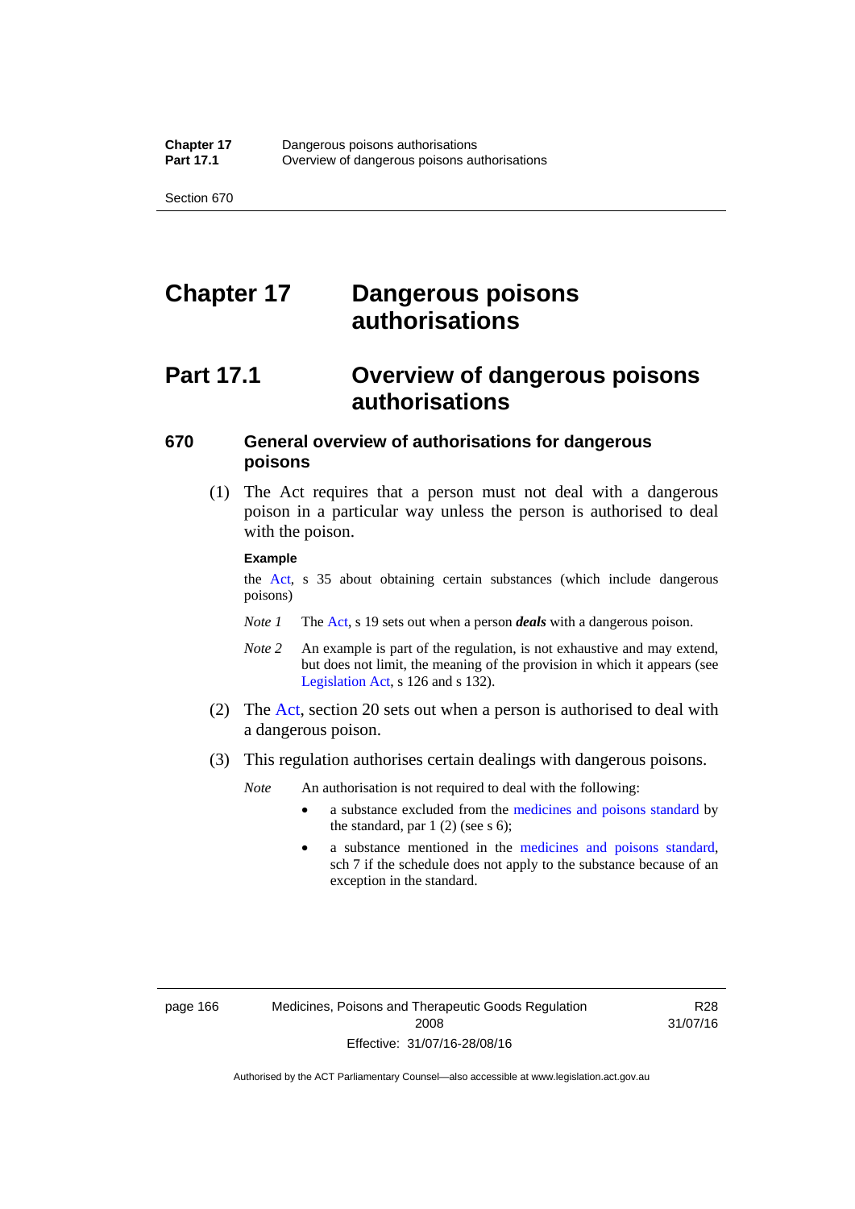# Chapter 17 Dangerous poisons authorisations

## Part 17.1 Overview of dangerous poisons authorisations

### 670 General overview of authorisations for dangerous poisons

(1) The Act requires that a person must not deal with a dangerous poison in a particular way unless the person is authorised to deal with the poison.

**Example**

the Act, s 35 about obtaining certain substances (which include dangerous poisons)

*Note 1* The Act, s 19 sets out when a person ***deals*** with a dangerous poison.

*Note 2* An example is part of the regulation, is not exhaustive and may extend, but does not limit, the meaning of the provision in which it appears (see Legislation Act, s 126 and s 132).

(2) The Act, section 20 sets out when a person is authorised to deal with a dangerous poison.

(3) This regulation authorises certain dealings with dangerous poisons.

*Note* An authorisation is not required to deal with the following:

- a substance excluded from the medicines and poisons standard by the standard, par 1 (2) (see s 6);
- a substance mentioned in the medicines and poisons standard, sch 7 if the schedule does not apply to the substance because of an exception in the standard.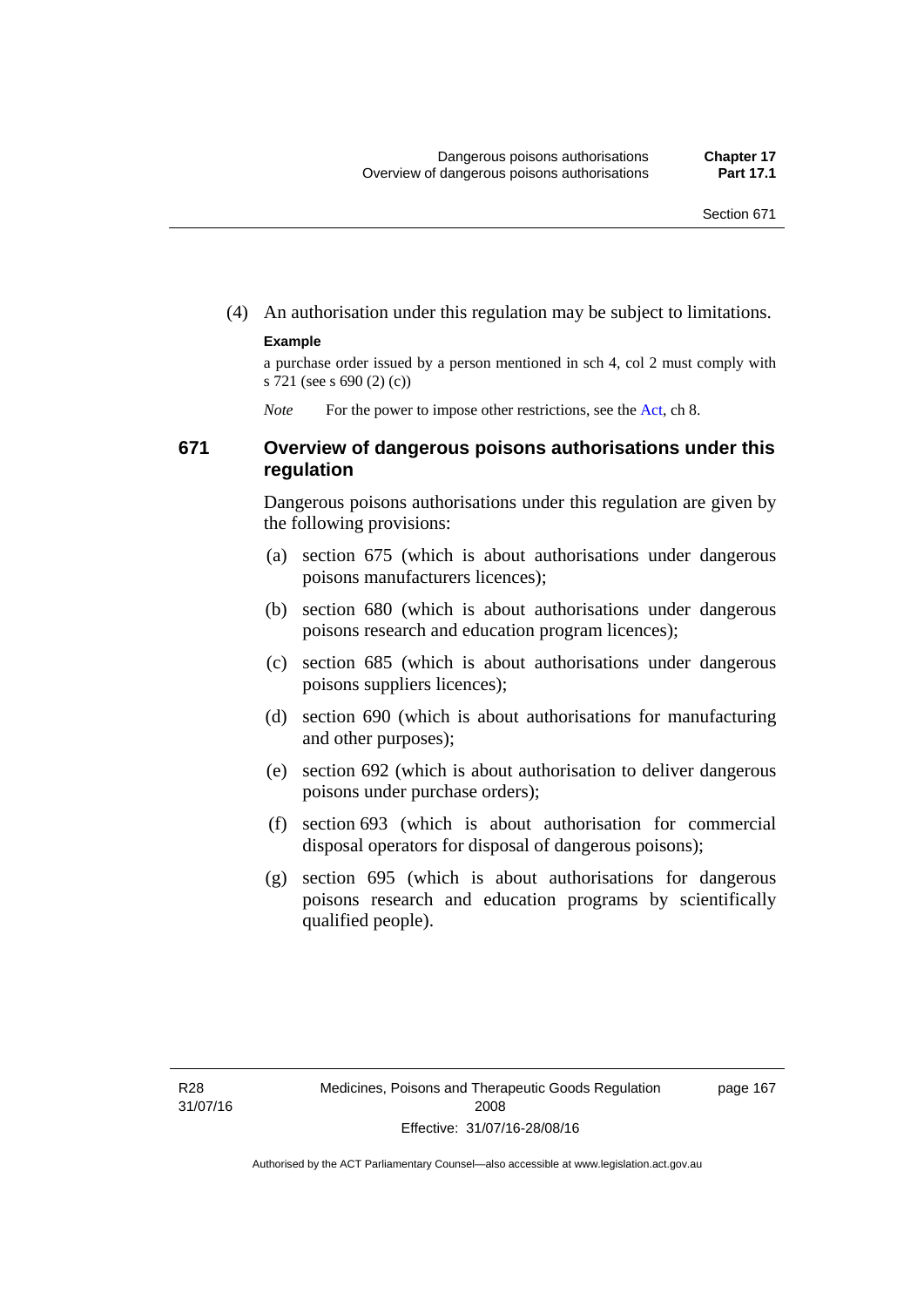(4) An authorisation under this regulation may be subject to limitations.

**Example**

a purchase order issued by a person mentioned in sch 4, col 2 must comply with s 721 (see s 690 (2) (c))

*Note* For the power to impose other restrictions, see the Act, ch 8.

### 671 Overview of dangerous poisons authorisations under this regulation

Dangerous poisons authorisations under this regulation are given by the following provisions:

(a) section 675 (which is about authorisations under dangerous poisons manufacturers licences);

(b) section 680 (which is about authorisations under dangerous poisons research and education program licences);

(c) section 685 (which is about authorisations under dangerous poisons suppliers licences);

(d) section 690 (which is about authorisations for manufacturing and other purposes);

(e) section 692 (which is about authorisation to deliver dangerous poisons under purchase orders);

(f) section 693 (which is about authorisation for commercial disposal operators for disposal of dangerous poisons);

(g) section 695 (which is about authorisations for dangerous poisons research and education programs by scientifically qualified people).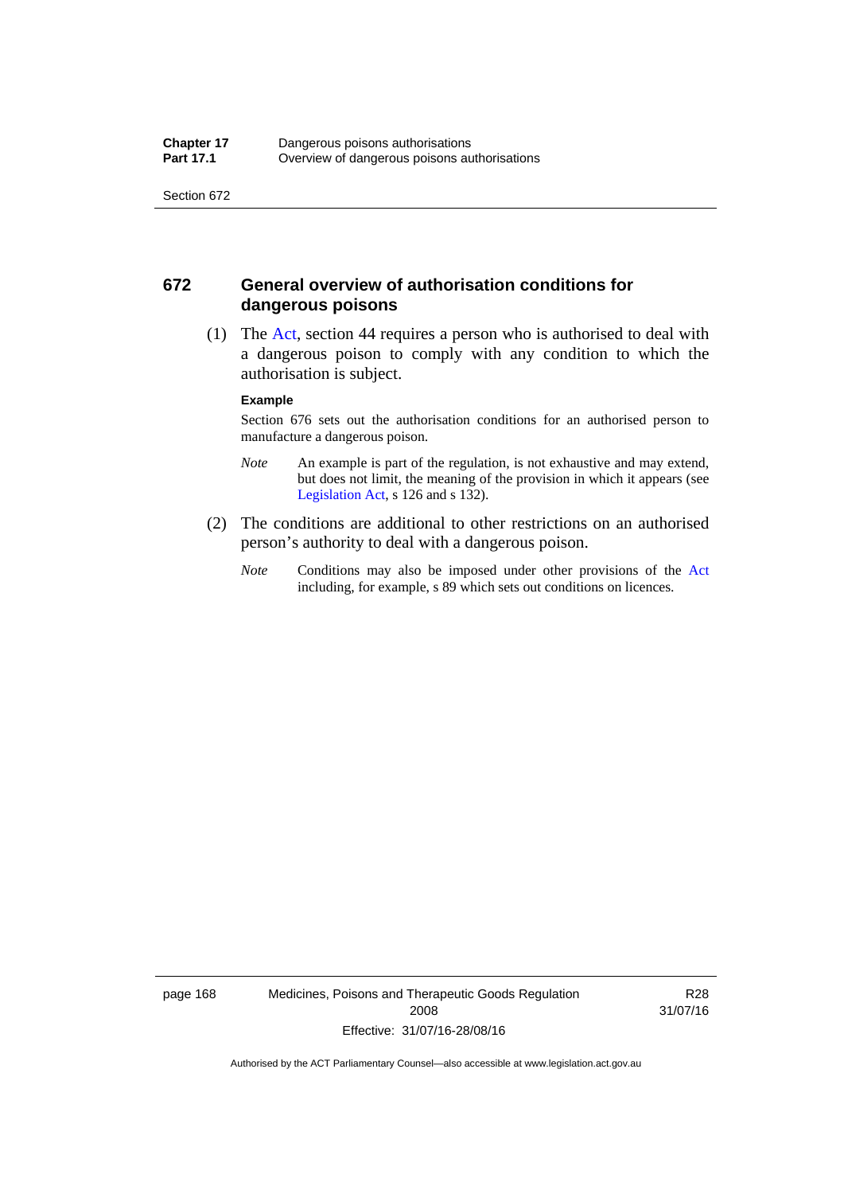## 672 General overview of authorisation conditions for dangerous poisons

(1) The Act, section 44 requires a person who is authorised to deal with a dangerous poison to comply with any condition to which the authorisation is subject.

**Example**

Section 676 sets out the authorisation conditions for an authorised person to manufacture a dangerous poison.

*Note* An example is part of the regulation, is not exhaustive and may extend, but does not limit, the meaning of the provision in which it appears (see Legislation Act, s 126 and s 132).

(2) The conditions are additional to other restrictions on an authorised person's authority to deal with a dangerous poison.

*Note* Conditions may also be imposed under other provisions of the Act including, for example, s 89 which sets out conditions on licences.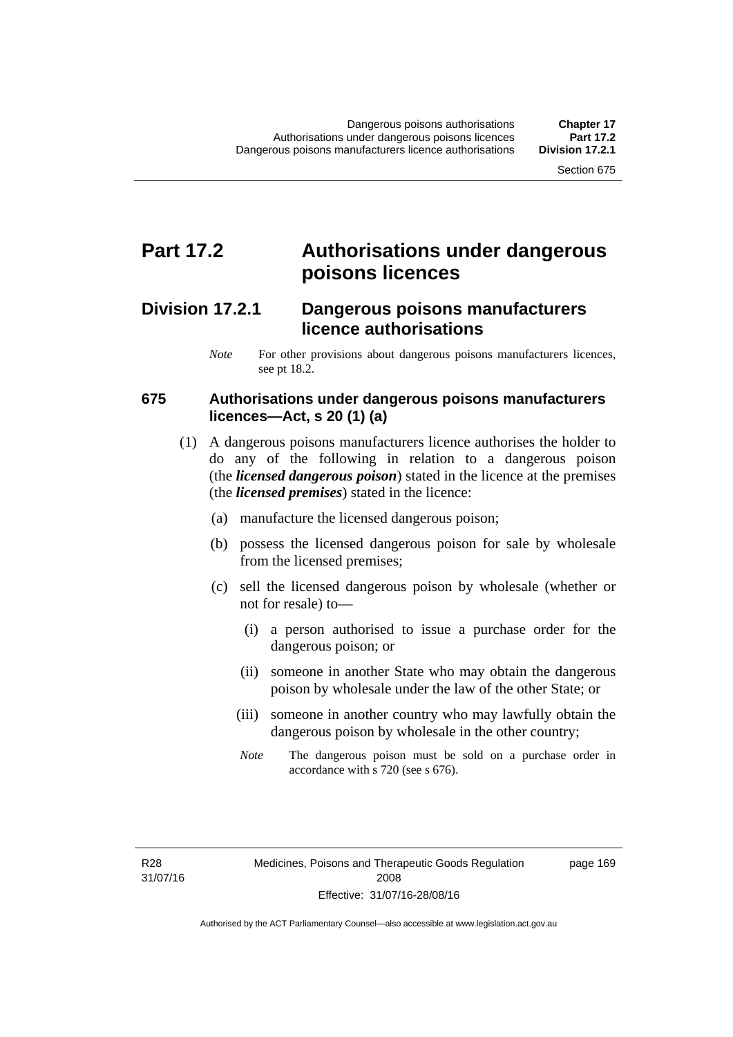# Part 17.2 Authorisations under dangerous poisons licences

## Division 17.2.1 Dangerous poisons manufacturers licence authorisations

*Note* For other provisions about dangerous poisons manufacturers licences, see pt 18.2.

### 675 Authorisations under dangerous poisons manufacturers licences—Act, s 20 (1) (a)

(1) A dangerous poisons manufacturers licence authorises the holder to do any of the following in relation to a dangerous poison (the ***licensed dangerous poison***) stated in the licence at the premises (the ***licensed premises***) stated in the licence:

(a) manufacture the licensed dangerous poison;

(b) possess the licensed dangerous poison for sale by wholesale from the licensed premises;

(c) sell the licensed dangerous poison by wholesale (whether or not for resale) to—

(i) a person authorised to issue a purchase order for the dangerous poison; or

(ii) someone in another State who may obtain the dangerous poison by wholesale under the law of the other State; or

(iii) someone in another country who may lawfully obtain the dangerous poison by wholesale in the other country;

*Note* The dangerous poison must be sold on a purchase order in accordance with s 720 (see s 676).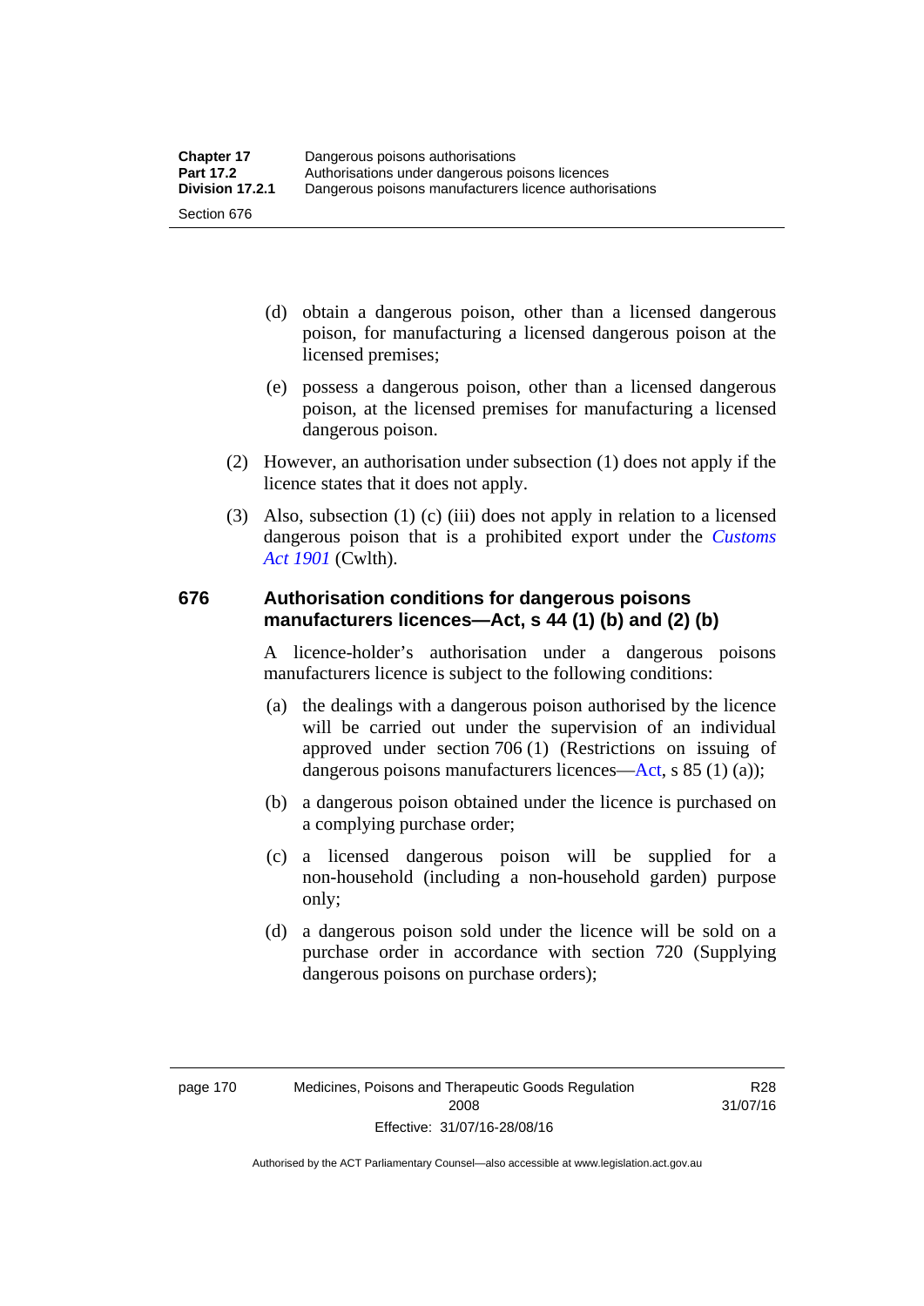(d) obtain a dangerous poison, other than a licensed dangerous poison, for manufacturing a licensed dangerous poison at the licensed premises;

(e) possess a dangerous poison, other than a licensed dangerous poison, at the licensed premises for manufacturing a licensed dangerous poison.

(2) However, an authorisation under subsection (1) does not apply if the licence states that it does not apply.

(3) Also, subsection (1) (c) (iii) does not apply in relation to a licensed dangerous poison that is a prohibited export under the *Customs Act 1901* (Cwlth).

## 676 Authorisation conditions for dangerous poisons manufacturers licences—Act, s 44 (1) (b) and (2) (b)

A licence-holder's authorisation under a dangerous poisons manufacturers licence is subject to the following conditions:

(a) the dealings with a dangerous poison authorised by the licence will be carried out under the supervision of an individual approved under section 706 (1) (Restrictions on issuing of dangerous poisons manufacturers licences—Act, s 85 (1) (a));

(b) a dangerous poison obtained under the licence is purchased on a complying purchase order;

(c) a licensed dangerous poison will be supplied for a non-household (including a non-household garden) purpose only;

(d) a dangerous poison sold under the licence will be sold on a purchase order in accordance with section 720 (Supplying dangerous poisons on purchase orders);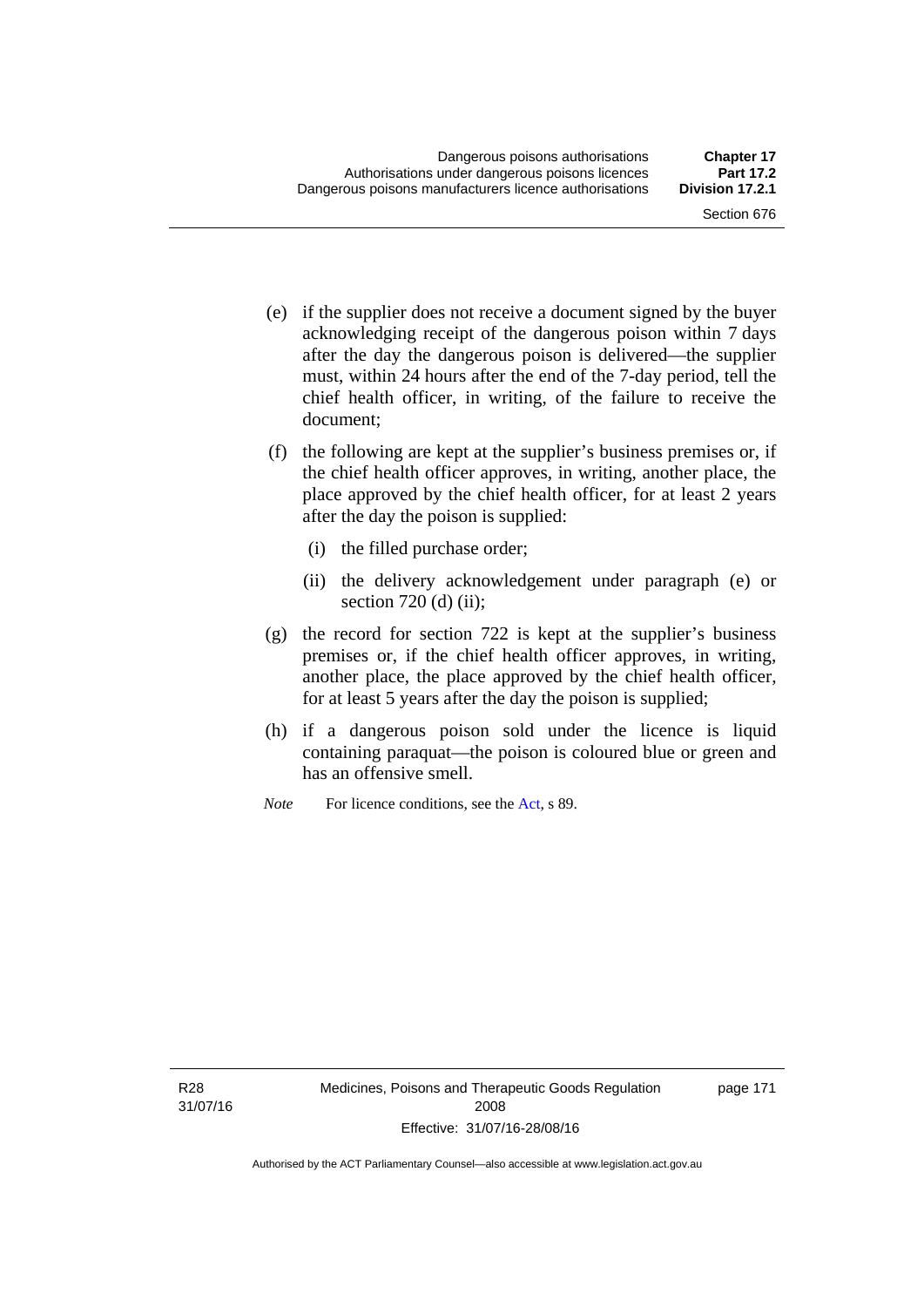(e) if the supplier does not receive a document signed by the buyer acknowledging receipt of the dangerous poison within 7 days after the day the dangerous poison is delivered—the supplier must, within 24 hours after the end of the 7-day period, tell the chief health officer, in writing, of the failure to receive the document;

(f) the following are kept at the supplier's business premises or, if the chief health officer approves, in writing, another place, the place approved by the chief health officer, for at least 2 years after the day the poison is supplied:

(i) the filled purchase order;

(ii) the delivery acknowledgement under paragraph (e) or section 720 (d) (ii);

(g) the record for section 722 is kept at the supplier's business premises or, if the chief health officer approves, in writing, another place, the place approved by the chief health officer, for at least 5 years after the day the poison is supplied;

(h) if a dangerous poison sold under the licence is liquid containing paraquat—the poison is coloured blue or green and has an offensive smell.

*Note* For licence conditions, see the Act, s 89.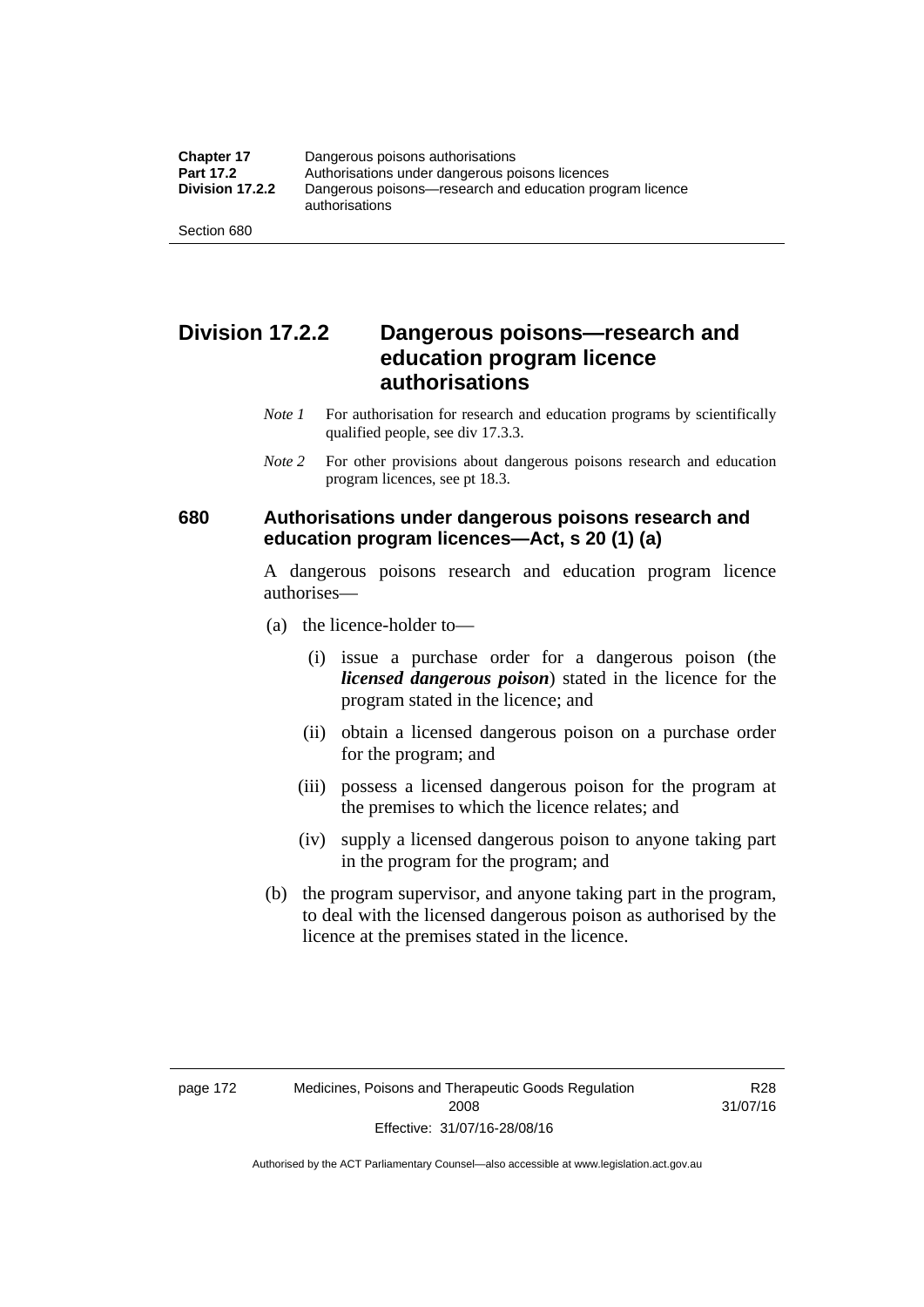## Division 17.2.2 Dangerous poisons—research and education program licence authorisations

*Note 1* For authorisation for research and education programs by scientifically qualified people, see div 17.3.3.

*Note 2* For other provisions about dangerous poisons research and education program licences, see pt 18.3.

### 680 Authorisations under dangerous poisons research and education program licences—Act, s 20 (1) (a)

A dangerous poisons research and education program licence authorises—

(a) the licence-holder to—

(i) issue a purchase order for a dangerous poison (the ***licensed dangerous poison***) stated in the licence for the program stated in the licence; and

(ii) obtain a licensed dangerous poison on a purchase order for the program; and

(iii) possess a licensed dangerous poison for the program at the premises to which the licence relates; and

(iv) supply a licensed dangerous poison to anyone taking part in the program for the program; and

(b) the program supervisor, and anyone taking part in the program, to deal with the licensed dangerous poison as authorised by the licence at the premises stated in the licence.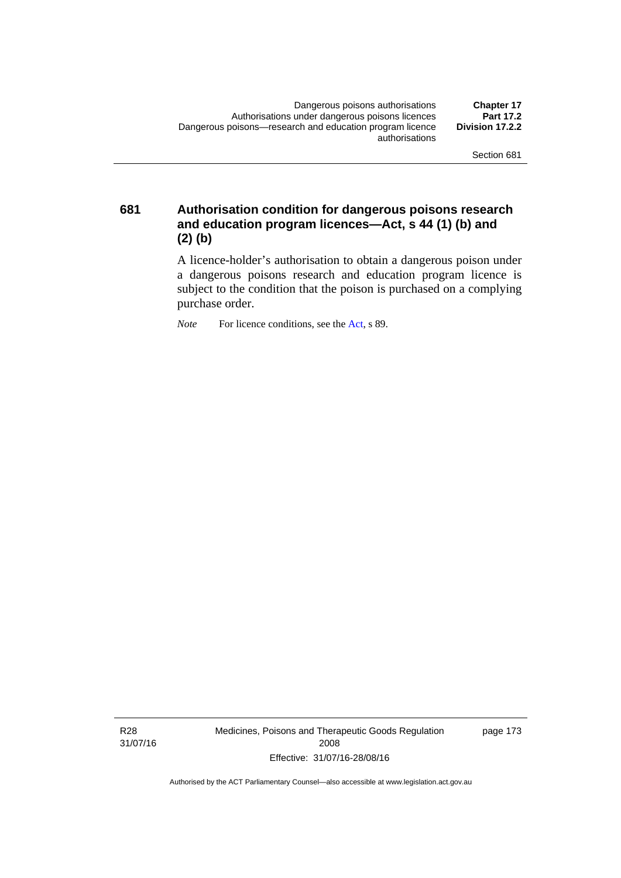### 681 Authorisation condition for dangerous poisons research and education program licences—Act, s 44 (1) (b) and (2) (b)

A licence-holder's authorisation to obtain a dangerous poison under a dangerous poisons research and education program licence is subject to the condition that the poison is purchased on a complying purchase order.

*Note* For licence conditions, see the Act, s 89.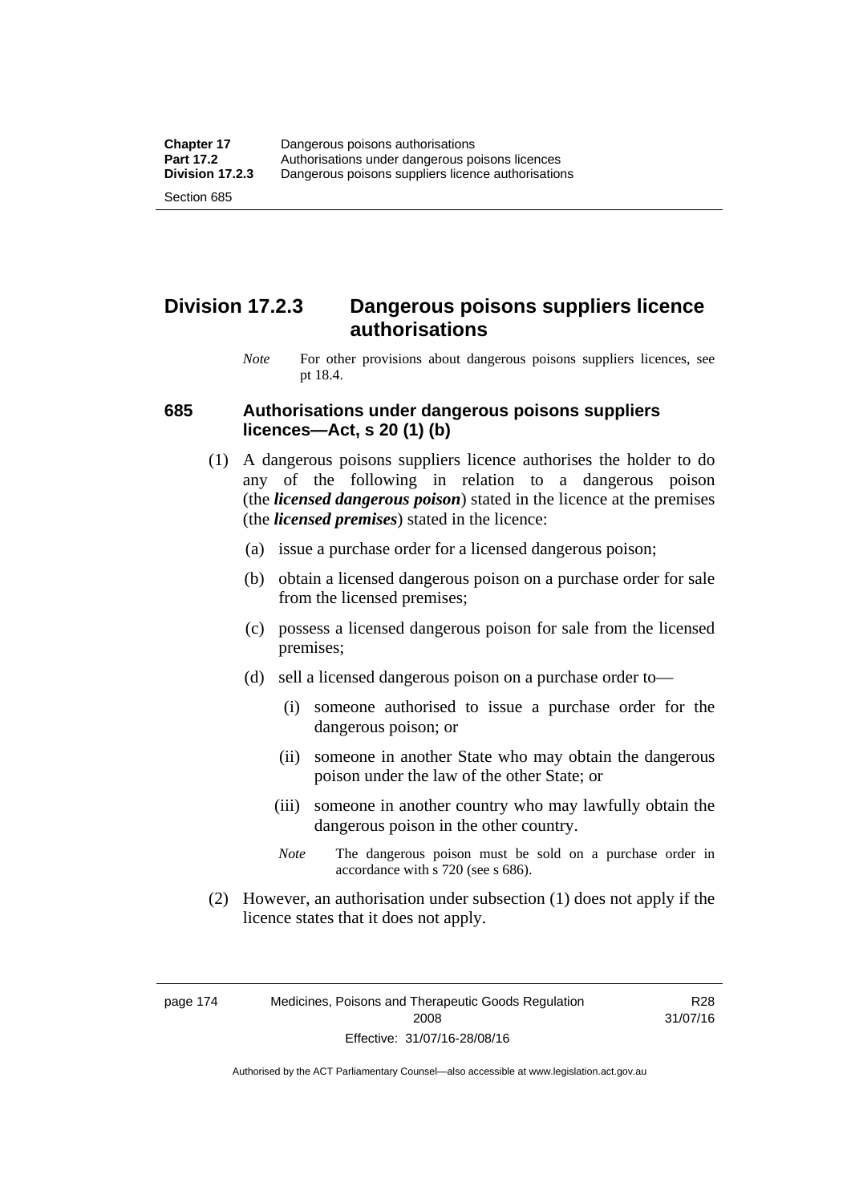## Division 17.2.3 Dangerous poisons suppliers licence authorisations

*Note* For other provisions about dangerous poisons suppliers licences, see pt 18.4.

### 685 Authorisations under dangerous poisons suppliers licences—Act, s 20 (1) (b)

(1) A dangerous poisons suppliers licence authorises the holder to do any of the following in relation to a dangerous poison (the ***licensed dangerous poison***) stated in the licence at the premises (the ***licensed premises***) stated in the licence:

(a) issue a purchase order for a licensed dangerous poison;

(b) obtain a licensed dangerous poison on a purchase order for sale from the licensed premises;

(c) possess a licensed dangerous poison for sale from the licensed premises;

(d) sell a licensed dangerous poison on a purchase order to—

(i) someone authorised to issue a purchase order for the dangerous poison; or

(ii) someone in another State who may obtain the dangerous poison under the law of the other State; or

(iii) someone in another country who may lawfully obtain the dangerous poison in the other country.

*Note* The dangerous poison must be sold on a purchase order in accordance with s 720 (see s 686).

(2) However, an authorisation under subsection (1) does not apply if the licence states that it does not apply.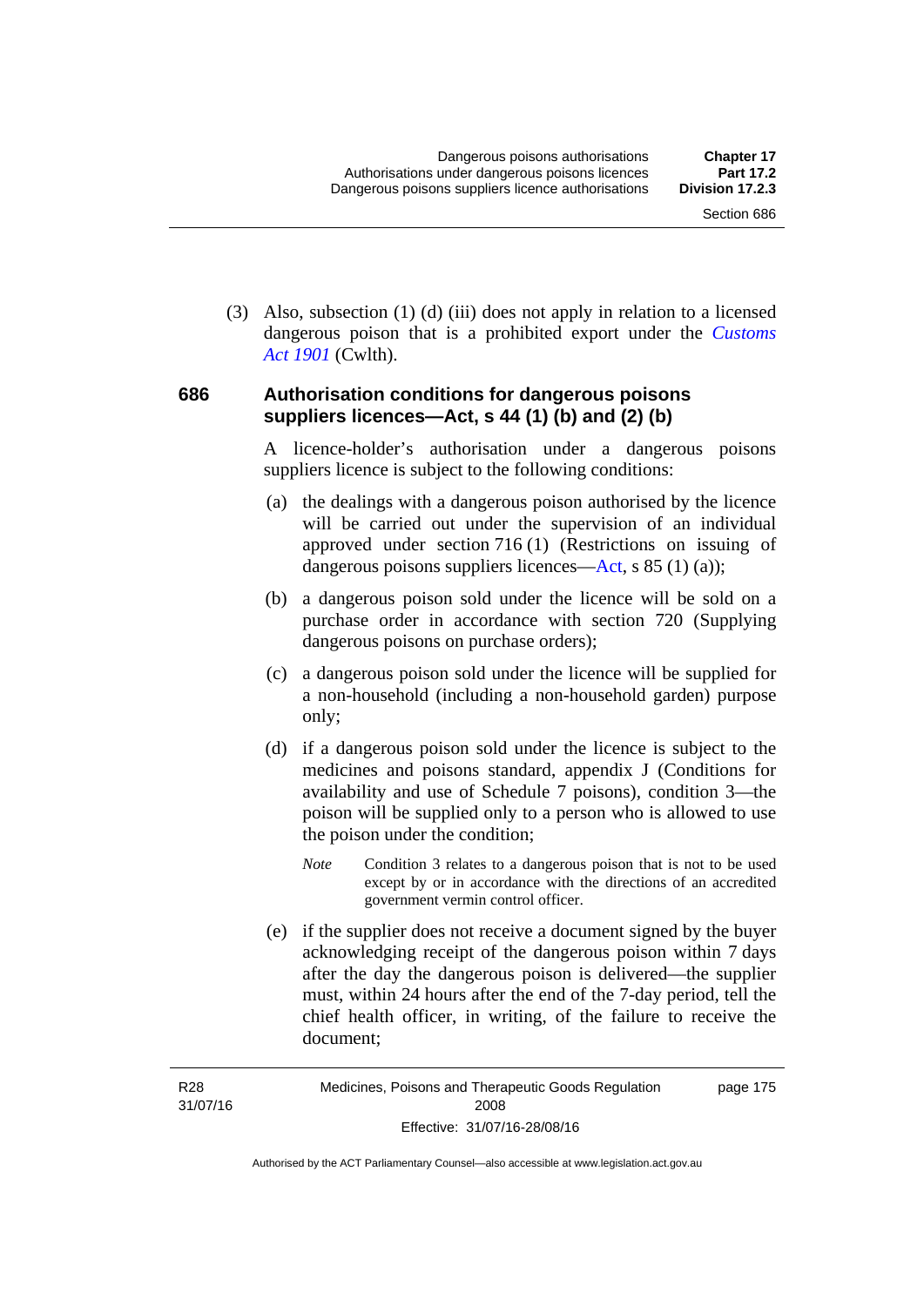(3) Also, subsection (1) (d) (iii) does not apply in relation to a licensed dangerous poison that is a prohibited export under the *Customs Act 1901* (Cwlth).

### 686 Authorisation conditions for dangerous poisons suppliers licences—Act, s 44 (1) (b) and (2) (b)

A licence-holder's authorisation under a dangerous poisons suppliers licence is subject to the following conditions:

(a) the dealings with a dangerous poison authorised by the licence will be carried out under the supervision of an individual approved under section 716 (1) (Restrictions on issuing of dangerous poisons suppliers licences—Act, s 85 (1) (a));

(b) a dangerous poison sold under the licence will be sold on a purchase order in accordance with section 720 (Supplying dangerous poisons on purchase orders);

(c) a dangerous poison sold under the licence will be supplied for a non-household (including a non-household garden) purpose only;

(d) if a dangerous poison sold under the licence is subject to the medicines and poisons standard, appendix J (Conditions for availability and use of Schedule 7 poisons), condition 3—the poison will be supplied only to a person who is allowed to use the poison under the condition;

*Note* Condition 3 relates to a dangerous poison that is not to be used except by or in accordance with the directions of an accredited government vermin control officer.

(e) if the supplier does not receive a document signed by the buyer acknowledging receipt of the dangerous poison within 7 days after the day the dangerous poison is delivered—the supplier must, within 24 hours after the end of the 7-day period, tell the chief health officer, in writing, of the failure to receive the document;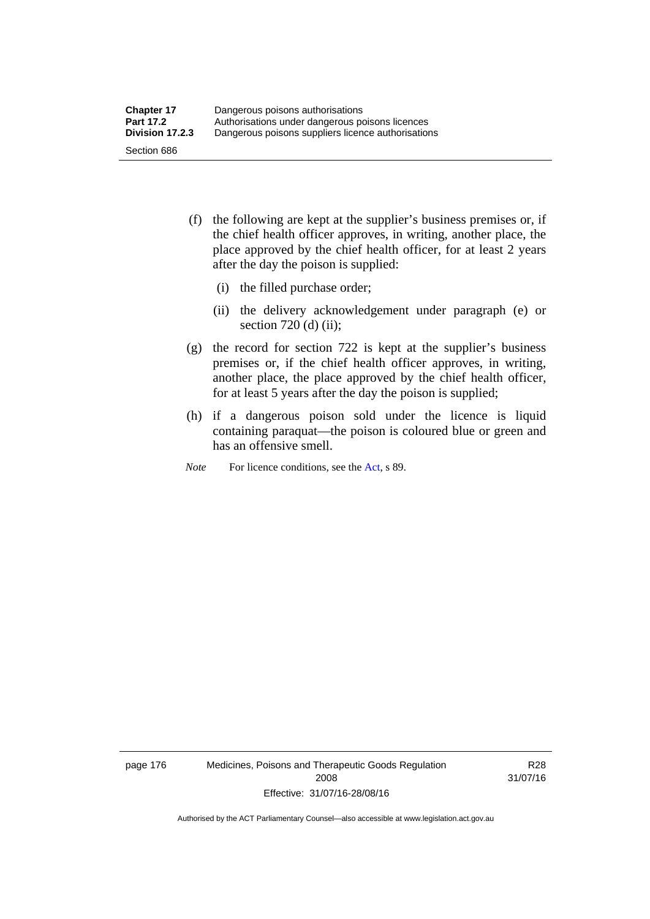(f) the following are kept at the supplier's business premises or, if the chief health officer approves, in writing, another place, the place approved by the chief health officer, for at least 2 years after the day the poison is supplied:

  (i) the filled purchase order;

  (ii) the delivery acknowledgement under paragraph (e) or section 720 (d) (ii);

(g) the record for section 722 is kept at the supplier's business premises or, if the chief health officer approves, in writing, another place, the place approved by the chief health officer, for at least 5 years after the day the poison is supplied;

(h) if a dangerous poison sold under the licence is liquid containing paraquat—the poison is coloured blue or green and has an offensive smell.

*Note* For licence conditions, see the Act, s 89.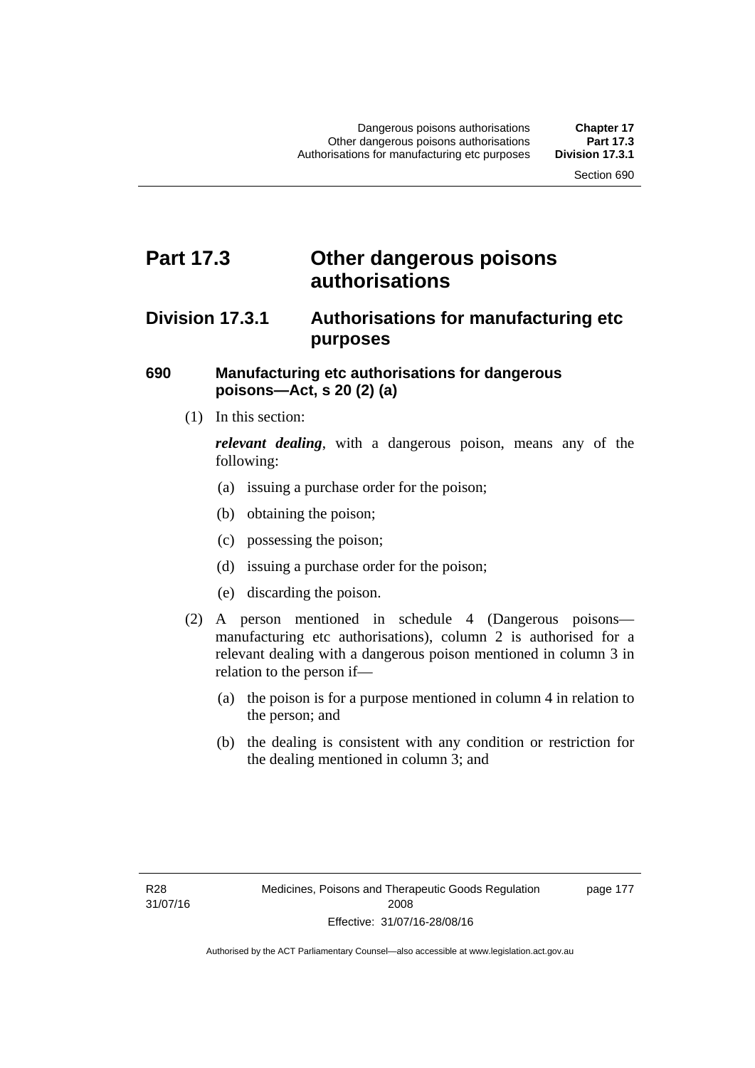# Part 17.3 Other dangerous poisons authorisations

## Division 17.3.1 Authorisations for manufacturing etc purposes

### 690 Manufacturing etc authorisations for dangerous poisons—Act, s 20 (2) (a)

(1) In this section:

***relevant dealing***, with a dangerous poison, means any of the following:

(a) issuing a purchase order for the poison;

(b) obtaining the poison;

(c) possessing the poison;

(d) issuing a purchase order for the poison;

(e) discarding the poison.

(2) A person mentioned in schedule 4 (Dangerous poisons—manufacturing etc authorisations), column 2 is authorised for a relevant dealing with a dangerous poison mentioned in column 3 in relation to the person if—

(a) the poison is for a purpose mentioned in column 4 in relation to the person; and

(b) the dealing is consistent with any condition or restriction for the dealing mentioned in column 3; and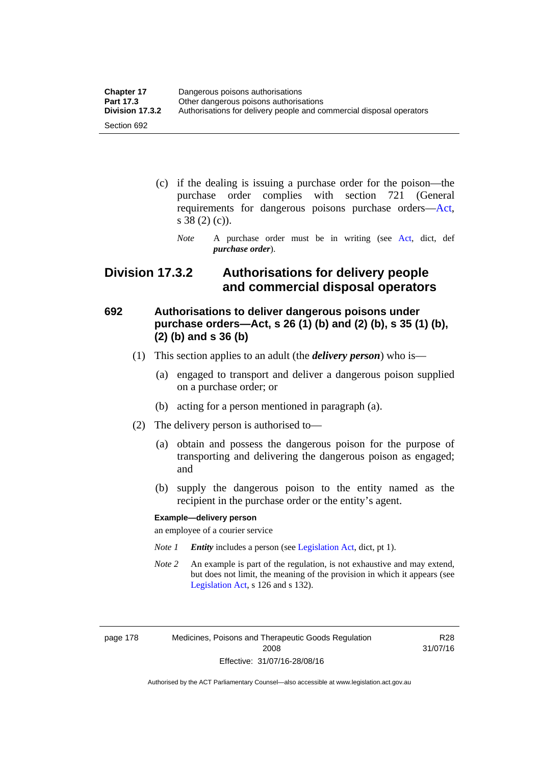(c) if the dealing is issuing a purchase order for the poison—the purchase order complies with section 721 (General requirements for dangerous poisons purchase orders—Act, s 38 (2) (c)).

*Note* A purchase order must be in writing (see Act, dict, def ***purchase order***).

## Division 17.3.2 Authorisations for delivery people and commercial disposal operators

### 692 Authorisations to deliver dangerous poisons under purchase orders—Act, s 26 (1) (b) and (2) (b), s 35 (1) (b), (2) (b) and s 36 (b)

(1) This section applies to an adult (the ***delivery person***) who is—

(a) engaged to transport and deliver a dangerous poison supplied on a purchase order; or

(b) acting for a person mentioned in paragraph (a).

(2) The delivery person is authorised to—

(a) obtain and possess the dangerous poison for the purpose of transporting and delivering the dangerous poison as engaged; and

(b) supply the dangerous poison to the entity named as the recipient in the purchase order or the entity's agent.

**Example—delivery person**

an employee of a courier service

*Note 1* ***Entity*** includes a person (see Legislation Act, dict, pt 1).

*Note 2* An example is part of the regulation, is not exhaustive and may extend, but does not limit, the meaning of the provision in which it appears (see Legislation Act, s 126 and s 132).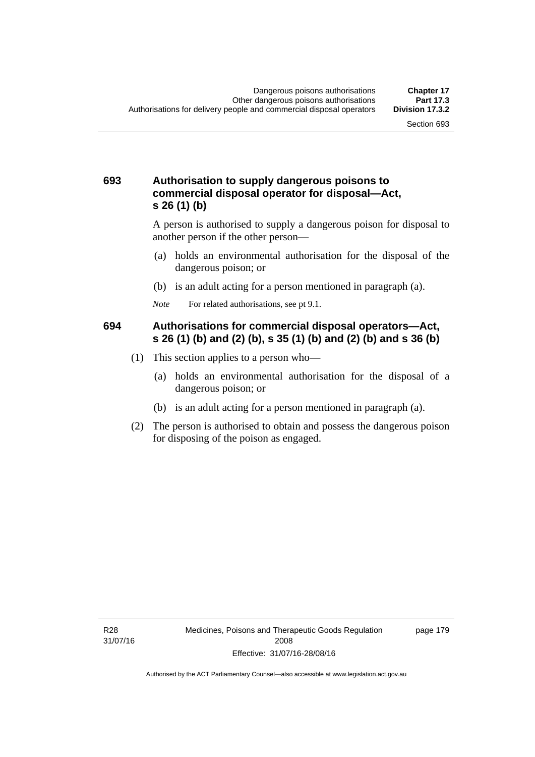### 693 Authorisation to supply dangerous poisons to commercial disposal operator for disposal—Act, s 26 (1) (b)

A person is authorised to supply a dangerous poison for disposal to another person if the other person—

(a) holds an environmental authorisation for the disposal of the dangerous poison; or

(b) is an adult acting for a person mentioned in paragraph (a).

*Note* For related authorisations, see pt 9.1.

### 694 Authorisations for commercial disposal operators—Act, s 26 (1) (b) and (2) (b), s 35 (1) (b) and (2) (b) and s 36 (b)

(1) This section applies to a person who—

(a) holds an environmental authorisation for the disposal of a dangerous poison; or

(b) is an adult acting for a person mentioned in paragraph (a).

(2) The person is authorised to obtain and possess the dangerous poison for disposing of the poison as engaged.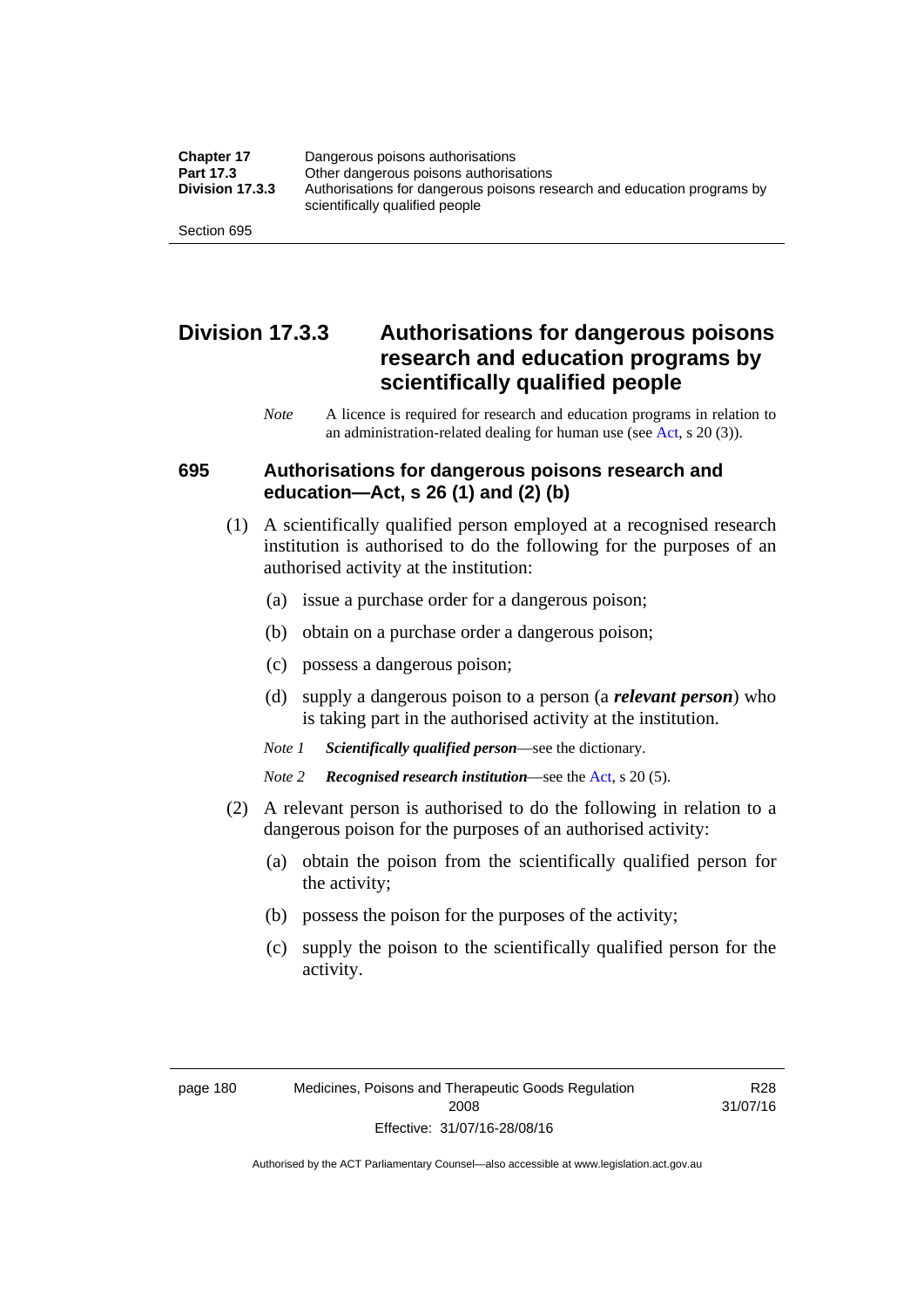## Division 17.3.3 Authorisations for dangerous poisons research and education programs by scientifically qualified people

*Note* A licence is required for research and education programs in relation to an administration-related dealing for human use (see Act, s 20 (3)).

### 695 Authorisations for dangerous poisons research and education—Act, s 26 (1) and (2) (b)

(1) A scientifically qualified person employed at a recognised research institution is authorised to do the following for the purposes of an authorised activity at the institution:

(a) issue a purchase order for a dangerous poison;

(b) obtain on a purchase order a dangerous poison;

(c) possess a dangerous poison;

(d) supply a dangerous poison to a person (a ***relevant person***) who is taking part in the authorised activity at the institution.

*Note 1* ***Scientifically qualified person***—see the dictionary.

*Note 2* ***Recognised research institution***—see the Act, s 20 (5).

(2) A relevant person is authorised to do the following in relation to a dangerous poison for the purposes of an authorised activity:

(a) obtain the poison from the scientifically qualified person for the activity;

(b) possess the poison for the purposes of the activity;

(c) supply the poison to the scientifically qualified person for the activity.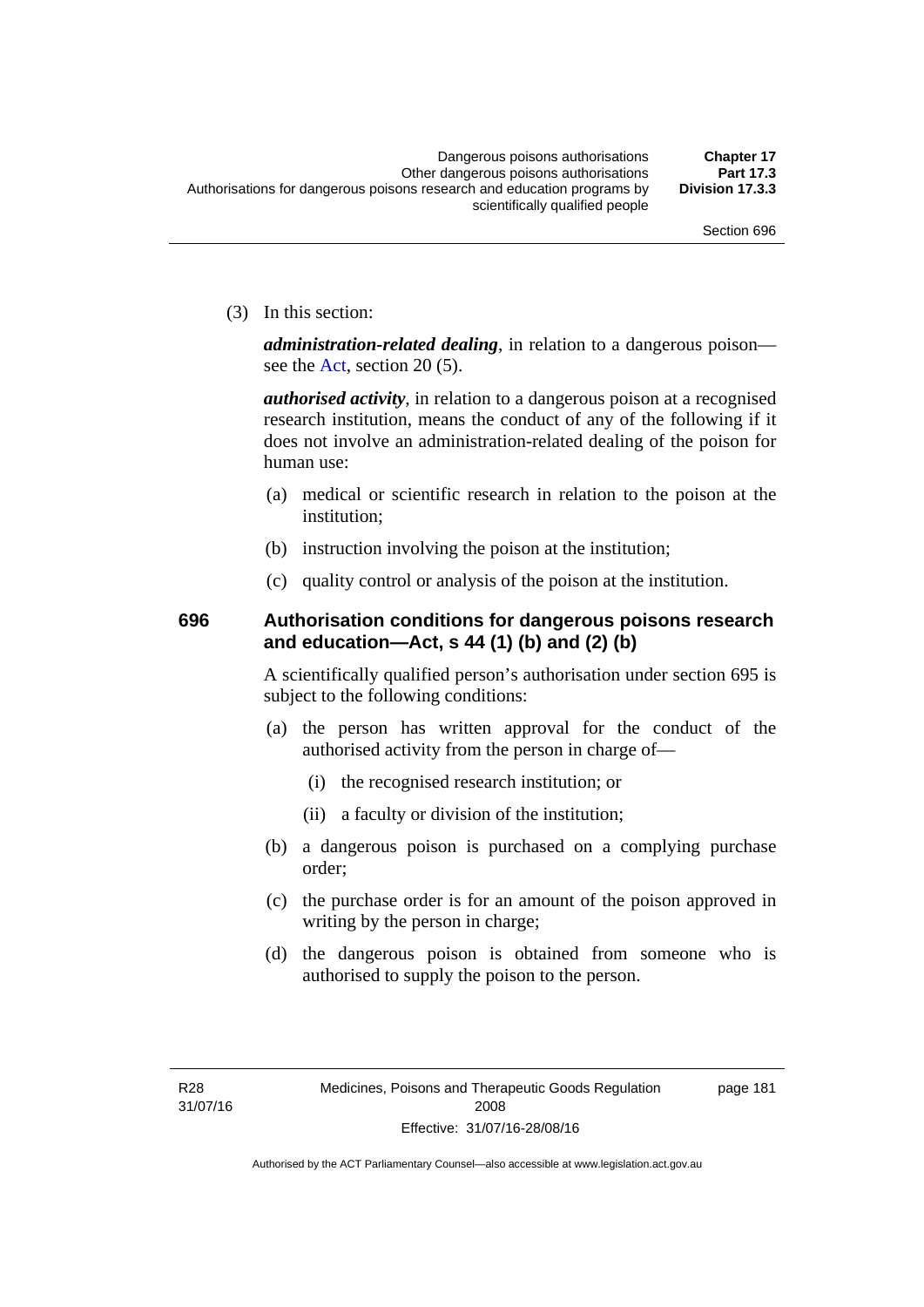(3) In this section:

***administration-related dealing***, in relation to a dangerous poison—see the Act, section 20 (5).

***authorised activity***, in relation to a dangerous poison at a recognised research institution, means the conduct of any of the following if it does not involve an administration-related dealing of the poison for human use:

- (a) medical or scientific research in relation to the poison at the institution;
- (b) instruction involving the poison at the institution;
- (c) quality control or analysis of the poison at the institution.

## 696 Authorisation conditions for dangerous poisons research and education—Act, s 44 (1) (b) and (2) (b)

A scientifically qualified person's authorisation under section 695 is subject to the following conditions:

- (a) the person has written approval for the conduct of the authorised activity from the person in charge of—
  - (i) the recognised research institution; or
  - (ii) a faculty or division of the institution;
- (b) a dangerous poison is purchased on a complying purchase order;
- (c) the purchase order is for an amount of the poison approved in writing by the person in charge;
- (d) the dangerous poison is obtained from someone who is authorised to supply the poison to the person.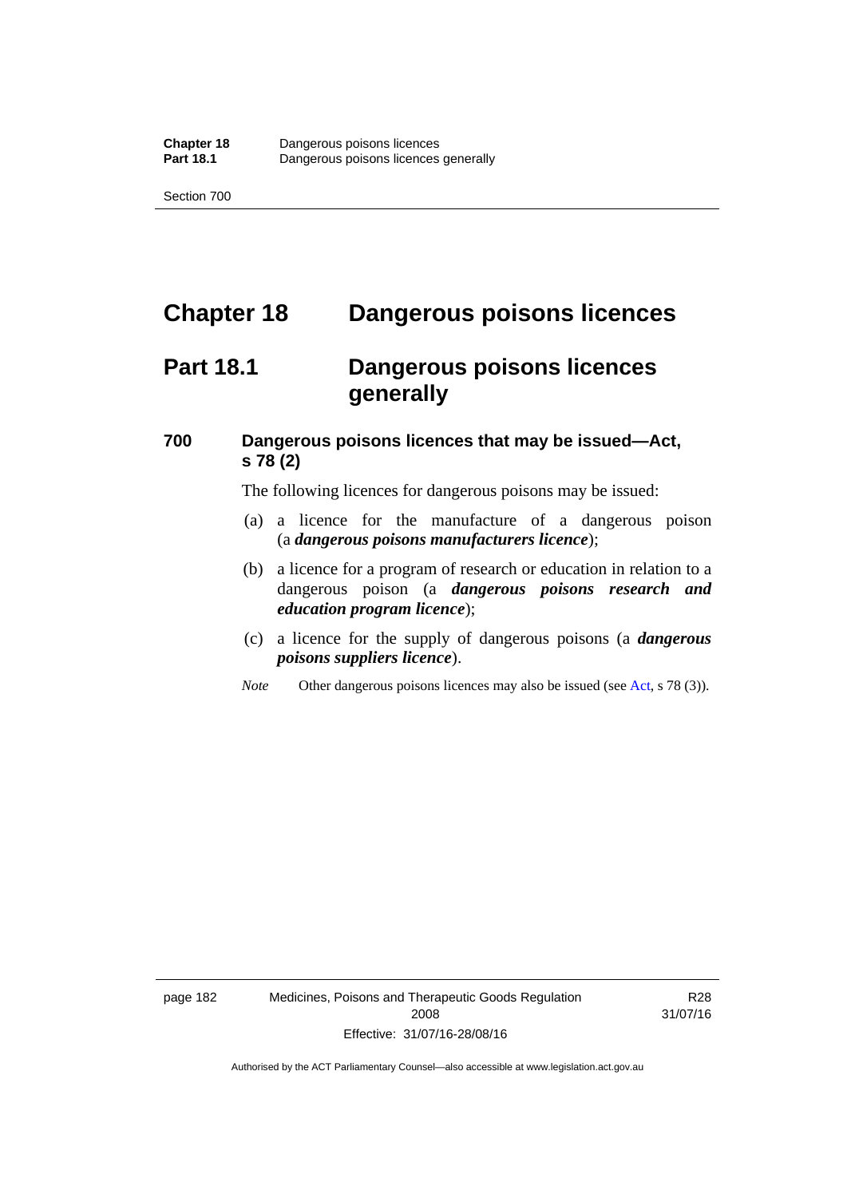# Chapter 18 Dangerous poisons licences

## Part 18.1 Dangerous poisons licences generally

### 700 Dangerous poisons licences that may be issued—Act, s 78 (2)

The following licences for dangerous poisons may be issued:

(a) a licence for the manufacture of a dangerous poison (a ***dangerous poisons manufacturers licence***);

(b) a licence for a program of research or education in relation to a dangerous poison (a ***dangerous poisons research and education program licence***);

(c) a licence for the supply of dangerous poisons (a ***dangerous poisons suppliers licence***).

*Note* Other dangerous poisons licences may also be issued (see Act, s 78 (3)).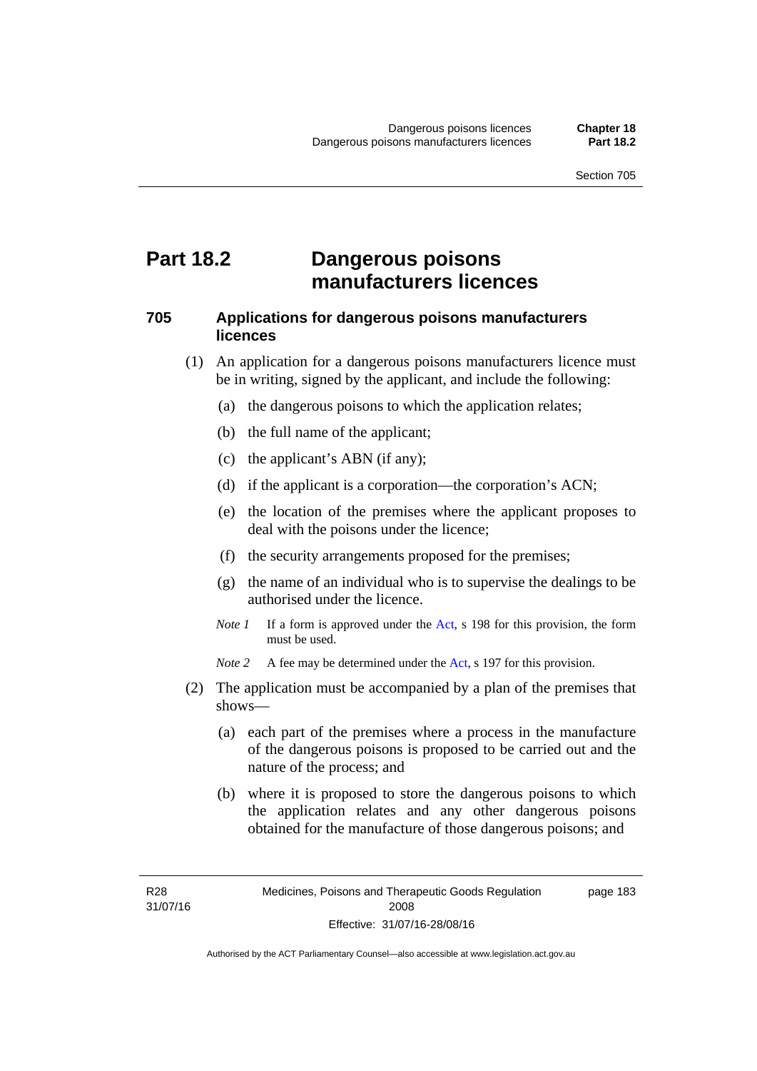# Part 18.2 Dangerous poisons manufacturers licences

### 705 Applications for dangerous poisons manufacturers licences

(1) An application for a dangerous poisons manufacturers licence must be in writing, signed by the applicant, and include the following:

(a) the dangerous poisons to which the application relates;

(b) the full name of the applicant;

(c) the applicant's ABN (if any);

(d) if the applicant is a corporation—the corporation's ACN;

(e) the location of the premises where the applicant proposes to deal with the poisons under the licence;

(f) the security arrangements proposed for the premises;

(g) the name of an individual who is to supervise the dealings to be authorised under the licence.

*Note 1* If a form is approved under the Act, s 198 for this provision, the form must be used.

*Note 2* A fee may be determined under the Act, s 197 for this provision.

(2) The application must be accompanied by a plan of the premises that shows—

(a) each part of the premises where a process in the manufacture of the dangerous poisons is proposed to be carried out and the nature of the process; and

(b) where it is proposed to store the dangerous poisons to which the application relates and any other dangerous poisons obtained for the manufacture of those dangerous poisons; and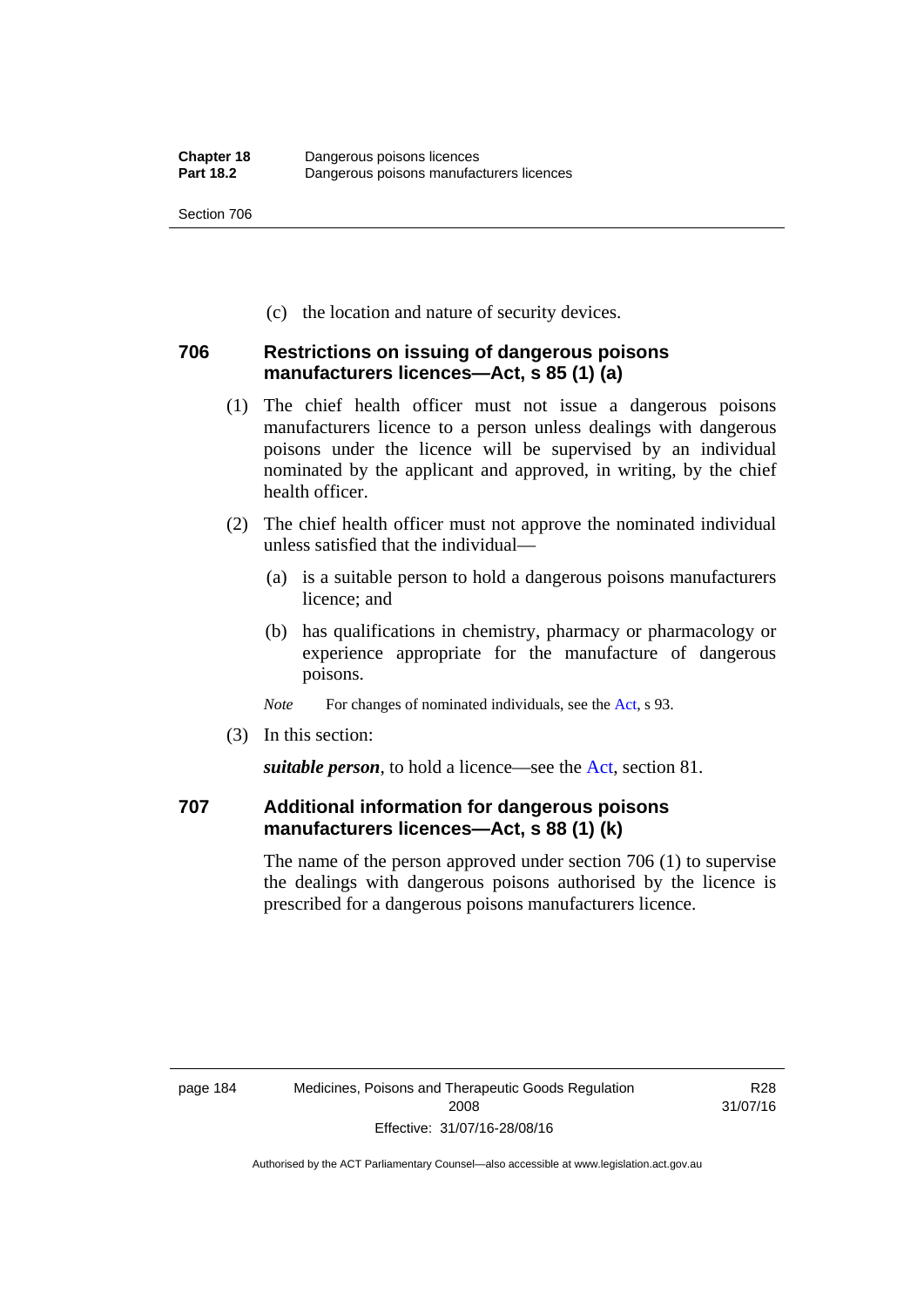(c) the location and nature of security devices.

### 706 Restrictions on issuing of dangerous poisons manufacturers licences—Act, s 85 (1) (a)

(1) The chief health officer must not issue a dangerous poisons manufacturers licence to a person unless dealings with dangerous poisons under the licence will be supervised by an individual nominated by the applicant and approved, in writing, by the chief health officer.

(2) The chief health officer must not approve the nominated individual unless satisfied that the individual—

(a) is a suitable person to hold a dangerous poisons manufacturers licence; and

(b) has qualifications in chemistry, pharmacy or pharmacology or experience appropriate for the manufacture of dangerous poisons.

*Note* For changes of nominated individuals, see the Act, s 93.

(3) In this section:

***suitable person***, to hold a licence—see the Act, section 81.

### 707 Additional information for dangerous poisons manufacturers licences—Act, s 88 (1) (k)

The name of the person approved under section 706 (1) to supervise the dealings with dangerous poisons authorised by the licence is prescribed for a dangerous poisons manufacturers licence.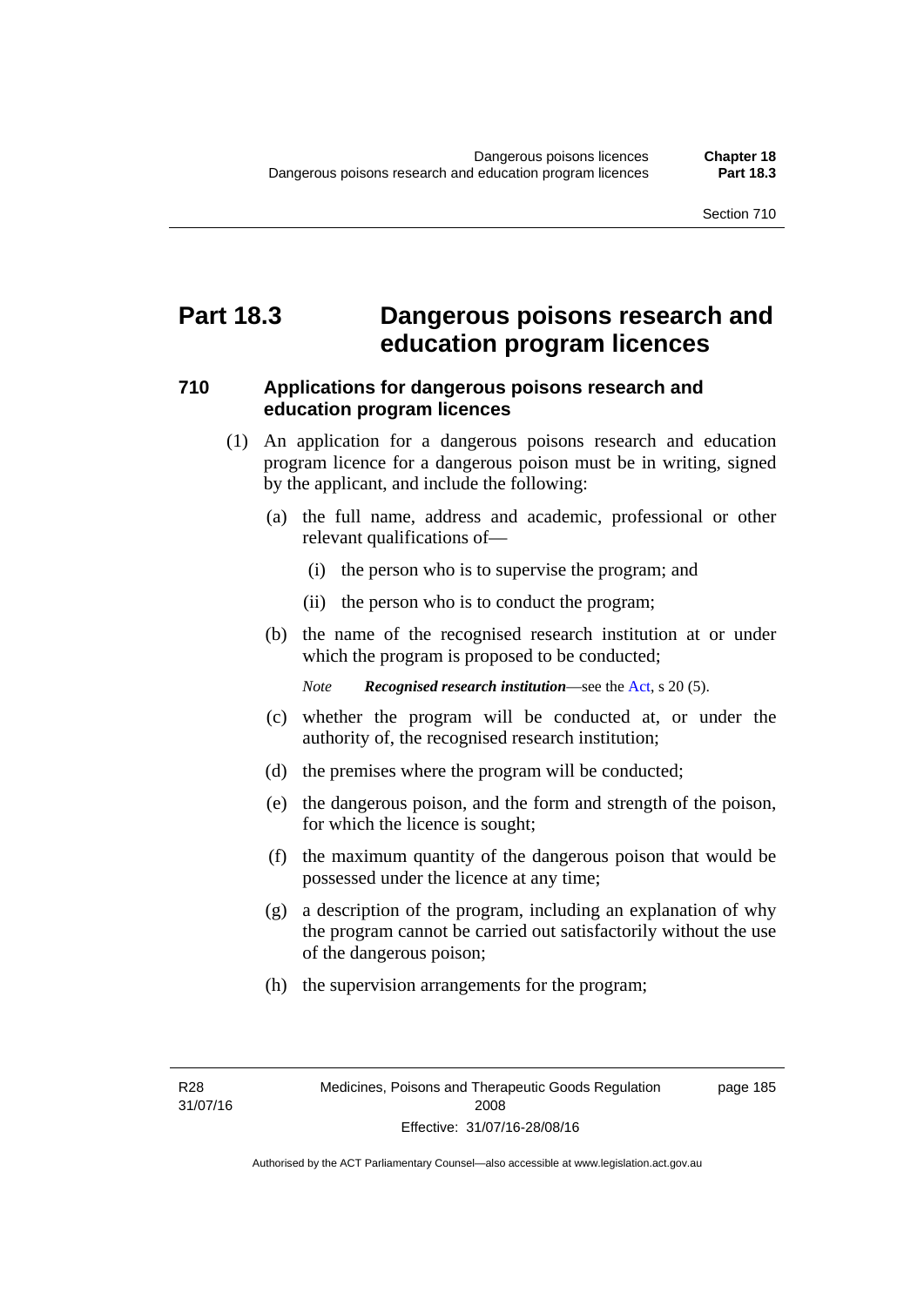# Part 18.3 Dangerous poisons research and education program licences

## 710 Applications for dangerous poisons research and education program licences

(1) An application for a dangerous poisons research and education program licence for a dangerous poison must be in writing, signed by the applicant, and include the following:

(a) the full name, address and academic, professional or other relevant qualifications of—

(i) the person who is to supervise the program; and

(ii) the person who is to conduct the program;

(b) the name of the recognised research institution at or under which the program is proposed to be conducted;

*Note* ***Recognised research institution***—see the Act, s 20 (5).

(c) whether the program will be conducted at, or under the authority of, the recognised research institution;

(d) the premises where the program will be conducted;

(e) the dangerous poison, and the form and strength of the poison, for which the licence is sought;

(f) the maximum quantity of the dangerous poison that would be possessed under the licence at any time;

(g) a description of the program, including an explanation of why the program cannot be carried out satisfactorily without the use of the dangerous poison;

(h) the supervision arrangements for the program;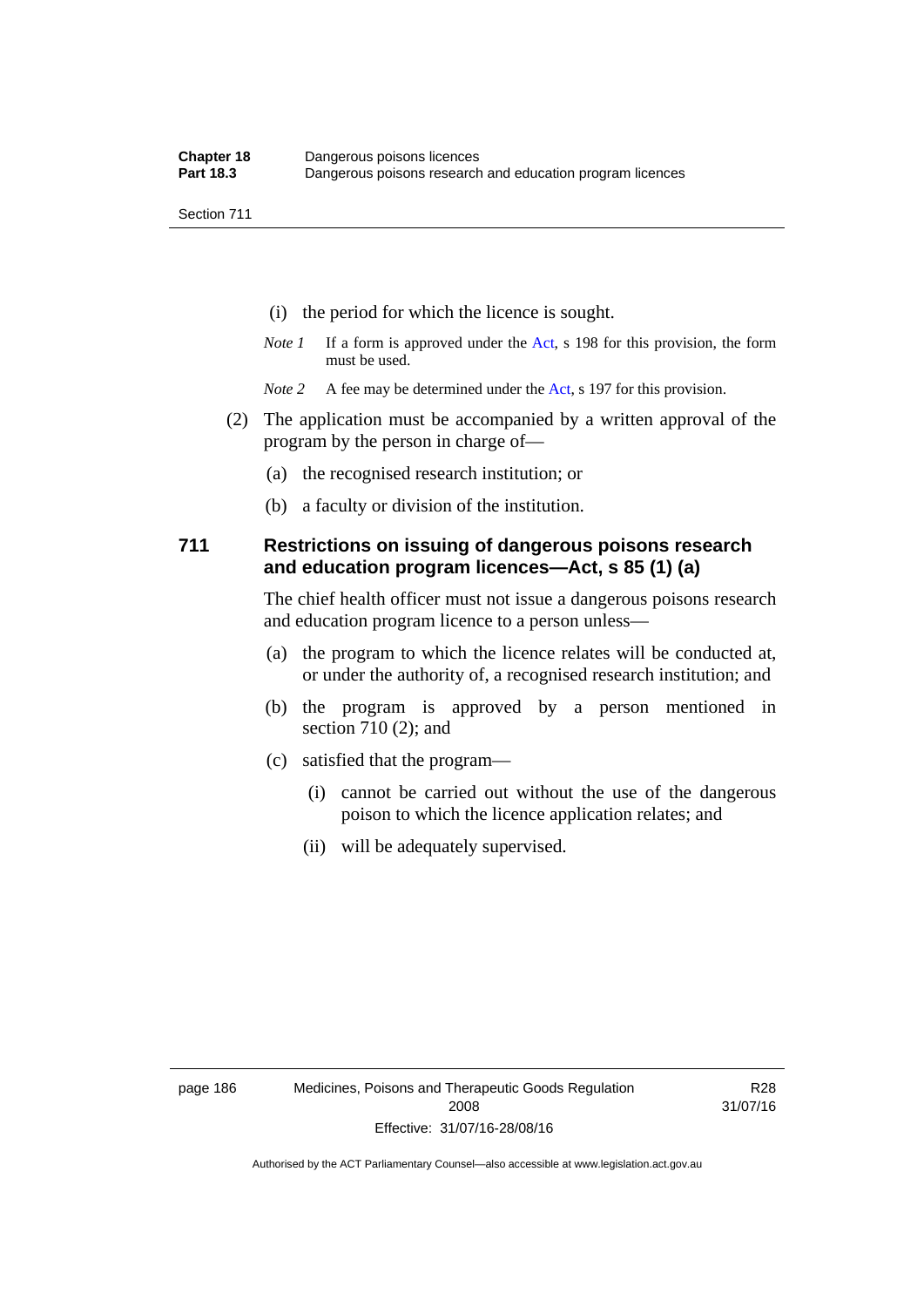(i) the period for which the licence is sought.

*Note 1* If a form is approved under the Act, s 198 for this provision, the form must be used.

*Note 2* A fee may be determined under the Act, s 197 for this provision.

(2) The application must be accompanied by a written approval of the program by the person in charge of—

(a) the recognised research institution; or

(b) a faculty or division of the institution.

### 711 Restrictions on issuing of dangerous poisons research and education program licences—Act, s 85 (1) (a)

The chief health officer must not issue a dangerous poisons research and education program licence to a person unless—

(a) the program to which the licence relates will be conducted at, or under the authority of, a recognised research institution; and

(b) the program is approved by a person mentioned in section 710 (2); and

(c) satisfied that the program—

(i) cannot be carried out without the use of the dangerous poison to which the licence application relates; and

(ii) will be adequately supervised.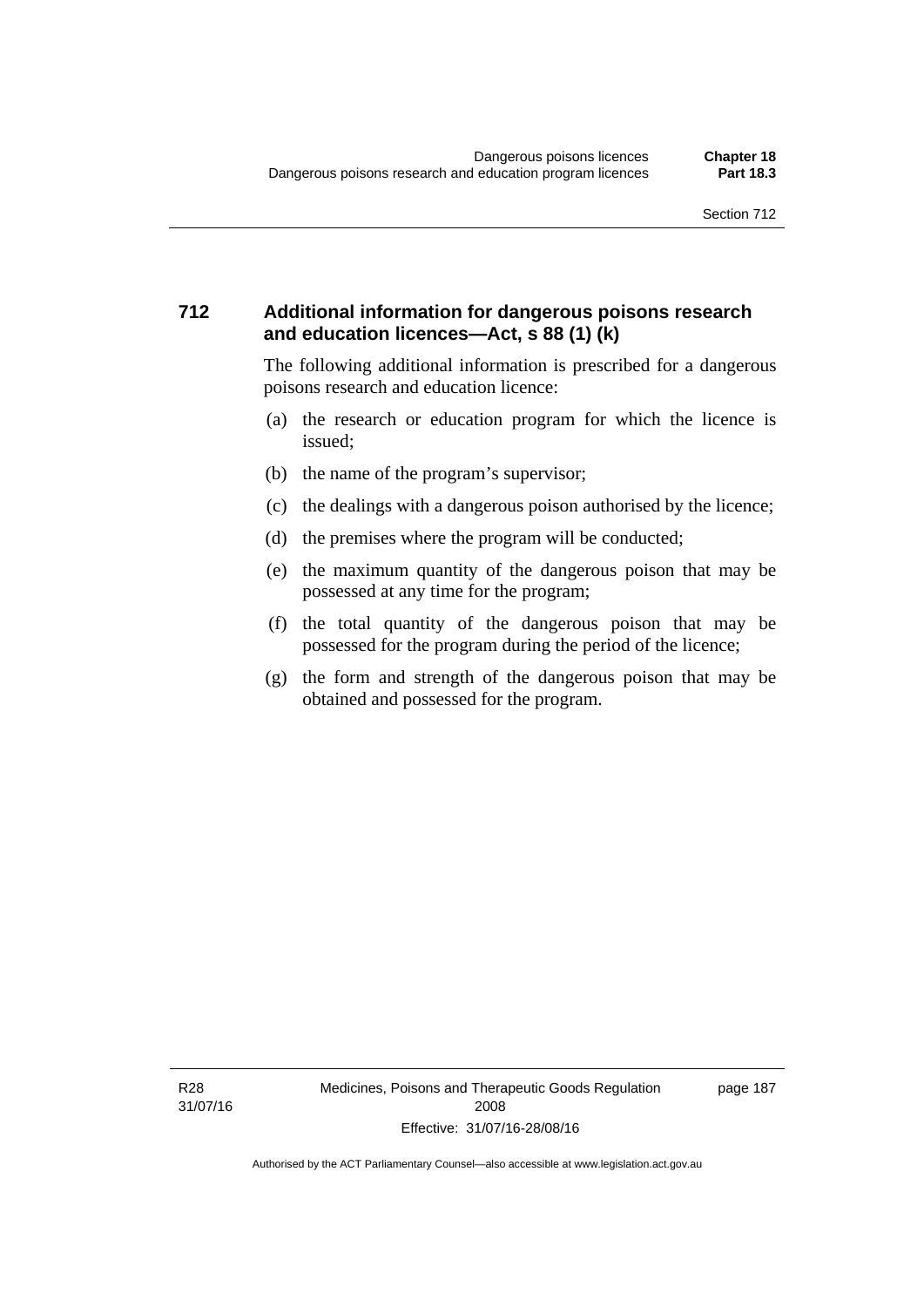## 712 Additional information for dangerous poisons research and education licences—Act, s 88 (1) (k)

The following additional information is prescribed for a dangerous poisons research and education licence:

(a) the research or education program for which the licence is issued;

(b) the name of the program's supervisor;

(c) the dealings with a dangerous poison authorised by the licence;

(d) the premises where the program will be conducted;

(e) the maximum quantity of the dangerous poison that may be possessed at any time for the program;

(f) the total quantity of the dangerous poison that may be possessed for the program during the period of the licence;

(g) the form and strength of the dangerous poison that may be obtained and possessed for the program.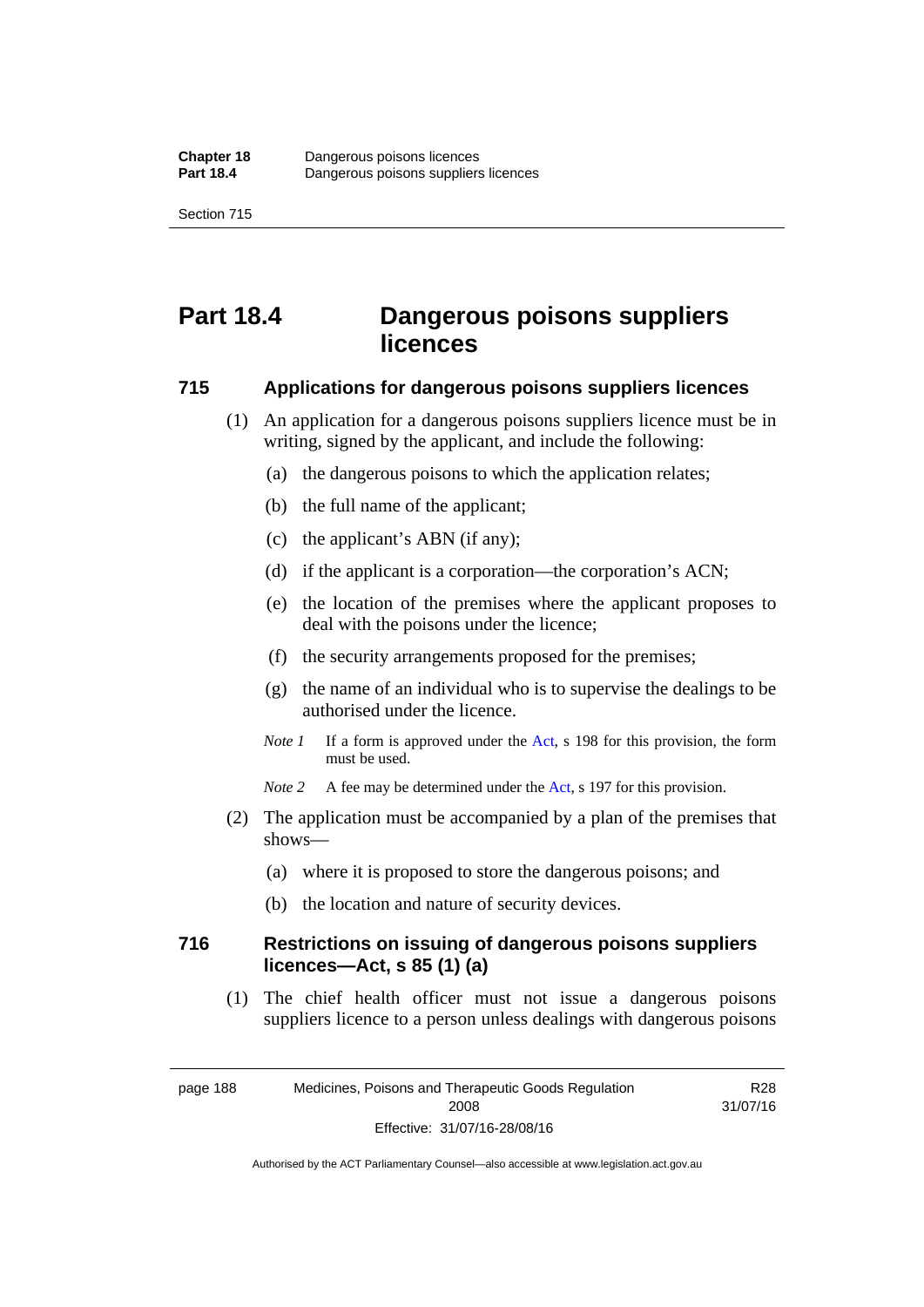# Part 18.4 Dangerous poisons suppliers licences

### 715 Applications for dangerous poisons suppliers licences

(1) An application for a dangerous poisons suppliers licence must be in writing, signed by the applicant, and include the following:

(a) the dangerous poisons to which the application relates;

(b) the full name of the applicant;

(c) the applicant's ABN (if any);

(d) if the applicant is a corporation—the corporation's ACN;

(e) the location of the premises where the applicant proposes to deal with the poisons under the licence;

(f) the security arrangements proposed for the premises;

(g) the name of an individual who is to supervise the dealings to be authorised under the licence.

*Note 1* If a form is approved under the Act, s 198 for this provision, the form must be used.

*Note 2* A fee may be determined under the Act, s 197 for this provision.

(2) The application must be accompanied by a plan of the premises that shows—

(a) where it is proposed to store the dangerous poisons; and

(b) the location and nature of security devices.

### 716 Restrictions on issuing of dangerous poisons suppliers licences—Act, s 85 (1) (a)

(1) The chief health officer must not issue a dangerous poisons suppliers licence to a person unless dealings with dangerous poisons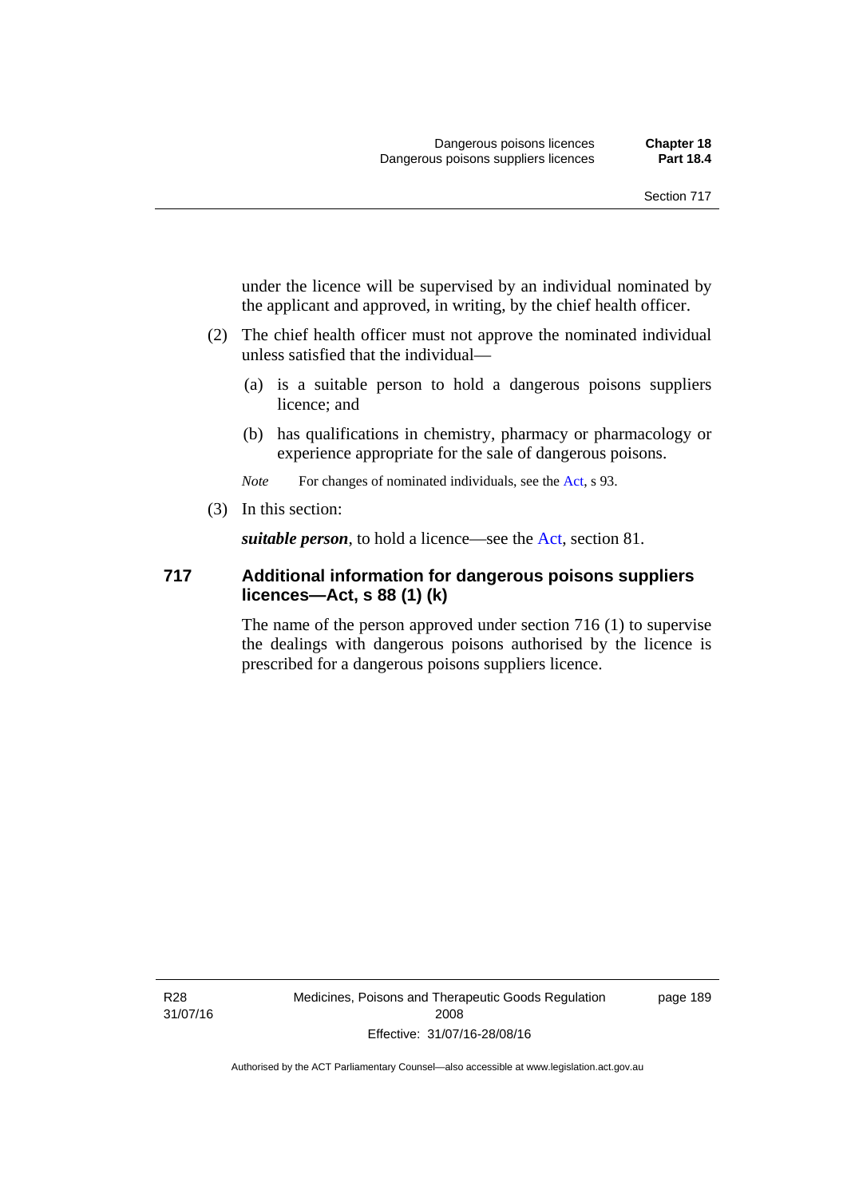under the licence will be supervised by an individual nominated by the applicant and approved, in writing, by the chief health officer.

(2) The chief health officer must not approve the nominated individual unless satisfied that the individual—

(a) is a suitable person to hold a dangerous poisons suppliers licence; and

(b) has qualifications in chemistry, pharmacy or pharmacology or experience appropriate for the sale of dangerous poisons.

*Note* For changes of nominated individuals, see the Act, s 93.

(3) In this section:

***suitable person***, to hold a licence—see the Act, section 81.

## 717 Additional information for dangerous poisons suppliers licences—Act, s 88 (1) (k)

The name of the person approved under section 716 (1) to supervise the dealings with dangerous poisons authorised by the licence is prescribed for a dangerous poisons suppliers licence.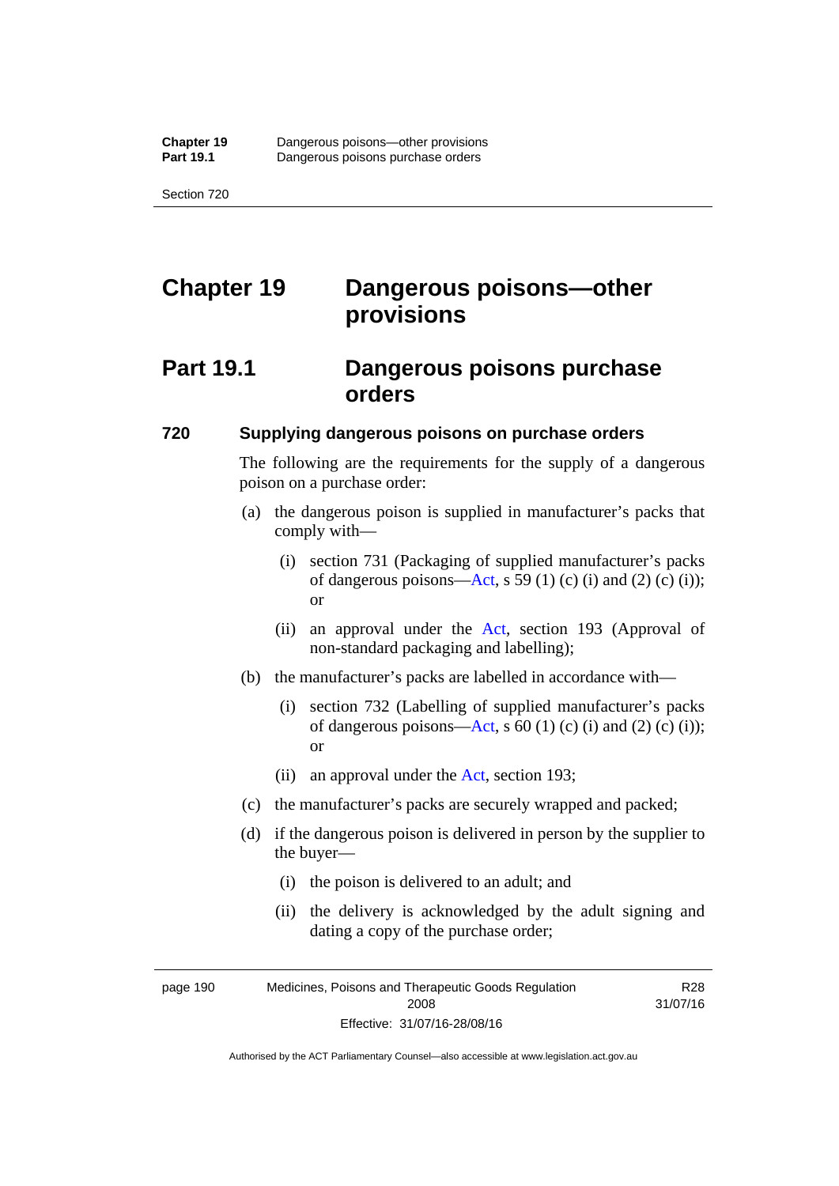# Chapter 19 Dangerous poisons—other provisions

## Part 19.1 Dangerous poisons purchase orders

### 720 Supplying dangerous poisons on purchase orders

The following are the requirements for the supply of a dangerous poison on a purchase order:

(a) the dangerous poison is supplied in manufacturer's packs that comply with—

 (i) section 731 (Packaging of supplied manufacturer's packs of dangerous poisons—Act, s 59 (1) (c) (i) and (2) (c) (i)); or

 (ii) an approval under the Act, section 193 (Approval of non-standard packaging and labelling);

(b) the manufacturer's packs are labelled in accordance with—

 (i) section 732 (Labelling of supplied manufacturer's packs of dangerous poisons—Act, s 60 (1) (c) (i) and (2) (c) (i)); or

 (ii) an approval under the Act, section 193;

(c) the manufacturer's packs are securely wrapped and packed;

(d) if the dangerous poison is delivered in person by the supplier to the buyer—

 (i) the poison is delivered to an adult; and

 (ii) the delivery is acknowledged by the adult signing and dating a copy of the purchase order;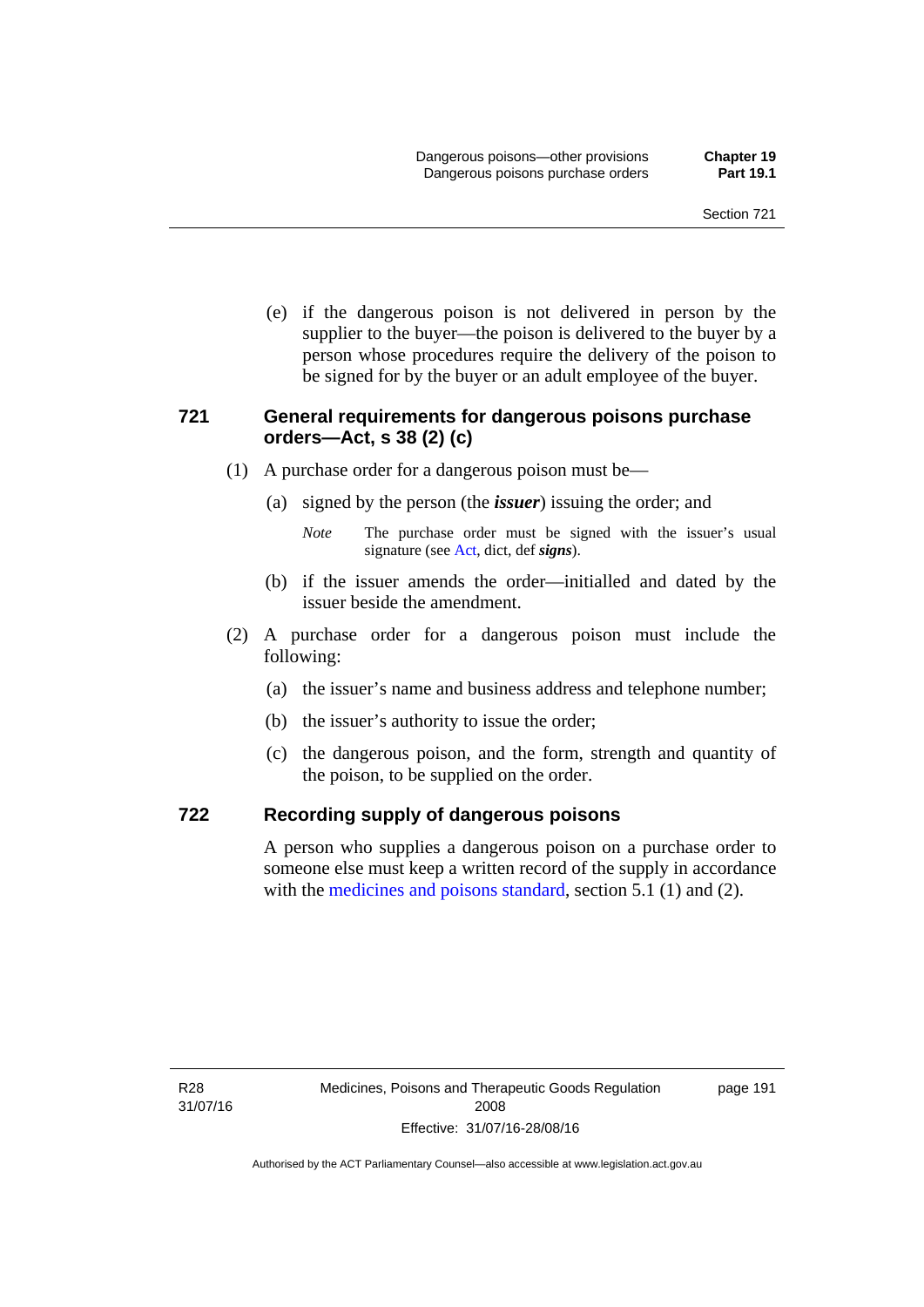(e) if the dangerous poison is not delivered in person by the supplier to the buyer—the poison is delivered to the buyer by a person whose procedures require the delivery of the poison to be signed for by the buyer or an adult employee of the buyer.

## 721 General requirements for dangerous poisons purchase orders—Act, s 38 (2) (c)

(1) A purchase order for a dangerous poison must be—

(a) signed by the person (the ***issuer***) issuing the order; and

*Note* The purchase order must be signed with the issuer's usual signature (see Act, dict, def ***signs***).

(b) if the issuer amends the order—initialled and dated by the issuer beside the amendment.

(2) A purchase order for a dangerous poison must include the following:

(a) the issuer's name and business address and telephone number;

(b) the issuer's authority to issue the order;

(c) the dangerous poison, and the form, strength and quantity of the poison, to be supplied on the order.

## 722 Recording supply of dangerous poisons

A person who supplies a dangerous poison on a purchase order to someone else must keep a written record of the supply in accordance with the medicines and poisons standard, section 5.1 (1) and (2).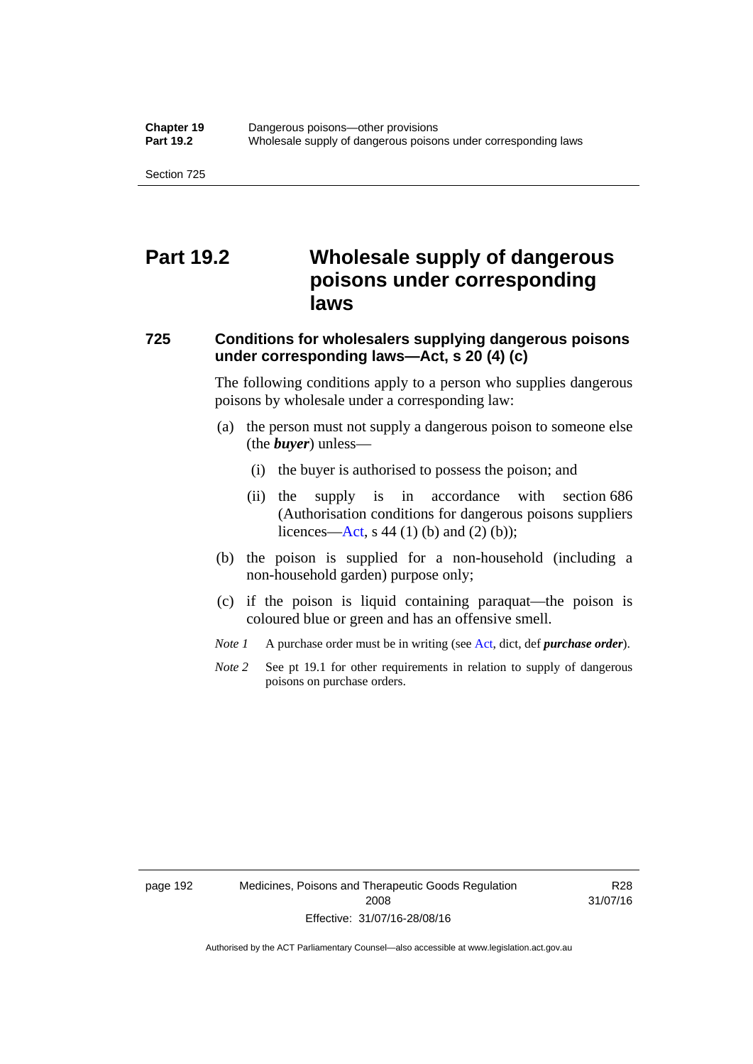# Part 19.2 Wholesale supply of dangerous poisons under corresponding laws

### 725 Conditions for wholesalers supplying dangerous poisons under corresponding laws—Act, s 20 (4) (c)

The following conditions apply to a person who supplies dangerous poisons by wholesale under a corresponding law:

(a) the person must not supply a dangerous poison to someone else (the ***buyer***) unless—

  (i) the buyer is authorised to possess the poison; and

  (ii) the supply is in accordance with section 686 (Authorisation conditions for dangerous poisons suppliers licences—Act, s 44 (1) (b) and (2) (b));

(b) the poison is supplied for a non-household (including a non-household garden) purpose only;

(c) if the poison is liquid containing paraquat—the poison is coloured blue or green and has an offensive smell.

*Note 1* A purchase order must be in writing (see Act, dict, def ***purchase order***).

*Note 2* See pt 19.1 for other requirements in relation to supply of dangerous poisons on purchase orders.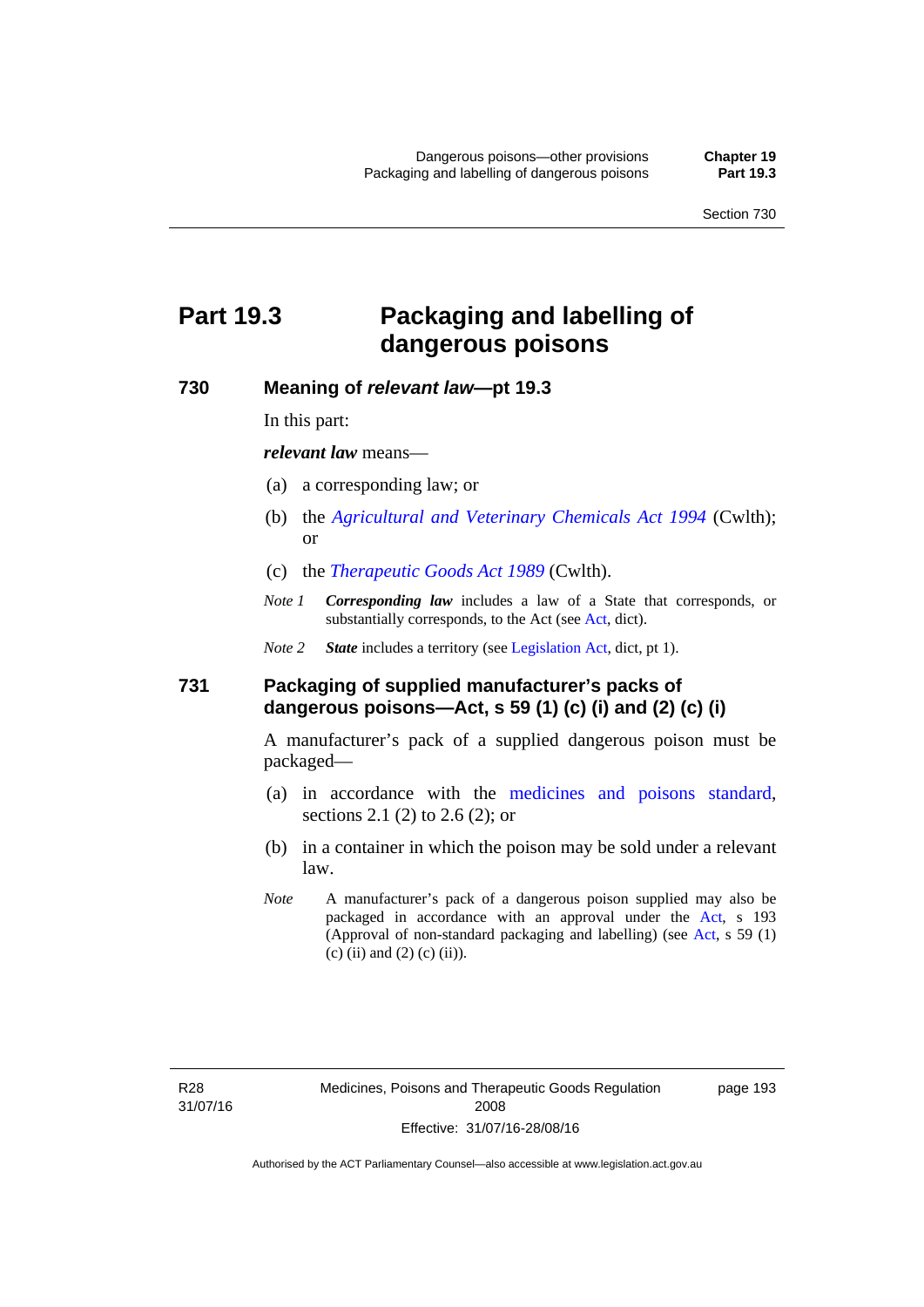# Part 19.3 Packaging and labelling of dangerous poisons

### 730 Meaning of *relevant law*—pt 19.3

In this part:

***relevant law*** means—

(a) a corresponding law; or

(b) the *Agricultural and Veterinary Chemicals Act 1994* (Cwlth); or

(c) the *Therapeutic Goods Act 1989* (Cwlth).

*Note 1* ***Corresponding law*** includes a law of a State that corresponds, or substantially corresponds, to the Act (see Act, dict).

*Note 2* ***State*** includes a territory (see Legislation Act, dict, pt 1).

### 731 Packaging of supplied manufacturer's packs of dangerous poisons—Act, s 59 (1) (c) (i) and (2) (c) (i)

A manufacturer's pack of a supplied dangerous poison must be packaged—

(a) in accordance with the medicines and poisons standard, sections 2.1 (2) to 2.6 (2); or

(b) in a container in which the poison may be sold under a relevant law.

*Note* A manufacturer's pack of a dangerous poison supplied may also be packaged in accordance with an approval under the Act, s 193 (Approval of non-standard packaging and labelling) (see Act, s 59 (1) (c) (ii) and (2) (c) (ii)).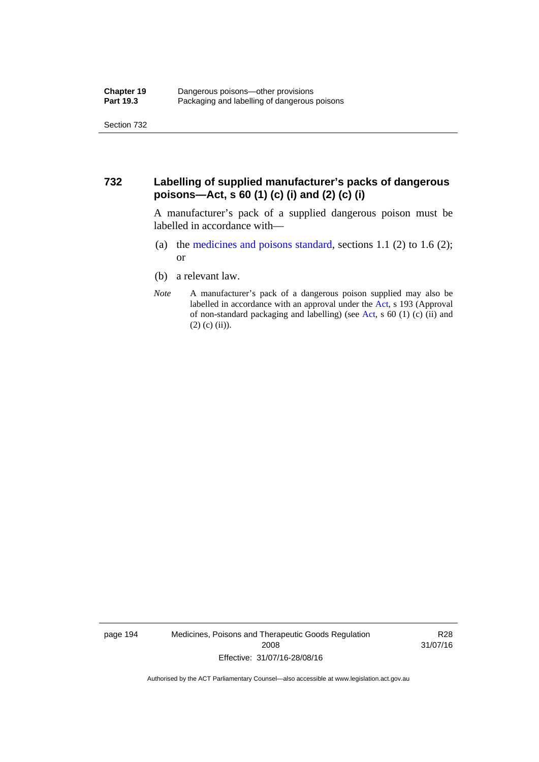## 732 Labelling of supplied manufacturer's packs of dangerous poisons—Act, s 60 (1) (c) (i) and (2) (c) (i)

A manufacturer's pack of a supplied dangerous poison must be labelled in accordance with—

(a) the medicines and poisons standard, sections 1.1 (2) to 1.6 (2); or

(b) a relevant law.

*Note* A manufacturer's pack of a dangerous poison supplied may also be labelled in accordance with an approval under the Act, s 193 (Approval of non-standard packaging and labelling) (see Act, s 60 (1) (c) (ii) and (2) (c) (ii)).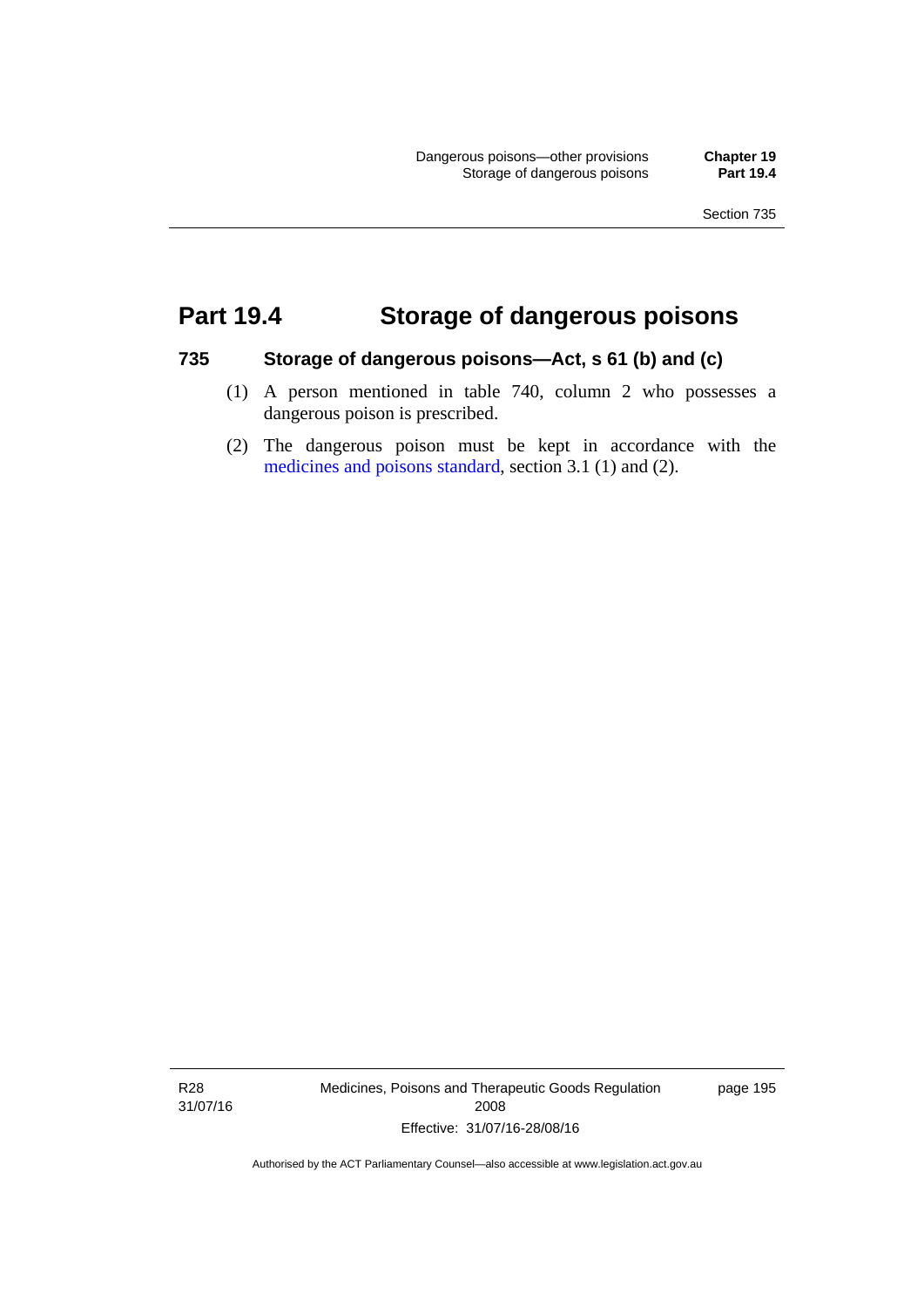# Part 19.4 Storage of dangerous poisons

## 735 Storage of dangerous poisons—Act, s 61 (b) and (c)

(1) A person mentioned in table 740, column 2 who possesses a dangerous poison is prescribed.

(2) The dangerous poison must be kept in accordance with the medicines and poisons standard, section 3.1 (1) and (2).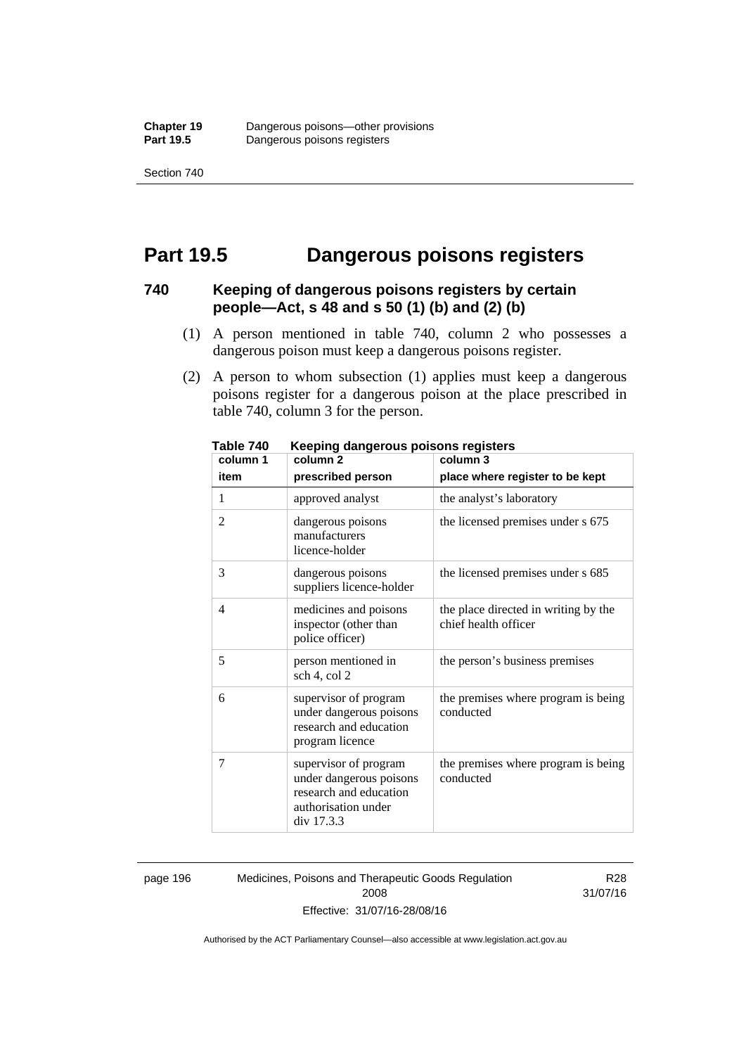# Part 19.5 Dangerous poisons registers

## 740 Keeping of dangerous poisons registers by certain people—Act, s 48 and s 50 (1) (b) and (2) (b)

(1) A person mentioned in table 740, column 2 who possesses a dangerous poison must keep a dangerous poisons register.

(2) A person to whom subsection (1) applies must keep a dangerous poisons register for a dangerous poison at the place prescribed in table 740, column 3 for the person.

**Table 740 Keeping dangerous poisons registers**

| column 1<br>item | column 2<br>prescribed person | column 3<br>place where register to be kept |
|---|---|---|
| 1 | approved analyst | the analyst's laboratory |
| 2 | dangerous poisons manufacturers licence-holder | the licensed premises under s 675 |
| 3 | dangerous poisons suppliers licence-holder | the licensed premises under s 685 |
| 4 | medicines and poisons inspector (other than police officer) | the place directed in writing by the chief health officer |
| 5 | person mentioned in sch 4, col 2 | the person's business premises |
| 6 | supervisor of program under dangerous poisons research and education program licence | the premises where program is being conducted |
| 7 | supervisor of program under dangerous poisons research and education authorisation under div 17.3.3 | the premises where program is being conducted |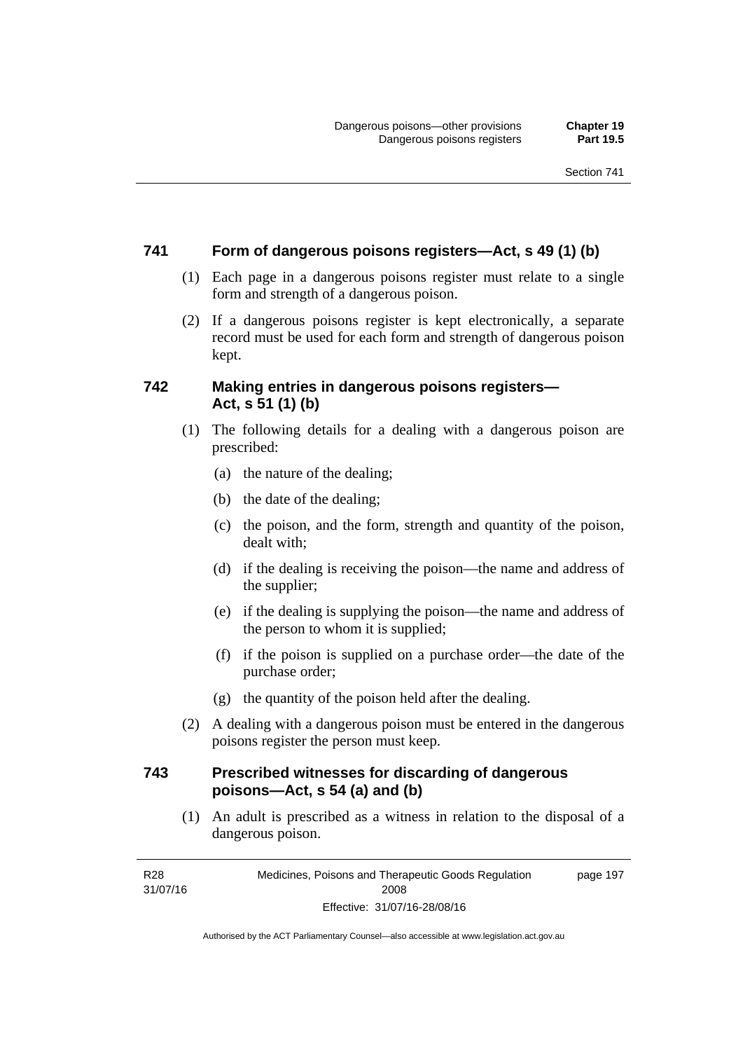### 741 Form of dangerous poisons registers—Act, s 49 (1) (b)

(1) Each page in a dangerous poisons register must relate to a single form and strength of a dangerous poison.

(2) If a dangerous poisons register is kept electronically, a separate record must be used for each form and strength of dangerous poison kept.

### 742 Making entries in dangerous poisons registers—Act, s 51 (1) (b)

(1) The following details for a dealing with a dangerous poison are prescribed:

(a) the nature of the dealing;

(b) the date of the dealing;

(c) the poison, and the form, strength and quantity of the poison, dealt with;

(d) if the dealing is receiving the poison—the name and address of the supplier;

(e) if the dealing is supplying the poison—the name and address of the person to whom it is supplied;

(f) if the poison is supplied on a purchase order—the date of the purchase order;

(g) the quantity of the poison held after the dealing.

(2) A dealing with a dangerous poison must be entered in the dangerous poisons register the person must keep.

### 743 Prescribed witnesses for discarding of dangerous poisons—Act, s 54 (a) and (b)

(1) An adult is prescribed as a witness in relation to the disposal of a dangerous poison.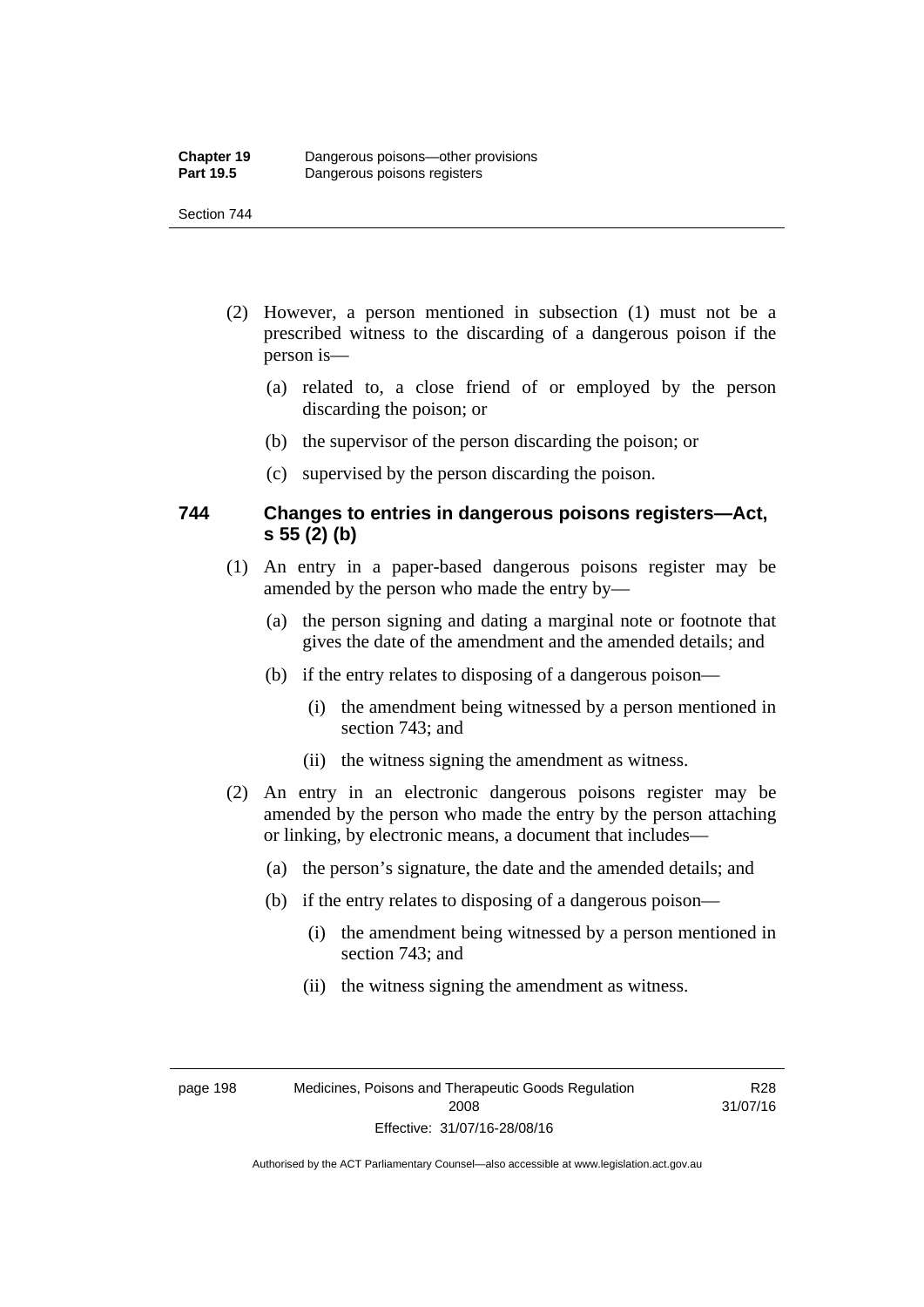(2) However, a person mentioned in subsection (1) must not be a prescribed witness to the discarding of a dangerous poison if the person is—

(a) related to, a close friend of or employed by the person discarding the poison; or

(b) the supervisor of the person discarding the poison; or

(c) supervised by the person discarding the poison.

### 744 Changes to entries in dangerous poisons registers—Act, s 55 (2) (b)

(1) An entry in a paper-based dangerous poisons register may be amended by the person who made the entry by—

(a) the person signing and dating a marginal note or footnote that gives the date of the amendment and the amended details; and

(b) if the entry relates to disposing of a dangerous poison—

(i) the amendment being witnessed by a person mentioned in section 743; and

(ii) the witness signing the amendment as witness.

(2) An entry in an electronic dangerous poisons register may be amended by the person who made the entry by the person attaching or linking, by electronic means, a document that includes—

(a) the person's signature, the date and the amended details; and

(b) if the entry relates to disposing of a dangerous poison—

(i) the amendment being witnessed by a person mentioned in section 743; and

(ii) the witness signing the amendment as witness.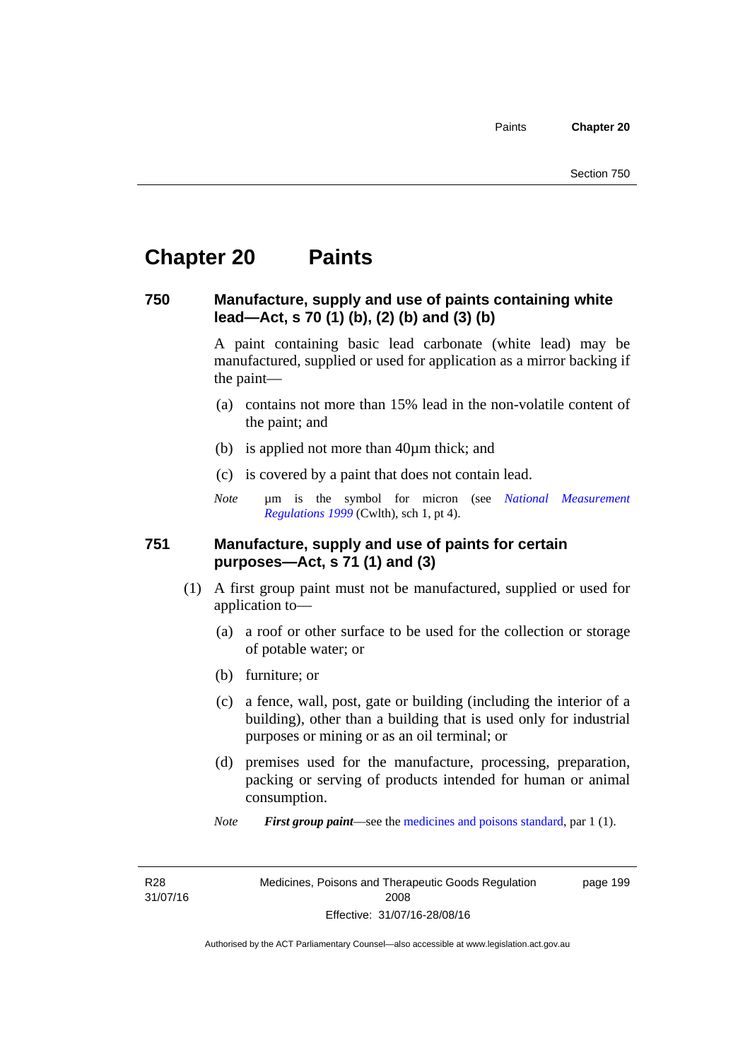# Chapter 20 Paints

## 750 Manufacture, supply and use of paints containing white lead—Act, s 70 (1) (b), (2) (b) and (3) (b)

A paint containing basic lead carbonate (white lead) may be manufactured, supplied or used for application as a mirror backing if the paint—

(a) contains not more than 15% lead in the non-volatile content of the paint; and

(b) is applied not more than 40µm thick; and

(c) is covered by a paint that does not contain lead.

*Note* µm is the symbol for micron (see *National Measurement Regulations 1999* (Cwlth), sch 1, pt 4).

## 751 Manufacture, supply and use of paints for certain purposes—Act, s 71 (1) and (3)

(1) A first group paint must not be manufactured, supplied or used for application to—

(a) a roof or other surface to be used for the collection or storage of potable water; or

(b) furniture; or

(c) a fence, wall, post, gate or building (including the interior of a building), other than a building that is used only for industrial purposes or mining or as an oil terminal; or

(d) premises used for the manufacture, processing, preparation, packing or serving of products intended for human or animal consumption.

*Note* ***First group paint***—see the medicines and poisons standard, par 1 (1).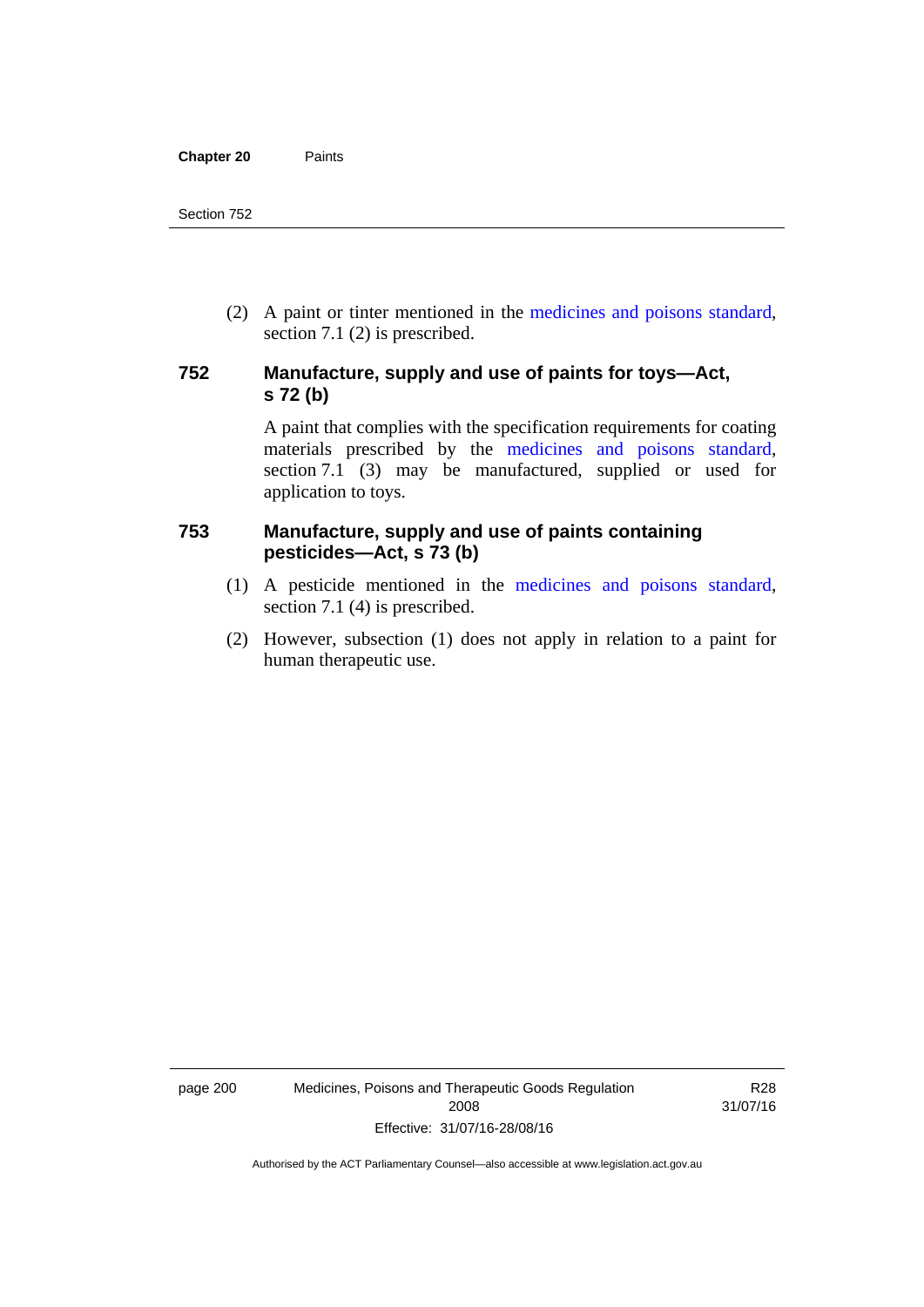(2) A paint or tinter mentioned in the medicines and poisons standard, section 7.1 (2) is prescribed.

### 752 Manufacture, supply and use of paints for toys—Act, s 72 (b)

A paint that complies with the specification requirements for coating materials prescribed by the medicines and poisons standard, section 7.1 (3) may be manufactured, supplied or used for application to toys.

### 753 Manufacture, supply and use of paints containing pesticides—Act, s 73 (b)

(1) A pesticide mentioned in the medicines and poisons standard, section 7.1 (4) is prescribed.

(2) However, subsection (1) does not apply in relation to a paint for human therapeutic use.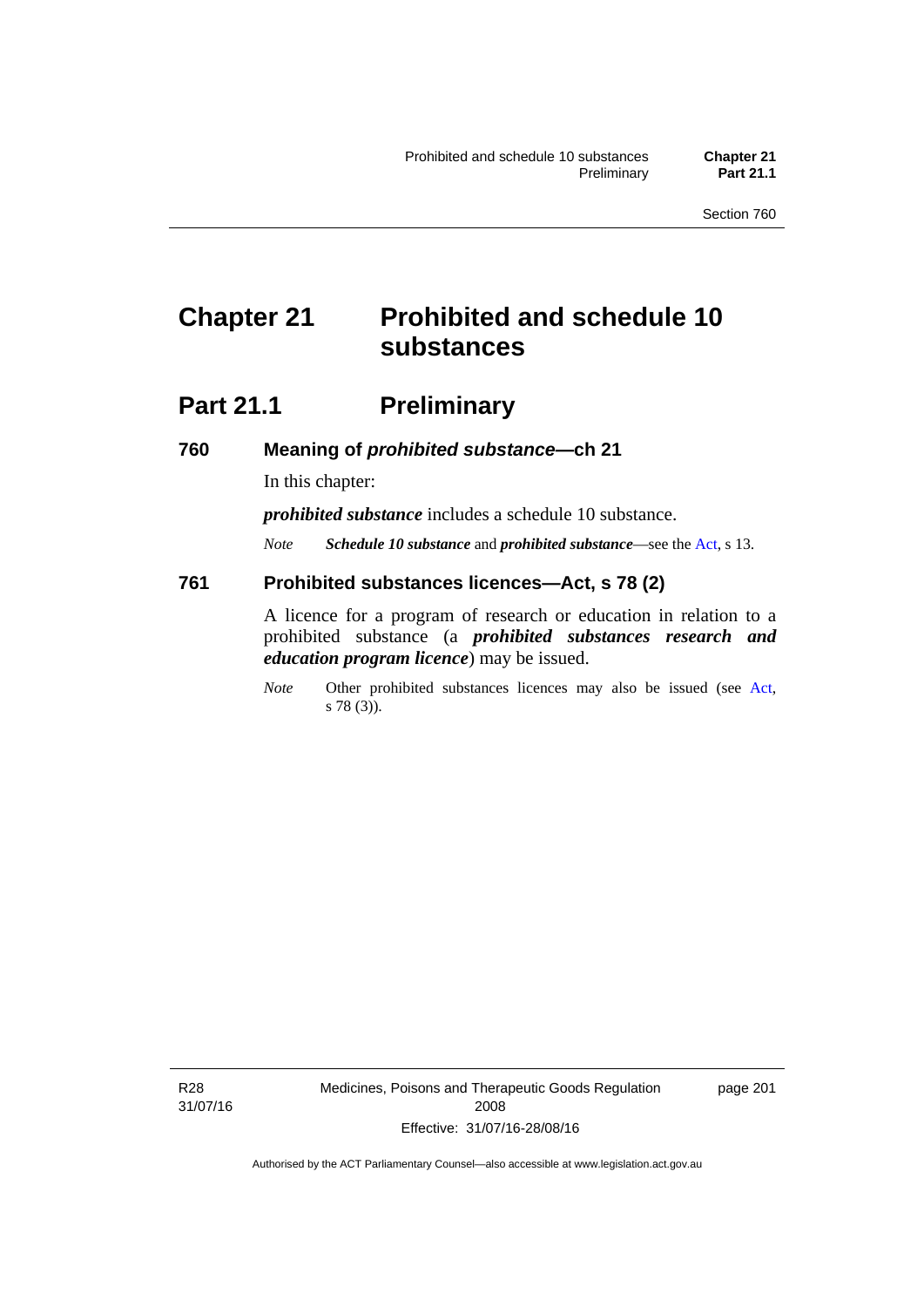# Chapter 21 Prohibited and schedule 10 substances

## Part 21.1 Preliminary

### 760 Meaning of *prohibited substance*—ch 21

In this chapter:

***prohibited substance*** includes a schedule 10 substance.

*Note* ***Schedule 10 substance*** and ***prohibited substance***—see the Act, s 13.

### 761 Prohibited substances licences—Act, s 78 (2)

A licence for a program of research or education in relation to a prohibited substance (a ***prohibited substances research and education program licence***) may be issued.

*Note* Other prohibited substances licences may also be issued (see Act, s 78 (3)).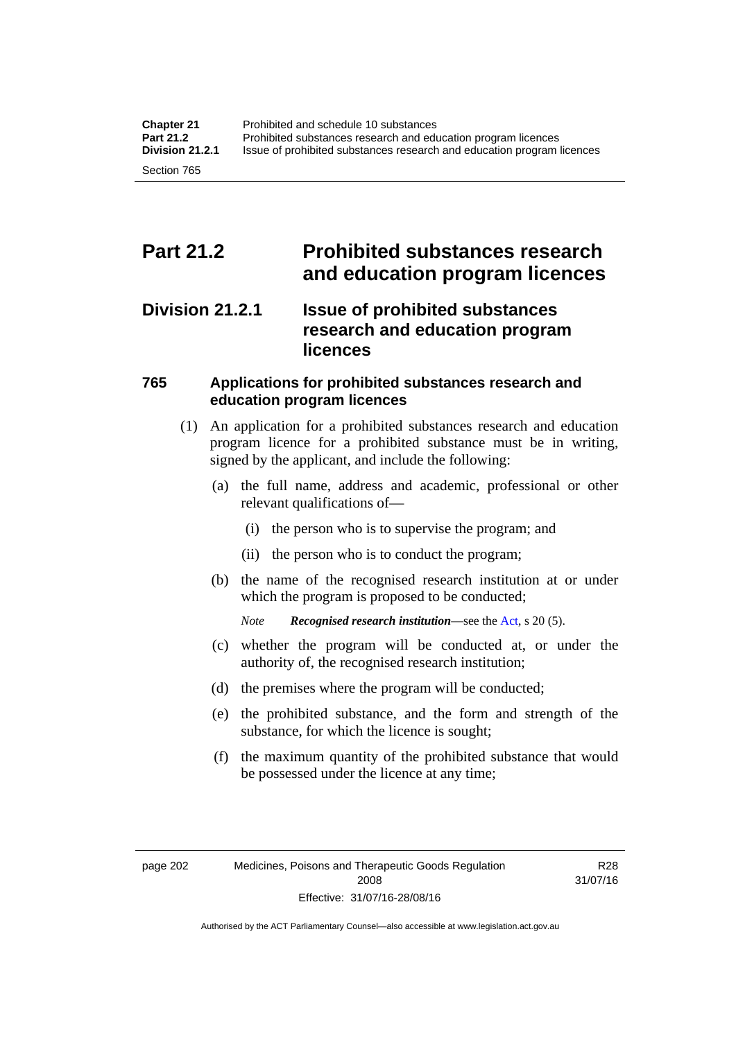# Part 21.2 Prohibited substances research and education program licences

## Division 21.2.1 Issue of prohibited substances research and education program licences

### 765 Applications for prohibited substances research and education program licences

(1) An application for a prohibited substances research and education program licence for a prohibited substance must be in writing, signed by the applicant, and include the following:

(a) the full name, address and academic, professional or other relevant qualifications of—

(i) the person who is to supervise the program; and

(ii) the person who is to conduct the program;

(b) the name of the recognised research institution at or under which the program is proposed to be conducted;

*Note* ***Recognised research institution***—see the Act, s 20 (5).

(c) whether the program will be conducted at, or under the authority of, the recognised research institution;

(d) the premises where the program will be conducted;

(e) the prohibited substance, and the form and strength of the substance, for which the licence is sought;

(f) the maximum quantity of the prohibited substance that would be possessed under the licence at any time;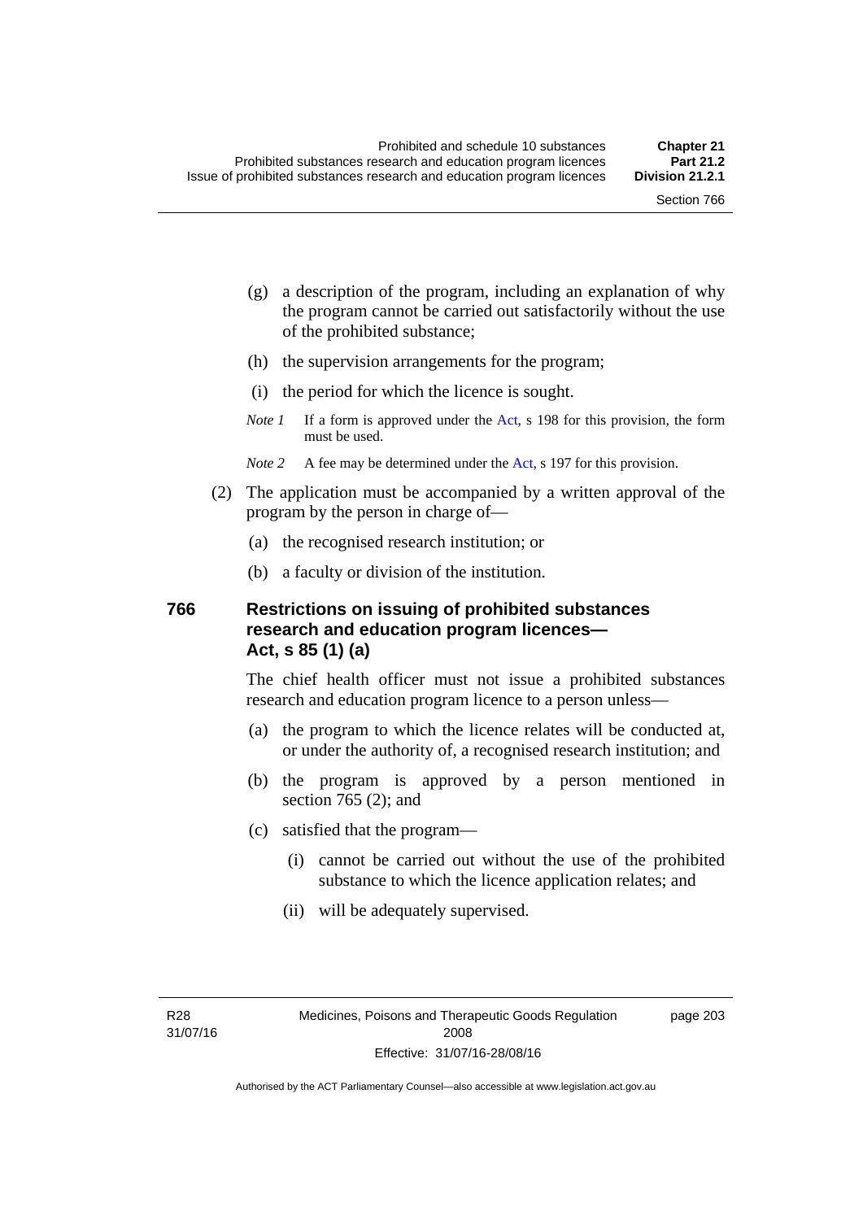(g) a description of the program, including an explanation of why the program cannot be carried out satisfactorily without the use of the prohibited substance;

(h) the supervision arrangements for the program;

(i) the period for which the licence is sought.

*Note 1* If a form is approved under the Act, s 198 for this provision, the form must be used.

*Note 2* A fee may be determined under the Act, s 197 for this provision.

(2) The application must be accompanied by a written approval of the program by the person in charge of—

(a) the recognised research institution; or

(b) a faculty or division of the institution.

### 766 Restrictions on issuing of prohibited substances research and education program licences—Act, s 85 (1) (a)

The chief health officer must not issue a prohibited substances research and education program licence to a person unless—

(a) the program to which the licence relates will be conducted at, or under the authority of, a recognised research institution; and

(b) the program is approved by a person mentioned in section 765 (2); and

(c) satisfied that the program—

(i) cannot be carried out without the use of the prohibited substance to which the licence application relates; and

(ii) will be adequately supervised.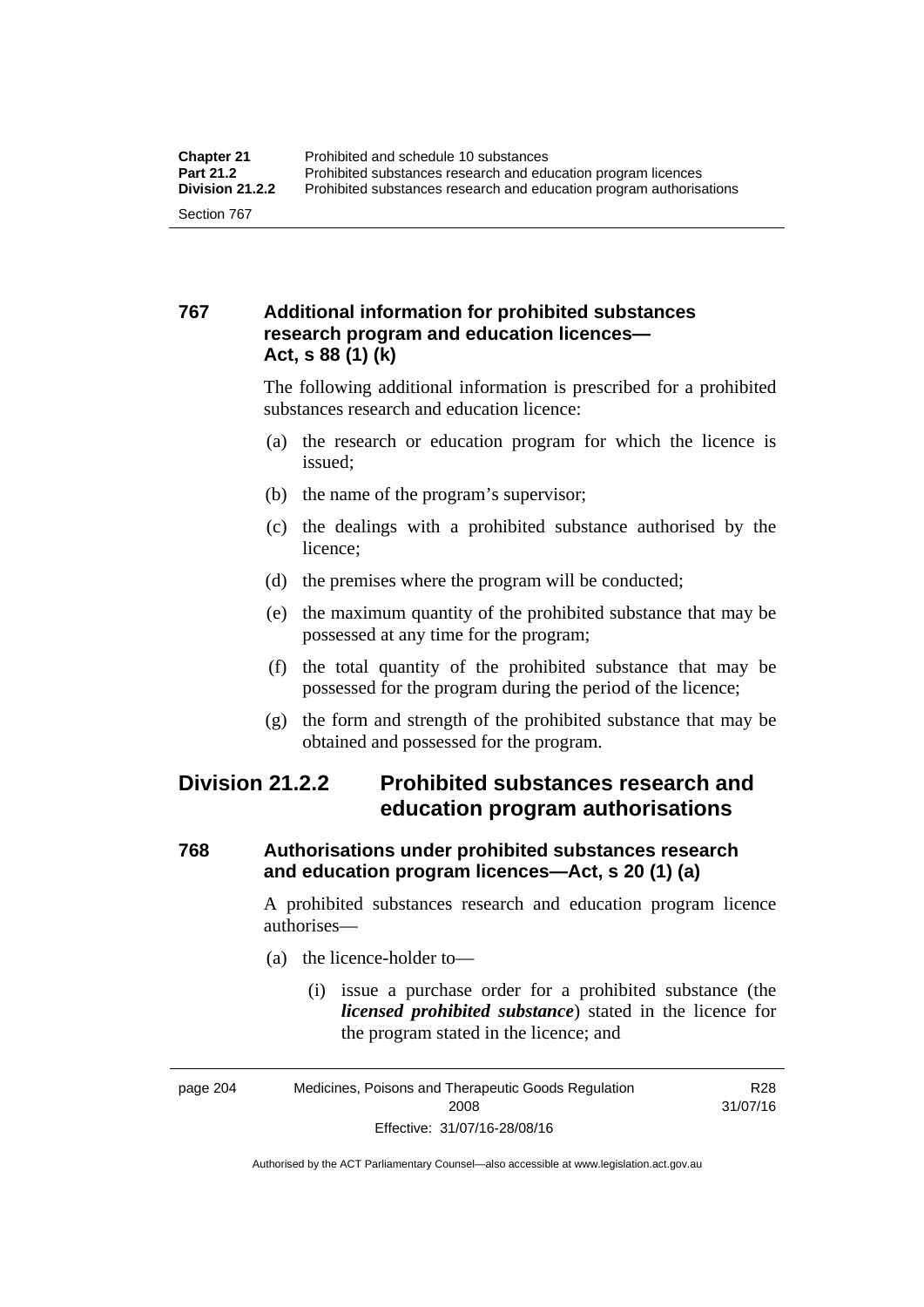### 767 Additional information for prohibited substances research program and education licences—Act, s 88 (1) (k)

The following additional information is prescribed for a prohibited substances research and education licence:

(a) the research or education program for which the licence is issued;

(b) the name of the program's supervisor;

(c) the dealings with a prohibited substance authorised by the licence;

(d) the premises where the program will be conducted;

(e) the maximum quantity of the prohibited substance that may be possessed at any time for the program;

(f) the total quantity of the prohibited substance that may be possessed for the program during the period of the licence;

(g) the form and strength of the prohibited substance that may be obtained and possessed for the program.

## Division 21.2.2 Prohibited substances research and education program authorisations

### 768 Authorisations under prohibited substances research and education program licences—Act, s 20 (1) (a)

A prohibited substances research and education program licence authorises—

(a) the licence-holder to—

(i) issue a purchase order for a prohibited substance (the ***licensed prohibited substance***) stated in the licence for the program stated in the licence; and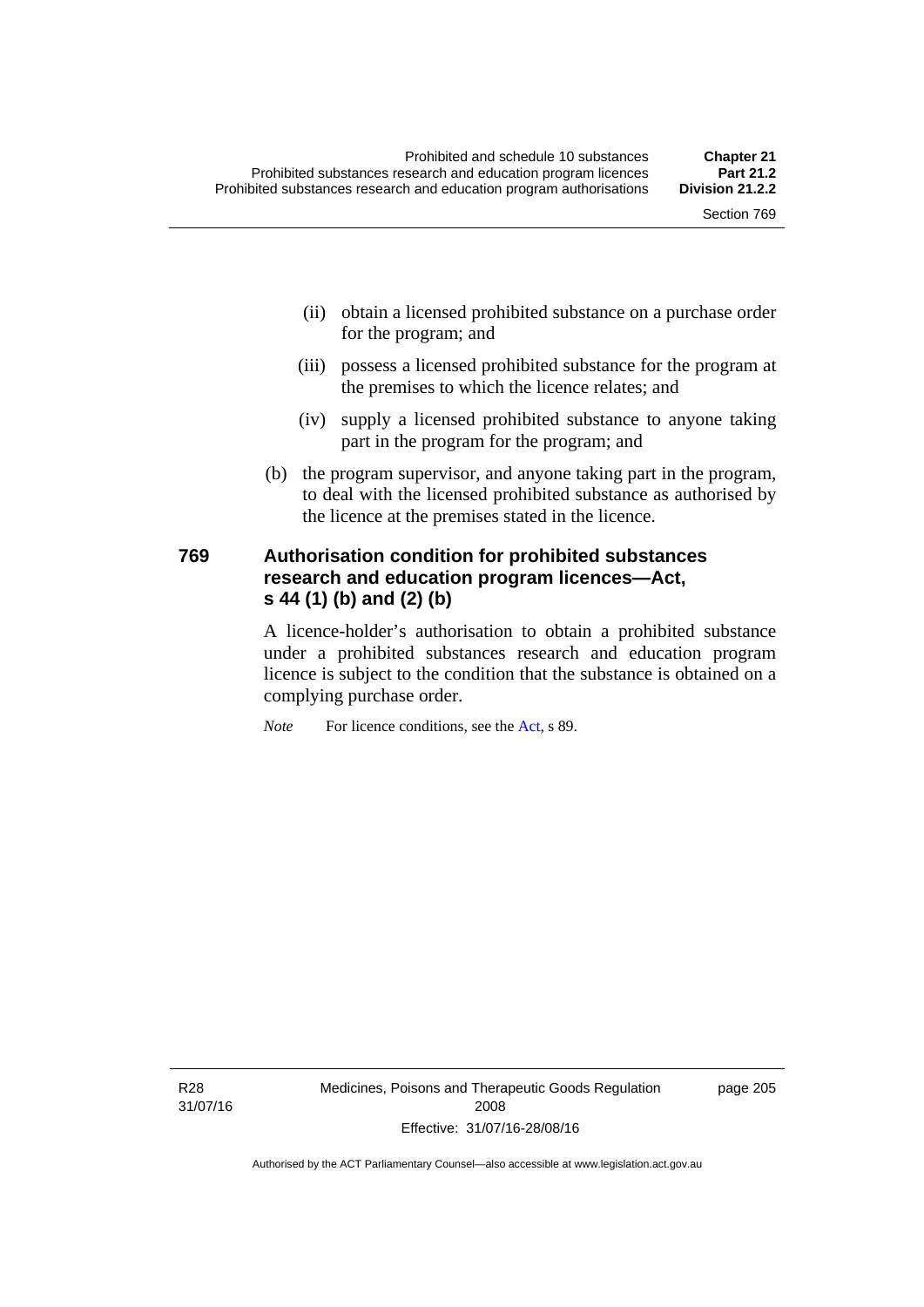(ii) obtain a licensed prohibited substance on a purchase order for the program; and

(iii) possess a licensed prohibited substance for the program at the premises to which the licence relates; and

(iv) supply a licensed prohibited substance to anyone taking part in the program for the program; and

(b) the program supervisor, and anyone taking part in the program, to deal with the licensed prohibited substance as authorised by the licence at the premises stated in the licence.

### 769 Authorisation condition for prohibited substances research and education program licences—Act, s 44 (1) (b) and (2) (b)

A licence-holder's authorisation to obtain a prohibited substance under a prohibited substances research and education program licence is subject to the condition that the substance is obtained on a complying purchase order.

*Note* For licence conditions, see the Act, s 89.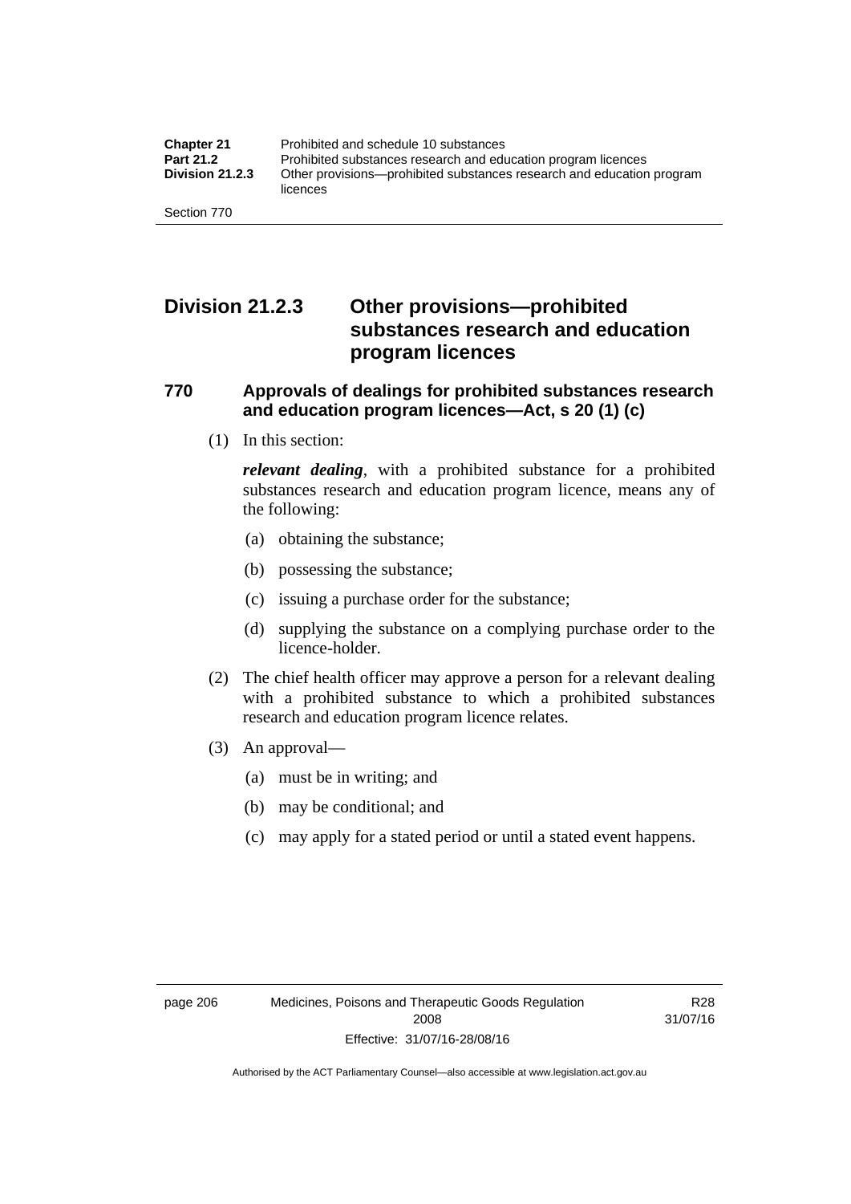## Division 21.2.3 Other provisions—prohibited substances research and education program licences

### 770 Approvals of dealings for prohibited substances research and education program licences—Act, s 20 (1) (c)

(1) In this section:

***relevant dealing***, with a prohibited substance for a prohibited substances research and education program licence, means any of the following:

(a) obtaining the substance;

(b) possessing the substance;

(c) issuing a purchase order for the substance;

(d) supplying the substance on a complying purchase order to the licence-holder.

(2) The chief health officer may approve a person for a relevant dealing with a prohibited substance to which a prohibited substances research and education program licence relates.

(3) An approval—

(a) must be in writing; and

(b) may be conditional; and

(c) may apply for a stated period or until a stated event happens.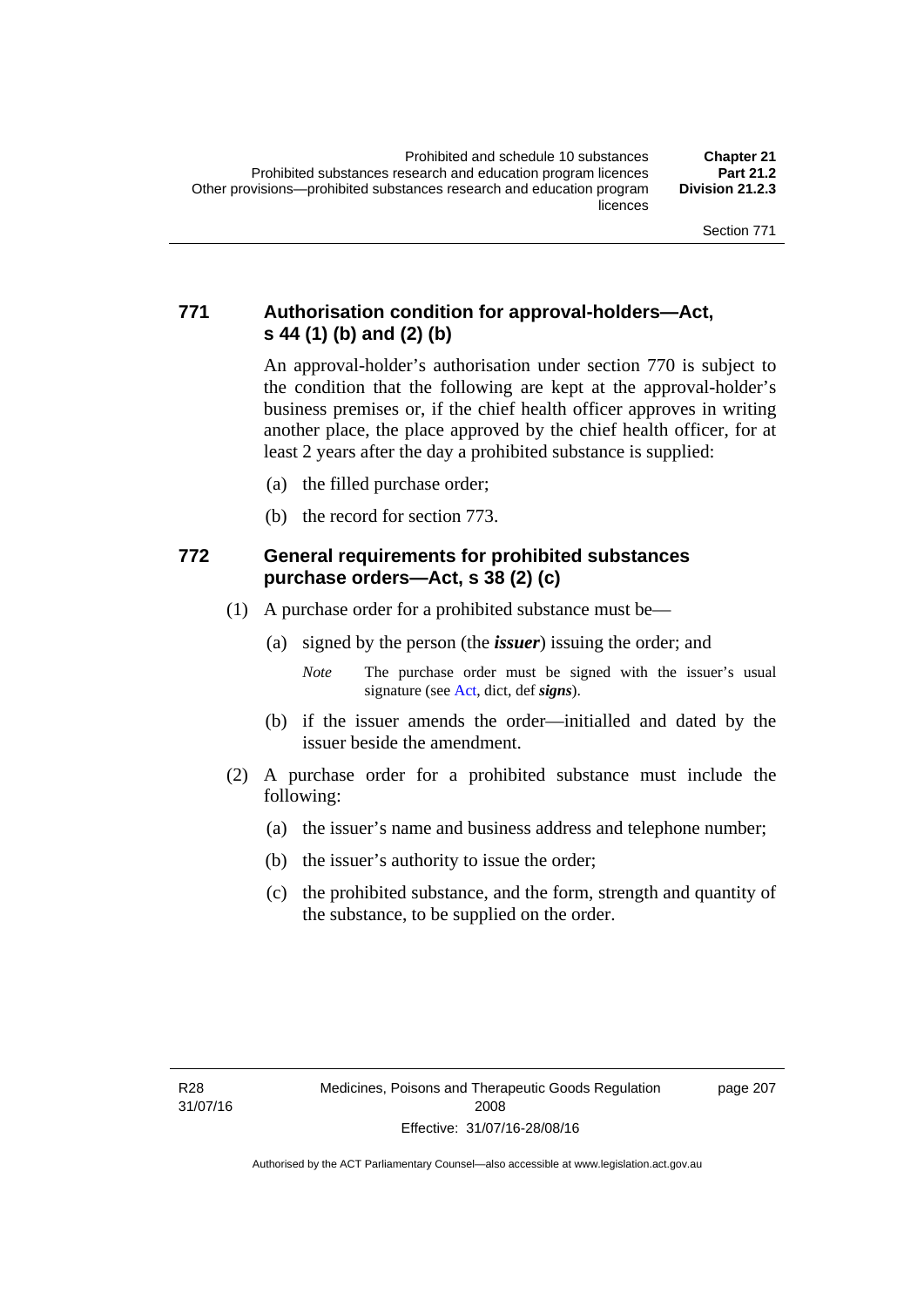## 771 Authorisation condition for approval-holders—Act, s 44 (1) (b) and (2) (b)

An approval-holder's authorisation under section 770 is subject to the condition that the following are kept at the approval-holder's business premises or, if the chief health officer approves in writing another place, the place approved by the chief health officer, for at least 2 years after the day a prohibited substance is supplied:

(a) the filled purchase order;

(b) the record for section 773.

## 772 General requirements for prohibited substances purchase orders—Act, s 38 (2) (c)

(1) A purchase order for a prohibited substance must be—

(a) signed by the person (the ***issuer***) issuing the order; and

*Note* The purchase order must be signed with the issuer's usual signature (see Act, dict, def ***signs***).

(b) if the issuer amends the order—initialled and dated by the issuer beside the amendment.

(2) A purchase order for a prohibited substance must include the following:

(a) the issuer's name and business address and telephone number;

(b) the issuer's authority to issue the order;

(c) the prohibited substance, and the form, strength and quantity of the substance, to be supplied on the order.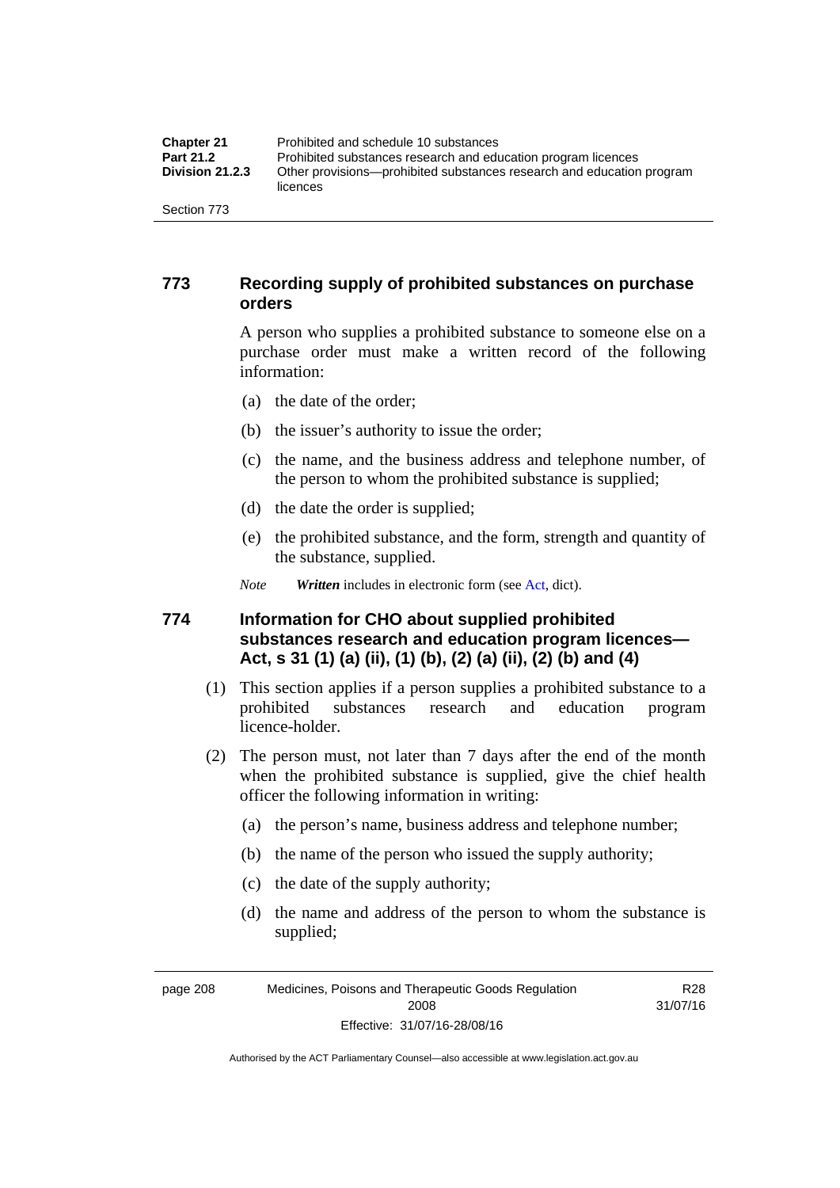## 773 Recording supply of prohibited substances on purchase orders

A person who supplies a prohibited substance to someone else on a purchase order must make a written record of the following information:

(a) the date of the order;

(b) the issuer's authority to issue the order;

(c) the name, and the business address and telephone number, of the person to whom the prohibited substance is supplied;

(d) the date the order is supplied;

(e) the prohibited substance, and the form, strength and quantity of the substance, supplied.

*Note* ***Written*** includes in electronic form (see Act, dict).

## 774 Information for CHO about supplied prohibited substances research and education program licences—Act, s 31 (1) (a) (ii), (1) (b), (2) (a) (ii), (2) (b) and (4)

(1) This section applies if a person supplies a prohibited substance to a prohibited substances research and education program licence-holder.

(2) The person must, not later than 7 days after the end of the month when the prohibited substance is supplied, give the chief health officer the following information in writing:

(a) the person's name, business address and telephone number;

(b) the name of the person who issued the supply authority;

(c) the date of the supply authority;

(d) the name and address of the person to whom the substance is supplied;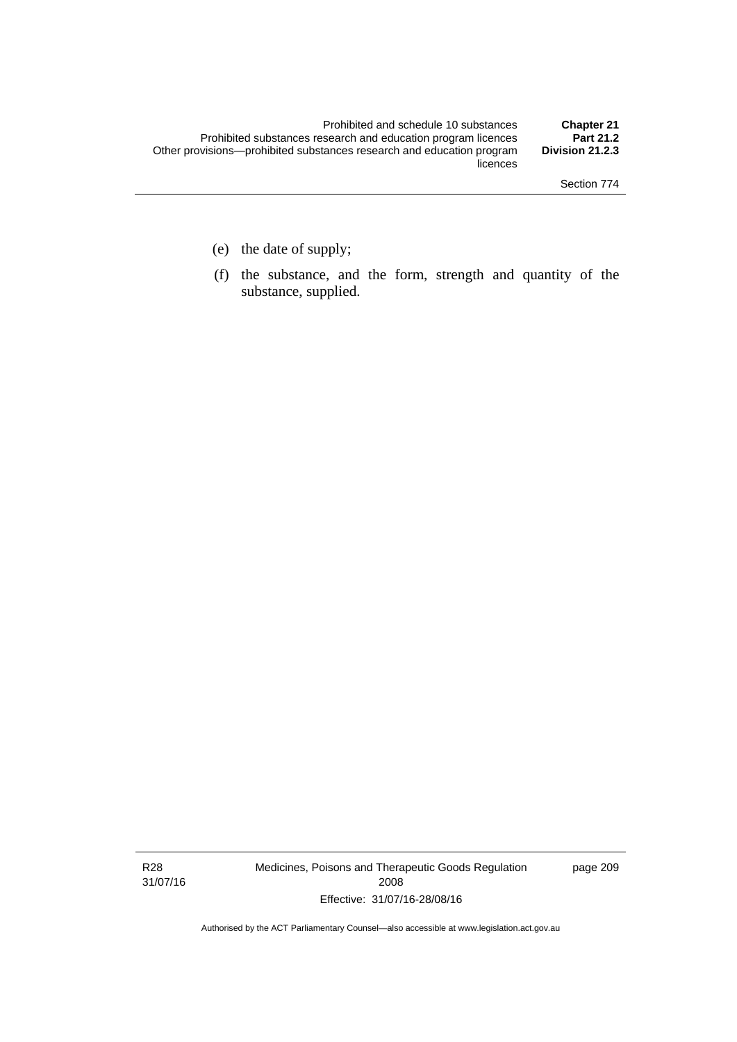(e) the date of supply;

(f) the substance, and the form, strength and quantity of the substance, supplied.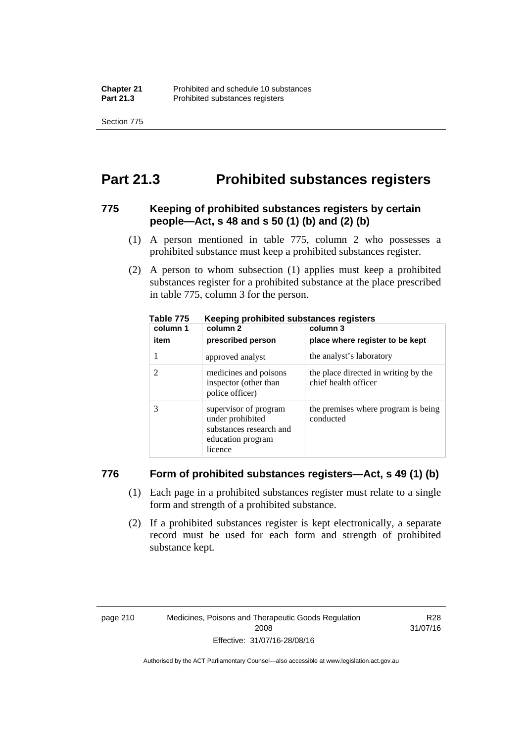# Part 21.3 Prohibited substances registers

## 775 Keeping of prohibited substances registers by certain people—Act, s 48 and s 50 (1) (b) and (2) (b)

(1) A person mentioned in table 775, column 2 who possesses a prohibited substance must keep a prohibited substances register.

(2) A person to whom subsection (1) applies must keep a prohibited substances register for a prohibited substance at the place prescribed in table 775, column 3 for the person.

**Table 775 Keeping prohibited substances registers**

| column 1<br>item | column 2<br>prescribed person | column 3<br>place where register to be kept |
|---|---|---|
| 1 | approved analyst | the analyst's laboratory |
| 2 | medicines and poisons inspector (other than police officer) | the place directed in writing by the chief health officer |
| 3 | supervisor of program under prohibited substances research and education program licence | the premises where program is being conducted |

## 776 Form of prohibited substances registers—Act, s 49 (1) (b)

(1) Each page in a prohibited substances register must relate to a single form and strength of a prohibited substance.

(2) If a prohibited substances register is kept electronically, a separate record must be used for each form and strength of prohibited substance kept.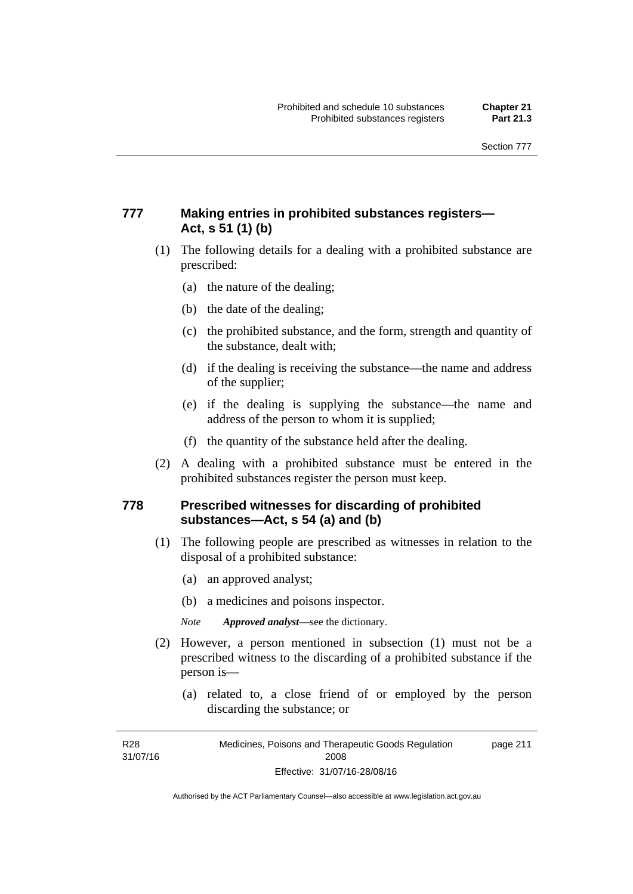## 777 Making entries in prohibited substances registers—Act, s 51 (1) (b)

(1) The following details for a dealing with a prohibited substance are prescribed:

(a) the nature of the dealing;

(b) the date of the dealing;

(c) the prohibited substance, and the form, strength and quantity of the substance, dealt with;

(d) if the dealing is receiving the substance—the name and address of the supplier;

(e) if the dealing is supplying the substance—the name and address of the person to whom it is supplied;

(f) the quantity of the substance held after the dealing.

(2) A dealing with a prohibited substance must be entered in the prohibited substances register the person must keep.

## 778 Prescribed witnesses for discarding of prohibited substances—Act, s 54 (a) and (b)

(1) The following people are prescribed as witnesses in relation to the disposal of a prohibited substance:

(a) an approved analyst;

(b) a medicines and poisons inspector.

*Note* ***Approved analyst***—see the dictionary.

(2) However, a person mentioned in subsection (1) must not be a prescribed witness to the discarding of a prohibited substance if the person is—

(a) related to, a close friend of or employed by the person discarding the substance; or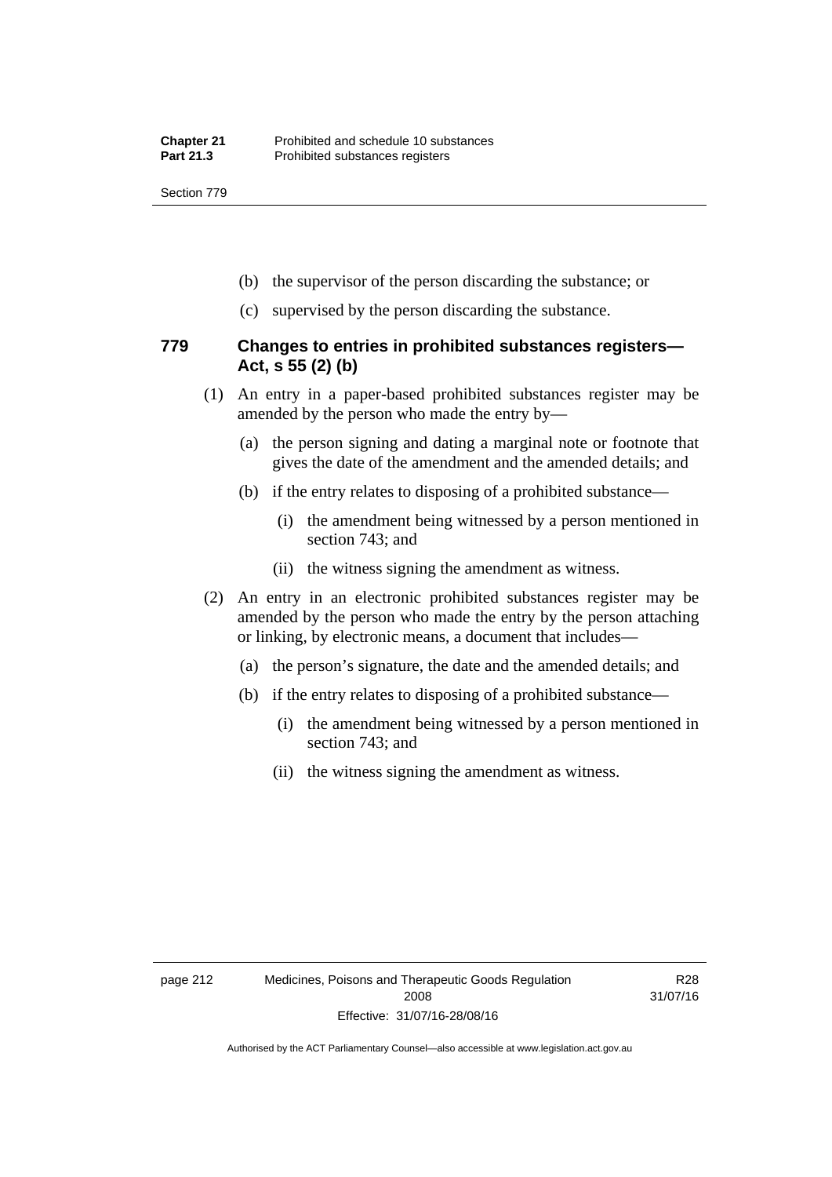(b) the supervisor of the person discarding the substance; or

(c) supervised by the person discarding the substance.

## 779 Changes to entries in prohibited substances registers—Act, s 55 (2) (b)

(1) An entry in a paper-based prohibited substances register may be amended by the person who made the entry by—

(a) the person signing and dating a marginal note or footnote that gives the date of the amendment and the amended details; and

(b) if the entry relates to disposing of a prohibited substance—

(i) the amendment being witnessed by a person mentioned in section 743; and

(ii) the witness signing the amendment as witness.

(2) An entry in an electronic prohibited substances register may be amended by the person who made the entry by the person attaching or linking, by electronic means, a document that includes—

(a) the person's signature, the date and the amended details; and

(b) if the entry relates to disposing of a prohibited substance—

(i) the amendment being witnessed by a person mentioned in section 743; and

(ii) the witness signing the amendment as witness.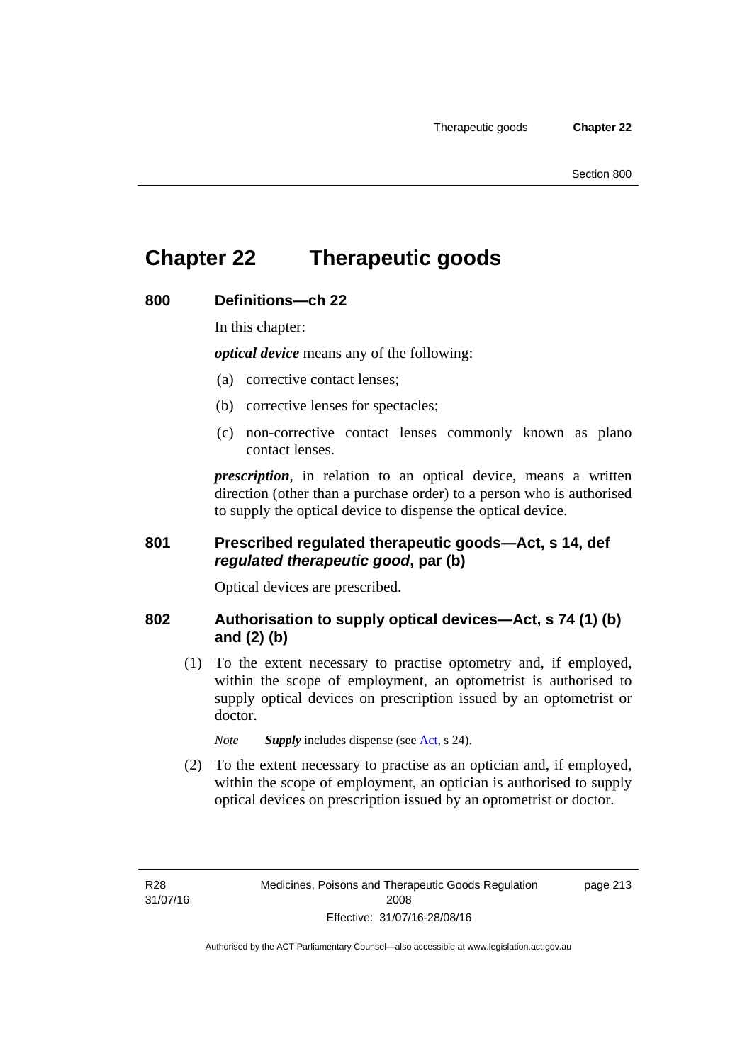# Chapter 22 Therapeutic goods

## 800 Definitions—ch 22

In this chapter:

***optical device*** means any of the following:

(a) corrective contact lenses;

(b) corrective lenses for spectacles;

(c) non-corrective contact lenses commonly known as plano contact lenses.

***prescription***, in relation to an optical device, means a written direction (other than a purchase order) to a person who is authorised to supply the optical device to dispense the optical device.

## 801 Prescribed regulated therapeutic goods—Act, s 14, def *regulated therapeutic good*, par (b)

Optical devices are prescribed.

## 802 Authorisation to supply optical devices—Act, s 74 (1) (b) and (2) (b)

(1) To the extent necessary to practise optometry and, if employed, within the scope of employment, an optometrist is authorised to supply optical devices on prescription issued by an optometrist or doctor.

*Note* ***Supply*** includes dispense (see Act, s 24).

(2) To the extent necessary to practise as an optician and, if employed, within the scope of employment, an optician is authorised to supply optical devices on prescription issued by an optometrist or doctor.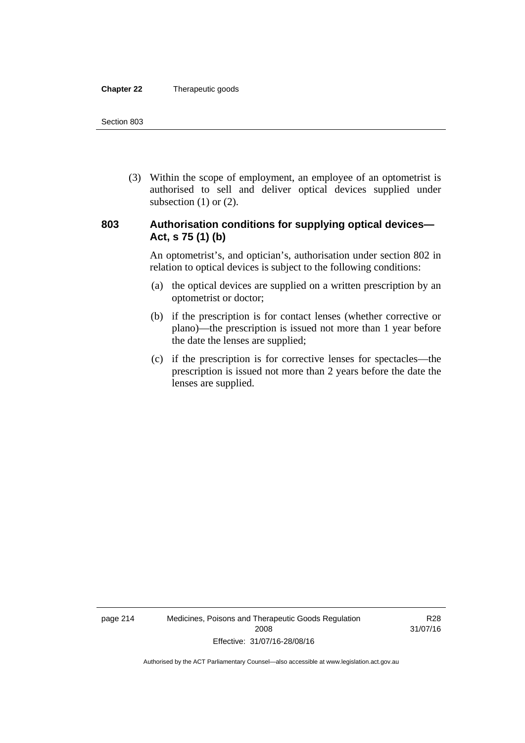(3) Within the scope of employment, an employee of an optometrist is authorised to sell and deliver optical devices supplied under subsection (1) or (2).

### 803 Authorisation conditions for supplying optical devices—Act, s 75 (1) (b)

An optometrist's, and optician's, authorisation under section 802 in relation to optical devices is subject to the following conditions:

(a) the optical devices are supplied on a written prescription by an optometrist or doctor;

(b) if the prescription is for contact lenses (whether corrective or plano)—the prescription is issued not more than 1 year before the date the lenses are supplied;

(c) if the prescription is for corrective lenses for spectacles—the prescription is issued not more than 2 years before the date the lenses are supplied.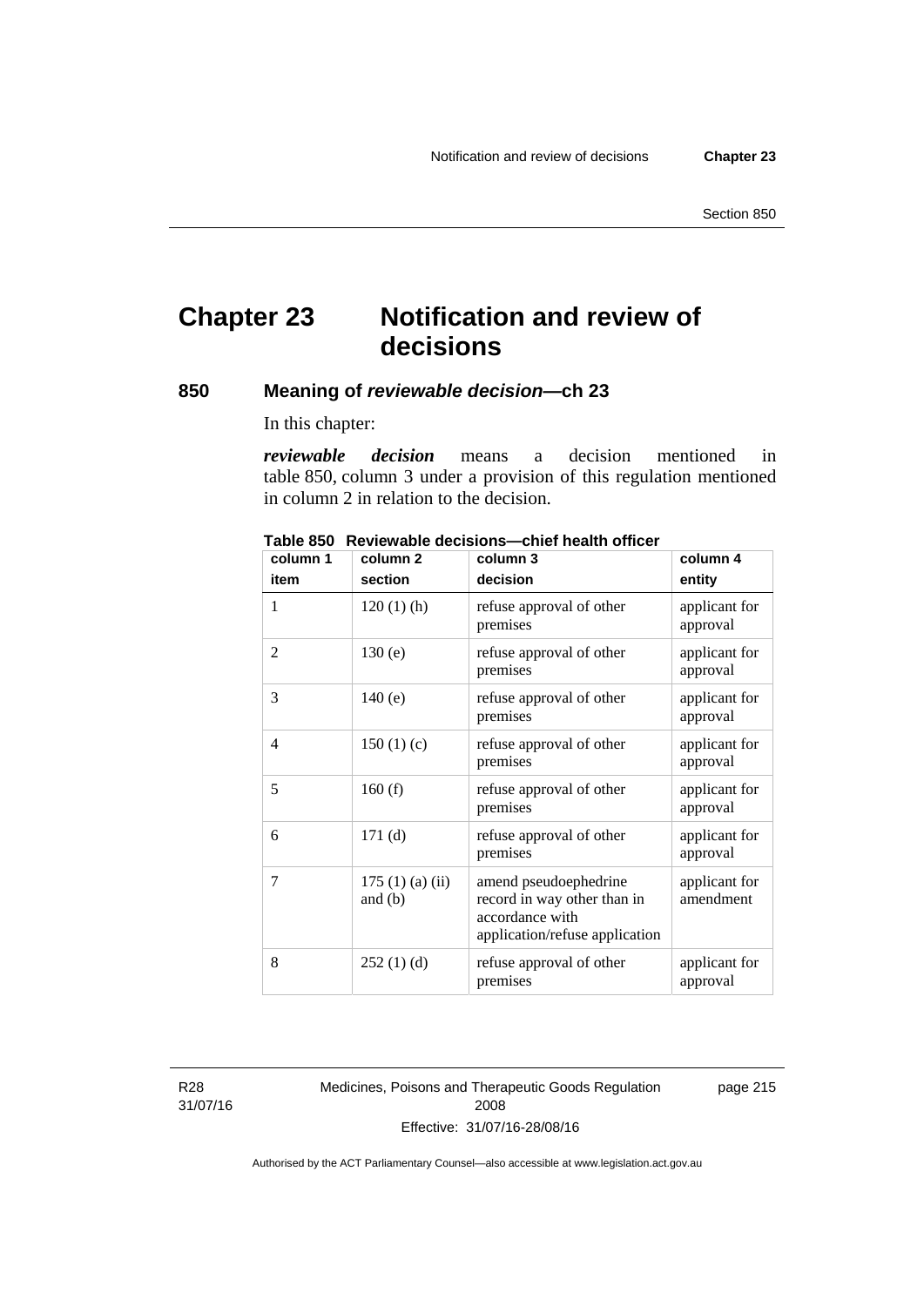# Chapter 23 Notification and review of decisions

## 850 Meaning of *reviewable decision*—ch 23

In this chapter:

***reviewable decision*** means a decision mentioned in table 850, column 3 under a provision of this regulation mentioned in column 2 in relation to the decision.

**Table 850 Reviewable decisions—chief health officer**

| column 1<br>item | column 2<br>section | column 3<br>decision | column 4<br>entity |
|---|---|---|---|
| 1 | 120 (1) (h) | refuse approval of other premises | applicant for approval |
| 2 | 130 (e) | refuse approval of other premises | applicant for approval |
| 3 | 140 (e) | refuse approval of other premises | applicant for approval |
| 4 | 150 (1) (c) | refuse approval of other premises | applicant for approval |
| 5 | 160 (f) | refuse approval of other premises | applicant for approval |
| 6 | 171 (d) | refuse approval of other premises | applicant for approval |
| 7 | 175 (1) (a) (ii) and (b) | amend pseudoephedrine record in way other than in accordance with application/refuse application | applicant for amendment |
| 8 | 252 (1) (d) | refuse approval of other premises | applicant for approval |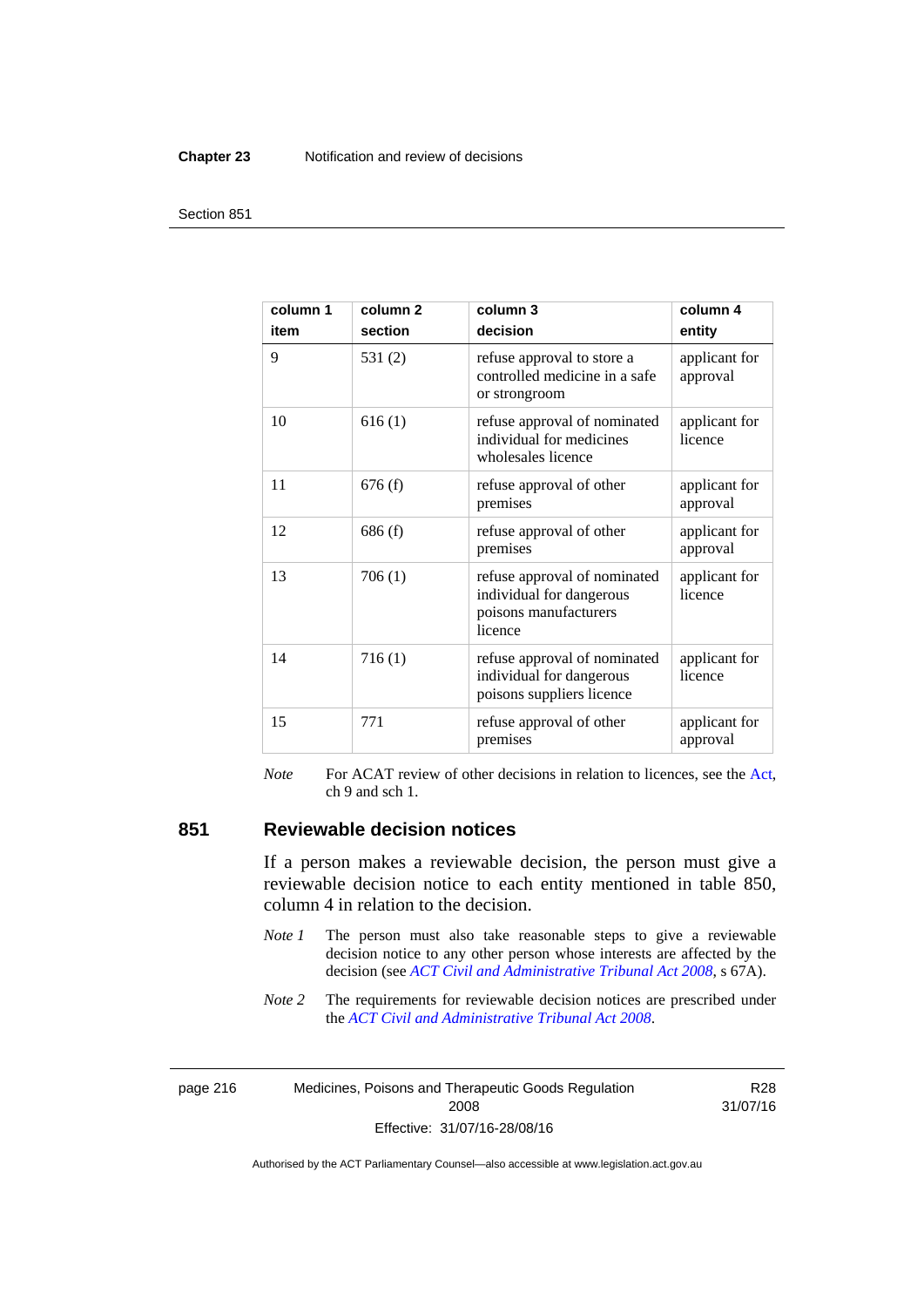| column 1 item | column 2 section | column 3 decision | column 4 entity |
|---|---|---|---|
| 9 | 531 (2) | refuse approval to store a controlled medicine in a safe or strongroom | applicant for approval |
| 10 | 616 (1) | refuse approval of nominated individual for medicines wholesales licence | applicant for licence |
| 11 | 676 (f) | refuse approval of other premises | applicant for approval |
| 12 | 686 (f) | refuse approval of other premises | applicant for approval |
| 13 | 706 (1) | refuse approval of nominated individual for dangerous poisons manufacturers licence | applicant for licence |
| 14 | 716 (1) | refuse approval of nominated individual for dangerous poisons suppliers licence | applicant for licence |
| 15 | 771 | refuse approval of other premises | applicant for approval |

*Note* For ACAT review of other decisions in relation to licences, see the Act, ch 9 and sch 1.

## 851 Reviewable decision notices

If a person makes a reviewable decision, the person must give a reviewable decision notice to each entity mentioned in table 850, column 4 in relation to the decision.

*Note 1* The person must also take reasonable steps to give a reviewable decision notice to any other person whose interests are affected by the decision (see *ACT Civil and Administrative Tribunal Act 2008*, s 67A).

*Note 2* The requirements for reviewable decision notices are prescribed under the *ACT Civil and Administrative Tribunal Act 2008*.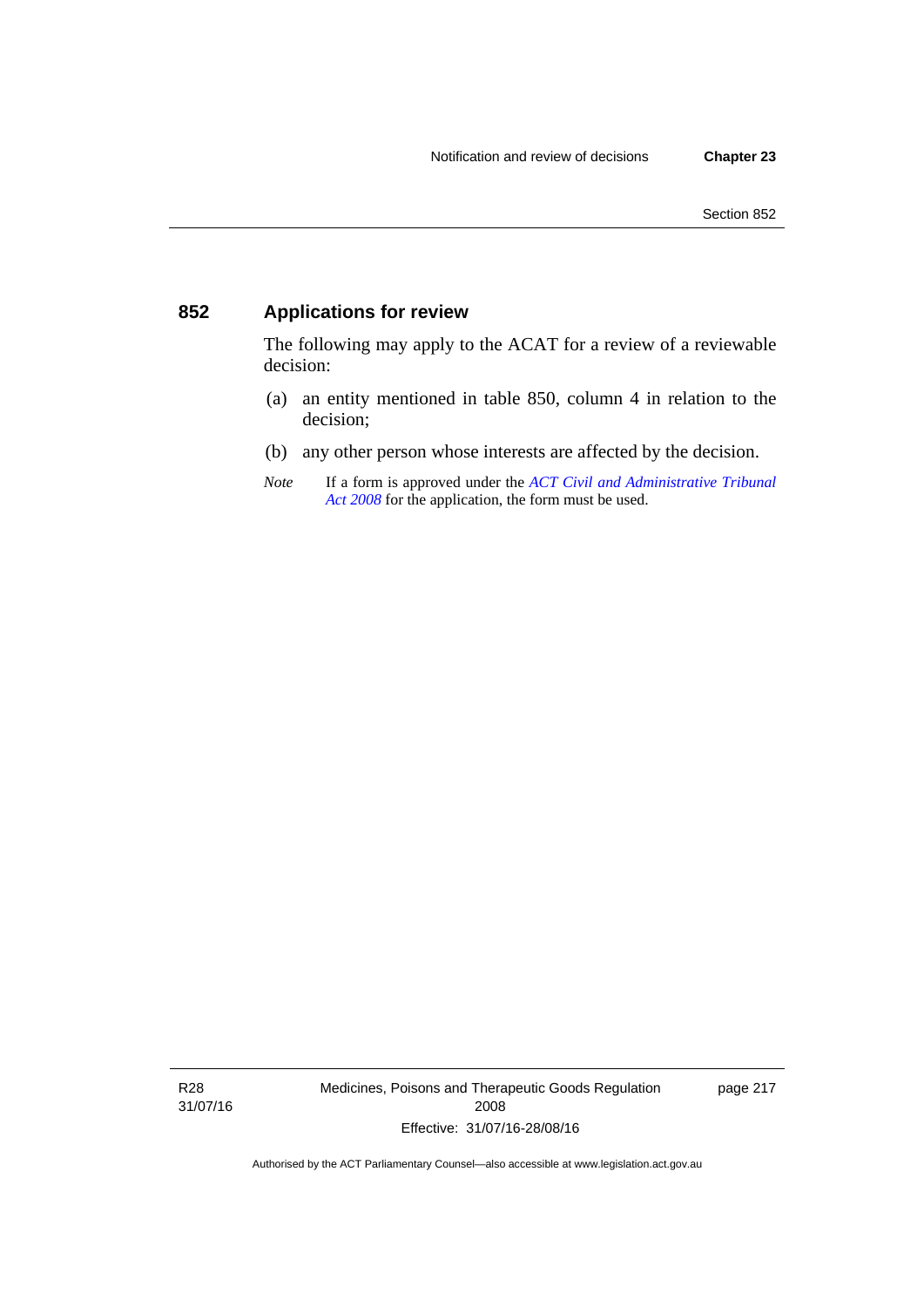## 852 Applications for review

The following may apply to the ACAT for a review of a reviewable decision:

(a) an entity mentioned in table 850, column 4 in relation to the decision;

(b) any other person whose interests are affected by the decision.

*Note* If a form is approved under the *ACT Civil and Administrative Tribunal Act 2008* for the application, the form must be used.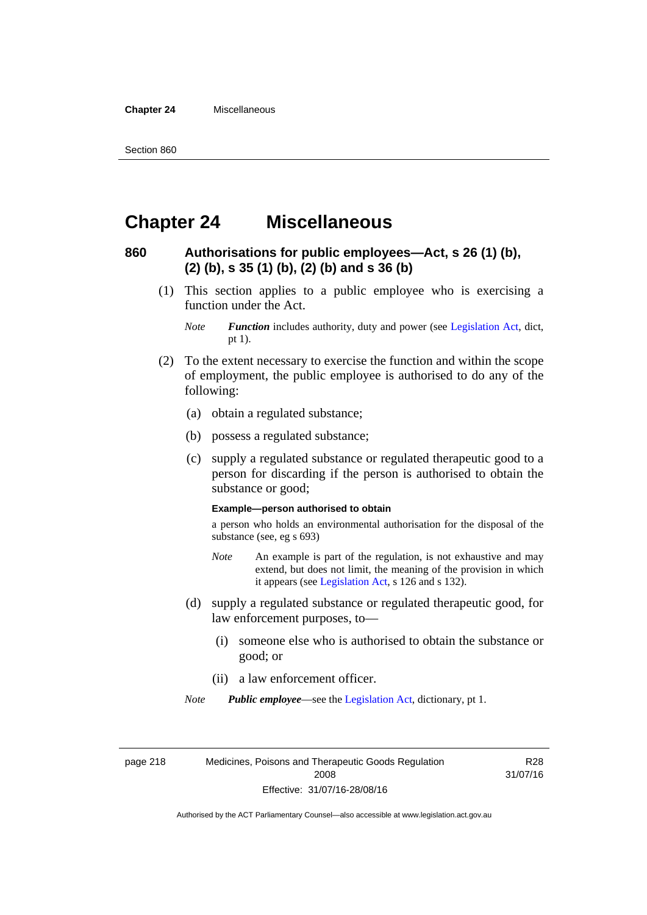# Chapter 24 Miscellaneous

## 860 Authorisations for public employees—Act, s 26 (1) (b), (2) (b), s 35 (1) (b), (2) (b) and s 36 (b)

(1) This section applies to a public employee who is exercising a function under the Act.

*Note* ***Function*** includes authority, duty and power (see Legislation Act, dict, pt 1).

(2) To the extent necessary to exercise the function and within the scope of employment, the public employee is authorised to do any of the following:

(a) obtain a regulated substance;

(b) possess a regulated substance;

(c) supply a regulated substance or regulated therapeutic good to a person for discarding if the person is authorised to obtain the substance or good;

**Example—person authorised to obtain**

a person who holds an environmental authorisation for the disposal of the substance (see, eg s 693)

*Note* An example is part of the regulation, is not exhaustive and may extend, but does not limit, the meaning of the provision in which it appears (see Legislation Act, s 126 and s 132).

(d) supply a regulated substance or regulated therapeutic good, for law enforcement purposes, to—

(i) someone else who is authorised to obtain the substance or good; or

(ii) a law enforcement officer.

*Note* ***Public employee***—see the Legislation Act, dictionary, pt 1.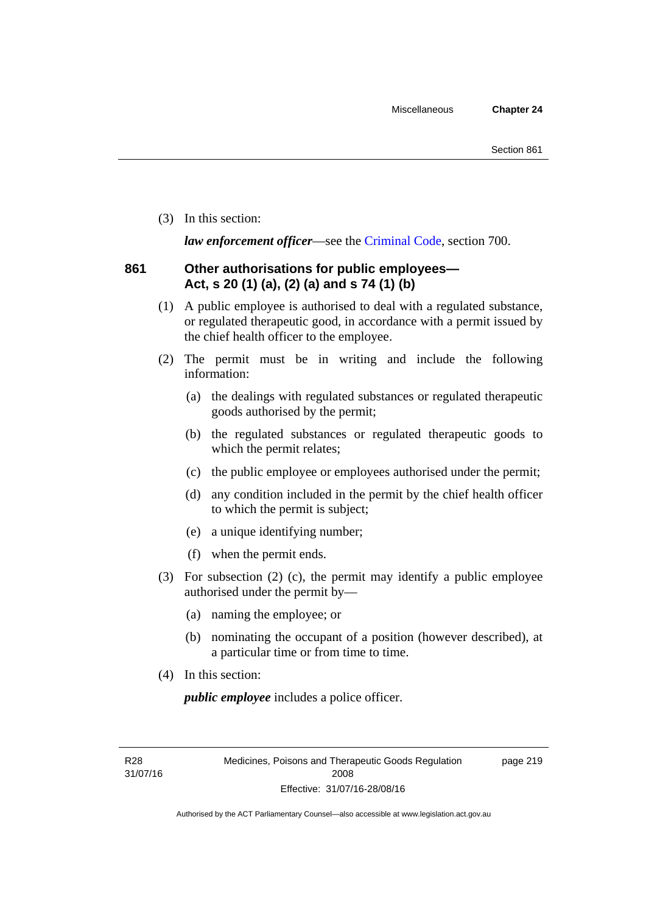(3) In this section:

***law enforcement officer***—see the Criminal Code, section 700.

### 861 Other authorisations for public employees—Act, s 20 (1) (a), (2) (a) and s 74 (1) (b)

(1) A public employee is authorised to deal with a regulated substance, or regulated therapeutic good, in accordance with a permit issued by the chief health officer to the employee.

(2) The permit must be in writing and include the following information:

(a) the dealings with regulated substances or regulated therapeutic goods authorised by the permit;

(b) the regulated substances or regulated therapeutic goods to which the permit relates;

(c) the public employee or employees authorised under the permit;

(d) any condition included in the permit by the chief health officer to which the permit is subject;

(e) a unique identifying number;

(f) when the permit ends.

(3) For subsection (2) (c), the permit may identify a public employee authorised under the permit by—

(a) naming the employee; or

(b) nominating the occupant of a position (however described), at a particular time or from time to time.

(4) In this section:

***public employee*** includes a police officer.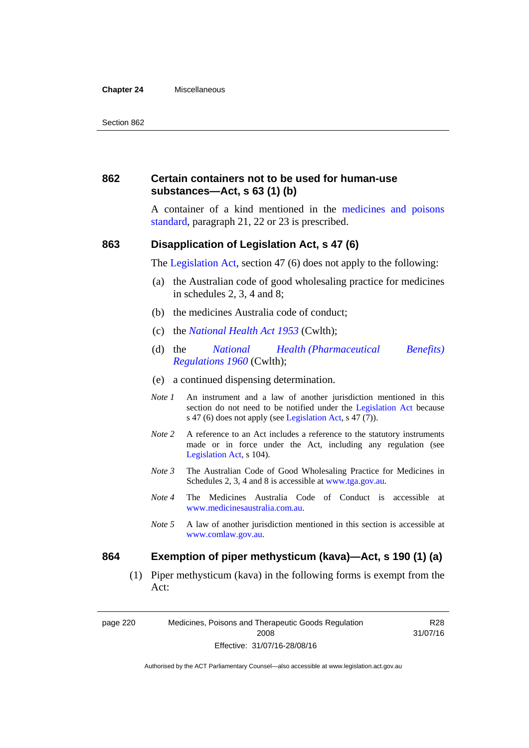## 862 Certain containers not to be used for human-use substances—Act, s 63 (1) (b)

A container of a kind mentioned in the medicines and poisons standard, paragraph 21, 22 or 23 is prescribed.

## 863 Disapplication of Legislation Act, s 47 (6)

The Legislation Act, section 47 (6) does not apply to the following:

(a) the Australian code of good wholesaling practice for medicines in schedules 2, 3, 4 and 8;

(b) the medicines Australia code of conduct;

(c) the *National Health Act 1953* (Cwlth);

(d) the *National Health (Pharmaceutical Benefits) Regulations 1960* (Cwlth);

(e) a continued dispensing determination.

*Note 1* An instrument and a law of another jurisdiction mentioned in this section do not need to be notified under the Legislation Act because s 47 (6) does not apply (see Legislation Act, s 47 (7)).

*Note 2* A reference to an Act includes a reference to the statutory instruments made or in force under the Act, including any regulation (see Legislation Act, s 104).

*Note 3* The Australian Code of Good Wholesaling Practice for Medicines in Schedules 2, 3, 4 and 8 is accessible at www.tga.gov.au.

*Note 4* The Medicines Australia Code of Conduct is accessible at www.medicinesaustralia.com.au.

*Note 5* A law of another jurisdiction mentioned in this section is accessible at www.comlaw.gov.au.

## 864 Exemption of piper methysticum (kava)—Act, s 190 (1) (a)

(1) Piper methysticum (kava) in the following forms is exempt from the Act: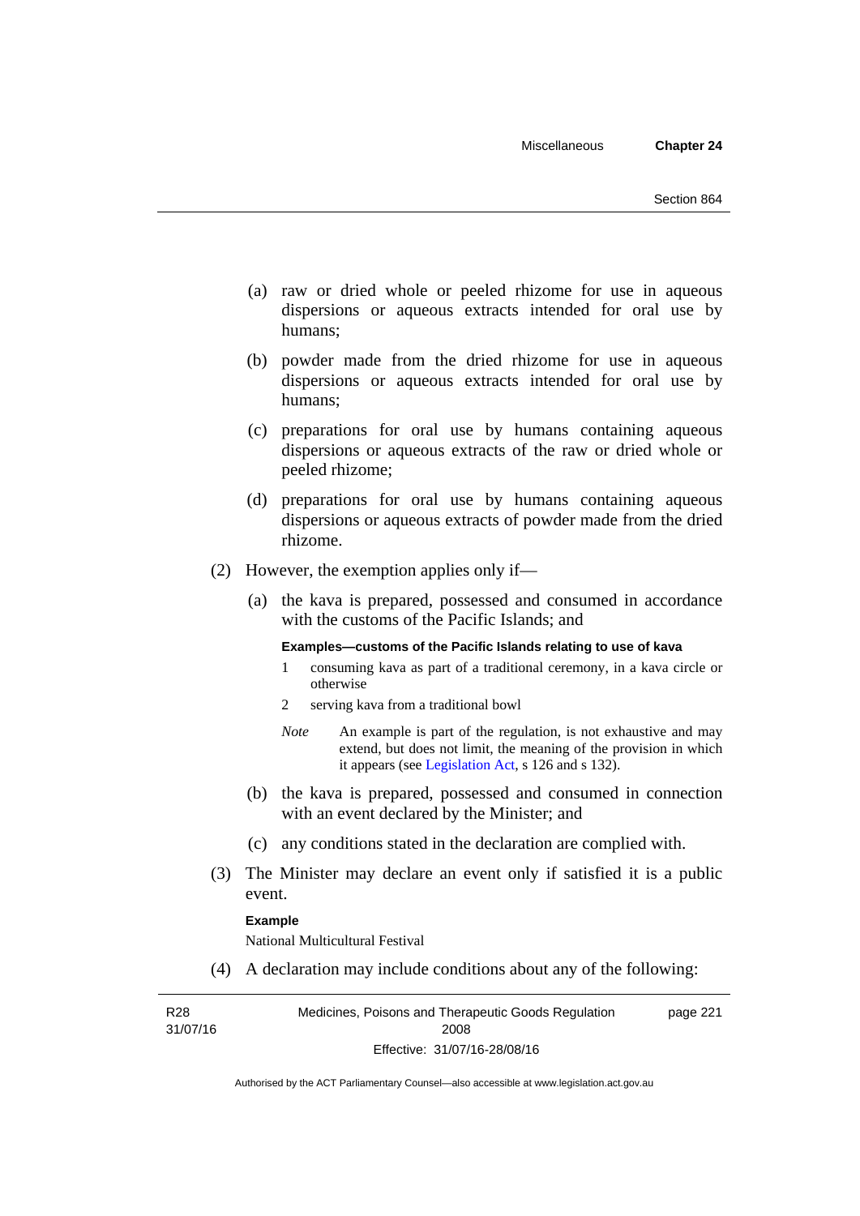(a) raw or dried whole or peeled rhizome for use in aqueous dispersions or aqueous extracts intended for oral use by humans;

(b) powder made from the dried rhizome for use in aqueous dispersions or aqueous extracts intended for oral use by humans;

(c) preparations for oral use by humans containing aqueous dispersions or aqueous extracts of the raw or dried whole or peeled rhizome;

(d) preparations for oral use by humans containing aqueous dispersions or aqueous extracts of powder made from the dried rhizome.

(2) However, the exemption applies only if—

(a) the kava is prepared, possessed and consumed in accordance with the customs of the Pacific Islands; and

**Examples—customs of the Pacific Islands relating to use of kava**

1 consuming kava as part of a traditional ceremony, in a kava circle or otherwise

2 serving kava from a traditional bowl

*Note* An example is part of the regulation, is not exhaustive and may extend, but does not limit, the meaning of the provision in which it appears (see Legislation Act, s 126 and s 132).

(b) the kava is prepared, possessed and consumed in connection with an event declared by the Minister; and

(c) any conditions stated in the declaration are complied with.

(3) The Minister may declare an event only if satisfied it is a public event.

**Example**

National Multicultural Festival

(4) A declaration may include conditions about any of the following: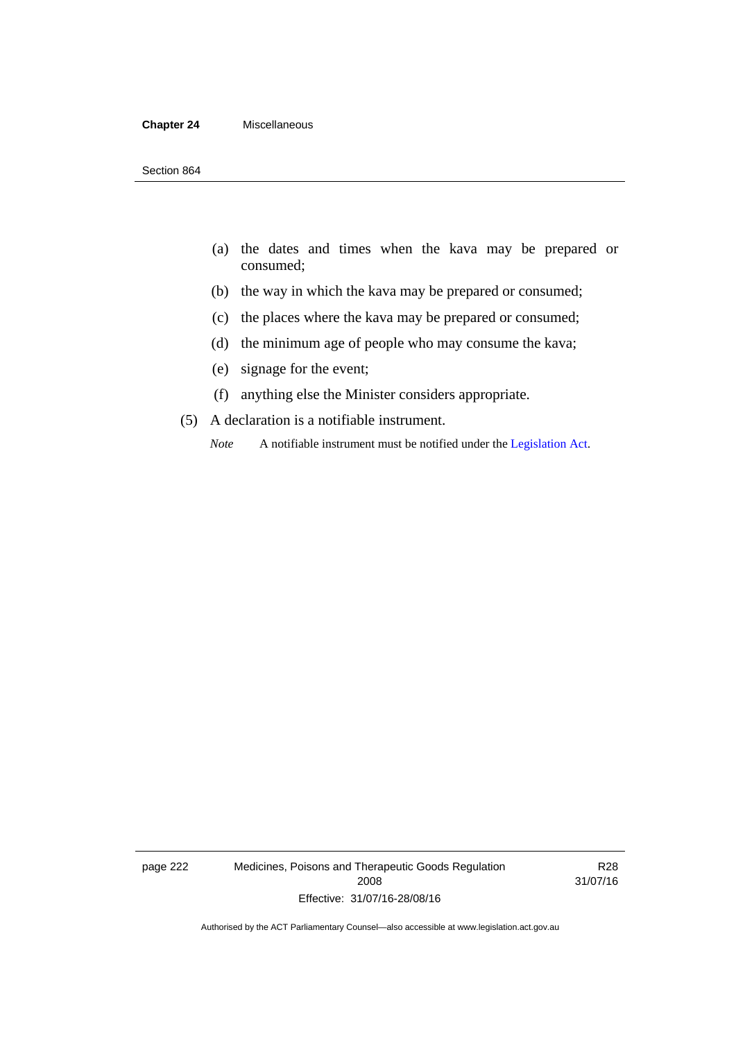(a) the dates and times when the kava may be prepared or consumed;

(b) the way in which the kava may be prepared or consumed;

(c) the places where the kava may be prepared or consumed;

(d) the minimum age of people who may consume the kava;

(e) signage for the event;

(f) anything else the Minister considers appropriate.

(5) A declaration is a notifiable instrument.

*Note* A notifiable instrument must be notified under the Legislation Act.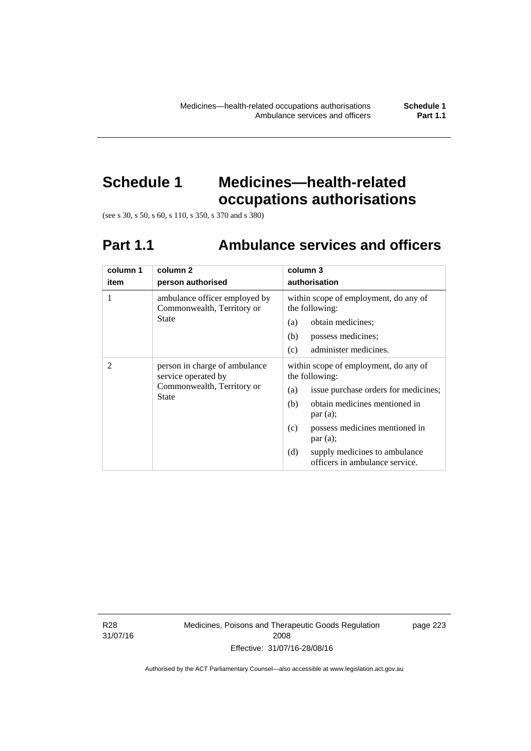# Schedule 1 Medicines—health-related occupations authorisations

(see s 30, s 50, s 60, s 110, s 350, s 370 and s 380)

## Part 1.1 Ambulance services and officers

| column 1<br>item | column 2<br>person authorised | column 3<br>authorisation |
|---|---|---|
| 1 | ambulance officer employed by Commonwealth, Territory or State | within scope of employment, do any of the following:<br>(a) obtain medicines;<br>(b) possess medicines;<br>(c) administer medicines. |
| 2 | person in charge of ambulance service operated by Commonwealth, Territory or State | within scope of employment, do any of the following:<br>(a) issue purchase orders for medicines;<br>(b) obtain medicines mentioned in par (a);<br>(c) possess medicines mentioned in par (a);<br>(d) supply medicines to ambulance officers in ambulance service. |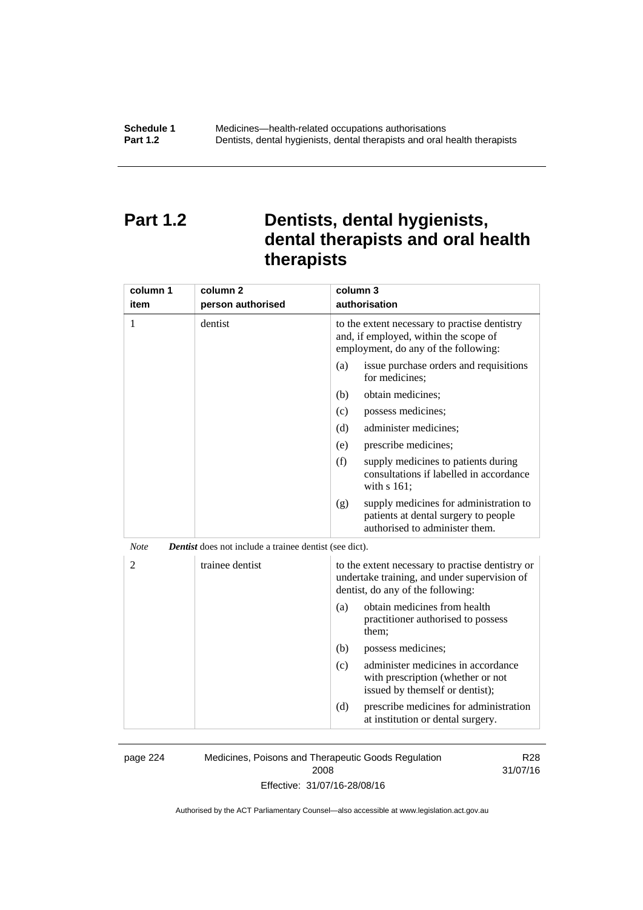# Part 1.2 Dentists, dental hygienists, dental therapists and oral health therapists

| column 1<br>item | column 2<br>person authorised | column 3<br>authorisation |
|---|---|---|
| 1 | dentist | to the extent necessary to practise dentistry and, if employed, within the scope of employment, do any of the following:<br>(a) issue purchase orders and requisitions for medicines;<br>(b) obtain medicines;<br>(c) possess medicines;<br>(d) administer medicines;<br>(e) prescribe medicines;<br>(f) supply medicines to patients during consultations if labelled in accordance with s 161;<br>(g) supply medicines for administration to patients at dental surgery to people authorised to administer them. |

*Note* ***Dentist*** does not include a trainee dentist (see dict).

| column 1<br>item | column 2<br>person authorised | column 3<br>authorisation |
|---|---|---|
| 2 | trainee dentist | to the extent necessary to practise dentistry or undertake training, and under supervision of dentist, do any of the following:<br>(a) obtain medicines from health practitioner authorised to possess them;<br>(b) possess medicines;<br>(c) administer medicines in accordance with prescription (whether or not issued by themself or dentist);<br>(d) prescribe medicines for administration at institution or dental surgery. |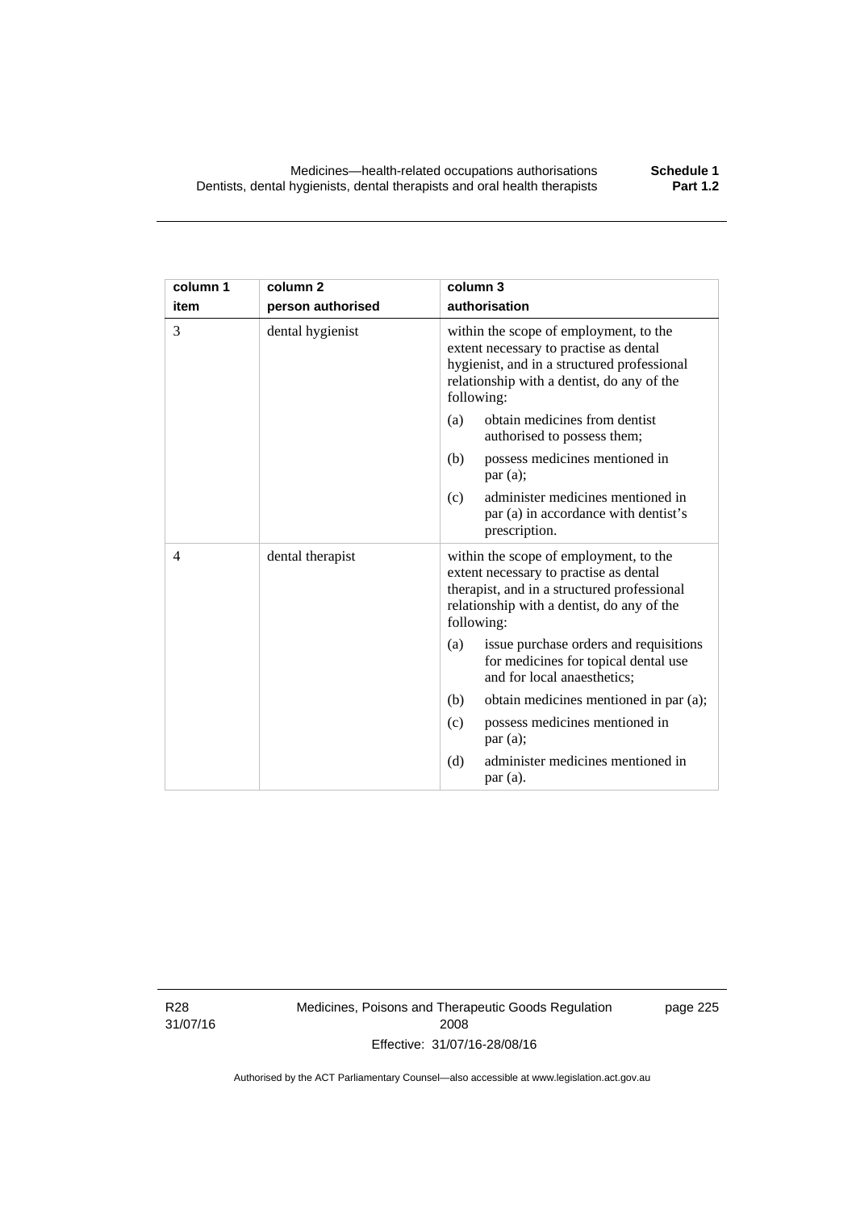| column 1<br>item | column 2<br>person authorised | column 3<br>authorisation |
|---|---|---|
| 3 | dental hygienist | within the scope of employment, to the extent necessary to practise as dental hygienist, and in a structured professional relationship with a dentist, do any of the following:<br>(a) obtain medicines from dentist authorised to possess them;<br>(b) possess medicines mentioned in par (a);<br>(c) administer medicines mentioned in par (a) in accordance with dentist's prescription. |
| 4 | dental therapist | within the scope of employment, to the extent necessary to practise as dental therapist, and in a structured professional relationship with a dentist, do any of the following:<br>(a) issue purchase orders and requisitions for medicines for topical dental use and for local anaesthetics;<br>(b) obtain medicines mentioned in par (a);<br>(c) possess medicines mentioned in par (a);<br>(d) administer medicines mentioned in par (a). |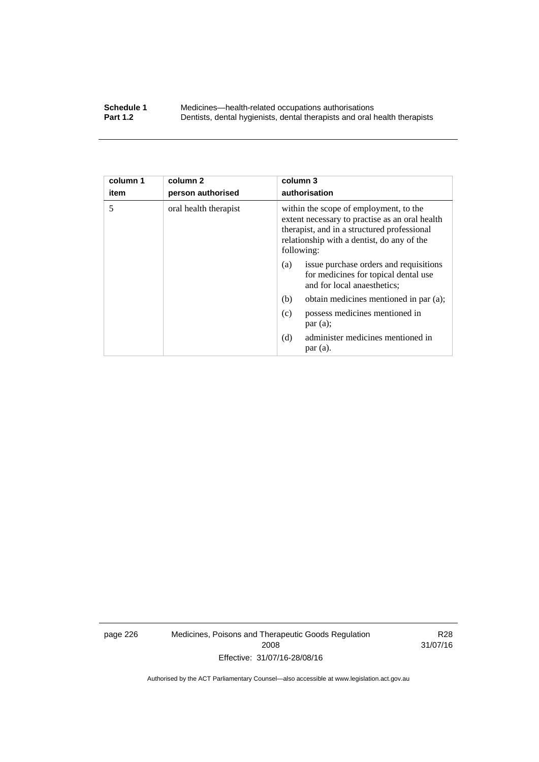| column 1<br>item | column 2<br>person authorised | column 3<br>authorisation |
|---|---|---|
| 5 | oral health therapist | within the scope of employment, to the extent necessary to practise as an oral health therapist, and in a structured professional relationship with a dentist, do any of the following:<br>(a) issue purchase orders and requisitions for medicines for topical dental use and for local anaesthetics;<br>(b) obtain medicines mentioned in par (a);<br>(c) possess medicines mentioned in par (a);<br>(d) administer medicines mentioned in par (a). |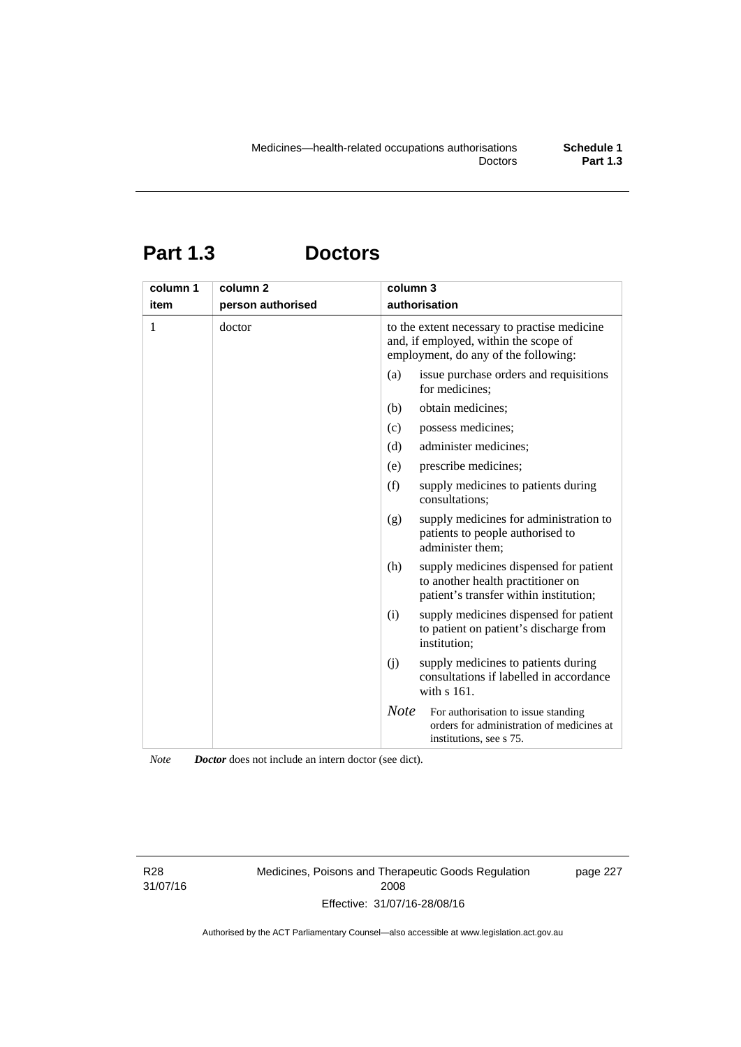# Part 1.3 Doctors

| column 1 item | column 2 person authorised | column 3 authorisation |
|---|---|---|
| 1 | doctor | to the extent necessary to practise medicine and, if employed, within the scope of employment, do any of the following: |
| | | (a) issue purchase orders and requisitions for medicines; |
| | | (b) obtain medicines; |
| | | (c) possess medicines; |
| | | (d) administer medicines; |
| | | (e) prescribe medicines; |
| | | (f) supply medicines to patients during consultations; |
| | | (g) supply medicines for administration to patients to people authorised to administer them; |
| | | (h) supply medicines dispensed for patient to another health practitioner on patient's transfer within institution; |
| | | (i) supply medicines dispensed for patient to patient on patient's discharge from institution; |
| | | (j) supply medicines to patients during consultations if labelled in accordance with s 161. |
| | | *Note* For authorisation to issue standing orders for administration of medicines at institutions, see s 75. |

*Note* ***Doctor*** does not include an intern doctor (see dict).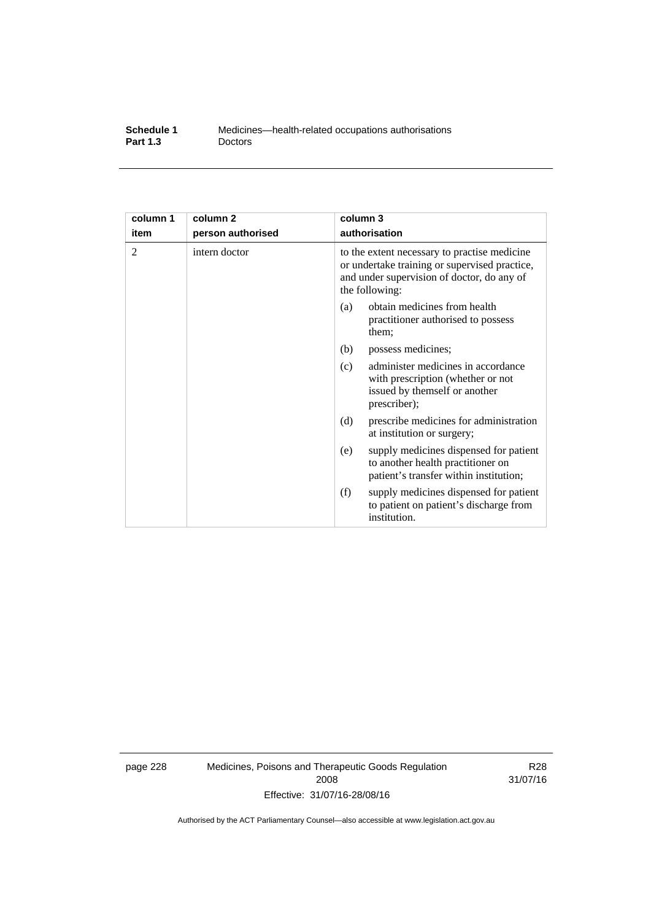| column 1<br>item | column 2<br>person authorised | column 3<br>authorisation |
|---|---|---|
| 2 | intern doctor | to the extent necessary to practise medicine or undertake training or supervised practice, and under supervision of doctor, do any of the following:<br>(a) obtain medicines from health practitioner authorised to possess them;<br>(b) possess medicines;<br>(c) administer medicines in accordance with prescription (whether or not issued by themself or another prescriber);<br>(d) prescribe medicines for administration at institution or surgery;<br>(e) supply medicines dispensed for patient to another health practitioner on patient's transfer within institution;<br>(f) supply medicines dispensed for patient to patient on patient's discharge from institution. |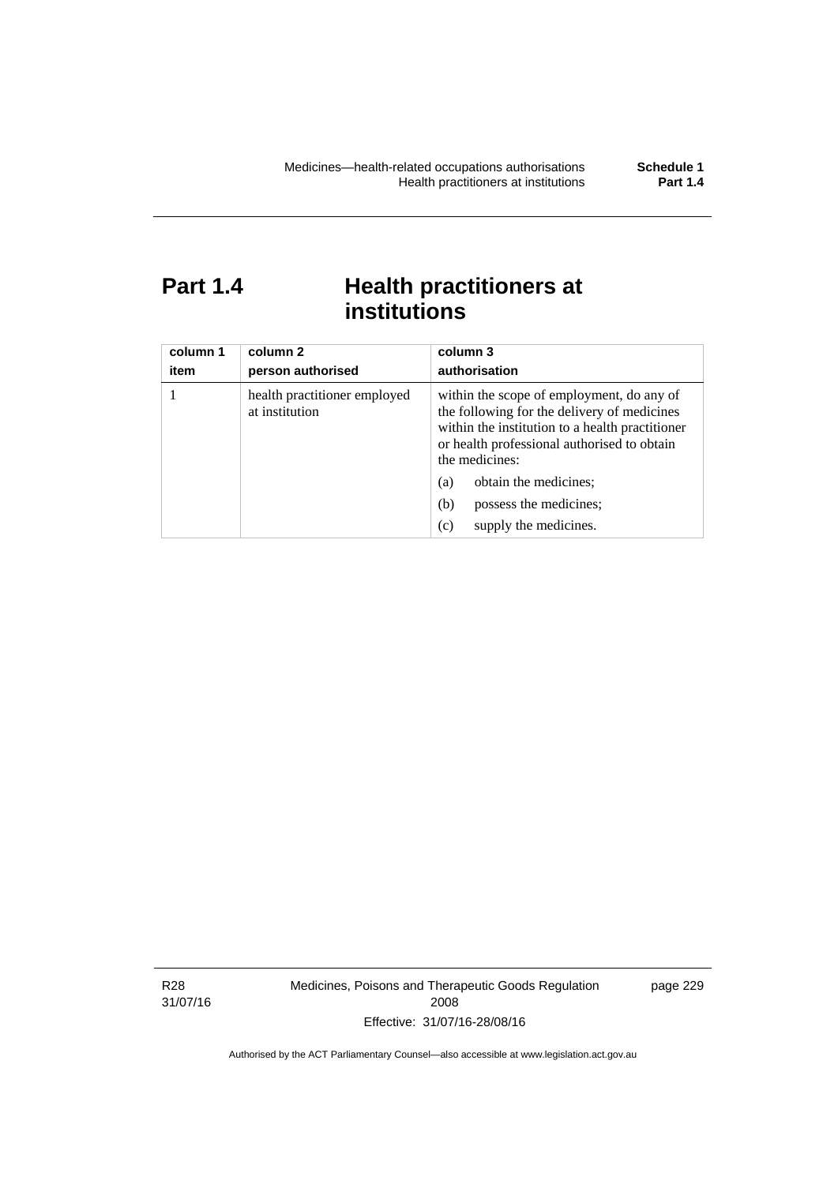# Part 1.4 Health practitioners at institutions

| column 1<br>item | column 2<br>person authorised | column 3<br>authorisation |
|---|---|---|
| 1 | health practitioner employed at institution | within the scope of employment, do any of the following for the delivery of medicines within the institution to a health practitioner or health professional authorised to obtain the medicines:<br>(a) obtain the medicines;<br>(b) possess the medicines;<br>(c) supply the medicines. |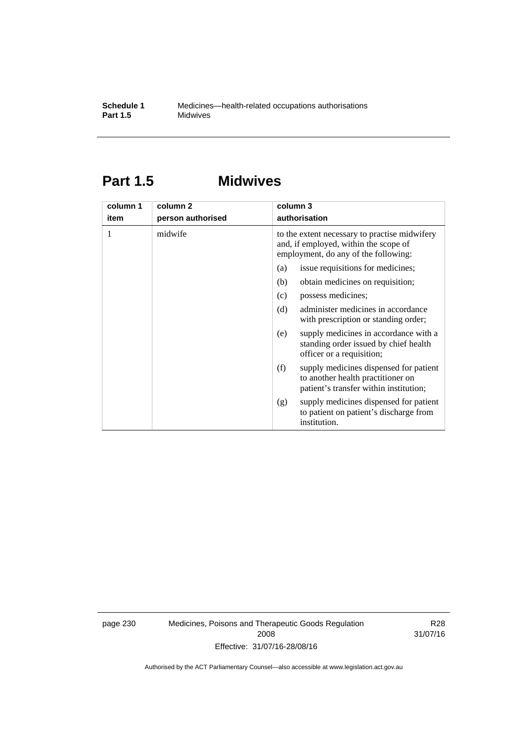# Part 1.5 Midwives

| column 1 item | column 2 person authorised | column 3 authorisation |
|---|---|---|
| 1 | midwife | to the extent necessary to practise midwifery and, if employed, within the scope of employment, do any of the following: (a) issue requisitions for medicines; (b) obtain medicines on requisition; (c) possess medicines; (d) administer medicines in accordance with prescription or standing order; (e) supply medicines in accordance with a standing order issued by chief health officer or a requisition; (f) supply medicines dispensed for patient to another health practitioner on patient's transfer within institution; (g) supply medicines dispensed for patient to patient on patient's discharge from institution. |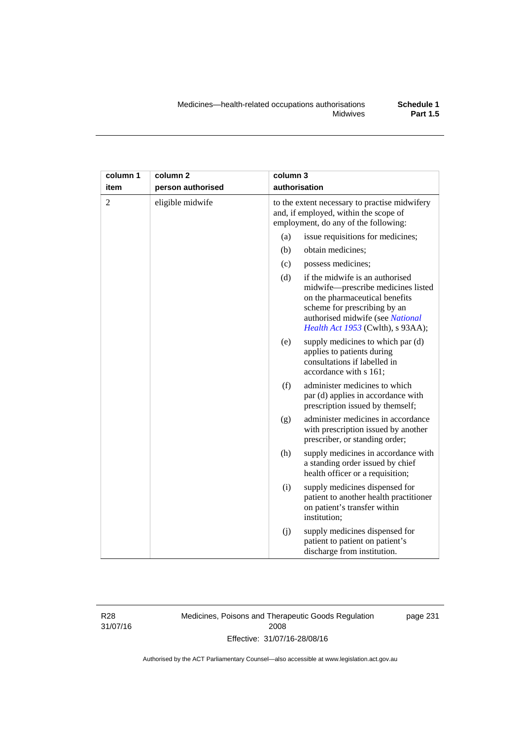| column 1 item | column 2 person authorised | column 3 authorisation |
|---|---|---|
| 2 | eligible midwife | to the extent necessary to practise midwifery and, if employed, within the scope of employment, do any of the following: |
| | | (a) issue requisitions for medicines; |
| | | (b) obtain medicines; |
| | | (c) possess medicines; |
| | | (d) if the midwife is an authorised midwife—prescribe medicines listed on the pharmaceutical benefits scheme for prescribing by an authorised midwife (see *National Health Act 1953* (Cwlth), s 93AA); |
| | | (e) supply medicines to which par (d) applies to patients during consultations if labelled in accordance with s 161; |
| | | (f) administer medicines to which par (d) applies in accordance with prescription issued by themself; |
| | | (g) administer medicines in accordance with prescription issued by another prescriber, or standing order; |
| | | (h) supply medicines in accordance with a standing order issued by chief health officer or a requisition; |
| | | (i) supply medicines dispensed for patient to another health practitioner on patient's transfer within institution; |
| | | (j) supply medicines dispensed for patient to patient on patient's discharge from institution. |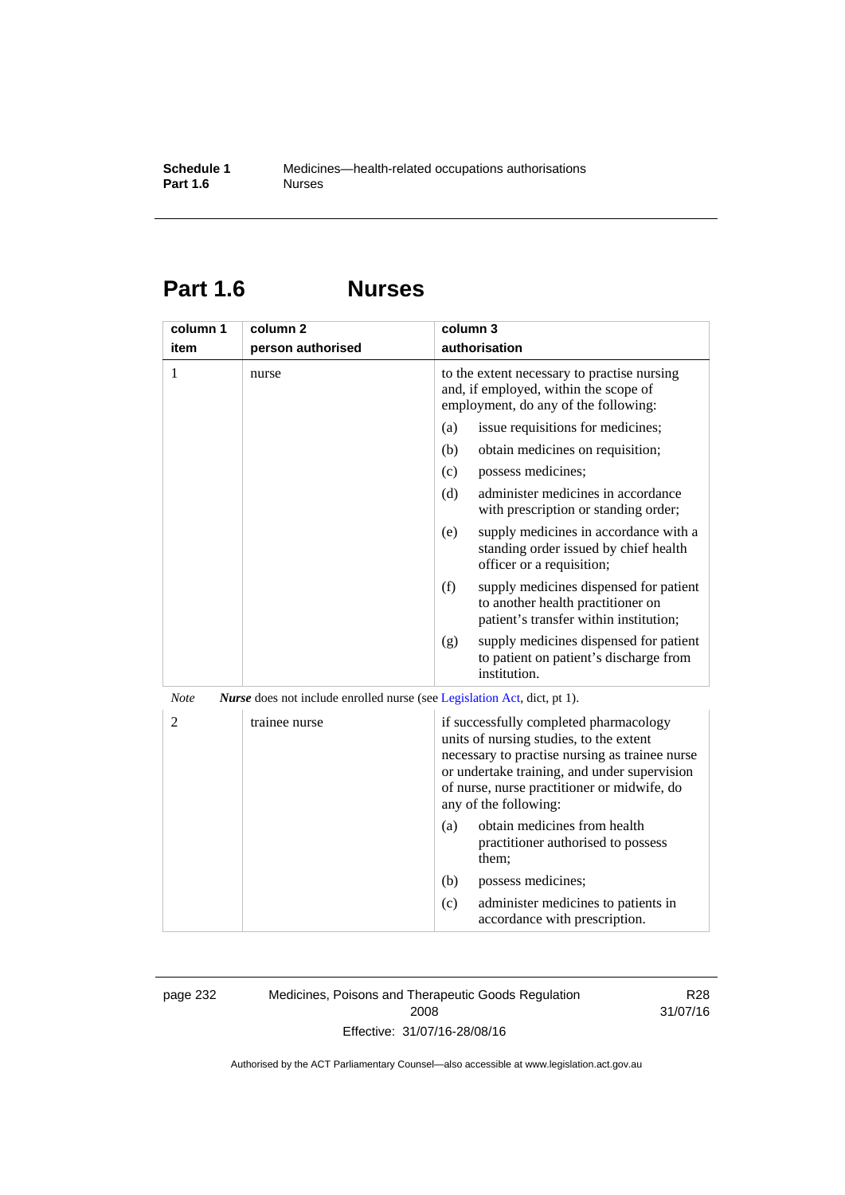# Part 1.6 Nurses

| column 1<br>item | column 2<br>person authorised | column 3<br>authorisation |
|---|---|---|
| 1 | nurse | to the extent necessary to practise nursing and, if employed, within the scope of employment, do any of the following:<br>(a) issue requisitions for medicines;<br>(b) obtain medicines on requisition;<br>(c) possess medicines;<br>(d) administer medicines in accordance with prescription or standing order;<br>(e) supply medicines in accordance with a standing order issued by chief health officer or a requisition;<br>(f) supply medicines dispensed for patient to another health practitioner on patient's transfer within institution;<br>(g) supply medicines dispensed for patient to patient on patient's discharge from institution. |

*Note* ***Nurse*** does not include enrolled nurse (see Legislation Act, dict, pt 1).

| column 1<br>item | column 2<br>person authorised | column 3<br>authorisation |
|---|---|---|
| 2 | trainee nurse | if successfully completed pharmacology units of nursing studies, to the extent necessary to practise nursing as trainee nurse or undertake training, and under supervision of nurse, nurse practitioner or midwife, do any of the following:<br>(a) obtain medicines from health practitioner authorised to possess them;<br>(b) possess medicines;<br>(c) administer medicines to patients in accordance with prescription. |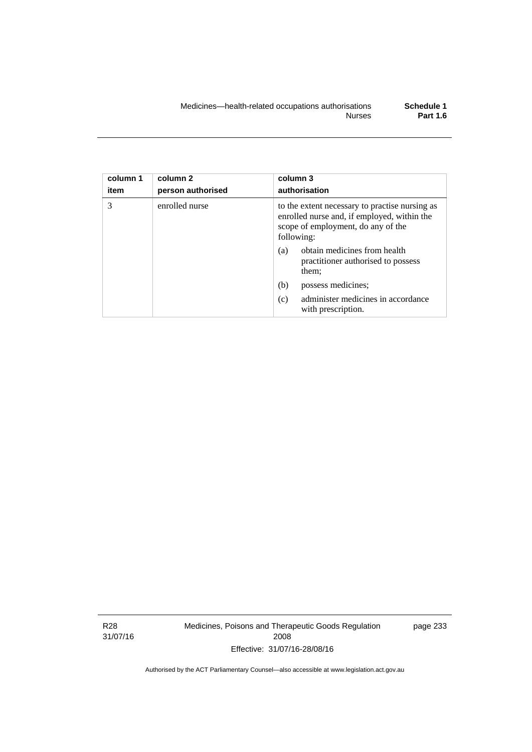| column 1 item | column 2 person authorised | column 3 authorisation |
|---|---|---|
| 3 | enrolled nurse | to the extent necessary to practise nursing as enrolled nurse and, if employed, within the scope of employment, do any of the following:<br>(a) obtain medicines from health practitioner authorised to possess them;<br>(b) possess medicines;<br>(c) administer medicines in accordance with prescription. |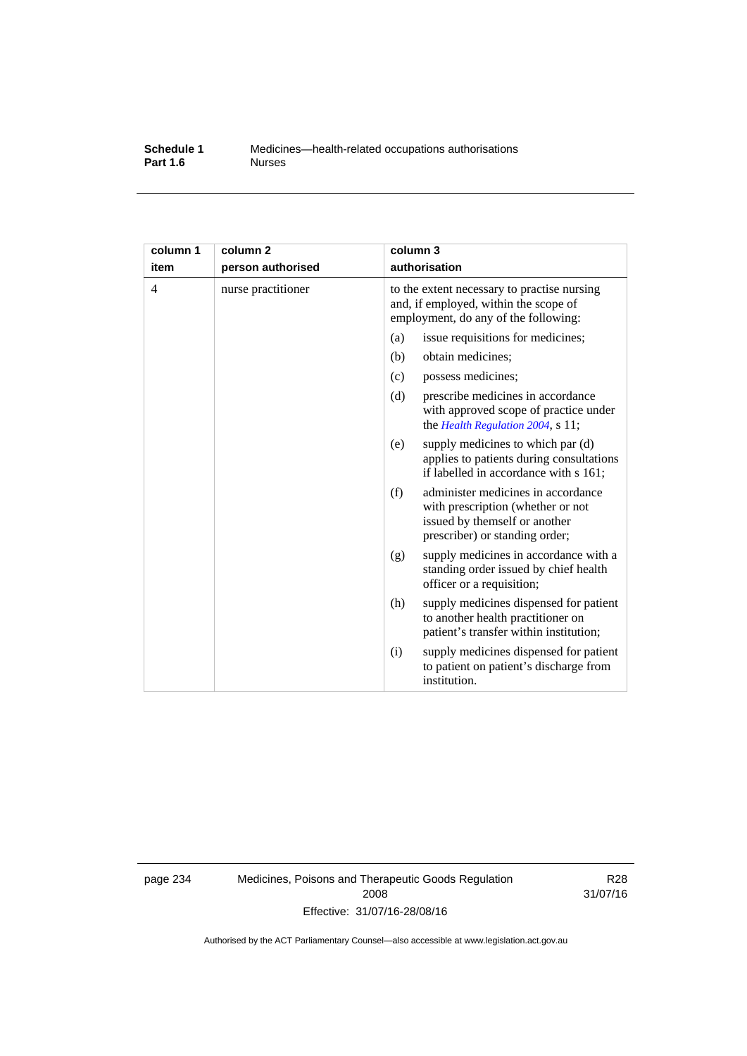| column 1 item | column 2 person authorised | column 3 authorisation |
|---|---|---|
| 4 | nurse practitioner | to the extent necessary to practise nursing and, if employed, within the scope of employment, do any of the following: |
| | | (a) issue requisitions for medicines; |
| | | (b) obtain medicines; |
| | | (c) possess medicines; |
| | | (d) prescribe medicines in accordance with approved scope of practice under the *Health Regulation 2004*, s 11; |
| | | (e) supply medicines to which par (d) applies to patients during consultations if labelled in accordance with s 161; |
| | | (f) administer medicines in accordance with prescription (whether or not issued by themself or another prescriber) or standing order; |
| | | (g) supply medicines in accordance with a standing order issued by chief health officer or a requisition; |
| | | (h) supply medicines dispensed for patient to another health practitioner on patient's transfer within institution; |
| | | (i) supply medicines dispensed for patient to patient on patient's discharge from institution. |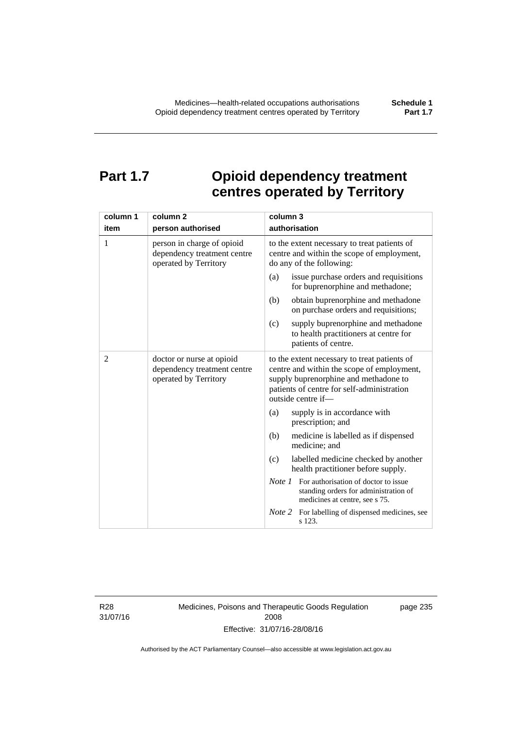# Part 1.7 Opioid dependency treatment centres operated by Territory

| column 1<br>item | column 2<br>person authorised | column 3<br>authorisation |
|---|---|---|
| 1 | person in charge of opioid dependency treatment centre operated by Territory | to the extent necessary to treat patients of centre and within the scope of employment, do any of the following:<br>(a) issue purchase orders and requisitions for buprenorphine and methadone;<br>(b) obtain buprenorphine and methadone on purchase orders and requisitions;<br>(c) supply buprenorphine and methadone to health practitioners at centre for patients of centre. |
| 2 | doctor or nurse at opioid dependency treatment centre operated by Territory | to the extent necessary to treat patients of centre and within the scope of employment, supply buprenorphine and methadone to patients of centre for self-administration outside centre if—<br>(a) supply is in accordance with prescription; and<br>(b) medicine is labelled as if dispensed medicine; and<br>(c) labelled medicine checked by another health practitioner before supply.<br>*Note 1* For authorisation of doctor to issue standing orders for administration of medicines at centre, see s 75.<br>*Note 2* For labelling of dispensed medicines, see s 123. |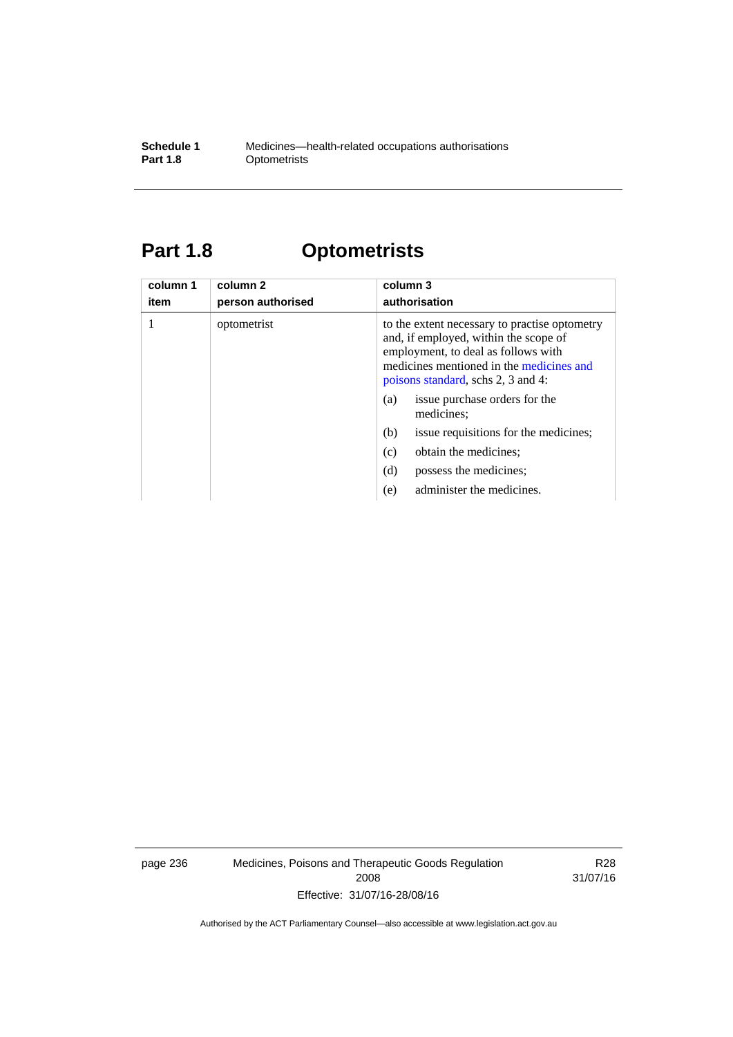# Part 1.8 Optometrists

| column 1<br>item | column 2<br>person authorised | column 3<br>authorisation |
|---|---|---|
| 1 | optometrist | to the extent necessary to practise optometry and, if employed, within the scope of employment, to deal as follows with medicines mentioned in the medicines and poisons standard, schs 2, 3 and 4:<br>(a) issue purchase orders for the medicines;<br>(b) issue requisitions for the medicines;<br>(c) obtain the medicines;<br>(d) possess the medicines;<br>(e) administer the medicines. |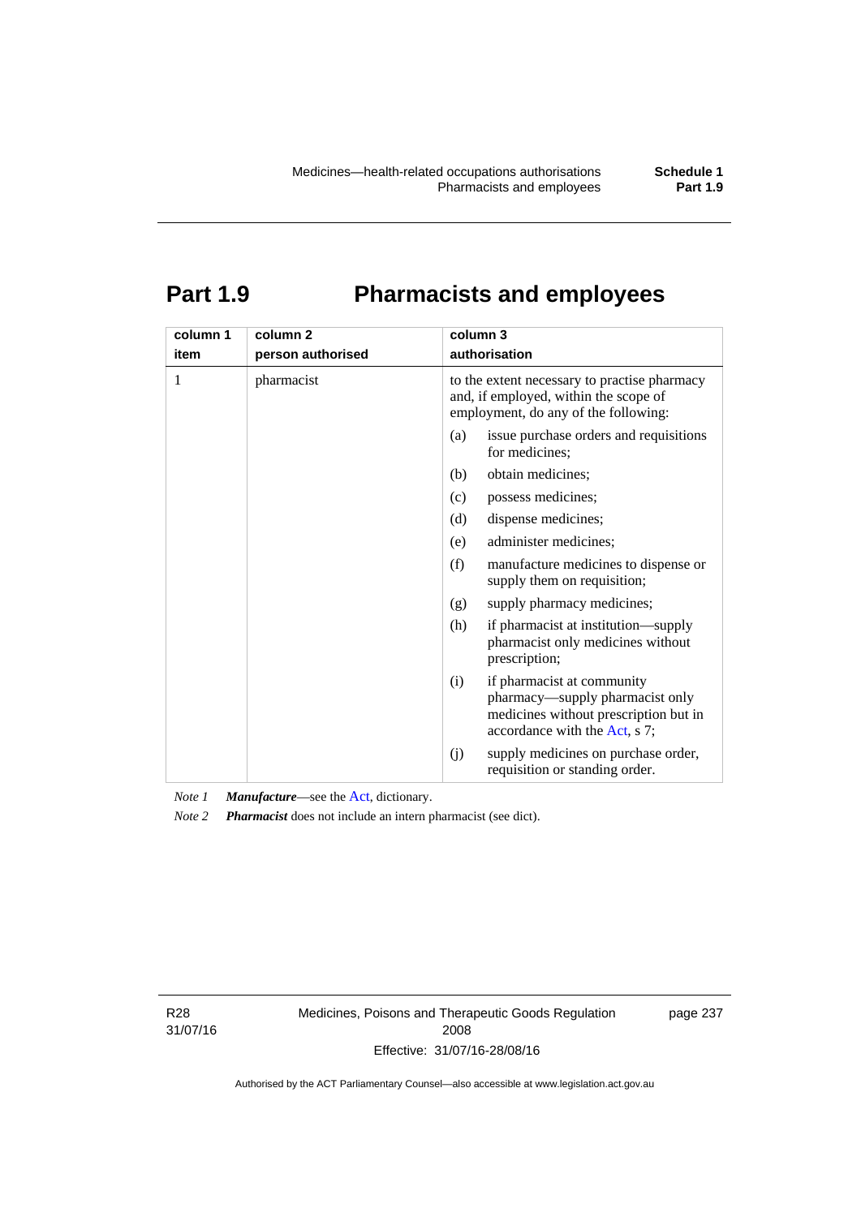# Part 1.9 Pharmacists and employees

| column 1<br>item | column 2<br>person authorised | column 3<br>authorisation |
|---|---|---|
| 1 | pharmacist | to the extent necessary to practise pharmacy and, if employed, within the scope of employment, do any of the following:<br>(a) issue purchase orders and requisitions for medicines;<br>(b) obtain medicines;<br>(c) possess medicines;<br>(d) dispense medicines;<br>(e) administer medicines;<br>(f) manufacture medicines to dispense or supply them on requisition;<br>(g) supply pharmacy medicines;<br>(h) if pharmacist at institution—supply pharmacist only medicines without prescription;<br>(i) if pharmacist at community pharmacy—supply pharmacist only medicines without prescription but in accordance with the Act, s 7;<br>(j) supply medicines on purchase order, requisition or standing order. |

*Note 1* ***Manufacture***—see the Act, dictionary.

*Note 2* ***Pharmacist*** does not include an intern pharmacist (see dict).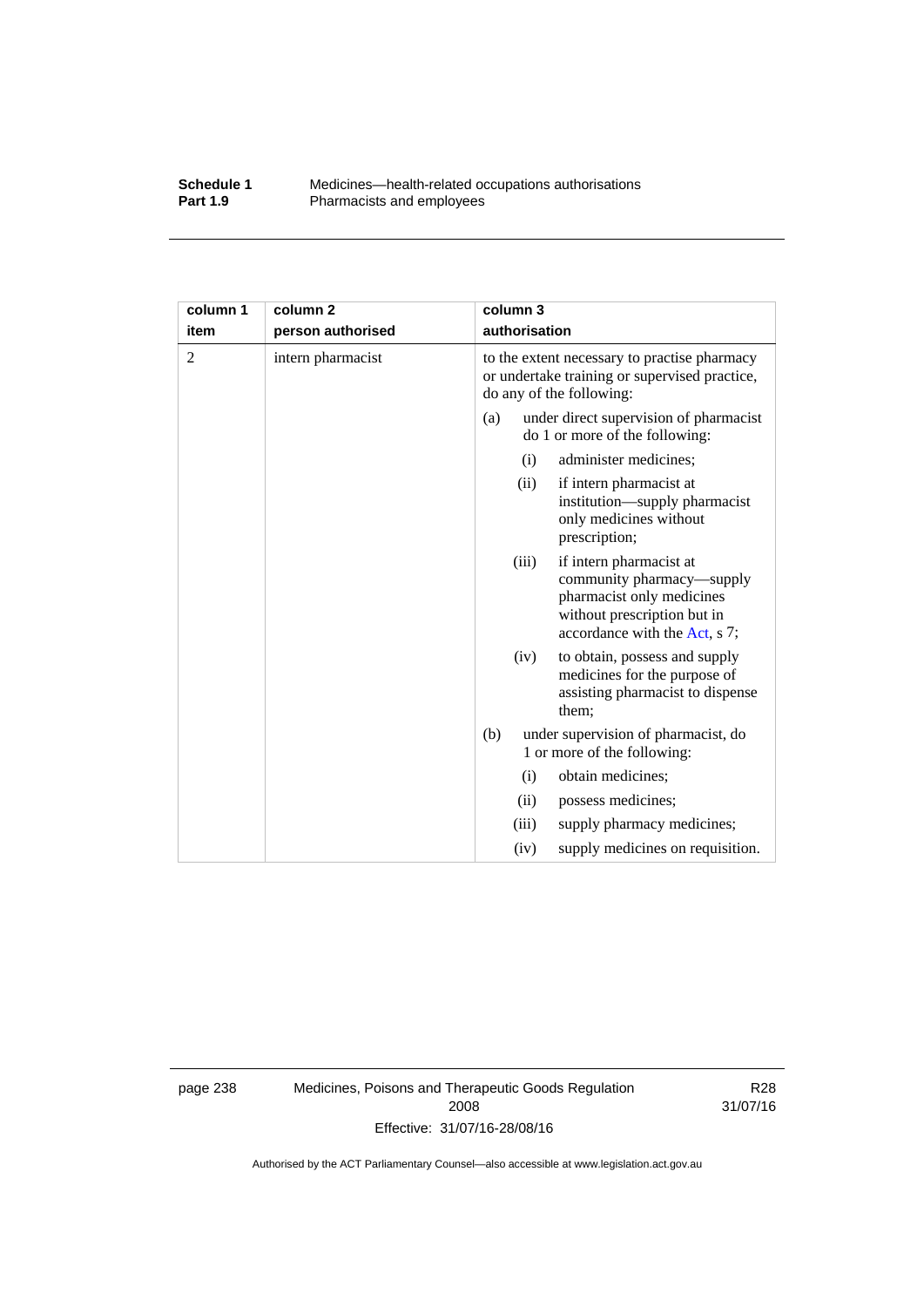| column 1<br>item | column 2<br>person authorised | column 3<br>authorisation |
|---|---|---|
| 2 | intern pharmacist | to the extent necessary to practise pharmacy or undertake training or supervised practice, do any of the following:<br>(a) under direct supervision of pharmacist do 1 or more of the following:<br>(i) administer medicines;<br>(ii) if intern pharmacist at institution—supply pharmacist only medicines without prescription;<br>(iii) if intern pharmacist at community pharmacy—supply pharmacist only medicines without prescription but in accordance with the Act, s 7;<br>(iv) to obtain, possess and supply medicines for the purpose of assisting pharmacist to dispense them;<br>(b) under supervision of pharmacist, do 1 or more of the following:<br>(i) obtain medicines;<br>(ii) possess medicines;<br>(iii) supply pharmacy medicines;<br>(iv) supply medicines on requisition. |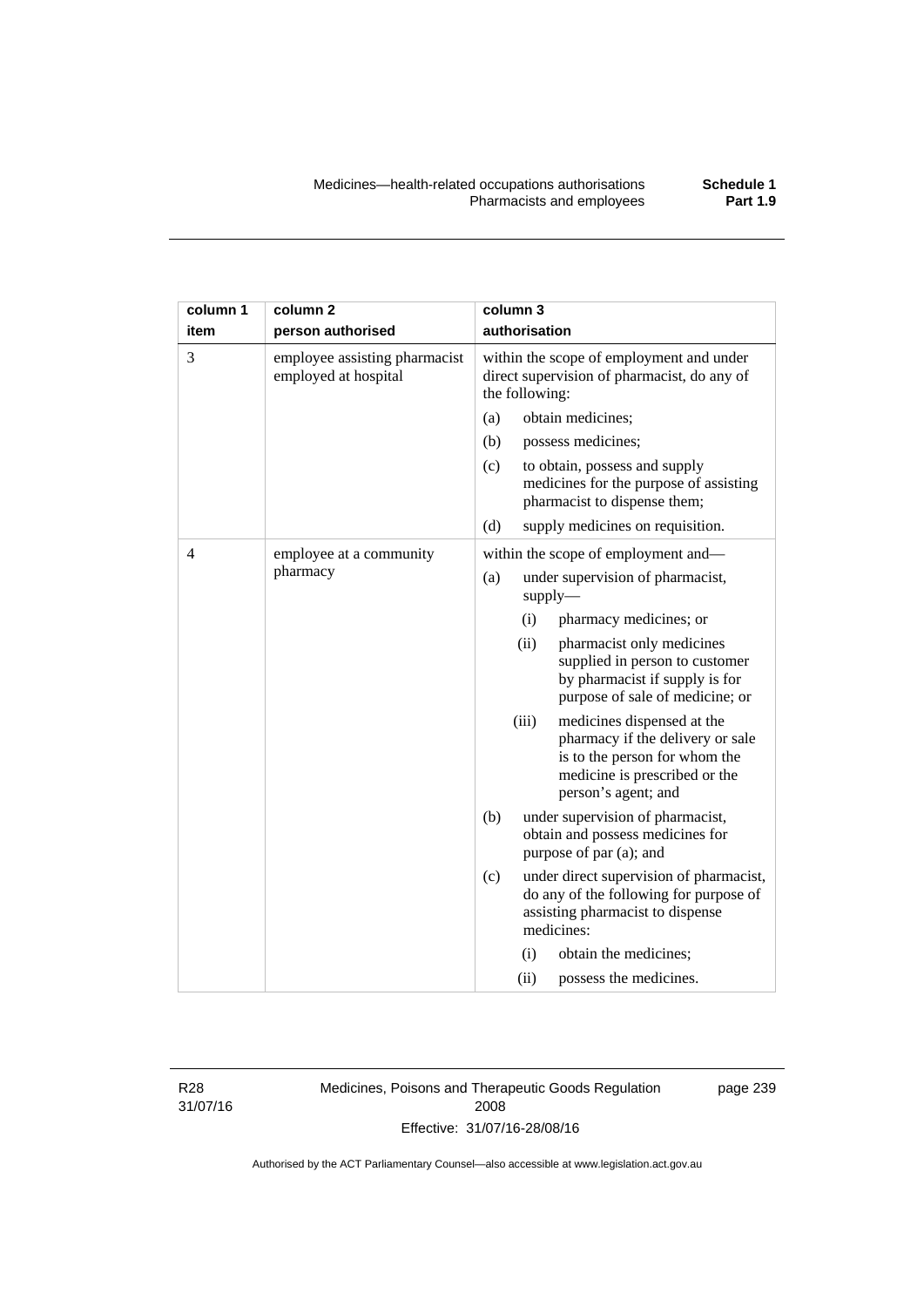| column 1 item | column 2 person authorised | column 3 authorisation |
|---|---|---|
| 3 | employee assisting pharmacist employed at hospital | within the scope of employment and under direct supervision of pharmacist, do any of the following:<br>(a) obtain medicines;<br>(b) possess medicines;<br>(c) to obtain, possess and supply medicines for the purpose of assisting pharmacist to dispense them;<br>(d) supply medicines on requisition. |
| 4 | employee at a community pharmacy | within the scope of employment and—<br>(a) under supervision of pharmacist, supply—<br>(i) pharmacy medicines; or<br>(ii) pharmacist only medicines supplied in person to customer by pharmacist if supply is for purpose of sale of medicine; or<br>(iii) medicines dispensed at the pharmacy if the delivery or sale is to the person for whom the medicine is prescribed or the person's agent; and<br>(b) under supervision of pharmacist, obtain and possess medicines for purpose of par (a); and<br>(c) under direct supervision of pharmacist, do any of the following for purpose of assisting pharmacist to dispense medicines:<br>(i) obtain the medicines;<br>(ii) possess the medicines. |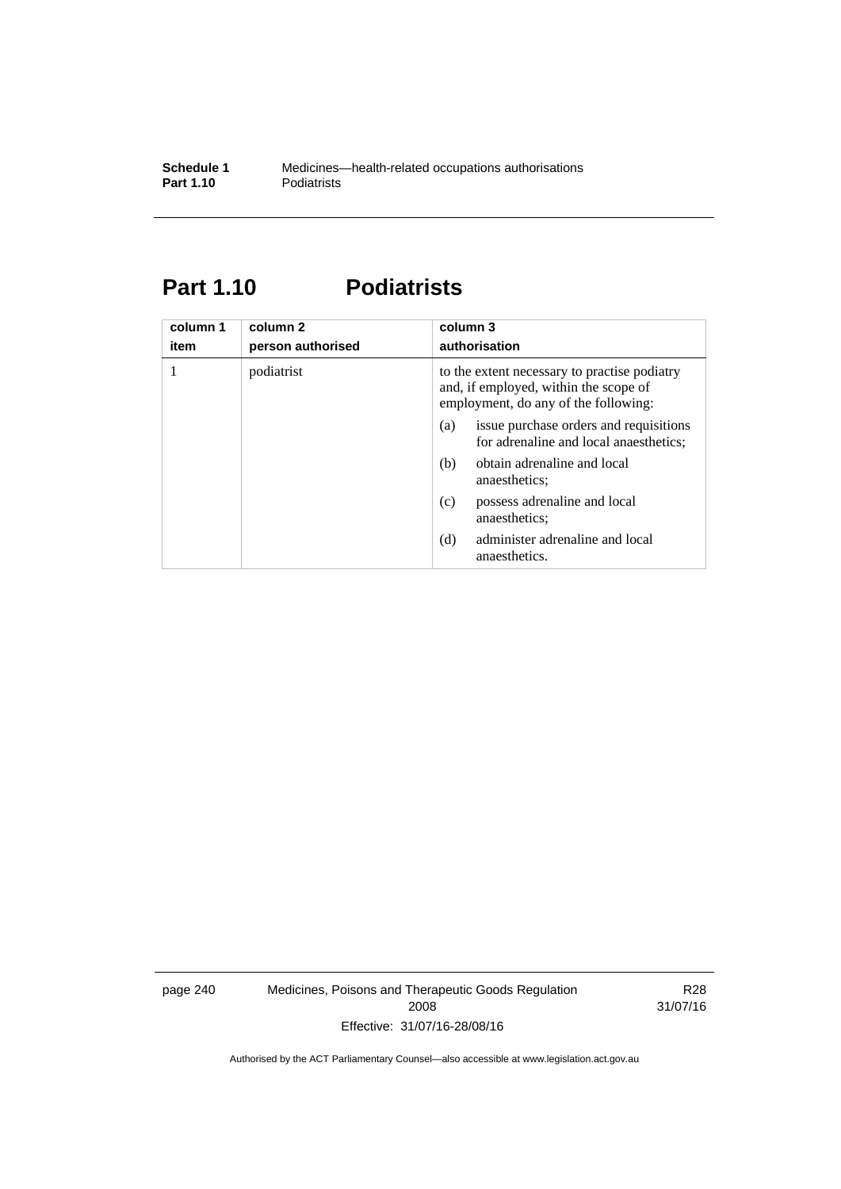# Part 1.10 Podiatrists

| column 1<br>item | column 2<br>person authorised | column 3<br>authorisation |
|---|---|---|
| 1 | podiatrist | to the extent necessary to practise podiatry and, if employed, within the scope of employment, do any of the following:<br>(a) issue purchase orders and requisitions for adrenaline and local anaesthetics;<br>(b) obtain adrenaline and local anaesthetics;<br>(c) possess adrenaline and local anaesthetics;<br>(d) administer adrenaline and local anaesthetics. |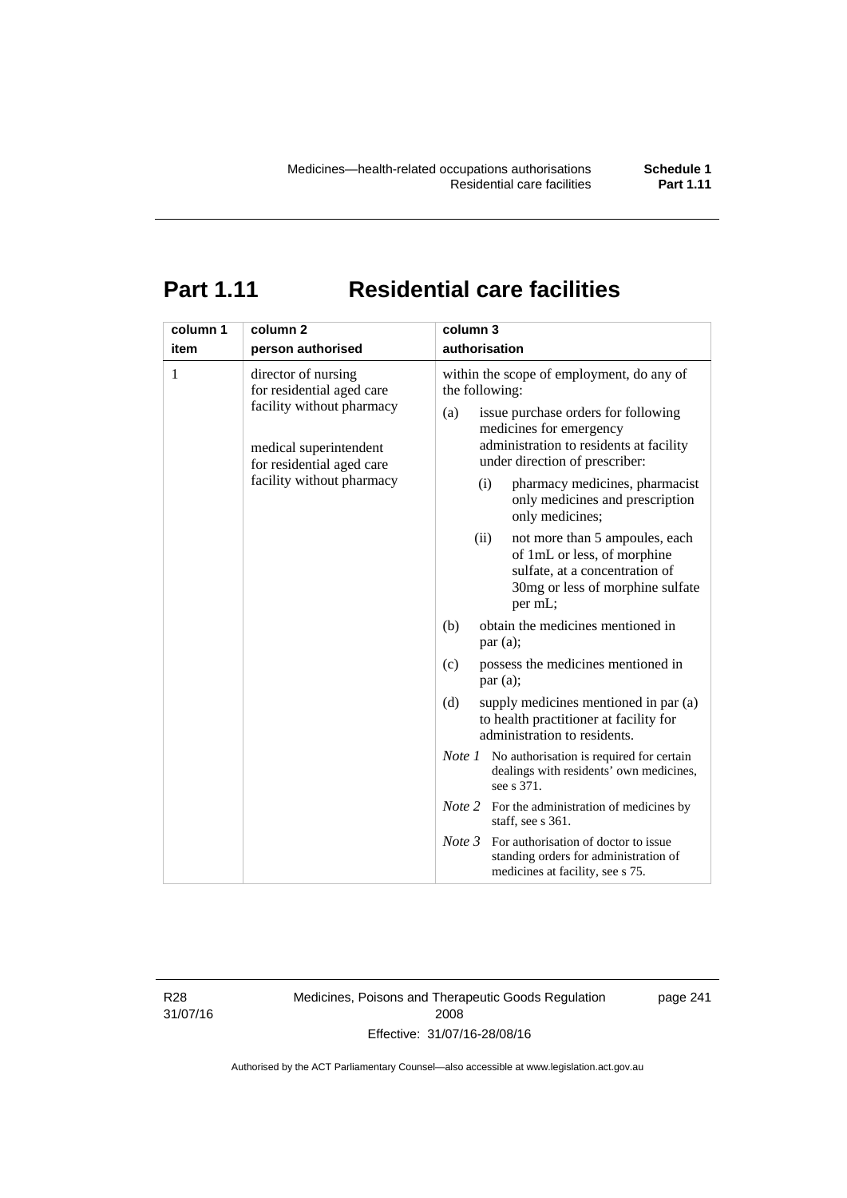# Part 1.11 Residential care facilities

| column 1<br>item | column 2<br>person authorised | column 3<br>authorisation |
|---|---|---|
| 1 | director of nursing for residential aged care facility without pharmacy<br><br>medical superintendent for residential aged care facility without pharmacy | within the scope of employment, do any of the following:<br>(a) issue purchase orders for following medicines for emergency administration to residents at facility under direction of prescriber:<br>(i) pharmacy medicines, pharmacist only medicines and prescription only medicines;<br>(ii) not more than 5 ampoules, each of 1mL or less, of morphine sulfate, at a concentration of 30mg or less of morphine sulfate per mL;<br>(b) obtain the medicines mentioned in par (a);<br>(c) possess the medicines mentioned in par (a);<br>(d) supply medicines mentioned in par (a) to health practitioner at facility for administration to residents.<br>*Note 1* No authorisation is required for certain dealings with residents' own medicines, see s 371.<br>*Note 2* For the administration of medicines by staff, see s 361.<br>*Note 3* For authorisation of doctor to issue standing orders for administration of medicines at facility, see s 75. |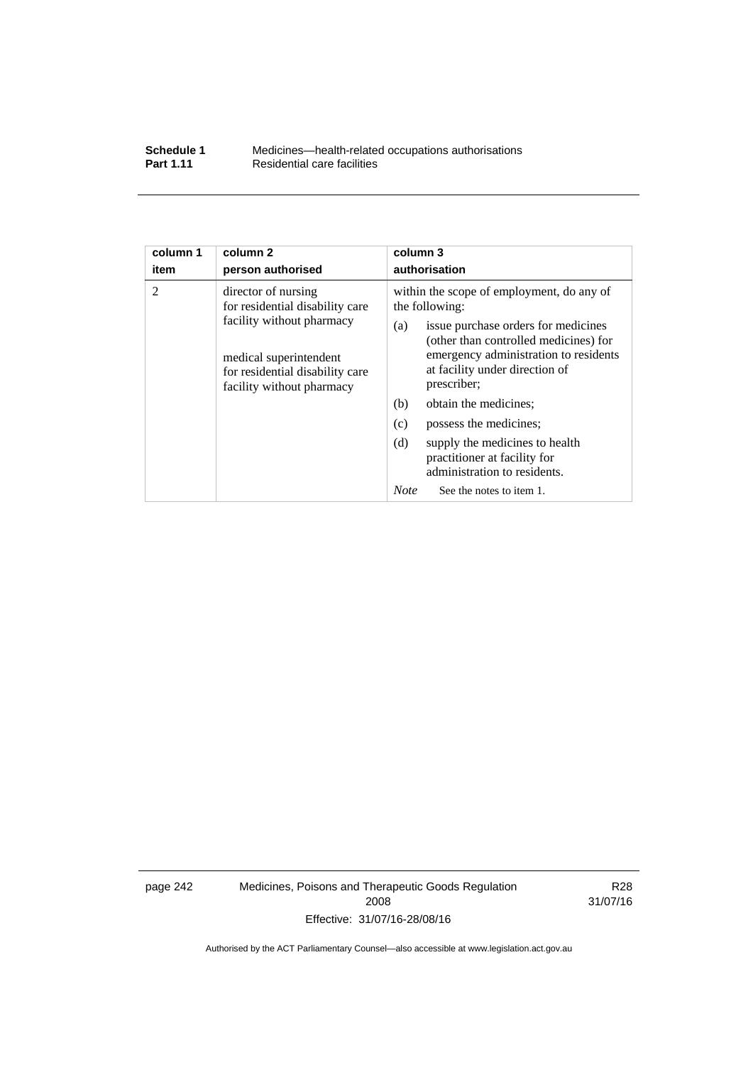| column 1 item | column 2 person authorised | column 3 authorisation |
|---|---|---|
| 2 | director of nursing for residential disability care facility without pharmacy<br><br>medical superintendent for residential disability care facility without pharmacy | within the scope of employment, do any of the following:<br>(a) issue purchase orders for medicines (other than controlled medicines) for emergency administration to residents at facility under direction of prescriber;<br>(b) obtain the medicines;<br>(c) possess the medicines;<br>(d) supply the medicines to health practitioner at facility for administration to residents.<br>*Note* See the notes to item 1. |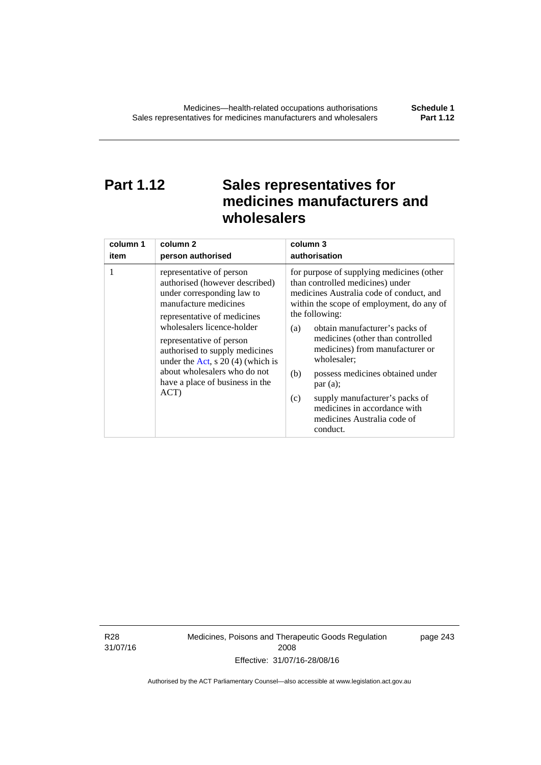# Part 1.12 Sales representatives for medicines manufacturers and wholesalers

| column 1<br>item | column 2<br>person authorised | column 3<br>authorisation |
|---|---|---|
| 1 | representative of person authorised (however described) under corresponding law to manufacture medicines<br><br>representative of medicines wholesalers licence-holder<br><br>representative of person authorised to supply medicines under the Act, s 20 (4) (which is about wholesalers who do not have a place of business in the ACT) | for purpose of supplying medicines (other than controlled medicines) under medicines Australia code of conduct, and within the scope of employment, do any of the following:<br><br>(a) obtain manufacturer's packs of medicines (other than controlled medicines) from manufacturer or wholesaler;<br><br>(b) possess medicines obtained under par (a);<br><br>(c) supply manufacturer's packs of medicines in accordance with medicines Australia code of conduct. |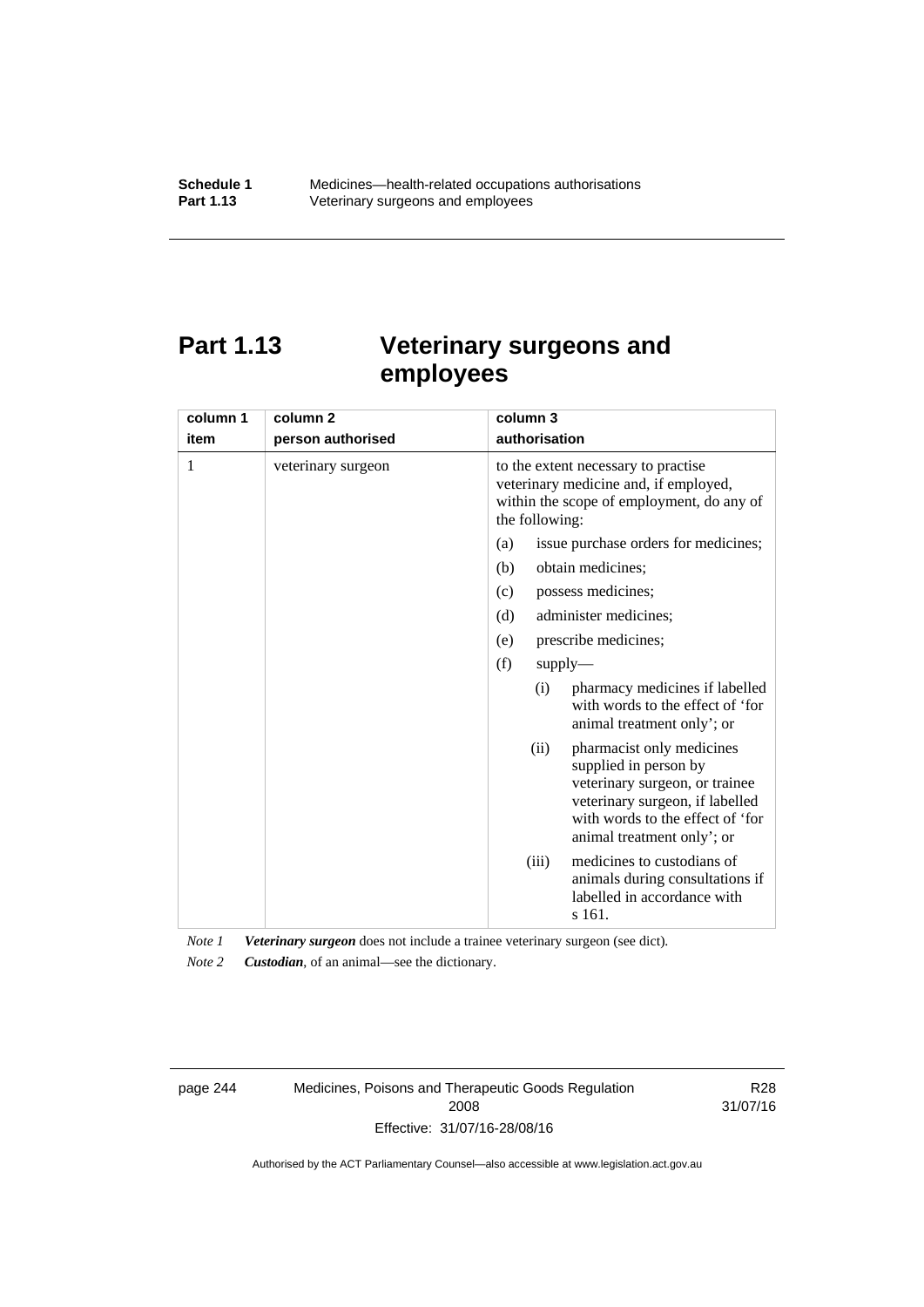# Part 1.13 Veterinary surgeons and employees

| column 1<br>item | column 2<br>person authorised | column 3<br>authorisation |
|---|---|---|
| 1 | veterinary surgeon | to the extent necessary to practise veterinary medicine and, if employed, within the scope of employment, do any of the following:<br>(a) issue purchase orders for medicines;<br>(b) obtain medicines;<br>(c) possess medicines;<br>(d) administer medicines;<br>(e) prescribe medicines;<br>(f) supply—<br>(i) pharmacy medicines if labelled with words to the effect of 'for animal treatment only'; or<br>(ii) pharmacist only medicines supplied in person by veterinary surgeon, or trainee veterinary surgeon, if labelled with words to the effect of 'for animal treatment only'; or<br>(iii) medicines to custodians of animals during consultations if labelled in accordance with s 161. |

*Note 1* ***Veterinary surgeon*** does not include a trainee veterinary surgeon (see dict).

*Note 2* ***Custodian***, of an animal—see the dictionary.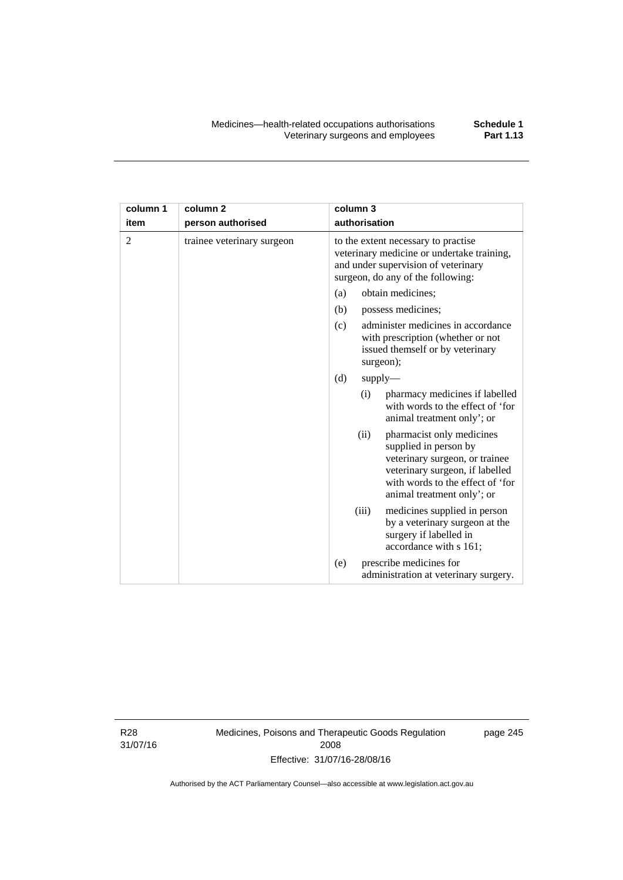| column 1 item | column 2 person authorised | column 3 authorisation |
|---|---|---|
| 2 | trainee veterinary surgeon | to the extent necessary to practise veterinary medicine or undertake training, and under supervision of veterinary surgeon, do any of the following:<br>(a) obtain medicines;<br>(b) possess medicines;<br>(c) administer medicines in accordance with prescription (whether or not issued themself or by veterinary surgeon);<br>(d) supply—<br>(i) pharmacy medicines if labelled with words to the effect of 'for animal treatment only'; or<br>(ii) pharmacist only medicines supplied in person by veterinary surgeon, or trainee veterinary surgeon, if labelled with words to the effect of 'for animal treatment only'; or<br>(iii) medicines supplied in person by a veterinary surgeon at the surgery if labelled in accordance with s 161;<br>(e) prescribe medicines for administration at veterinary surgery. |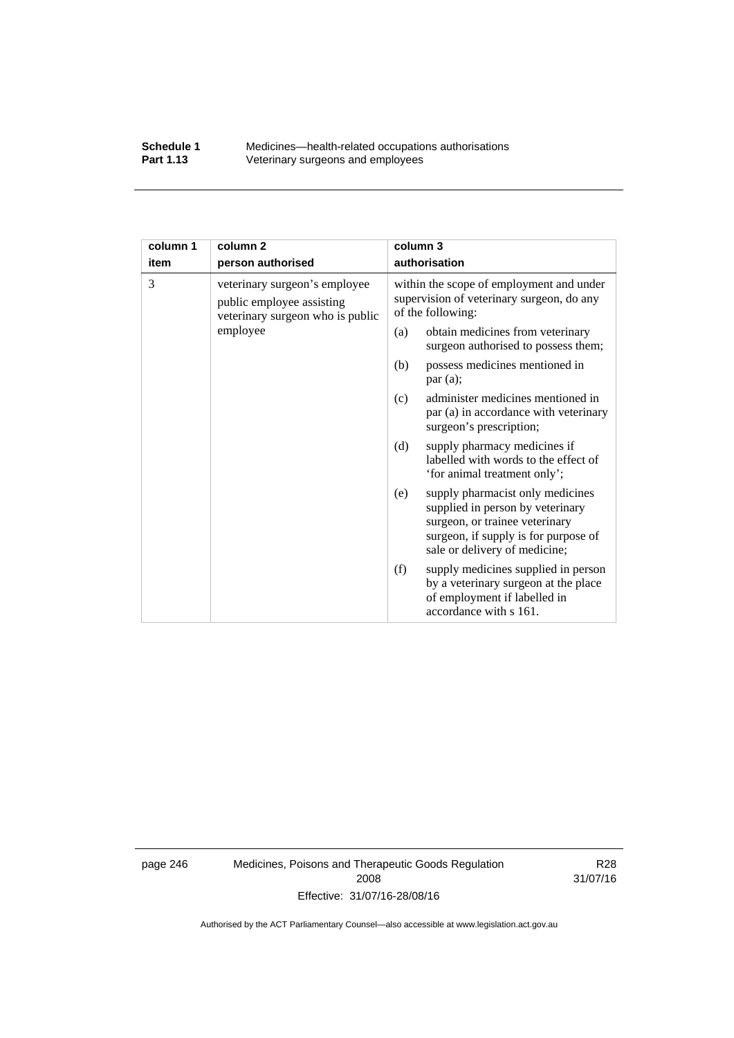| column 1 item | column 2 person authorised | column 3 authorisation |
|---|---|---|
| 3 | veterinary surgeon's employee public employee assisting veterinary surgeon who is public employee | within the scope of employment and under supervision of veterinary surgeon, do any of the following:<br>(a) obtain medicines from veterinary surgeon authorised to possess them;<br>(b) possess medicines mentioned in par (a);<br>(c) administer medicines mentioned in par (a) in accordance with veterinary surgeon's prescription;<br>(d) supply pharmacy medicines if labelled with words to the effect of 'for animal treatment only';<br>(e) supply pharmacist only medicines supplied in person by veterinary surgeon, or trainee veterinary surgeon, if supply is for purpose of sale or delivery of medicine;<br>(f) supply medicines supplied in person by a veterinary surgeon at the place of employment if labelled in accordance with s 161. |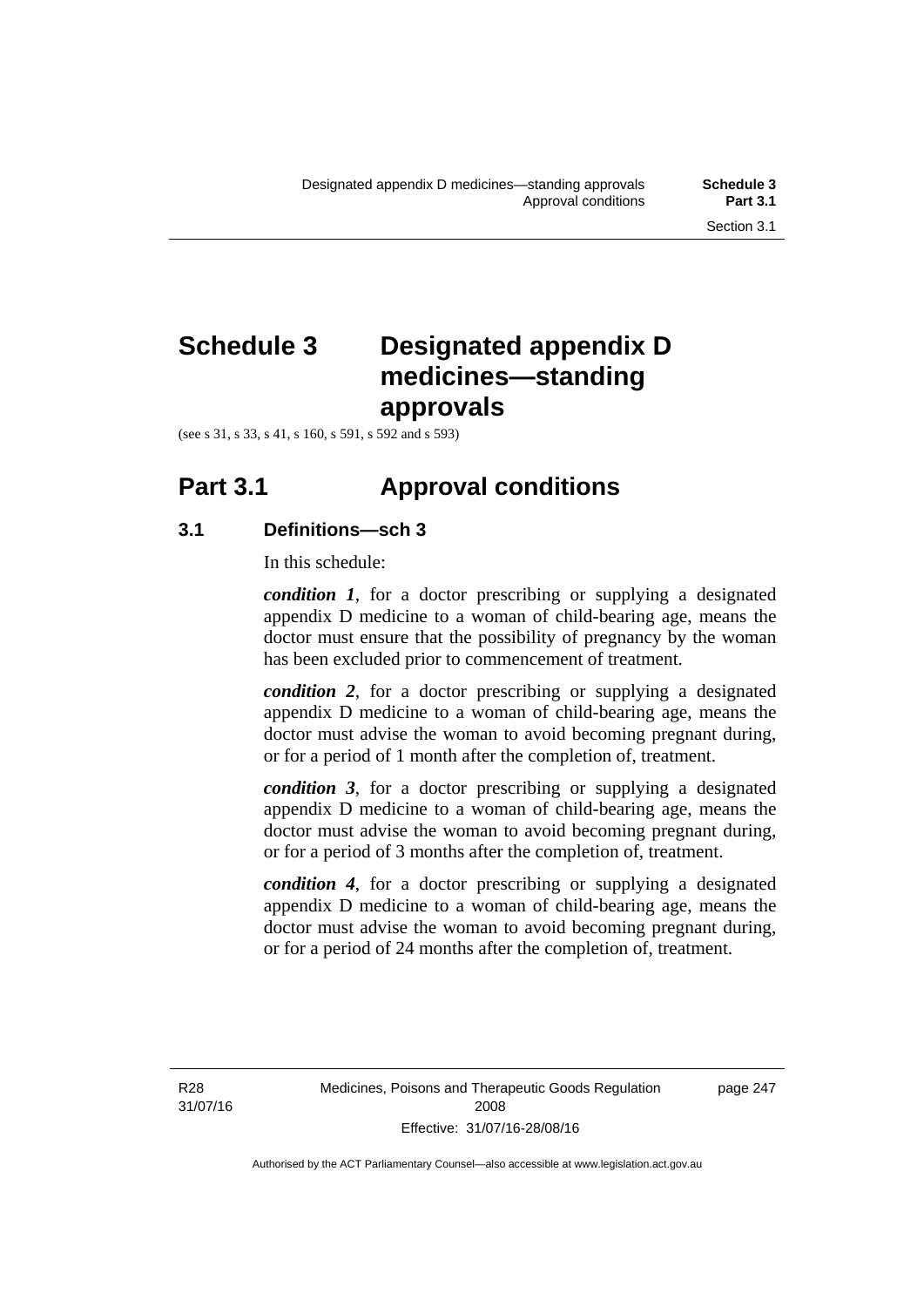# Schedule 3 Designated appendix D medicines—standing approvals

(see s 31, s 33, s 41, s 160, s 591, s 592 and s 593)

## Part 3.1 Approval conditions

### 3.1 Definitions—sch 3

In this schedule:

***condition 1***, for a doctor prescribing or supplying a designated appendix D medicine to a woman of child-bearing age, means the doctor must ensure that the possibility of pregnancy by the woman has been excluded prior to commencement of treatment.

***condition 2***, for a doctor prescribing or supplying a designated appendix D medicine to a woman of child-bearing age, means the doctor must advise the woman to avoid becoming pregnant during, or for a period of 1 month after the completion of, treatment.

***condition 3***, for a doctor prescribing or supplying a designated appendix D medicine to a woman of child-bearing age, means the doctor must advise the woman to avoid becoming pregnant during, or for a period of 3 months after the completion of, treatment.

***condition 4***, for a doctor prescribing or supplying a designated appendix D medicine to a woman of child-bearing age, means the doctor must advise the woman to avoid becoming pregnant during, or for a period of 24 months after the completion of, treatment.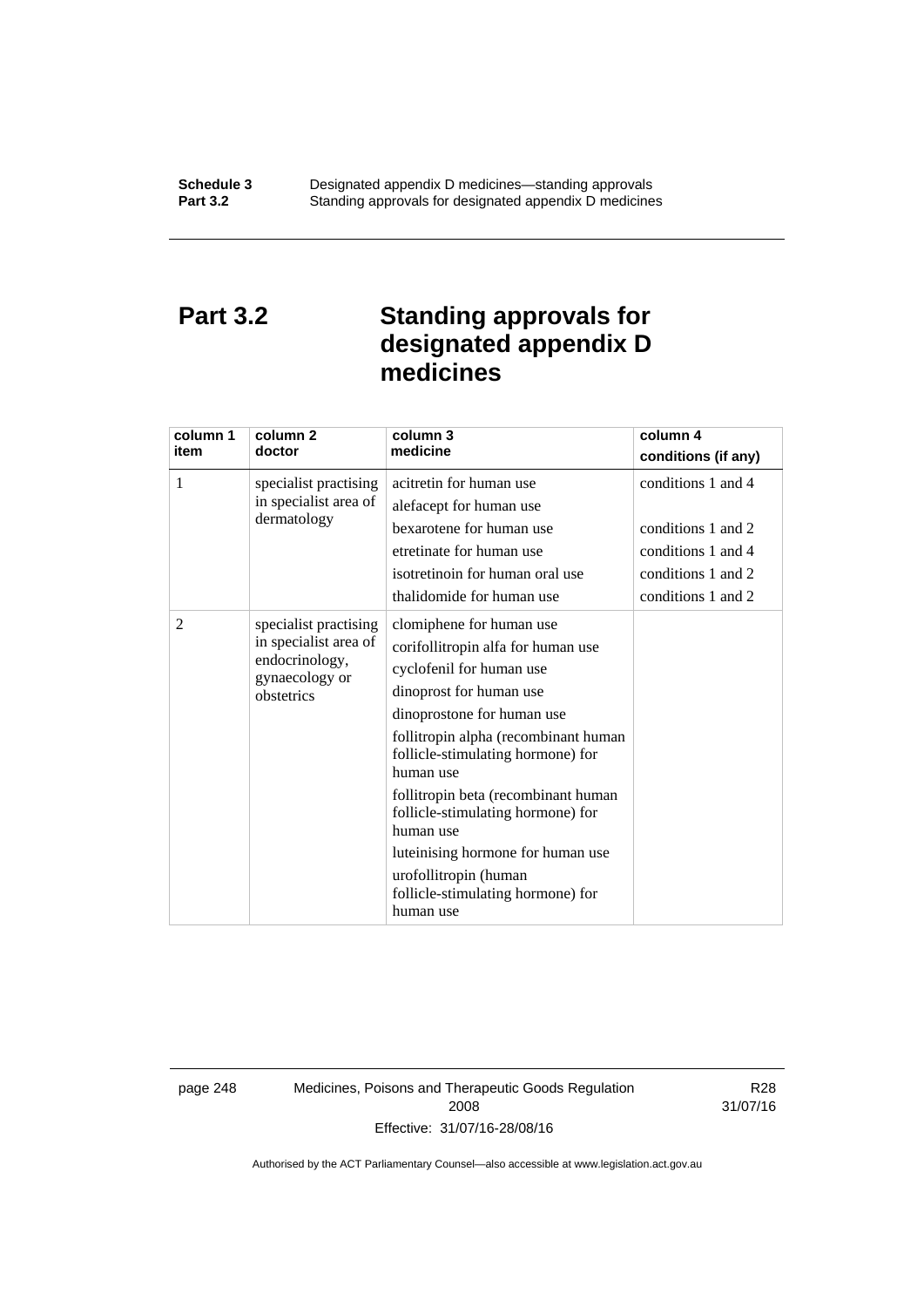# Part 3.2 Standing approvals for designated appendix D medicines

| column 1 item | column 2 doctor | column 3 medicine | column 4 conditions (if any) |
|---|---|---|---|
| 1 | specialist practising in specialist area of dermatology | acitretin for human use | conditions 1 and 4 |
| | | alefacept for human use | |
| | | bexarotene for human use | conditions 1 and 2 |
| | | etretinate for human use | conditions 1 and 4 |
| | | isotretinoin for human oral use | conditions 1 and 2 |
| | | thalidomide for human use | conditions 1 and 2 |
| 2 | specialist practising in specialist area of endocrinology, gynaecology or obstetrics | clomiphene for human use | |
| | | corifollitropin alfa for human use | |
| | | cyclofenil for human use | |
| | | dinoprost for human use | |
| | | dinoprostone for human use | |
| | | follitropin alpha (recombinant human follicle-stimulating hormone) for human use | |
| | | follitropin beta (recombinant human follicle-stimulating hormone) for human use | |
| | | luteinising hormone for human use | |
| | | urofollitropin (human follicle-stimulating hormone) for human use | |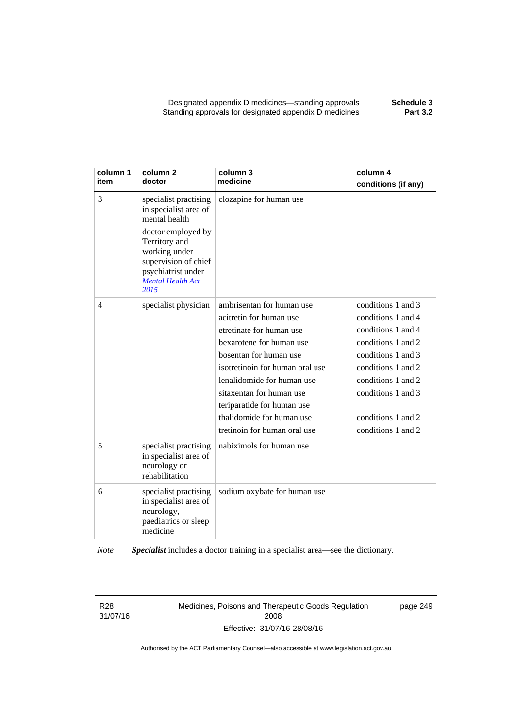| column 1 item | column 2 doctor | column 3 medicine | column 4 conditions (if any) |
|---|---|---|---|
| 3 | specialist practising in specialist area of mental health<br><br>doctor employed by Territory and working under supervision of chief psychiatrist under *Mental Health Act 2015* | clozapine for human use | |
| 4 | specialist physician | ambrisentan for human use<br>acitretin for human use<br>etretinate for human use<br>bexarotene for human use<br>bosentan for human use<br>isotretinoin for human oral use<br>lenalidomide for human use<br>sitaxentan for human use<br>teriparatide for human use<br>thalidomide for human use<br>tretinoin for human oral use | conditions 1 and 3<br>conditions 1 and 4<br>conditions 1 and 4<br>conditions 1 and 2<br>conditions 1 and 3<br>conditions 1 and 2<br>conditions 1 and 2<br>conditions 1 and 3<br><br>conditions 1 and 2<br>conditions 1 and 2 |
| 5 | specialist practising in specialist area of neurology or rehabilitation | nabiximols for human use | |
| 6 | specialist practising in specialist area of neurology, paediatrics or sleep medicine | sodium oxybate for human use | |

*Note* ***Specialist*** includes a doctor training in a specialist area—see the dictionary.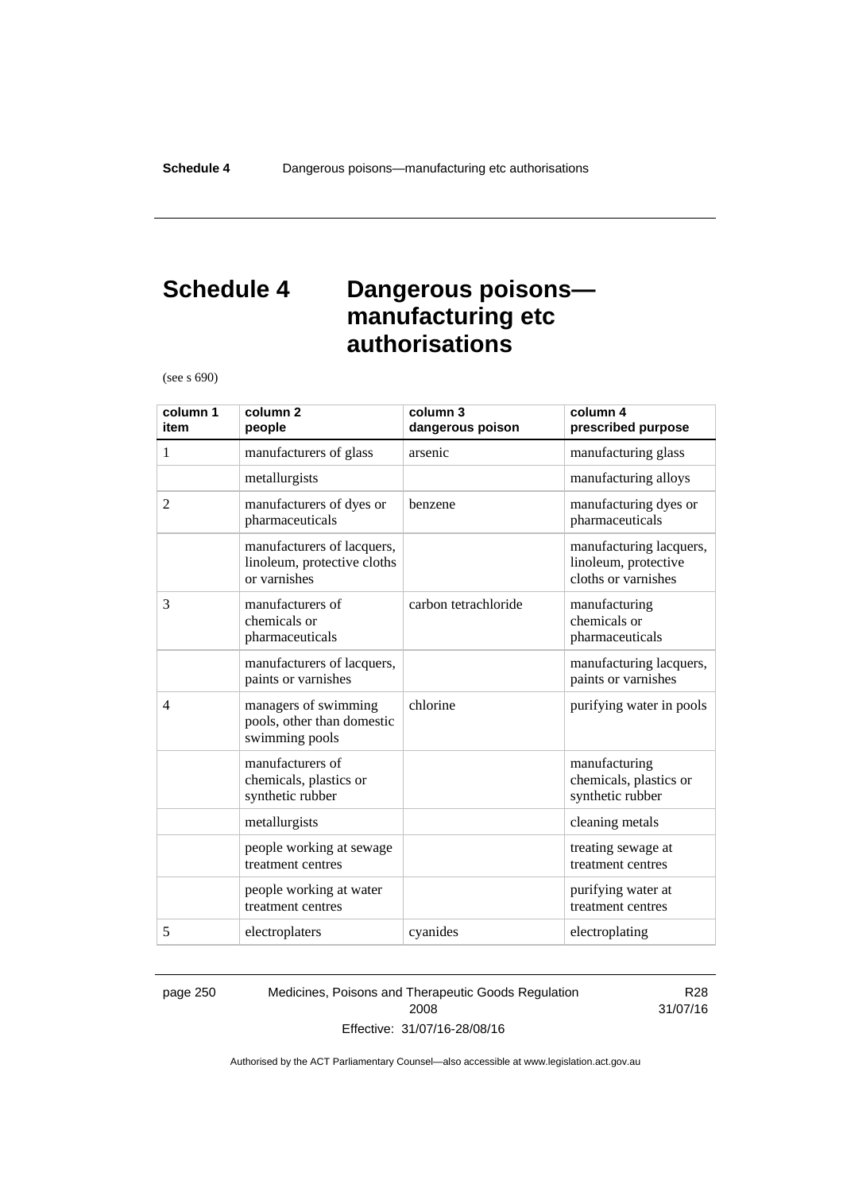# Schedule 4 Dangerous poisons—manufacturing etc authorisations

(see s 690)

| column 1 item | column 2 people | column 3 dangerous poison | column 4 prescribed purpose |
|---|---|---|---|
| 1 | manufacturers of glass | arsenic | manufacturing glass |
| | metallurgists | | manufacturing alloys |
| 2 | manufacturers of dyes or pharmaceuticals | benzene | manufacturing dyes or pharmaceuticals |
| | manufacturers of lacquers, linoleum, protective cloths or varnishes | | manufacturing lacquers, linoleum, protective cloths or varnishes |
| 3 | manufacturers of chemicals or pharmaceuticals | carbon tetrachloride | manufacturing chemicals or pharmaceuticals |
| | manufacturers of lacquers, paints or varnishes | | manufacturing lacquers, paints or varnishes |
| 4 | managers of swimming pools, other than domestic swimming pools | chlorine | purifying water in pools |
| | manufacturers of chemicals, plastics or synthetic rubber | | manufacturing chemicals, plastics or synthetic rubber |
| | metallurgists | | cleaning metals |
| | people working at sewage treatment centres | | treating sewage at treatment centres |
| | people working at water treatment centres | | purifying water at treatment centres |
| 5 | electroplaters | cyanides | electroplating |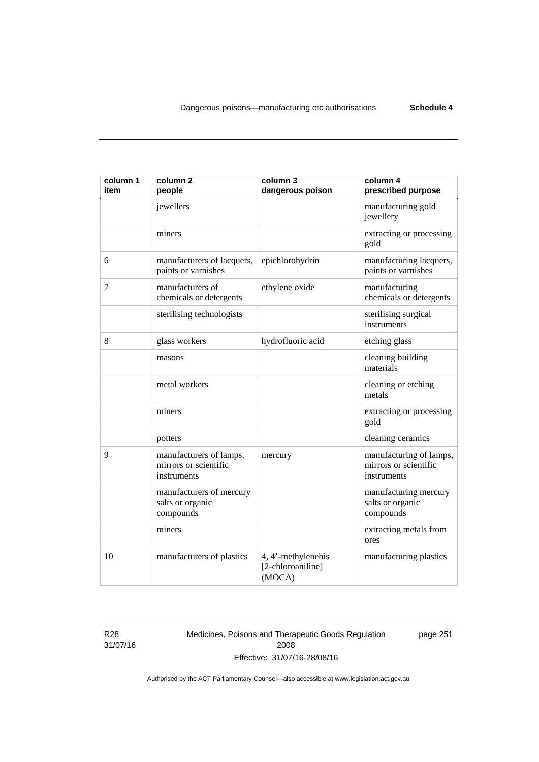| column 1 item | column 2 people | column 3 dangerous poison | column 4 prescribed purpose |
|---|---|---|---|
| | jewellers | | manufacturing gold jewellery |
| | miners | | extracting or processing gold |
| 6 | manufacturers of lacquers, paints or varnishes | epichlorohydrin | manufacturing lacquers, paints or varnishes |
| 7 | manufacturers of chemicals or detergents | ethylene oxide | manufacturing chemicals or detergents |
| | sterilising technologists | | sterilising surgical instruments |
| 8 | glass workers | hydrofluoric acid | etching glass |
| | masons | | cleaning building materials |
| | metal workers | | cleaning or etching metals |
| | miners | | extracting or processing gold |
| | potters | | cleaning ceramics |
| 9 | manufacturers of lamps, mirrors or scientific instruments | mercury | manufacturing of lamps, mirrors or scientific instruments |
| | manufacturers of mercury salts or organic compounds | | manufacturing mercury salts or organic compounds |
| | miners | | extracting metals from ores |
| 10 | manufacturers of plastics | 4, 4'-methylenebis [2-chloroaniline] (MOCA) | manufacturing plastics |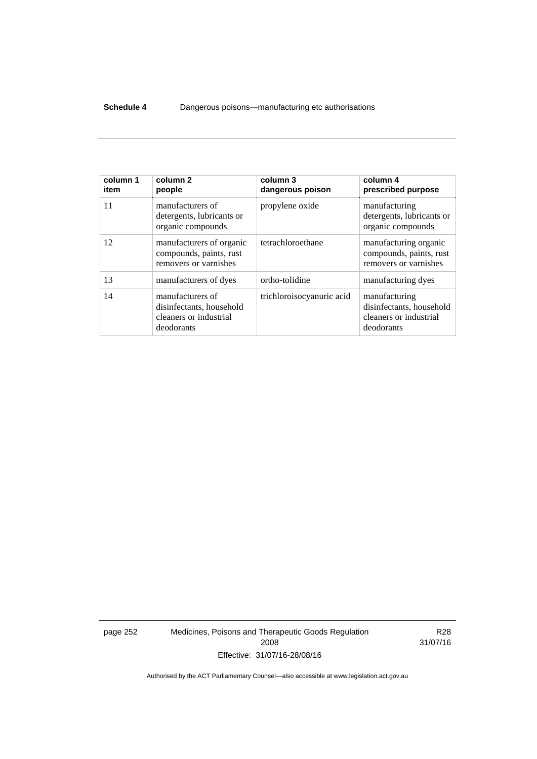| column 1 item | column 2 people | column 3 dangerous poison | column 4 prescribed purpose |
|---|---|---|---|
| 11 | manufacturers of detergents, lubricants or organic compounds | propylene oxide | manufacturing detergents, lubricants or organic compounds |
| 12 | manufacturers of organic compounds, paints, rust removers or varnishes | tetrachloroethane | manufacturing organic compounds, paints, rust removers or varnishes |
| 13 | manufacturers of dyes | ortho-tolidine | manufacturing dyes |
| 14 | manufacturers of disinfectants, household cleaners or industrial deodorants | trichloroisocyanuric acid | manufacturing disinfectants, household cleaners or industrial deodorants |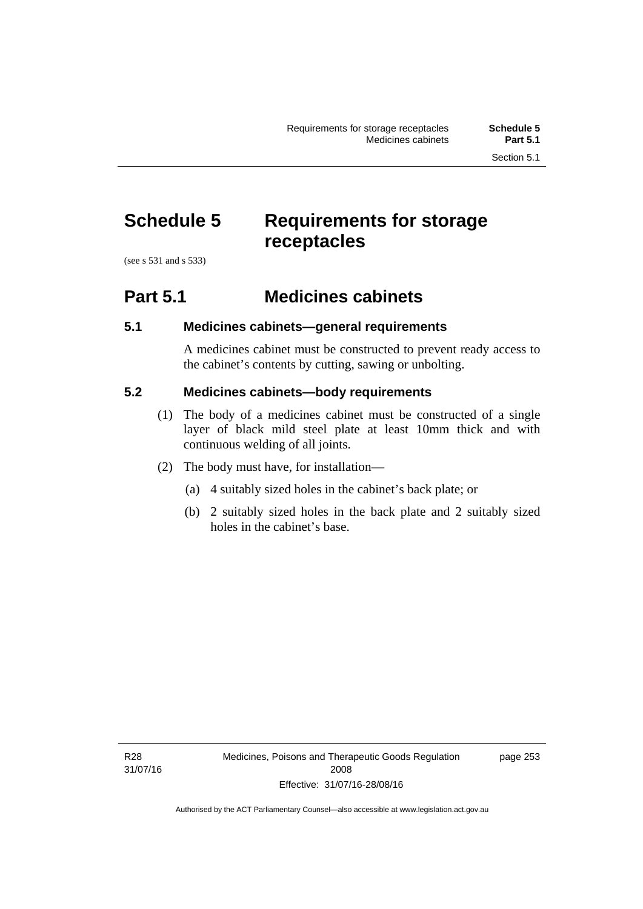# Schedule 5 Requirements for storage receptacles

(see s 531 and s 533)

## Part 5.1 Medicines cabinets

### 5.1 Medicines cabinets—general requirements

A medicines cabinet must be constructed to prevent ready access to the cabinet's contents by cutting, sawing or unbolting.

### 5.2 Medicines cabinets—body requirements

(1) The body of a medicines cabinet must be constructed of a single layer of black mild steel plate at least 10mm thick and with continuous welding of all joints.

(2) The body must have, for installation—

(a) 4 suitably sized holes in the cabinet's back plate; or

(b) 2 suitably sized holes in the back plate and 2 suitably sized holes in the cabinet's base.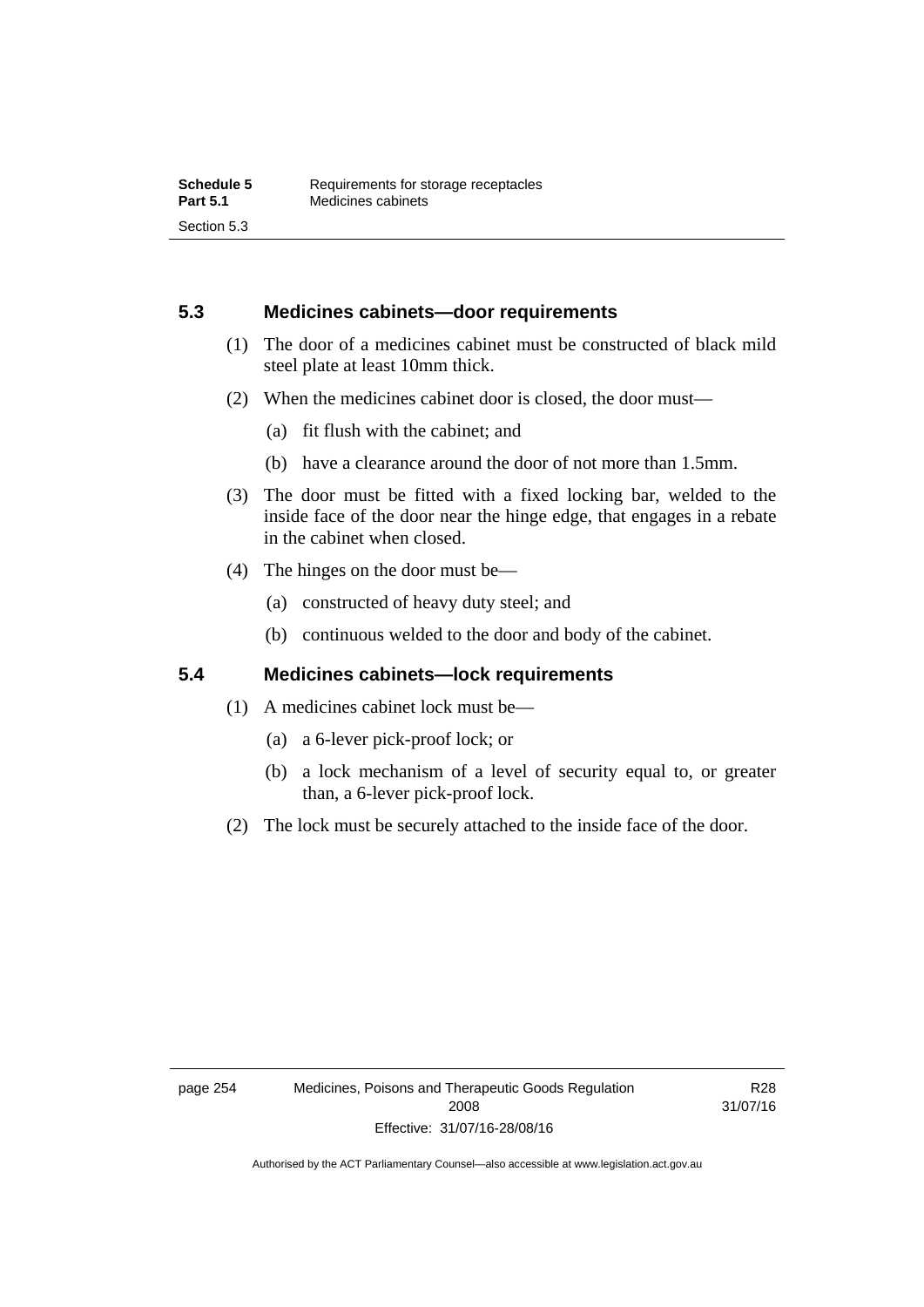## 5.3 Medicines cabinets—door requirements

(1) The door of a medicines cabinet must be constructed of black mild steel plate at least 10mm thick.

(2) When the medicines cabinet door is closed, the door must—

(a) fit flush with the cabinet; and

(b) have a clearance around the door of not more than 1.5mm.

(3) The door must be fitted with a fixed locking bar, welded to the inside face of the door near the hinge edge, that engages in a rebate in the cabinet when closed.

(4) The hinges on the door must be—

(a) constructed of heavy duty steel; and

(b) continuous welded to the door and body of the cabinet.

## 5.4 Medicines cabinets—lock requirements

(1) A medicines cabinet lock must be—

(a) a 6-lever pick-proof lock; or

(b) a lock mechanism of a level of security equal to, or greater than, a 6-lever pick-proof lock.

(2) The lock must be securely attached to the inside face of the door.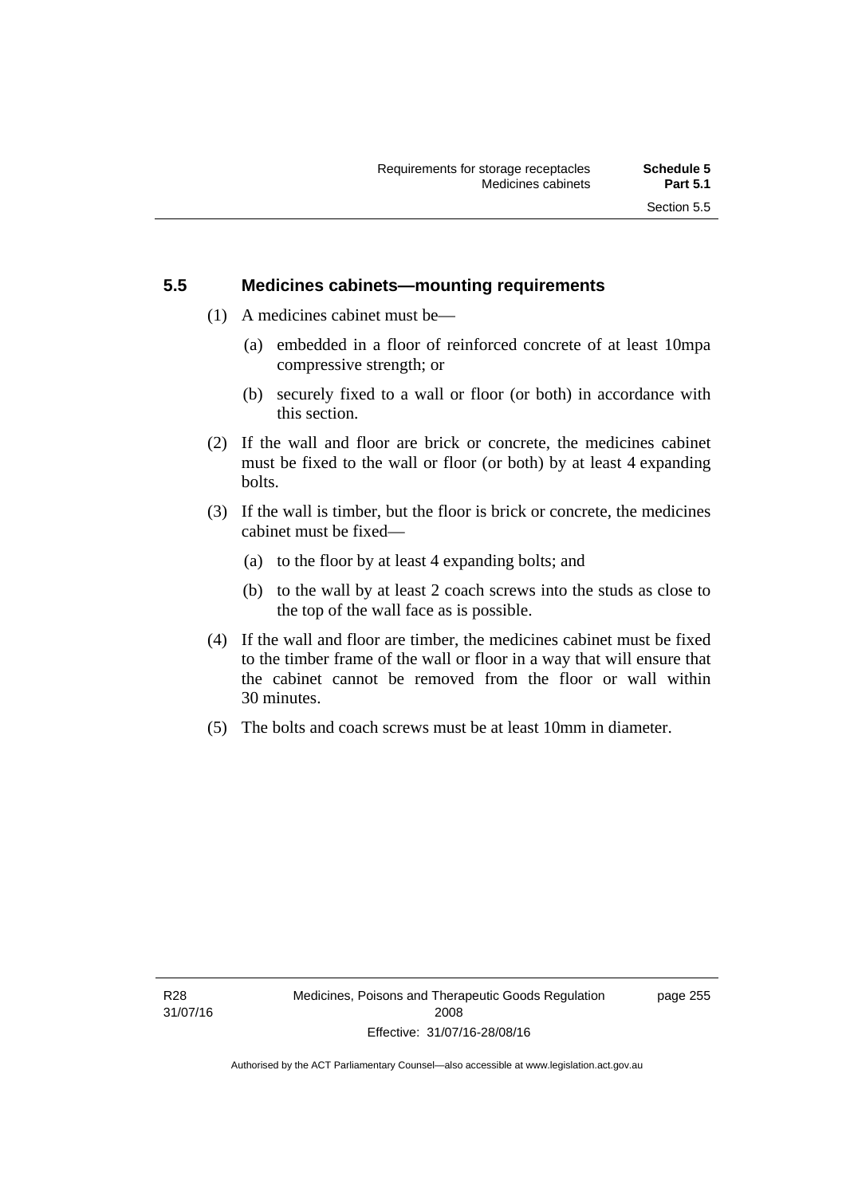## 5.5 Medicines cabinets—mounting requirements

(1) A medicines cabinet must be—

(a) embedded in a floor of reinforced concrete of at least 10mpa compressive strength; or

(b) securely fixed to a wall or floor (or both) in accordance with this section.

(2) If the wall and floor are brick or concrete, the medicines cabinet must be fixed to the wall or floor (or both) by at least 4 expanding bolts.

(3) If the wall is timber, but the floor is brick or concrete, the medicines cabinet must be fixed—

(a) to the floor by at least 4 expanding bolts; and

(b) to the wall by at least 2 coach screws into the studs as close to the top of the wall face as is possible.

(4) If the wall and floor are timber, the medicines cabinet must be fixed to the timber frame of the wall or floor in a way that will ensure that the cabinet cannot be removed from the floor or wall within 30 minutes.

(5) The bolts and coach screws must be at least 10mm in diameter.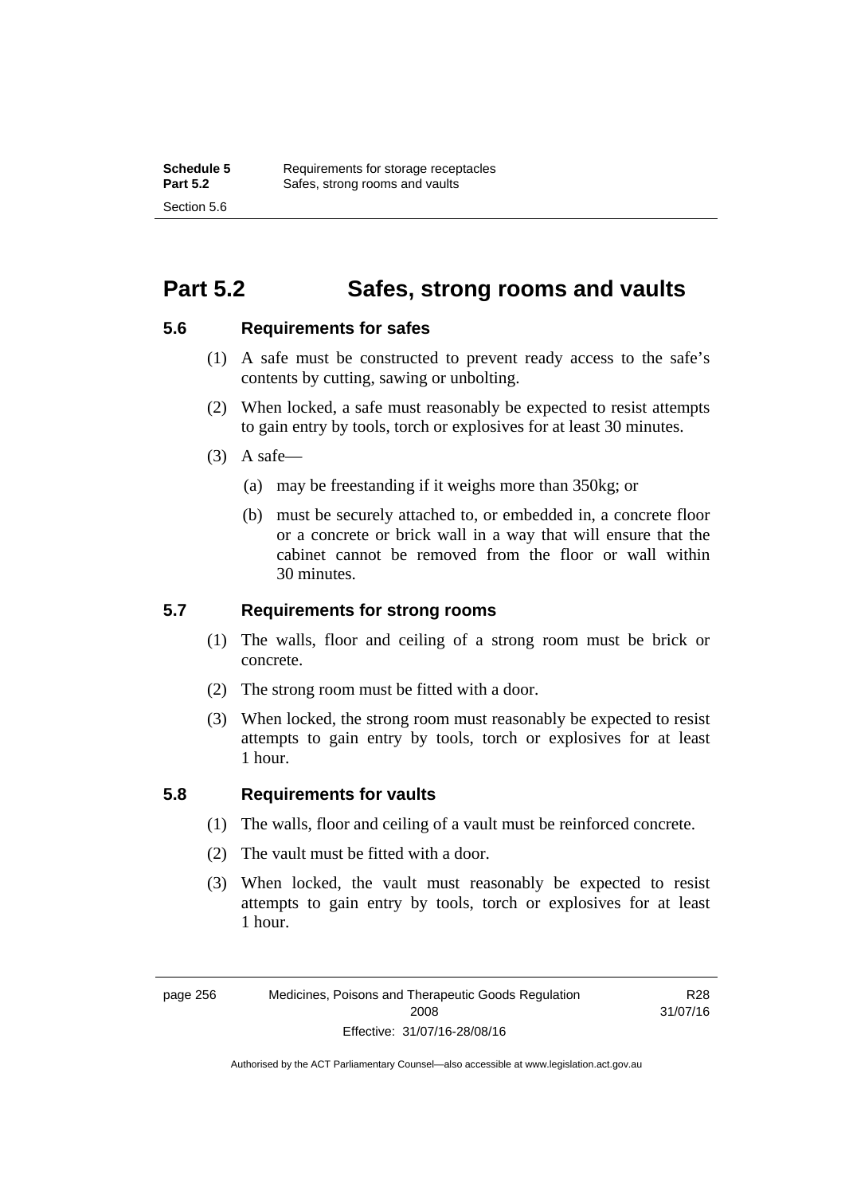# Part 5.2 Safes, strong rooms and vaults

## 5.6 Requirements for safes

(1) A safe must be constructed to prevent ready access to the safe's contents by cutting, sawing or unbolting.

(2) When locked, a safe must reasonably be expected to resist attempts to gain entry by tools, torch or explosives for at least 30 minutes.

(3) A safe—

(a) may be freestanding if it weighs more than 350kg; or

(b) must be securely attached to, or embedded in, a concrete floor or a concrete or brick wall in a way that will ensure that the cabinet cannot be removed from the floor or wall within 30 minutes.

## 5.7 Requirements for strong rooms

(1) The walls, floor and ceiling of a strong room must be brick or concrete.

(2) The strong room must be fitted with a door.

(3) When locked, the strong room must reasonably be expected to resist attempts to gain entry by tools, torch or explosives for at least 1 hour.

## 5.8 Requirements for vaults

(1) The walls, floor and ceiling of a vault must be reinforced concrete.

(2) The vault must be fitted with a door.

(3) When locked, the vault must reasonably be expected to resist attempts to gain entry by tools, torch or explosives for at least 1 hour.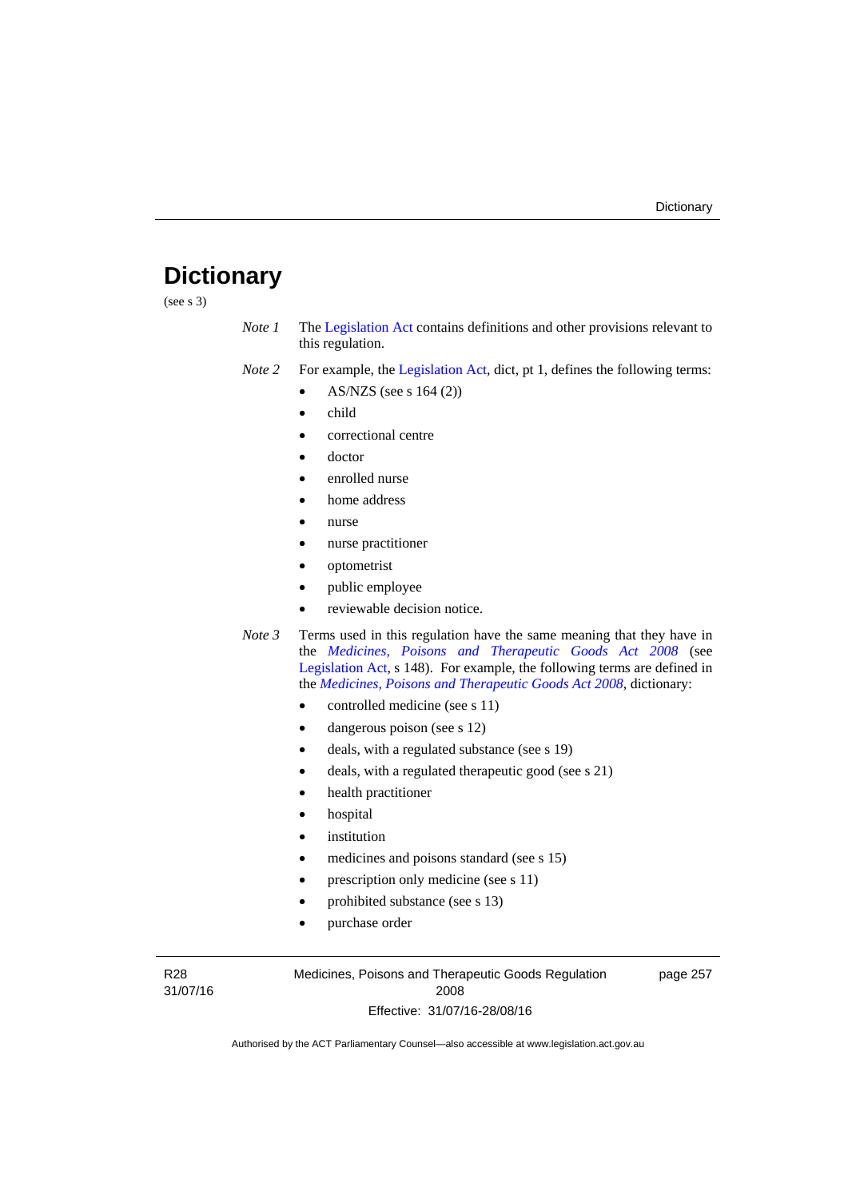# Dictionary

(see s 3)

*Note 1* The Legislation Act contains definitions and other provisions relevant to this regulation.

*Note 2* For example, the Legislation Act, dict, pt 1, defines the following terms:

- AS/NZS (see s 164 (2))
- child
- correctional centre
- doctor
- enrolled nurse
- home address
- nurse
- nurse practitioner
- optometrist
- public employee
- reviewable decision notice.

*Note 3* Terms used in this regulation have the same meaning that they have in the *Medicines, Poisons and Therapeutic Goods Act 2008* (see Legislation Act, s 148). For example, the following terms are defined in the *Medicines, Poisons and Therapeutic Goods Act 2008*, dictionary:

- controlled medicine (see s 11)
- dangerous poison (see s 12)
- deals, with a regulated substance (see s 19)
- deals, with a regulated therapeutic good (see s 21)
- health practitioner
- hospital
- institution
- medicines and poisons standard (see s 15)
- prescription only medicine (see s 11)
- prohibited substance (see s 13)
- purchase order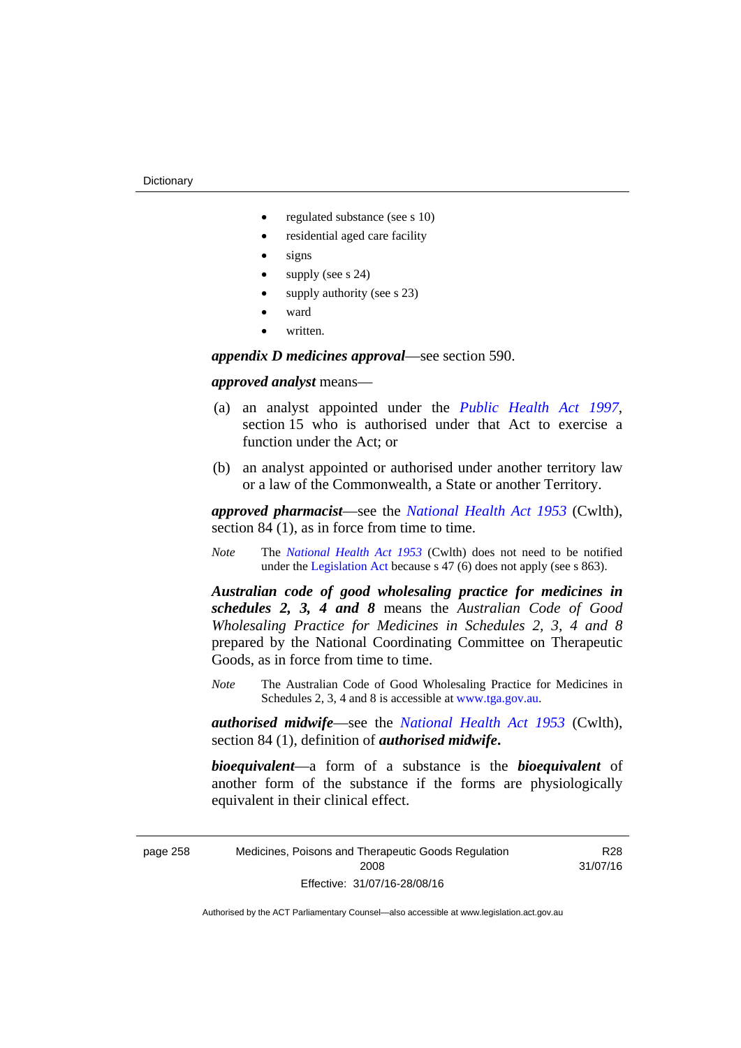- regulated substance (see s 10)
- residential aged care facility
- signs
- supply (see s 24)
- supply authority (see s 23)
- ward
- written.

***appendix D medicines approval***—see section 590.

***approved analyst*** means—

(a) an analyst appointed under the *Public Health Act 1997*, section 15 who is authorised under that Act to exercise a function under the Act; or

(b) an analyst appointed or authorised under another territory law or a law of the Commonwealth, a State or another Territory.

***approved pharmacist***—see the *National Health Act 1953* (Cwlth), section 84 (1), as in force from time to time.

*Note* The *National Health Act 1953* (Cwlth) does not need to be notified under the Legislation Act because s 47 (6) does not apply (see s 863).

***Australian code of good wholesaling practice for medicines in schedules 2, 3, 4 and 8*** means the *Australian Code of Good Wholesaling Practice for Medicines in Schedules 2, 3, 4 and 8* prepared by the National Coordinating Committee on Therapeutic Goods, as in force from time to time.

*Note* The Australian Code of Good Wholesaling Practice for Medicines in Schedules 2, 3, 4 and 8 is accessible at www.tga.gov.au.

***authorised midwife***—see the *National Health Act 1953* (Cwlth), section 84 (1), definition of ***authorised midwife*****.**

***bioequivalent***—a form of a substance is the ***bioequivalent*** of another form of the substance if the forms are physiologically equivalent in their clinical effect.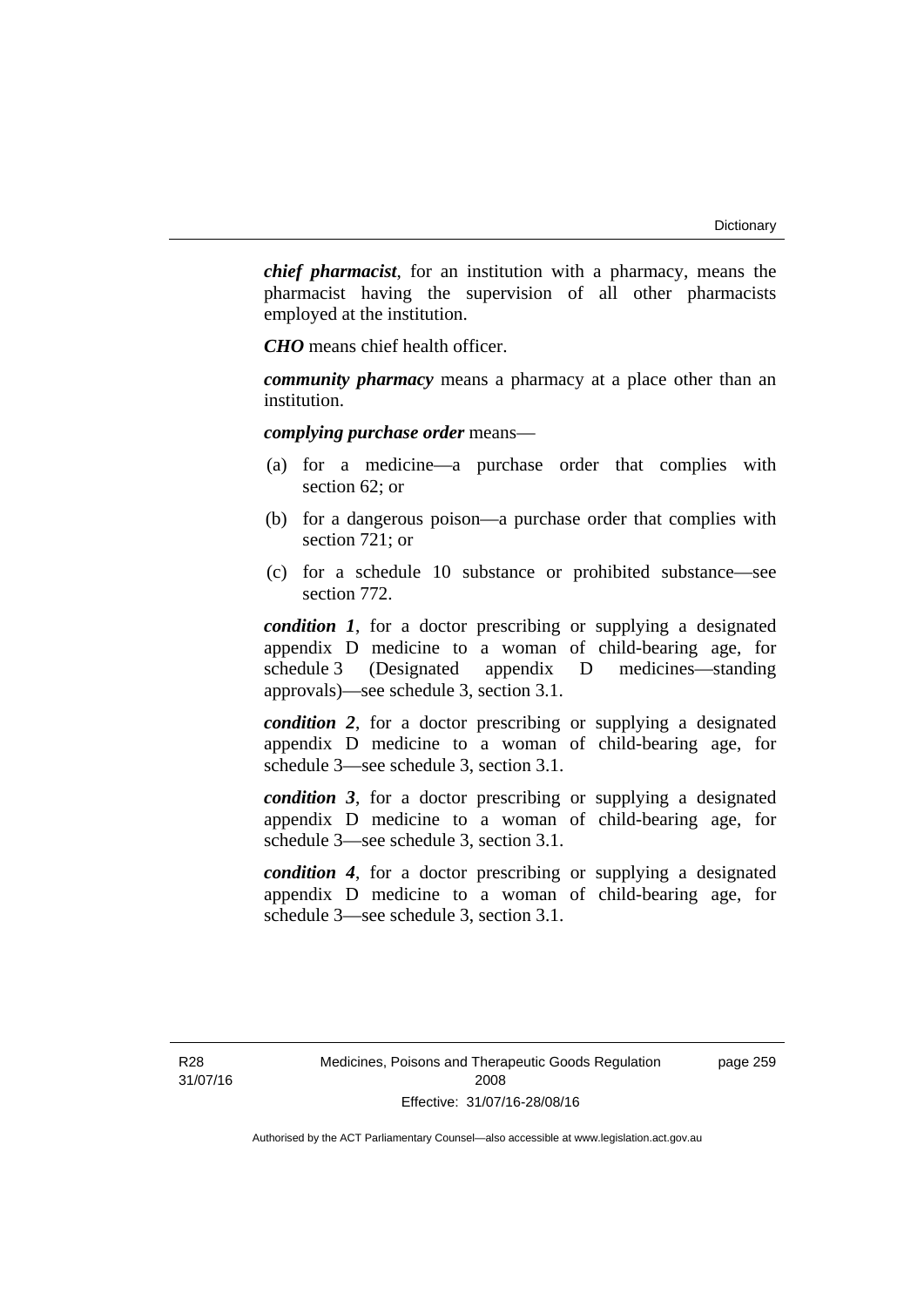***chief pharmacist***, for an institution with a pharmacy, means the pharmacist having the supervision of all other pharmacists employed at the institution.

***CHO*** means chief health officer.

***community pharmacy*** means a pharmacy at a place other than an institution.

***complying purchase order*** means—

(a) for a medicine—a purchase order that complies with section 62; or

(b) for a dangerous poison—a purchase order that complies with section 721; or

(c) for a schedule 10 substance or prohibited substance—see section 772.

***condition 1***, for a doctor prescribing or supplying a designated appendix D medicine to a woman of child-bearing age, for schedule 3 (Designated appendix D medicines—standing approvals)—see schedule 3, section 3.1.

***condition 2***, for a doctor prescribing or supplying a designated appendix D medicine to a woman of child-bearing age, for schedule 3—see schedule 3, section 3.1.

***condition 3***, for a doctor prescribing or supplying a designated appendix D medicine to a woman of child-bearing age, for schedule 3—see schedule 3, section 3.1.

***condition 4***, for a doctor prescribing or supplying a designated appendix D medicine to a woman of child-bearing age, for schedule 3—see schedule 3, section 3.1.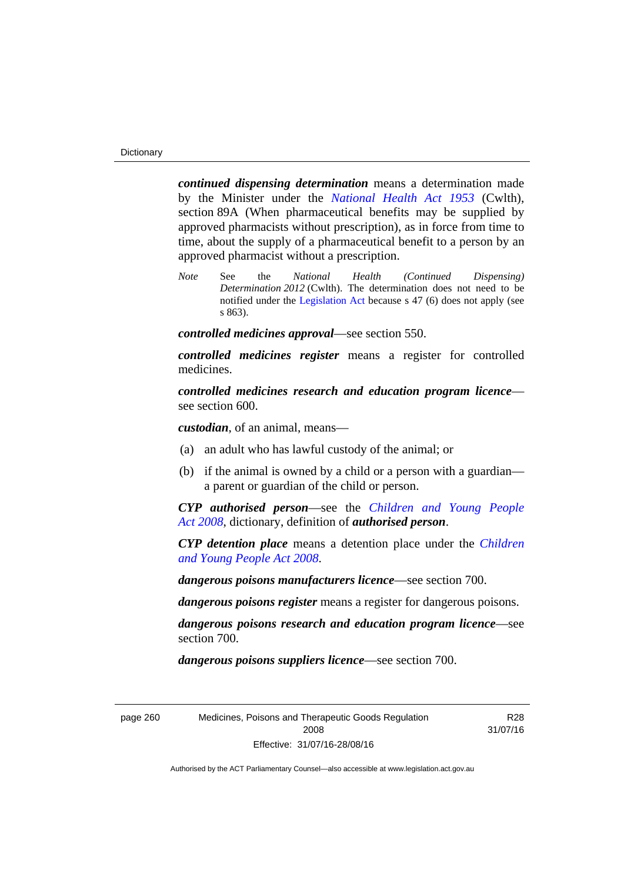***continued dispensing determination*** means a determination made by the Minister under the *National Health Act 1953* (Cwlth), section 89A (When pharmaceutical benefits may be supplied by approved pharmacists without prescription), as in force from time to time, about the supply of a pharmaceutical benefit to a person by an approved pharmacist without a prescription.

*Note* See the *National Health (Continued Dispensing) Determination 2012* (Cwlth). The determination does not need to be notified under the Legislation Act because s 47 (6) does not apply (see s 863).

***controlled medicines approval***—see section 550.

***controlled medicines register*** means a register for controlled medicines.

***controlled medicines research and education program licence***—see section 600.

***custodian***, of an animal, means—

(a) an adult who has lawful custody of the animal; or

(b) if the animal is owned by a child or a person with a guardian—a parent or guardian of the child or person.

***CYP authorised person***—see the *Children and Young People Act 2008*, dictionary, definition of ***authorised person***.

***CYP detention place*** means a detention place under the *Children and Young People Act 2008*.

***dangerous poisons manufacturers licence***—see section 700.

***dangerous poisons register*** means a register for dangerous poisons.

***dangerous poisons research and education program licence***—see section 700.

***dangerous poisons suppliers licence***—see section 700.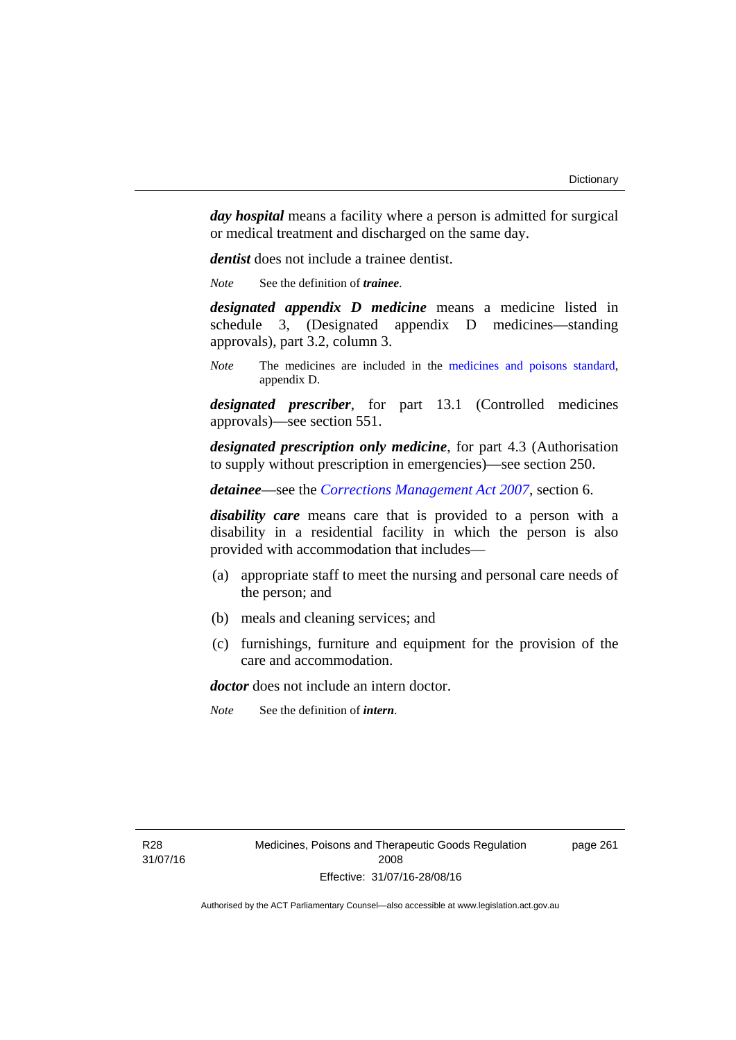***day hospital*** means a facility where a person is admitted for surgical or medical treatment and discharged on the same day.

***dentist*** does not include a trainee dentist.

*Note* See the definition of ***trainee***.

***designated appendix D medicine*** means a medicine listed in schedule 3, (Designated appendix D medicines—standing approvals), part 3.2, column 3.

*Note* The medicines are included in the medicines and poisons standard, appendix D.

***designated prescriber***, for part 13.1 (Controlled medicines approvals)—see section 551.

***designated prescription only medicine***, for part 4.3 (Authorisation to supply without prescription in emergencies)—see section 250.

***detainee***—see the *Corrections Management Act 2007*, section 6.

***disability care*** means care that is provided to a person with a disability in a residential facility in which the person is also provided with accommodation that includes—

(a) appropriate staff to meet the nursing and personal care needs of the person; and

(b) meals and cleaning services; and

(c) furnishings, furniture and equipment for the provision of the care and accommodation.

***doctor*** does not include an intern doctor.

*Note* See the definition of ***intern***.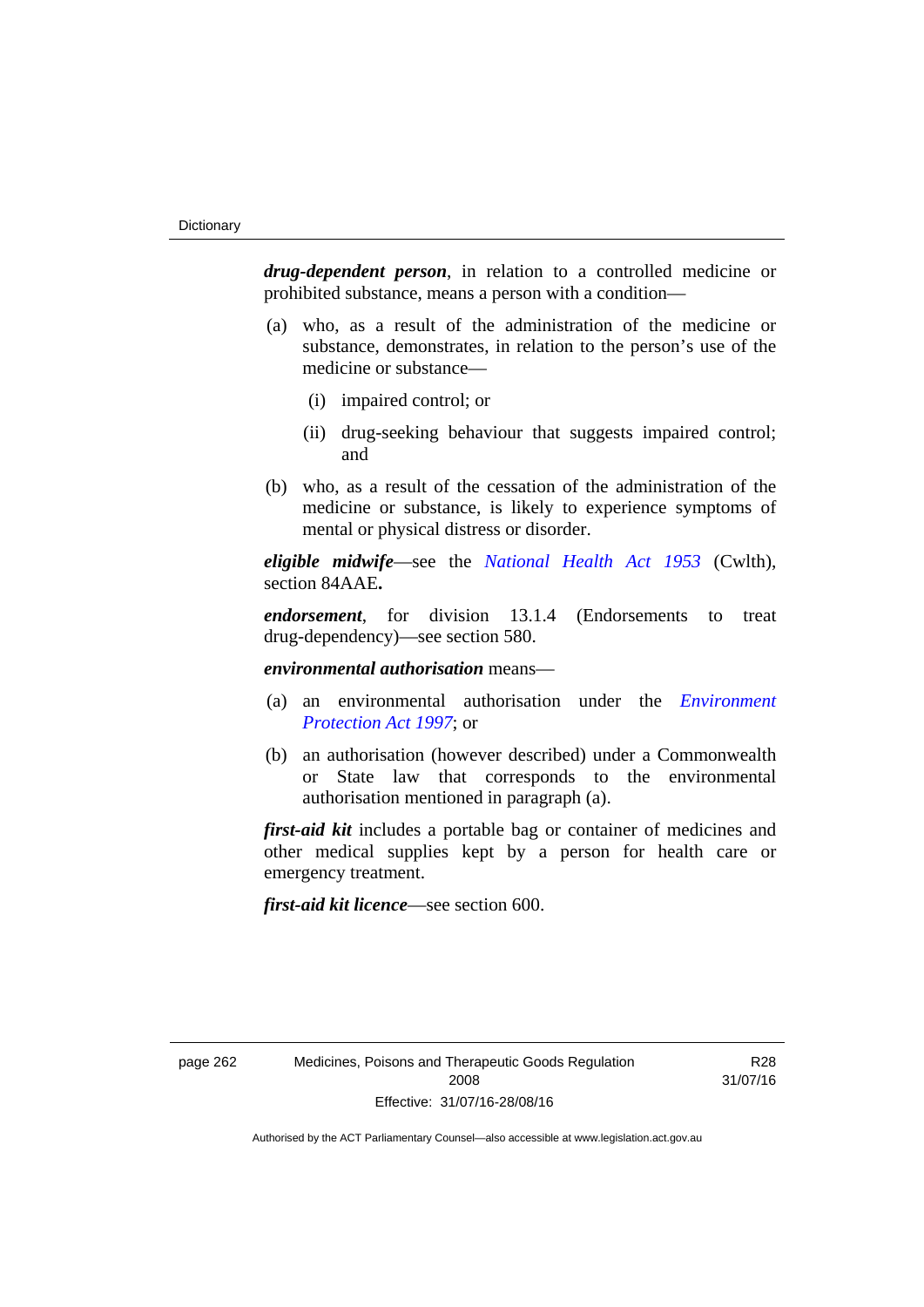***drug-dependent person***, in relation to a controlled medicine or prohibited substance, means a person with a condition—

(a) who, as a result of the administration of the medicine or substance, demonstrates, in relation to the person's use of the medicine or substance—

(i) impaired control; or

(ii) drug-seeking behaviour that suggests impaired control; and

(b) who, as a result of the cessation of the administration of the medicine or substance, is likely to experience symptoms of mental or physical distress or disorder.

***eligible midwife***—see the *National Health Act 1953* (Cwlth), section 84AAE**.**

***endorsement***, for division 13.1.4 (Endorsements to treat drug-dependency)—see section 580.

***environmental authorisation*** means—

(a) an environmental authorisation under the *Environment Protection Act 1997*; or

(b) an authorisation (however described) under a Commonwealth or State law that corresponds to the environmental authorisation mentioned in paragraph (a).

***first-aid kit*** includes a portable bag or container of medicines and other medical supplies kept by a person for health care or emergency treatment.

***first-aid kit licence***—see section 600.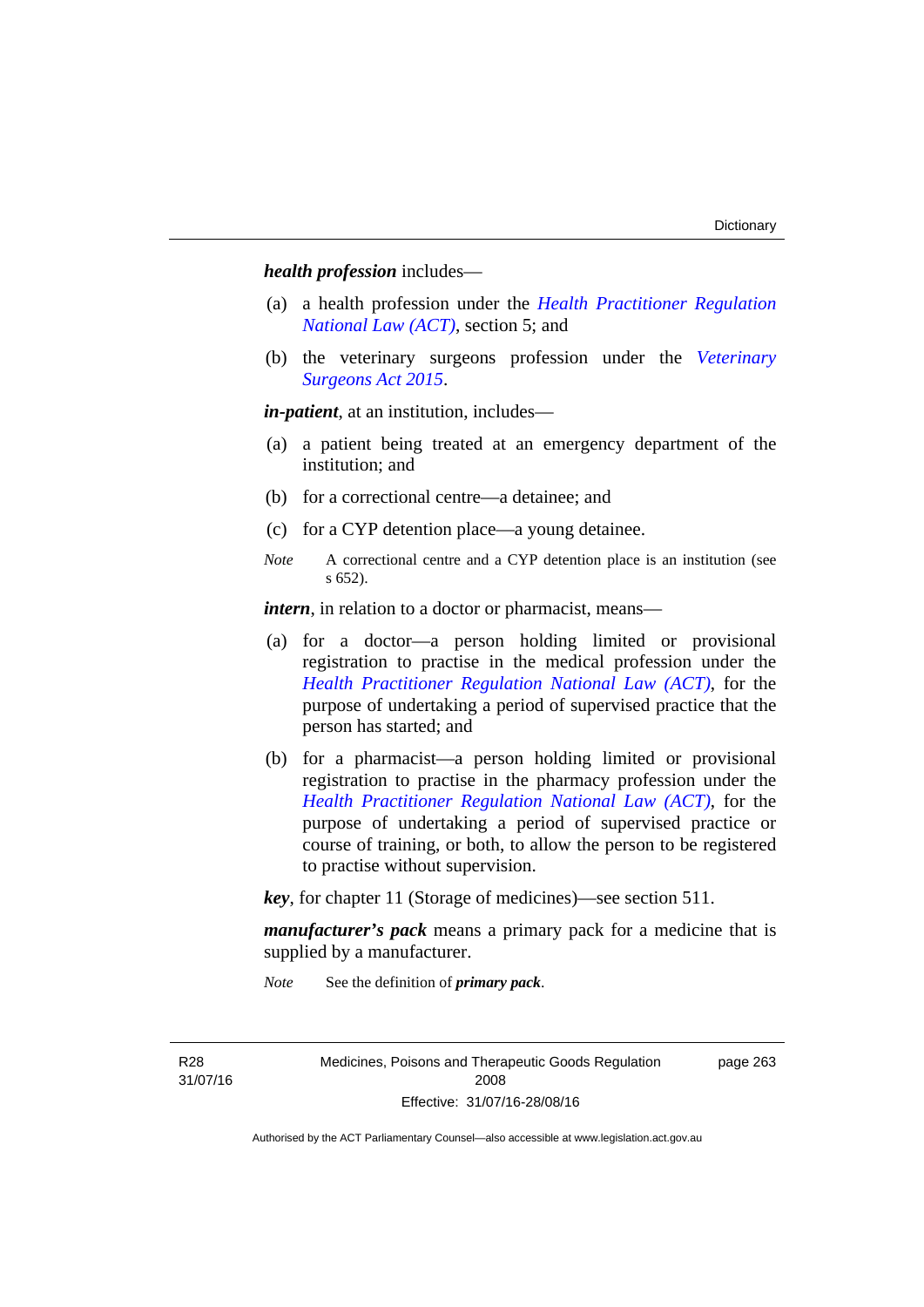***health profession*** includes—

(a) a health profession under the *Health Practitioner Regulation National Law (ACT)*, section 5; and

(b) the veterinary surgeons profession under the *Veterinary Surgeons Act 2015*.

***in-patient***, at an institution, includes—

(a) a patient being treated at an emergency department of the institution; and

(b) for a correctional centre—a detainee; and

(c) for a CYP detention place—a young detainee.

*Note* A correctional centre and a CYP detention place is an institution (see s 652).

***intern***, in relation to a doctor or pharmacist, means—

(a) for a doctor—a person holding limited or provisional registration to practise in the medical profession under the *Health Practitioner Regulation National Law (ACT)*, for the purpose of undertaking a period of supervised practice that the person has started; and

(b) for a pharmacist—a person holding limited or provisional registration to practise in the pharmacy profession under the *Health Practitioner Regulation National Law (ACT)*, for the purpose of undertaking a period of supervised practice or course of training, or both, to allow the person to be registered to practise without supervision.

***key***, for chapter 11 (Storage of medicines)—see section 511.

***manufacturer's pack*** means a primary pack for a medicine that is supplied by a manufacturer.

*Note* See the definition of ***primary pack***.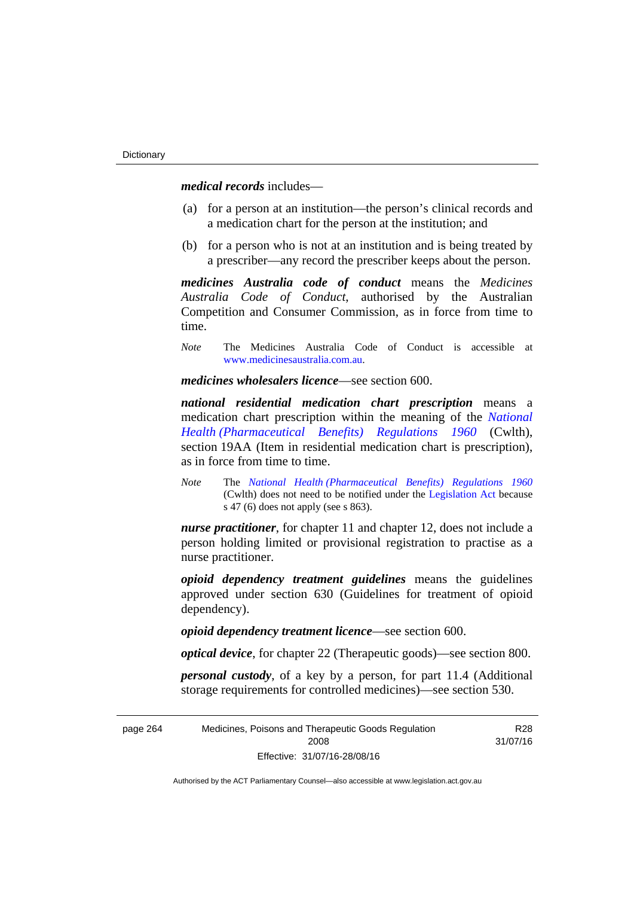***medical records*** includes—

(a) for a person at an institution—the person's clinical records and a medication chart for the person at the institution; and

(b) for a person who is not at an institution and is being treated by a prescriber—any record the prescriber keeps about the person.

***medicines Australia code of conduct*** means the *Medicines Australia Code of Conduct*, authorised by the Australian Competition and Consumer Commission, as in force from time to time.

*Note* The Medicines Australia Code of Conduct is accessible at www.medicinesaustralia.com.au.

***medicines wholesalers licence***—see section 600.

***national residential medication chart prescription*** means a medication chart prescription within the meaning of the *National Health (Pharmaceutical Benefits) Regulations 1960* (Cwlth), section 19AA (Item in residential medication chart is prescription), as in force from time to time.

*Note* The *National Health (Pharmaceutical Benefits) Regulations 1960* (Cwlth) does not need to be notified under the Legislation Act because s 47 (6) does not apply (see s 863).

***nurse practitioner***, for chapter 11 and chapter 12, does not include a person holding limited or provisional registration to practise as a nurse practitioner.

***opioid dependency treatment guidelines*** means the guidelines approved under section 630 (Guidelines for treatment of opioid dependency).

***opioid dependency treatment licence***—see section 600.

***optical device***, for chapter 22 (Therapeutic goods)—see section 800.

***personal custody***, of a key by a person, for part 11.4 (Additional storage requirements for controlled medicines)—see section 530.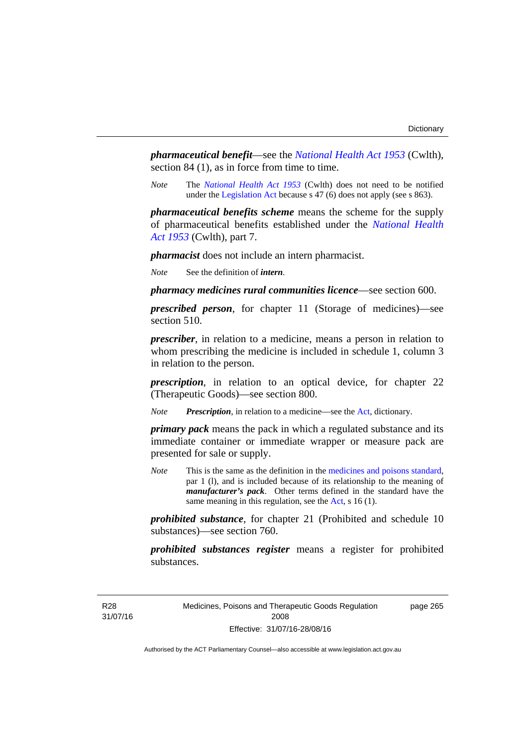***pharmaceutical benefit***—see the *National Health Act 1953* (Cwlth), section 84 (1), as in force from time to time.

*Note* The *National Health Act 1953* (Cwlth) does not need to be notified under the Legislation Act because s 47 (6) does not apply (see s 863).

***pharmaceutical benefits scheme*** means the scheme for the supply of pharmaceutical benefits established under the *National Health Act 1953* (Cwlth), part 7.

***pharmacist*** does not include an intern pharmacist.

*Note* See the definition of ***intern***.

***pharmacy medicines rural communities licence***—see section 600.

***prescribed person***, for chapter 11 (Storage of medicines)—see section 510.

***prescriber***, in relation to a medicine, means a person in relation to whom prescribing the medicine is included in schedule 1, column 3 in relation to the person.

***prescription***, in relation to an optical device, for chapter 22 (Therapeutic Goods)—see section 800.

*Note* ***Prescription***, in relation to a medicine—see the Act, dictionary.

***primary pack*** means the pack in which a regulated substance and its immediate container or immediate wrapper or measure pack are presented for sale or supply.

*Note* This is the same as the definition in the medicines and poisons standard, par 1 (l), and is included because of its relationship to the meaning of ***manufacturer's pack***. Other terms defined in the standard have the same meaning in this regulation, see the Act, s 16 (1).

***prohibited substance***, for chapter 21 (Prohibited and schedule 10 substances)—see section 760.

***prohibited substances register*** means a register for prohibited substances.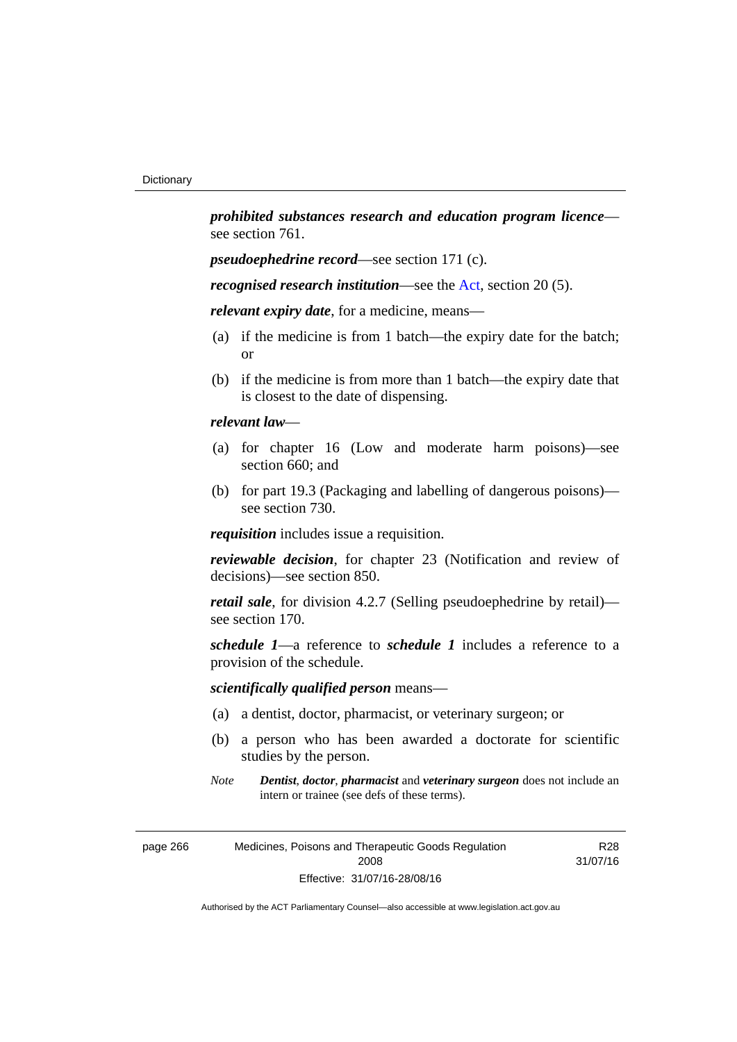***prohibited substances research and education program licence***—see section 761.

***pseudoephedrine record***—see section 171 (c).

***recognised research institution***—see the Act, section 20 (5).

***relevant expiry date***, for a medicine, means—

(a) if the medicine is from 1 batch—the expiry date for the batch; or

(b) if the medicine is from more than 1 batch—the expiry date that is closest to the date of dispensing.

***relevant law***—

(a) for chapter 16 (Low and moderate harm poisons)—see section 660; and

(b) for part 19.3 (Packaging and labelling of dangerous poisons)—see section 730.

***requisition*** includes issue a requisition.

***reviewable decision***, for chapter 23 (Notification and review of decisions)—see section 850.

***retail sale***, for division 4.2.7 (Selling pseudoephedrine by retail)—see section 170.

***schedule 1***—a reference to ***schedule 1*** includes a reference to a provision of the schedule.

***scientifically qualified person*** means—

(a) a dentist, doctor, pharmacist, or veterinary surgeon; or

(b) a person who has been awarded a doctorate for scientific studies by the person.

*Note* ***Dentist***, ***doctor***, ***pharmacist*** and ***veterinary surgeon*** does not include an intern or trainee (see defs of these terms).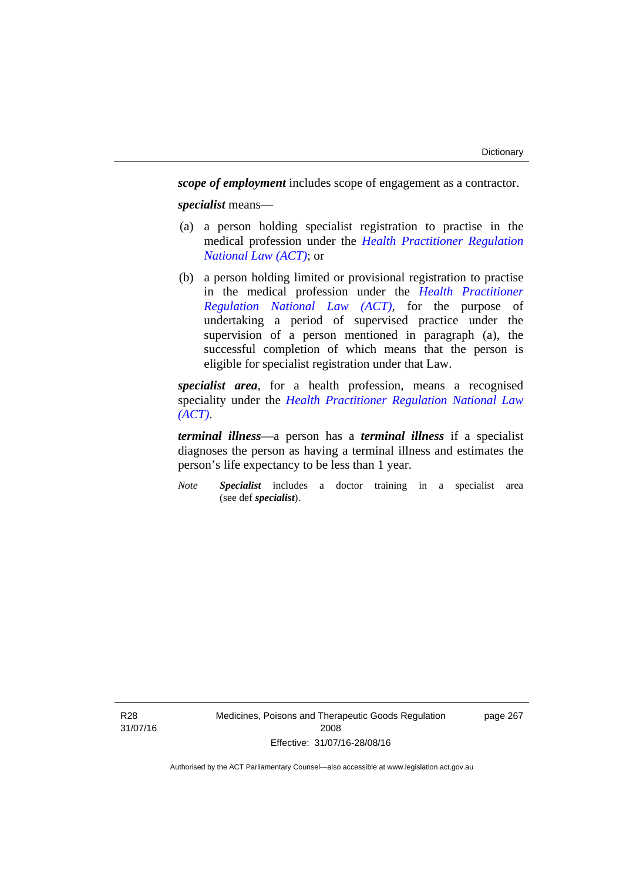***scope of employment*** includes scope of engagement as a contractor.

***specialist*** means—

(a) a person holding specialist registration to practise in the medical profession under the *Health Practitioner Regulation National Law (ACT)*; or

(b) a person holding limited or provisional registration to practise in the medical profession under the *Health Practitioner Regulation National Law (ACT)*, for the purpose of undertaking a period of supervised practice under the supervision of a person mentioned in paragraph (a), the successful completion of which means that the person is eligible for specialist registration under that Law.

***specialist area***, for a health profession, means a recognised speciality under the *Health Practitioner Regulation National Law (ACT)*.

***terminal illness***—a person has a ***terminal illness*** if a specialist diagnoses the person as having a terminal illness and estimates the person's life expectancy to be less than 1 year.

*Note* ***Specialist*** includes a doctor training in a specialist area (see def ***specialist***).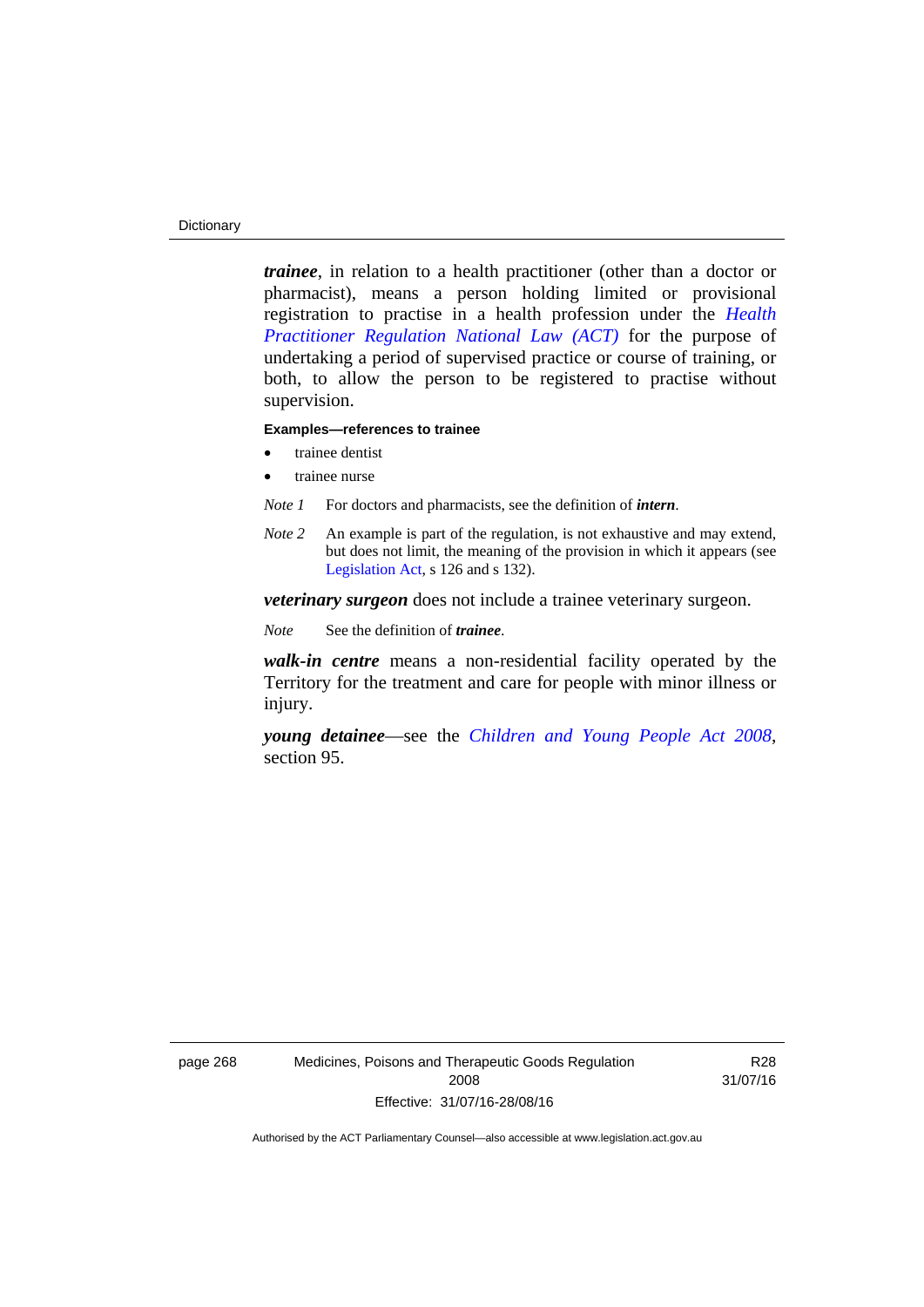***trainee***, in relation to a health practitioner (other than a doctor or pharmacist), means a person holding limited or provisional registration to practise in a health profession under the *Health Practitioner Regulation National Law (ACT)* for the purpose of undertaking a period of supervised practice or course of training, or both, to allow the person to be registered to practise without supervision.

**Examples—references to trainee**

- trainee dentist
- trainee nurse

*Note 1* For doctors and pharmacists, see the definition of ***intern***.

*Note 2* An example is part of the regulation, is not exhaustive and may extend, but does not limit, the meaning of the provision in which it appears (see Legislation Act, s 126 and s 132).

***veterinary surgeon*** does not include a trainee veterinary surgeon.

*Note* See the definition of ***trainee***.

***walk-in centre*** means a non-residential facility operated by the Territory for the treatment and care for people with minor illness or injury.

***young detainee***—see the *Children and Young People Act 2008*, section 95.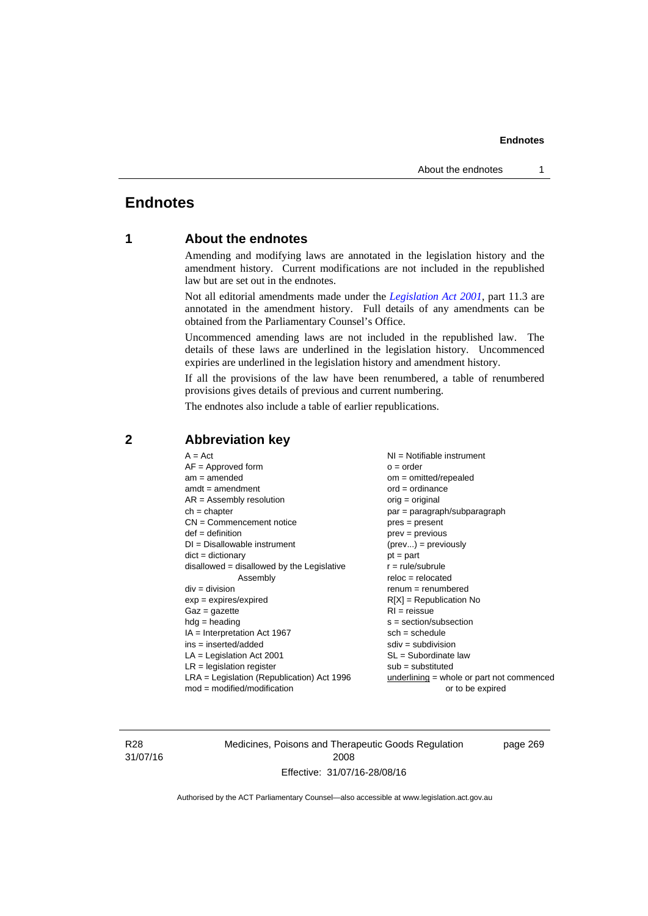# Endnotes

## 1 About the endnotes

Amending and modifying laws are annotated in the legislation history and the amendment history. Current modifications are not included in the republished law but are set out in the endnotes.

Not all editorial amendments made under the *Legislation Act 2001*, part 11.3 are annotated in the amendment history. Full details of any amendments can be obtained from the Parliamentary Counsel's Office.

Uncommenced amending laws are not included in the republished law. The details of these laws are underlined in the legislation history. Uncommenced expiries are underlined in the legislation history and amendment history.

If all the provisions of the law have been renumbered, a table of renumbered provisions gives details of previous and current numbering.

The endnotes also include a table of earlier republications.

## 2 Abbreviation key

A = Act
AF = Approved form
am = amended
amdt = amendment
AR = Assembly resolution
ch = chapter
CN = Commencement notice
def = definition
DI = Disallowable instrument
dict = dictionary
disallowed = disallowed by the Legislative Assembly
div = division
exp = expires/expired
Gaz = gazette
hdg = heading
IA = Interpretation Act 1967
ins = inserted/added
LA = Legislation Act 2001
LR = legislation register
LRA = Legislation (Republication) Act 1996
mod = modified/modification
NI = Notifiable instrument
o = order
om = omitted/repealed
ord = ordinance
orig = original
par = paragraph/subparagraph
pres = present
prev = previous
(prev...) = previously
pt = part
r = rule/subrule
reloc = relocated
renum = renumbered
R[X] = Republication No
RI = reissue
s = section/subsection
sch = schedule
sdiv = subdivision
SL = Subordinate law
sub = substituted
underlining = whole or part not commenced or to be expired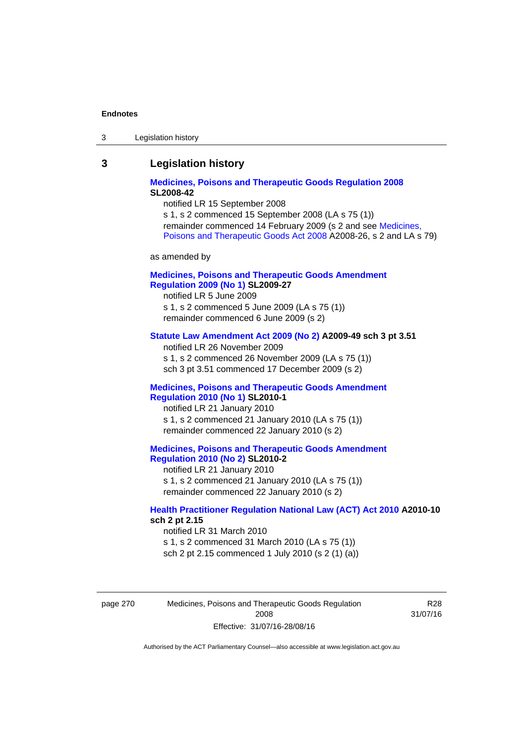## 3 Legislation history

**Medicines, Poisons and Therapeutic Goods Regulation 2008**
**SL2008-42**

notified LR 15 September 2008

s 1, s 2 commenced 15 September 2008 (LA s 75 (1))

remainder commenced 14 February 2009 (s 2 and see Medicines, Poisons and Therapeutic Goods Act 2008 A2008-26, s 2 and LA s 79)

as amended by

**Medicines, Poisons and Therapeutic Goods Amendment Regulation 2009 (No 1) SL2009-27**

notified LR 5 June 2009

s 1, s 2 commenced 5 June 2009 (LA s 75 (1))

remainder commenced 6 June 2009 (s 2)

**Statute Law Amendment Act 2009 (No 2) A2009-49 sch 3 pt 3.51**

notified LR 26 November 2009

s 1, s 2 commenced 26 November 2009 (LA s 75 (1))

sch 3 pt 3.51 commenced 17 December 2009 (s 2)

**Medicines, Poisons and Therapeutic Goods Amendment Regulation 2010 (No 1) SL2010-1**

notified LR 21 January 2010

s 1, s 2 commenced 21 January 2010 (LA s 75 (1))

remainder commenced 22 January 2010 (s 2)

**Medicines, Poisons and Therapeutic Goods Amendment Regulation 2010 (No 2) SL2010-2**

notified LR 21 January 2010

s 1, s 2 commenced 21 January 2010 (LA s 75 (1))

remainder commenced 22 January 2010 (s 2)

**Health Practitioner Regulation National Law (ACT) Act 2010 A2010-10 sch 2 pt 2.15**

notified LR 31 March 2010

s 1, s 2 commenced 31 March 2010 (LA s 75 (1))

sch 2 pt 2.15 commenced 1 July 2010 (s 2 (1) (a))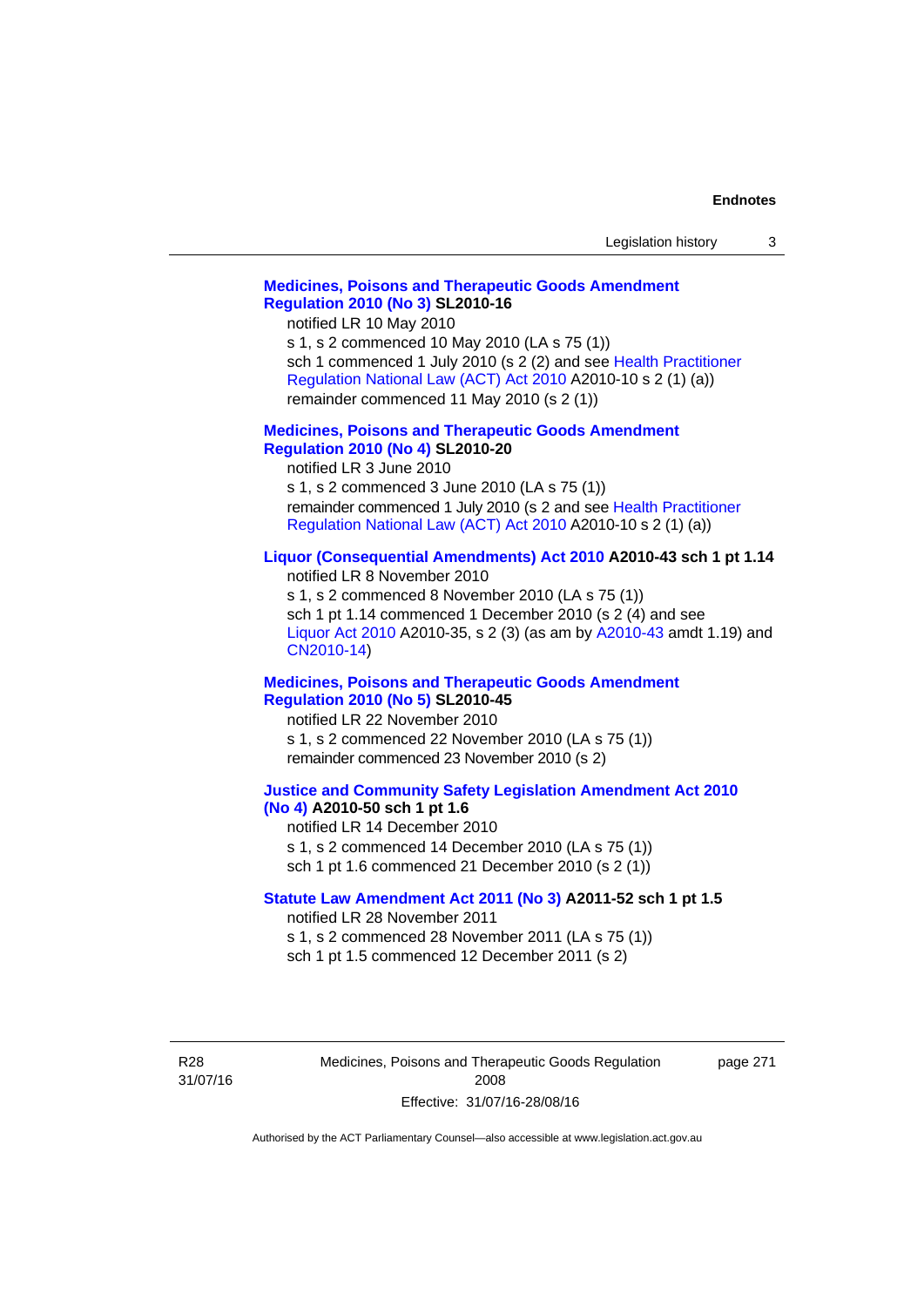**Medicines, Poisons and Therapeutic Goods Amendment Regulation 2010 (No 3) SL2010-16**

notified LR 10 May 2010
s 1, s 2 commenced 10 May 2010 (LA s 75 (1))
sch 1 commenced 1 July 2010 (s 2 (2) and see Health Practitioner Regulation National Law (ACT) Act 2010 A2010-10 s 2 (1) (a))
remainder commenced 11 May 2010 (s 2 (1))

**Medicines, Poisons and Therapeutic Goods Amendment Regulation 2010 (No 4) SL2010-20**

notified LR 3 June 2010
s 1, s 2 commenced 3 June 2010 (LA s 75 (1))
remainder commenced 1 July 2010 (s 2 and see Health Practitioner Regulation National Law (ACT) Act 2010 A2010-10 s 2 (1) (a))

**Liquor (Consequential Amendments) Act 2010 A2010-43 sch 1 pt 1.14**

notified LR 8 November 2010
s 1, s 2 commenced 8 November 2010 (LA s 75 (1))
sch 1 pt 1.14 commenced 1 December 2010 (s 2 (4) and see Liquor Act 2010 A2010-35, s 2 (3) (as am by A2010-43 amdt 1.19) and CN2010-14)

**Medicines, Poisons and Therapeutic Goods Amendment Regulation 2010 (No 5) SL2010-45**

notified LR 22 November 2010
s 1, s 2 commenced 22 November 2010 (LA s 75 (1))
remainder commenced 23 November 2010 (s 2)

**Justice and Community Safety Legislation Amendment Act 2010 (No 4) A2010-50 sch 1 pt 1.6**

notified LR 14 December 2010
s 1, s 2 commenced 14 December 2010 (LA s 75 (1))
sch 1 pt 1.6 commenced 21 December 2010 (s 2 (1))

**Statute Law Amendment Act 2011 (No 3) A2011-52 sch 1 pt 1.5**

notified LR 28 November 2011
s 1, s 2 commenced 28 November 2011 (LA s 75 (1))
sch 1 pt 1.5 commenced 12 December 2011 (s 2)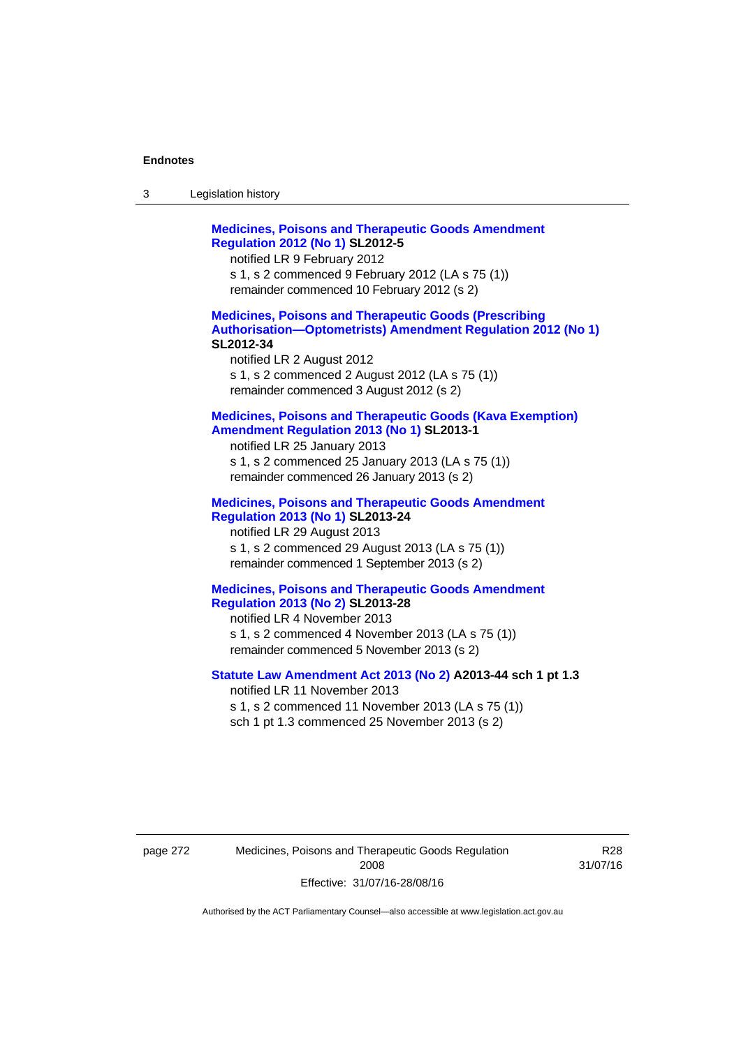**Medicines, Poisons and Therapeutic Goods Amendment Regulation 2012 (No 1) SL2012-5**

notified LR 9 February 2012

s 1, s 2 commenced 9 February 2012 (LA s 75 (1))

remainder commenced 10 February 2012 (s 2)

**Medicines, Poisons and Therapeutic Goods (Prescribing Authorisation—Optometrists) Amendment Regulation 2012 (No 1) SL2012-34**

notified LR 2 August 2012

s 1, s 2 commenced 2 August 2012 (LA s 75 (1))

remainder commenced 3 August 2012 (s 2)

**Medicines, Poisons and Therapeutic Goods (Kava Exemption) Amendment Regulation 2013 (No 1) SL2013-1**

notified LR 25 January 2013

s 1, s 2 commenced 25 January 2013 (LA s 75 (1))

remainder commenced 26 January 2013 (s 2)

**Medicines, Poisons and Therapeutic Goods Amendment Regulation 2013 (No 1) SL2013-24**

notified LR 29 August 2013

s 1, s 2 commenced 29 August 2013 (LA s 75 (1))

remainder commenced 1 September 2013 (s 2)

**Medicines, Poisons and Therapeutic Goods Amendment Regulation 2013 (No 2) SL2013-28**

notified LR 4 November 2013

s 1, s 2 commenced 4 November 2013 (LA s 75 (1))

remainder commenced 5 November 2013 (s 2)

**Statute Law Amendment Act 2013 (No 2) A2013-44 sch 1 pt 1.3**

notified LR 11 November 2013

s 1, s 2 commenced 11 November 2013 (LA s 75 (1))

sch 1 pt 1.3 commenced 25 November 2013 (s 2)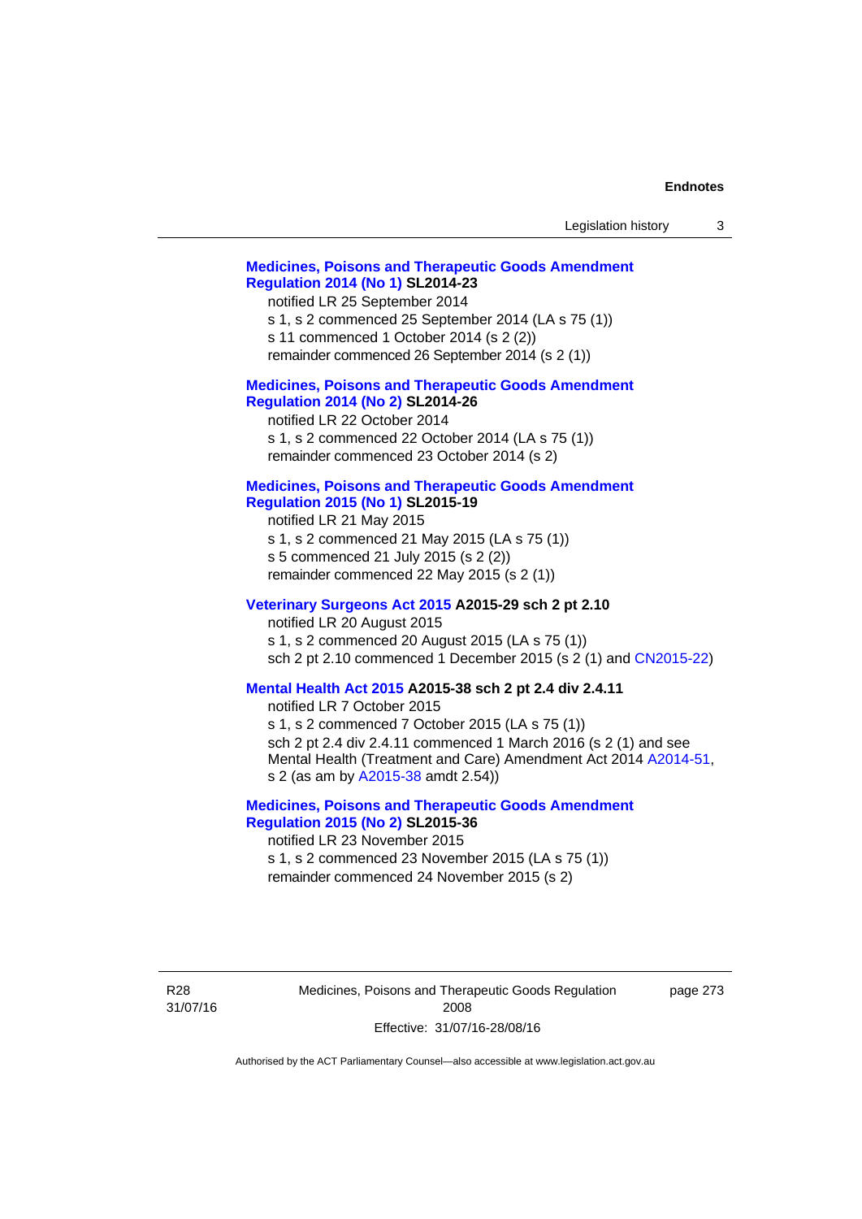**Medicines, Poisons and Therapeutic Goods Amendment Regulation 2014 (No 1) SL2014-23**

notified LR 25 September 2014

s 1, s 2 commenced 25 September 2014 (LA s 75 (1))

s 11 commenced 1 October 2014 (s 2 (2))

remainder commenced 26 September 2014 (s 2 (1))

**Medicines, Poisons and Therapeutic Goods Amendment Regulation 2014 (No 2) SL2014-26**

notified LR 22 October 2014

s 1, s 2 commenced 22 October 2014 (LA s 75 (1))

remainder commenced 23 October 2014 (s 2)

**Medicines, Poisons and Therapeutic Goods Amendment Regulation 2015 (No 1) SL2015-19**

notified LR 21 May 2015

s 1, s 2 commenced 21 May 2015 (LA s 75 (1))

s 5 commenced 21 July 2015 (s 2 (2))

remainder commenced 22 May 2015 (s 2 (1))

**Veterinary Surgeons Act 2015 A2015-29 sch 2 pt 2.10**

notified LR 20 August 2015

s 1, s 2 commenced 20 August 2015 (LA s 75 (1))

sch 2 pt 2.10 commenced 1 December 2015 (s 2 (1) and CN2015-22)

**Mental Health Act 2015 A2015-38 sch 2 pt 2.4 div 2.4.11**

notified LR 7 October 2015

s 1, s 2 commenced 7 October 2015 (LA s 75 (1))

sch 2 pt 2.4 div 2.4.11 commenced 1 March 2016 (s 2 (1) and see Mental Health (Treatment and Care) Amendment Act 2014 A2014-51, s 2 (as am by A2015-38 amdt 2.54))

**Medicines, Poisons and Therapeutic Goods Amendment Regulation 2015 (No 2) SL2015-36**

notified LR 23 November 2015

s 1, s 2 commenced 23 November 2015 (LA s 75 (1))

remainder commenced 24 November 2015 (s 2)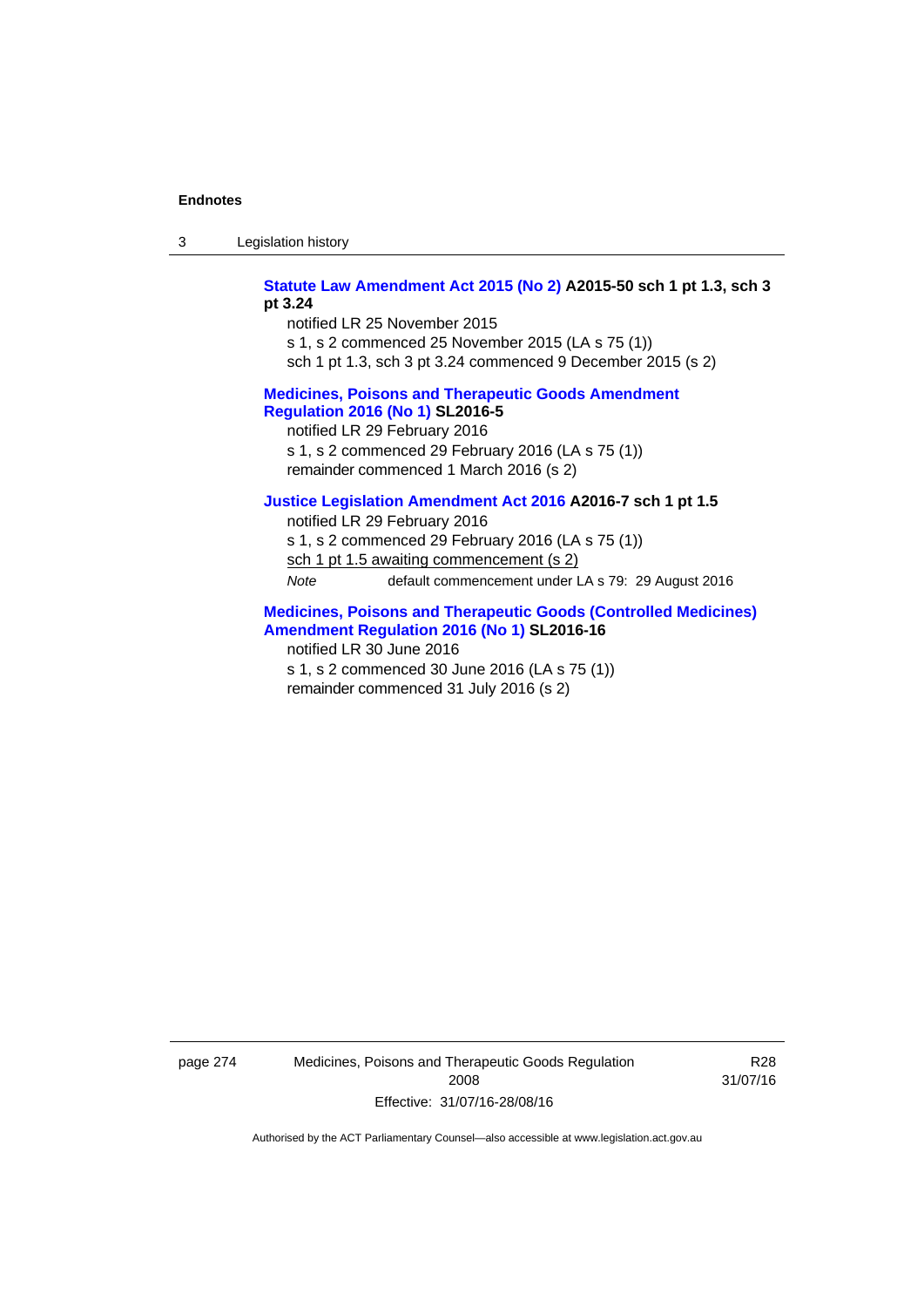**Statute Law Amendment Act 2015 (No 2) A2015-50 sch 1 pt 1.3, sch 3 pt 3.24**

notified LR 25 November 2015

s 1, s 2 commenced 25 November 2015 (LA s 75 (1))

sch 1 pt 1.3, sch 3 pt 3.24 commenced 9 December 2015 (s 2)

**Medicines, Poisons and Therapeutic Goods Amendment Regulation 2016 (No 1) SL2016-5**

notified LR 29 February 2016

s 1, s 2 commenced 29 February 2016 (LA s 75 (1))

remainder commenced 1 March 2016 (s 2)

**Justice Legislation Amendment Act 2016 A2016-7 sch 1 pt 1.5**

notified LR 29 February 2016

s 1, s 2 commenced 29 February 2016 (LA s 75 (1))

sch 1 pt 1.5 awaiting commencement (s 2)

*Note* default commencement under LA s 79: 29 August 2016

**Medicines, Poisons and Therapeutic Goods (Controlled Medicines) Amendment Regulation 2016 (No 1) SL2016-16**

notified LR 30 June 2016

s 1, s 2 commenced 30 June 2016 (LA s 75 (1))

remainder commenced 31 July 2016 (s 2)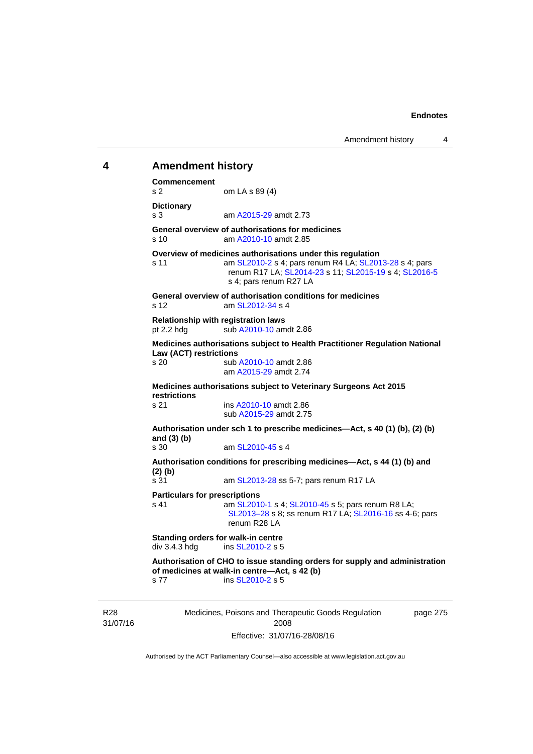## 4 Amendment history

**Commencement**
s 2 om LA s 89 (4)

**Dictionary**
s 3 am A2015-29 amdt 2.73

**General overview of authorisations for medicines**
s 10 am A2010-10 amdt 2.85

**Overview of medicines authorisations under this regulation**
s 11 am SL2010-2 s 4; pars renum R4 LA; SL2013-28 s 4; pars renum R17 LA; SL2014-23 s 11; SL2015-19 s 4; SL2016-5 s 4; pars renum R27 LA

**General overview of authorisation conditions for medicines**
s 12 am SL2012-34 s 4

**Relationship with registration laws**
pt 2.2 hdg sub A2010-10 amdt 2.86

**Medicines authorisations subject to Health Practitioner Regulation National Law (ACT) restrictions**
s 20 sub A2010-10 amdt 2.86
am A2015-29 amdt 2.74

**Medicines authorisations subject to Veterinary Surgeons Act 2015 restrictions**
s 21 ins A2010-10 amdt 2.86
sub A2015-29 amdt 2.75

**Authorisation under sch 1 to prescribe medicines—Act, s 40 (1) (b), (2) (b) and (3) (b)**
s 30 am SL2010-45 s 4

**Authorisation conditions for prescribing medicines—Act, s 44 (1) (b) and (2) (b)**
s 31 am SL2013-28 ss 5-7; pars renum R17 LA

**Particulars for prescriptions**
s 41 am SL2010-1 s 4; SL2010-45 s 5; pars renum R8 LA; SL2013–28 s 8; ss renum R17 LA; SL2016-16 ss 4-6; pars renum R28 LA

**Standing orders for walk-in centre**
div 3.4.3 hdg ins SL2010-2 s 5

**Authorisation of CHO to issue standing orders for supply and administration of medicines at walk-in centre—Act, s 42 (b)**
s 77 ins SL2010-2 s 5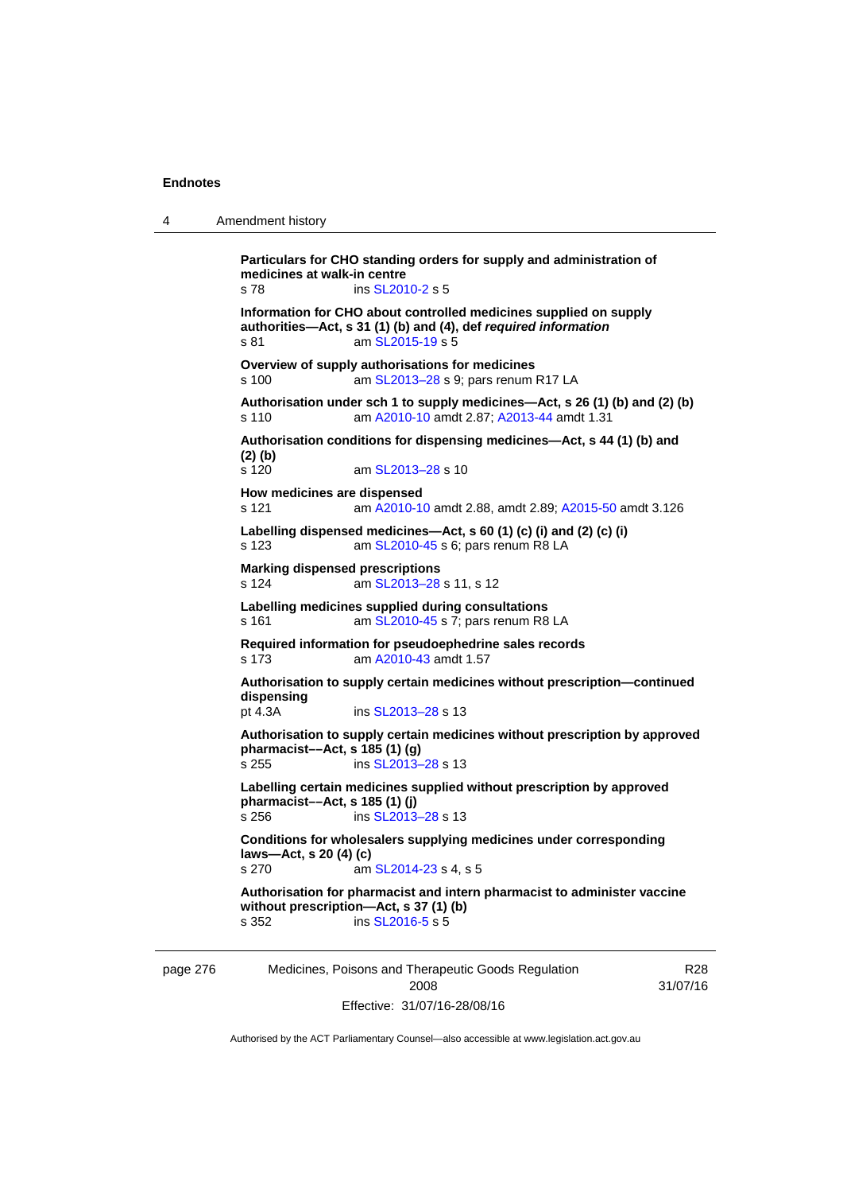**Particulars for CHO standing orders for supply and administration of medicines at walk-in centre**
s 78 ins SL2010-2 s 5

**Information for CHO about controlled medicines supplied on supply authorities—Act, s 31 (1) (b) and (4), def *required information***
s 81 am SL2015-19 s 5

**Overview of supply authorisations for medicines**
s 100 am SL2013–28 s 9; pars renum R17 LA

**Authorisation under sch 1 to supply medicines—Act, s 26 (1) (b) and (2) (b)**
s 110 am A2010-10 amdt 2.87; A2013-44 amdt 1.31

**Authorisation conditions for dispensing medicines—Act, s 44 (1) (b) and (2) (b)**
s 120 am SL2013–28 s 10

**How medicines are dispensed**
s 121 am A2010-10 amdt 2.88, amdt 2.89; A2015-50 amdt 3.126

**Labelling dispensed medicines—Act, s 60 (1) (c) (i) and (2) (c) (i)**
s 123 am SL2010-45 s 6; pars renum R8 LA

**Marking dispensed prescriptions**
s 124 am SL2013–28 s 11, s 12

**Labelling medicines supplied during consultations**
s 161 am SL2010-45 s 7; pars renum R8 LA

**Required information for pseudoephedrine sales records**
s 173 am A2010-43 amdt 1.57

**Authorisation to supply certain medicines without prescription—continued dispensing**
pt 4.3A ins SL2013–28 s 13

**Authorisation to supply certain medicines without prescription by approved pharmacist––Act, s 185 (1) (g)**
s 255 ins SL2013–28 s 13

**Labelling certain medicines supplied without prescription by approved pharmacist––Act, s 185 (1) (j)**
s 256 ins SL2013–28 s 13

**Conditions for wholesalers supplying medicines under corresponding laws—Act, s 20 (4) (c)**
s 270 am SL2014-23 s 4, s 5

**Authorisation for pharmacist and intern pharmacist to administer vaccine without prescription—Act, s 37 (1) (b)**
s 352 ins SL2016-5 s 5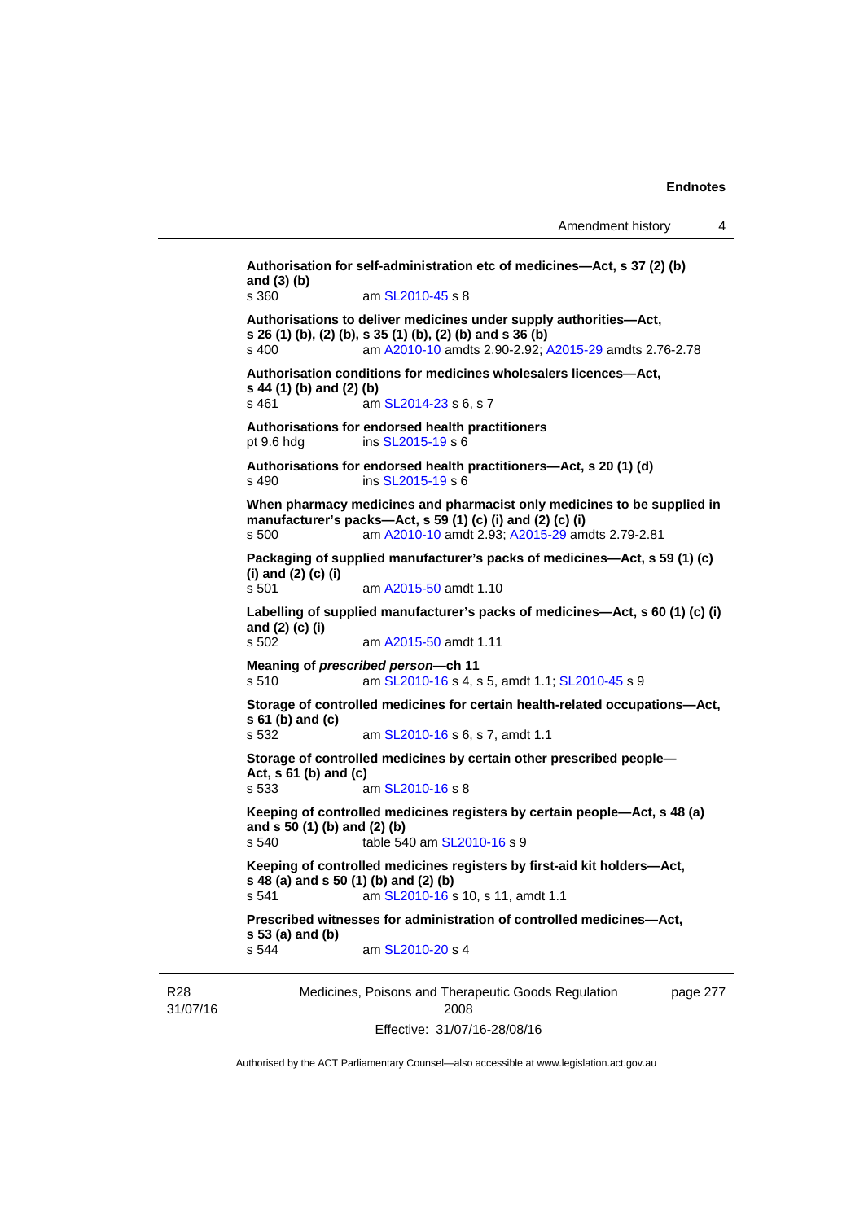**Authorisation for self-administration etc of medicines—Act, s 37 (2) (b) and (3) (b)**
s 360 am SL2010-45 s 8

**Authorisations to deliver medicines under supply authorities—Act, s 26 (1) (b), (2) (b), s 35 (1) (b), (2) (b) and s 36 (b)**
s 400 am A2010-10 amdts 2.90-2.92; A2015-29 amdts 2.76-2.78

**Authorisation conditions for medicines wholesalers licences—Act, s 44 (1) (b) and (2) (b)**
s 461 am SL2014-23 s 6, s 7

**Authorisations for endorsed health practitioners**
pt 9.6 hdg ins SL2015-19 s 6

**Authorisations for endorsed health practitioners—Act, s 20 (1) (d)**
s 490 ins SL2015-19 s 6

**When pharmacy medicines and pharmacist only medicines to be supplied in manufacturer's packs—Act, s 59 (1) (c) (i) and (2) (c) (i)**
s 500 am A2010-10 amdt 2.93; A2015-29 amdts 2.79-2.81

**Packaging of supplied manufacturer's packs of medicines—Act, s 59 (1) (c) (i) and (2) (c) (i)**
s 501 am A2015-50 amdt 1.10

**Labelling of supplied manufacturer's packs of medicines—Act, s 60 (1) (c) (i) and (2) (c) (i)**
s 502 am A2015-50 amdt 1.11

**Meaning of *prescribed person*—ch 11**
s 510 am SL2010-16 s 4, s 5, amdt 1.1; SL2010-45 s 9

**Storage of controlled medicines for certain health-related occupations—Act, s 61 (b) and (c)**
s 532 am SL2010-16 s 6, s 7, amdt 1.1

**Storage of controlled medicines by certain other prescribed people—Act, s 61 (b) and (c)**
s 533 am SL2010-16 s 8

**Keeping of controlled medicines registers by certain people—Act, s 48 (a) and s 50 (1) (b) and (2) (b)**
s 540 table 540 am SL2010-16 s 9

**Keeping of controlled medicines registers by first-aid kit holders—Act, s 48 (a) and s 50 (1) (b) and (2) (b)**
s 541 am SL2010-16 s 10, s 11, amdt 1.1

**Prescribed witnesses for administration of controlled medicines—Act, s 53 (a) and (b)**
s 544 am SL2010-20 s 4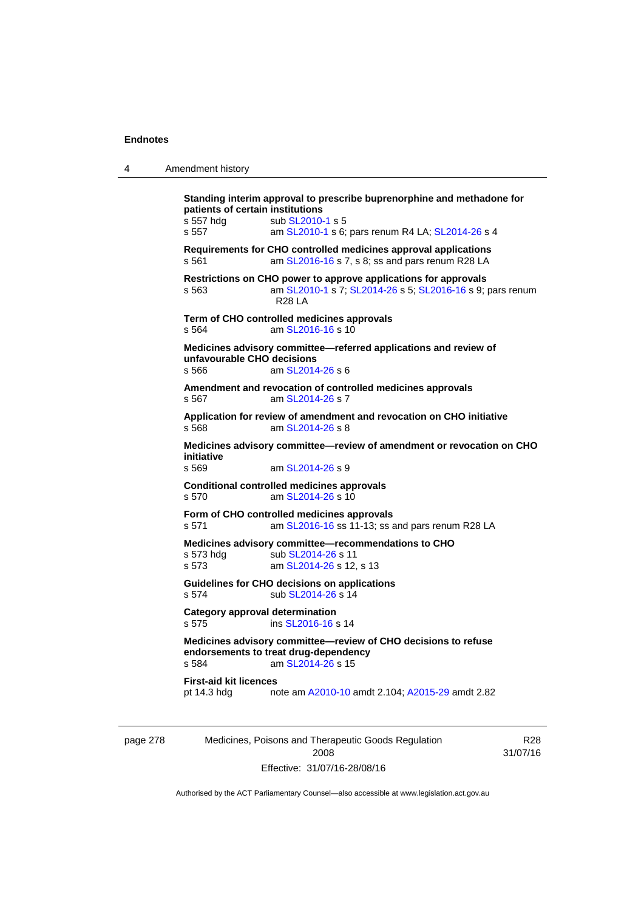**Standing interim approval to prescribe buprenorphine and methadone for patients of certain institutions**

s 557 hdg — sub SL2010-1 s 5

s 557 — am SL2010-1 s 6; pars renum R4 LA; SL2014-26 s 4

**Requirements for CHO controlled medicines approval applications**

s 561 — am SL2016-16 s 7, s 8; ss and pars renum R28 LA

**Restrictions on CHO power to approve applications for approvals**

s 563 — am SL2010-1 s 7; SL2014-26 s 5; SL2016-16 s 9; pars renum R28 LA

**Term of CHO controlled medicines approvals**

s 564 — am SL2016-16 s 10

**Medicines advisory committee—referred applications and review of unfavourable CHO decisions**

s 566 — am SL2014-26 s 6

**Amendment and revocation of controlled medicines approvals**

s 567 — am SL2014-26 s 7

**Application for review of amendment and revocation on CHO initiative**

s 568 — am SL2014-26 s 8

**Medicines advisory committee—review of amendment or revocation on CHO initiative**

s 569 — am SL2014-26 s 9

**Conditional controlled medicines approvals**

s 570 — am SL2014-26 s 10

**Form of CHO controlled medicines approvals**

s 571 — am SL2016-16 ss 11-13; ss and pars renum R28 LA

**Medicines advisory committee—recommendations to CHO**

s 573 hdg — sub SL2014-26 s 11

s 573 — am SL2014-26 s 12, s 13

**Guidelines for CHO decisions on applications**

s 574 — sub SL2014-26 s 14

**Category approval determination**

s 575 — ins SL2016-16 s 14

**Medicines advisory committee—review of CHO decisions to refuse endorsements to treat drug-dependency**

s 584 — am SL2014-26 s 15

**First-aid kit licences**

pt 14.3 hdg — note am A2010-10 amdt 2.104; A2015-29 amdt 2.82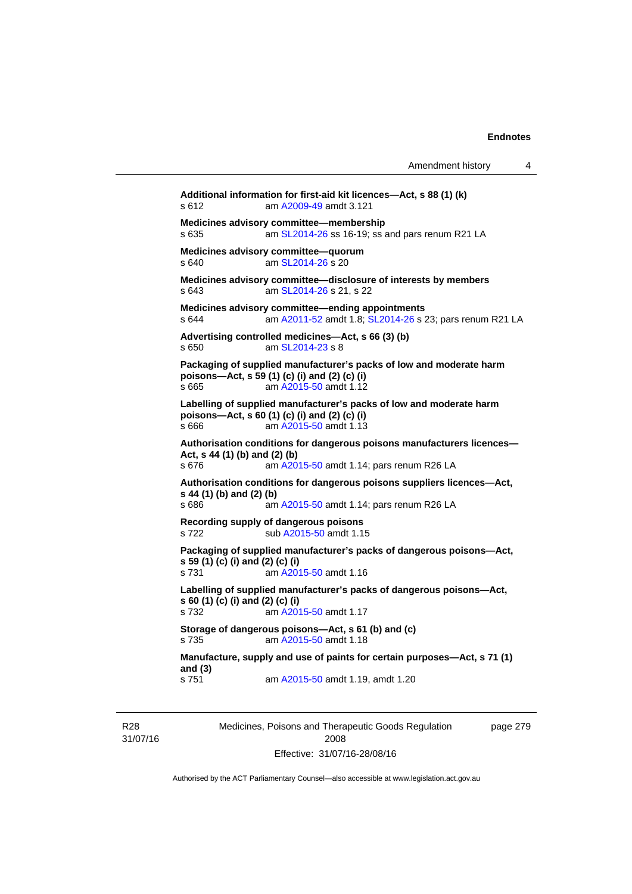**Additional information for first-aid kit licences—Act, s 88 (1) (k)**
s 612 am A2009-49 amdt 3.121

**Medicines advisory committee—membership**
s 635 am SL2014-26 ss 16-19; ss and pars renum R21 LA

**Medicines advisory committee—quorum**
s 640 am SL2014-26 s 20

**Medicines advisory committee—disclosure of interests by members**
s 643 am SL2014-26 s 21, s 22

**Medicines advisory committee—ending appointments**
s 644 am A2011-52 amdt 1.8; SL2014-26 s 23; pars renum R21 LA

**Advertising controlled medicines—Act, s 66 (3) (b)**
s 650 am SL2014-23 s 8

**Packaging of supplied manufacturer's packs of low and moderate harm poisons—Act, s 59 (1) (c) (i) and (2) (c) (i)**
s 665 am A2015-50 amdt 1.12

**Labelling of supplied manufacturer's packs of low and moderate harm poisons—Act, s 60 (1) (c) (i) and (2) (c) (i)**
s 666 am A2015-50 amdt 1.13

**Authorisation conditions for dangerous poisons manufacturers licences—Act, s 44 (1) (b) and (2) (b)**
s 676 am A2015-50 amdt 1.14; pars renum R26 LA

**Authorisation conditions for dangerous poisons suppliers licences—Act, s 44 (1) (b) and (2) (b)**
s 686 am A2015-50 amdt 1.14; pars renum R26 LA

**Recording supply of dangerous poisons**
s 722 sub A2015-50 amdt 1.15

**Packaging of supplied manufacturer's packs of dangerous poisons—Act, s 59 (1) (c) (i) and (2) (c) (i)**
s 731 am A2015-50 amdt 1.16

**Labelling of supplied manufacturer's packs of dangerous poisons—Act, s 60 (1) (c) (i) and (2) (c) (i)**
s 732 am A2015-50 amdt 1.17

**Storage of dangerous poisons—Act, s 61 (b) and (c)**
s 735 am A2015-50 amdt 1.18

**Manufacture, supply and use of paints for certain purposes—Act, s 71 (1) and (3)**
s 751 am A2015-50 amdt 1.19, amdt 1.20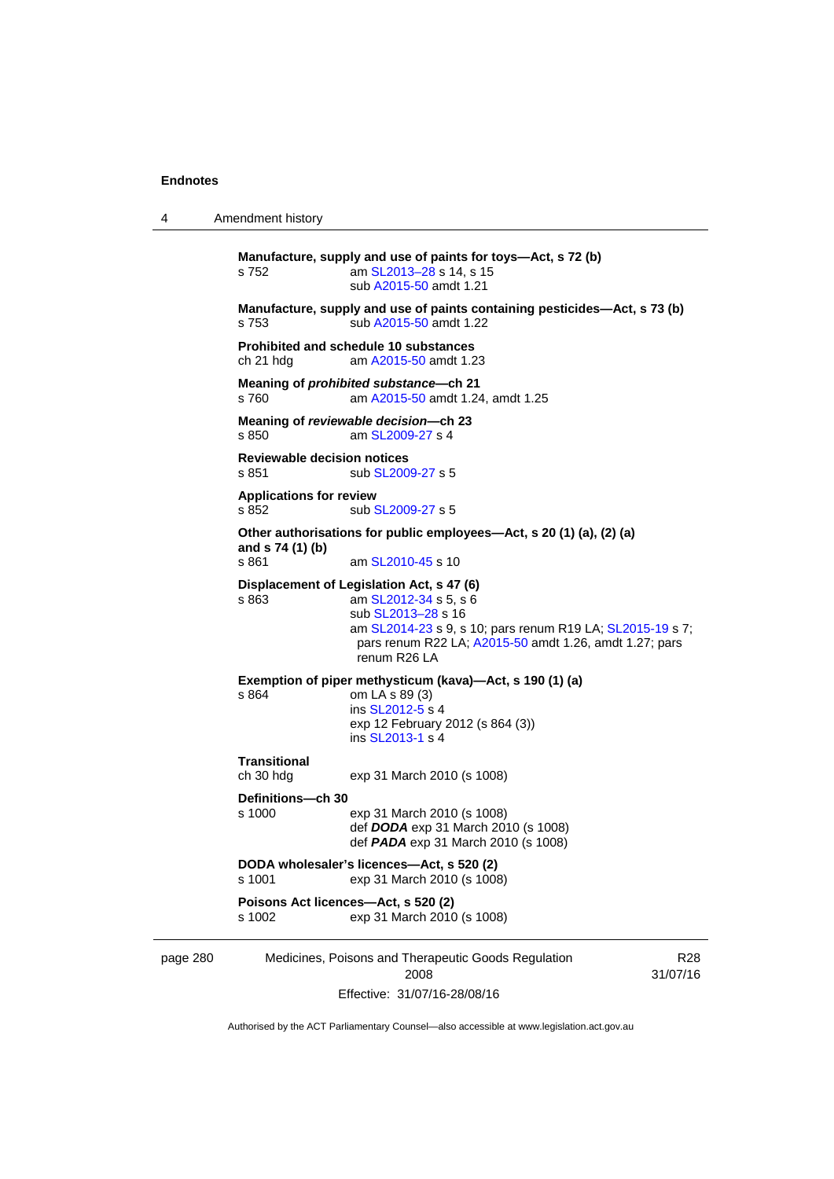**Manufacture, supply and use of paints for toys—Act, s 72 (b)**
s 752 am SL2013–28 s 14, s 15
sub A2015-50 amdt 1.21

**Manufacture, supply and use of paints containing pesticides—Act, s 73 (b)**
s 753 sub A2015-50 amdt 1.22

**Prohibited and schedule 10 substances**
ch 21 hdg am A2015-50 amdt 1.23

**Meaning of *prohibited substance*—ch 21**
s 760 am A2015-50 amdt 1.24, amdt 1.25

**Meaning of *reviewable decision*—ch 23**
s 850 am SL2009-27 s 4

**Reviewable decision notices**
s 851 sub SL2009-27 s 5

**Applications for review**
s 852 sub SL2009-27 s 5

**Other authorisations for public employees—Act, s 20 (1) (a), (2) (a) and s 74 (1) (b)**
s 861 am SL2010-45 s 10

**Displacement of Legislation Act, s 47 (6)**
s 863 am SL2012-34 s 5, s 6
sub SL2013–28 s 16
am SL2014-23 s 9, s 10; pars renum R19 LA; SL2015-19 s 7; pars renum R22 LA; A2015-50 amdt 1.26, amdt 1.27; pars renum R26 LA

**Exemption of piper methysticum (kava)—Act, s 190 (1) (a)**
s 864 om LA s 89 (3)
ins SL2012-5 s 4
exp 12 February 2012 (s 864 (3))
ins SL2013-1 s 4

**Transitional**
ch 30 hdg exp 31 March 2010 (s 1008)

**Definitions—ch 30**
s 1000 exp 31 March 2010 (s 1008)
def ***DODA*** exp 31 March 2010 (s 1008)
def ***PADA*** exp 31 March 2010 (s 1008)

**DODA wholesaler's licences—Act, s 520 (2)**
s 1001 exp 31 March 2010 (s 1008)

**Poisons Act licences—Act, s 520 (2)**
s 1002 exp 31 March 2010 (s 1008)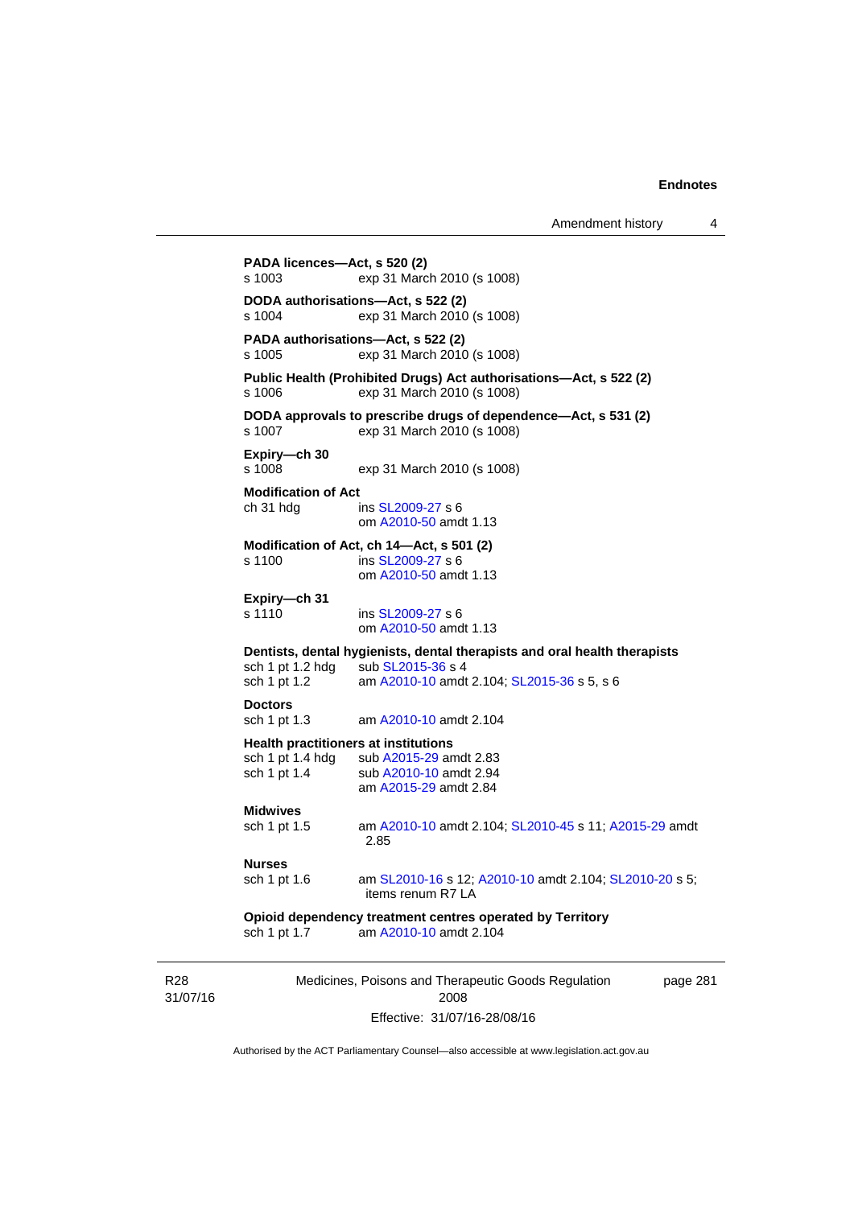**PADA licences—Act, s 520 (2)**
s 1003 exp 31 March 2010 (s 1008)

**DODA authorisations—Act, s 522 (2)**
s 1004 exp 31 March 2010 (s 1008)

**PADA authorisations—Act, s 522 (2)**
s 1005 exp 31 March 2010 (s 1008)

**Public Health (Prohibited Drugs) Act authorisations—Act, s 522 (2)**
s 1006 exp 31 March 2010 (s 1008)

**DODA approvals to prescribe drugs of dependence—Act, s 531 (2)**
s 1007 exp 31 March 2010 (s 1008)

**Expiry—ch 30**
s 1008 exp 31 March 2010 (s 1008)

**Modification of Act**
ch 31 hdg ins SL2009-27 s 6
om A2010-50 amdt 1.13

**Modification of Act, ch 14—Act, s 501 (2)**
s 1100 ins SL2009-27 s 6
om A2010-50 amdt 1.13

**Expiry—ch 31**
s 1110 ins SL2009-27 s 6
om A2010-50 amdt 1.13

**Dentists, dental hygienists, dental therapists and oral health therapists**
sch 1 pt 1.2 hdg sub SL2015-36 s 4
sch 1 pt 1.2 am A2010-10 amdt 2.104; SL2015-36 s 5, s 6

**Doctors**
sch 1 pt 1.3 am A2010-10 amdt 2.104

**Health practitioners at institutions**
sch 1 pt 1.4 hdg sub A2015-29 amdt 2.83
sch 1 pt 1.4 sub A2010-10 amdt 2.94
am A2015-29 amdt 2.84

**Midwives**
sch 1 pt 1.5 am A2010-10 amdt 2.104; SL2010-45 s 11; A2015-29 amdt 2.85

**Nurses**
sch 1 pt 1.6 am SL2010-16 s 12; A2010-10 amdt 2.104; SL2010-20 s 5; items renum R7 LA

**Opioid dependency treatment centres operated by Territory**
sch 1 pt 1.7 am A2010-10 amdt 2.104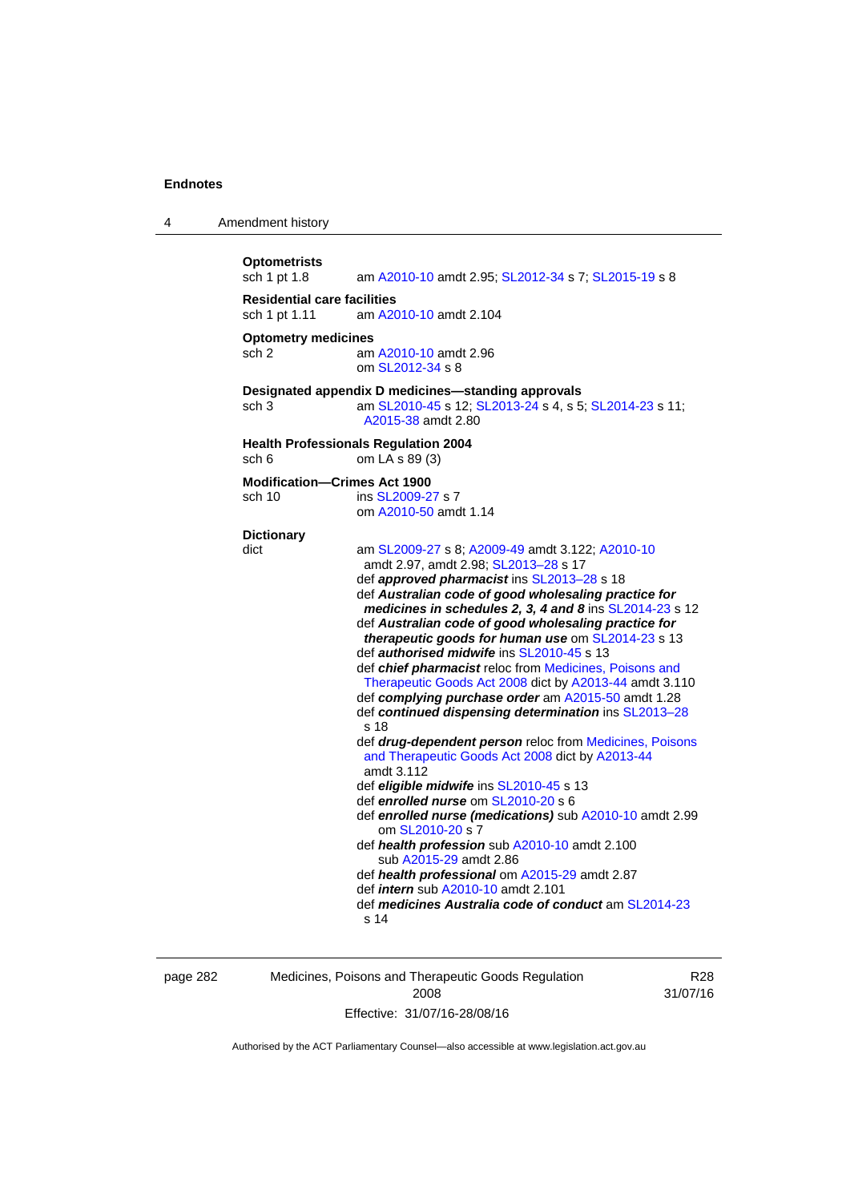**Optometrists**

sch 1 pt 1.8 — am A2010-10 amdt 2.95; SL2012-34 s 7; SL2015-19 s 8

**Residential care facilities**

sch 1 pt 1.11 — am A2010-10 amdt 2.104

**Optometry medicines**

sch 2 — am A2010-10 amdt 2.96
om SL2012-34 s 8

**Designated appendix D medicines—standing approvals**

sch 3 — am SL2010-45 s 12; SL2013-24 s 4, s 5; SL2014-23 s 11; A2015-38 amdt 2.80

**Health Professionals Regulation 2004**

sch 6 — om LA s 89 (3)

**Modification—Crimes Act 1900**

sch 10 — ins SL2009-27 s 7
om A2010-50 amdt 1.14

**Dictionary**

dict — am SL2009-27 s 8; A2009-49 amdt 3.122; A2010-10 amdt 2.97, amdt 2.98; SL2013–28 s 17

def ***approved pharmacist*** ins SL2013–28 s 18

def ***Australian code of good wholesaling practice for medicines in schedules 2, 3, 4 and 8*** ins SL2014-23 s 12

def ***Australian code of good wholesaling practice for therapeutic goods for human use*** om SL2014-23 s 13

def ***authorised midwife*** ins SL2010-45 s 13

def ***chief pharmacist*** reloc from Medicines, Poisons and Therapeutic Goods Act 2008 dict by A2013-44 amdt 3.110

def ***complying purchase order*** am A2015-50 amdt 1.28

def ***continued dispensing determination*** ins SL2013–28 s 18

def ***drug-dependent person*** reloc from Medicines, Poisons and Therapeutic Goods Act 2008 dict by A2013-44 amdt 3.112

def ***eligible midwife*** ins SL2010-45 s 13

def ***enrolled nurse*** om SL2010-20 s 6

def ***enrolled nurse (medications)*** sub A2010-10 amdt 2.99
om SL2010-20 s 7

def ***health profession*** sub A2010-10 amdt 2.100
sub A2015-29 amdt 2.86

def ***health professional*** om A2015-29 amdt 2.87

def ***intern*** sub A2010-10 amdt 2.101

def ***medicines Australia code of conduct*** am SL2014-23 s 14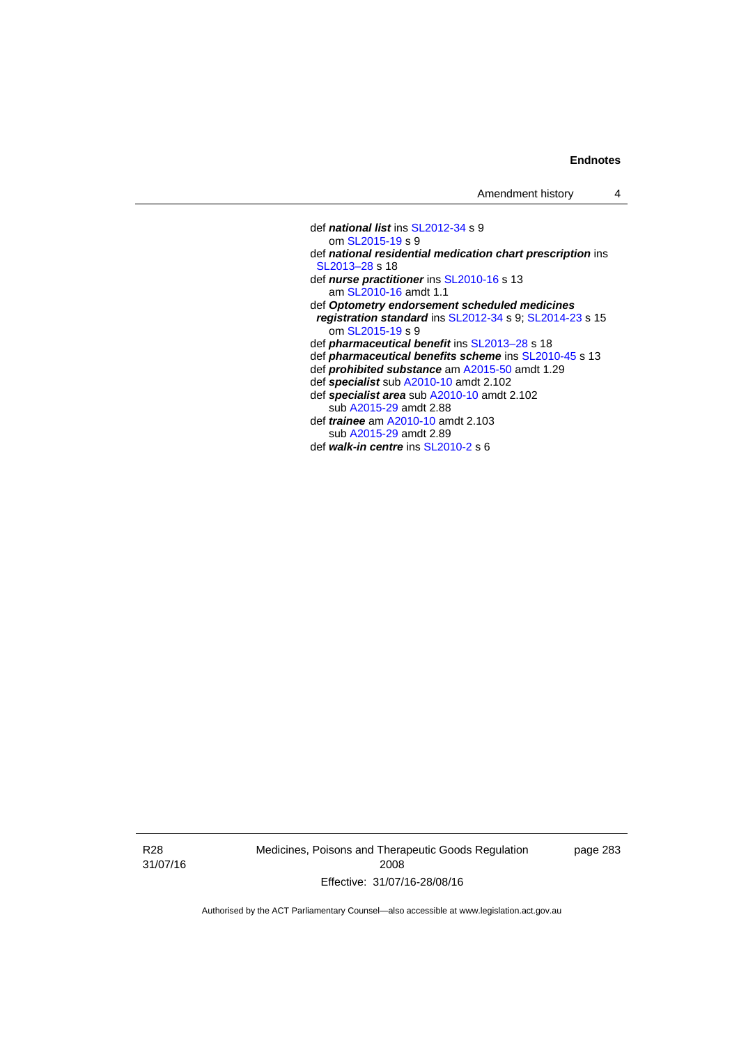def ***national list*** ins SL2012-34 s 9
om SL2015-19 s 9

def ***national residential medication chart prescription*** ins SL2013–28 s 18

def ***nurse practitioner*** ins SL2010-16 s 13
am SL2010-16 amdt 1.1

def ***Optometry endorsement scheduled medicines registration standard*** ins SL2012-34 s 9; SL2014-23 s 15
om SL2015-19 s 9

def ***pharmaceutical benefit*** ins SL2013–28 s 18

def ***pharmaceutical benefits scheme*** ins SL2010-45 s 13

def ***prohibited substance*** am A2015-50 amdt 1.29

def ***specialist*** sub A2010-10 amdt 2.102

def ***specialist area*** sub A2010-10 amdt 2.102
sub A2015-29 amdt 2.88

def ***trainee*** am A2010-10 amdt 2.103
sub A2015-29 amdt 2.89

def ***walk-in centre*** ins SL2010-2 s 6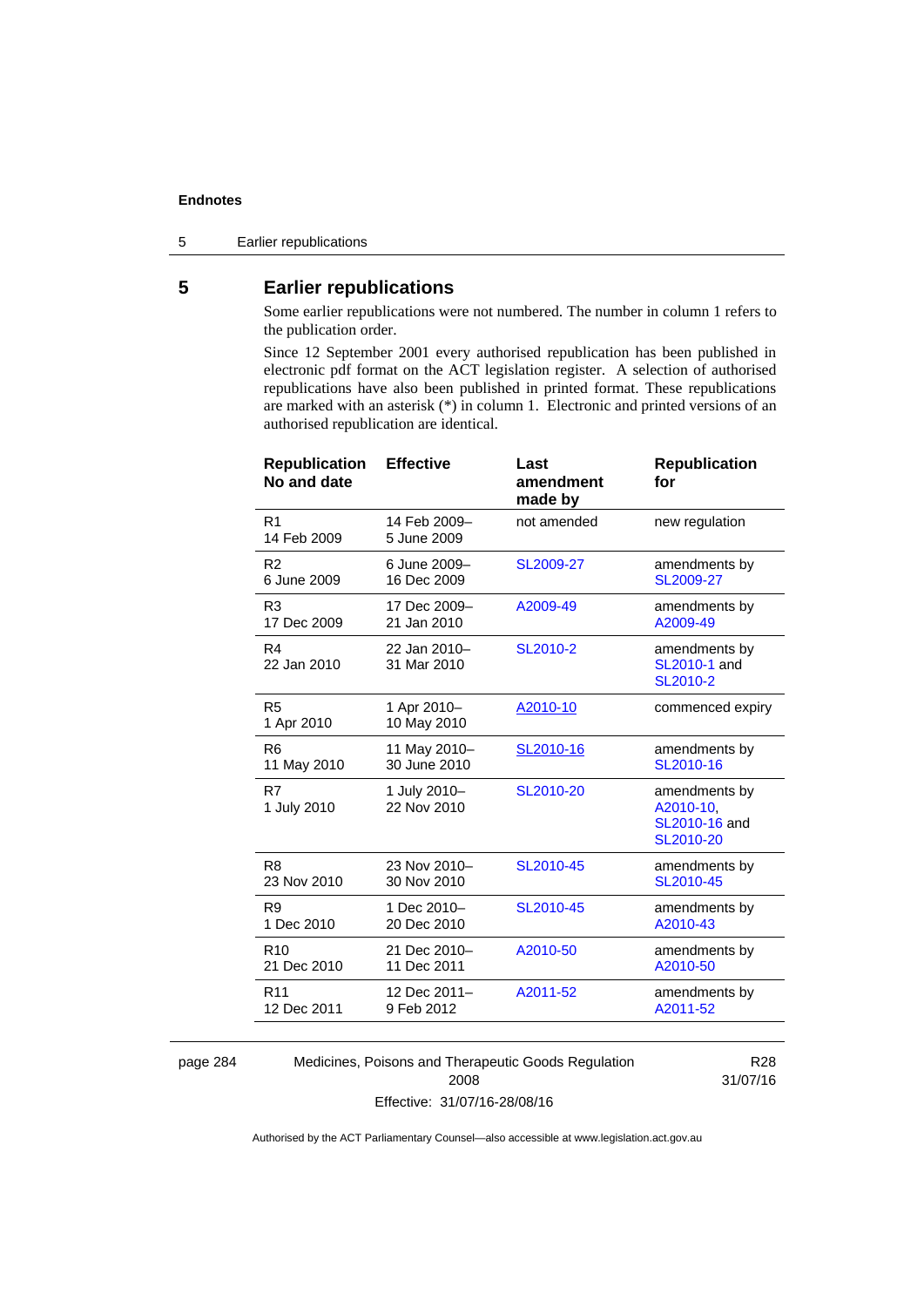## 5 Earlier republications

Some earlier republications were not numbered. The number in column 1 refers to the publication order.

Since 12 September 2001 every authorised republication has been published in electronic pdf format on the ACT legislation register. A selection of authorised republications have also been published in printed format. These republications are marked with an asterisk (*) in column 1. Electronic and printed versions of an authorised republication are identical.

| Republication No and date | Effective | Last amendment made by | Republication for |
| --- | --- | --- | --- |
| R1 14 Feb 2009 | 14 Feb 2009–5 June 2009 | not amended | new regulation |
| R2 6 June 2009 | 6 June 2009–16 Dec 2009 | SL2009-27 | amendments by SL2009-27 |
| R3 17 Dec 2009 | 17 Dec 2009–21 Jan 2010 | A2009-49 | amendments by A2009-49 |
| R4 22 Jan 2010 | 22 Jan 2010–31 Mar 2010 | SL2010-2 | amendments by SL2010-1 and SL2010-2 |
| R5 1 Apr 2010 | 1 Apr 2010–10 May 2010 | A2010-10 | commenced expiry |
| R6 11 May 2010 | 11 May 2010–30 June 2010 | SL2010-16 | amendments by SL2010-16 |
| R7 1 July 2010 | 1 July 2010–22 Nov 2010 | SL2010-20 | amendments by A2010-10, SL2010-16 and SL2010-20 |
| R8 23 Nov 2010 | 23 Nov 2010–30 Nov 2010 | SL2010-45 | amendments by SL2010-45 |
| R9 1 Dec 2010 | 1 Dec 2010–20 Dec 2010 | SL2010-45 | amendments by A2010-43 |
| R10 21 Dec 2010 | 21 Dec 2010–11 Dec 2011 | A2010-50 | amendments by A2010-50 |
| R11 12 Dec 2011 | 12 Dec 2011–9 Feb 2012 | A2011-52 | amendments by A2011-52 |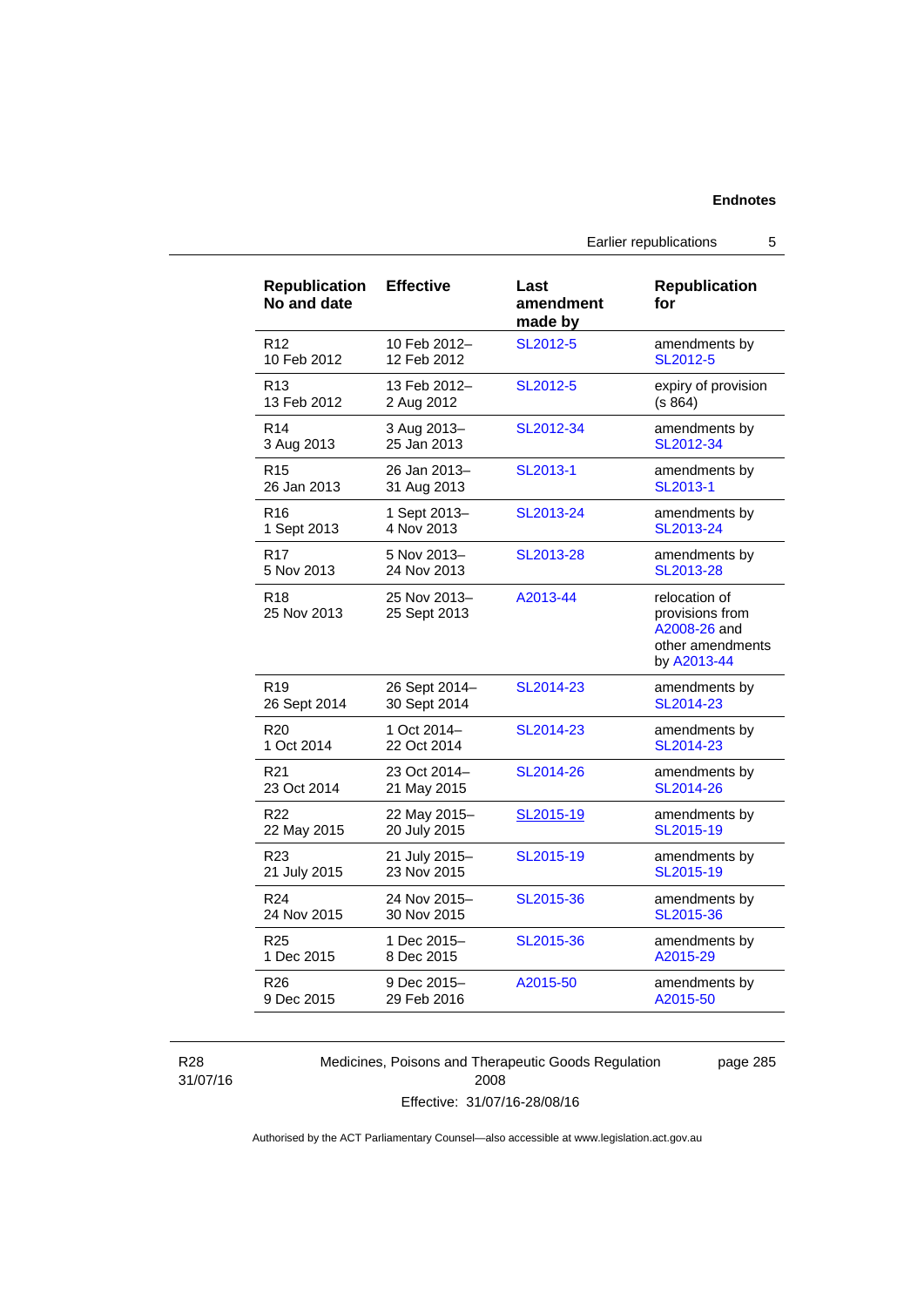| Republication No and date | Effective | Last amendment made by | Republication for |
|---|---|---|---|
| R12<br>10 Feb 2012 | 10 Feb 2012–<br>12 Feb 2012 | SL2012-5 | amendments by SL2012-5 |
| R13<br>13 Feb 2012 | 13 Feb 2012–<br>2 Aug 2012 | SL2012-5 | expiry of provision (s 864) |
| R14<br>3 Aug 2013 | 3 Aug 2013–<br>25 Jan 2013 | SL2012-34 | amendments by SL2012-34 |
| R15<br>26 Jan 2013 | 26 Jan 2013–<br>31 Aug 2013 | SL2013-1 | amendments by SL2013-1 |
| R16<br>1 Sept 2013 | 1 Sept 2013–<br>4 Nov 2013 | SL2013-24 | amendments by SL2013-24 |
| R17<br>5 Nov 2013 | 5 Nov 2013–<br>24 Nov 2013 | SL2013-28 | amendments by SL2013-28 |
| R18<br>25 Nov 2013 | 25 Nov 2013–<br>25 Sept 2013 | A2013-44 | relocation of provisions from A2008-26 and other amendments by A2013-44 |
| R19<br>26 Sept 2014 | 26 Sept 2014–<br>30 Sept 2014 | SL2014-23 | amendments by SL2014-23 |
| R20<br>1 Oct 2014 | 1 Oct 2014–<br>22 Oct 2014 | SL2014-23 | amendments by SL2014-23 |
| R21<br>23 Oct 2014 | 23 Oct 2014–<br>21 May 2015 | SL2014-26 | amendments by SL2014-26 |
| R22<br>22 May 2015 | 22 May 2015–<br>20 July 2015 | SL2015-19 | amendments by SL2015-19 |
| R23<br>21 July 2015 | 21 July 2015–<br>23 Nov 2015 | SL2015-19 | amendments by SL2015-19 |
| R24<br>24 Nov 2015 | 24 Nov 2015–<br>30 Nov 2015 | SL2015-36 | amendments by SL2015-36 |
| R25<br>1 Dec 2015 | 1 Dec 2015–<br>8 Dec 2015 | SL2015-36 | amendments by A2015-29 |
| R26<br>9 Dec 2015 | 9 Dec 2015–<br>29 Feb 2016 | A2015-50 | amendments by A2015-50 |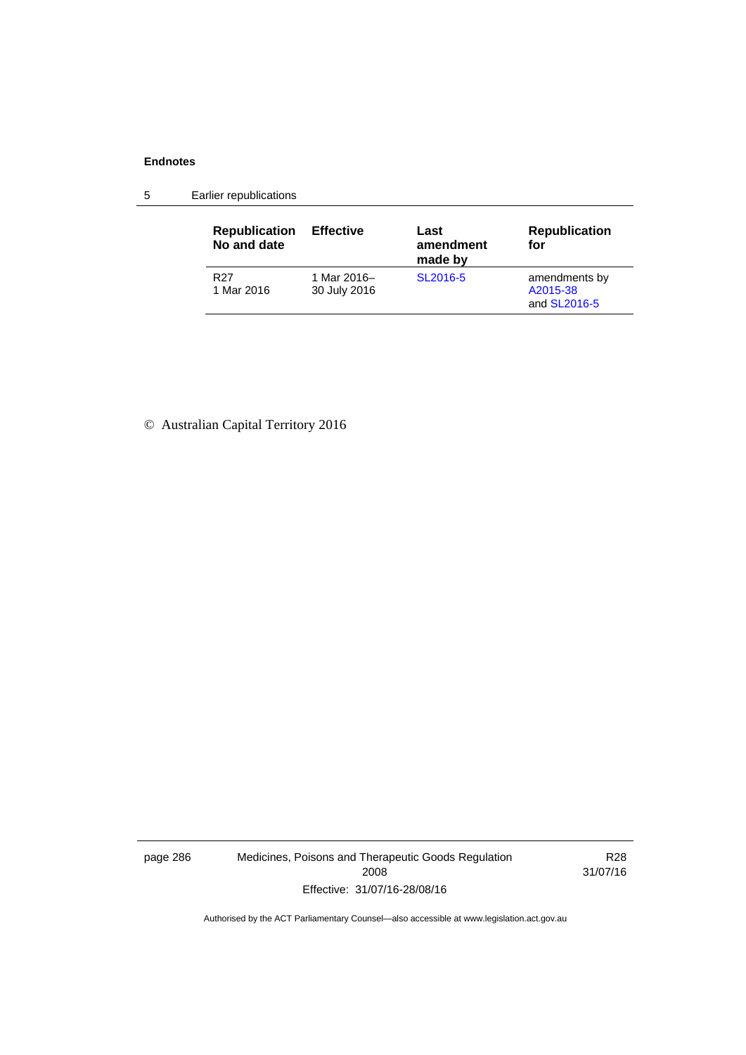## 5 Earlier republications

| Republication No and date | Effective | Last amendment made by | Republication for |
|---|---|---|---|
| R27<br>1 Mar 2016 | 1 Mar 2016–<br>30 July 2016 | SL2016-5 | amendments by A2015-38 and SL2016-5 |

© Australian Capital Territory 2016